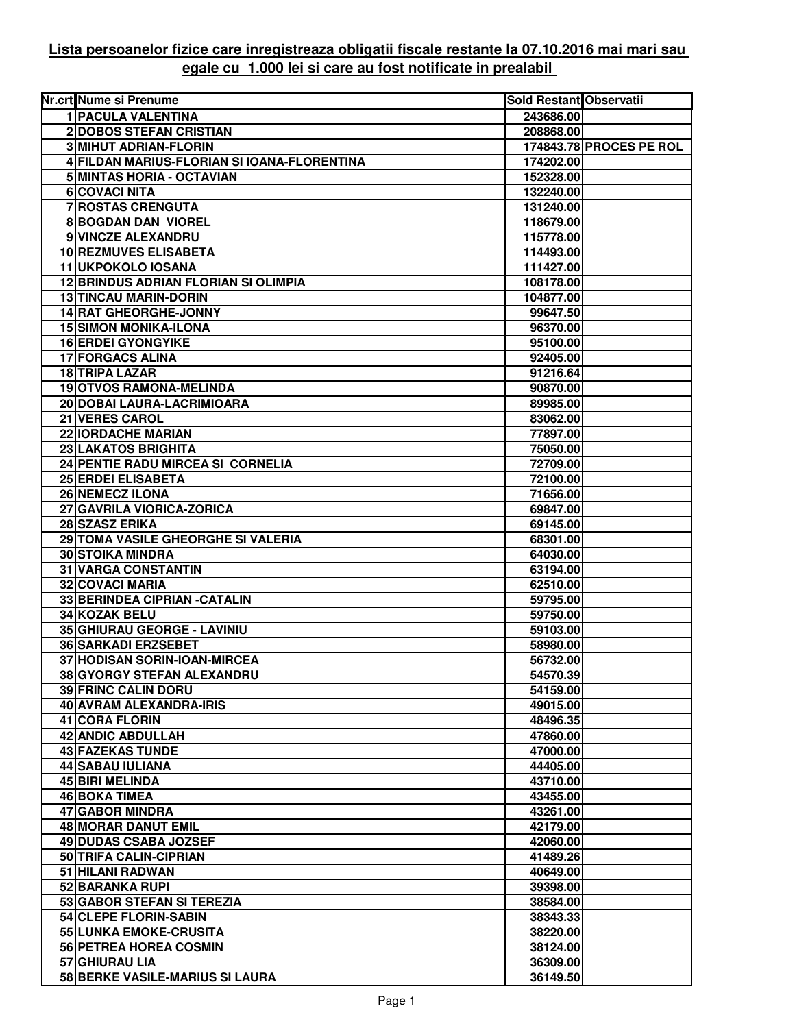**Lista persoanelor fizice care inregistreaza obligatii fiscale restante la 07.10.2016 mai mari sau egale cu 1.000 lei si care au fost notificate in prealabil**

| Nr.crt | Nume si Prenume | Sold Restant | Observatii |
|---|---|---|---|
| 1 | PACULA VALENTINA | 243686.00 | |
| 2 | DOBOS STEFAN CRISTIAN | 208868.00 | |
| 3 | MIHUT ADRIAN-FLORIN | 174843.78 | PROCES PE ROL |
| 4 | FILDAN MARIUS-FLORIAN SI IOANA-FLORENTINA | 174202.00 | |
| 5 | MINTAS HORIA - OCTAVIAN | 152328.00 | |
| 6 | COVACI NITA | 132240.00 | |
| 7 | ROSTAS CRENGUTA | 131240.00 | |
| 8 | BOGDAN DAN VIOREL | 118679.00 | |
| 9 | VINCZE ALEXANDRU | 115778.00 | |
| 10 | REZMUVES ELISABETA | 114493.00 | |
| 11 | UKPOKOLO IOSANA | 111427.00 | |
| 12 | BRINDUS ADRIAN FLORIAN SI OLIMPIA | 108178.00 | |
| 13 | TINCAU MARIN-DORIN | 104877.00 | |
| 14 | RAT GHEORGHE-JONNY | 99647.50 | |
| 15 | SIMON MONIKA-ILONA | 96370.00 | |
| 16 | ERDEI GYONGYIKE | 95100.00 | |
| 17 | FORGACS ALINA | 92405.00 | |
| 18 | TRIPA LAZAR | 91216.64 | |
| 19 | OTVOS RAMONA-MELINDA | 90870.00 | |
| 20 | DOBAI LAURA-LACRIMIOARA | 89985.00 | |
| 21 | VERES CAROL | 83062.00 | |
| 22 | IORDACHE MARIAN | 77897.00 | |
| 23 | LAKATOS BRIGHITA | 75050.00 | |
| 24 | PENTIE RADU MIRCEA SI CORNELIA | 72709.00 | |
| 25 | ERDEI ELISABETA | 72100.00 | |
| 26 | NEMECZ ILONA | 71656.00 | |
| 27 | GAVRILA VIORICA-ZORICA | 69847.00 | |
| 28 | SZASZ ERIKA | 69145.00 | |
| 29 | TOMA VASILE GHEORGHE SI VALERIA | 68301.00 | |
| 30 | STOIKA MINDRA | 64030.00 | |
| 31 | VARGA CONSTANTIN | 63194.00 | |
| 32 | COVACI MARIA | 62510.00 | |
| 33 | BERINDEA CIPRIAN -CATALIN | 59795.00 | |
| 34 | KOZAK BELU | 59750.00 | |
| 35 | GHIURAU GEORGE - LAVINIU | 59103.00 | |
| 36 | SARKADI ERZSEBET | 58980.00 | |
| 37 | HODISAN SORIN-IOAN-MIRCEA | 56732.00 | |
| 38 | GYORGY STEFAN ALEXANDRU | 54570.39 | |
| 39 | FRINC CALIN DORU | 54159.00 | |
| 40 | AVRAM ALEXANDRA-IRIS | 49015.00 | |
| 41 | CORA FLORIN | 48496.35 | |
| 42 | ANDIC ABDULLAH | 47860.00 | |
| 43 | FAZEKAS TUNDE | 47000.00 | |
| 44 | SABAU IULIANA | 44405.00 | |
| 45 | BIRI MELINDA | 43710.00 | |
| 46 | BOKA TIMEA | 43455.00 | |
| 47 | GABOR MINDRA | 43261.00 | |
| 48 | MORAR DANUT EMIL | 42179.00 | |
| 49 | DUDAS CSABA JOZSEF | 42060.00 | |
| 50 | TRIFA CALIN-CIPRIAN | 41489.26 | |
| 51 | HILANI RADWAN | 40649.00 | |
| 52 | BARANKA RUPI | 39398.00 | |
| 53 | GABOR STEFAN SI TEREZIA | 38584.00 | |
| 54 | CLEPE FLORIN-SABIN | 38343.33 | |
| 55 | LUNKA EMOKE-CRUSITA | 38220.00 | |
| 56 | PETREA HOREA COSMIN | 38124.00 | |
| 57 | GHIURAU LIA | 36309.00 | |
| 58 | BERKE VASILE-MARIUS SI LAURA | 36149.50 | |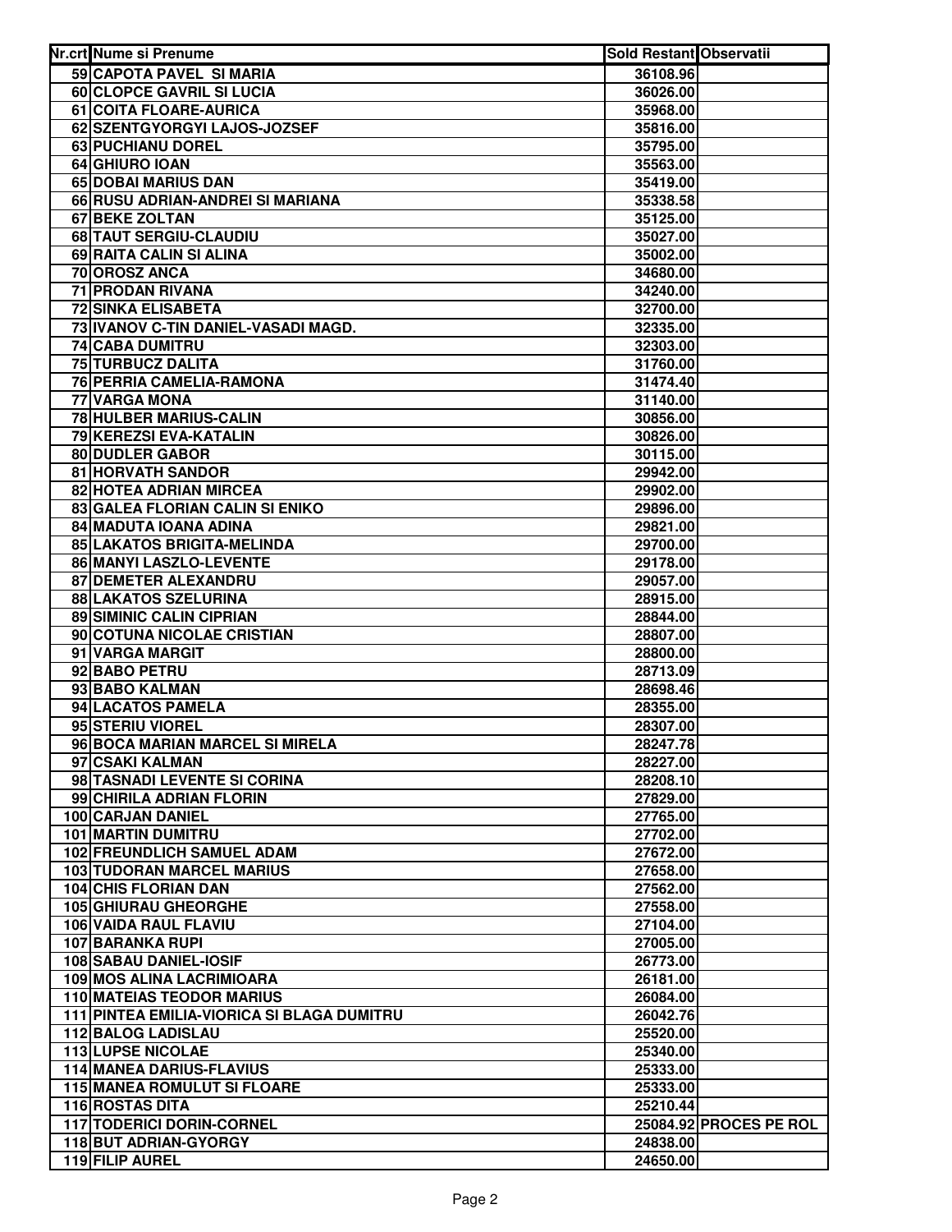| Nr.crt | Nume si Prenume | Sold Restant | Observatii |
|---|---|---|---|
| 59 | CAPOTA PAVEL SI MARIA | 36108.96 | |
| 60 | CLOPCE GAVRIL SI LUCIA | 36026.00 | |
| 61 | COITA FLOARE-AURICA | 35968.00 | |
| 62 | SZENTGYORGYI LAJOS-JOZSEF | 35816.00 | |
| 63 | PUCHIANU DOREL | 35795.00 | |
| 64 | GHIURO IOAN | 35563.00 | |
| 65 | DOBAI MARIUS DAN | 35419.00 | |
| 66 | RUSU ADRIAN-ANDREI SI MARIANA | 35338.58 | |
| 67 | BEKE ZOLTAN | 35125.00 | |
| 68 | TAUT SERGIU-CLAUDIU | 35027.00 | |
| 69 | RAITA CALIN SI ALINA | 35002.00 | |
| 70 | OROSZ ANCA | 34680.00 | |
| 71 | PRODAN RIVANA | 34240.00 | |
| 72 | SINKA ELISABETA | 32700.00 | |
| 73 | IVANOV C-TIN DANIEL-VASADI MAGD. | 32335.00 | |
| 74 | CABA DUMITRU | 32303.00 | |
| 75 | TURBUCZ DALITA | 31760.00 | |
| 76 | PERRIA CAMELIA-RAMONA | 31474.40 | |
| 77 | VARGA MONA | 31140.00 | |
| 78 | HULBER MARIUS-CALIN | 30856.00 | |
| 79 | KEREZSI EVA-KATALIN | 30826.00 | |
| 80 | DUDLER GABOR | 30115.00 | |
| 81 | HORVATH SANDOR | 29942.00 | |
| 82 | HOTEA ADRIAN MIRCEA | 29902.00 | |
| 83 | GALEA FLORIAN CALIN SI ENIKO | 29896.00 | |
| 84 | MADUTA IOANA ADINA | 29821.00 | |
| 85 | LAKATOS BRIGITA-MELINDA | 29700.00 | |
| 86 | MANYI LASZLO-LEVENTE | 29178.00 | |
| 87 | DEMETER ALEXANDRU | 29057.00 | |
| 88 | LAKATOS SZELURINA | 28915.00 | |
| 89 | SIMINIC CALIN CIPRIAN | 28844.00 | |
| 90 | COTUNA NICOLAE CRISTIAN | 28807.00 | |
| 91 | VARGA MARGIT | 28800.00 | |
| 92 | BABO PETRU | 28713.09 | |
| 93 | BABO KALMAN | 28698.46 | |
| 94 | LACATOS PAMELA | 28355.00 | |
| 95 | STERIU VIOREL | 28307.00 | |
| 96 | BOCA MARIAN MARCEL SI MIRELA | 28247.78 | |
| 97 | CSAKI KALMAN | 28227.00 | |
| 98 | TASNADI LEVENTE SI CORINA | 28208.10 | |
| 99 | CHIRILA ADRIAN FLORIN | 27829.00 | |
| 100 | CARJAN DANIEL | 27765.00 | |
| 101 | MARTIN DUMITRU | 27702.00 | |
| 102 | FREUNDLICH SAMUEL ADAM | 27672.00 | |
| 103 | TUDORAN MARCEL MARIUS | 27658.00 | |
| 104 | CHIS FLORIAN DAN | 27562.00 | |
| 105 | GHIURAU GHEORGHE | 27558.00 | |
| 106 | VAIDA RAUL FLAVIU | 27104.00 | |
| 107 | BARANKA RUPI | 27005.00 | |
| 108 | SABAU DANIEL-IOSIF | 26773.00 | |
| 109 | MOS ALINA LACRIMIOARA | 26181.00 | |
| 110 | MATEIAS TEODOR MARIUS | 26084.00 | |
| 111 | PINTEA EMILIA-VIORICA SI BLAGA DUMITRU | 26042.76 | |
| 112 | BALOG LADISLAU | 25520.00 | |
| 113 | LUPSE NICOLAE | 25340.00 | |
| 114 | MANEA DARIUS-FLAVIUS | 25333.00 | |
| 115 | MANEA ROMULUT SI FLOARE | 25333.00 | |
| 116 | ROSTAS DITA | 25210.44 | |
| 117 | TODERICI DORIN-CORNEL | 25084.92 | PROCES PE ROL |
| 118 | BUT ADRIAN-GYORGY | 24838.00 | |
| 119 | FILIP AUREL | 24650.00 | |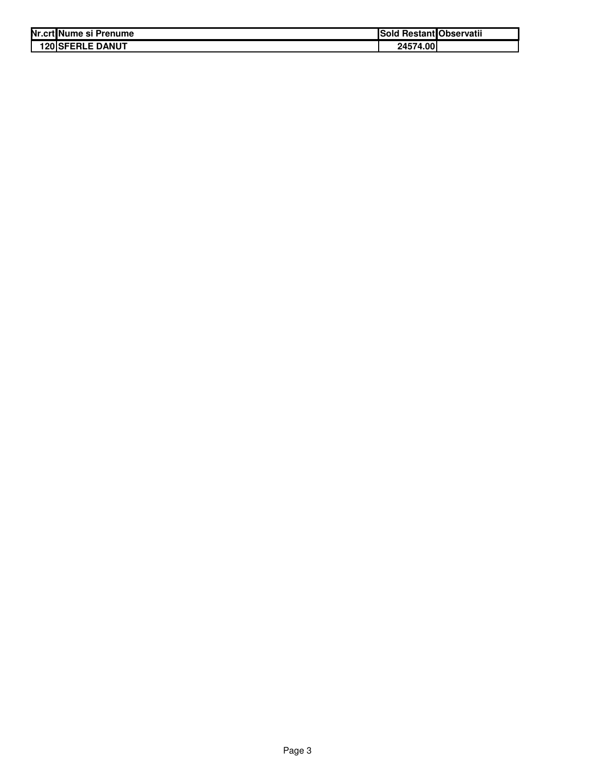| Nr.crt | Nume si Prenume | Sold Restant | Observatii |
|---|---|---|---|
| 120 | SFERLE DANUT | 24574.00 | |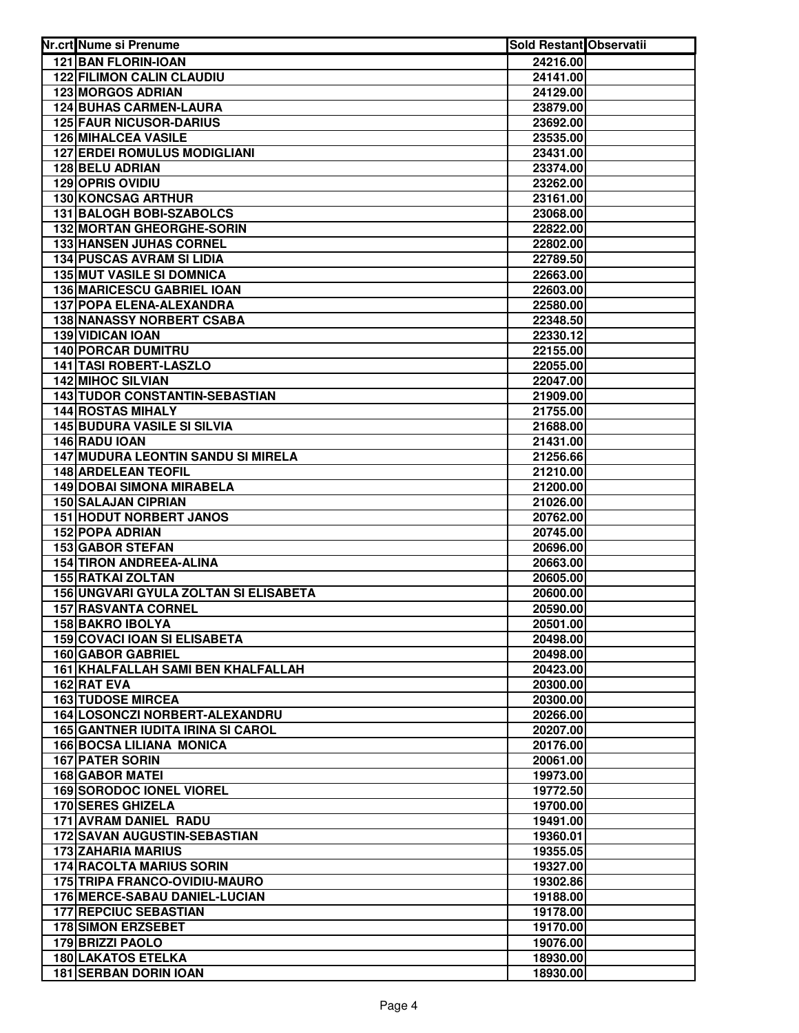| Nr.crt | Nume si Prenume | Sold Restant | Observatii |
|---|---|---|---|
| 121 | BAN FLORIN-IOAN | 24216.00 | |
| 122 | FILIMON CALIN CLAUDIU | 24141.00 | |
| 123 | MORGOS ADRIAN | 24129.00 | |
| 124 | BUHAS CARMEN-LAURA | 23879.00 | |
| 125 | FAUR NICUSOR-DARIUS | 23692.00 | |
| 126 | MIHALCEA VASILE | 23535.00 | |
| 127 | ERDEI ROMULUS MODIGLIANI | 23431.00 | |
| 128 | BELU ADRIAN | 23374.00 | |
| 129 | OPRIS OVIDIU | 23262.00 | |
| 130 | KONCSAG ARTHUR | 23161.00 | |
| 131 | BALOGH BOBI-SZABOLCS | 23068.00 | |
| 132 | MORTAN GHEORGHE-SORIN | 22822.00 | |
| 133 | HANSEN JUHAS CORNEL | 22802.00 | |
| 134 | PUSCAS AVRAM SI LIDIA | 22789.50 | |
| 135 | MUT VASILE SI DOMNICA | 22663.00 | |
| 136 | MARICESCU GABRIEL IOAN | 22603.00 | |
| 137 | POPA ELENA-ALEXANDRA | 22580.00 | |
| 138 | NANASSY NORBERT CSABA | 22348.50 | |
| 139 | VIDICAN IOAN | 22330.12 | |
| 140 | PORCAR DUMITRU | 22155.00 | |
| 141 | TASI ROBERT-LASZLO | 22055.00 | |
| 142 | MIHOC SILVIAN | 22047.00 | |
| 143 | TUDOR CONSTANTIN-SEBASTIAN | 21909.00 | |
| 144 | ROSTAS MIHALY | 21755.00 | |
| 145 | BUDURA VASILE SI SILVIA | 21688.00 | |
| 146 | RADU IOAN | 21431.00 | |
| 147 | MUDURA LEONTIN SANDU SI MIRELA | 21256.66 | |
| 148 | ARDELEAN TEOFIL | 21210.00 | |
| 149 | DOBAI SIMONA MIRABELA | 21200.00 | |
| 150 | SALAJAN CIPRIAN | 21026.00 | |
| 151 | HODUT NORBERT JANOS | 20762.00 | |
| 152 | POPA ADRIAN | 20745.00 | |
| 153 | GABOR STEFAN | 20696.00 | |
| 154 | TIRON ANDREEA-ALINA | 20663.00 | |
| 155 | RATKAI ZOLTAN | 20605.00 | |
| 156 | UNGVARI GYULA ZOLTAN SI ELISABETA | 20600.00 | |
| 157 | RASVANTA CORNEL | 20590.00 | |
| 158 | BAKRO IBOLYA | 20501.00 | |
| 159 | COVACI IOAN SI ELISABETA | 20498.00 | |
| 160 | GABOR GABRIEL | 20498.00 | |
| 161 | KHALFALLAH SAMI BEN KHALFALLAH | 20423.00 | |
| 162 | RAT EVA | 20300.00 | |
| 163 | TUDOSE MIRCEA | 20300.00 | |
| 164 | LOSONCZI NORBERT-ALEXANDRU | 20266.00 | |
| 165 | GANTNER IUDITA IRINA SI CAROL | 20207.00 | |
| 166 | BOCSA LILIANA MONICA | 20176.00 | |
| 167 | PATER SORIN | 20061.00 | |
| 168 | GABOR MATEI | 19973.00 | |
| 169 | SORODOC IONEL VIOREL | 19772.50 | |
| 170 | SERES GHIZELA | 19700.00 | |
| 171 | AVRAM DANIEL RADU | 19491.00 | |
| 172 | SAVAN AUGUSTIN-SEBASTIAN | 19360.01 | |
| 173 | ZAHARIA MARIUS | 19355.05 | |
| 174 | RACOLTA MARIUS SORIN | 19327.00 | |
| 175 | TRIPA FRANCO-OVIDIU-MAURO | 19302.86 | |
| 176 | MERCE-SABAU DANIEL-LUCIAN | 19188.00 | |
| 177 | REPCIUC SEBASTIAN | 19178.00 | |
| 178 | SIMON ERZSEBET | 19170.00 | |
| 179 | BRIZZI PAOLO | 19076.00 | |
| 180 | LAKATOS ETELKA | 18930.00 | |
| 181 | SERBAN DORIN IOAN | 18930.00 | |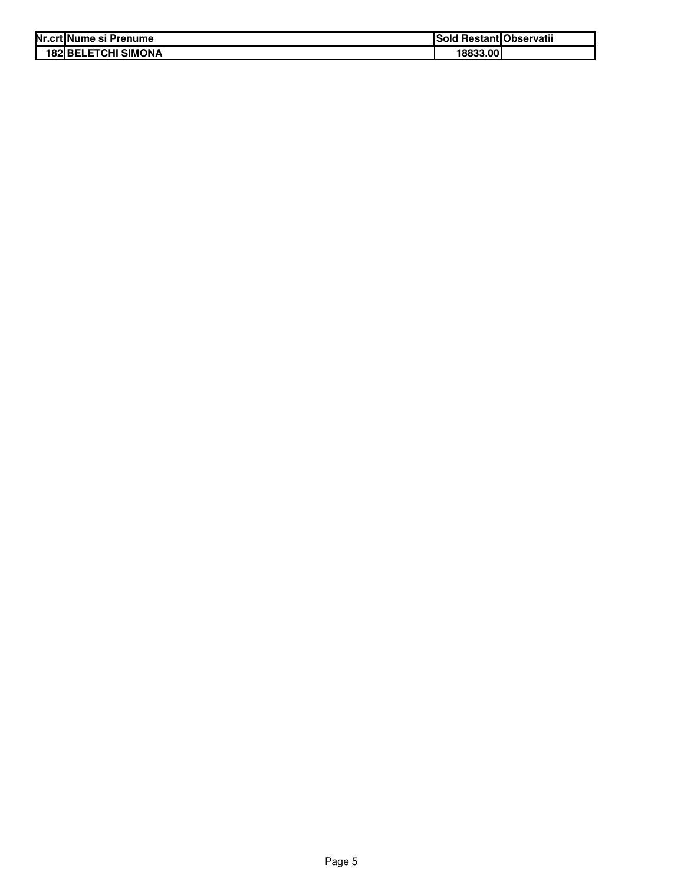| Nr.crt | Nume si Prenume | Sold Restant | Observatii |
| --- | --- | --- | --- |
| 182 | BELETCHI SIMONA | 18833.00 | |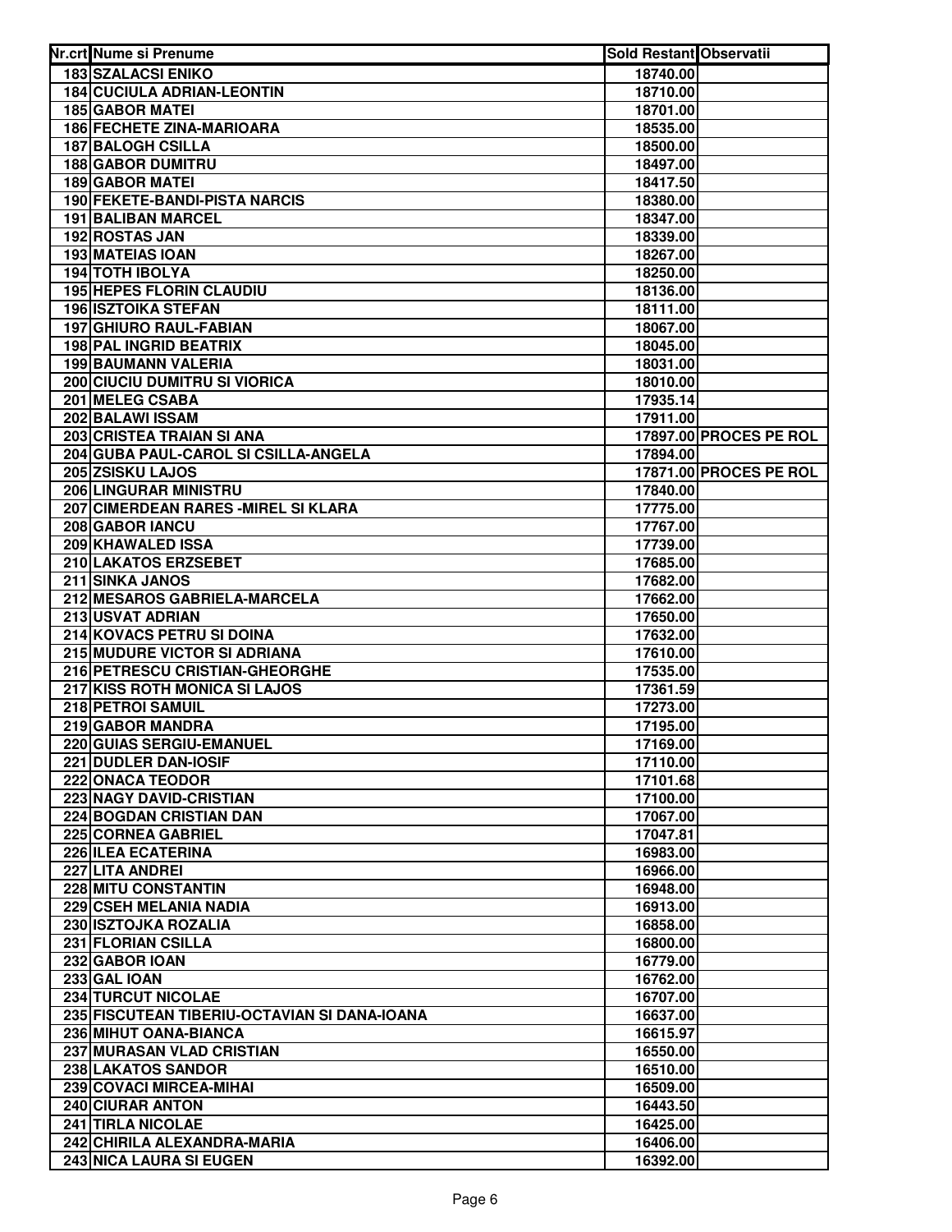| Nr.crt | Nume si Prenume | Sold Restant | Observatii |
|---|---|---|---|
| 183 | SZALACSI ENIKO | 18740.00 | |
| 184 | CUCIULA ADRIAN-LEONTIN | 18710.00 | |
| 185 | GABOR MATEI | 18701.00 | |
| 186 | FECHETE ZINA-MARIOARA | 18535.00 | |
| 187 | BALOGH CSILLA | 18500.00 | |
| 188 | GABOR DUMITRU | 18497.00 | |
| 189 | GABOR MATEI | 18417.50 | |
| 190 | FEKETE-BANDI-PISTA NARCIS | 18380.00 | |
| 191 | BALIBAN MARCEL | 18347.00 | |
| 192 | ROSTAS JAN | 18339.00 | |
| 193 | MATEIAS IOAN | 18267.00 | |
| 194 | TOTH IBOLYA | 18250.00 | |
| 195 | HEPES FLORIN CLAUDIU | 18136.00 | |
| 196 | ISZTOIKA STEFAN | 18111.00 | |
| 197 | GHIURO RAUL-FABIAN | 18067.00 | |
| 198 | PAL INGRID BEATRIX | 18045.00 | |
| 199 | BAUMANN VALERIA | 18031.00 | |
| 200 | CIUCIU DUMITRU SI VIORICA | 18010.00 | |
| 201 | MELEG CSABA | 17935.14 | |
| 202 | BALAWI ISSAM | 17911.00 | |
| 203 | CRISTEA TRAIAN SI ANA | 17897.00 | PROCES PE ROL |
| 204 | GUBA PAUL-CAROL SI CSILLA-ANGELA | 17894.00 | |
| 205 | ZSISKU LAJOS | 17871.00 | PROCES PE ROL |
| 206 | LINGURAR MINISTRU | 17840.00 | |
| 207 | CIMERDEAN RARES -MIREL SI KLARA | 17775.00 | |
| 208 | GABOR IANCU | 17767.00 | |
| 209 | KHAWALED ISSA | 17739.00 | |
| 210 | LAKATOS ERZSEBET | 17685.00 | |
| 211 | SINKA JANOS | 17682.00 | |
| 212 | MESAROS GABRIELA-MARCELA | 17662.00 | |
| 213 | USVAT ADRIAN | 17650.00 | |
| 214 | KOVACS PETRU SI DOINA | 17632.00 | |
| 215 | MUDURE VICTOR SI ADRIANA | 17610.00 | |
| 216 | PETRESCU CRISTIAN-GHEORGHE | 17535.00 | |
| 217 | KISS ROTH MONICA SI LAJOS | 17361.59 | |
| 218 | PETROI SAMUIL | 17273.00 | |
| 219 | GABOR MANDRA | 17195.00 | |
| 220 | GUIAS SERGIU-EMANUEL | 17169.00 | |
| 221 | DUDLER DAN-IOSIF | 17110.00 | |
| 222 | ONACA TEODOR | 17101.68 | |
| 223 | NAGY DAVID-CRISTIAN | 17100.00 | |
| 224 | BOGDAN CRISTIAN DAN | 17067.00 | |
| 225 | CORNEA GABRIEL | 17047.81 | |
| 226 | ILEA ECATERINA | 16983.00 | |
| 227 | LITA ANDREI | 16966.00 | |
| 228 | MITU CONSTANTIN | 16948.00 | |
| 229 | CSEH MELANIA NADIA | 16913.00 | |
| 230 | ISZTOJKA ROZALIA | 16858.00 | |
| 231 | FLORIAN CSILLA | 16800.00 | |
| 232 | GABOR IOAN | 16779.00 | |
| 233 | GAL IOAN | 16762.00 | |
| 234 | TURCUT NICOLAE | 16707.00 | |
| 235 | FISCUTEAN TIBERIU-OCTAVIAN SI DANA-IOANA | 16637.00 | |
| 236 | MIHUT OANA-BIANCA | 16615.97 | |
| 237 | MURASAN VLAD CRISTIAN | 16550.00 | |
| 238 | LAKATOS SANDOR | 16510.00 | |
| 239 | COVACI MIRCEA-MIHAI | 16509.00 | |
| 240 | CIURAR ANTON | 16443.50 | |
| 241 | TIRLA NICOLAE | 16425.00 | |
| 242 | CHIRILA ALEXANDRA-MARIA | 16406.00 | |
| 243 | NICA LAURA SI EUGEN | 16392.00 | |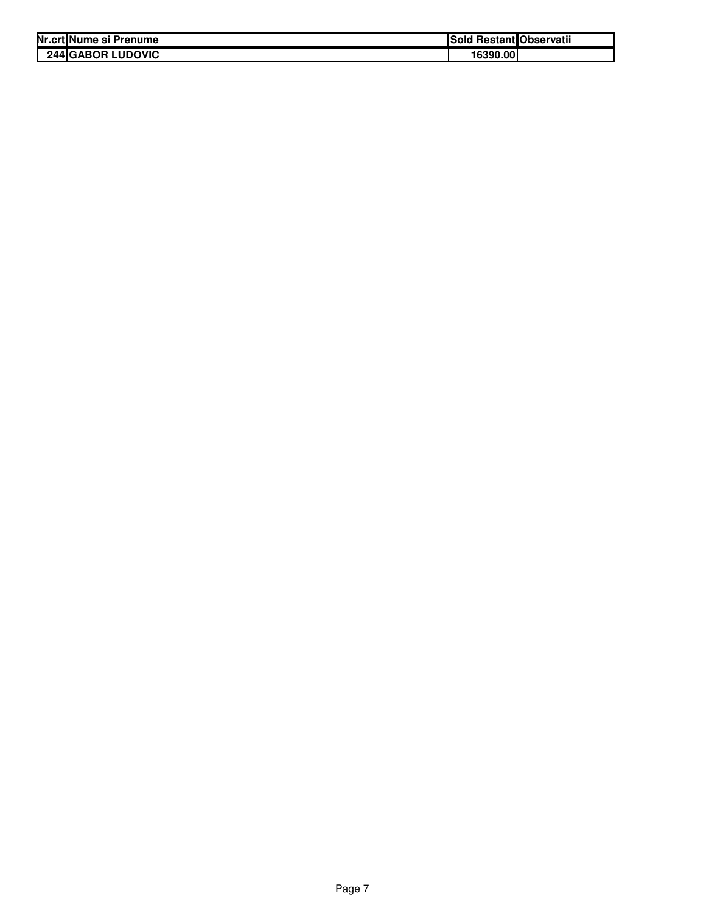| Nr.crt | Nume si Prenume | Sold Restant | Observatii |
| --- | --- | --- | --- |
| 244 | GABOR LUDOVIC | 16390.00 | |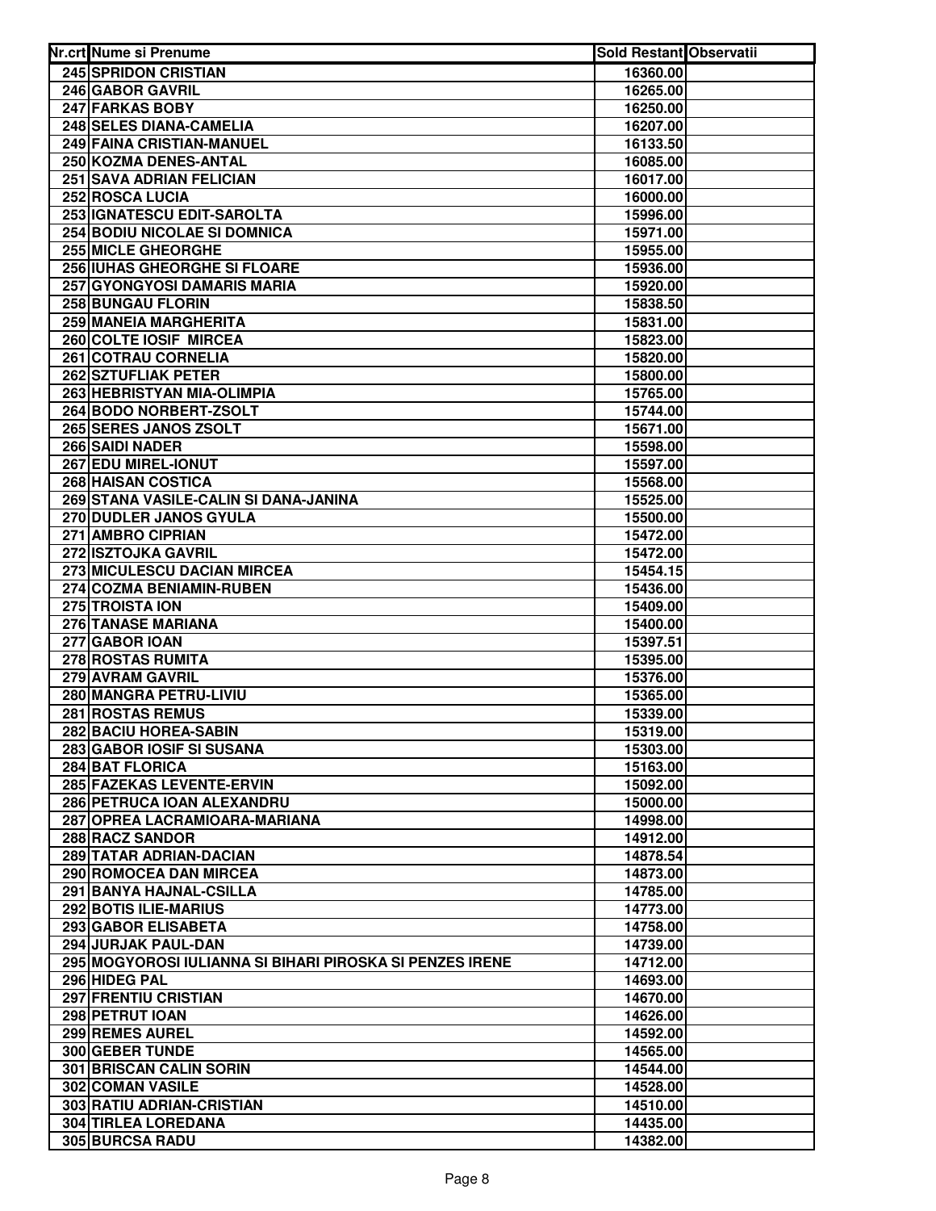| Nr.crt | Nume si Prenume | Sold Restant | Observatii |
|---|---|---|---|
| 245 | SPRIDON CRISTIAN | 16360.00 | |
| 246 | GABOR GAVRIL | 16265.00 | |
| 247 | FARKAS BOBY | 16250.00 | |
| 248 | SELES DIANA-CAMELIA | 16207.00 | |
| 249 | FAINA CRISTIAN-MANUEL | 16133.50 | |
| 250 | KOZMA DENES-ANTAL | 16085.00 | |
| 251 | SAVA ADRIAN FELICIAN | 16017.00 | |
| 252 | ROSCA LUCIA | 16000.00 | |
| 253 | IGNATESCU EDIT-SAROLTA | 15996.00 | |
| 254 | BODIU NICOLAE SI DOMNICA | 15971.00 | |
| 255 | MICLE GHEORGHE | 15955.00 | |
| 256 | IUHAS GHEORGHE SI FLOARE | 15936.00 | |
| 257 | GYONGYOSI DAMARIS MARIA | 15920.00 | |
| 258 | BUNGAU FLORIN | 15838.50 | |
| 259 | MANEIA MARGHERITA | 15831.00 | |
| 260 | COLTE IOSIF MIRCEA | 15823.00 | |
| 261 | COTRAU CORNELIA | 15820.00 | |
| 262 | SZTUFLIAK PETER | 15800.00 | |
| 263 | HEBRISTYAN MIA-OLIMPIA | 15765.00 | |
| 264 | BODO NORBERT-ZSOLT | 15744.00 | |
| 265 | SERES JANOS ZSOLT | 15671.00 | |
| 266 | SAIDI NADER | 15598.00 | |
| 267 | EDU MIREL-IONUT | 15597.00 | |
| 268 | HAISAN COSTICA | 15568.00 | |
| 269 | STANA VASILE-CALIN SI DANA-JANINA | 15525.00 | |
| 270 | DUDLER JANOS GYULA | 15500.00 | |
| 271 | AMBRO CIPRIAN | 15472.00 | |
| 272 | ISZTOJKA GAVRIL | 15472.00 | |
| 273 | MICULESCU DACIAN MIRCEA | 15454.15 | |
| 274 | COZMA BENIAMIN-RUBEN | 15436.00 | |
| 275 | TROISTA ION | 15409.00 | |
| 276 | TANASE MARIANA | 15400.00 | |
| 277 | GABOR IOAN | 15397.51 | |
| 278 | ROSTAS RUMITA | 15395.00 | |
| 279 | AVRAM GAVRIL | 15376.00 | |
| 280 | MANGRA PETRU-LIVIU | 15365.00 | |
| 281 | ROSTAS REMUS | 15339.00 | |
| 282 | BACIU HOREA-SABIN | 15319.00 | |
| 283 | GABOR IOSIF SI SUSANA | 15303.00 | |
| 284 | BAT FLORICA | 15163.00 | |
| 285 | FAZEKAS LEVENTE-ERVIN | 15092.00 | |
| 286 | PETRUCA IOAN ALEXANDRU | 15000.00 | |
| 287 | OPREA LACRAMIOARA-MARIANA | 14998.00 | |
| 288 | RACZ SANDOR | 14912.00 | |
| 289 | TATAR ADRIAN-DACIAN | 14878.54 | |
| 290 | ROMOCEA DAN MIRCEA | 14873.00 | |
| 291 | BANYA HAJNAL-CSILLA | 14785.00 | |
| 292 | BOTIS ILIE-MARIUS | 14773.00 | |
| 293 | GABOR ELISABETA | 14758.00 | |
| 294 | JURJAK PAUL-DAN | 14739.00 | |
| 295 | MOGYOROSI IULIANNA SI BIHARI PIROSKA SI PENZES IRENE | 14712.00 | |
| 296 | HIDEG PAL | 14693.00 | |
| 297 | FRENTIU CRISTIAN | 14670.00 | |
| 298 | PETRUT IOAN | 14626.00 | |
| 299 | REMES AUREL | 14592.00 | |
| 300 | GEBER TUNDE | 14565.00 | |
| 301 | BRISCAN CALIN SORIN | 14544.00 | |
| 302 | COMAN VASILE | 14528.00 | |
| 303 | RATIU ADRIAN-CRISTIAN | 14510.00 | |
| 304 | TIRLEA LOREDANA | 14435.00 | |
| 305 | BURCSA RADU | 14382.00 | |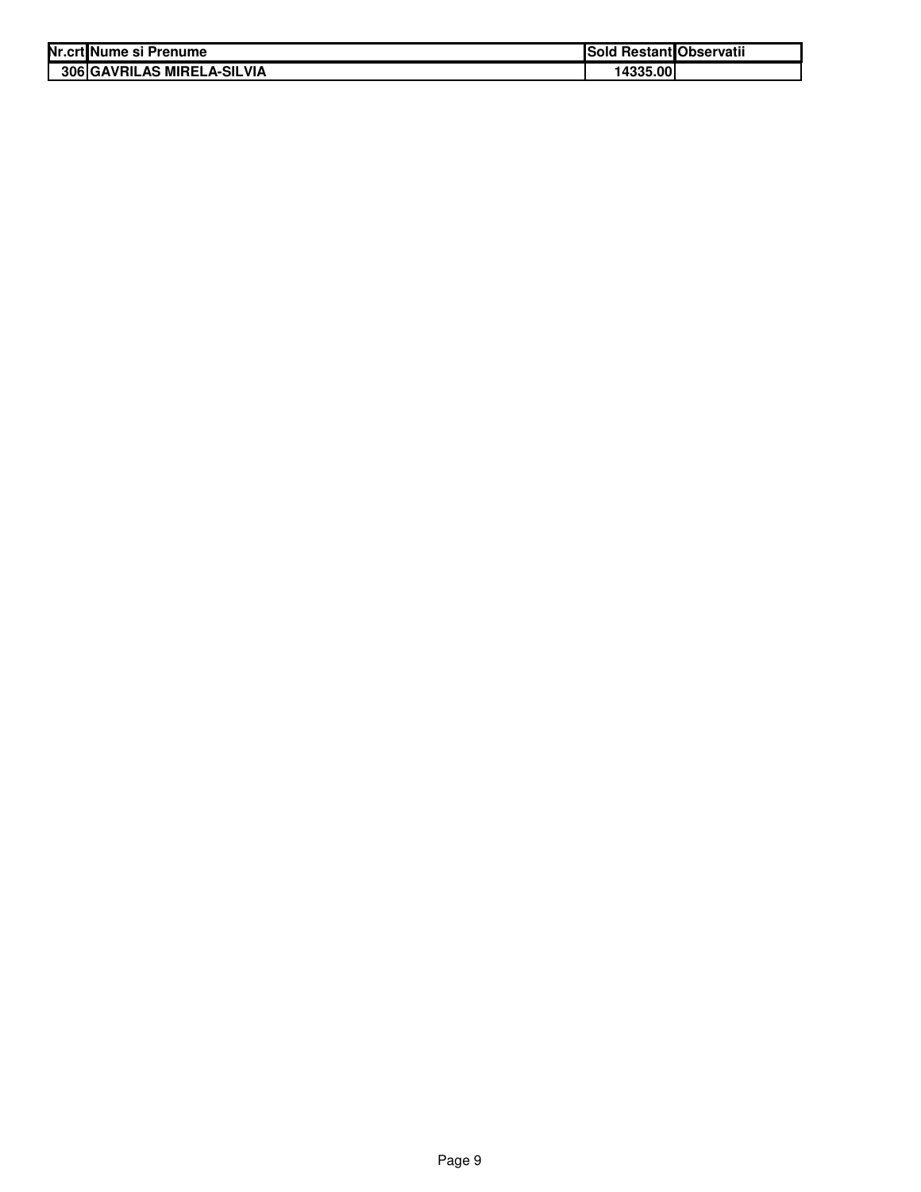| Nr.crt | Nume si Prenume | Sold Restant | Observatii |
| --- | --- | --- | --- |
| 306 | GAVRILAS MIRELA-SILVIA | 14335.00 | |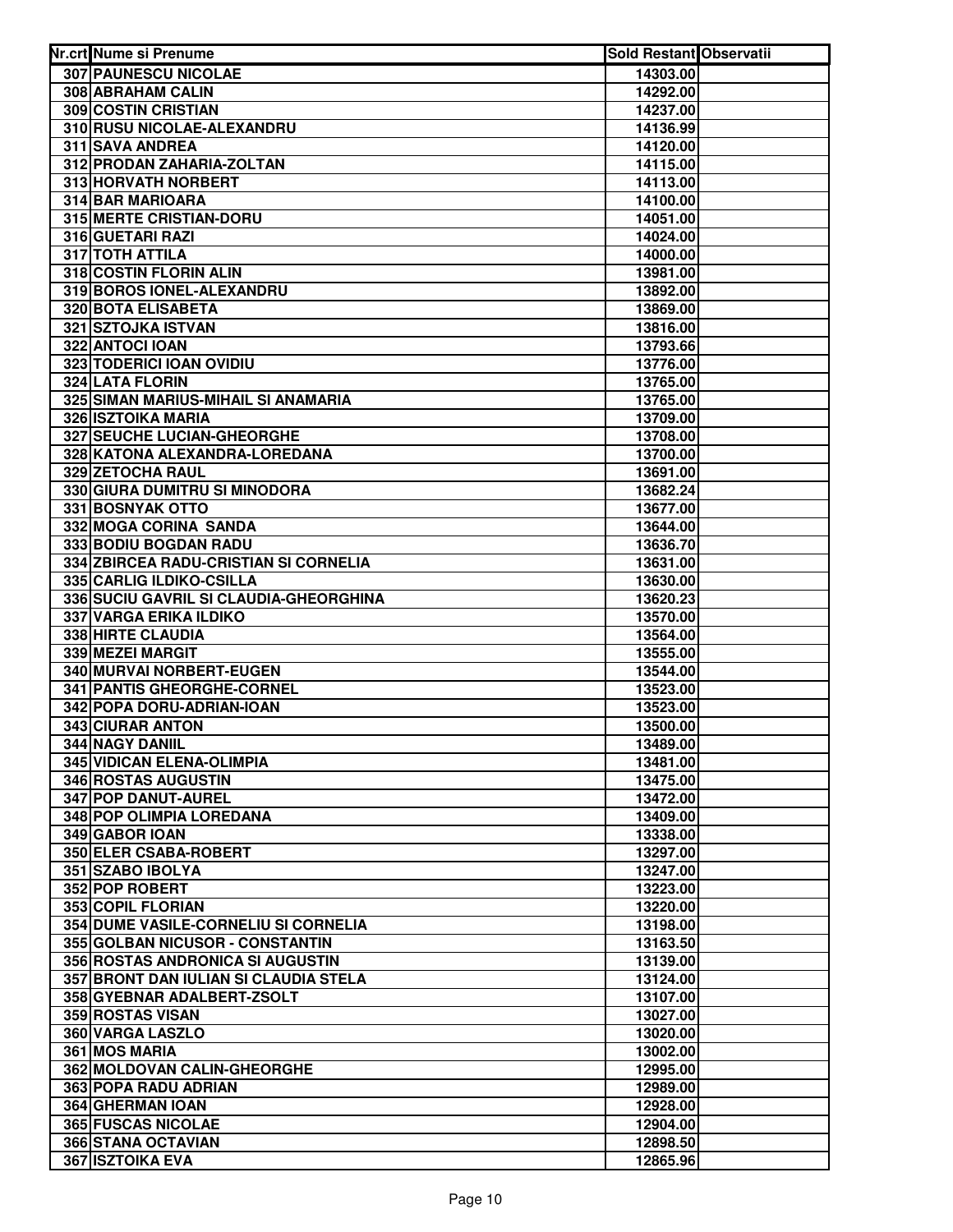| Nr.crt | Nume si Prenume | Sold Restant | Observatii |
|---|---|---|---|
| 307 | PAUNESCU NICOLAE | 14303.00 | |
| 308 | ABRAHAM CALIN | 14292.00 | |
| 309 | COSTIN CRISTIAN | 14237.00 | |
| 310 | RUSU NICOLAE-ALEXANDRU | 14136.99 | |
| 311 | SAVA ANDREA | 14120.00 | |
| 312 | PRODAN ZAHARIA-ZOLTAN | 14115.00 | |
| 313 | HORVATH NORBERT | 14113.00 | |
| 314 | BAR MARIOARA | 14100.00 | |
| 315 | MERTE CRISTIAN-DORU | 14051.00 | |
| 316 | GUETARI RAZI | 14024.00 | |
| 317 | TOTH ATTILA | 14000.00 | |
| 318 | COSTIN FLORIN ALIN | 13981.00 | |
| 319 | BOROS IONEL-ALEXANDRU | 13892.00 | |
| 320 | BOTA ELISABETA | 13869.00 | |
| 321 | SZTOJKA ISTVAN | 13816.00 | |
| 322 | ANTOCI IOAN | 13793.66 | |
| 323 | TODERICI IOAN OVIDIU | 13776.00 | |
| 324 | LATA FLORIN | 13765.00 | |
| 325 | SIMAN MARIUS-MIHAIL SI ANAMARIA | 13765.00 | |
| 326 | ISZTOIKA MARIA | 13709.00 | |
| 327 | SEUCHE LUCIAN-GHEORGHE | 13708.00 | |
| 328 | KATONA ALEXANDRA-LOREDANA | 13700.00 | |
| 329 | ZETOCHA RAUL | 13691.00 | |
| 330 | GIURA DUMITRU SI MINODORA | 13682.24 | |
| 331 | BOSNYAK OTTO | 13677.00 | |
| 332 | MOGA CORINA SANDA | 13644.00 | |
| 333 | BODIU BOGDAN RADU | 13636.70 | |
| 334 | ZBIRCEA RADU-CRISTIAN SI CORNELIA | 13631.00 | |
| 335 | CARLIG ILDIKO-CSILLA | 13630.00 | |
| 336 | SUCIU GAVRIL SI CLAUDIA-GHEORGHINA | 13620.23 | |
| 337 | VARGA ERIKA ILDIKO | 13570.00 | |
| 338 | HIRTE CLAUDIA | 13564.00 | |
| 339 | MEZEI MARGIT | 13555.00 | |
| 340 | MURVAI NORBERT-EUGEN | 13544.00 | |
| 341 | PANTIS GHEORGHE-CORNEL | 13523.00 | |
| 342 | POPA DORU-ADRIAN-IOAN | 13523.00 | |
| 343 | CIURAR ANTON | 13500.00 | |
| 344 | NAGY DANIIL | 13489.00 | |
| 345 | VIDICAN ELENA-OLIMPIA | 13481.00 | |
| 346 | ROSTAS AUGUSTIN | 13475.00 | |
| 347 | POP DANUT-AUREL | 13472.00 | |
| 348 | POP OLIMPIA LOREDANA | 13409.00 | |
| 349 | GABOR IOAN | 13338.00 | |
| 350 | ELER CSABA-ROBERT | 13297.00 | |
| 351 | SZABO IBOLYA | 13247.00 | |
| 352 | POP ROBERT | 13223.00 | |
| 353 | COPIL FLORIAN | 13220.00 | |
| 354 | DUME VASILE-CORNELIU SI CORNELIA | 13198.00 | |
| 355 | GOLBAN NICUSOR - CONSTANTIN | 13163.50 | |
| 356 | ROSTAS ANDRONICA SI AUGUSTIN | 13139.00 | |
| 357 | BRONT DAN IULIAN SI CLAUDIA STELA | 13124.00 | |
| 358 | GYEBNAR ADALBERT-ZSOLT | 13107.00 | |
| 359 | ROSTAS VISAN | 13027.00 | |
| 360 | VARGA LASZLO | 13020.00 | |
| 361 | MOS MARIA | 13002.00 | |
| 362 | MOLDOVAN CALIN-GHEORGHE | 12995.00 | |
| 363 | POPA RADU ADRIAN | 12989.00 | |
| 364 | GHERMAN IOAN | 12928.00 | |
| 365 | FUSCAS NICOLAE | 12904.00 | |
| 366 | STANA OCTAVIAN | 12898.50 | |
| 367 | ISZTOIKA EVA | 12865.96 | |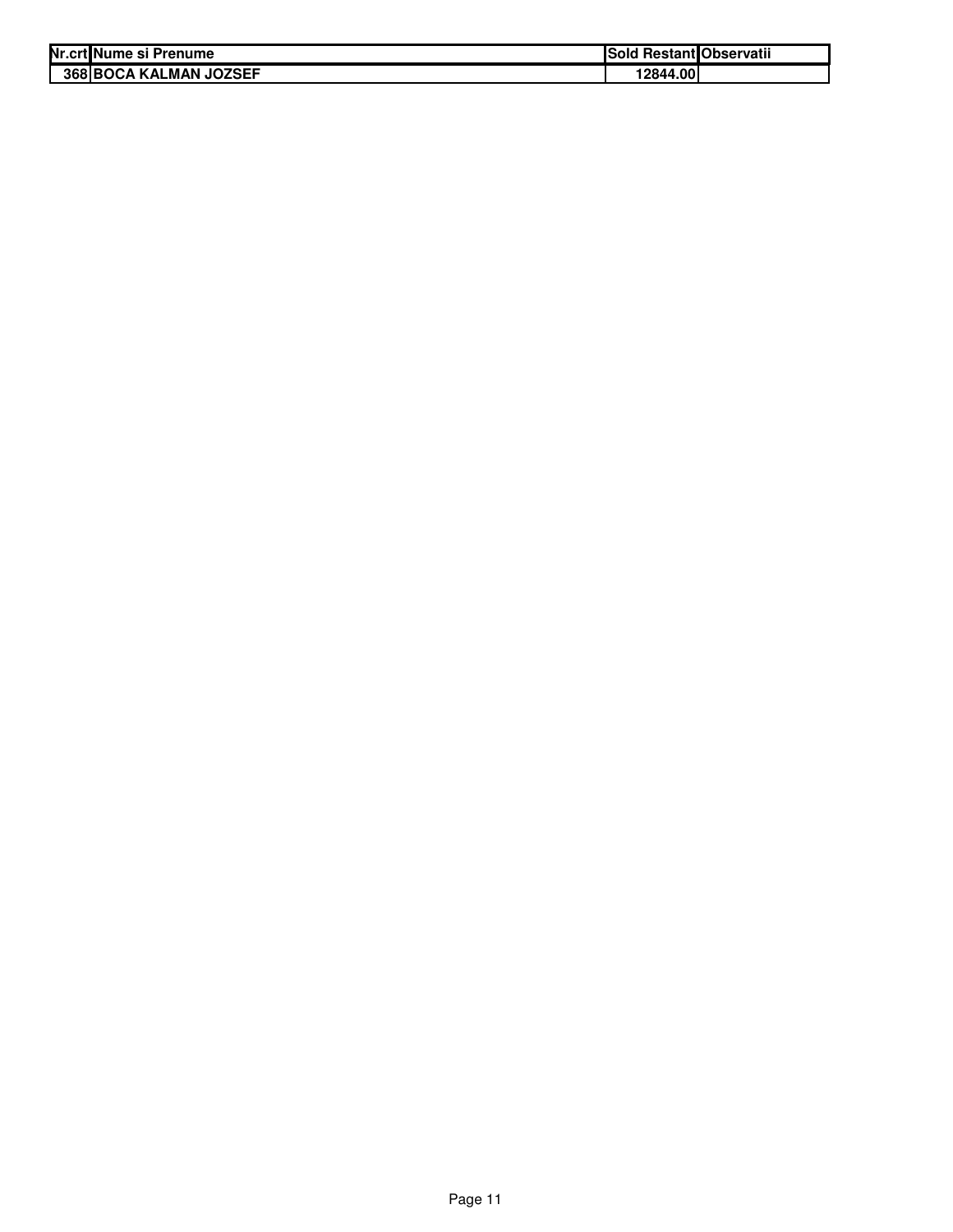| Nr.crt | Nume si Prenume | Sold Restant | Observatii |
| --- | --- | --- | --- |
| 368 | BOCA KALMAN JOZSEF | 12844.00 | |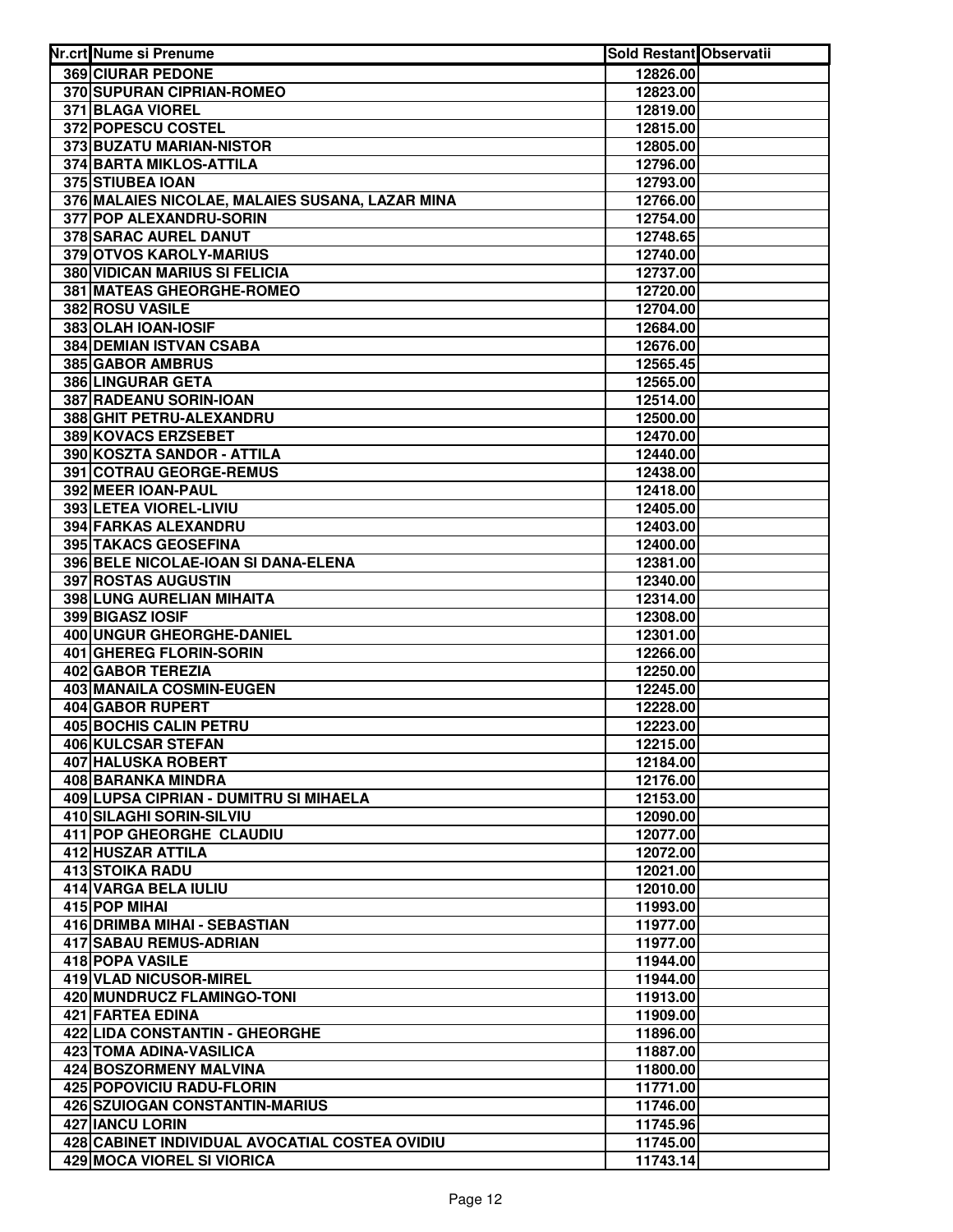| Nr.crt | Nume si Prenume | Sold Restant | Observatii |
|---|---|---|---|
| 369 | CIURAR PEDONE | 12826.00 | |
| 370 | SUPURAN CIPRIAN-ROMEO | 12823.00 | |
| 371 | BLAGA VIOREL | 12819.00 | |
| 372 | POPESCU COSTEL | 12815.00 | |
| 373 | BUZATU MARIAN-NISTOR | 12805.00 | |
| 374 | BARTA MIKLOS-ATTILA | 12796.00 | |
| 375 | STIUBEA IOAN | 12793.00 | |
| 376 | MALAIES NICOLAE, MALAIES SUSANA, LAZAR MINA | 12766.00 | |
| 377 | POP ALEXANDRU-SORIN | 12754.00 | |
| 378 | SARAC AUREL DANUT | 12748.65 | |
| 379 | OTVOS KAROLY-MARIUS | 12740.00 | |
| 380 | VIDICAN MARIUS SI FELICIA | 12737.00 | |
| 381 | MATEAS GHEORGHE-ROMEO | 12720.00 | |
| 382 | ROSU VASILE | 12704.00 | |
| 383 | OLAH IOAN-IOSIF | 12684.00 | |
| 384 | DEMIAN ISTVAN CSABA | 12676.00 | |
| 385 | GABOR AMBRUS | 12565.45 | |
| 386 | LINGURAR GETA | 12565.00 | |
| 387 | RADEANU SORIN-IOAN | 12514.00 | |
| 388 | GHIT PETRU-ALEXANDRU | 12500.00 | |
| 389 | KOVACS ERZSEBET | 12470.00 | |
| 390 | KOSZTA SANDOR - ATTILA | 12440.00 | |
| 391 | COTRAU GEORGE-REMUS | 12438.00 | |
| 392 | MEER IOAN-PAUL | 12418.00 | |
| 393 | LETEA VIOREL-LIVIU | 12405.00 | |
| 394 | FARKAS ALEXANDRU | 12403.00 | |
| 395 | TAKACS GEOSEFINA | 12400.00 | |
| 396 | BELE NICOLAE-IOAN SI DANA-ELENA | 12381.00 | |
| 397 | ROSTAS AUGUSTIN | 12340.00 | |
| 398 | LUNG AURELIAN MIHAITA | 12314.00 | |
| 399 | BIGASZ IOSIF | 12308.00 | |
| 400 | UNGUR GHEORGHE-DANIEL | 12301.00 | |
| 401 | GHEREG FLORIN-SORIN | 12266.00 | |
| 402 | GABOR TEREZIA | 12250.00 | |
| 403 | MANAILA COSMIN-EUGEN | 12245.00 | |
| 404 | GABOR RUPERT | 12228.00 | |
| 405 | BOCHIS CALIN PETRU | 12223.00 | |
| 406 | KULCSAR STEFAN | 12215.00 | |
| 407 | HALUSKA ROBERT | 12184.00 | |
| 408 | BARANKA MINDRA | 12176.00 | |
| 409 | LUPSA CIPRIAN - DUMITRU SI MIHAELA | 12153.00 | |
| 410 | SILAGHI SORIN-SILVIU | 12090.00 | |
| 411 | POP GHEORGHE CLAUDIU | 12077.00 | |
| 412 | HUSZAR ATTILA | 12072.00 | |
| 413 | STOIKA RADU | 12021.00 | |
| 414 | VARGA BELA IULIU | 12010.00 | |
| 415 | POP MIHAI | 11993.00 | |
| 416 | DRIMBA MIHAI - SEBASTIAN | 11977.00 | |
| 417 | SABAU REMUS-ADRIAN | 11977.00 | |
| 418 | POPA VASILE | 11944.00 | |
| 419 | VLAD NICUSOR-MIREL | 11944.00 | |
| 420 | MUNDRUCZ FLAMINGO-TONI | 11913.00 | |
| 421 | FARTEA EDINA | 11909.00 | |
| 422 | LIDA CONSTANTIN - GHEORGHE | 11896.00 | |
| 423 | TOMA ADINA-VASILICA | 11887.00 | |
| 424 | BOSZORMENY MALVINA | 11800.00 | |
| 425 | POPOVICIU RADU-FLORIN | 11771.00 | |
| 426 | SZUIOGAN CONSTANTIN-MARIUS | 11746.00 | |
| 427 | IANCU LORIN | 11745.96 | |
| 428 | CABINET INDIVIDUAL AVOCATIAL COSTEA OVIDIU | 11745.00 | |
| 429 | MOCA VIOREL SI VIORICA | 11743.14 | |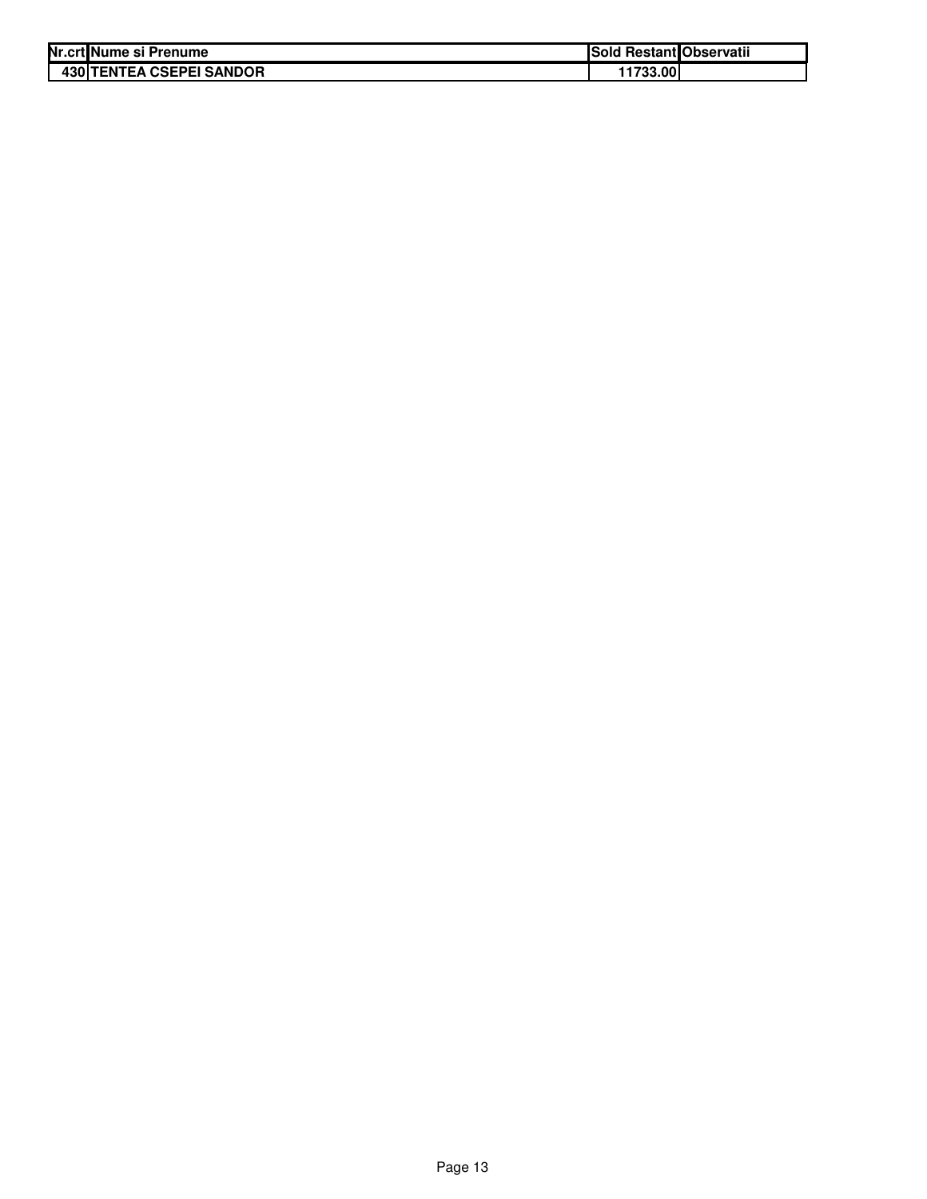| Nr.crt | Nume si Prenume | Sold Restant | Observatii |
|---|---|---|---|
| 430 | TENTEA CSEPEI SANDOR | 11733.00 | |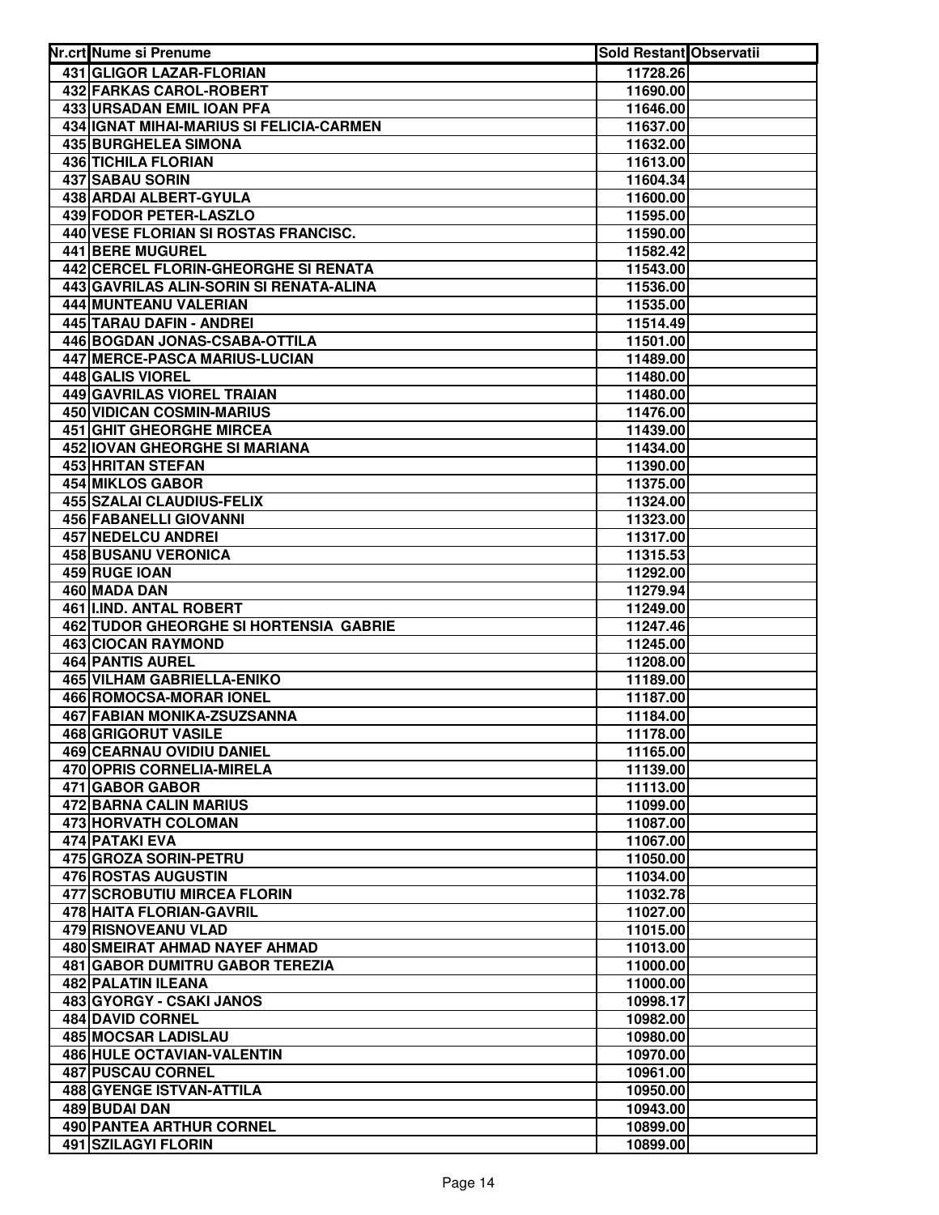| Nr.crt | Nume si Prenume | Sold Restant | Observatii |
|---|---|---|---|
| 431 | GLIGOR LAZAR-FLORIAN | 11728.26 | |
| 432 | FARKAS CAROL-ROBERT | 11690.00 | |
| 433 | URSADAN EMIL IOAN PFA | 11646.00 | |
| 434 | IGNAT MIHAI-MARIUS SI FELICIA-CARMEN | 11637.00 | |
| 435 | BURGHELEA SIMONA | 11632.00 | |
| 436 | TICHILA FLORIAN | 11613.00 | |
| 437 | SABAU SORIN | 11604.34 | |
| 438 | ARDAI ALBERT-GYULA | 11600.00 | |
| 439 | FODOR PETER-LASZLO | 11595.00 | |
| 440 | VESE FLORIAN SI ROSTAS FRANCISC. | 11590.00 | |
| 441 | BERE MUGUREL | 11582.42 | |
| 442 | CERCEL FLORIN-GHEORGHE SI RENATA | 11543.00 | |
| 443 | GAVRILAS ALIN-SORIN SI RENATA-ALINA | 11536.00 | |
| 444 | MUNTEANU VALERIAN | 11535.00 | |
| 445 | TARAU DAFIN - ANDREI | 11514.49 | |
| 446 | BOGDAN JONAS-CSABA-OTTILA | 11501.00 | |
| 447 | MERCE-PASCA MARIUS-LUCIAN | 11489.00 | |
| 448 | GALIS VIOREL | 11480.00 | |
| 449 | GAVRILAS VIOREL TRAIAN | 11480.00 | |
| 450 | VIDICAN COSMIN-MARIUS | 11476.00 | |
| 451 | GHIT GHEORGHE MIRCEA | 11439.00 | |
| 452 | IOVAN GHEORGHE SI MARIANA | 11434.00 | |
| 453 | HRITAN STEFAN | 11390.00 | |
| 454 | MIKLOS GABOR | 11375.00 | |
| 455 | SZALAI CLAUDIUS-FELIX | 11324.00 | |
| 456 | FABANELLI GIOVANNI | 11323.00 | |
| 457 | NEDELCU ANDREI | 11317.00 | |
| 458 | BUSANU VERONICA | 11315.53 | |
| 459 | RUGE IOAN | 11292.00 | |
| 460 | MADA DAN | 11279.94 | |
| 461 | I.IND. ANTAL ROBERT | 11249.00 | |
| 462 | TUDOR GHEORGHE SI HORTENSIA GABRIE | 11247.46 | |
| 463 | CIOCAN RAYMOND | 11245.00 | |
| 464 | PANTIS AUREL | 11208.00 | |
| 465 | VILHAM GABRIELLA-ENIKO | 11189.00 | |
| 466 | ROMOCSA-MORAR IONEL | 11187.00 | |
| 467 | FABIAN MONIKA-ZSUZSANNA | 11184.00 | |
| 468 | GRIGORUT VASILE | 11178.00 | |
| 469 | CEARNAU OVIDIU DANIEL | 11165.00 | |
| 470 | OPRIS CORNELIA-MIRELA | 11139.00 | |
| 471 | GABOR GABOR | 11113.00 | |
| 472 | BARNA CALIN MARIUS | 11099.00 | |
| 473 | HORVATH COLOMAN | 11087.00 | |
| 474 | PATAKI EVA | 11067.00 | |
| 475 | GROZA SORIN-PETRU | 11050.00 | |
| 476 | ROSTAS AUGUSTIN | 11034.00 | |
| 477 | SCROBUTIU MIRCEA FLORIN | 11032.78 | |
| 478 | HAITA FLORIAN-GAVRIL | 11027.00 | |
| 479 | RISNOVEANU VLAD | 11015.00 | |
| 480 | SMEIRAT AHMAD NAYEF AHMAD | 11013.00 | |
| 481 | GABOR DUMITRU GABOR TEREZIA | 11000.00 | |
| 482 | PALATIN ILEANA | 11000.00 | |
| 483 | GYORGY - CSAKI JANOS | 10998.17 | |
| 484 | DAVID CORNEL | 10982.00 | |
| 485 | MOCSAR LADISLAU | 10980.00 | |
| 486 | HULE OCTAVIAN-VALENTIN | 10970.00 | |
| 487 | PUSCAU CORNEL | 10961.00 | |
| 488 | GYENGE ISTVAN-ATTILA | 10950.00 | |
| 489 | BUDAI DAN | 10943.00 | |
| 490 | PANTEA ARTHUR CORNEL | 10899.00 | |
| 491 | SZILAGYI FLORIN | 10899.00 | |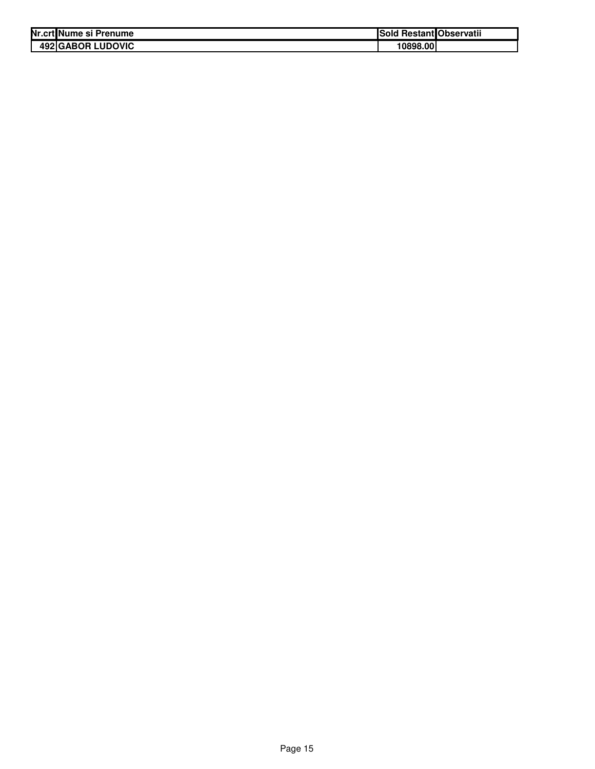| Nr.crt | Nume si Prenume | Sold Restant | Observatii |
| --- | --- | --- | --- |
| 492 | GABOR LUDOVIC | 10898.00 | |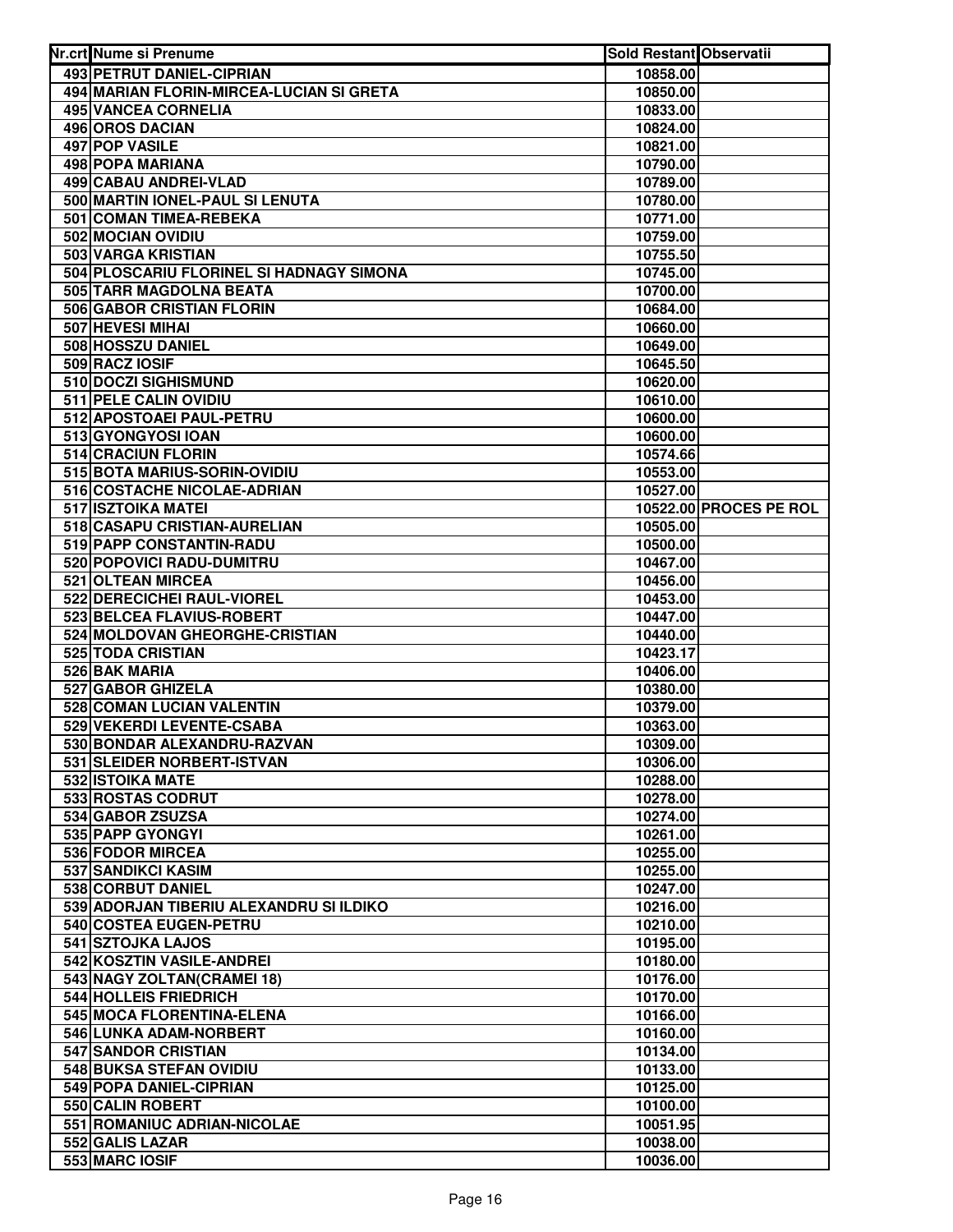| Nr.crt | Nume si Prenume | Sold Restant | Observatii |
|---|---|---|---|
| 493 | PETRUT DANIEL-CIPRIAN | 10858.00 | |
| 494 | MARIAN FLORIN-MIRCEA-LUCIAN SI GRETA | 10850.00 | |
| 495 | VANCEA CORNELIA | 10833.00 | |
| 496 | OROS DACIAN | 10824.00 | |
| 497 | POP VASILE | 10821.00 | |
| 498 | POPA MARIANA | 10790.00 | |
| 499 | CABAU ANDREI-VLAD | 10789.00 | |
| 500 | MARTIN IONEL-PAUL SI LENUTA | 10780.00 | |
| 501 | COMAN TIMEA-REBEKA | 10771.00 | |
| 502 | MOCIAN OVIDIU | 10759.00 | |
| 503 | VARGA KRISTIAN | 10755.50 | |
| 504 | PLOSCARIU FLORINEL SI HADNAGY SIMONA | 10745.00 | |
| 505 | TARR MAGDOLNA BEATA | 10700.00 | |
| 506 | GABOR CRISTIAN FLORIN | 10684.00 | |
| 507 | HEVESI MIHAI | 10660.00 | |
| 508 | HOSSZU DANIEL | 10649.00 | |
| 509 | RACZ IOSIF | 10645.50 | |
| 510 | DOCZI SIGHISMUND | 10620.00 | |
| 511 | PELE CALIN OVIDIU | 10610.00 | |
| 512 | APOSTOAEI PAUL-PETRU | 10600.00 | |
| 513 | GYONGYOSI IOAN | 10600.00 | |
| 514 | CRACIUN FLORIN | 10574.66 | |
| 515 | BOTA MARIUS-SORIN-OVIDIU | 10553.00 | |
| 516 | COSTACHE NICOLAE-ADRIAN | 10527.00 | |
| 517 | ISZTOIKA MATEI | 10522.00 | PROCES PE ROL |
| 518 | CASAPU CRISTIAN-AURELIAN | 10505.00 | |
| 519 | PAPP CONSTANTIN-RADU | 10500.00 | |
| 520 | POPOVICI RADU-DUMITRU | 10467.00 | |
| 521 | OLTEAN MIRCEA | 10456.00 | |
| 522 | DERECICHEI RAUL-VIOREL | 10453.00 | |
| 523 | BELCEA FLAVIUS-ROBERT | 10447.00 | |
| 524 | MOLDOVAN GHEORGHE-CRISTIAN | 10440.00 | |
| 525 | TODA CRISTIAN | 10423.17 | |
| 526 | BAK MARIA | 10406.00 | |
| 527 | GABOR GHIZELA | 10380.00 | |
| 528 | COMAN LUCIAN VALENTIN | 10379.00 | |
| 529 | VEKERDI LEVENTE-CSABA | 10363.00 | |
| 530 | BONDAR ALEXANDRU-RAZVAN | 10309.00 | |
| 531 | SLEIDER NORBERT-ISTVAN | 10306.00 | |
| 532 | ISTOIKA MATE | 10288.00 | |
| 533 | ROSTAS CODRUT | 10278.00 | |
| 534 | GABOR ZSUZSA | 10274.00 | |
| 535 | PAPP GYONGYI | 10261.00 | |
| 536 | FODOR MIRCEA | 10255.00 | |
| 537 | SANDIKCI KASIM | 10255.00 | |
| 538 | CORBUT DANIEL | 10247.00 | |
| 539 | ADORJAN TIBERIU ALEXANDRU SI ILDIKO | 10216.00 | |
| 540 | COSTEA EUGEN-PETRU | 10210.00 | |
| 541 | SZTOJKA LAJOS | 10195.00 | |
| 542 | KOSZTIN VASILE-ANDREI | 10180.00 | |
| 543 | NAGY ZOLTAN(CRAMEI 18) | 10176.00 | |
| 544 | HOLLEIS FRIEDRICH | 10170.00 | |
| 545 | MOCA FLORENTINA-ELENA | 10166.00 | |
| 546 | LUNKA ADAM-NORBERT | 10160.00 | |
| 547 | SANDOR CRISTIAN | 10134.00 | |
| 548 | BUKSA STEFAN OVIDIU | 10133.00 | |
| 549 | POPA DANIEL-CIPRIAN | 10125.00 | |
| 550 | CALIN ROBERT | 10100.00 | |
| 551 | ROMANIUC ADRIAN-NICOLAE | 10051.95 | |
| 552 | GALIS LAZAR | 10038.00 | |
| 553 | MARC IOSIF | 10036.00 | |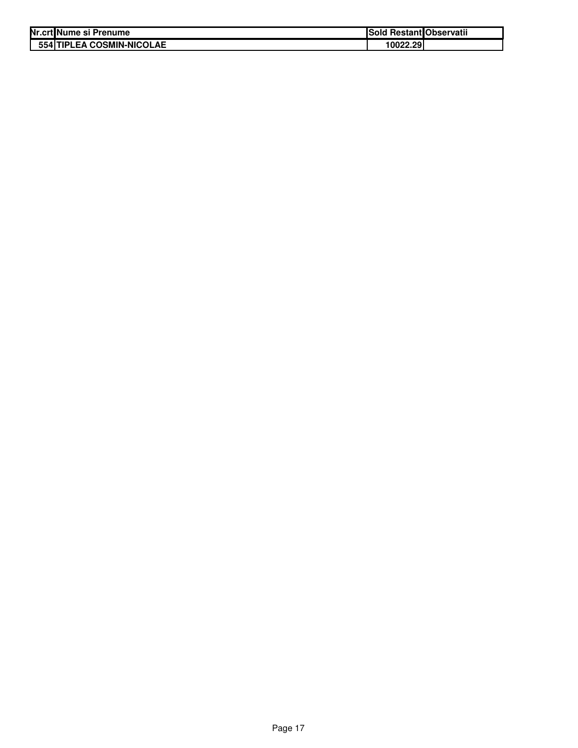| Nr.crt | Nume si Prenume | Sold Restant | Observatii |
|---|---|---|---|
| 554 | TIPLEA COSMIN-NICOLAE | 10022.29 | |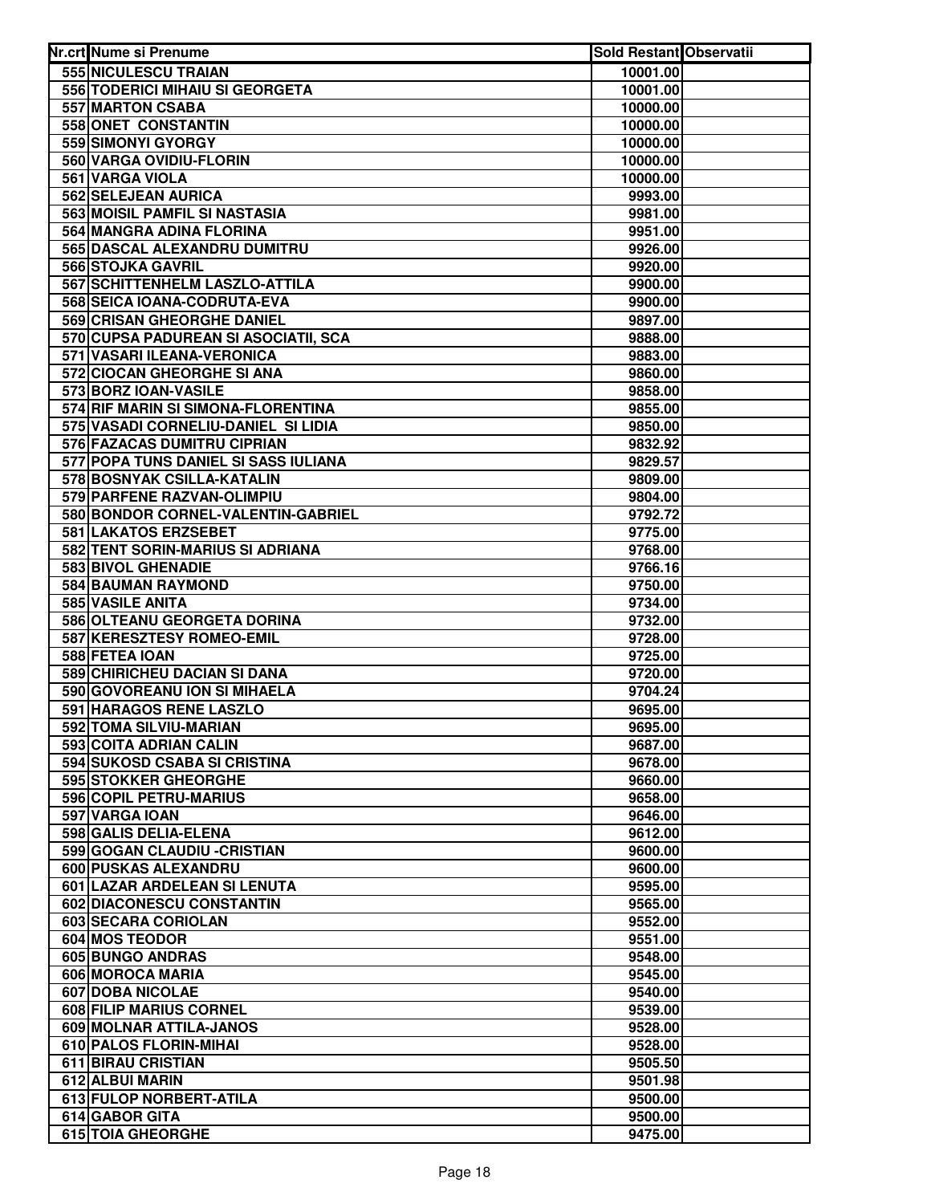| Nr.crt | Nume si Prenume | Sold Restant | Observatii |
|---|---|---|---|
| 555 | NICULESCU TRAIAN | 10001.00 | |
| 556 | TODERICI MIHAIU SI GEORGETA | 10001.00 | |
| 557 | MARTON CSABA | 10000.00 | |
| 558 | ONET CONSTANTIN | 10000.00 | |
| 559 | SIMONYI GYORGY | 10000.00 | |
| 560 | VARGA OVIDIU-FLORIN | 10000.00 | |
| 561 | VARGA VIOLA | 10000.00 | |
| 562 | SELEJEAN AURICA | 9993.00 | |
| 563 | MOISIL PAMFIL SI NASTASIA | 9981.00 | |
| 564 | MANGRA ADINA FLORINA | 9951.00 | |
| 565 | DASCAL ALEXANDRU DUMITRU | 9926.00 | |
| 566 | STOJKA GAVRIL | 9920.00 | |
| 567 | SCHITTENHELM LASZLO-ATTILA | 9900.00 | |
| 568 | SEICA IOANA-CODRUTA-EVA | 9900.00 | |
| 569 | CRISAN GHEORGHE DANIEL | 9897.00 | |
| 570 | CUPSA PADUREAN SI ASOCIATII, SCA | 9888.00 | |
| 571 | VASARI ILEANA-VERONICA | 9883.00 | |
| 572 | CIOCAN GHEORGHE SI ANA | 9860.00 | |
| 573 | BORZ IOAN-VASILE | 9858.00 | |
| 574 | RIF MARIN SI SIMONA-FLORENTINA | 9855.00 | |
| 575 | VASADI CORNELIU-DANIEL SI LIDIA | 9850.00 | |
| 576 | FAZACAS DUMITRU CIPRIAN | 9832.92 | |
| 577 | POPA TUNS DANIEL SI SASS IULIANA | 9829.57 | |
| 578 | BOSNYAK CSILLA-KATALIN | 9809.00 | |
| 579 | PARFENE RAZVAN-OLIMPIU | 9804.00 | |
| 580 | BONDOR CORNEL-VALENTIN-GABRIEL | 9792.72 | |
| 581 | LAKATOS ERZSEBET | 9775.00 | |
| 582 | TENT SORIN-MARIUS SI ADRIANA | 9768.00 | |
| 583 | BIVOL GHENADIE | 9766.16 | |
| 584 | BAUMAN RAYMOND | 9750.00 | |
| 585 | VASILE ANITA | 9734.00 | |
| 586 | OLTEANU GEORGETA DORINA | 9732.00 | |
| 587 | KERESZTESY ROMEO-EMIL | 9728.00 | |
| 588 | FETEA IOAN | 9725.00 | |
| 589 | CHIRICHEU DACIAN SI DANA | 9720.00 | |
| 590 | GOVOREANU ION SI MIHAELA | 9704.24 | |
| 591 | HARAGOS RENE LASZLO | 9695.00 | |
| 592 | TOMA SILVIU-MARIAN | 9695.00 | |
| 593 | COITA ADRIAN CALIN | 9687.00 | |
| 594 | SUKOSD CSABA SI CRISTINA | 9678.00 | |
| 595 | STOKKER GHEORGHE | 9660.00 | |
| 596 | COPIL PETRU-MARIUS | 9658.00 | |
| 597 | VARGA IOAN | 9646.00 | |
| 598 | GALIS DELIA-ELENA | 9612.00 | |
| 599 | GOGAN CLAUDIU -CRISTIAN | 9600.00 | |
| 600 | PUSKAS ALEXANDRU | 9600.00 | |
| 601 | LAZAR ARDELEAN SI LENUTA | 9595.00 | |
| 602 | DIACONESCU CONSTANTIN | 9565.00 | |
| 603 | SECARA CORIOLAN | 9552.00 | |
| 604 | MOS TEODOR | 9551.00 | |
| 605 | BUNGO ANDRAS | 9548.00 | |
| 606 | MOROCA MARIA | 9545.00 | |
| 607 | DOBA NICOLAE | 9540.00 | |
| 608 | FILIP MARIUS CORNEL | 9539.00 | |
| 609 | MOLNAR ATTILA-JANOS | 9528.00 | |
| 610 | PALOS FLORIN-MIHAI | 9528.00 | |
| 611 | BIRAU CRISTIAN | 9505.50 | |
| 612 | ALBUI MARIN | 9501.98 | |
| 613 | FULOP NORBERT-ATILA | 9500.00 | |
| 614 | GABOR GITA | 9500.00 | |
| 615 | TOIA GHEORGHE | 9475.00 | |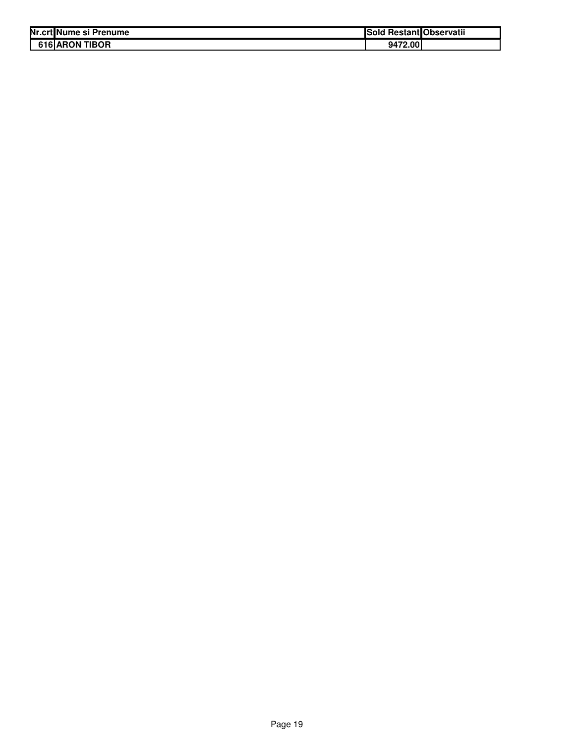| Nr.crt | Nume si Prenume | Sold Restant | Observatii |
|---|---|---|---|
| 616 | ARON TIBOR | 9472.00 | |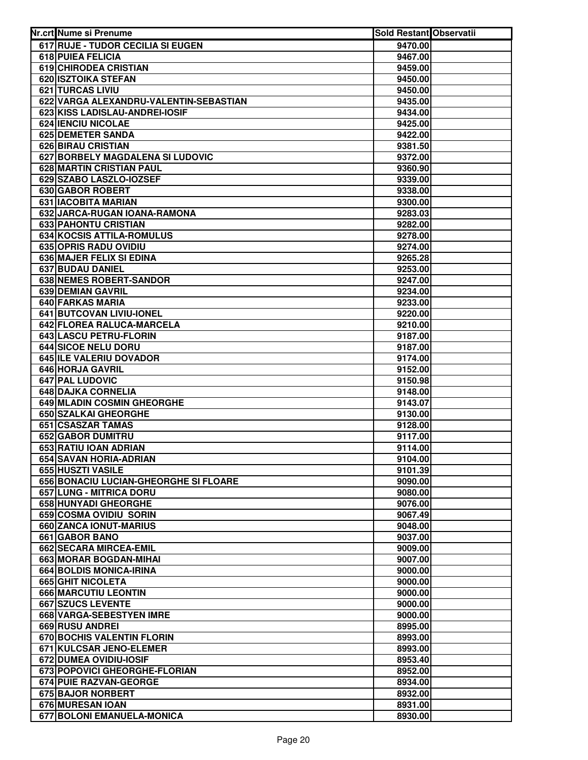| Nr.crt | Nume si Prenume | Sold Restant | Observatii |
|---|---|---|---|
| 617 | RUJE - TUDOR CECILIA SI EUGEN | 9470.00 | |
| 618 | PUIEA FELICIA | 9467.00 | |
| 619 | CHIRODEA CRISTIAN | 9459.00 | |
| 620 | ISZTOIKA STEFAN | 9450.00 | |
| 621 | TURCAS LIVIU | 9450.00 | |
| 622 | VARGA ALEXANDRU-VALENTIN-SEBASTIAN | 9435.00 | |
| 623 | KISS LADISLAU-ANDREI-IOSIF | 9434.00 | |
| 624 | IENCIU NICOLAE | 9425.00 | |
| 625 | DEMETER SANDA | 9422.00 | |
| 626 | BIRAU CRISTIAN | 9381.50 | |
| 627 | BORBELY MAGDALENA SI LUDOVIC | 9372.00 | |
| 628 | MARTIN CRISTIAN PAUL | 9360.90 | |
| 629 | SZABO LASZLO-IOZSEF | 9339.00 | |
| 630 | GABOR ROBERT | 9338.00 | |
| 631 | IACOBITA MARIAN | 9300.00 | |
| 632 | JARCA-RUGAN IOANA-RAMONA | 9283.03 | |
| 633 | PAHONTU CRISTIAN | 9282.00 | |
| 634 | KOCSIS ATTILA-ROMULUS | 9278.00 | |
| 635 | OPRIS RADU OVIDIU | 9274.00 | |
| 636 | MAJER FELIX SI EDINA | 9265.28 | |
| 637 | BUDAU DANIEL | 9253.00 | |
| 638 | NEMES ROBERT-SANDOR | 9247.00 | |
| 639 | DEMIAN GAVRIL | 9234.00 | |
| 640 | FARKAS MARIA | 9233.00 | |
| 641 | BUTCOVAN LIVIU-IONEL | 9220.00 | |
| 642 | FLOREA RALUCA-MARCELA | 9210.00 | |
| 643 | LASCU PETRU-FLORIN | 9187.00 | |
| 644 | SICOE NELU DORU | 9187.00 | |
| 645 | ILE VALERIU DOVADOR | 9174.00 | |
| 646 | HORJA GAVRIL | 9152.00 | |
| 647 | PAL LUDOVIC | 9150.98 | |
| 648 | DAJKA CORNELIA | 9148.00 | |
| 649 | MLADIN COSMIN GHEORGHE | 9143.07 | |
| 650 | SZALKAI GHEORGHE | 9130.00 | |
| 651 | CSASZAR TAMAS | 9128.00 | |
| 652 | GABOR DUMITRU | 9117.00 | |
| 653 | RATIU IOAN ADRIAN | 9114.00 | |
| 654 | SAVAN HORIA-ADRIAN | 9104.00 | |
| 655 | HUSZTI VASILE | 9101.39 | |
| 656 | BONACIU LUCIAN-GHEORGHE SI FLOARE | 9090.00 | |
| 657 | LUNG - MITRICA DORU | 9080.00 | |
| 658 | HUNYADI GHEORGHE | 9076.00 | |
| 659 | COSMA OVIDIU SORIN | 9067.49 | |
| 660 | ZANCA IONUT-MARIUS | 9048.00 | |
| 661 | GABOR BANO | 9037.00 | |
| 662 | SECARA MIRCEA-EMIL | 9009.00 | |
| 663 | MORAR BOGDAN-MIHAI | 9007.00 | |
| 664 | BOLDIS MONICA-IRINA | 9000.00 | |
| 665 | GHIT NICOLETA | 9000.00 | |
| 666 | MARCUTIU LEONTIN | 9000.00 | |
| 667 | SZUCS LEVENTE | 9000.00 | |
| 668 | VARGA-SEBESTYEN IMRE | 9000.00 | |
| 669 | RUSU ANDREI | 8995.00 | |
| 670 | BOCHIS VALENTIN FLORIN | 8993.00 | |
| 671 | KULCSAR JENO-ELEMER | 8993.00 | |
| 672 | DUMEA OVIDIU-IOSIF | 8953.40 | |
| 673 | POPOVICI GHEORGHE-FLORIAN | 8952.00 | |
| 674 | PUIE RAZVAN-GEORGE | 8934.00 | |
| 675 | BAJOR NORBERT | 8932.00 | |
| 676 | MURESAN IOAN | 8931.00 | |
| 677 | BOLONI EMANUELA-MONICA | 8930.00 | |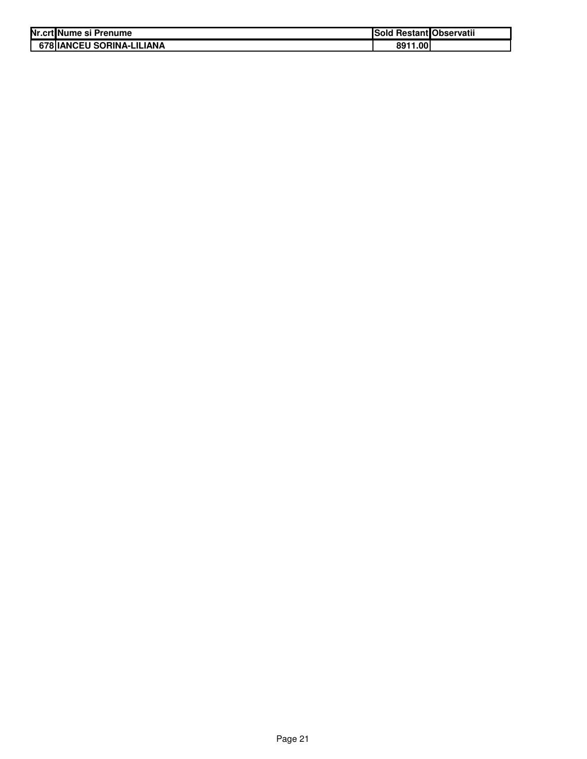| Nr.crt | Nume si Prenume | Sold Restant | Observatii |
|---|---|---|---|
| 678 | IANCEU SORINA-LILIANA | 8911.00 | |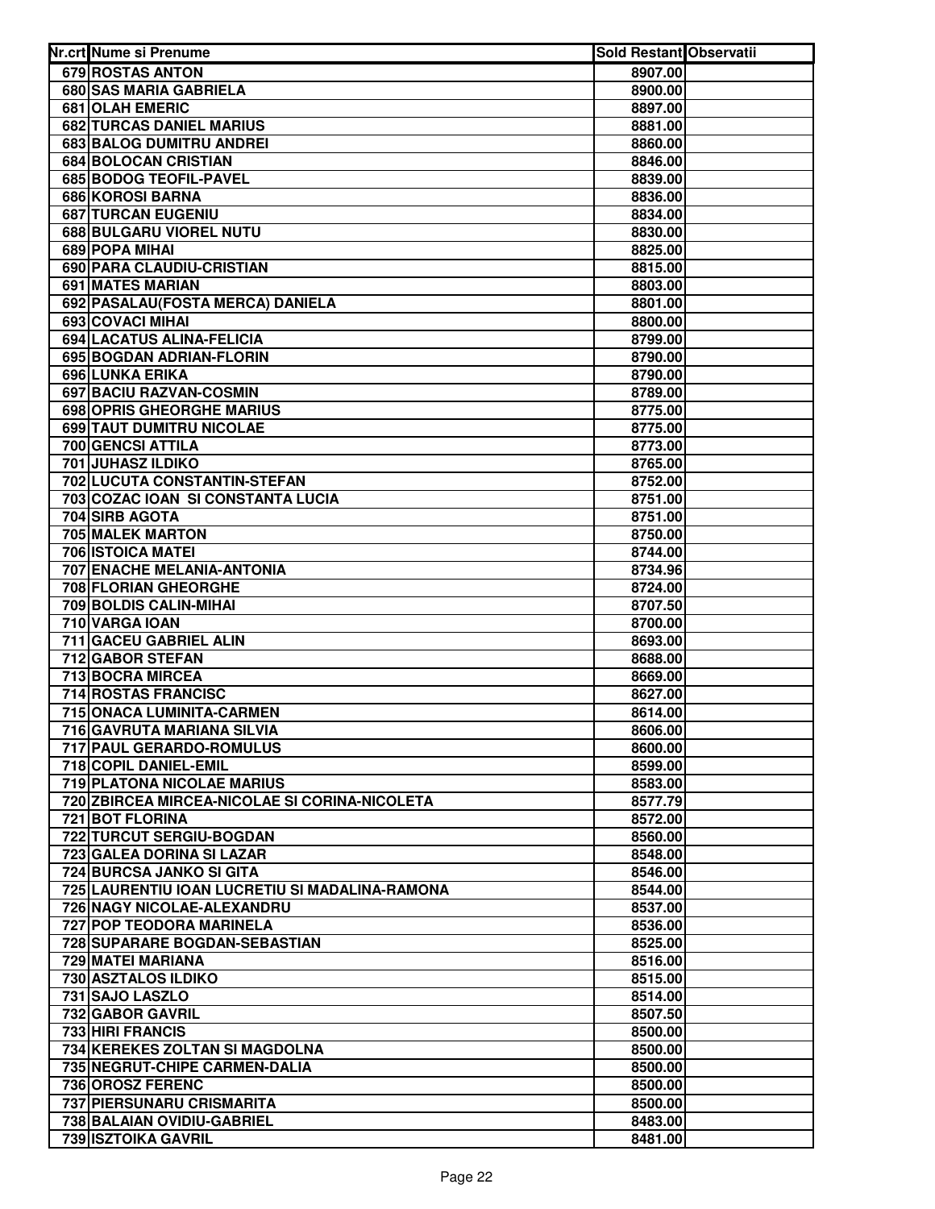| Nr.crt | Nume si Prenume | Sold Restant | Observatii |
|---|---|---|---|
| 679 | ROSTAS ANTON | 8907.00 | |
| 680 | SAS MARIA GABRIELA | 8900.00 | |
| 681 | OLAH EMERIC | 8897.00 | |
| 682 | TURCAS DANIEL MARIUS | 8881.00 | |
| 683 | BALOG DUMITRU ANDREI | 8860.00 | |
| 684 | BOLOCAN CRISTIAN | 8846.00 | |
| 685 | BODOG TEOFIL-PAVEL | 8839.00 | |
| 686 | KOROSI BARNA | 8836.00 | |
| 687 | TURCAN EUGENIU | 8834.00 | |
| 688 | BULGARU VIOREL NUTU | 8830.00 | |
| 689 | POPA MIHAI | 8825.00 | |
| 690 | PARA CLAUDIU-CRISTIAN | 8815.00 | |
| 691 | MATES MARIAN | 8803.00 | |
| 692 | PASALAU(FOSTA MERCA) DANIELA | 8801.00 | |
| 693 | COVACI MIHAI | 8800.00 | |
| 694 | LACATUS ALINA-FELICIA | 8799.00 | |
| 695 | BOGDAN ADRIAN-FLORIN | 8790.00 | |
| 696 | LUNKA ERIKA | 8790.00 | |
| 697 | BACIU RAZVAN-COSMIN | 8789.00 | |
| 698 | OPRIS GHEORGHE MARIUS | 8775.00 | |
| 699 | TAUT DUMITRU NICOLAE | 8775.00 | |
| 700 | GENCSI ATTILA | 8773.00 | |
| 701 | JUHASZ ILDIKO | 8765.00 | |
| 702 | LUCUTA CONSTANTIN-STEFAN | 8752.00 | |
| 703 | COZAC IOAN  SI CONSTANTA LUCIA | 8751.00 | |
| 704 | SIRB AGOTA | 8751.00 | |
| 705 | MALEK MARTON | 8750.00 | |
| 706 | ISTOICA MATEI | 8744.00 | |
| 707 | ENACHE MELANIA-ANTONIA | 8734.96 | |
| 708 | FLORIAN GHEORGHE | 8724.00 | |
| 709 | BOLDIS CALIN-MIHAI | 8707.50 | |
| 710 | VARGA IOAN | 8700.00 | |
| 711 | GACEU GABRIEL ALIN | 8693.00 | |
| 712 | GABOR STEFAN | 8688.00 | |
| 713 | BOCRA MIRCEA | 8669.00 | |
| 714 | ROSTAS FRANCISC | 8627.00 | |
| 715 | ONACA LUMINITA-CARMEN | 8614.00 | |
| 716 | GAVRUTA MARIANA SILVIA | 8606.00 | |
| 717 | PAUL GERARDO-ROMULUS | 8600.00 | |
| 718 | COPIL DANIEL-EMIL | 8599.00 | |
| 719 | PLATONA NICOLAE MARIUS | 8583.00 | |
| 720 | ZBIRCEA MIRCEA-NICOLAE SI CORINA-NICOLETA | 8577.79 | |
| 721 | BOT FLORINA | 8572.00 | |
| 722 | TURCUT SERGIU-BOGDAN | 8560.00 | |
| 723 | GALEA DORINA SI LAZAR | 8548.00 | |
| 724 | BURCSA JANKO SI GITA | 8546.00 | |
| 725 | LAURENTIU IOAN LUCRETIU SI MADALINA-RAMONA | 8544.00 | |
| 726 | NAGY NICOLAE-ALEXANDRU | 8537.00 | |
| 727 | POP TEODORA MARINELA | 8536.00 | |
| 728 | SUPARARE BOGDAN-SEBASTIAN | 8525.00 | |
| 729 | MATEI MARIANA | 8516.00 | |
| 730 | ASZTALOS ILDIKO | 8515.00 | |
| 731 | SAJO LASZLO | 8514.00 | |
| 732 | GABOR GAVRIL | 8507.50 | |
| 733 | HIRI FRANCIS | 8500.00 | |
| 734 | KEREKES ZOLTAN SI MAGDOLNA | 8500.00 | |
| 735 | NEGRUT-CHIPE CARMEN-DALIA | 8500.00 | |
| 736 | OROSZ FERENC | 8500.00 | |
| 737 | PIERSUNARU CRISMARITA | 8500.00 | |
| 738 | BALAIAN OVIDIU-GABRIEL | 8483.00 | |
| 739 | ISZTOIKA GAVRIL | 8481.00 | |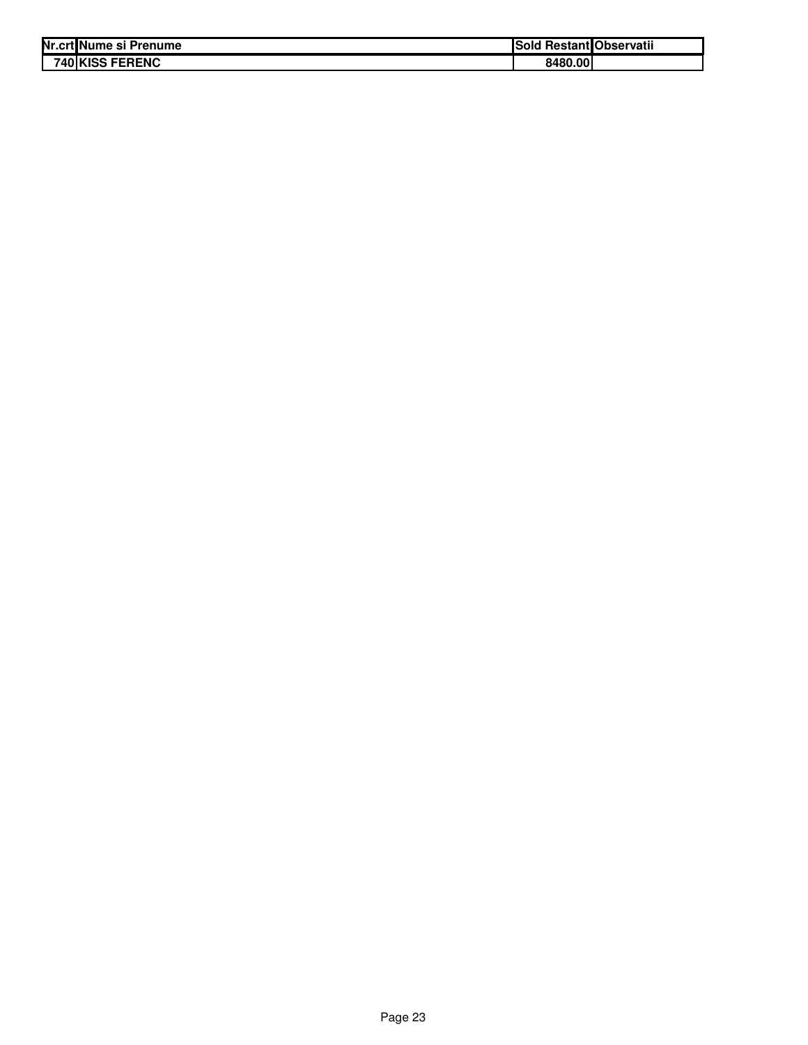| Nr.crt | Nume si Prenume | Sold Restant | Observatii |
|---|---|---|---|
| 740 | KISS FERENC | 8480.00 | |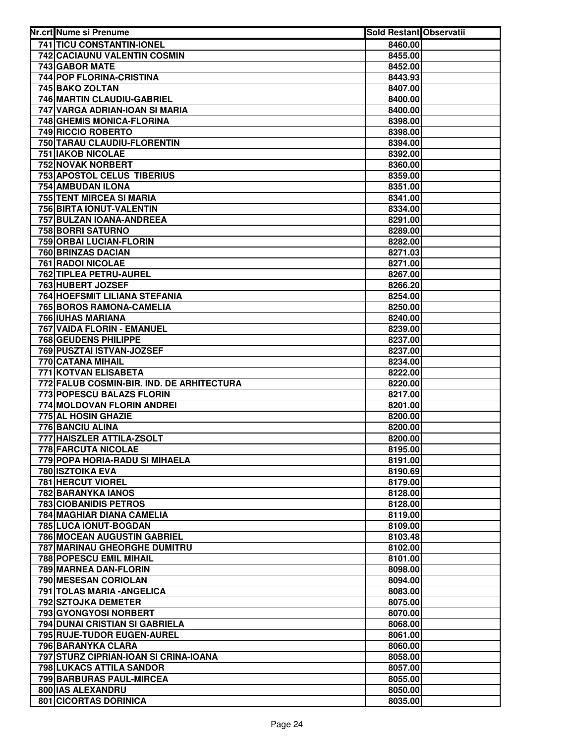| Nr.crt | Nume si Prenume | Sold Restant | Observatii |
|---|---|---|---|
| 741 | TICU CONSTANTIN-IONEL | 8460.00 | |
| 742 | CACIAUNU VALENTIN COSMIN | 8455.00 | |
| 743 | GABOR MATE | 8452.00 | |
| 744 | POP FLORINA-CRISTINA | 8443.93 | |
| 745 | BAKO ZOLTAN | 8407.00 | |
| 746 | MARTIN CLAUDIU-GABRIEL | 8400.00 | |
| 747 | VARGA ADRIAN-IOAN SI MARIA | 8400.00 | |
| 748 | GHEMIS MONICA-FLORINA | 8398.00 | |
| 749 | RICCIO ROBERTO | 8398.00 | |
| 750 | TARAU CLAUDIU-FLORENTIN | 8394.00 | |
| 751 | IAKOB NICOLAE | 8392.00 | |
| 752 | NOVAK NORBERT | 8360.00 | |
| 753 | APOSTOL CELUS TIBERIUS | 8359.00 | |
| 754 | AMBUDAN ILONA | 8351.00 | |
| 755 | TENT MIRCEA SI MARIA | 8341.00 | |
| 756 | BIRTA IONUT-VALENTIN | 8334.00 | |
| 757 | BULZAN IOANA-ANDREEA | 8291.00 | |
| 758 | BORRI SATURNO | 8289.00 | |
| 759 | ORBAI LUCIAN-FLORIN | 8282.00 | |
| 760 | BRINZAS DACIAN | 8271.03 | |
| 761 | RADOI NICOLAE | 8271.00 | |
| 762 | TIPLEA PETRU-AUREL | 8267.00 | |
| 763 | HUBERT JOZSEF | 8266.20 | |
| 764 | HOEFSMIT LILIANA STEFANIA | 8254.00 | |
| 765 | BOROS RAMONA-CAMELIA | 8250.00 | |
| 766 | IUHAS MARIANA | 8240.00 | |
| 767 | VAIDA FLORIN - EMANUEL | 8239.00 | |
| 768 | GEUDENS PHILIPPE | 8237.00 | |
| 769 | PUSZTAI ISTVAN-JOZSEF | 8237.00 | |
| 770 | CATANA MIHAIL | 8234.00 | |
| 771 | KOTVAN ELISABETA | 8222.00 | |
| 772 | FALUB COSMIN-BIR. IND. DE ARHITECTURA | 8220.00 | |
| 773 | POPESCU BALAZS FLORIN | 8217.00 | |
| 774 | MOLDOVAN FLORIN ANDREI | 8201.00 | |
| 775 | AL HOSIN GHAZIE | 8200.00 | |
| 776 | BANCIU ALINA | 8200.00 | |
| 777 | HAISZLER ATTILA-ZSOLT | 8200.00 | |
| 778 | FARCUTA NICOLAE | 8195.00 | |
| 779 | POPA HORIA-RADU SI MIHAELA | 8191.00 | |
| 780 | ISZTOIKA EVA | 8190.69 | |
| 781 | HERCUT VIOREL | 8179.00 | |
| 782 | BARANYKA IANOS | 8128.00 | |
| 783 | CIOBANIDIS PETROS | 8128.00 | |
| 784 | MAGHIAR DIANA CAMELIA | 8119.00 | |
| 785 | LUCA IONUT-BOGDAN | 8109.00 | |
| 786 | MOCEAN AUGUSTIN GABRIEL | 8103.48 | |
| 787 | MARINAU GHEORGHE DUMITRU | 8102.00 | |
| 788 | POPESCU EMIL MIHAIL | 8101.00 | |
| 789 | MARNEA DAN-FLORIN | 8098.00 | |
| 790 | MESESAN CORIOLAN | 8094.00 | |
| 791 | TOLAS MARIA -ANGELICA | 8083.00 | |
| 792 | SZTOJKA DEMETER | 8075.00 | |
| 793 | GYONGYOSI NORBERT | 8070.00 | |
| 794 | DUNAI CRISTIAN SI GABRIELA | 8068.00 | |
| 795 | RUJE-TUDOR EUGEN-AUREL | 8061.00 | |
| 796 | BARANYKA CLARA | 8060.00 | |
| 797 | STURZ CIPRIAN-IOAN SI CRINA-IOANA | 8058.00 | |
| 798 | LUKACS ATTILA SANDOR | 8057.00 | |
| 799 | BARBURAS PAUL-MIRCEA | 8055.00 | |
| 800 | IAS ALEXANDRU | 8050.00 | |
| 801 | CICORTAS DORINICA | 8035.00 | |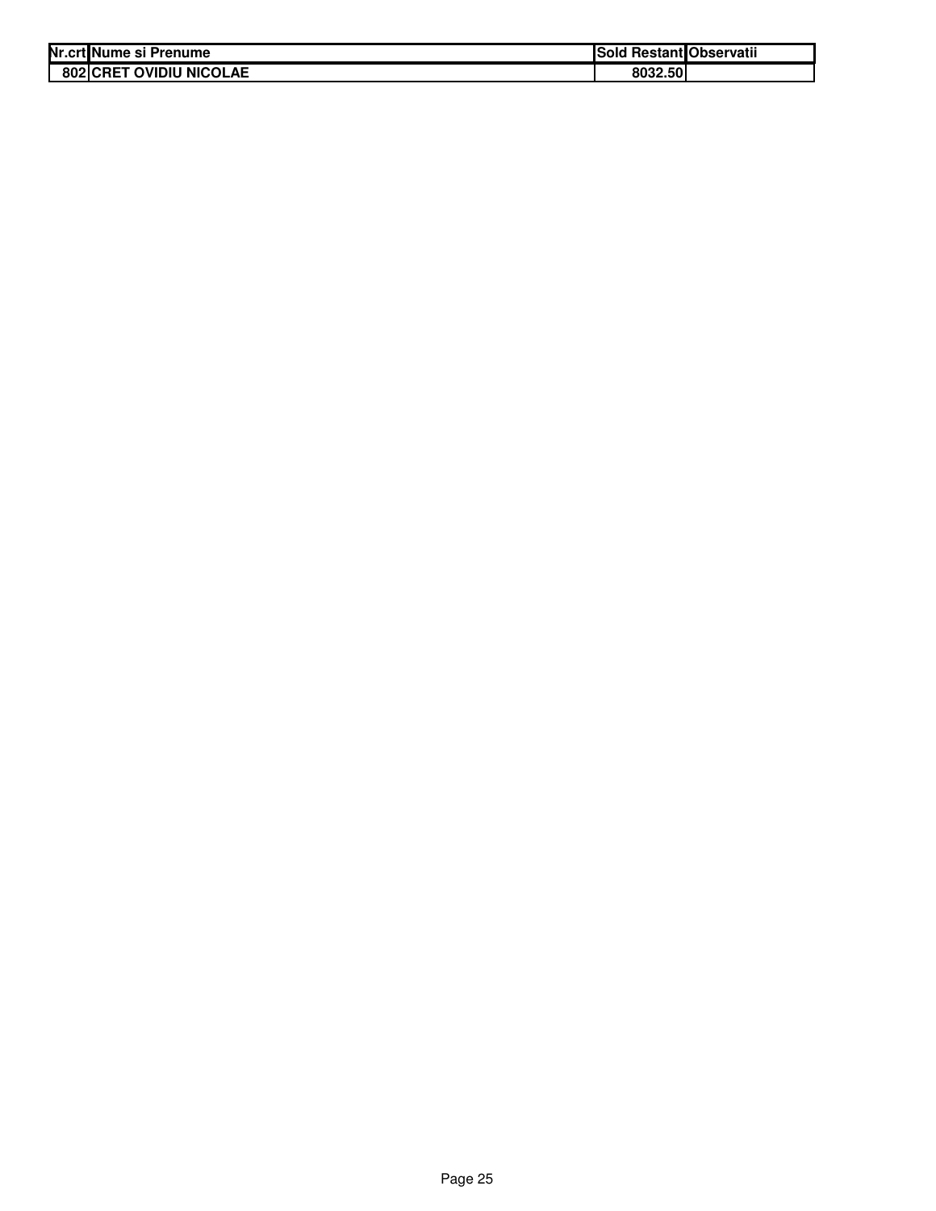| Nr.crt | Nume si Prenume | Sold Restant | Observatii |
| --- | --- | --- | --- |
| 802 | CRET OVIDIU NICOLAE | 8032.50 | |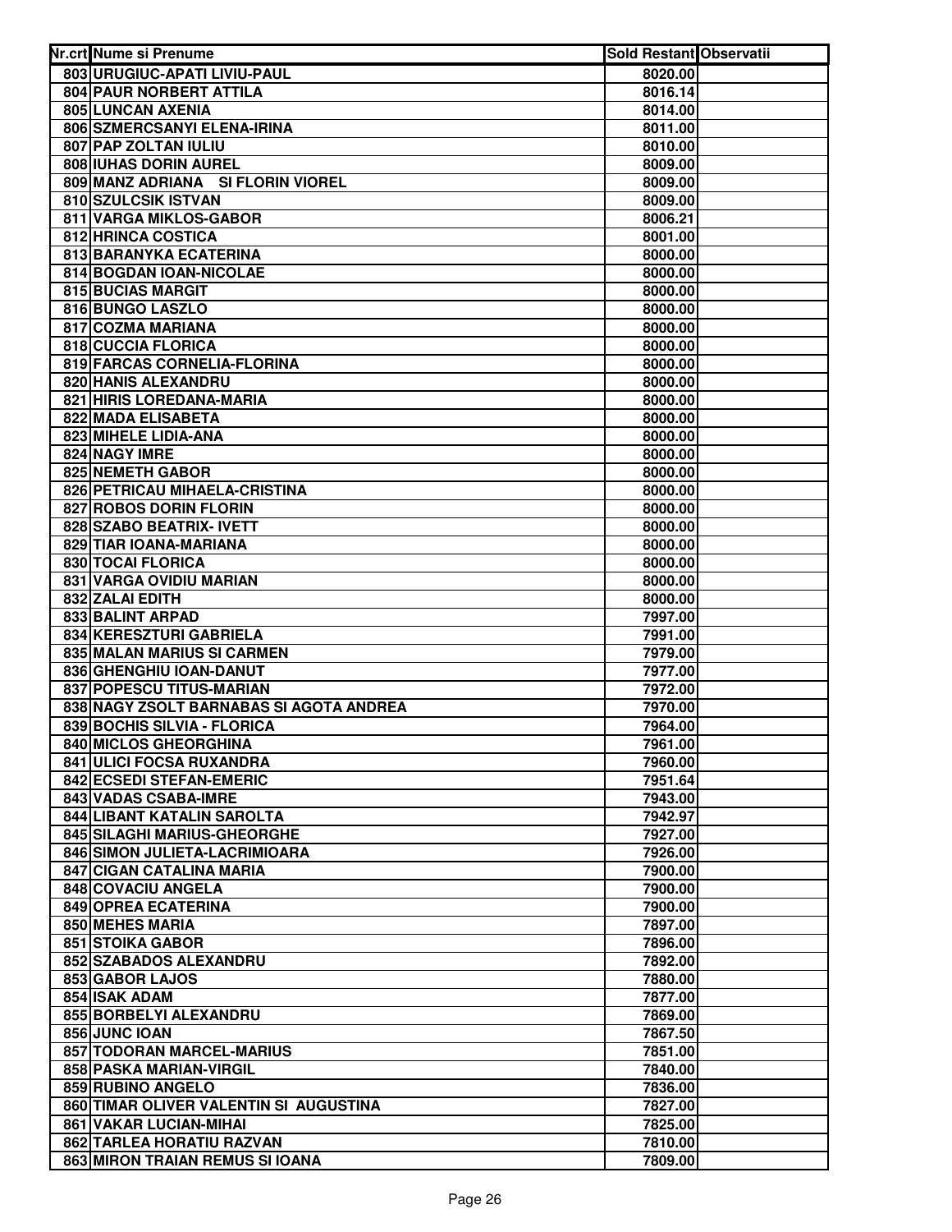| Nr.crt | Nume si Prenume | Sold Restant | Observatii |
|---|---|---|---|
| 803 | URUGIUC-APATI LIVIU-PAUL | 8020.00 | |
| 804 | PAUR NORBERT ATTILA | 8016.14 | |
| 805 | LUNCAN AXENIA | 8014.00 | |
| 806 | SZMERCSANYI ELENA-IRINA | 8011.00 | |
| 807 | PAP ZOLTAN IULIU | 8010.00 | |
| 808 | IUHAS DORIN AUREL | 8009.00 | |
| 809 | MANZ ADRIANA SI FLORIN VIOREL | 8009.00 | |
| 810 | SZULCSIK ISTVAN | 8009.00 | |
| 811 | VARGA MIKLOS-GABOR | 8006.21 | |
| 812 | HRINCA COSTICA | 8001.00 | |
| 813 | BARANYKA ECATERINA | 8000.00 | |
| 814 | BOGDAN IOAN-NICOLAE | 8000.00 | |
| 815 | BUCIAS MARGIT | 8000.00 | |
| 816 | BUNGO LASZLO | 8000.00 | |
| 817 | COZMA MARIANA | 8000.00 | |
| 818 | CUCCIA FLORICA | 8000.00 | |
| 819 | FARCAS CORNELIA-FLORINA | 8000.00 | |
| 820 | HANIS ALEXANDRU | 8000.00 | |
| 821 | HIRIS LOREDANA-MARIA | 8000.00 | |
| 822 | MADA ELISABETA | 8000.00 | |
| 823 | MIHELE LIDIA-ANA | 8000.00 | |
| 824 | NAGY IMRE | 8000.00 | |
| 825 | NEMETH GABOR | 8000.00 | |
| 826 | PETRICAU MIHAELA-CRISTINA | 8000.00 | |
| 827 | ROBOS DORIN FLORIN | 8000.00 | |
| 828 | SZABO BEATRIX- IVETT | 8000.00 | |
| 829 | TIAR IOANA-MARIANA | 8000.00 | |
| 830 | TOCAI FLORICA | 8000.00 | |
| 831 | VARGA OVIDIU MARIAN | 8000.00 | |
| 832 | ZALAI EDITH | 8000.00 | |
| 833 | BALINT ARPAD | 7997.00 | |
| 834 | KERESZTURI GABRIELA | 7991.00 | |
| 835 | MALAN MARIUS SI CARMEN | 7979.00 | |
| 836 | GHENGHIU IOAN-DANUT | 7977.00 | |
| 837 | POPESCU TITUS-MARIAN | 7972.00 | |
| 838 | NAGY ZSOLT BARNABAS SI AGOTA ANDREA | 7970.00 | |
| 839 | BOCHIS SILVIA - FLORICA | 7964.00 | |
| 840 | MICLOS GHEORGHINA | 7961.00 | |
| 841 | ULICI FOCSA RUXANDRA | 7960.00 | |
| 842 | ECSEDI STEFAN-EMERIC | 7951.64 | |
| 843 | VADAS CSABA-IMRE | 7943.00 | |
| 844 | LIBANT KATALIN SAROLTA | 7942.97 | |
| 845 | SILAGHI MARIUS-GHEORGHE | 7927.00 | |
| 846 | SIMON JULIETA-LACRIMIOARA | 7926.00 | |
| 847 | CIGAN CATALINA MARIA | 7900.00 | |
| 848 | COVACIU ANGELA | 7900.00 | |
| 849 | OPREA ECATERINA | 7900.00 | |
| 850 | MEHES MARIA | 7897.00 | |
| 851 | STOIKA GABOR | 7896.00 | |
| 852 | SZABADOS ALEXANDRU | 7892.00 | |
| 853 | GABOR LAJOS | 7880.00 | |
| 854 | ISAK ADAM | 7877.00 | |
| 855 | BORBELYI ALEXANDRU | 7869.00 | |
| 856 | JUNC IOAN | 7867.50 | |
| 857 | TODORAN MARCEL-MARIUS | 7851.00 | |
| 858 | PASKA MARIAN-VIRGIL | 7840.00 | |
| 859 | RUBINO ANGELO | 7836.00 | |
| 860 | TIMAR OLIVER VALENTIN SI AUGUSTINA | 7827.00 | |
| 861 | VAKAR LUCIAN-MIHAI | 7825.00 | |
| 862 | TARLEA HORATIU RAZVAN | 7810.00 | |
| 863 | MIRON TRAIAN REMUS SI IOANA | 7809.00 | |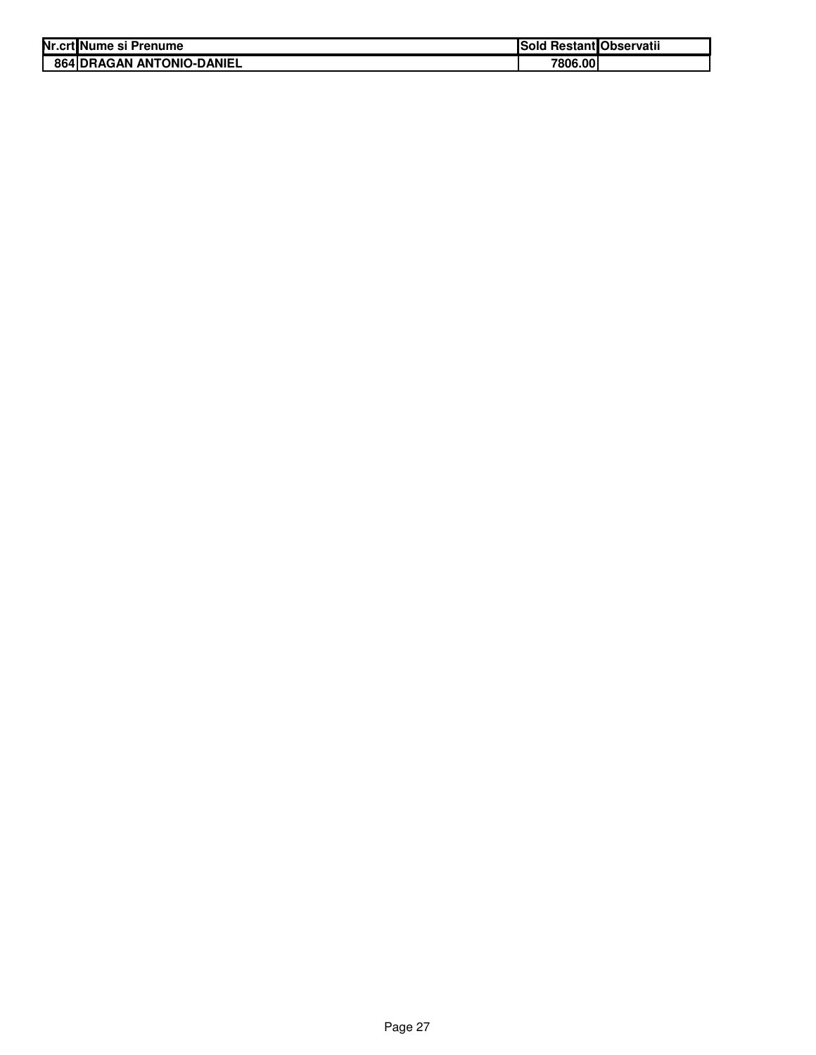| Nr.crt | Nume si Prenume | Sold Restant | Observatii |
|---|---|---|---|
| 864 | DRAGAN ANTONIO-DANIEL | 7806.00 | |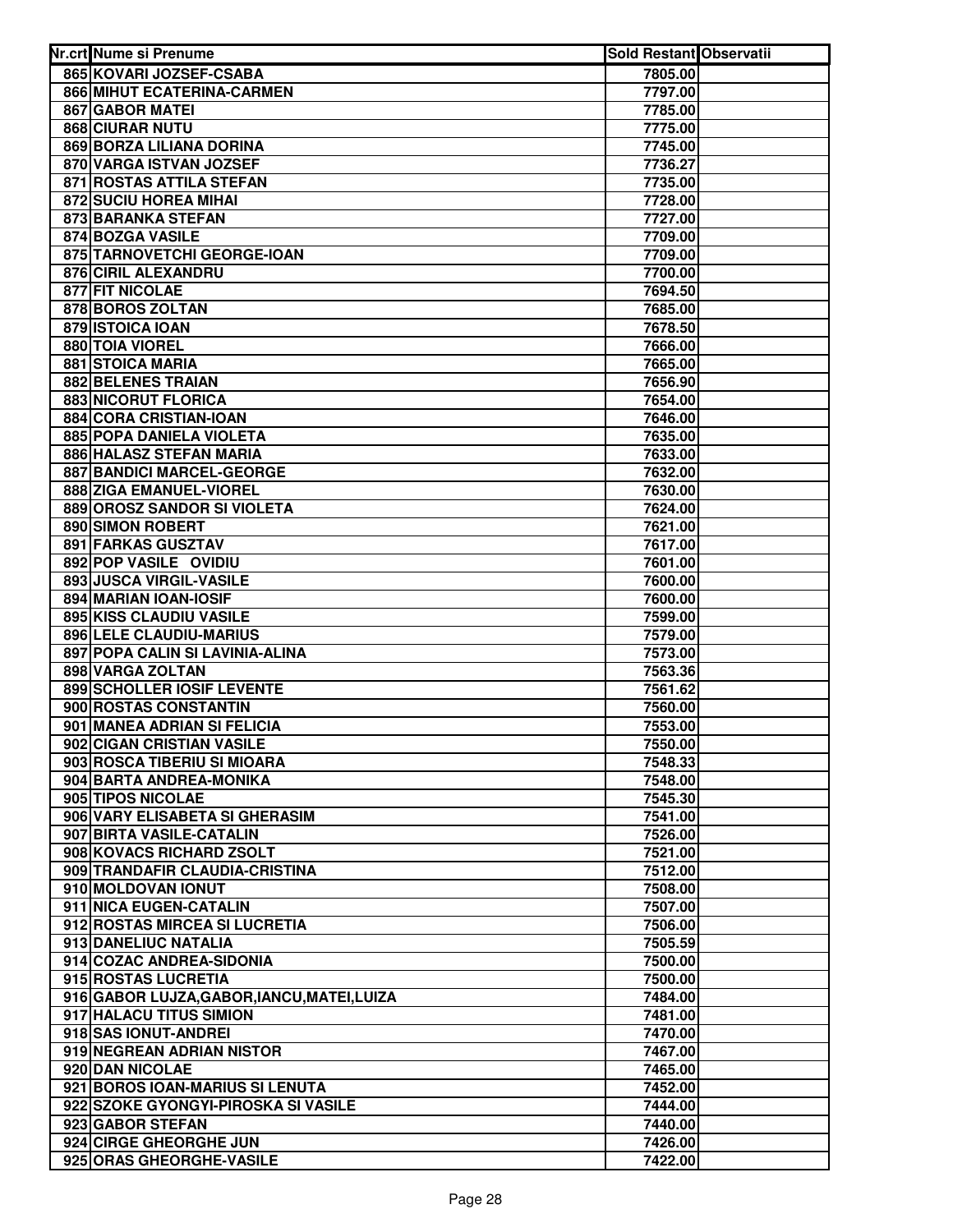| Nr.crt | Nume si Prenume | Sold Restant | Observatii |
|---|---|---|---|
| 865 | KOVARI JOZSEF-CSABA | 7805.00 | |
| 866 | MIHUT ECATERINA-CARMEN | 7797.00 | |
| 867 | GABOR MATEI | 7785.00 | |
| 868 | CIURAR NUTU | 7775.00 | |
| 869 | BORZA LILIANA DORINA | 7745.00 | |
| 870 | VARGA ISTVAN JOZSEF | 7736.27 | |
| 871 | ROSTAS ATTILA STEFAN | 7735.00 | |
| 872 | SUCIU HOREA MIHAI | 7728.00 | |
| 873 | BARANKA STEFAN | 7727.00 | |
| 874 | BOZGA VASILE | 7709.00 | |
| 875 | TARNOVETCHI GEORGE-IOAN | 7709.00 | |
| 876 | CIRIL ALEXANDRU | 7700.00 | |
| 877 | FIT NICOLAE | 7694.50 | |
| 878 | BOROS ZOLTAN | 7685.00 | |
| 879 | ISTOICA IOAN | 7678.50 | |
| 880 | TOIA VIOREL | 7666.00 | |
| 881 | STOICA MARIA | 7665.00 | |
| 882 | BELENES TRAIAN | 7656.90 | |
| 883 | NICORUT FLORICA | 7654.00 | |
| 884 | CORA CRISTIAN-IOAN | 7646.00 | |
| 885 | POPA DANIELA VIOLETA | 7635.00 | |
| 886 | HALASZ STEFAN MARIA | 7633.00 | |
| 887 | BANDICI MARCEL-GEORGE | 7632.00 | |
| 888 | ZIGA EMANUEL-VIOREL | 7630.00 | |
| 889 | OROSZ SANDOR SI VIOLETA | 7624.00 | |
| 890 | SIMON ROBERT | 7621.00 | |
| 891 | FARKAS GUSZTAV | 7617.00 | |
| 892 | POP VASILE OVIDIU | 7601.00 | |
| 893 | JUSCA VIRGIL-VASILE | 7600.00 | |
| 894 | MARIAN IOAN-IOSIF | 7600.00 | |
| 895 | KISS CLAUDIU VASILE | 7599.00 | |
| 896 | LELE CLAUDIU-MARIUS | 7579.00 | |
| 897 | POPA CALIN SI LAVINIA-ALINA | 7573.00 | |
| 898 | VARGA ZOLTAN | 7563.36 | |
| 899 | SCHOLLER IOSIF LEVENTE | 7561.62 | |
| 900 | ROSTAS CONSTANTIN | 7560.00 | |
| 901 | MANEA ADRIAN SI FELICIA | 7553.00 | |
| 902 | CIGAN CRISTIAN VASILE | 7550.00 | |
| 903 | ROSCA TIBERIU SI MIOARA | 7548.33 | |
| 904 | BARTA ANDREA-MONIKA | 7548.00 | |
| 905 | TIPOS NICOLAE | 7545.30 | |
| 906 | VARY ELISABETA SI GHERASIM | 7541.00 | |
| 907 | BIRTA VASILE-CATALIN | 7526.00 | |
| 908 | KOVACS RICHARD ZSOLT | 7521.00 | |
| 909 | TRANDAFIR CLAUDIA-CRISTINA | 7512.00 | |
| 910 | MOLDOVAN IONUT | 7508.00 | |
| 911 | NICA EUGEN-CATALIN | 7507.00 | |
| 912 | ROSTAS MIRCEA SI LUCRETIA | 7506.00 | |
| 913 | DANELIUC NATALIA | 7505.59 | |
| 914 | COZAC ANDREA-SIDONIA | 7500.00 | |
| 915 | ROSTAS LUCRETIA | 7500.00 | |
| 916 | GABOR LUJZA,GABOR,IANCU,MATEI,LUIZA | 7484.00 | |
| 917 | HALACU TITUS SIMION | 7481.00 | |
| 918 | SAS IONUT-ANDREI | 7470.00 | |
| 919 | NEGREAN ADRIAN NISTOR | 7467.00 | |
| 920 | DAN NICOLAE | 7465.00 | |
| 921 | BOROS IOAN-MARIUS SI LENUTA | 7452.00 | |
| 922 | SZOKE GYONGYI-PIROSKA SI VASILE | 7444.00 | |
| 923 | GABOR STEFAN | 7440.00 | |
| 924 | CIRGE GHEORGHE JUN | 7426.00 | |
| 925 | ORAS GHEORGHE-VASILE | 7422.00 | |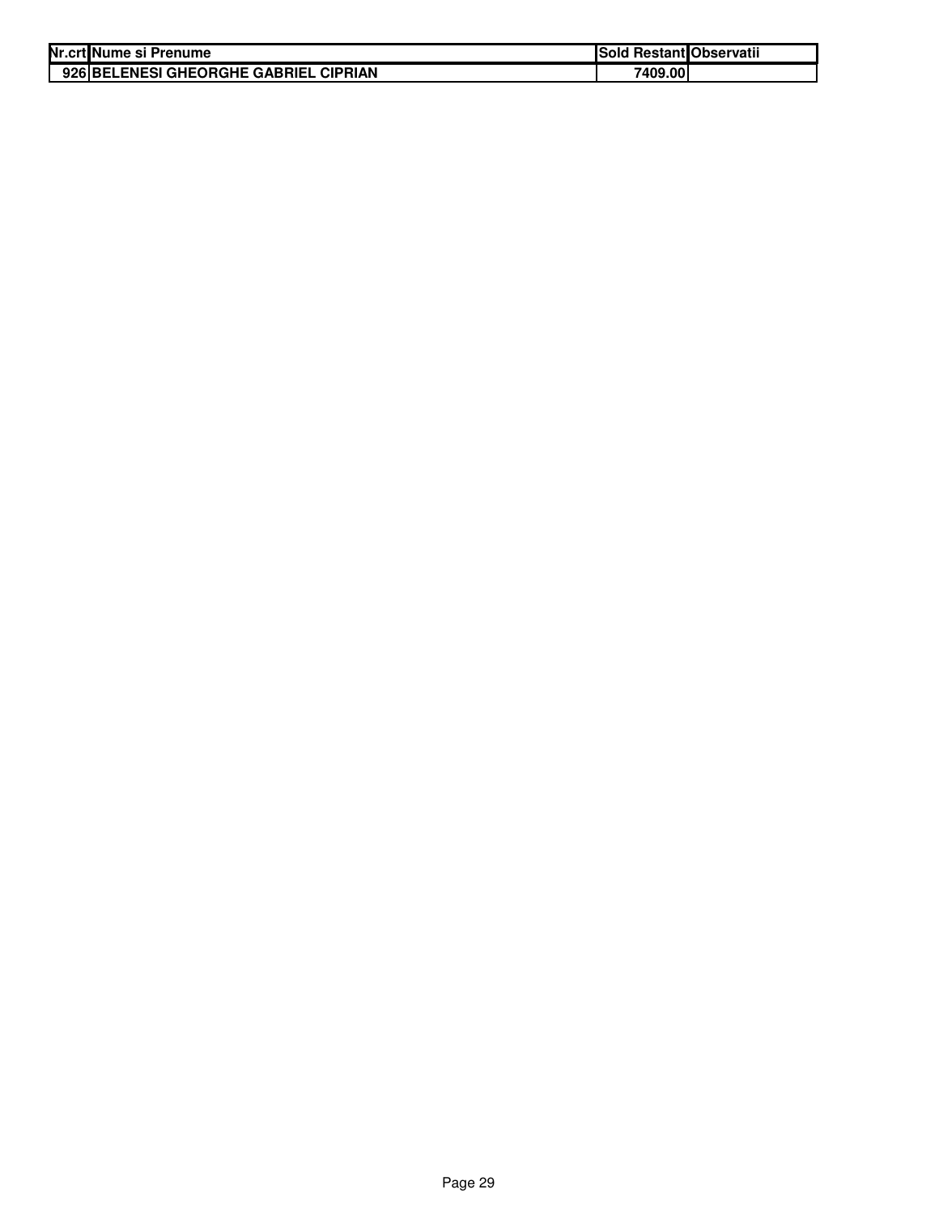| Nr.crt | Nume si Prenume | Sold Restant | Observatii |
|---|---|---|---|
| 926 | BELENESI GHEORGHE GABRIEL CIPRIAN | 7409.00 | |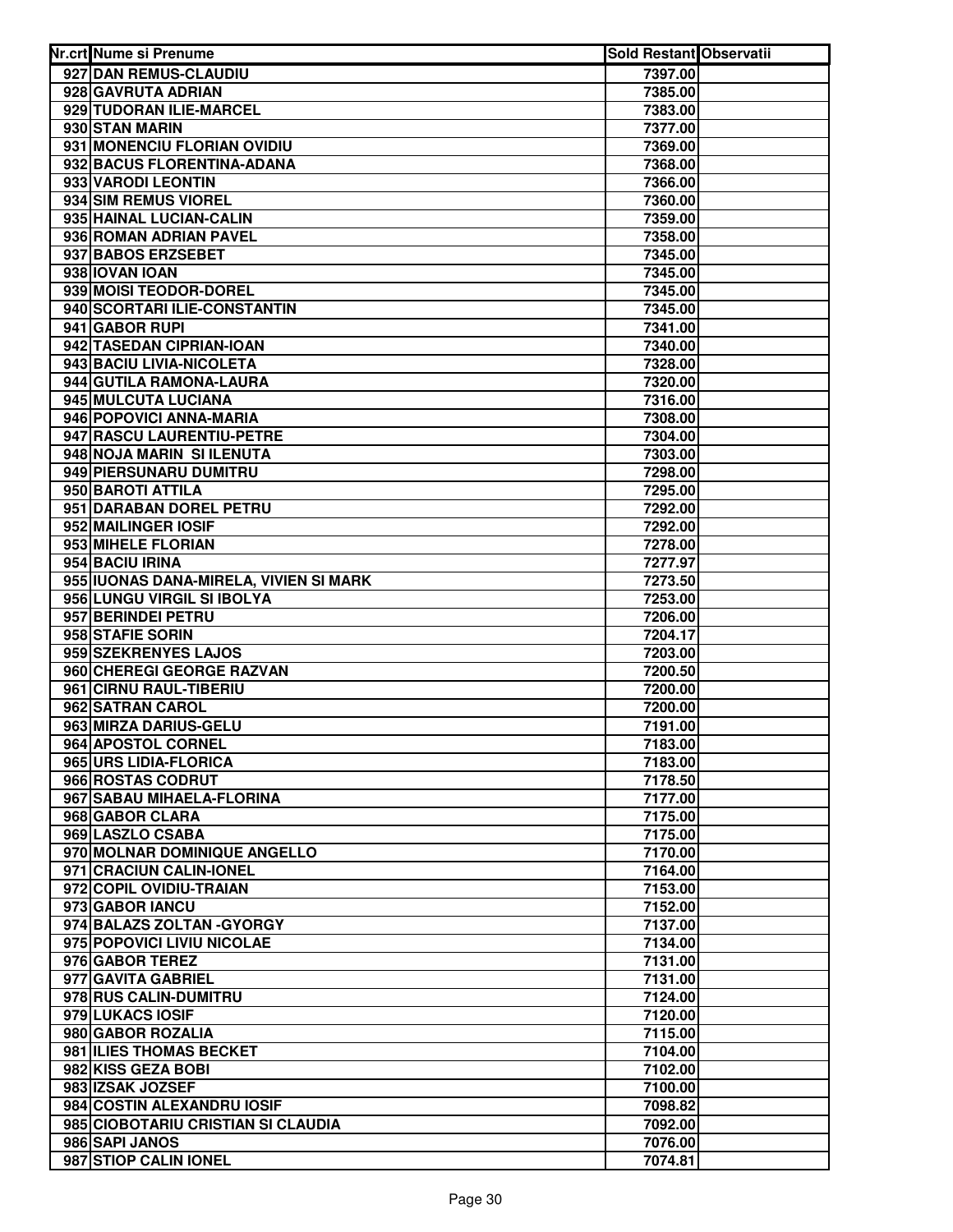| Nr.crt | Nume si Prenume | Sold Restant | Observatii |
|---|---|---|---|
| 927 | DAN REMUS-CLAUDIU | 7397.00 | |
| 928 | GAVRUTA ADRIAN | 7385.00 | |
| 929 | TUDORAN ILIE-MARCEL | 7383.00 | |
| 930 | STAN MARIN | 7377.00 | |
| 931 | MONENCIU FLORIAN OVIDIU | 7369.00 | |
| 932 | BACUS FLORENTINA-ADANA | 7368.00 | |
| 933 | VARODI LEONTIN | 7366.00 | |
| 934 | SIM REMUS VIOREL | 7360.00 | |
| 935 | HAINAL LUCIAN-CALIN | 7359.00 | |
| 936 | ROMAN ADRIAN PAVEL | 7358.00 | |
| 937 | BABOS ERZSEBET | 7345.00 | |
| 938 | IOVAN IOAN | 7345.00 | |
| 939 | MOISI TEODOR-DOREL | 7345.00 | |
| 940 | SCORTARI ILIE-CONSTANTIN | 7345.00 | |
| 941 | GABOR RUPI | 7341.00 | |
| 942 | TASEDAN CIPRIAN-IOAN | 7340.00 | |
| 943 | BACIU LIVIA-NICOLETA | 7328.00 | |
| 944 | GUTILA RAMONA-LAURA | 7320.00 | |
| 945 | MULCUTA LUCIANA | 7316.00 | |
| 946 | POPOVICI ANNA-MARIA | 7308.00 | |
| 947 | RASCU LAURENTIU-PETRE | 7304.00 | |
| 948 | NOJA MARIN SI ILENUTA | 7303.00 | |
| 949 | PIERSUNARU DUMITRU | 7298.00 | |
| 950 | BAROTI ATTILA | 7295.00 | |
| 951 | DARABAN DOREL PETRU | 7292.00 | |
| 952 | MAILINGER IOSIF | 7292.00 | |
| 953 | MIHELE FLORIAN | 7278.00 | |
| 954 | BACIU IRINA | 7277.97 | |
| 955 | IUONAS DANA-MIRELA, VIVIEN SI MARK | 7273.50 | |
| 956 | LUNGU VIRGIL SI IBOLYA | 7253.00 | |
| 957 | BERINDEI PETRU | 7206.00 | |
| 958 | STAFIE SORIN | 7204.17 | |
| 959 | SZEKRENYES LAJOS | 7203.00 | |
| 960 | CHEREGI GEORGE RAZVAN | 7200.50 | |
| 961 | CIRNU RAUL-TIBERIU | 7200.00 | |
| 962 | SATRAN CAROL | 7200.00 | |
| 963 | MIRZA DARIUS-GELU | 7191.00 | |
| 964 | APOSTOL CORNEL | 7183.00 | |
| 965 | URS LIDIA-FLORICA | 7183.00 | |
| 966 | ROSTAS CODRUT | 7178.50 | |
| 967 | SABAU MIHAELA-FLORINA | 7177.00 | |
| 968 | GABOR CLARA | 7175.00 | |
| 969 | LASZLO CSABA | 7175.00 | |
| 970 | MOLNAR DOMINIQUE ANGELLO | 7170.00 | |
| 971 | CRACIUN CALIN-IONEL | 7164.00 | |
| 972 | COPIL OVIDIU-TRAIAN | 7153.00 | |
| 973 | GABOR IANCU | 7152.00 | |
| 974 | BALAZS ZOLTAN -GYORGY | 7137.00 | |
| 975 | POPOVICI LIVIU NICOLAE | 7134.00 | |
| 976 | GABOR TEREZ | 7131.00 | |
| 977 | GAVITA GABRIEL | 7131.00 | |
| 978 | RUS CALIN-DUMITRU | 7124.00 | |
| 979 | LUKACS IOSIF | 7120.00 | |
| 980 | GABOR ROZALIA | 7115.00 | |
| 981 | ILIES THOMAS BECKET | 7104.00 | |
| 982 | KISS GEZA BOBI | 7102.00 | |
| 983 | IZSAK JOZSEF | 7100.00 | |
| 984 | COSTIN ALEXANDRU IOSIF | 7098.82 | |
| 985 | CIOBOTARIU CRISTIAN SI CLAUDIA | 7092.00 | |
| 986 | SAPI JANOS | 7076.00 | |
| 987 | STIOP CALIN IONEL | 7074.81 | |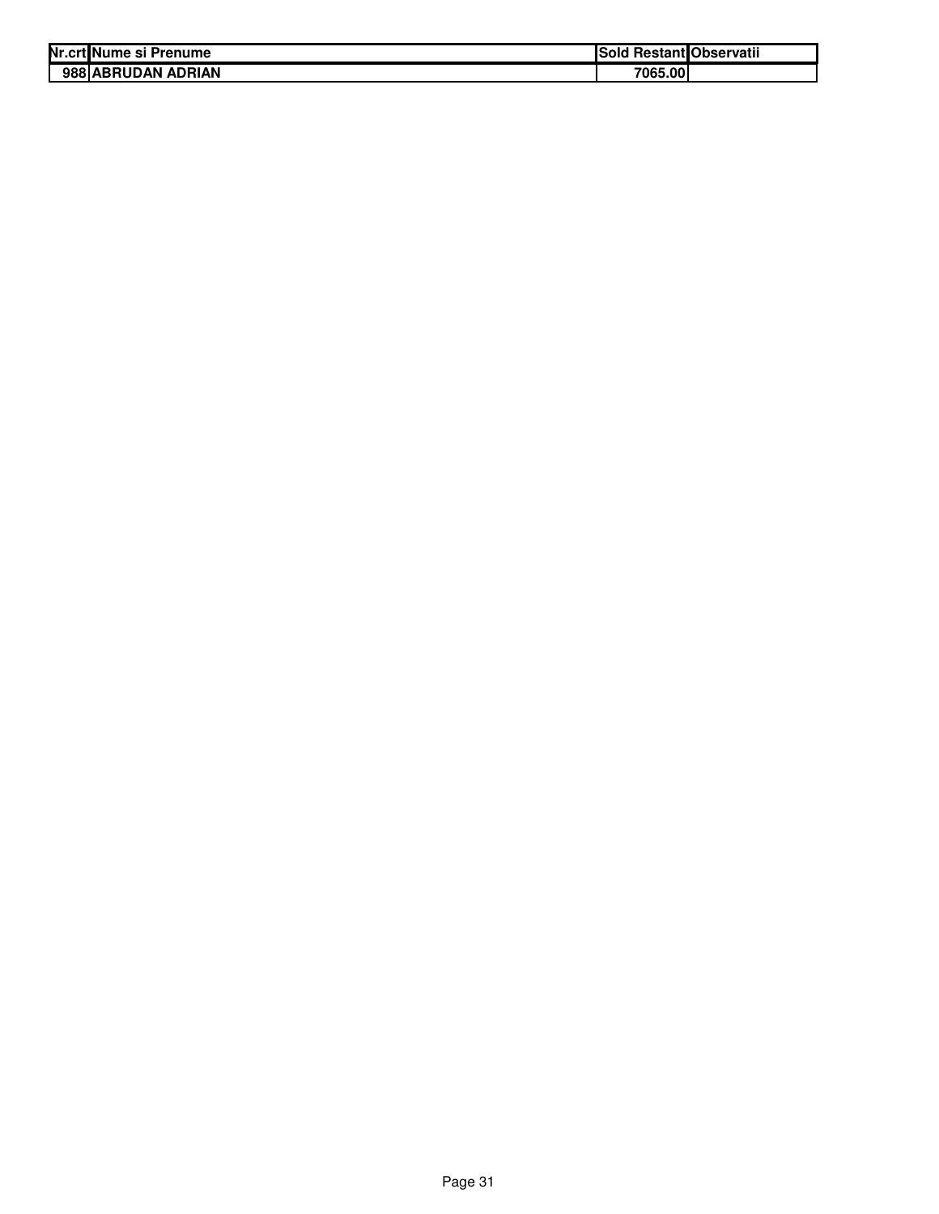| Nr.crt | Nume si Prenume | Sold Restant | Observatii |
|---|---|---|---|
| 988 | ABRUDAN ADRIAN | 7065.00 | |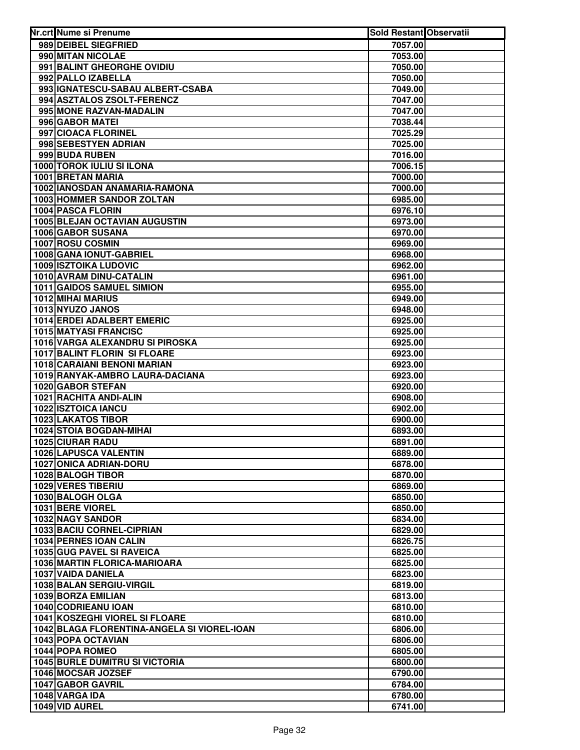| Nr.crt | Nume si Prenume | Sold Restant | Observatii |
|---|---|---|---|
| 989 | DEIBEL SIEGFRIED | 7057.00 | |
| 990 | MITAN NICOLAE | 7053.00 | |
| 991 | BALINT GHEORGHE OVIDIU | 7050.00 | |
| 992 | PALLO IZABELLA | 7050.00 | |
| 993 | IGNATESCU-SABAU ALBERT-CSABA | 7049.00 | |
| 994 | ASZTALOS ZSOLT-FERENCZ | 7047.00 | |
| 995 | MONE RAZVAN-MADALIN | 7047.00 | |
| 996 | GABOR MATEI | 7038.44 | |
| 997 | CIOACA FLORINEL | 7025.29 | |
| 998 | SEBESTYEN ADRIAN | 7025.00 | |
| 999 | BUDA RUBEN | 7016.00 | |
| 1000 | TOROK IULIU SI ILONA | 7006.15 | |
| 1001 | BRETAN MARIA | 7000.00 | |
| 1002 | IANOSDAN ANAMARIA-RAMONA | 7000.00 | |
| 1003 | HOMMER SANDOR ZOLTAN | 6985.00 | |
| 1004 | PASCA FLORIN | 6976.10 | |
| 1005 | BLEJAN OCTAVIAN AUGUSTIN | 6973.00 | |
| 1006 | GABOR SUSANA | 6970.00 | |
| 1007 | ROSU COSMIN | 6969.00 | |
| 1008 | GANA IONUT-GABRIEL | 6968.00 | |
| 1009 | ISZTOIKA LUDOVIC | 6962.00 | |
| 1010 | AVRAM DINU-CATALIN | 6961.00 | |
| 1011 | GAIDOS SAMUEL SIMION | 6955.00 | |
| 1012 | MIHAI MARIUS | 6949.00 | |
| 1013 | NYUZO JANOS | 6948.00 | |
| 1014 | ERDEI ADALBERT EMERIC | 6925.00 | |
| 1015 | MATYASI FRANCISC | 6925.00 | |
| 1016 | VARGA ALEXANDRU SI PIROSKA | 6925.00 | |
| 1017 | BALINT FLORIN SI FLOARE | 6923.00 | |
| 1018 | CARAIANI BENONI MARIAN | 6923.00 | |
| 1019 | RANYAK-AMBRO LAURA-DACIANA | 6923.00 | |
| 1020 | GABOR STEFAN | 6920.00 | |
| 1021 | RACHITA ANDI-ALIN | 6908.00 | |
| 1022 | ISZTOICA IANCU | 6902.00 | |
| 1023 | LAKATOS TIBOR | 6900.00 | |
| 1024 | STOIA BOGDAN-MIHAI | 6893.00 | |
| 1025 | CIURAR RADU | 6891.00 | |
| 1026 | LAPUSCA VALENTIN | 6889.00 | |
| 1027 | ONICA ADRIAN-DORU | 6878.00 | |
| 1028 | BALOGH TIBOR | 6870.00 | |
| 1029 | VERES TIBERIU | 6869.00 | |
| 1030 | BALOGH OLGA | 6850.00 | |
| 1031 | BERE VIOREL | 6850.00 | |
| 1032 | NAGY SANDOR | 6834.00 | |
| 1033 | BACIU CORNEL-CIPRIAN | 6829.00 | |
| 1034 | PERNES IOAN CALIN | 6826.75 | |
| 1035 | GUG PAVEL SI RAVEICA | 6825.00 | |
| 1036 | MARTIN FLORICA-MARIOARA | 6825.00 | |
| 1037 | VAIDA DANIELA | 6823.00 | |
| 1038 | BALAN SERGIU-VIRGIL | 6819.00 | |
| 1039 | BORZA EMILIAN | 6813.00 | |
| 1040 | CODRIEANU IOAN | 6810.00 | |
| 1041 | KOSZEGHI VIOREL SI FLOARE | 6810.00 | |
| 1042 | BLAGA FLORENTINA-ANGELA SI VIOREL-IOAN | 6806.00 | |
| 1043 | POPA OCTAVIAN | 6806.00 | |
| 1044 | POPA ROMEO | 6805.00 | |
| 1045 | BURLE DUMITRU SI VICTORIA | 6800.00 | |
| 1046 | MOCSAR JOZSEF | 6790.00 | |
| 1047 | GABOR GAVRIL | 6784.00 | |
| 1048 | VARGA IDA | 6780.00 | |
| 1049 | VID AUREL | 6741.00 | |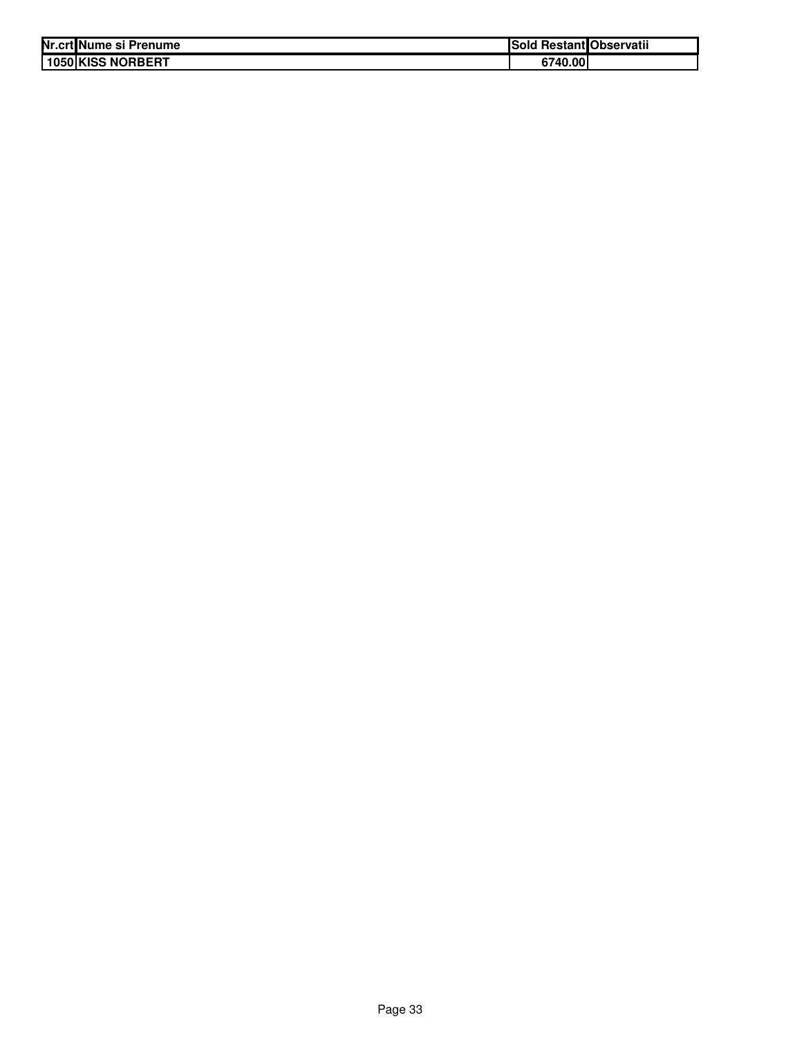| Nr.crt | Nume si Prenume | Sold Restant | Observatii |
|---|---|---|---|
| 1050 | KISS NORBERT | 6740.00 | |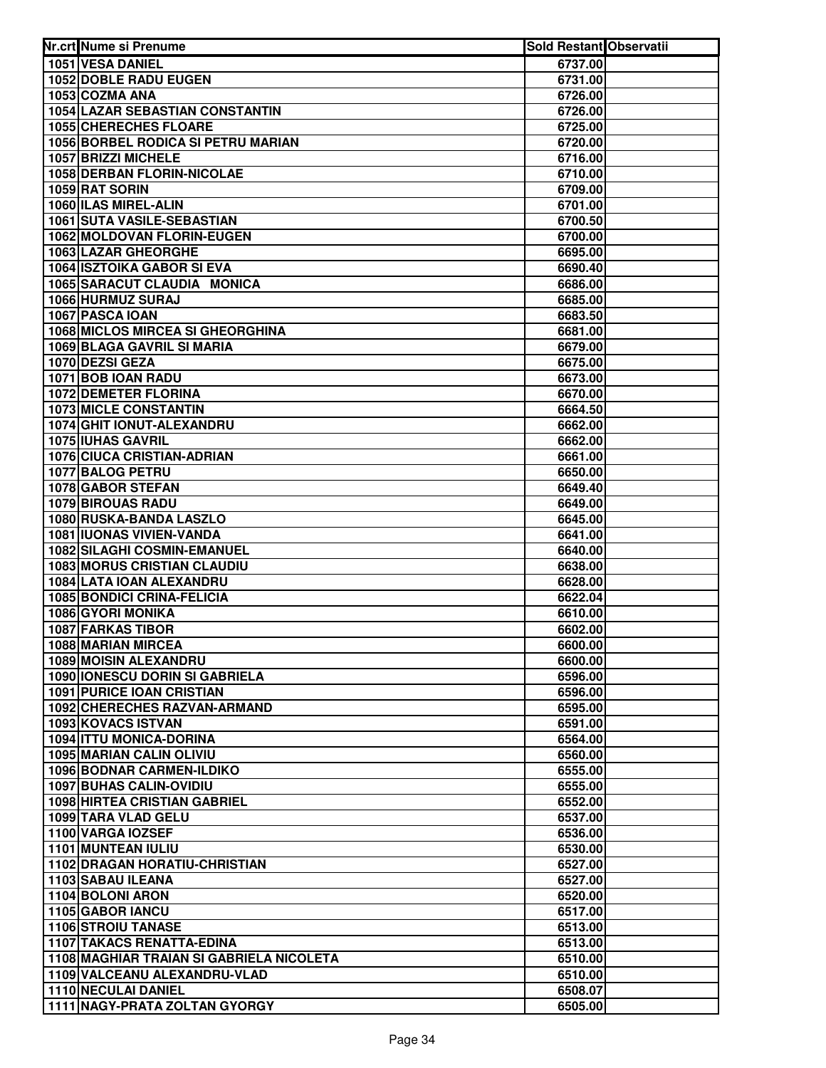| Nr.crt | Nume si Prenume | Sold Restant | Observatii |
|---|---|---|---|
| 1051 | VESA DANIEL | 6737.00 | |
| 1052 | DOBLE RADU EUGEN | 6731.00 | |
| 1053 | COZMA ANA | 6726.00 | |
| 1054 | LAZAR SEBASTIAN CONSTANTIN | 6726.00 | |
| 1055 | CHERECHES FLOARE | 6725.00 | |
| 1056 | BORBEL RODICA SI PETRU MARIAN | 6720.00 | |
| 1057 | BRIZZI MICHELE | 6716.00 | |
| 1058 | DERBAN FLORIN-NICOLAE | 6710.00 | |
| 1059 | RAT SORIN | 6709.00 | |
| 1060 | ILAS MIREL-ALIN | 6701.00 | |
| 1061 | SUTA VASILE-SEBASTIAN | 6700.50 | |
| 1062 | MOLDOVAN FLORIN-EUGEN | 6700.00 | |
| 1063 | LAZAR GHEORGHE | 6695.00 | |
| 1064 | ISZTOIKA GABOR SI EVA | 6690.40 | |
| 1065 | SARACUT CLAUDIA MONICA | 6686.00 | |
| 1066 | HURMUZ SURAJ | 6685.00 | |
| 1067 | PASCA IOAN | 6683.50 | |
| 1068 | MICLOS MIRCEA SI GHEORGHINA | 6681.00 | |
| 1069 | BLAGA GAVRIL SI MARIA | 6679.00 | |
| 1070 | DEZSI GEZA | 6675.00 | |
| 1071 | BOB IOAN RADU | 6673.00 | |
| 1072 | DEMETER FLORINA | 6670.00 | |
| 1073 | MICLE CONSTANTIN | 6664.50 | |
| 1074 | GHIT IONUT-ALEXANDRU | 6662.00 | |
| 1075 | IUHAS GAVRIL | 6662.00 | |
| 1076 | CIUCA CRISTIAN-ADRIAN | 6661.00 | |
| 1077 | BALOG PETRU | 6650.00 | |
| 1078 | GABOR STEFAN | 6649.40 | |
| 1079 | BIROUAS RADU | 6649.00 | |
| 1080 | RUSKA-BANDA LASZLO | 6645.00 | |
| 1081 | IUONAS VIVIEN-VANDA | 6641.00 | |
| 1082 | SILAGHI COSMIN-EMANUEL | 6640.00 | |
| 1083 | MORUS CRISTIAN CLAUDIU | 6638.00 | |
| 1084 | LATA IOAN ALEXANDRU | 6628.00 | |
| 1085 | BONDICI CRINA-FELICIA | 6622.04 | |
| 1086 | GYORI MONIKA | 6610.00 | |
| 1087 | FARKAS TIBOR | 6602.00 | |
| 1088 | MARIAN MIRCEA | 6600.00 | |
| 1089 | MOISIN ALEXANDRU | 6600.00 | |
| 1090 | IONESCU DORIN SI GABRIELA | 6596.00 | |
| 1091 | PURICE IOAN CRISTIAN | 6596.00 | |
| 1092 | CHERECHES RAZVAN-ARMAND | 6595.00 | |
| 1093 | KOVACS ISTVAN | 6591.00 | |
| 1094 | ITTU MONICA-DORINA | 6564.00 | |
| 1095 | MARIAN CALIN OLIVIU | 6560.00 | |
| 1096 | BODNAR CARMEN-ILDIKO | 6555.00 | |
| 1097 | BUHAS CALIN-OVIDIU | 6555.00 | |
| 1098 | HIRTEA CRISTIAN GABRIEL | 6552.00 | |
| 1099 | TARA VLAD GELU | 6537.00 | |
| 1100 | VARGA IOZSEF | 6536.00 | |
| 1101 | MUNTEAN IULIU | 6530.00 | |
| 1102 | DRAGAN HORATIU-CHRISTIAN | 6527.00 | |
| 1103 | SABAU ILEANA | 6527.00 | |
| 1104 | BOLONI ARON | 6520.00 | |
| 1105 | GABOR IANCU | 6517.00 | |
| 1106 | STROIU TANASE | 6513.00 | |
| 1107 | TAKACS RENATTA-EDINA | 6513.00 | |
| 1108 | MAGHIAR TRAIAN SI GABRIELA NICOLETA | 6510.00 | |
| 1109 | VALCEANU ALEXANDRU-VLAD | 6510.00 | |
| 1110 | NECULAI DANIEL | 6508.07 | |
| 1111 | NAGY-PRATA ZOLTAN GYORGY | 6505.00 | |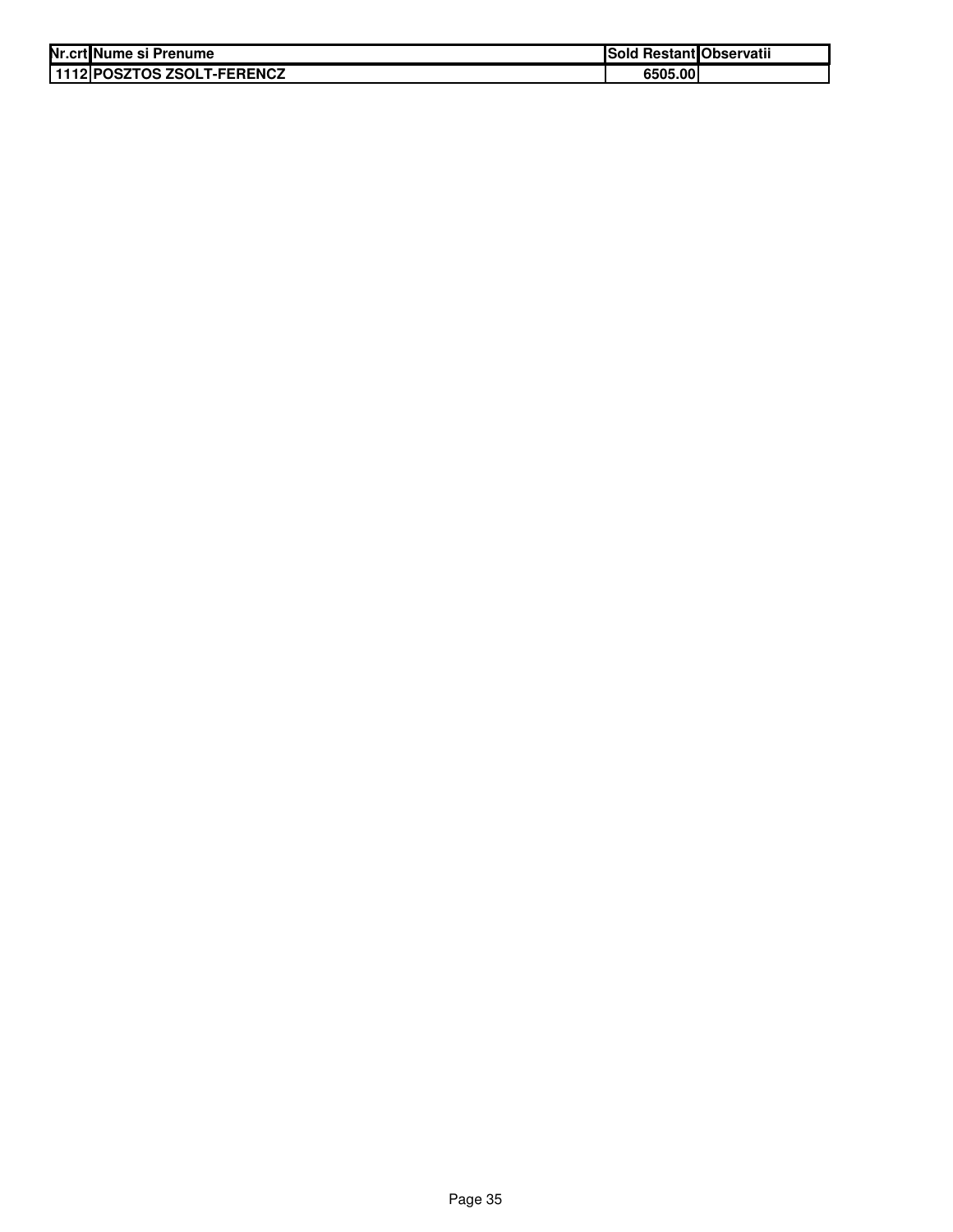| Nr.crt | Nume si Prenume | Sold Restant | Observatii |
|---|---|---|---|
| 1112 | POSZTOS ZSOLT-FERENCZ | 6505.00 | |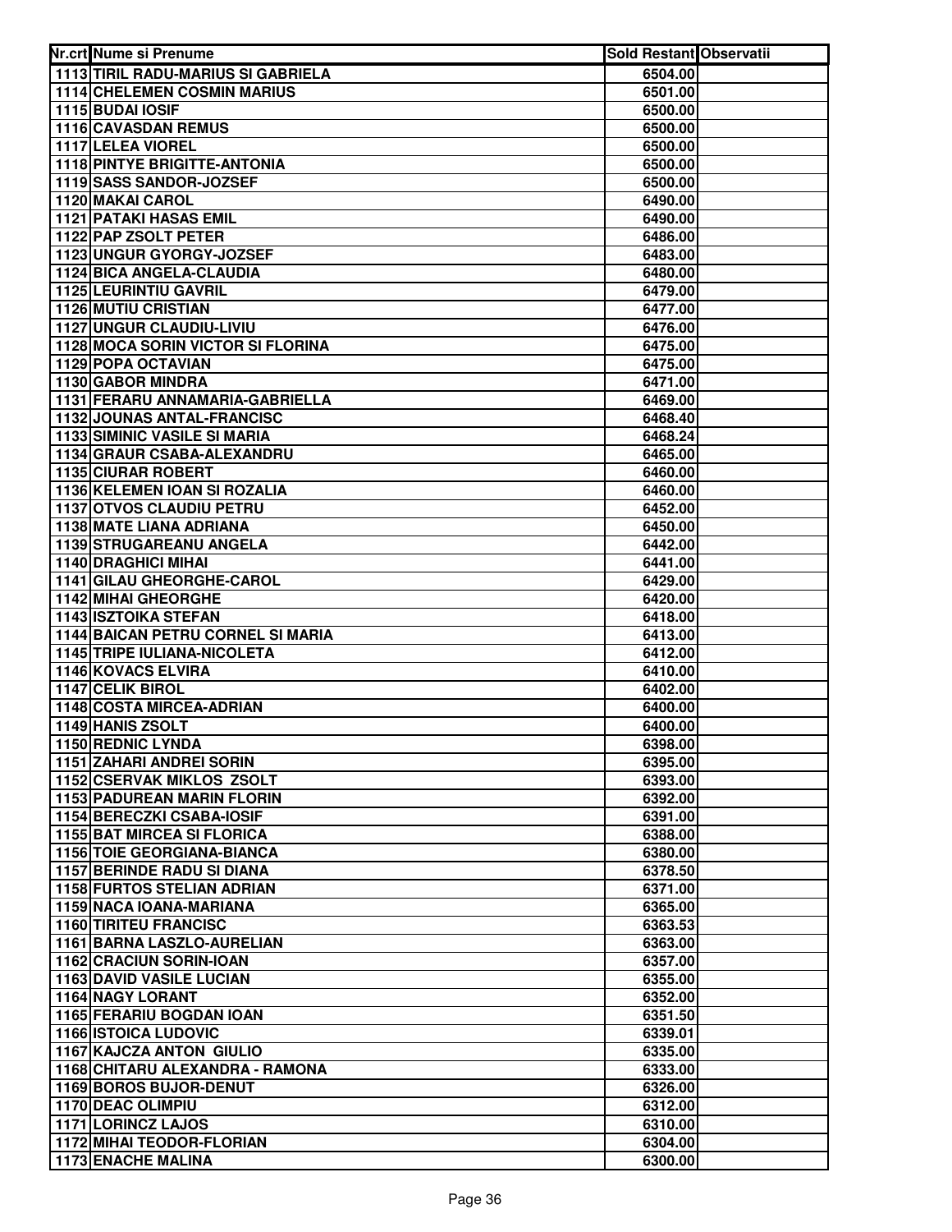| Nr.crt | Nume si Prenume | Sold Restant | Observatii |
|---|---|---|---|
| 1113 | TIRIL RADU-MARIUS SI GABRIELA | 6504.00 | |
| 1114 | CHELEMEN COSMIN MARIUS | 6501.00 | |
| 1115 | BUDAI IOSIF | 6500.00 | |
| 1116 | CAVASDAN REMUS | 6500.00 | |
| 1117 | LELEA VIOREL | 6500.00 | |
| 1118 | PINTYE BRIGITTE-ANTONIA | 6500.00 | |
| 1119 | SASS SANDOR-JOZSEF | 6500.00 | |
| 1120 | MAKAI CAROL | 6490.00 | |
| 1121 | PATAKI HASAS EMIL | 6490.00 | |
| 1122 | PAP ZSOLT PETER | 6486.00 | |
| 1123 | UNGUR GYORGY-JOZSEF | 6483.00 | |
| 1124 | BICA ANGELA-CLAUDIA | 6480.00 | |
| 1125 | LEURINTIU GAVRIL | 6479.00 | |
| 1126 | MUTIU CRISTIAN | 6477.00 | |
| 1127 | UNGUR CLAUDIU-LIVIU | 6476.00 | |
| 1128 | MOCA SORIN VICTOR SI FLORINA | 6475.00 | |
| 1129 | POPA OCTAVIAN | 6475.00 | |
| 1130 | GABOR MINDRA | 6471.00 | |
| 1131 | FERARU ANNAMARIA-GABRIELLA | 6469.00 | |
| 1132 | JOUNAS ANTAL-FRANCISC | 6468.40 | |
| 1133 | SIMINIC VASILE SI MARIA | 6468.24 | |
| 1134 | GRAUR CSABA-ALEXANDRU | 6465.00 | |
| 1135 | CIURAR ROBERT | 6460.00 | |
| 1136 | KELEMEN IOAN SI ROZALIA | 6460.00 | |
| 1137 | OTVOS CLAUDIU PETRU | 6452.00 | |
| 1138 | MATE LIANA ADRIANA | 6450.00 | |
| 1139 | STRUGAREANU ANGELA | 6442.00 | |
| 1140 | DRAGHICI MIHAI | 6441.00 | |
| 1141 | GILAU GHEORGHE-CAROL | 6429.00 | |
| 1142 | MIHAI GHEORGHE | 6420.00 | |
| 1143 | ISZTOIKA STEFAN | 6418.00 | |
| 1144 | BAICAN PETRU CORNEL SI MARIA | 6413.00 | |
| 1145 | TRIPE IULIANA-NICOLETA | 6412.00 | |
| 1146 | KOVACS ELVIRA | 6410.00 | |
| 1147 | CELIK BIROL | 6402.00 | |
| 1148 | COSTA MIRCEA-ADRIAN | 6400.00 | |
| 1149 | HANIS ZSOLT | 6400.00 | |
| 1150 | REDNIC LYNDA | 6398.00 | |
| 1151 | ZAHARI ANDREI SORIN | 6395.00 | |
| 1152 | CSERVAK MIKLOS ZSOLT | 6393.00 | |
| 1153 | PADUREAN MARIN FLORIN | 6392.00 | |
| 1154 | BERECZKI CSABA-IOSIF | 6391.00 | |
| 1155 | BAT MIRCEA SI FLORICA | 6388.00 | |
| 1156 | TOIE GEORGIANA-BIANCA | 6380.00 | |
| 1157 | BERINDE RADU SI DIANA | 6378.50 | |
| 1158 | FURTOS STELIAN ADRIAN | 6371.00 | |
| 1159 | NACA IOANA-MARIANA | 6365.00 | |
| 1160 | TIRITEU FRANCISC | 6363.53 | |
| 1161 | BARNA LASZLO-AURELIAN | 6363.00 | |
| 1162 | CRACIUN SORIN-IOAN | 6357.00 | |
| 1163 | DAVID VASILE LUCIAN | 6355.00 | |
| 1164 | NAGY LORANT | 6352.00 | |
| 1165 | FERARIU BOGDAN IOAN | 6351.50 | |
| 1166 | ISTOICA LUDOVIC | 6339.01 | |
| 1167 | KAJCZA ANTON GIULIO | 6335.00 | |
| 1168 | CHITARU ALEXANDRA - RAMONA | 6333.00 | |
| 1169 | BOROS BUJOR-DENUT | 6326.00 | |
| 1170 | DEAC OLIMPIU | 6312.00 | |
| 1171 | LORINCZ LAJOS | 6310.00 | |
| 1172 | MIHAI TEODOR-FLORIAN | 6304.00 | |
| 1173 | ENACHE MALINA | 6300.00 | |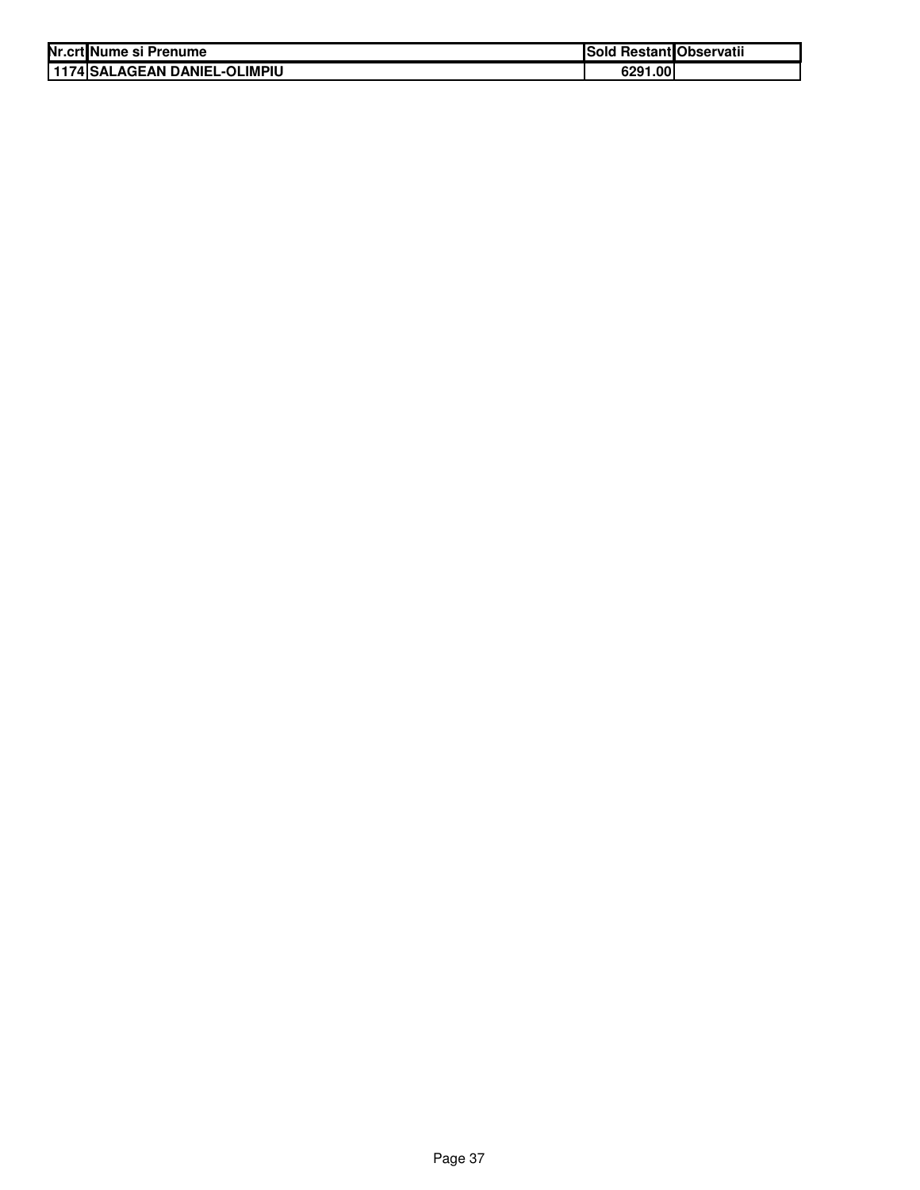| Nr.crt | Nume si Prenume | Sold Restant | Observatii |
| --- | --- | --- | --- |
| 1174 | SALAGEAN DANIEL-OLIMPIU | 6291.00 | |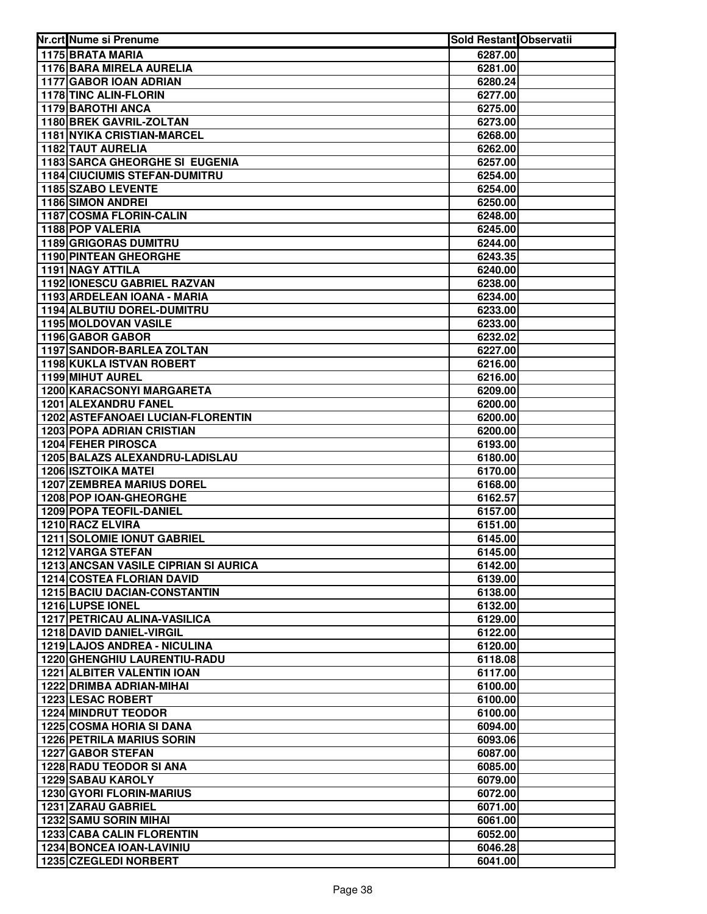| Nr.crt | Nume si Prenume | Sold Restant | Observatii |
|---|---|---|---|
| 1175 | BRATA MARIA | 6287.00 | |
| 1176 | BARA MIRELA AURELIA | 6281.00 | |
| 1177 | GABOR IOAN ADRIAN | 6280.24 | |
| 1178 | TINC ALIN-FLORIN | 6277.00 | |
| 1179 | BAROTHI ANCA | 6275.00 | |
| 1180 | BREK GAVRIL-ZOLTAN | 6273.00 | |
| 1181 | NYIKA CRISTIAN-MARCEL | 6268.00 | |
| 1182 | TAUT AURELIA | 6262.00 | |
| 1183 | SARCA GHEORGHE SI EUGENIA | 6257.00 | |
| 1184 | CIUCIUMIS STEFAN-DUMITRU | 6254.00 | |
| 1185 | SZABO LEVENTE | 6254.00 | |
| 1186 | SIMON ANDREI | 6250.00 | |
| 1187 | COSMA FLORIN-CALIN | 6248.00 | |
| 1188 | POP VALERIA | 6245.00 | |
| 1189 | GRIGORAS DUMITRU | 6244.00 | |
| 1190 | PINTEAN GHEORGHE | 6243.35 | |
| 1191 | NAGY ATTILA | 6240.00 | |
| 1192 | IONESCU GABRIEL RAZVAN | 6238.00 | |
| 1193 | ARDELEAN IOANA - MARIA | 6234.00 | |
| 1194 | ALBUTIU DOREL-DUMITRU | 6233.00 | |
| 1195 | MOLDOVAN VASILE | 6233.00 | |
| 1196 | GABOR GABOR | 6232.02 | |
| 1197 | SANDOR-BARLEA ZOLTAN | 6227.00 | |
| 1198 | KUKLA ISTVAN ROBERT | 6216.00 | |
| 1199 | MIHUT AUREL | 6216.00 | |
| 1200 | KARACSONYI MARGARETA | 6209.00 | |
| 1201 | ALEXANDRU FANEL | 6200.00 | |
| 1202 | ASTEFANOAEI LUCIAN-FLORENTIN | 6200.00 | |
| 1203 | POPA ADRIAN CRISTIAN | 6200.00 | |
| 1204 | FEHER PIROSCA | 6193.00 | |
| 1205 | BALAZS ALEXANDRU-LADISLAU | 6180.00 | |
| 1206 | ISZTOIKA MATEI | 6170.00 | |
| 1207 | ZEMBREA MARIUS DOREL | 6168.00 | |
| 1208 | POP IOAN-GHEORGHE | 6162.57 | |
| 1209 | POPA TEOFIL-DANIEL | 6157.00 | |
| 1210 | RACZ ELVIRA | 6151.00 | |
| 1211 | SOLOMIE IONUT GABRIEL | 6145.00 | |
| 1212 | VARGA STEFAN | 6145.00 | |
| 1213 | ANCSAN VASILE CIPRIAN SI AURICA | 6142.00 | |
| 1214 | COSTEA FLORIAN DAVID | 6139.00 | |
| 1215 | BACIU DACIAN-CONSTANTIN | 6138.00 | |
| 1216 | LUPSE IONEL | 6132.00 | |
| 1217 | PETRICAU ALINA-VASILICA | 6129.00 | |
| 1218 | DAVID DANIEL-VIRGIL | 6122.00 | |
| 1219 | LAJOS ANDREA - NICULINA | 6120.00 | |
| 1220 | GHENGHIU LAURENTIU-RADU | 6118.08 | |
| 1221 | ALBITER VALENTIN IOAN | 6117.00 | |
| 1222 | DRIMBA ADRIAN-MIHAI | 6100.00 | |
| 1223 | LESAC ROBERT | 6100.00 | |
| 1224 | MINDRUT TEODOR | 6100.00 | |
| 1225 | COSMA HORIA SI DANA | 6094.00 | |
| 1226 | PETRILA MARIUS SORIN | 6093.06 | |
| 1227 | GABOR STEFAN | 6087.00 | |
| 1228 | RADU TEODOR SI ANA | 6085.00 | |
| 1229 | SABAU KAROLY | 6079.00 | |
| 1230 | GYORI FLORIN-MARIUS | 6072.00 | |
| 1231 | ZARAU GABRIEL | 6071.00 | |
| 1232 | SAMU SORIN MIHAI | 6061.00 | |
| 1233 | CABA CALIN FLORENTIN | 6052.00 | |
| 1234 | BONCEA IOAN-LAVINIU | 6046.28 | |
| 1235 | CZEGLEDI NORBERT | 6041.00 | |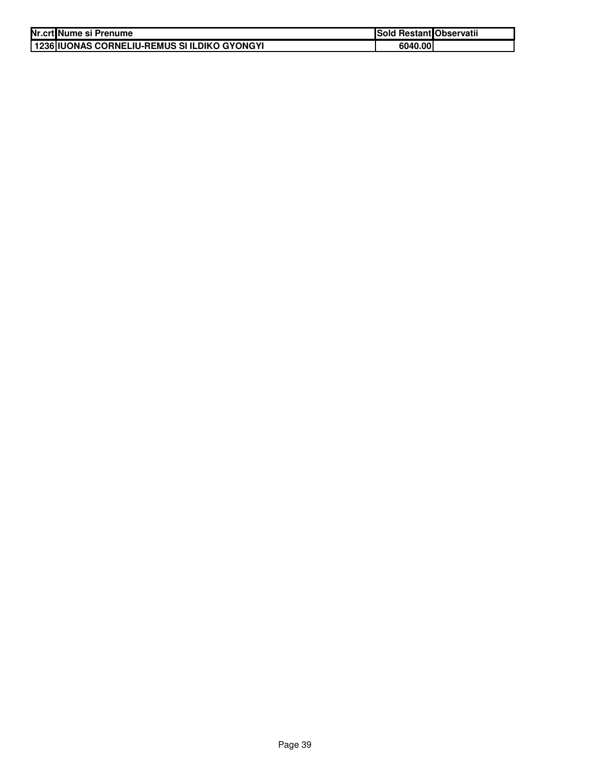| Nr.crt | Nume si Prenume | Sold Restant | Observatii |
|---|---|---|---|
| 1236 | IUONAS CORNELIU-REMUS SI ILDIKO GYONGYI | 6040.00 | |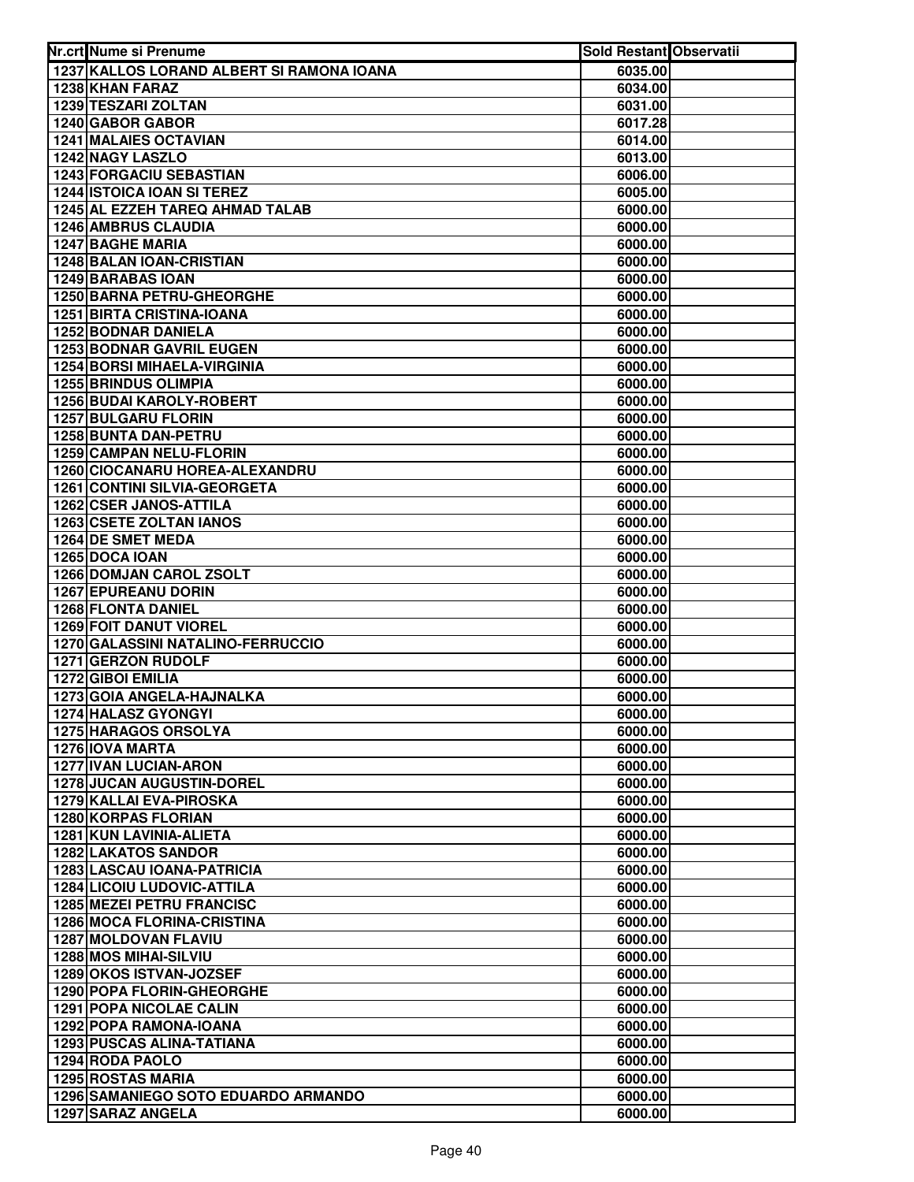| Nr.crt | Nume si Prenume | Sold Restant | Observatii |
|---|---|---|---|
| 1237 | KALLOS LORAND ALBERT SI RAMONA IOANA | 6035.00 | |
| 1238 | KHAN FARAZ | 6034.00 | |
| 1239 | TESZARI ZOLTAN | 6031.00 | |
| 1240 | GABOR GABOR | 6017.28 | |
| 1241 | MALAIES OCTAVIAN | 6014.00 | |
| 1242 | NAGY LASZLO | 6013.00 | |
| 1243 | FORGACIU SEBASTIAN | 6006.00 | |
| 1244 | ISTOICA IOAN SI TEREZ | 6005.00 | |
| 1245 | AL EZZEH TAREQ AHMAD TALAB | 6000.00 | |
| 1246 | AMBRUS CLAUDIA | 6000.00 | |
| 1247 | BAGHE MARIA | 6000.00 | |
| 1248 | BALAN IOAN-CRISTIAN | 6000.00 | |
| 1249 | BARABAS IOAN | 6000.00 | |
| 1250 | BARNA PETRU-GHEORGHE | 6000.00 | |
| 1251 | BIRTA CRISTINA-IOANA | 6000.00 | |
| 1252 | BODNAR DANIELA | 6000.00 | |
| 1253 | BODNAR GAVRIL EUGEN | 6000.00 | |
| 1254 | BORSI MIHAELA-VIRGINIA | 6000.00 | |
| 1255 | BRINDUS OLIMPIA | 6000.00 | |
| 1256 | BUDAI KAROLY-ROBERT | 6000.00 | |
| 1257 | BULGARU FLORIN | 6000.00 | |
| 1258 | BUNTA DAN-PETRU | 6000.00 | |
| 1259 | CAMPAN NELU-FLORIN | 6000.00 | |
| 1260 | CIOCANARU HOREA-ALEXANDRU | 6000.00 | |
| 1261 | CONTINI SILVIA-GEORGETA | 6000.00 | |
| 1262 | CSER JANOS-ATTILA | 6000.00 | |
| 1263 | CSETE ZOLTAN IANOS | 6000.00 | |
| 1264 | DE SMET MEDA | 6000.00 | |
| 1265 | DOCA IOAN | 6000.00 | |
| 1266 | DOMJAN CAROL ZSOLT | 6000.00 | |
| 1267 | EPUREANU DORIN | 6000.00 | |
| 1268 | FLONTA DANIEL | 6000.00 | |
| 1269 | FOIT DANUT VIOREL | 6000.00 | |
| 1270 | GALASSINI NATALINO-FERRUCCIO | 6000.00 | |
| 1271 | GERZON RUDOLF | 6000.00 | |
| 1272 | GIBOI EMILIA | 6000.00 | |
| 1273 | GOIA ANGELA-HAJNALKA | 6000.00 | |
| 1274 | HALASZ GYONGYI | 6000.00 | |
| 1275 | HARAGOS ORSOLYA | 6000.00 | |
| 1276 | IOVA MARTA | 6000.00 | |
| 1277 | IVAN LUCIAN-ARON | 6000.00 | |
| 1278 | JUCAN AUGUSTIN-DOREL | 6000.00 | |
| 1279 | KALLAI EVA-PIROSKA | 6000.00 | |
| 1280 | KORPAS FLORIAN | 6000.00 | |
| 1281 | KUN LAVINIA-ALIETA | 6000.00 | |
| 1282 | LAKATOS SANDOR | 6000.00 | |
| 1283 | LASCAU IOANA-PATRICIA | 6000.00 | |
| 1284 | LICOIU LUDOVIC-ATTILA | 6000.00 | |
| 1285 | MEZEI PETRU FRANCISC | 6000.00 | |
| 1286 | MOCA FLORINA-CRISTINA | 6000.00 | |
| 1287 | MOLDOVAN FLAVIU | 6000.00 | |
| 1288 | MOS MIHAI-SILVIU | 6000.00 | |
| 1289 | OKOS ISTVAN-JOZSEF | 6000.00 | |
| 1290 | POPA FLORIN-GHEORGHE | 6000.00 | |
| 1291 | POPA NICOLAE CALIN | 6000.00 | |
| 1292 | POPA RAMONA-IOANA | 6000.00 | |
| 1293 | PUSCAS ALINA-TATIANA | 6000.00 | |
| 1294 | RODA PAOLO | 6000.00 | |
| 1295 | ROSTAS MARIA | 6000.00 | |
| 1296 | SAMANIEGO SOTO EDUARDO ARMANDO | 6000.00 | |
| 1297 | SARAZ ANGELA | 6000.00 | |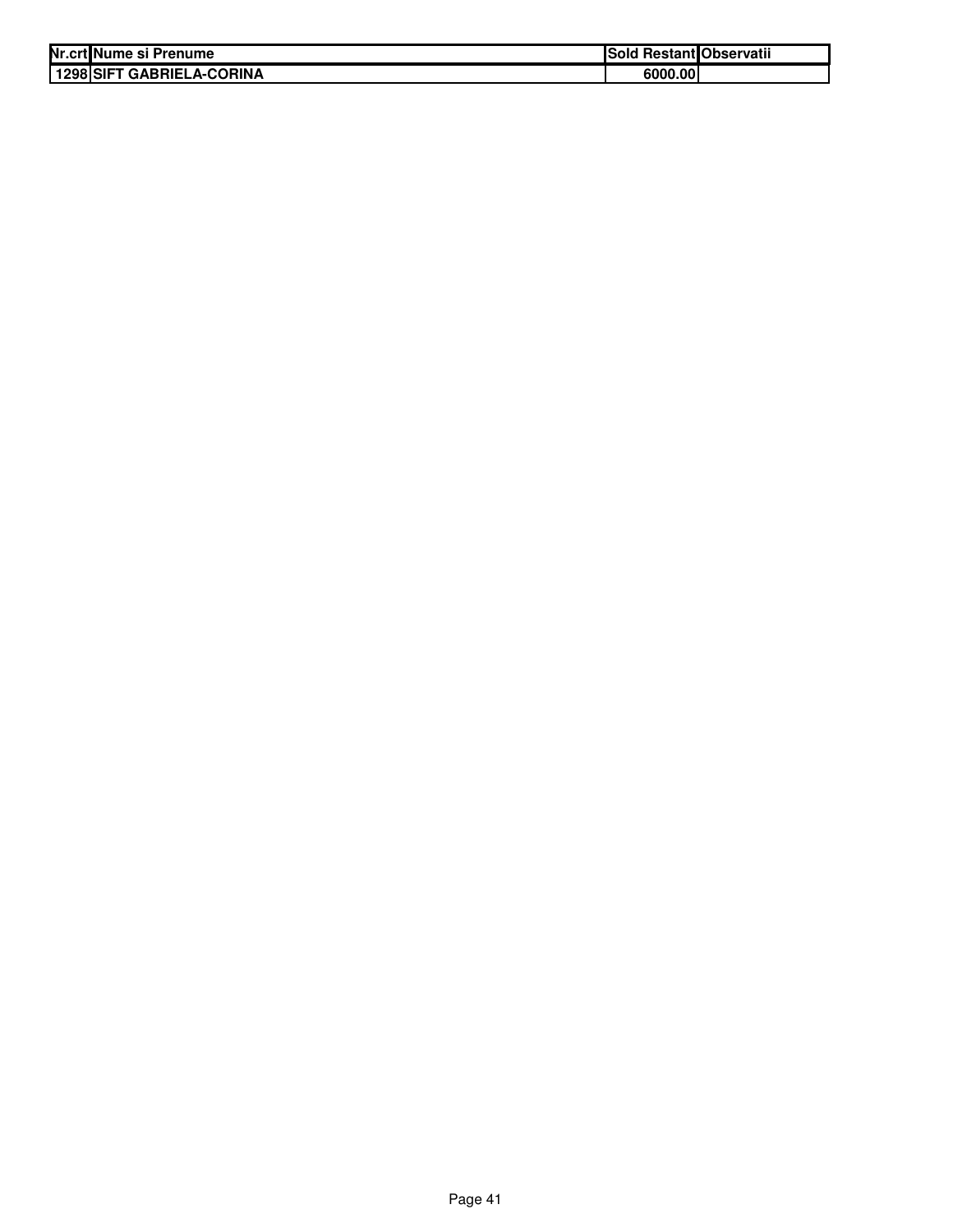| Nr.crt | Nume si Prenume | Sold Restant | Observatii |
|---|---|---|---|
| 1298 | SIFT GABRIELA-CORINA | 6000.00 | |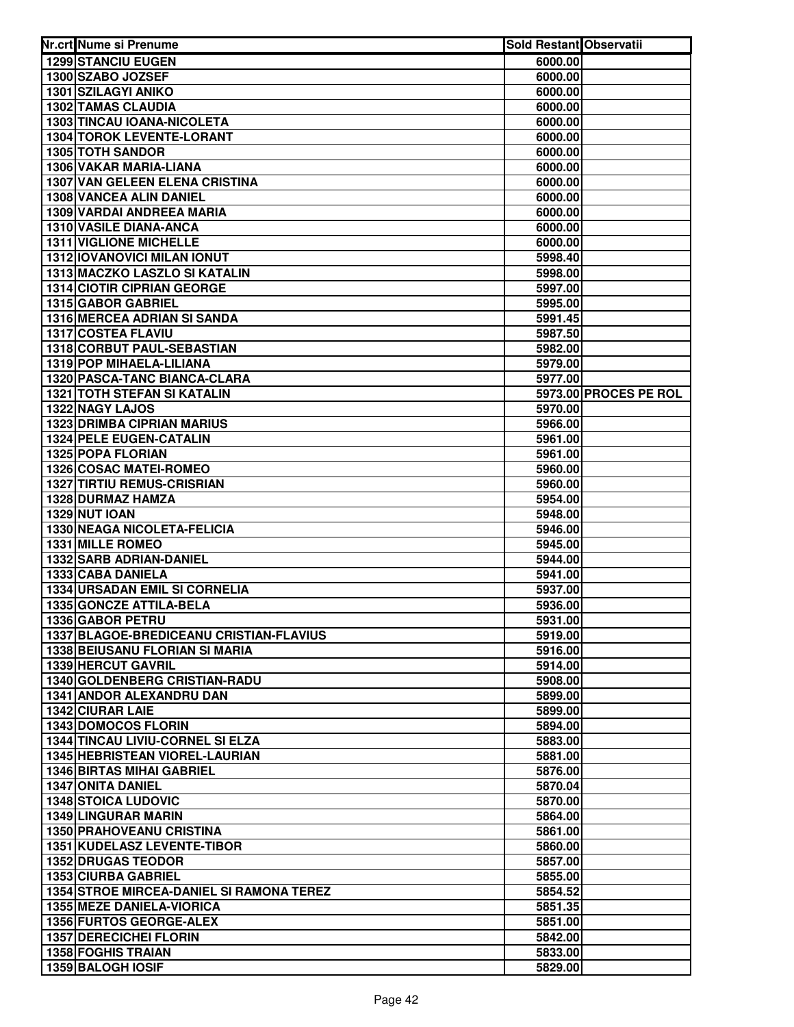| Nr.crt | Nume si Prenume | Sold Restant | Observatii |
|---|---|---|---|
| 1299 | STANCIU EUGEN | 6000.00 | |
| 1300 | SZABO JOZSEF | 6000.00 | |
| 1301 | SZILAGYI ANIKO | 6000.00 | |
| 1302 | TAMAS CLAUDIA | 6000.00 | |
| 1303 | TINCAU IOANA-NICOLETA | 6000.00 | |
| 1304 | TOROK LEVENTE-LORANT | 6000.00 | |
| 1305 | TOTH SANDOR | 6000.00 | |
| 1306 | VAKAR MARIA-LIANA | 6000.00 | |
| 1307 | VAN GELEEN ELENA CRISTINA | 6000.00 | |
| 1308 | VANCEA ALIN DANIEL | 6000.00 | |
| 1309 | VARDAI ANDREEA MARIA | 6000.00 | |
| 1310 | VASILE DIANA-ANCA | 6000.00 | |
| 1311 | VIGLIONE MICHELLE | 6000.00 | |
| 1312 | IOVANOVICI MILAN IONUT | 5998.40 | |
| 1313 | MACZKO LASZLO SI KATALIN | 5998.00 | |
| 1314 | CIOTIR CIPRIAN GEORGE | 5997.00 | |
| 1315 | GABOR GABRIEL | 5995.00 | |
| 1316 | MERCEA ADRIAN SI SANDA | 5991.45 | |
| 1317 | COSTEA FLAVIU | 5987.50 | |
| 1318 | CORBUT PAUL-SEBASTIAN | 5982.00 | |
| 1319 | POP MIHAELA-LILIANA | 5979.00 | |
| 1320 | PASCA-TANC BIANCA-CLARA | 5977.00 | |
| 1321 | TOTH STEFAN SI KATALIN | 5973.00 | PROCES PE ROL |
| 1322 | NAGY LAJOS | 5970.00 | |
| 1323 | DRIMBA CIPRIAN MARIUS | 5966.00 | |
| 1324 | PELE EUGEN-CATALIN | 5961.00 | |
| 1325 | POPA FLORIAN | 5961.00 | |
| 1326 | COSAC MATEI-ROMEO | 5960.00 | |
| 1327 | TIRTIU REMUS-CRISRIAN | 5960.00 | |
| 1328 | DURMAZ HAMZA | 5954.00 | |
| 1329 | NUT IOAN | 5948.00 | |
| 1330 | NEAGA NICOLETA-FELICIA | 5946.00 | |
| 1331 | MILLE ROMEO | 5945.00 | |
| 1332 | SARB ADRIAN-DANIEL | 5944.00 | |
| 1333 | CABA DANIELA | 5941.00 | |
| 1334 | URSADAN EMIL SI CORNELIA | 5937.00 | |
| 1335 | GONCZE ATTILA-BELA | 5936.00 | |
| 1336 | GABOR PETRU | 5931.00 | |
| 1337 | BLAGOE-BREDICEANU CRISTIAN-FLAVIUS | 5919.00 | |
| 1338 | BEIUSANU FLORIAN SI MARIA | 5916.00 | |
| 1339 | HERCUT GAVRIL | 5914.00 | |
| 1340 | GOLDENBERG CRISTIAN-RADU | 5908.00 | |
| 1341 | ANDOR ALEXANDRU DAN | 5899.00 | |
| 1342 | CIURAR LAIE | 5899.00 | |
| 1343 | DOMOCOS FLORIN | 5894.00 | |
| 1344 | TINCAU LIVIU-CORNEL SI ELZA | 5883.00 | |
| 1345 | HEBRISTEAN VIOREL-LAURIAN | 5881.00 | |
| 1346 | BIRTAS MIHAI GABRIEL | 5876.00 | |
| 1347 | ONITA DANIEL | 5870.04 | |
| 1348 | STOICA LUDOVIC | 5870.00 | |
| 1349 | LINGURAR MARIN | 5864.00 | |
| 1350 | PRAHOVEANU CRISTINA | 5861.00 | |
| 1351 | KUDELASZ LEVENTE-TIBOR | 5860.00 | |
| 1352 | DRUGAS TEODOR | 5857.00 | |
| 1353 | CIURBA GABRIEL | 5855.00 | |
| 1354 | STROE MIRCEA-DANIEL SI RAMONA TEREZ | 5854.52 | |
| 1355 | MEZE DANIELA-VIORICA | 5851.35 | |
| 1356 | FURTOS GEORGE-ALEX | 5851.00 | |
| 1357 | DERECICHEI FLORIN | 5842.00 | |
| 1358 | FOGHIS TRAIAN | 5833.00 | |
| 1359 | BALOGH IOSIF | 5829.00 | |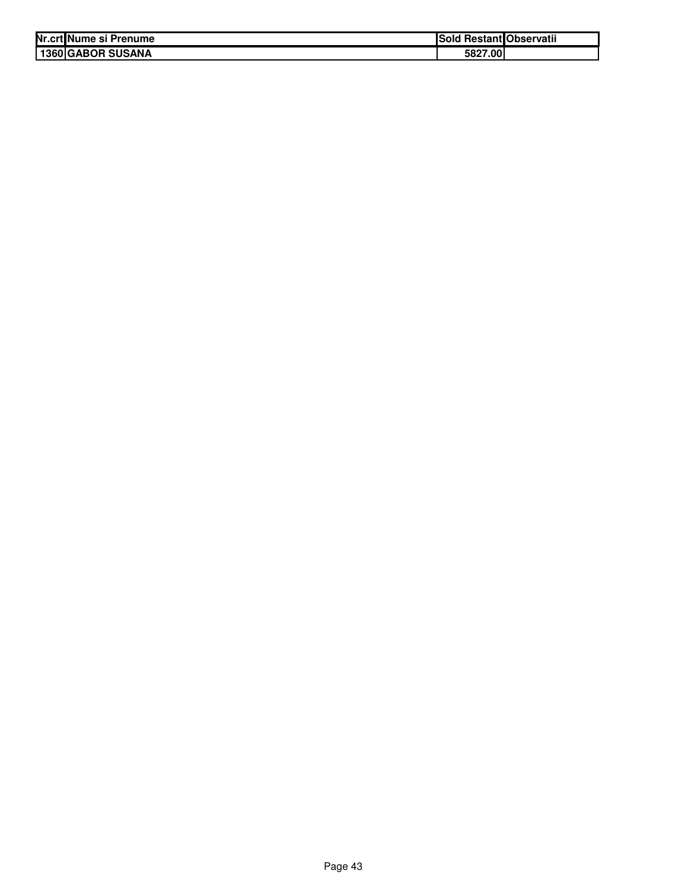| Nr.crt | Nume si Prenume | Sold Restant | Observatii |
|---|---|---|---|
| 1360 | GABOR SUSANA | 5827.00 | |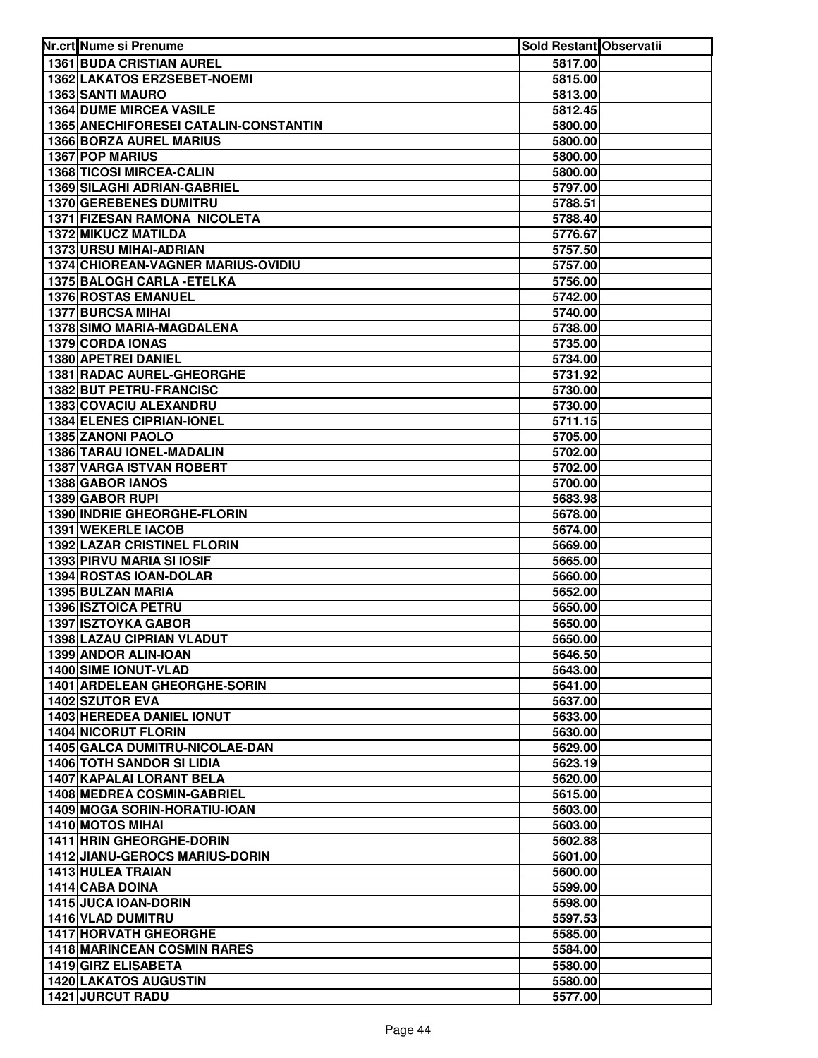| Nr.crt | Nume si Prenume | Sold Restant | Observatii |
|---|---|---|---|
| 1361 | BUDA CRISTIAN AUREL | 5817.00 | |
| 1362 | LAKATOS ERZSEBET-NOEMI | 5815.00 | |
| 1363 | SANTI MAURO | 5813.00 | |
| 1364 | DUME MIRCEA VASILE | 5812.45 | |
| 1365 | ANECHIFORESEI CATALIN-CONSTANTIN | 5800.00 | |
| 1366 | BORZA AUREL MARIUS | 5800.00 | |
| 1367 | POP MARIUS | 5800.00 | |
| 1368 | TICOSI MIRCEA-CALIN | 5800.00 | |
| 1369 | SILAGHI ADRIAN-GABRIEL | 5797.00 | |
| 1370 | GEREBENES DUMITRU | 5788.51 | |
| 1371 | FIZESAN RAMONA NICOLETA | 5788.40 | |
| 1372 | MIKUCZ MATILDA | 5776.67 | |
| 1373 | URSU MIHAI-ADRIAN | 5757.50 | |
| 1374 | CHIOREAN-VAGNER MARIUS-OVIDIU | 5757.00 | |
| 1375 | BALOGH CARLA -ETELKA | 5756.00 | |
| 1376 | ROSTAS EMANUEL | 5742.00 | |
| 1377 | BURCSA MIHAI | 5740.00 | |
| 1378 | SIMO MARIA-MAGDALENA | 5738.00 | |
| 1379 | CORDA IONAS | 5735.00 | |
| 1380 | APETREI DANIEL | 5734.00 | |
| 1381 | RADAC AUREL-GHEORGHE | 5731.92 | |
| 1382 | BUT PETRU-FRANCISC | 5730.00 | |
| 1383 | COVACIU ALEXANDRU | 5730.00 | |
| 1384 | ELENES CIPRIAN-IONEL | 5711.15 | |
| 1385 | ZANONI PAOLO | 5705.00 | |
| 1386 | TARAU IONEL-MADALIN | 5702.00 | |
| 1387 | VARGA ISTVAN ROBERT | 5702.00 | |
| 1388 | GABOR IANOS | 5700.00 | |
| 1389 | GABOR RUPI | 5683.98 | |
| 1390 | INDRIE GHEORGHE-FLORIN | 5678.00 | |
| 1391 | WEKERLE IACOB | 5674.00 | |
| 1392 | LAZAR CRISTINEL FLORIN | 5669.00 | |
| 1393 | PIRVU MARIA SI IOSIF | 5665.00 | |
| 1394 | ROSTAS IOAN-DOLAR | 5660.00 | |
| 1395 | BULZAN MARIA | 5652.00 | |
| 1396 | ISZTOICA PETRU | 5650.00 | |
| 1397 | ISZTOYKA GABOR | 5650.00 | |
| 1398 | LAZAU CIPRIAN VLADUT | 5650.00 | |
| 1399 | ANDOR ALIN-IOAN | 5646.50 | |
| 1400 | SIME IONUT-VLAD | 5643.00 | |
| 1401 | ARDELEAN GHEORGHE-SORIN | 5641.00 | |
| 1402 | SZUTOR EVA | 5637.00 | |
| 1403 | HEREDEA DANIEL IONUT | 5633.00 | |
| 1404 | NICORUT FLORIN | 5630.00 | |
| 1405 | GALCA DUMITRU-NICOLAE-DAN | 5629.00 | |
| 1406 | TOTH SANDOR SI LIDIA | 5623.19 | |
| 1407 | KAPALAI LORANT BELA | 5620.00 | |
| 1408 | MEDREA COSMIN-GABRIEL | 5615.00 | |
| 1409 | MOGA SORIN-HORATIU-IOAN | 5603.00 | |
| 1410 | MOTOS MIHAI | 5603.00 | |
| 1411 | HRIN GHEORGHE-DORIN | 5602.88 | |
| 1412 | JIANU-GEROCS MARIUS-DORIN | 5601.00 | |
| 1413 | HULEA TRAIAN | 5600.00 | |
| 1414 | CABA DOINA | 5599.00 | |
| 1415 | JUCA IOAN-DORIN | 5598.00 | |
| 1416 | VLAD DUMITRU | 5597.53 | |
| 1417 | HORVATH GHEORGHE | 5585.00 | |
| 1418 | MARINCEAN COSMIN RARES | 5584.00 | |
| 1419 | GIRZ ELISABETA | 5580.00 | |
| 1420 | LAKATOS AUGUSTIN | 5580.00 | |
| 1421 | JURCUT RADU | 5577.00 | |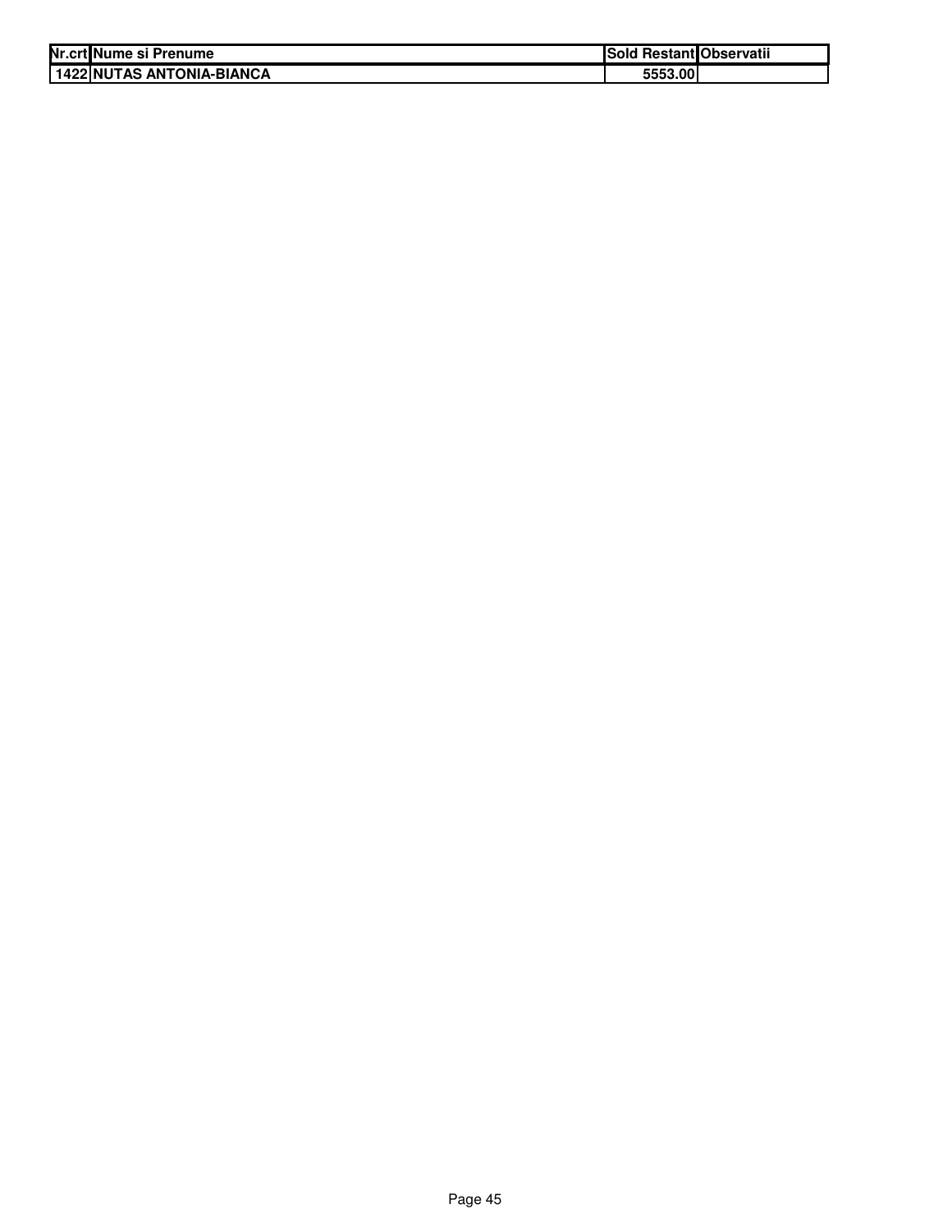| Nr.crt | Nume si Prenume | Sold Restant | Observatii |
|---|---|---|---|
| 1422 | NUTAS ANTONIA-BIANCA | 5553.00 | |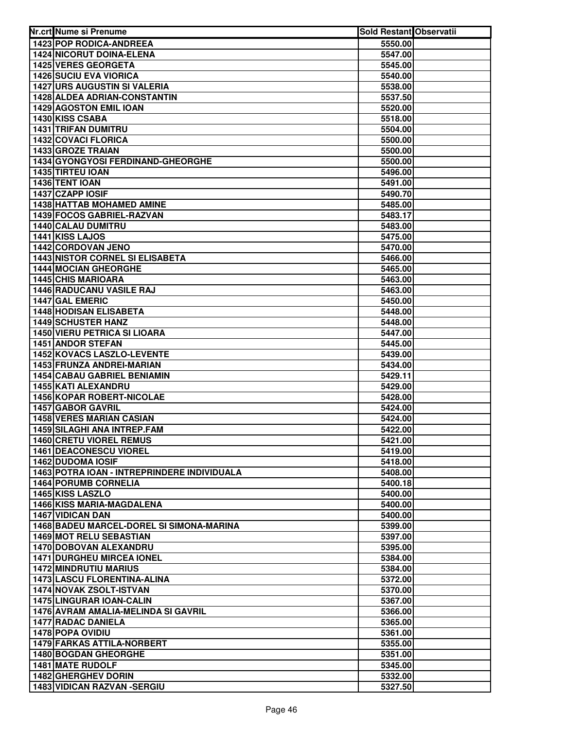| Nr.crt | Nume si Prenume | Sold Restant | Observatii |
|---|---|---|---|
| 1423 | POP RODICA-ANDREEA | 5550.00 | |
| 1424 | NICORUT DOINA-ELENA | 5547.00 | |
| 1425 | VERES GEORGETA | 5545.00 | |
| 1426 | SUCIU EVA VIORICA | 5540.00 | |
| 1427 | URS AUGUSTIN SI VALERIA | 5538.00 | |
| 1428 | ALDEA ADRIAN-CONSTANTIN | 5537.50 | |
| 1429 | AGOSTON EMIL IOAN | 5520.00 | |
| 1430 | KISS CSABA | 5518.00 | |
| 1431 | TRIFAN DUMITRU | 5504.00 | |
| 1432 | COVACI FLORICA | 5500.00 | |
| 1433 | GROZE TRAIAN | 5500.00 | |
| 1434 | GYONGYOSI FERDINAND-GHEORGHE | 5500.00 | |
| 1435 | TIRTEU IOAN | 5496.00 | |
| 1436 | TENT IOAN | 5491.00 | |
| 1437 | CZAPP IOSIF | 5490.70 | |
| 1438 | HATTAB MOHAMED AMINE | 5485.00 | |
| 1439 | FOCOS GABRIEL-RAZVAN | 5483.17 | |
| 1440 | CALAU DUMITRU | 5483.00 | |
| 1441 | KISS LAJOS | 5475.00 | |
| 1442 | CORDOVAN JENO | 5470.00 | |
| 1443 | NISTOR CORNEL SI ELISABETA | 5466.00 | |
| 1444 | MOCIAN GHEORGHE | 5465.00 | |
| 1445 | CHIS MARIOARA | 5463.00 | |
| 1446 | RADUCANU VASILE RAJ | 5463.00 | |
| 1447 | GAL EMERIC | 5450.00 | |
| 1448 | HODISAN ELISABETA | 5448.00 | |
| 1449 | SCHUSTER HANZ | 5448.00 | |
| 1450 | VIERU PETRICA SI LIOARA | 5447.00 | |
| 1451 | ANDOR STEFAN | 5445.00 | |
| 1452 | KOVACS LASZLO-LEVENTE | 5439.00 | |
| 1453 | FRUNZA ANDREI-MARIAN | 5434.00 | |
| 1454 | CABAU GABRIEL BENIAMIN | 5429.11 | |
| 1455 | KATI ALEXANDRU | 5429.00 | |
| 1456 | KOPAR ROBERT-NICOLAE | 5428.00 | |
| 1457 | GABOR GAVRIL | 5424.00 | |
| 1458 | VERES MARIAN CASIAN | 5424.00 | |
| 1459 | SILAGHI ANA INTREP.FAM | 5422.00 | |
| 1460 | CRETU VIOREL REMUS | 5421.00 | |
| 1461 | DEACONESCU VIOREL | 5419.00 | |
| 1462 | DUDOMA IOSIF | 5418.00 | |
| 1463 | POTRA IOAN - INTREPRINDERE INDIVIDUALA | 5408.00 | |
| 1464 | PORUMB CORNELIA | 5400.18 | |
| 1465 | KISS LASZLO | 5400.00 | |
| 1466 | KISS MARIA-MAGDALENA | 5400.00 | |
| 1467 | VIDICAN DAN | 5400.00 | |
| 1468 | BADEU MARCEL-DOREL SI SIMONA-MARINA | 5399.00 | |
| 1469 | MOT RELU SEBASTIAN | 5397.00 | |
| 1470 | DOBOVAN ALEXANDRU | 5395.00 | |
| 1471 | DURGHEU MIRCEA IONEL | 5384.00 | |
| 1472 | MINDRUTIU MARIUS | 5384.00 | |
| 1473 | LASCU FLORENTINA-ALINA | 5372.00 | |
| 1474 | NOVAK ZSOLT-ISTVAN | 5370.00 | |
| 1475 | LINGURAR IOAN-CALIN | 5367.00 | |
| 1476 | AVRAM AMALIA-MELINDA SI GAVRIL | 5366.00 | |
| 1477 | RADAC DANIELA | 5365.00 | |
| 1478 | POPA OVIDIU | 5361.00 | |
| 1479 | FARKAS ATTILA-NORBERT | 5355.00 | |
| 1480 | BOGDAN GHEORGHE | 5351.00 | |
| 1481 | MATE RUDOLF | 5345.00 | |
| 1482 | GHERGHEV DORIN | 5332.00 | |
| 1483 | VIDICAN RAZVAN -SERGIU | 5327.50 | |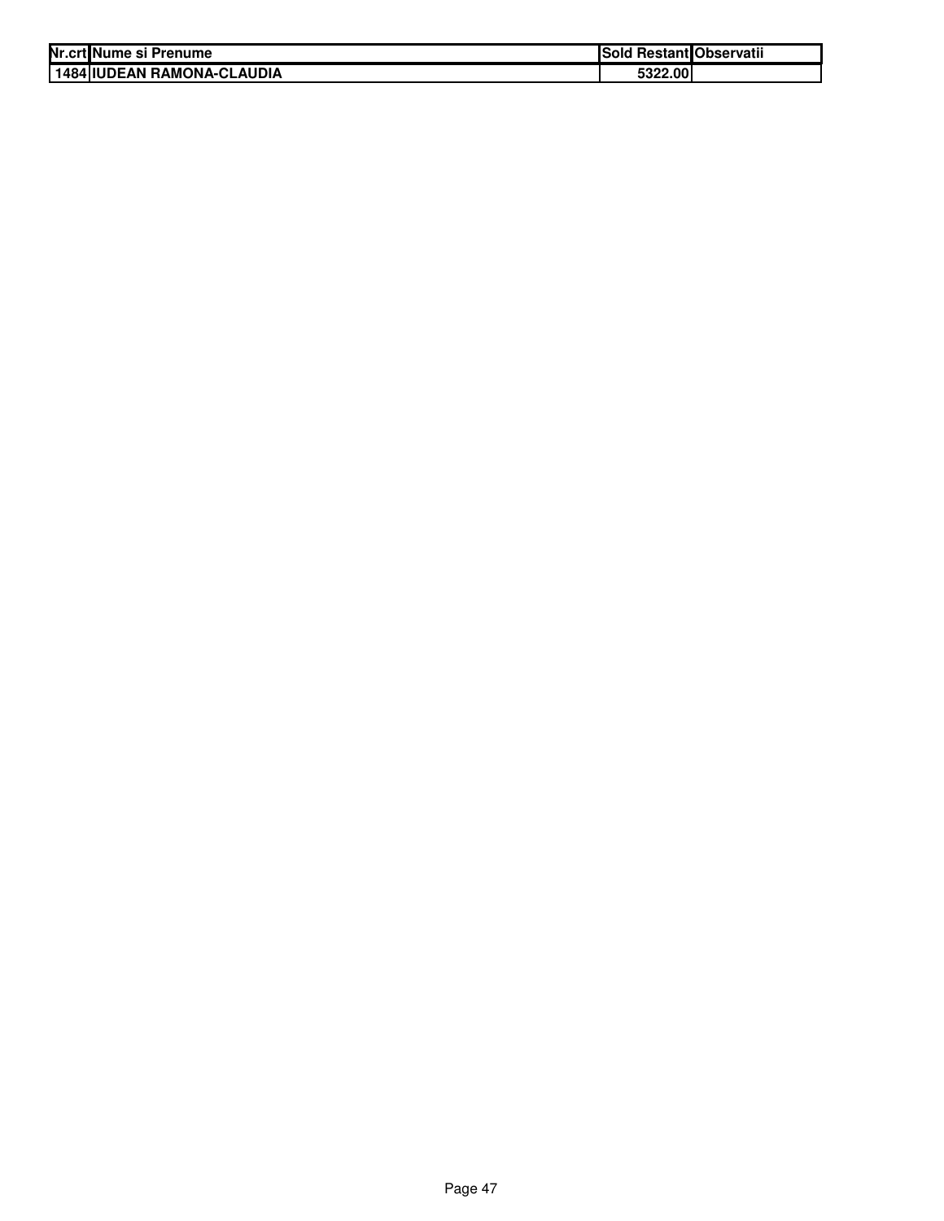| Nr.crt | Nume si Prenume | Sold Restant | Observatii |
|---|---|---|---|
| 1484 | IUDEAN RAMONA-CLAUDIA | 5322.00 | |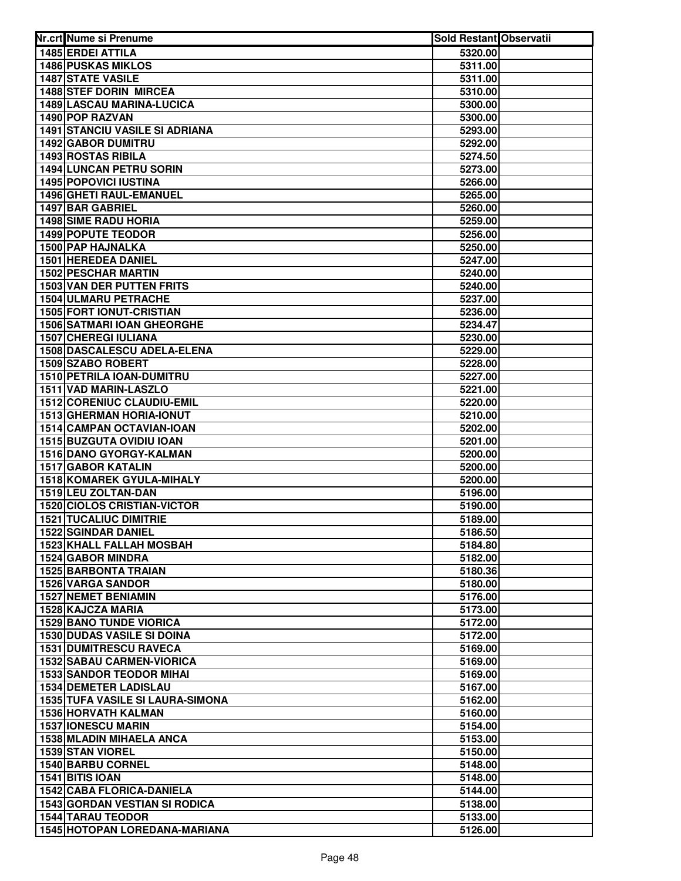| Nr.crt | Nume si Prenume | Sold Restant | Observatii |
|---|---|---|---|
| 1485 | ERDEI ATTILA | 5320.00 | |
| 1486 | PUSKAS MIKLOS | 5311.00 | |
| 1487 | STATE VASILE | 5311.00 | |
| 1488 | STEF DORIN MIRCEA | 5310.00 | |
| 1489 | LASCAU MARINA-LUCICA | 5300.00 | |
| 1490 | POP RAZVAN | 5300.00 | |
| 1491 | STANCIU VASILE SI ADRIANA | 5293.00 | |
| 1492 | GABOR DUMITRU | 5292.00 | |
| 1493 | ROSTAS RIBILA | 5274.50 | |
| 1494 | LUNCAN PETRU SORIN | 5273.00 | |
| 1495 | POPOVICI IUSTINA | 5266.00 | |
| 1496 | GHETI RAUL-EMANUEL | 5265.00 | |
| 1497 | BAR GABRIEL | 5260.00 | |
| 1498 | SIME RADU HORIA | 5259.00 | |
| 1499 | POPUTE TEODOR | 5256.00 | |
| 1500 | PAP HAJNALKA | 5250.00 | |
| 1501 | HEREDEA DANIEL | 5247.00 | |
| 1502 | PESCHAR MARTIN | 5240.00 | |
| 1503 | VAN DER PUTTEN FRITS | 5240.00 | |
| 1504 | ULMARU PETRACHE | 5237.00 | |
| 1505 | FORT IONUT-CRISTIAN | 5236.00 | |
| 1506 | SATMARI IOAN GHEORGHE | 5234.47 | |
| 1507 | CHEREGI IULIANA | 5230.00 | |
| 1508 | DASCALESCU ADELA-ELENA | 5229.00 | |
| 1509 | SZABO ROBERT | 5228.00 | |
| 1510 | PETRILA IOAN-DUMITRU | 5227.00 | |
| 1511 | VAD MARIN-LASZLO | 5221.00 | |
| 1512 | CORENIUC CLAUDIU-EMIL | 5220.00 | |
| 1513 | GHERMAN HORIA-IONUT | 5210.00 | |
| 1514 | CAMPAN OCTAVIAN-IOAN | 5202.00 | |
| 1515 | BUZGUTA OVIDIU IOAN | 5201.00 | |
| 1516 | DANO GYORGY-KALMAN | 5200.00 | |
| 1517 | GABOR KATALIN | 5200.00 | |
| 1518 | KOMAREK GYULA-MIHALY | 5200.00 | |
| 1519 | LEU ZOLTAN-DAN | 5196.00 | |
| 1520 | CIOLOS CRISTIAN-VICTOR | 5190.00 | |
| 1521 | TUCALIUC DIMITRIE | 5189.00 | |
| 1522 | SGINDAR DANIEL | 5186.50 | |
| 1523 | KHALL FALLAH MOSBAH | 5184.80 | |
| 1524 | GABOR MINDRA | 5182.00 | |
| 1525 | BARBONTA TRAIAN | 5180.36 | |
| 1526 | VARGA SANDOR | 5180.00 | |
| 1527 | NEMET BENIAMIN | 5176.00 | |
| 1528 | KAJCZA MARIA | 5173.00 | |
| 1529 | BANO TUNDE VIORICA | 5172.00 | |
| 1530 | DUDAS VASILE SI DOINA | 5172.00 | |
| 1531 | DUMITRESCU RAVECA | 5169.00 | |
| 1532 | SABAU CARMEN-VIORICA | 5169.00 | |
| 1533 | SANDOR TEODOR MIHAI | 5169.00 | |
| 1534 | DEMETER LADISLAU | 5167.00 | |
| 1535 | TUFA VASILE SI LAURA-SIMONA | 5162.00 | |
| 1536 | HORVATH KALMAN | 5160.00 | |
| 1537 | IONESCU MARIN | 5154.00 | |
| 1538 | MLADIN MIHAELA ANCA | 5153.00 | |
| 1539 | STAN VIOREL | 5150.00 | |
| 1540 | BARBU CORNEL | 5148.00 | |
| 1541 | BITIS IOAN | 5148.00 | |
| 1542 | CABA FLORICA-DANIELA | 5144.00 | |
| 1543 | GORDAN VESTIAN SI RODICA | 5138.00 | |
| 1544 | TARAU TEODOR | 5133.00 | |
| 1545 | HOTOPAN LOREDANA-MARIANA | 5126.00 | |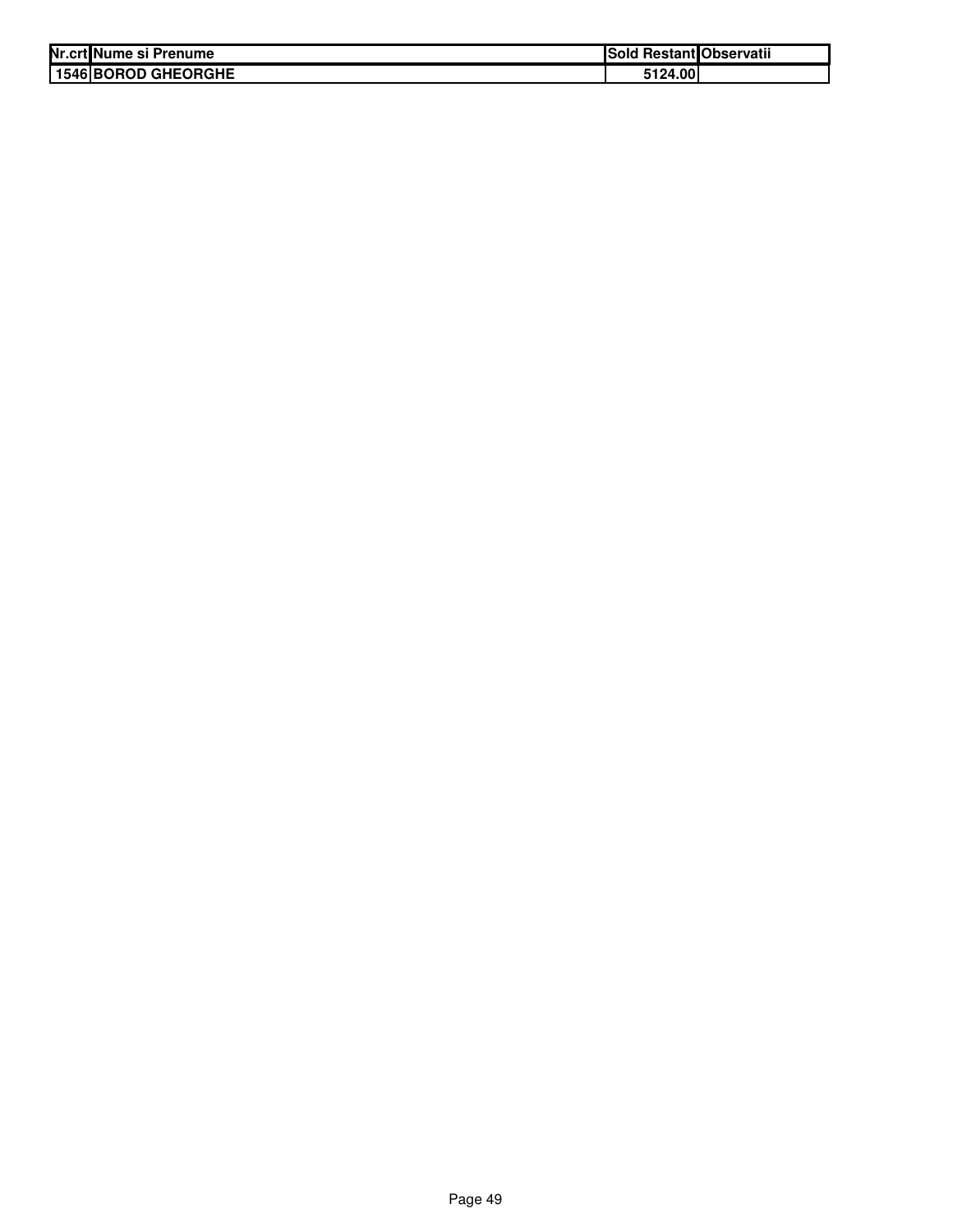| Nr.crt | Nume si Prenume | Sold Restant | Observatii |
|---|---|---|---|
| 1546 | BOROD GHEORGHE | 5124.00 | |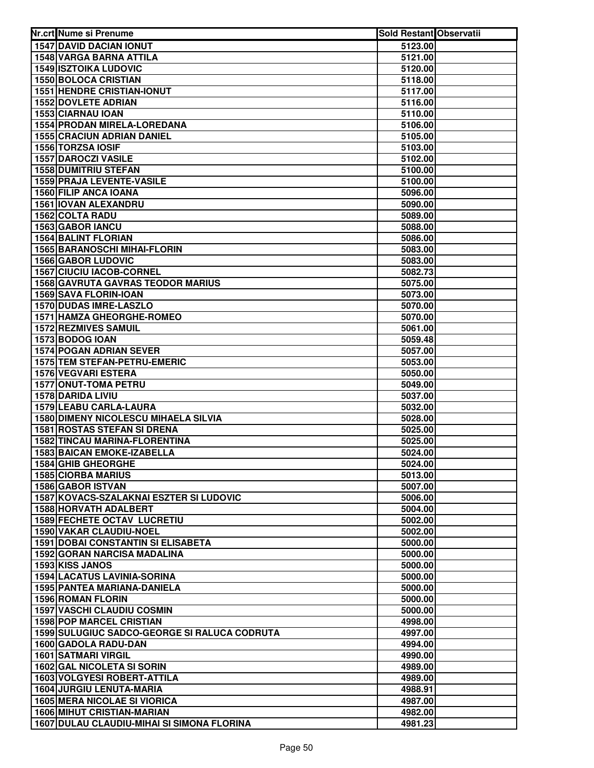| Nr.crt | Nume si Prenume | Sold Restant | Observatii |
|---|---|---|---|
| 1547 | DAVID DACIAN IONUT | 5123.00 | |
| 1548 | VARGA BARNA ATTILA | 5121.00 | |
| 1549 | ISZTOIKA LUDOVIC | 5120.00 | |
| 1550 | BOLOCA CRISTIAN | 5118.00 | |
| 1551 | HENDRE CRISTIAN-IONUT | 5117.00 | |
| 1552 | DOVLETE ADRIAN | 5116.00 | |
| 1553 | CIARNAU IOAN | 5110.00 | |
| 1554 | PRODAN MIRELA-LOREDANA | 5106.00 | |
| 1555 | CRACIUN ADRIAN DANIEL | 5105.00 | |
| 1556 | TORZSA IOSIF | 5103.00 | |
| 1557 | DAROCZI VASILE | 5102.00 | |
| 1558 | DUMITRIU STEFAN | 5100.00 | |
| 1559 | PRAJA LEVENTE-VASILE | 5100.00 | |
| 1560 | FILIP ANCA IOANA | 5096.00 | |
| 1561 | IOVAN ALEXANDRU | 5090.00 | |
| 1562 | COLTA RADU | 5089.00 | |
| 1563 | GABOR IANCU | 5088.00 | |
| 1564 | BALINT FLORIAN | 5086.00 | |
| 1565 | BARANOSCHI MIHAI-FLORIN | 5083.00 | |
| 1566 | GABOR LUDOVIC | 5083.00 | |
| 1567 | CIUCIU IACOB-CORNEL | 5082.73 | |
| 1568 | GAVRUTA GAVRAS TEODOR MARIUS | 5075.00 | |
| 1569 | SAVA FLORIN-IOAN | 5073.00 | |
| 1570 | DUDAS IMRE-LASZLO | 5070.00 | |
| 1571 | HAMZA GHEORGHE-ROMEO | 5070.00 | |
| 1572 | REZMIVES SAMUIL | 5061.00 | |
| 1573 | BODOG IOAN | 5059.48 | |
| 1574 | POGAN ADRIAN SEVER | 5057.00 | |
| 1575 | TEM STEFAN-PETRU-EMERIC | 5053.00 | |
| 1576 | VEGVARI ESTERA | 5050.00 | |
| 1577 | ONUT-TOMA PETRU | 5049.00 | |
| 1578 | DARIDA LIVIU | 5037.00 | |
| 1579 | LEABU CARLA-LAURA | 5032.00 | |
| 1580 | DIMENY NICOLESCU MIHAELA SILVIA | 5028.00 | |
| 1581 | ROSTAS STEFAN SI DRENA | 5025.00 | |
| 1582 | TINCAU MARINA-FLORENTINA | 5025.00 | |
| 1583 | BAICAN EMOKE-IZABELLA | 5024.00 | |
| 1584 | GHIB GHEORGHE | 5024.00 | |
| 1585 | CIORBA MARIUS | 5013.00 | |
| 1586 | GABOR ISTVAN | 5007.00 | |
| 1587 | KOVACS-SZALAKNAI ESZTER SI LUDOVIC | 5006.00 | |
| 1588 | HORVATH ADALBERT | 5004.00 | |
| 1589 | FECHETE OCTAV LUCRETIU | 5002.00 | |
| 1590 | VAKAR CLAUDIU-NOEL | 5002.00 | |
| 1591 | DOBAI CONSTANTIN SI ELISABETA | 5000.00 | |
| 1592 | GORAN NARCISA MADALINA | 5000.00 | |
| 1593 | KISS JANOS | 5000.00 | |
| 1594 | LACATUS LAVINIA-SORINA | 5000.00 | |
| 1595 | PANTEA MARIANA-DANIELA | 5000.00 | |
| 1596 | ROMAN FLORIN | 5000.00 | |
| 1597 | VASCHI CLAUDIU COSMIN | 5000.00 | |
| 1598 | POP MARCEL CRISTIAN | 4998.00 | |
| 1599 | SULUGIUC SADCO-GEORGE SI RALUCA CODRUTA | 4997.00 | |
| 1600 | GADOLA RADU-DAN | 4994.00 | |
| 1601 | SATMARI VIRGIL | 4990.00 | |
| 1602 | GAL NICOLETA SI SORIN | 4989.00 | |
| 1603 | VOLGYESI ROBERT-ATTILA | 4989.00 | |
| 1604 | JURGIU LENUTA-MARIA | 4988.91 | |
| 1605 | MERA NICOLAE SI VIORICA | 4987.00 | |
| 1606 | MIHUT CRISTIAN-MARIAN | 4982.00 | |
| 1607 | DULAU CLAUDIU-MIHAI SI SIMONA FLORINA | 4981.23 | |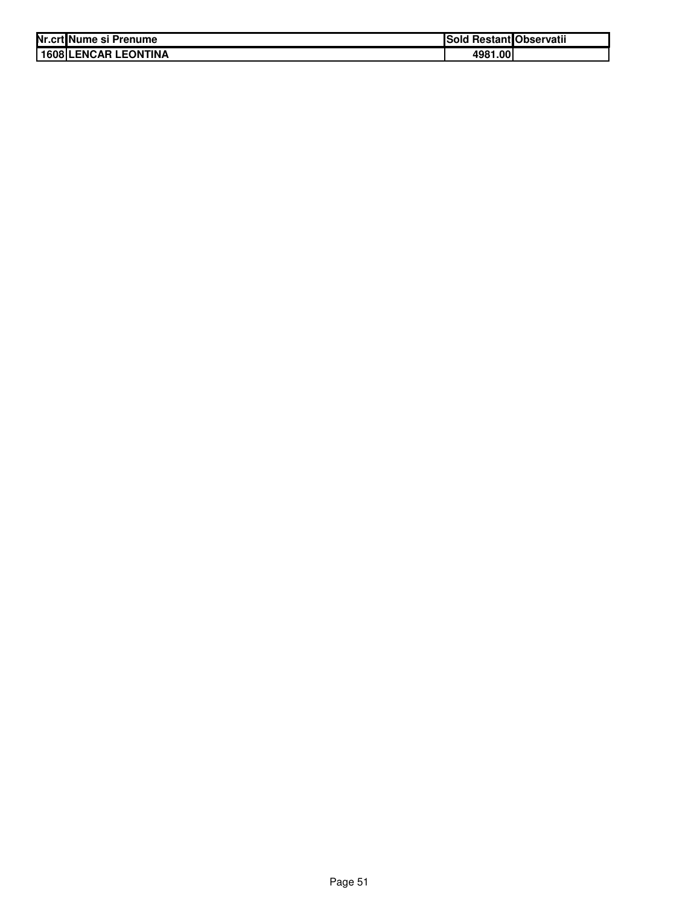| Nr.crt | Nume si Prenume | Sold Restant | Observatii |
|---|---|---|---|
| 1608 | LENCAR LEONTINA | 4981.00 | |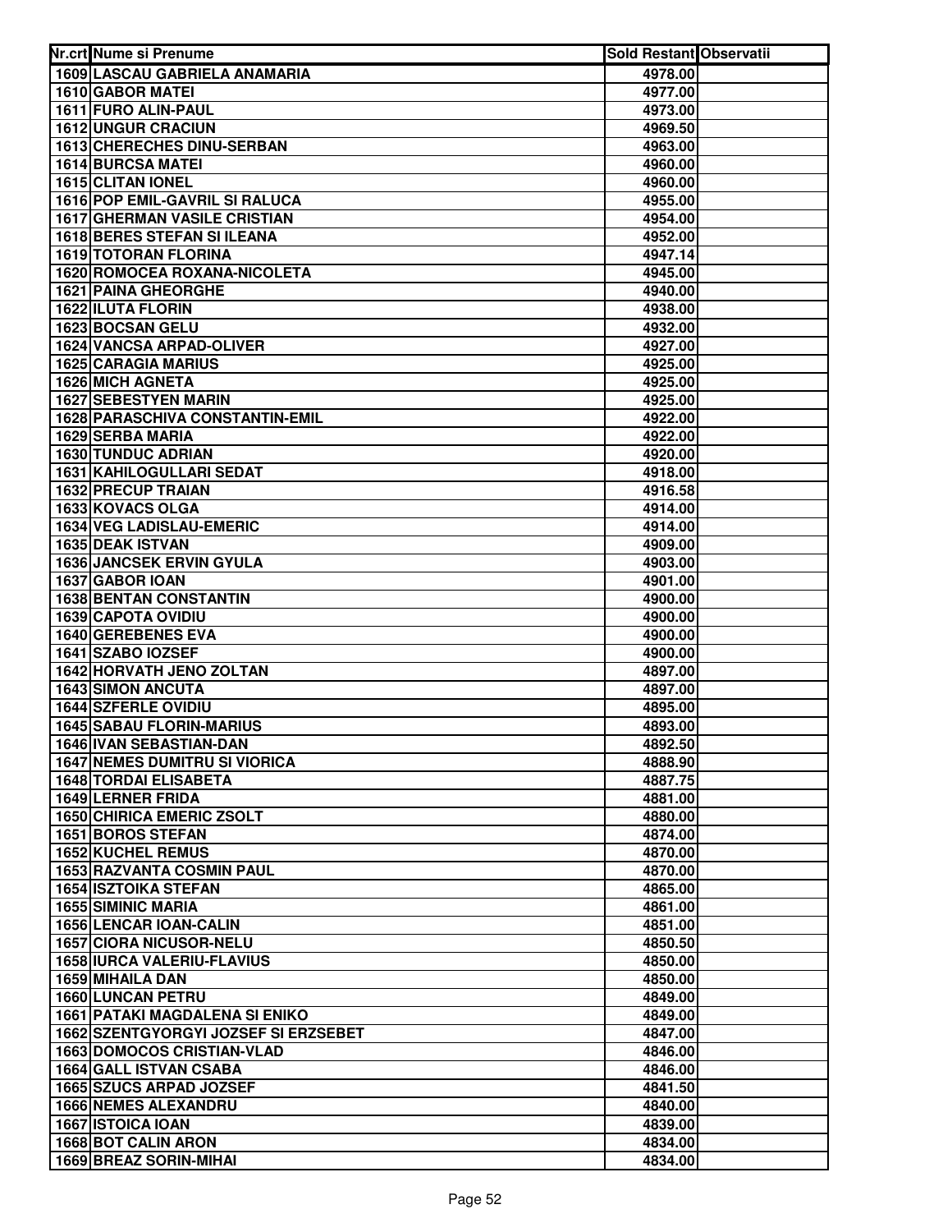| Nr.crt | Nume si Prenume | Sold Restant | Observatii |
|---|---|---|---|
| 1609 | LASCAU GABRIELA ANAMARIA | 4978.00 | |
| 1610 | GABOR MATEI | 4977.00 | |
| 1611 | FURO ALIN-PAUL | 4973.00 | |
| 1612 | UNGUR CRACIUN | 4969.50 | |
| 1613 | CHERECHES DINU-SERBAN | 4963.00 | |
| 1614 | BURCSA MATEI | 4960.00 | |
| 1615 | CLITAN IONEL | 4960.00 | |
| 1616 | POP EMIL-GAVRIL SI RALUCA | 4955.00 | |
| 1617 | GHERMAN VASILE CRISTIAN | 4954.00 | |
| 1618 | BERES STEFAN SI ILEANA | 4952.00 | |
| 1619 | TOTORAN FLORINA | 4947.14 | |
| 1620 | ROMOCEA ROXANA-NICOLETA | 4945.00 | |
| 1621 | PAINA GHEORGHE | 4940.00 | |
| 1622 | ILUTA FLORIN | 4938.00 | |
| 1623 | BOCSAN GELU | 4932.00 | |
| 1624 | VANCSA ARPAD-OLIVER | 4927.00 | |
| 1625 | CARAGIA MARIUS | 4925.00 | |
| 1626 | MICH AGNETA | 4925.00 | |
| 1627 | SEBESTYEN MARIN | 4925.00 | |
| 1628 | PARASCHIVA CONSTANTIN-EMIL | 4922.00 | |
| 1629 | SERBA MARIA | 4922.00 | |
| 1630 | TUNDUC ADRIAN | 4920.00 | |
| 1631 | KAHILOGULLARI SEDAT | 4918.00 | |
| 1632 | PRECUP TRAIAN | 4916.58 | |
| 1633 | KOVACS OLGA | 4914.00 | |
| 1634 | VEG LADISLAU-EMERIC | 4914.00 | |
| 1635 | DEAK ISTVAN | 4909.00 | |
| 1636 | JANCSEK ERVIN GYULA | 4903.00 | |
| 1637 | GABOR IOAN | 4901.00 | |
| 1638 | BENTAN CONSTANTIN | 4900.00 | |
| 1639 | CAPOTA OVIDIU | 4900.00 | |
| 1640 | GEREBENES EVA | 4900.00 | |
| 1641 | SZABO IOZSEF | 4900.00 | |
| 1642 | HORVATH JENO ZOLTAN | 4897.00 | |
| 1643 | SIMON ANCUTA | 4897.00 | |
| 1644 | SZFERLE OVIDIU | 4895.00 | |
| 1645 | SABAU FLORIN-MARIUS | 4893.00 | |
| 1646 | IVAN SEBASTIAN-DAN | 4892.50 | |
| 1647 | NEMES DUMITRU SI VIORICA | 4888.90 | |
| 1648 | TORDAI ELISABETA | 4887.75 | |
| 1649 | LERNER FRIDA | 4881.00 | |
| 1650 | CHIRICA EMERIC ZSOLT | 4880.00 | |
| 1651 | BOROS STEFAN | 4874.00 | |
| 1652 | KUCHEL REMUS | 4870.00 | |
| 1653 | RAZVANTA COSMIN PAUL | 4870.00 | |
| 1654 | ISZTOIKA STEFAN | 4865.00 | |
| 1655 | SIMINIC MARIA | 4861.00 | |
| 1656 | LENCAR IOAN-CALIN | 4851.00 | |
| 1657 | CIORA NICUSOR-NELU | 4850.50 | |
| 1658 | IURCA VALERIU-FLAVIUS | 4850.00 | |
| 1659 | MIHAILA DAN | 4850.00 | |
| 1660 | LUNCAN PETRU | 4849.00 | |
| 1661 | PATAKI MAGDALENA SI ENIKO | 4849.00 | |
| 1662 | SZENTGYORGYI JOZSEF SI ERZSEBET | 4847.00 | |
| 1663 | DOMOCOS CRISTIAN-VLAD | 4846.00 | |
| 1664 | GALL ISTVAN CSABA | 4846.00 | |
| 1665 | SZUCS ARPAD JOZSEF | 4841.50 | |
| 1666 | NEMES ALEXANDRU | 4840.00 | |
| 1667 | ISTOICA IOAN | 4839.00 | |
| 1668 | BOT CALIN ARON | 4834.00 | |
| 1669 | BREAZ SORIN-MIHAI | 4834.00 | |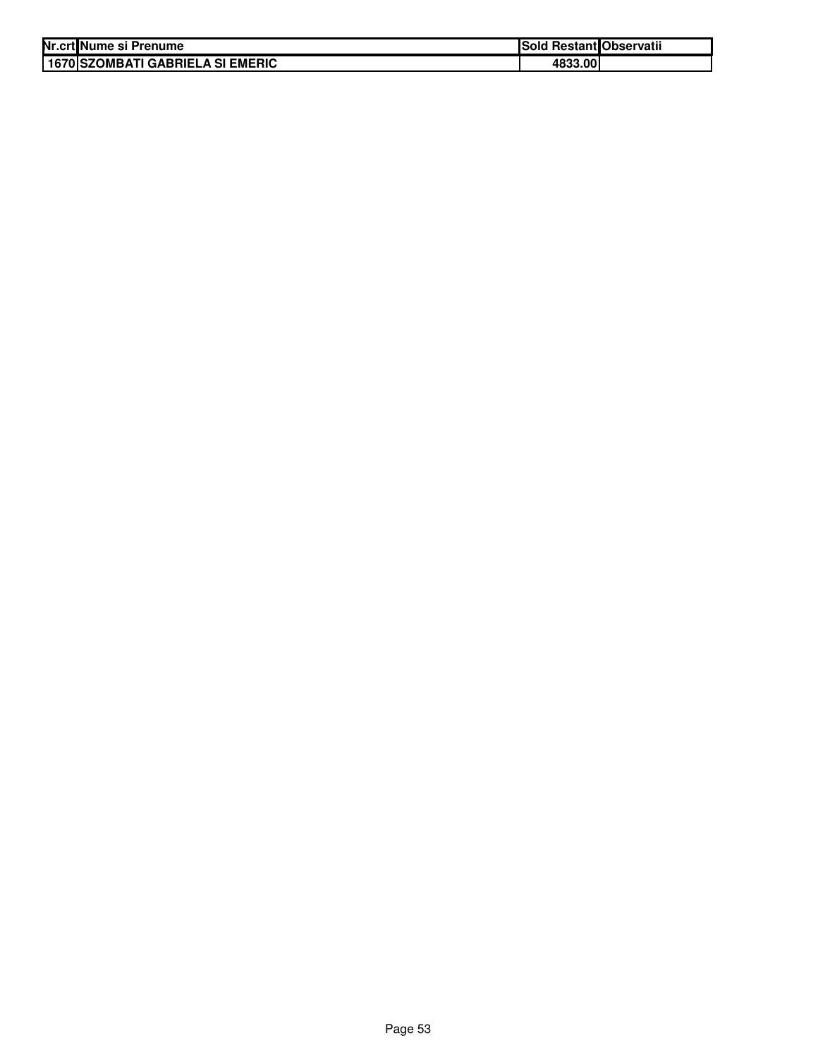| Nr.crt | Nume si Prenume | Sold Restant | Observatii |
|---|---|---|---|
| 1670 | SZOMBATI GABRIELA SI EMERIC | 4833.00 | |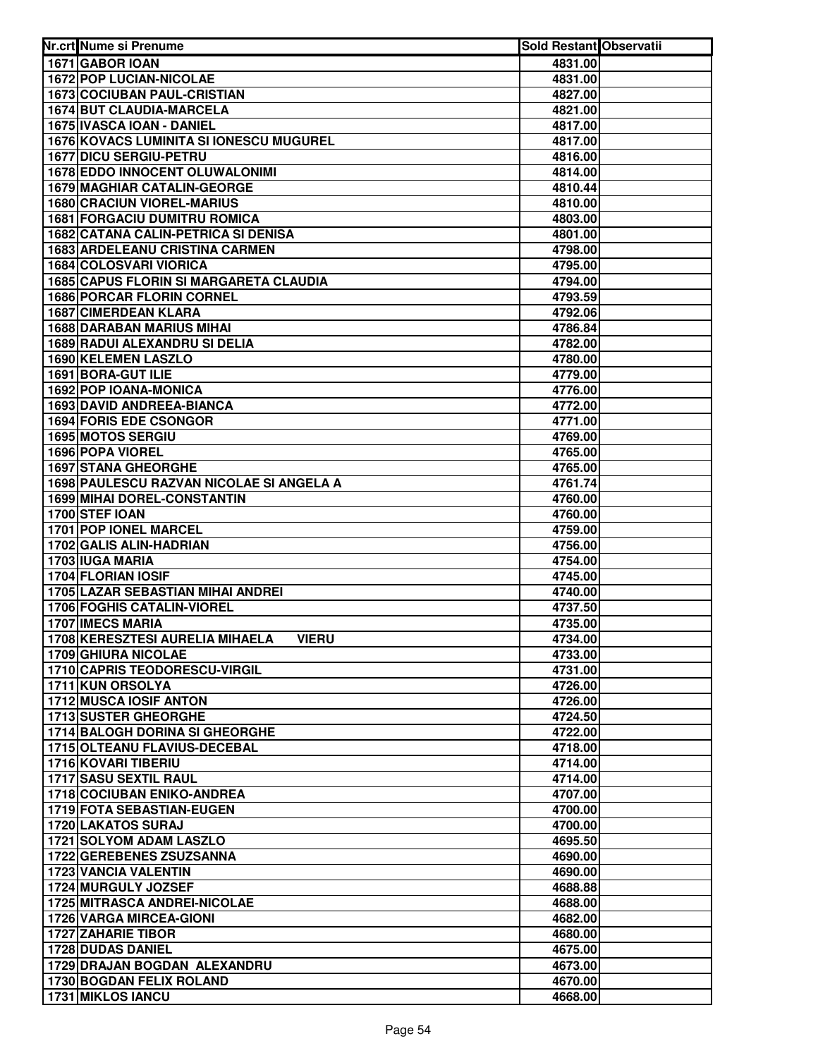| Nr.crt | Nume si Prenume | Sold Restant | Observatii |
|---|---|---|---|
| 1671 | GABOR IOAN | 4831.00 | |
| 1672 | POP LUCIAN-NICOLAE | 4831.00 | |
| 1673 | COCIUBAN PAUL-CRISTIAN | 4827.00 | |
| 1674 | BUT CLAUDIA-MARCELA | 4821.00 | |
| 1675 | IVASCA IOAN - DANIEL | 4817.00 | |
| 1676 | KOVACS LUMINITA SI IONESCU MUGUREL | 4817.00 | |
| 1677 | DICU SERGIU-PETRU | 4816.00 | |
| 1678 | EDDO INNOCENT OLUWALONIMI | 4814.00 | |
| 1679 | MAGHIAR CATALIN-GEORGE | 4810.44 | |
| 1680 | CRACIUN VIOREL-MARIUS | 4810.00 | |
| 1681 | FORGACIU DUMITRU ROMICA | 4803.00 | |
| 1682 | CATANA CALIN-PETRICA SI DENISA | 4801.00 | |
| 1683 | ARDELEANU CRISTINA CARMEN | 4798.00 | |
| 1684 | COLOSVARI VIORICA | 4795.00 | |
| 1685 | CAPUS FLORIN SI MARGARETA CLAUDIA | 4794.00 | |
| 1686 | PORCAR FLORIN CORNEL | 4793.59 | |
| 1687 | CIMERDEAN KLARA | 4792.06 | |
| 1688 | DARABAN MARIUS MIHAI | 4786.84 | |
| 1689 | RADUI ALEXANDRU SI DELIA | 4782.00 | |
| 1690 | KELEMEN LASZLO | 4780.00 | |
| 1691 | BORA-GUT ILIE | 4779.00 | |
| 1692 | POP IOANA-MONICA | 4776.00 | |
| 1693 | DAVID ANDREEA-BIANCA | 4772.00 | |
| 1694 | FORIS EDE CSONGOR | 4771.00 | |
| 1695 | MOTOS SERGIU | 4769.00 | |
| 1696 | POPA VIOREL | 4765.00 | |
| 1697 | STANA GHEORGHE | 4765.00 | |
| 1698 | PAULESCU RAZVAN NICOLAE SI ANGELA A | 4761.74 | |
| 1699 | MIHAI DOREL-CONSTANTIN | 4760.00 | |
| 1700 | STEF IOAN | 4760.00 | |
| 1701 | POP IONEL MARCEL | 4759.00 | |
| 1702 | GALIS ALIN-HADRIAN | 4756.00 | |
| 1703 | IUGA MARIA | 4754.00 | |
| 1704 | FLORIAN IOSIF | 4745.00 | |
| 1705 | LAZAR SEBASTIAN MIHAI ANDREI | 4740.00 | |
| 1706 | FOGHIS CATALIN-VIOREL | 4737.50 | |
| 1707 | IMECS MARIA | 4735.00 | |
| 1708 | KERESZTESI AURELIA MIHAELA VIERU | 4734.00 | |
| 1709 | GHIURA NICOLAE | 4733.00 | |
| 1710 | CAPRIS TEODORESCU-VIRGIL | 4731.00 | |
| 1711 | KUN ORSOLYA | 4726.00 | |
| 1712 | MUSCA IOSIF ANTON | 4726.00 | |
| 1713 | SUSTER GHEORGHE | 4724.50 | |
| 1714 | BALOGH DORINA SI GHEORGHE | 4722.00 | |
| 1715 | OLTEANU FLAVIUS-DECEBAL | 4718.00 | |
| 1716 | KOVARI TIBERIU | 4714.00 | |
| 1717 | SASU SEXTIL RAUL | 4714.00 | |
| 1718 | COCIUBAN ENIKO-ANDREA | 4707.00 | |
| 1719 | FOTA SEBASTIAN-EUGEN | 4700.00 | |
| 1720 | LAKATOS SURAJ | 4700.00 | |
| 1721 | SOLYOM ADAM LASZLO | 4695.50 | |
| 1722 | GEREBENES ZSUZSANNA | 4690.00 | |
| 1723 | VANCIA VALENTIN | 4690.00 | |
| 1724 | MURGULY JOZSEF | 4688.88 | |
| 1725 | MITRASCA ANDREI-NICOLAE | 4688.00 | |
| 1726 | VARGA MIRCEA-GIONI | 4682.00 | |
| 1727 | ZAHARIE TIBOR | 4680.00 | |
| 1728 | DUDAS DANIEL | 4675.00 | |
| 1729 | DRAJAN BOGDAN ALEXANDRU | 4673.00 | |
| 1730 | BOGDAN FELIX ROLAND | 4670.00 | |
| 1731 | MIKLOS IANCU | 4668.00 | |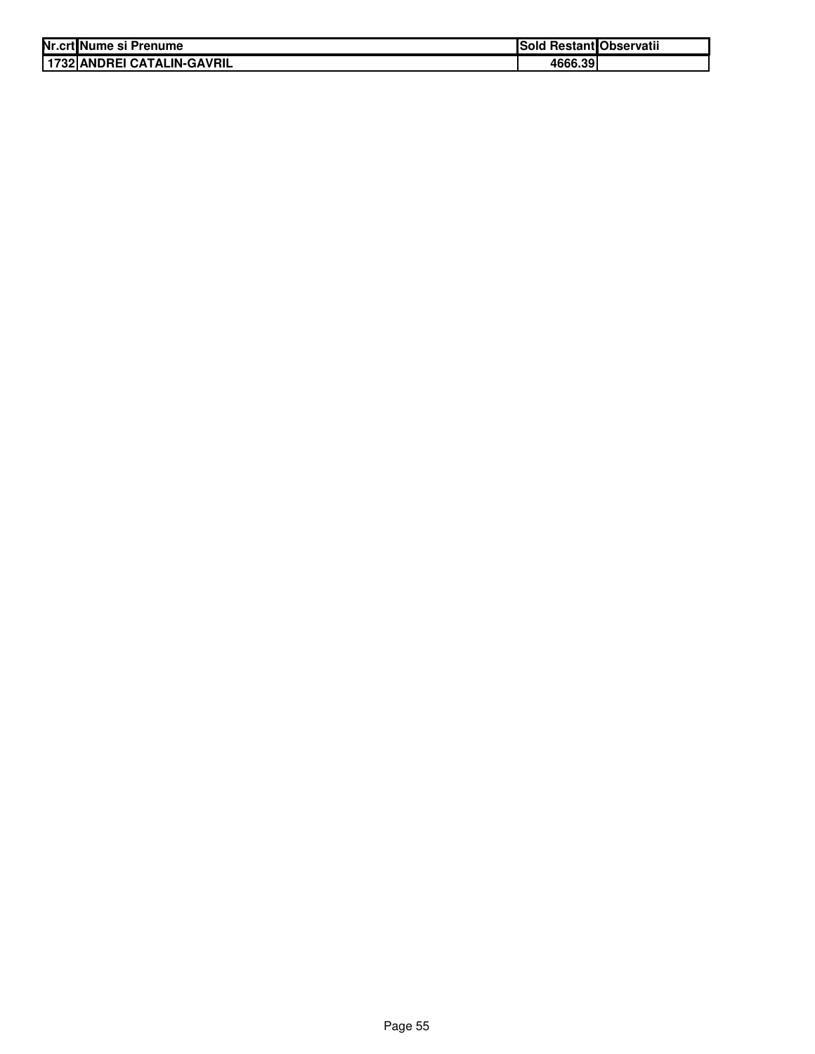| Nr.crt | Nume si Prenume | Sold Restant | Observatii |
|---|---|---|---|
| 1732 | ANDREI CATALIN-GAVRIL | 4666.39 | |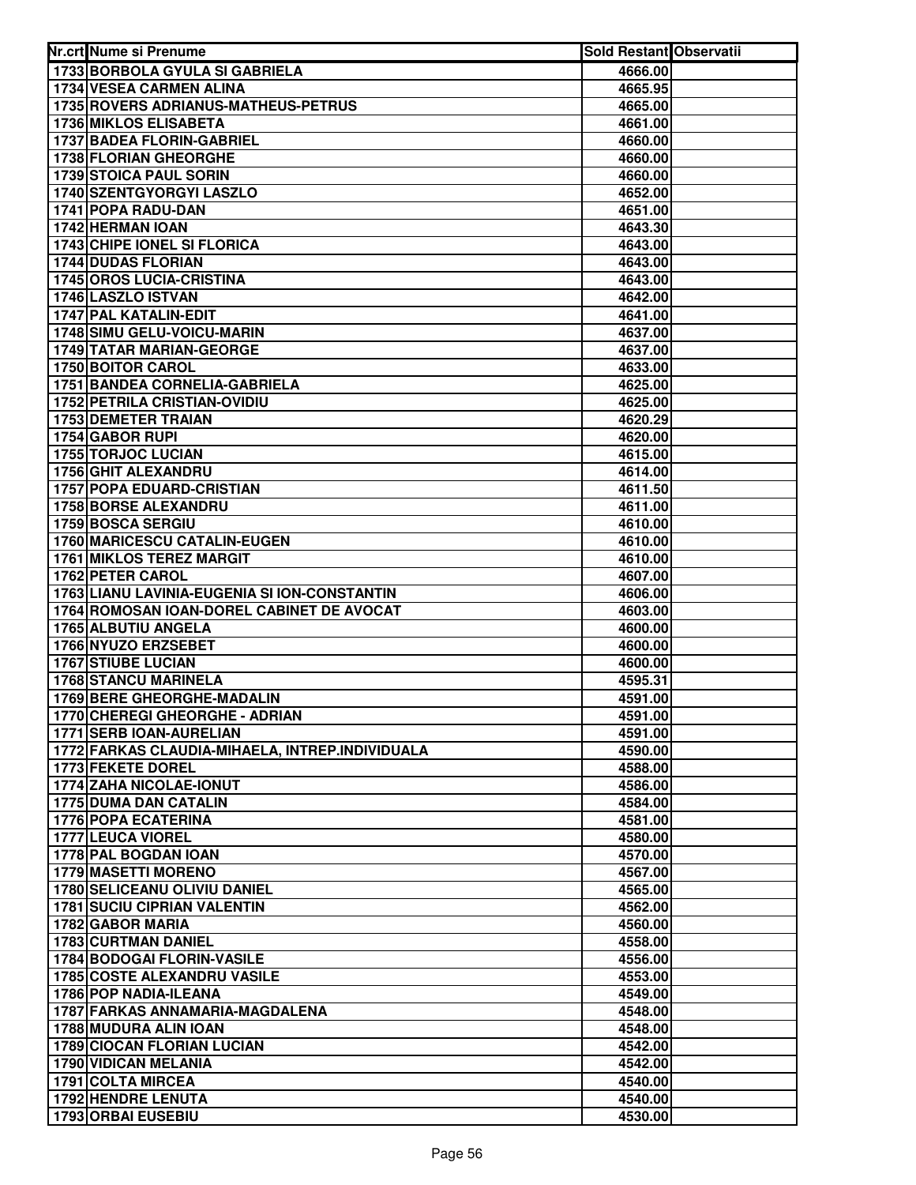| Nr.crt | Nume si Prenume | Sold Restant | Observatii |
|---|---|---|---|
| 1733 | BORBOLA GYULA SI GABRIELA | 4666.00 | |
| 1734 | VESEA CARMEN ALINA | 4665.95 | |
| 1735 | ROVERS ADRIANUS-MATHEUS-PETRUS | 4665.00 | |
| 1736 | MIKLOS ELISABETA | 4661.00 | |
| 1737 | BADEA FLORIN-GABRIEL | 4660.00 | |
| 1738 | FLORIAN GHEORGHE | 4660.00 | |
| 1739 | STOICA PAUL SORIN | 4660.00 | |
| 1740 | SZENTGYORGYI LASZLO | 4652.00 | |
| 1741 | POPA RADU-DAN | 4651.00 | |
| 1742 | HERMAN IOAN | 4643.30 | |
| 1743 | CHIPE IONEL SI FLORICA | 4643.00 | |
| 1744 | DUDAS FLORIAN | 4643.00 | |
| 1745 | OROS LUCIA-CRISTINA | 4643.00 | |
| 1746 | LASZLO ISTVAN | 4642.00 | |
| 1747 | PAL KATALIN-EDIT | 4641.00 | |
| 1748 | SIMU GELU-VOICU-MARIN | 4637.00 | |
| 1749 | TATAR MARIAN-GEORGE | 4637.00 | |
| 1750 | BOITOR CAROL | 4633.00 | |
| 1751 | BANDEA CORNELIA-GABRIELA | 4625.00 | |
| 1752 | PETRILA CRISTIAN-OVIDIU | 4625.00 | |
| 1753 | DEMETER TRAIAN | 4620.29 | |
| 1754 | GABOR RUPI | 4620.00 | |
| 1755 | TORJOC LUCIAN | 4615.00 | |
| 1756 | GHIT ALEXANDRU | 4614.00 | |
| 1757 | POPA EDUARD-CRISTIAN | 4611.50 | |
| 1758 | BORSE ALEXANDRU | 4611.00 | |
| 1759 | BOSCA SERGIU | 4610.00 | |
| 1760 | MARICESCU CATALIN-EUGEN | 4610.00 | |
| 1761 | MIKLOS TEREZ MARGIT | 4610.00 | |
| 1762 | PETER CAROL | 4607.00 | |
| 1763 | LIANU LAVINIA-EUGENIA SI ION-CONSTANTIN | 4606.00 | |
| 1764 | ROMOSAN IOAN-DOREL CABINET DE AVOCAT | 4603.00 | |
| 1765 | ALBUTIU ANGELA | 4600.00 | |
| 1766 | NYUZO ERZSEBET | 4600.00 | |
| 1767 | STIUBE LUCIAN | 4600.00 | |
| 1768 | STANCU MARINELA | 4595.31 | |
| 1769 | BERE GHEORGHE-MADALIN | 4591.00 | |
| 1770 | CHEREGI GHEORGHE - ADRIAN | 4591.00 | |
| 1771 | SERB IOAN-AURELIAN | 4591.00 | |
| 1772 | FARKAS CLAUDIA-MIHAELA, INTREP.INDIVIDUALA | 4590.00 | |
| 1773 | FEKETE DOREL | 4588.00 | |
| 1774 | ZAHA NICOLAE-IONUT | 4586.00 | |
| 1775 | DUMA DAN CATALIN | 4584.00 | |
| 1776 | POPA ECATERINA | 4581.00 | |
| 1777 | LEUCA VIOREL | 4580.00 | |
| 1778 | PAL BOGDAN IOAN | 4570.00 | |
| 1779 | MASETTI MORENO | 4567.00 | |
| 1780 | SELICEANU OLIVIU DANIEL | 4565.00 | |
| 1781 | SUCIU CIPRIAN VALENTIN | 4562.00 | |
| 1782 | GABOR MARIA | 4560.00 | |
| 1783 | CURTMAN DANIEL | 4558.00 | |
| 1784 | BODOGAI FLORIN-VASILE | 4556.00 | |
| 1785 | COSTE ALEXANDRU VASILE | 4553.00 | |
| 1786 | POP NADIA-ILEANA | 4549.00 | |
| 1787 | FARKAS ANNAMARIA-MAGDALENA | 4548.00 | |
| 1788 | MUDURA ALIN IOAN | 4548.00 | |
| 1789 | CIOCAN FLORIAN LUCIAN | 4542.00 | |
| 1790 | VIDICAN MELANIA | 4542.00 | |
| 1791 | COLTA MIRCEA | 4540.00 | |
| 1792 | HENDRE LENUTA | 4540.00 | |
| 1793 | ORBAI EUSEBIU | 4530.00 | |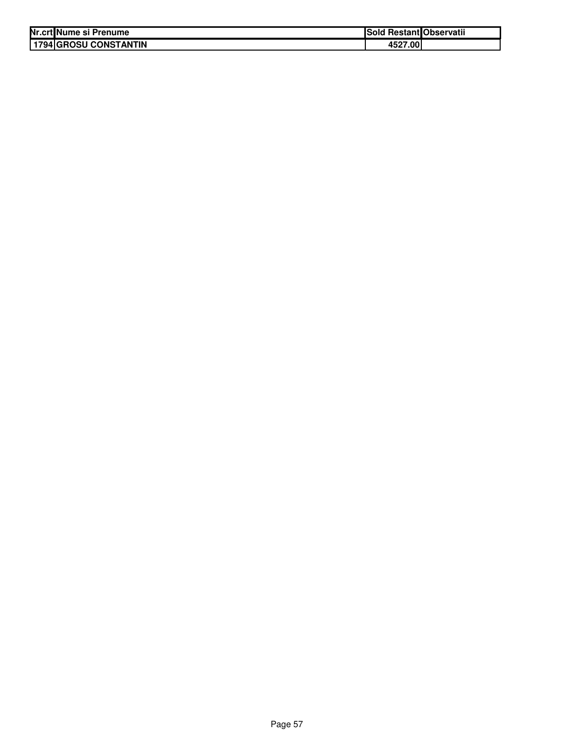| Nr.crt | Nume si Prenume | Sold Restant | Observatii |
|---|---|---|---|
| 1794 | GROSU CONSTANTIN | 4527.00 | |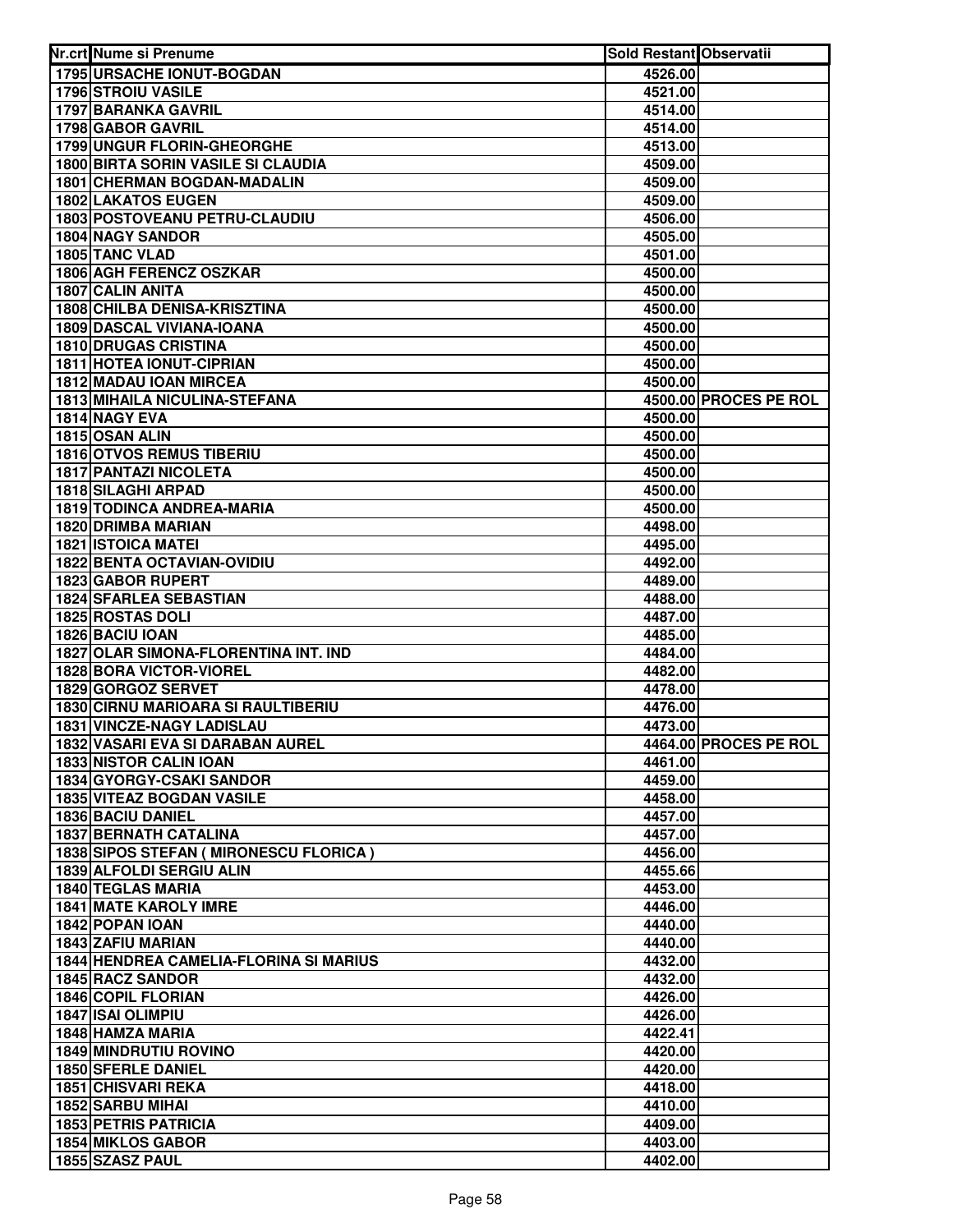| Nr.crt | Nume si Prenume | Sold Restant | Observatii |
|---|---|---|---|
| 1795 | URSACHE IONUT-BOGDAN | 4526.00 | |
| 1796 | STROIU VASILE | 4521.00 | |
| 1797 | BARANKA GAVRIL | 4514.00 | |
| 1798 | GABOR GAVRIL | 4514.00 | |
| 1799 | UNGUR FLORIN-GHEORGHE | 4513.00 | |
| 1800 | BIRTA SORIN VASILE SI CLAUDIA | 4509.00 | |
| 1801 | CHERMAN BOGDAN-MADALIN | 4509.00 | |
| 1802 | LAKATOS EUGEN | 4509.00 | |
| 1803 | POSTOVEANU PETRU-CLAUDIU | 4506.00 | |
| 1804 | NAGY SANDOR | 4505.00 | |
| 1805 | TANC VLAD | 4501.00 | |
| 1806 | AGH FERENCZ OSZKAR | 4500.00 | |
| 1807 | CALIN ANITA | 4500.00 | |
| 1808 | CHILBA DENISA-KRISZTINA | 4500.00 | |
| 1809 | DASCAL VIVIANA-IOANA | 4500.00 | |
| 1810 | DRUGAS CRISTINA | 4500.00 | |
| 1811 | HOTEA IONUT-CIPRIAN | 4500.00 | |
| 1812 | MADAU IOAN MIRCEA | 4500.00 | |
| 1813 | MIHAILA NICULINA-STEFANA | 4500.00 | PROCES PE ROL |
| 1814 | NAGY EVA | 4500.00 | |
| 1815 | OSAN ALIN | 4500.00 | |
| 1816 | OTVOS REMUS TIBERIU | 4500.00 | |
| 1817 | PANTAZI NICOLETA | 4500.00 | |
| 1818 | SILAGHI ARPAD | 4500.00 | |
| 1819 | TODINCA ANDREA-MARIA | 4500.00 | |
| 1820 | DRIMBA MARIAN | 4498.00 | |
| 1821 | ISTOICA MATEI | 4495.00 | |
| 1822 | BENTA OCTAVIAN-OVIDIU | 4492.00 | |
| 1823 | GABOR RUPERT | 4489.00 | |
| 1824 | SFARLEA SEBASTIAN | 4488.00 | |
| 1825 | ROSTAS DOLI | 4487.00 | |
| 1826 | BACIU IOAN | 4485.00 | |
| 1827 | OLAR SIMONA-FLORENTINA INT. IND | 4484.00 | |
| 1828 | BORA VICTOR-VIOREL | 4482.00 | |
| 1829 | GORGOZ SERVET | 4478.00 | |
| 1830 | CIRNU MARIOARA SI RAULTIBERIU | 4476.00 | |
| 1831 | VINCZE-NAGY LADISLAU | 4473.00 | |
| 1832 | VASARI EVA SI DARABAN AUREL | 4464.00 | PROCES PE ROL |
| 1833 | NISTOR CALIN IOAN | 4461.00 | |
| 1834 | GYORGY-CSAKI SANDOR | 4459.00 | |
| 1835 | VITEAZ BOGDAN VASILE | 4458.00 | |
| 1836 | BACIU DANIEL | 4457.00 | |
| 1837 | BERNATH CATALINA | 4457.00 | |
| 1838 | SIPOS STEFAN ( MIRONESCU FLORICA ) | 4456.00 | |
| 1839 | ALFOLDI SERGIU ALIN | 4455.66 | |
| 1840 | TEGLAS MARIA | 4453.00 | |
| 1841 | MATE KAROLY IMRE | 4446.00 | |
| 1842 | POPAN IOAN | 4440.00 | |
| 1843 | ZAFIU MARIAN | 4440.00 | |
| 1844 | HENDREA CAMELIA-FLORINA SI MARIUS | 4432.00 | |
| 1845 | RACZ SANDOR | 4432.00 | |
| 1846 | COPIL FLORIAN | 4426.00 | |
| 1847 | ISAI OLIMPIU | 4426.00 | |
| 1848 | HAMZA MARIA | 4422.41 | |
| 1849 | MINDRUTIU ROVINO | 4420.00 | |
| 1850 | SFERLE DANIEL | 4420.00 | |
| 1851 | CHISVARI REKA | 4418.00 | |
| 1852 | SARBU MIHAI | 4410.00 | |
| 1853 | PETRIS PATRICIA | 4409.00 | |
| 1854 | MIKLOS GABOR | 4403.00 | |
| 1855 | SZASZ PAUL | 4402.00 | |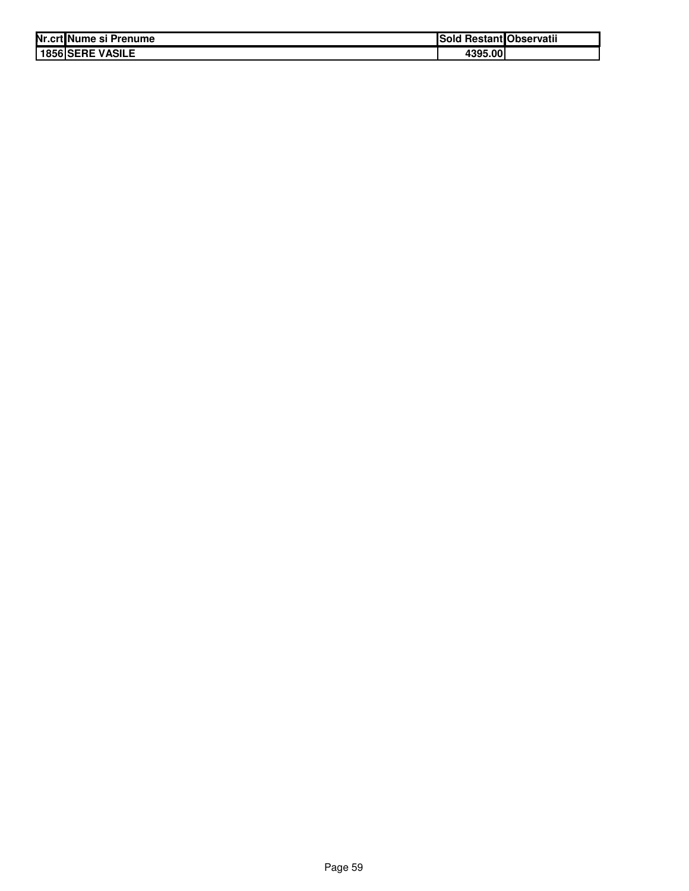| Nr.crt | Nume si Prenume | Sold Restant | Observatii |
|---|---|---|---|
| 1856 | SERE VASILE | 4395.00 | |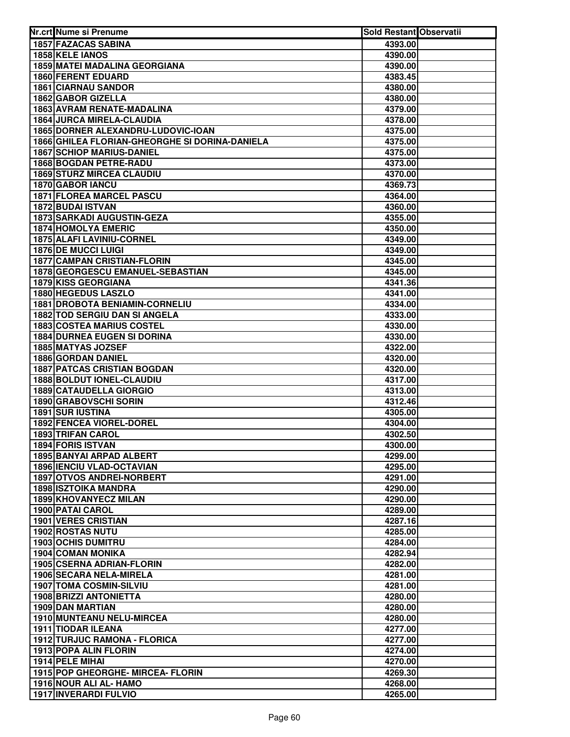| Nr.crt | Nume si Prenume | Sold Restant | Observatii |
|---|---|---|---|
| 1857 | FAZACAS SABINA | 4393.00 | |
| 1858 | KELE IANOS | 4390.00 | |
| 1859 | MATEI MADALINA GEORGIANA | 4390.00 | |
| 1860 | FERENT EDUARD | 4383.45 | |
| 1861 | CIARNAU SANDOR | 4380.00 | |
| 1862 | GABOR GIZELLA | 4380.00 | |
| 1863 | AVRAM RENATE-MADALINA | 4379.00 | |
| 1864 | JURCA MIRELA-CLAUDIA | 4378.00 | |
| 1865 | DORNER ALEXANDRU-LUDOVIC-IOAN | 4375.00 | |
| 1866 | GHILEA FLORIAN-GHEORGHE SI DORINA-DANIELA | 4375.00 | |
| 1867 | SCHIOP MARIUS-DANIEL | 4375.00 | |
| 1868 | BOGDAN PETRE-RADU | 4373.00 | |
| 1869 | STURZ MIRCEA CLAUDIU | 4370.00 | |
| 1870 | GABOR IANCU | 4369.73 | |
| 1871 | FLOREA MARCEL PASCU | 4364.00 | |
| 1872 | BUDAI ISTVAN | 4360.00 | |
| 1873 | SARKADI AUGUSTIN-GEZA | 4355.00 | |
| 1874 | HOMOLYA EMERIC | 4350.00 | |
| 1875 | ALAFI LAVINIU-CORNEL | 4349.00 | |
| 1876 | DE MUCCI LUIGI | 4349.00 | |
| 1877 | CAMPAN CRISTIAN-FLORIN | 4345.00 | |
| 1878 | GEORGESCU EMANUEL-SEBASTIAN | 4345.00 | |
| 1879 | KISS GEORGIANA | 4341.36 | |
| 1880 | HEGEDUS LASZLO | 4341.00 | |
| 1881 | DROBOTA BENIAMIN-CORNELIU | 4334.00 | |
| 1882 | TOD SERGIU DAN SI ANGELA | 4333.00 | |
| 1883 | COSTEA MARIUS COSTEL | 4330.00 | |
| 1884 | DURNEA EUGEN SI DORINA | 4330.00 | |
| 1885 | MATYAS JOZSEF | 4322.00 | |
| 1886 | GORDAN DANIEL | 4320.00 | |
| 1887 | PATCAS CRISTIAN BOGDAN | 4320.00 | |
| 1888 | BOLDUT IONEL-CLAUDIU | 4317.00 | |
| 1889 | CATAUDELLA GIORGIO | 4313.00 | |
| 1890 | GRABOVSCHI SORIN | 4312.46 | |
| 1891 | SUR IUSTINA | 4305.00 | |
| 1892 | FENCEA VIOREL-DOREL | 4304.00 | |
| 1893 | TRIFAN CAROL | 4302.50 | |
| 1894 | FORIS ISTVAN | 4300.00 | |
| 1895 | BANYAI ARPAD ALBERT | 4299.00 | |
| 1896 | IENCIU VLAD-OCTAVIAN | 4295.00 | |
| 1897 | OTVOS ANDREI-NORBERT | 4291.00 | |
| 1898 | ISZTOIKA MANDRA | 4290.00 | |
| 1899 | KHOVANYECZ MILAN | 4290.00 | |
| 1900 | PATAI CAROL | 4289.00 | |
| 1901 | VERES CRISTIAN | 4287.16 | |
| 1902 | ROSTAS NUTU | 4285.00 | |
| 1903 | OCHIS DUMITRU | 4284.00 | |
| 1904 | COMAN MONIKA | 4282.94 | |
| 1905 | CSERNA ADRIAN-FLORIN | 4282.00 | |
| 1906 | SECARA NELA-MIRELA | 4281.00 | |
| 1907 | TOMA COSMIN-SILVIU | 4281.00 | |
| 1908 | BRIZZI ANTONIETTA | 4280.00 | |
| 1909 | DAN MARTIAN | 4280.00 | |
| 1910 | MUNTEANU NELU-MIRCEA | 4280.00 | |
| 1911 | TIODAR ILEANA | 4277.00 | |
| 1912 | TURJUC RAMONA - FLORICA | 4277.00 | |
| 1913 | POPA ALIN FLORIN | 4274.00 | |
| 1914 | PELE MIHAI | 4270.00 | |
| 1915 | POP GHEORGHE- MIRCEA- FLORIN | 4269.30 | |
| 1916 | NOUR ALI AL- HAMO | 4268.00 | |
| 1917 | INVERARDI FULVIO | 4265.00 | |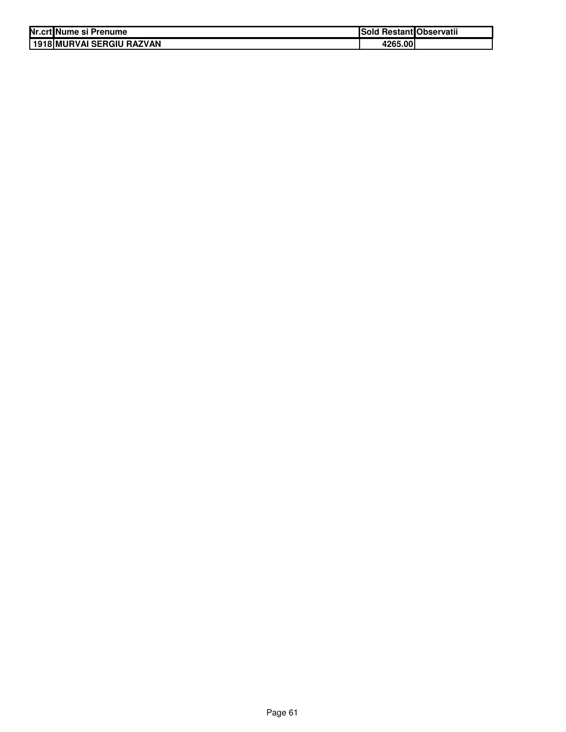| Nr.crt | Nume si Prenume | Sold Restant | Observatii |
|---|---|---|---|
| 1918 | MURVAI SERGIU RAZVAN | 4265.00 | |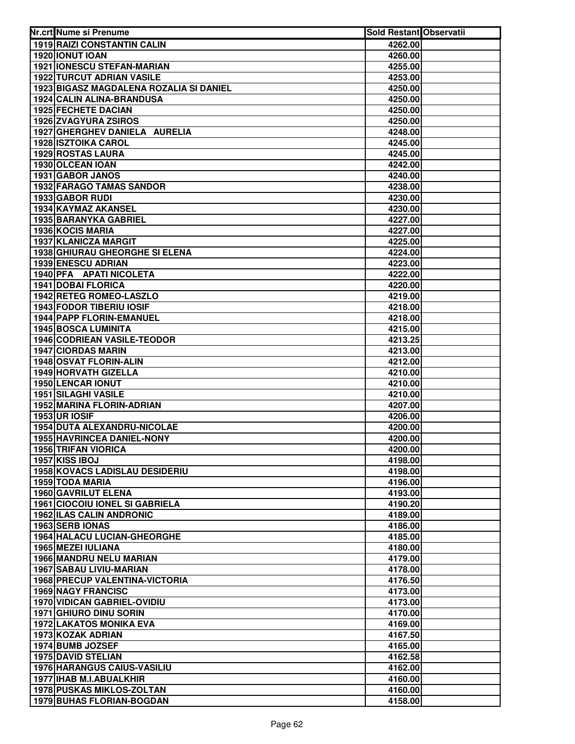| Nr.crt | Nume si Prenume | Sold Restant | Observatii |
|---|---|---|---|
| 1919 | RAIZI CONSTANTIN CALIN | 4262.00 | |
| 1920 | IONUT IOAN | 4260.00 | |
| 1921 | IONESCU STEFAN-MARIAN | 4255.00 | |
| 1922 | TURCUT ADRIAN VASILE | 4253.00 | |
| 1923 | BIGASZ MAGDALENA ROZALIA SI DANIEL | 4250.00 | |
| 1924 | CALIN ALINA-BRANDUSA | 4250.00 | |
| 1925 | FECHETE DACIAN | 4250.00 | |
| 1926 | ZVAGYURA ZSIROS | 4250.00 | |
| 1927 | GHERGHEV DANIELA AURELIA | 4248.00 | |
| 1928 | ISZTOIKA CAROL | 4245.00 | |
| 1929 | ROSTAS LAURA | 4245.00 | |
| 1930 | OLCEAN IOAN | 4242.00 | |
| 1931 | GABOR JANOS | 4240.00 | |
| 1932 | FARAGO TAMAS SANDOR | 4238.00 | |
| 1933 | GABOR RUDI | 4230.00 | |
| 1934 | KAYMAZ AKANSEL | 4230.00 | |
| 1935 | BARANYKA GABRIEL | 4227.00 | |
| 1936 | KOCIS MARIA | 4227.00 | |
| 1937 | KLANICZA MARGIT | 4225.00 | |
| 1938 | GHIURAU GHEORGHE SI ELENA | 4224.00 | |
| 1939 | ENESCU ADRIAN | 4223.00 | |
| 1940 | PFA APATI NICOLETA | 4222.00 | |
| 1941 | DOBAI FLORICA | 4220.00 | |
| 1942 | RETEG ROMEO-LASZLO | 4219.00 | |
| 1943 | FODOR TIBERIU IOSIF | 4218.00 | |
| 1944 | PAPP FLORIN-EMANUEL | 4218.00 | |
| 1945 | BOSCA LUMINITA | 4215.00 | |
| 1946 | CODRIEAN VASILE-TEODOR | 4213.25 | |
| 1947 | CIORDAS MARIN | 4213.00 | |
| 1948 | OSVAT FLORIN-ALIN | 4212.00 | |
| 1949 | HORVATH GIZELLA | 4210.00 | |
| 1950 | LENCAR IONUT | 4210.00 | |
| 1951 | SILAGHI VASILE | 4210.00 | |
| 1952 | MARINA FLORIN-ADRIAN | 4207.00 | |
| 1953 | UR IOSIF | 4206.00 | |
| 1954 | DUTA ALEXANDRU-NICOLAE | 4200.00 | |
| 1955 | HAVRINCEA DANIEL-NONY | 4200.00 | |
| 1956 | TRIFAN VIORICA | 4200.00 | |
| 1957 | KISS IBOJ | 4198.00 | |
| 1958 | KOVACS LADISLAU DESIDERIU | 4198.00 | |
| 1959 | TODA MARIA | 4196.00 | |
| 1960 | GAVRILUT ELENA | 4193.00 | |
| 1961 | CIOCOIU IONEL SI GABRIELA | 4190.20 | |
| 1962 | ILAS CALIN ANDRONIC | 4189.00 | |
| 1963 | SERB IONAS | 4186.00 | |
| 1964 | HALACU LUCIAN-GHEORGHE | 4185.00 | |
| 1965 | MEZEI IULIANA | 4180.00 | |
| 1966 | MANDRU NELU MARIAN | 4179.00 | |
| 1967 | SABAU LIVIU-MARIAN | 4178.00 | |
| 1968 | PRECUP VALENTINA-VICTORIA | 4176.50 | |
| 1969 | NAGY FRANCISC | 4173.00 | |
| 1970 | VIDICAN GABRIEL-OVIDIU | 4173.00 | |
| 1971 | GHIURO DINU SORIN | 4170.00 | |
| 1972 | LAKATOS MONIKA EVA | 4169.00 | |
| 1973 | KOZAK ADRIAN | 4167.50 | |
| 1974 | BUMB JOZSEF | 4165.00 | |
| 1975 | DAVID STELIAN | 4162.58 | |
| 1976 | HARANGUS CAIUS-VASILIU | 4162.00 | |
| 1977 | IHAB M.I.ABUALKHIR | 4160.00 | |
| 1978 | PUSKAS MIKLOS-ZOLTAN | 4160.00 | |
| 1979 | BUHAS FLORIAN-BOGDAN | 4158.00 | |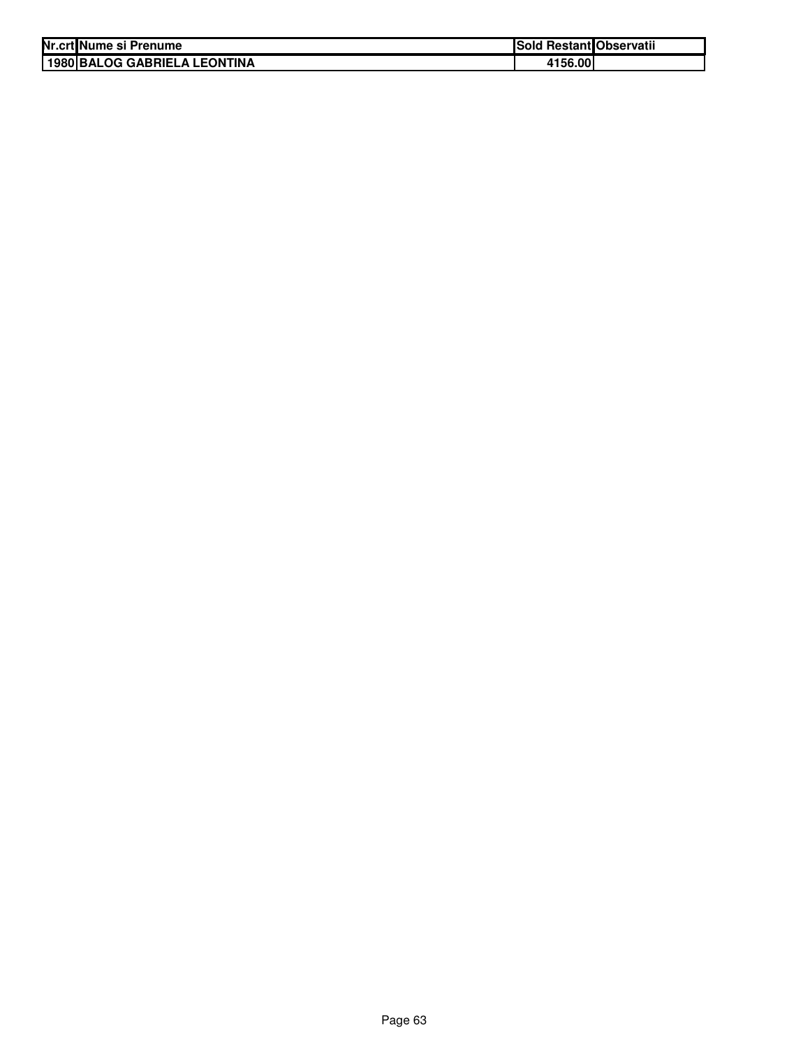| Nr.crt | Nume si Prenume | Sold Restant | Observatii |
|---|---|---|---|
| 1980 | BALOG GABRIELA LEONTINA | 4156.00 | |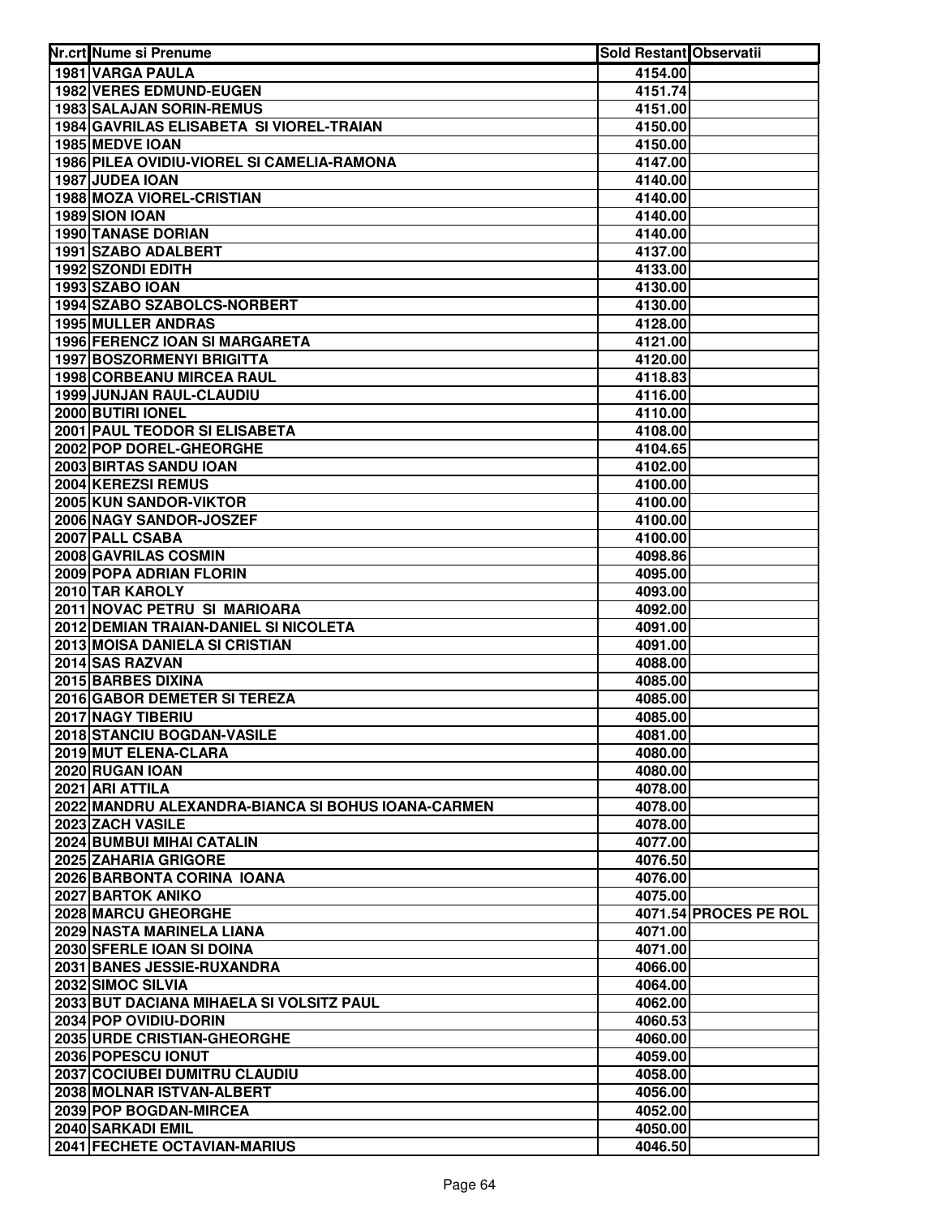| Nr.crt | Nume si Prenume | Sold Restant | Observatii |
|---|---|---|---|
| 1981 | VARGA PAULA | 4154.00 | |
| 1982 | VERES EDMUND-EUGEN | 4151.74 | |
| 1983 | SALAJAN SORIN-REMUS | 4151.00 | |
| 1984 | GAVRILAS ELISABETA SI VIOREL-TRAIAN | 4150.00 | |
| 1985 | MEDVE IOAN | 4150.00 | |
| 1986 | PILEA OVIDIU-VIOREL SI CAMELIA-RAMONA | 4147.00 | |
| 1987 | JUDEA IOAN | 4140.00 | |
| 1988 | MOZA VIOREL-CRISTIAN | 4140.00 | |
| 1989 | SION IOAN | 4140.00 | |
| 1990 | TANASE DORIAN | 4140.00 | |
| 1991 | SZABO ADALBERT | 4137.00 | |
| 1992 | SZONDI EDITH | 4133.00 | |
| 1993 | SZABO IOAN | 4130.00 | |
| 1994 | SZABO SZABOLCS-NORBERT | 4130.00 | |
| 1995 | MULLER ANDRAS | 4128.00 | |
| 1996 | FERENCZ IOAN SI MARGARETA | 4121.00 | |
| 1997 | BOSZORMENYI BRIGITTA | 4120.00 | |
| 1998 | CORBEANU MIRCEA RAUL | 4118.83 | |
| 1999 | JUNJAN RAUL-CLAUDIU | 4116.00 | |
| 2000 | BUTIRI IONEL | 4110.00 | |
| 2001 | PAUL TEODOR SI ELISABETA | 4108.00 | |
| 2002 | POP DOREL-GHEORGHE | 4104.65 | |
| 2003 | BIRTAS SANDU IOAN | 4102.00 | |
| 2004 | KEREZSI REMUS | 4100.00 | |
| 2005 | KUN SANDOR-VIKTOR | 4100.00 | |
| 2006 | NAGY SANDOR-JOSZEF | 4100.00 | |
| 2007 | PALL CSABA | 4100.00 | |
| 2008 | GAVRILAS COSMIN | 4098.86 | |
| 2009 | POPA ADRIAN FLORIN | 4095.00 | |
| 2010 | TAR KAROLY | 4093.00 | |
| 2011 | NOVAC PETRU SI MARIOARA | 4092.00 | |
| 2012 | DEMIAN TRAIAN-DANIEL SI NICOLETA | 4091.00 | |
| 2013 | MOISA DANIELA SI CRISTIAN | 4091.00 | |
| 2014 | SAS RAZVAN | 4088.00 | |
| 2015 | BARBES DIXINA | 4085.00 | |
| 2016 | GABOR DEMETER SI TEREZA | 4085.00 | |
| 2017 | NAGY TIBERIU | 4085.00 | |
| 2018 | STANCIU BOGDAN-VASILE | 4081.00 | |
| 2019 | MUT ELENA-CLARA | 4080.00 | |
| 2020 | RUGAN IOAN | 4080.00 | |
| 2021 | ARI ATTILA | 4078.00 | |
| 2022 | MANDRU ALEXANDRA-BIANCA SI BOHUS IOANA-CARMEN | 4078.00 | |
| 2023 | ZACH VASILE | 4078.00 | |
| 2024 | BUMBUI MIHAI CATALIN | 4077.00 | |
| 2025 | ZAHARIA GRIGORE | 4076.50 | |
| 2026 | BARBONTA CORINA IOANA | 4076.00 | |
| 2027 | BARTOK ANIKO | 4075.00 | |
| 2028 | MARCU GHEORGHE | 4071.54 | PROCES PE ROL |
| 2029 | NASTA MARINELA LIANA | 4071.00 | |
| 2030 | SFERLE IOAN SI DOINA | 4071.00 | |
| 2031 | BANES JESSIE-RUXANDRA | 4066.00 | |
| 2032 | SIMOC SILVIA | 4064.00 | |
| 2033 | BUT DACIANA MIHAELA SI VOLSITZ PAUL | 4062.00 | |
| 2034 | POP OVIDIU-DORIN | 4060.53 | |
| 2035 | URDE CRISTIAN-GHEORGHE | 4060.00 | |
| 2036 | POPESCU IONUT | 4059.00 | |
| 2037 | COCIUBEI DUMITRU CLAUDIU | 4058.00 | |
| 2038 | MOLNAR ISTVAN-ALBERT | 4056.00 | |
| 2039 | POP BOGDAN-MIRCEA | 4052.00 | |
| 2040 | SARKADI EMIL | 4050.00 | |
| 2041 | FECHETE OCTAVIAN-MARIUS | 4046.50 | |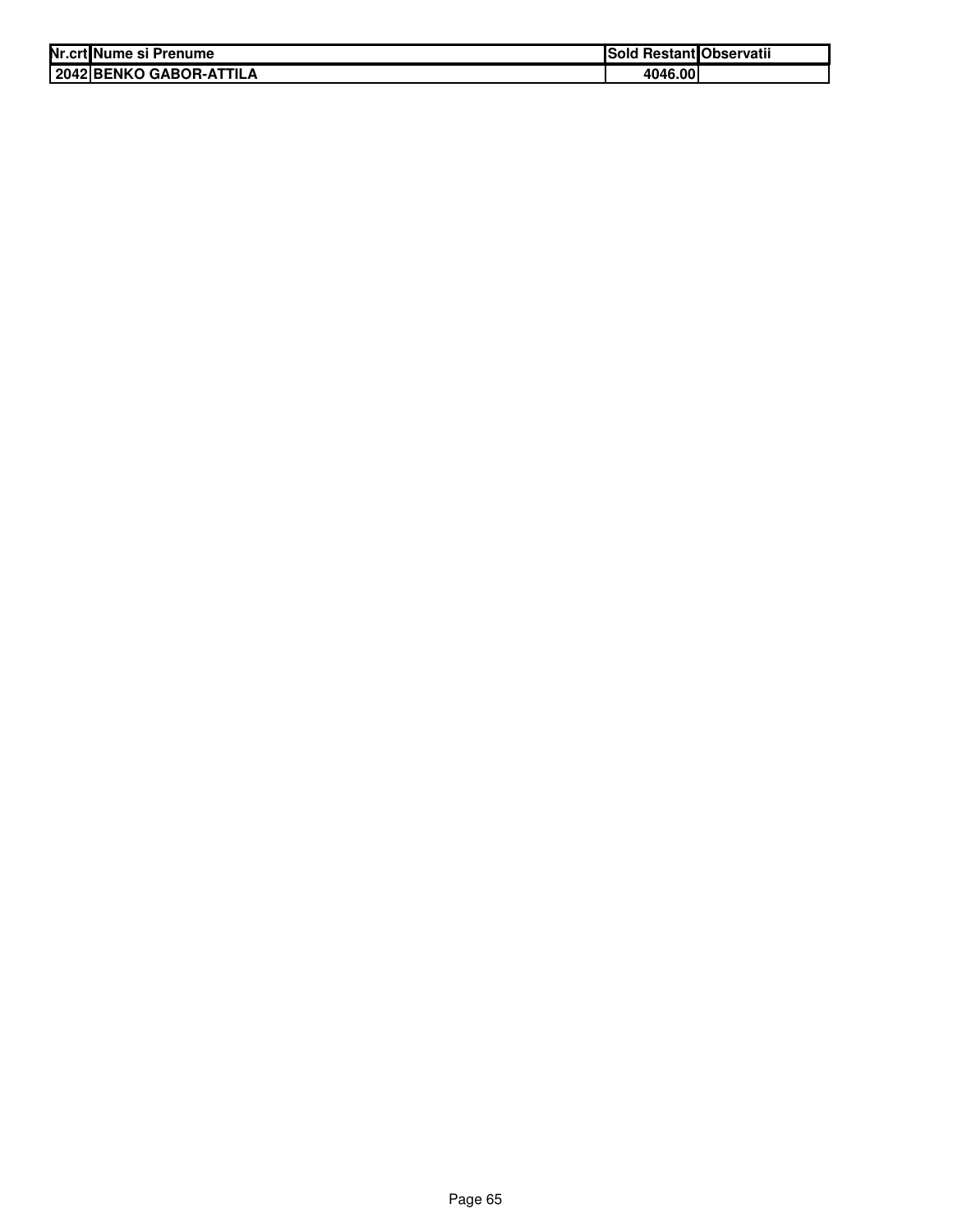| Nr.crt | Nume si Prenume | Sold Restant | Observatii |
|---|---|---|---|
| 2042 | BENKO GABOR-ATTILA | 4046.00 | |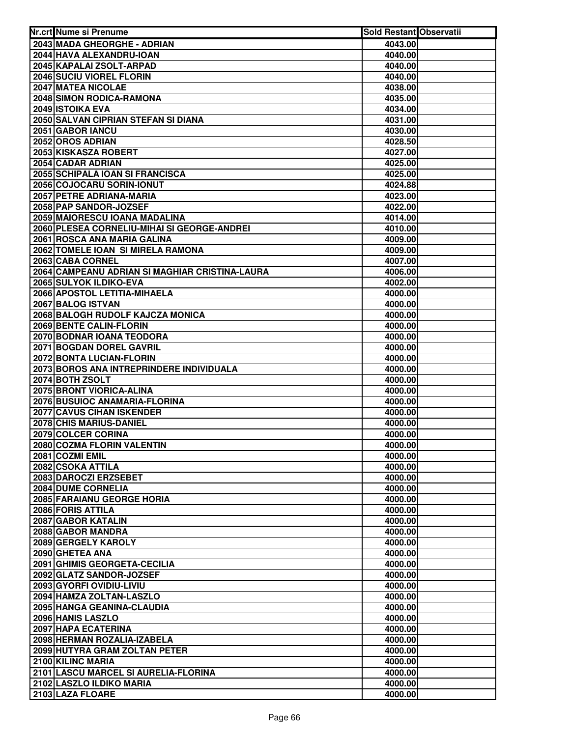| Nr.crt | Nume si Prenume | Sold Restant | Observatii |
|---|---|---|---|
| 2043 | MADA GHEORGHE - ADRIAN | 4043.00 | |
| 2044 | HAVA ALEXANDRU-IOAN | 4040.00 | |
| 2045 | KAPALAI ZSOLT-ARPAD | 4040.00 | |
| 2046 | SUCIU VIOREL FLORIN | 4040.00 | |
| 2047 | MATEA NICOLAE | 4038.00 | |
| 2048 | SIMON RODICA-RAMONA | 4035.00 | |
| 2049 | ISTOIKA EVA | 4034.00 | |
| 2050 | SALVAN CIPRIAN STEFAN SI DIANA | 4031.00 | |
| 2051 | GABOR IANCU | 4030.00 | |
| 2052 | OROS ADRIAN | 4028.50 | |
| 2053 | KISKASZA ROBERT | 4027.00 | |
| 2054 | CADAR ADRIAN | 4025.00 | |
| 2055 | SCHIPALA IOAN SI FRANCISCA | 4025.00 | |
| 2056 | COJOCARU SORIN-IONUT | 4024.88 | |
| 2057 | PETRE ADRIANA-MARIA | 4023.00 | |
| 2058 | PAP SANDOR-JOZSEF | 4022.00 | |
| 2059 | MAIORESCU IOANA MADALINA | 4014.00 | |
| 2060 | PLESEA CORNELIU-MIHAI SI GEORGE-ANDREI | 4010.00 | |
| 2061 | ROSCA ANA MARIA GALINA | 4009.00 | |
| 2062 | TOMELE IOAN SI MIRELA RAMONA | 4009.00 | |
| 2063 | CABA CORNEL | 4007.00 | |
| 2064 | CAMPEANU ADRIAN SI MAGHIAR CRISTINA-LAURA | 4006.00 | |
| 2065 | SULYOK ILDIKO-EVA | 4002.00 | |
| 2066 | APOSTOL LETITIA-MIHAELA | 4000.00 | |
| 2067 | BALOG ISTVAN | 4000.00 | |
| 2068 | BALOGH RUDOLF KAJCZA MONICA | 4000.00 | |
| 2069 | BENTE CALIN-FLORIN | 4000.00 | |
| 2070 | BODNAR IOANA TEODORA | 4000.00 | |
| 2071 | BOGDAN DOREL GAVRIL | 4000.00 | |
| 2072 | BONTA LUCIAN-FLORIN | 4000.00 | |
| 2073 | BOROS ANA INTREPRINDERE INDIVIDUALA | 4000.00 | |
| 2074 | BOTH ZSOLT | 4000.00 | |
| 2075 | BRONT VIORICA-ALINA | 4000.00 | |
| 2076 | BUSUIOC ANAMARIA-FLORINA | 4000.00 | |
| 2077 | CAVUS CIHAN ISKENDER | 4000.00 | |
| 2078 | CHIS MARIUS-DANIEL | 4000.00 | |
| 2079 | COLCER CORINA | 4000.00 | |
| 2080 | COZMA FLORIN VALENTIN | 4000.00 | |
| 2081 | COZMI EMIL | 4000.00 | |
| 2082 | CSOKA ATTILA | 4000.00 | |
| 2083 | DAROCZI ERZSEBET | 4000.00 | |
| 2084 | DUME CORNELIA | 4000.00 | |
| 2085 | FARAIANU GEORGE HORIA | 4000.00 | |
| 2086 | FORIS ATTILA | 4000.00 | |
| 2087 | GABOR KATALIN | 4000.00 | |
| 2088 | GABOR MANDRA | 4000.00 | |
| 2089 | GERGELY KAROLY | 4000.00 | |
| 2090 | GHETEA ANA | 4000.00 | |
| 2091 | GHIMIS GEORGETA-CECILIA | 4000.00 | |
| 2092 | GLATZ SANDOR-JOZSEF | 4000.00 | |
| 2093 | GYORFI OVIDIU-LIVIU | 4000.00 | |
| 2094 | HAMZA ZOLTAN-LASZLO | 4000.00 | |
| 2095 | HANGA GEANINA-CLAUDIA | 4000.00 | |
| 2096 | HANIS LASZLO | 4000.00 | |
| 2097 | HAPA ECATERINA | 4000.00 | |
| 2098 | HERMAN ROZALIA-IZABELA | 4000.00 | |
| 2099 | HUTYRA GRAM ZOLTAN PETER | 4000.00 | |
| 2100 | KILINC MARIA | 4000.00 | |
| 2101 | LASCU MARCEL SI AURELIA-FLORINA | 4000.00 | |
| 2102 | LASZLO ILDIKO MARIA | 4000.00 | |
| 2103 | LAZA FLOARE | 4000.00 | |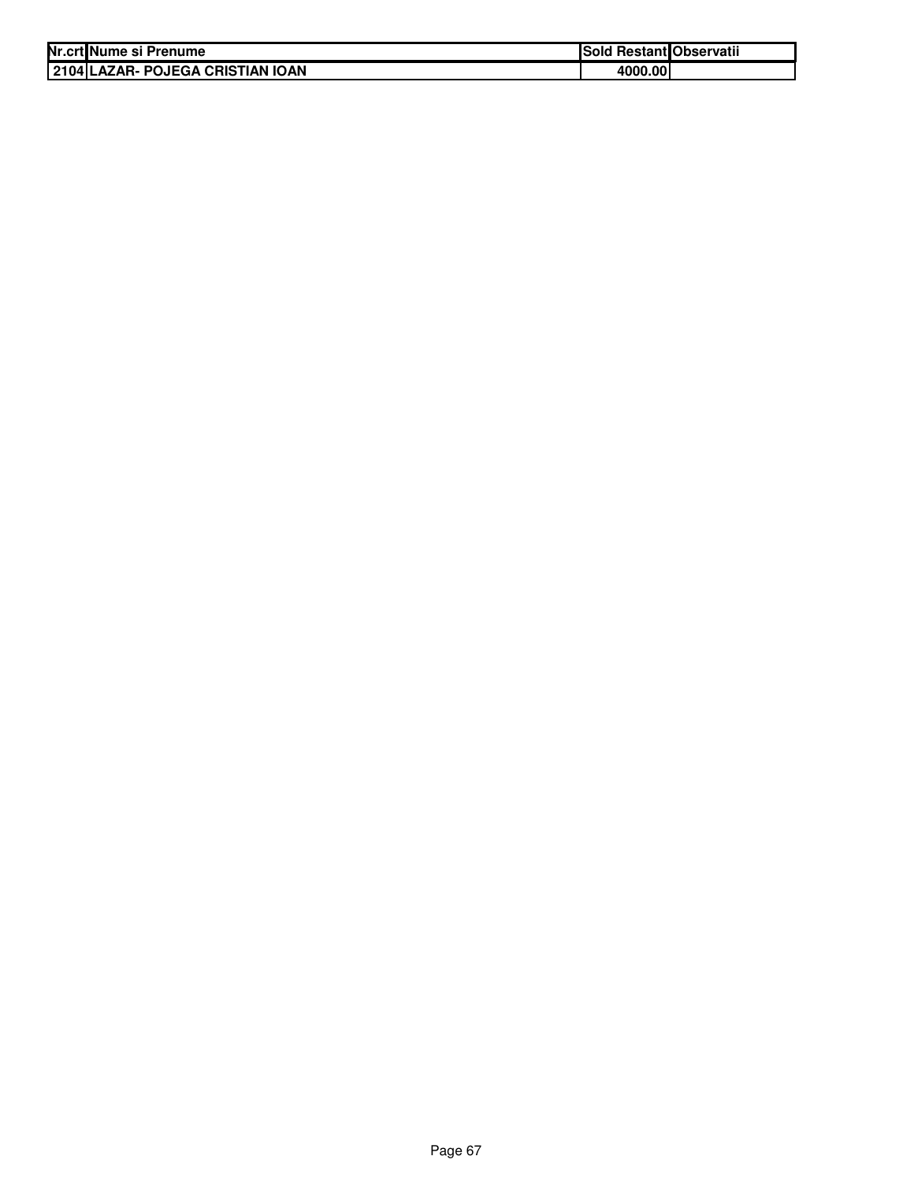| Nr.crt | Nume si Prenume | Sold Restant | Observatii |
|---|---|---|---|
| 2104 | LAZAR- POJEGA CRISTIAN IOAN | 4000.00 | |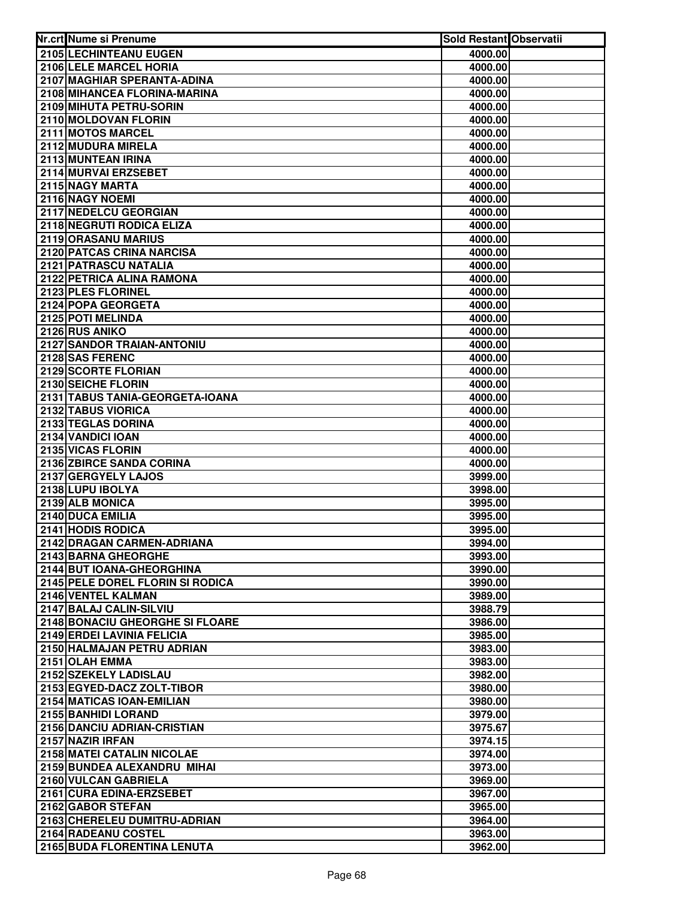| Nr.crt | Nume si Prenume | Sold Restant | Observatii |
|---|---|---|---|
| 2105 | LECHINTEANU EUGEN | 4000.00 | |
| 2106 | LELE MARCEL HORIA | 4000.00 | |
| 2107 | MAGHIAR SPERANTA-ADINA | 4000.00 | |
| 2108 | MIHANCEA FLORINA-MARINA | 4000.00 | |
| 2109 | MIHUTA PETRU-SORIN | 4000.00 | |
| 2110 | MOLDOVAN FLORIN | 4000.00 | |
| 2111 | MOTOS MARCEL | 4000.00 | |
| 2112 | MUDURA MIRELA | 4000.00 | |
| 2113 | MUNTEAN IRINA | 4000.00 | |
| 2114 | MURVAI ERZSEBET | 4000.00 | |
| 2115 | NAGY MARTA | 4000.00 | |
| 2116 | NAGY NOEMI | 4000.00 | |
| 2117 | NEDELCU GEORGIAN | 4000.00 | |
| 2118 | NEGRUTI RODICA ELIZA | 4000.00 | |
| 2119 | ORASANU MARIUS | 4000.00 | |
| 2120 | PATCAS CRINA NARCISA | 4000.00 | |
| 2121 | PATRASCU NATALIA | 4000.00 | |
| 2122 | PETRICA ALINA RAMONA | 4000.00 | |
| 2123 | PLES FLORINEL | 4000.00 | |
| 2124 | POPA GEORGETA | 4000.00 | |
| 2125 | POTI MELINDA | 4000.00 | |
| 2126 | RUS ANIKO | 4000.00 | |
| 2127 | SANDOR TRAIAN-ANTONIU | 4000.00 | |
| 2128 | SAS FERENC | 4000.00 | |
| 2129 | SCORTE FLORIAN | 4000.00 | |
| 2130 | SEICHE FLORIN | 4000.00 | |
| 2131 | TABUS TANIA-GEORGETA-IOANA | 4000.00 | |
| 2132 | TABUS VIORICA | 4000.00 | |
| 2133 | TEGLAS DORINA | 4000.00 | |
| 2134 | VANDICI IOAN | 4000.00 | |
| 2135 | VICAS FLORIN | 4000.00 | |
| 2136 | ZBIRCE SANDA CORINA | 4000.00 | |
| 2137 | GERGYELY LAJOS | 3999.00 | |
| 2138 | LUPU IBOLYA | 3998.00 | |
| 2139 | ALB MONICA | 3995.00 | |
| 2140 | DUCA EMILIA | 3995.00 | |
| 2141 | HODIS RODICA | 3995.00 | |
| 2142 | DRAGAN CARMEN-ADRIANA | 3994.00 | |
| 2143 | BARNA GHEORGHE | 3993.00 | |
| 2144 | BUT IOANA-GHEORGHINA | 3990.00 | |
| 2145 | PELE DOREL FLORIN SI RODICA | 3990.00 | |
| 2146 | VENTEL KALMAN | 3989.00 | |
| 2147 | BALAJ CALIN-SILVIU | 3988.79 | |
| 2148 | BONACIU GHEORGHE SI FLOARE | 3986.00 | |
| 2149 | ERDEI LAVINIA FELICIA | 3985.00 | |
| 2150 | HALMAJAN PETRU ADRIAN | 3983.00 | |
| 2151 | OLAH EMMA | 3983.00 | |
| 2152 | SZEKELY LADISLAU | 3982.00 | |
| 2153 | EGYED-DACZ ZOLT-TIBOR | 3980.00 | |
| 2154 | MATICAS IOAN-EMILIAN | 3980.00 | |
| 2155 | BANHIDI LORAND | 3979.00 | |
| 2156 | DANCIU ADRIAN-CRISTIAN | 3975.67 | |
| 2157 | NAZIR IRFAN | 3974.15 | |
| 2158 | MATEI CATALIN NICOLAE | 3974.00 | |
| 2159 | BUNDEA ALEXANDRU MIHAI | 3973.00 | |
| 2160 | VULCAN GABRIELA | 3969.00 | |
| 2161 | CURA EDINA-ERZSEBET | 3967.00 | |
| 2162 | GABOR STEFAN | 3965.00 | |
| 2163 | CHERELEU DUMITRU-ADRIAN | 3964.00 | |
| 2164 | RADEANU COSTEL | 3963.00 | |
| 2165 | BUDA FLORENTINA LENUTA | 3962.00 | |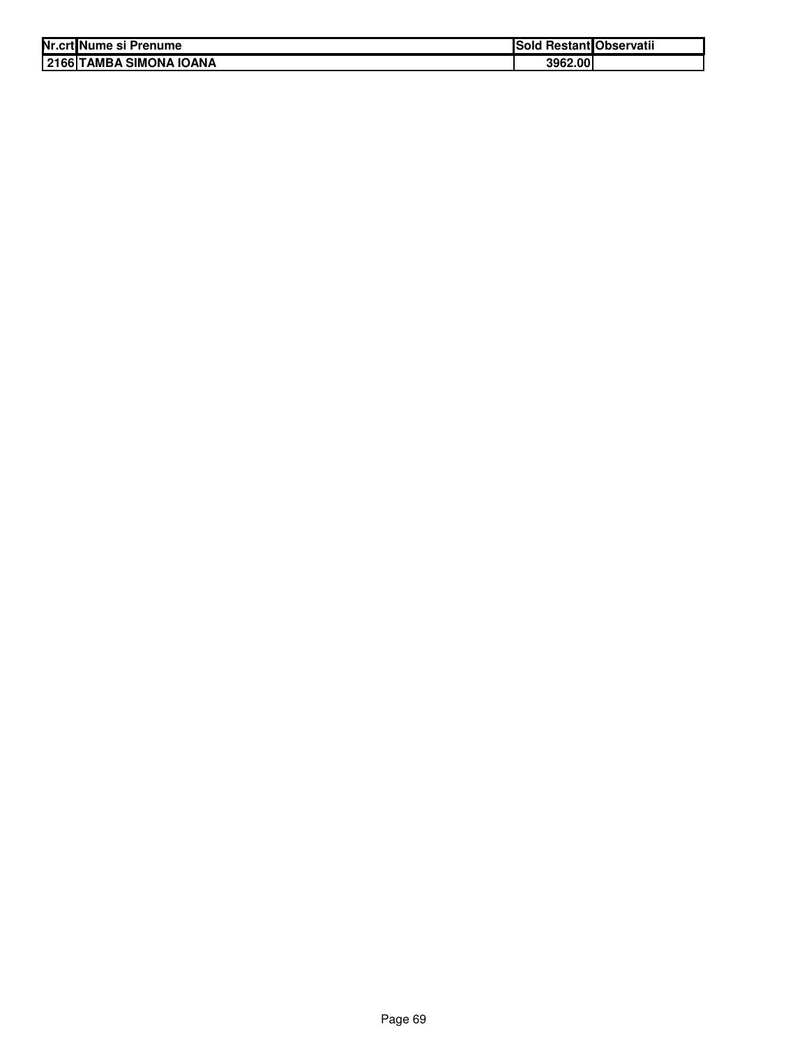| Nr.crt | Nume si Prenume | Sold Restant | Observatii |
|---|---|---|---|
| 2166 | TAMBA SIMONA IOANA | 3962.00 | |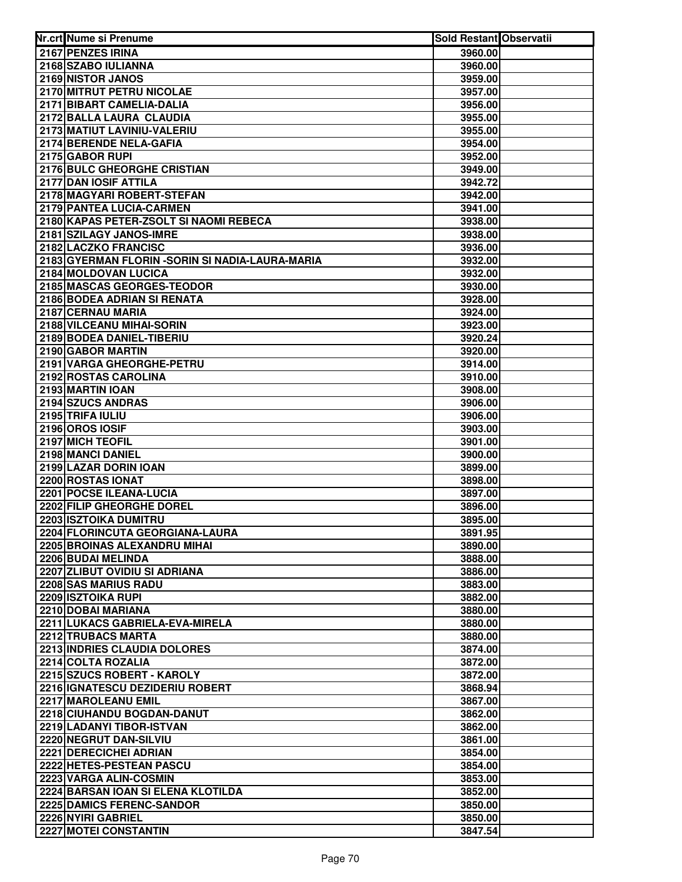| Nr.crt | Nume si Prenume | Sold Restant | Observatii |
|---|---|---|---|
| 2167 | PENZES IRINA | 3960.00 | |
| 2168 | SZABO IULIANNA | 3960.00 | |
| 2169 | NISTOR JANOS | 3959.00 | |
| 2170 | MITRUT PETRU NICOLAE | 3957.00 | |
| 2171 | BIBART CAMELIA-DALIA | 3956.00 | |
| 2172 | BALLA LAURA CLAUDIA | 3955.00 | |
| 2173 | MATIUT LAVINIU-VALERIU | 3955.00 | |
| 2174 | BERENDE NELA-GAFIA | 3954.00 | |
| 2175 | GABOR RUPI | 3952.00 | |
| 2176 | BULC GHEORGHE CRISTIAN | 3949.00 | |
| 2177 | DAN IOSIF ATTILA | 3942.72 | |
| 2178 | MAGYARI ROBERT-STEFAN | 3942.00 | |
| 2179 | PANTEA LUCIA-CARMEN | 3941.00 | |
| 2180 | KAPAS PETER-ZSOLT SI NAOMI REBECA | 3938.00 | |
| 2181 | SZILAGY JANOS-IMRE | 3938.00 | |
| 2182 | LACZKO FRANCISC | 3936.00 | |
| 2183 | GYERMAN FLORIN -SORIN SI NADIA-LAURA-MARIA | 3932.00 | |
| 2184 | MOLDOVAN LUCICA | 3932.00 | |
| 2185 | MASCAS GEORGES-TEODOR | 3930.00 | |
| 2186 | BODEA ADRIAN SI RENATA | 3928.00 | |
| 2187 | CERNAU MARIA | 3924.00 | |
| 2188 | VILCEANU MIHAI-SORIN | 3923.00 | |
| 2189 | BODEA DANIEL-TIBERIU | 3920.24 | |
| 2190 | GABOR MARTIN | 3920.00 | |
| 2191 | VARGA GHEORGHE-PETRU | 3914.00 | |
| 2192 | ROSTAS CAROLINA | 3910.00 | |
| 2193 | MARTIN IOAN | 3908.00 | |
| 2194 | SZUCS ANDRAS | 3906.00 | |
| 2195 | TRIFA IULIU | 3906.00 | |
| 2196 | OROS IOSIF | 3903.00 | |
| 2197 | MICH TEOFIL | 3901.00 | |
| 2198 | MANCI DANIEL | 3900.00 | |
| 2199 | LAZAR DORIN IOAN | 3899.00 | |
| 2200 | ROSTAS IONAT | 3898.00 | |
| 2201 | POCSE ILEANA-LUCIA | 3897.00 | |
| 2202 | FILIP GHEORGHE DOREL | 3896.00 | |
| 2203 | ISZTOIKA DUMITRU | 3895.00 | |
| 2204 | FLORINCUTA GEORGIANA-LAURA | 3891.95 | |
| 2205 | BROINAS ALEXANDRU MIHAI | 3890.00 | |
| 2206 | BUDAI MELINDA | 3888.00 | |
| 2207 | ZLIBUT OVIDIU SI ADRIANA | 3886.00 | |
| 2208 | SAS MARIUS RADU | 3883.00 | |
| 2209 | ISZTOIKA RUPI | 3882.00 | |
| 2210 | DOBAI MARIANA | 3880.00 | |
| 2211 | LUKACS GABRIELA-EVA-MIRELA | 3880.00 | |
| 2212 | TRUBACS MARTA | 3880.00 | |
| 2213 | INDRIES CLAUDIA DOLORES | 3874.00 | |
| 2214 | COLTA ROZALIA | 3872.00 | |
| 2215 | SZUCS ROBERT - KAROLY | 3872.00 | |
| 2216 | IGNATESCU DEZIDERIU ROBERT | 3868.94 | |
| 2217 | MAROLEANU EMIL | 3867.00 | |
| 2218 | CIUHANDU BOGDAN-DANUT | 3862.00 | |
| 2219 | LADANYI TIBOR-ISTVAN | 3862.00 | |
| 2220 | NEGRUT DAN-SILVIU | 3861.00 | |
| 2221 | DERECICHEI ADRIAN | 3854.00 | |
| 2222 | HETES-PESTEAN PASCU | 3854.00 | |
| 2223 | VARGA ALIN-COSMIN | 3853.00 | |
| 2224 | BARSAN IOAN SI ELENA KLOTILDA | 3852.00 | |
| 2225 | DAMICS FERENC-SANDOR | 3850.00 | |
| 2226 | NYIRI GABRIEL | 3850.00 | |
| 2227 | MOTEI CONSTANTIN | 3847.54 | |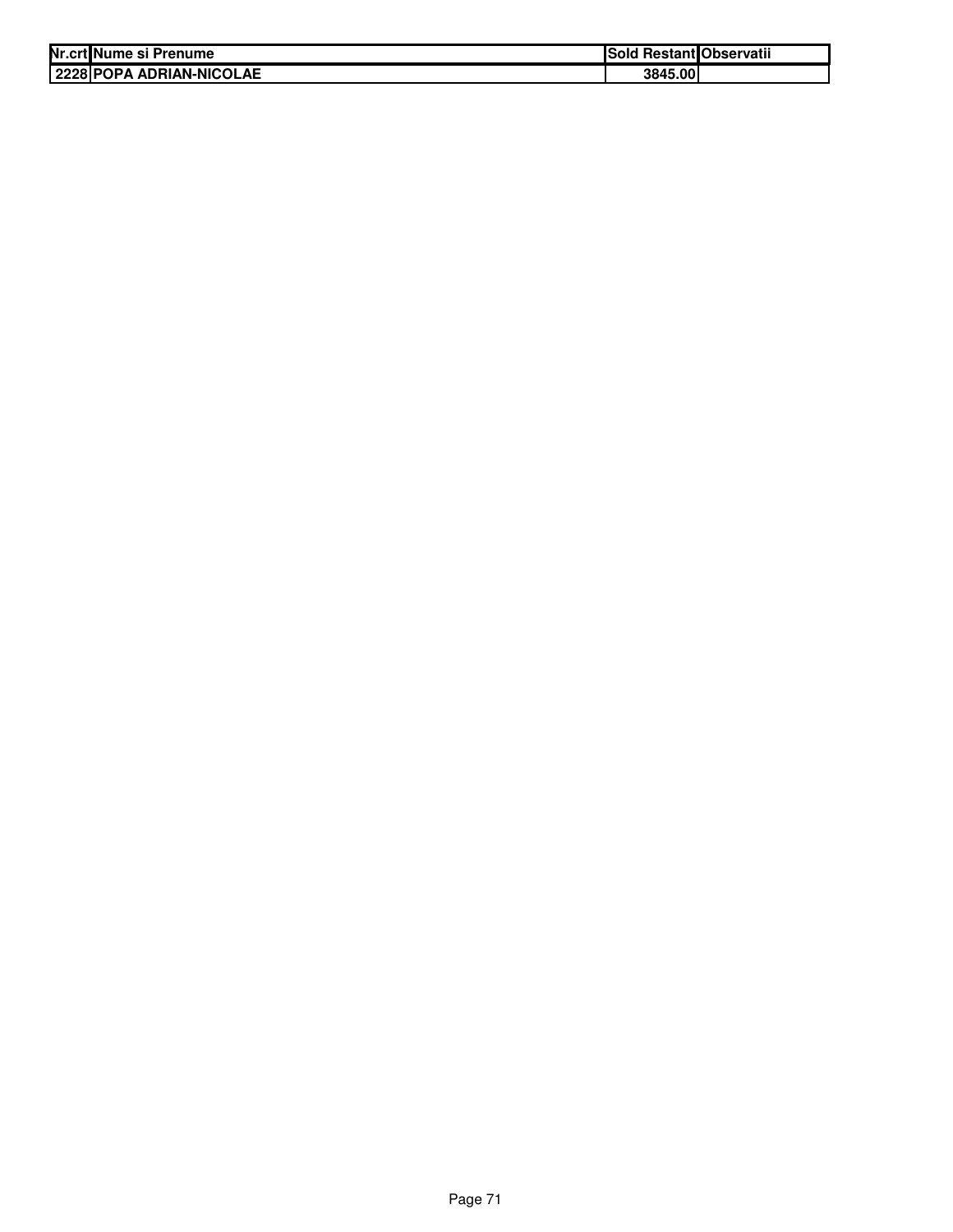| Nr.crt | Nume si Prenume | Sold Restant | Observatii |
|---|---|---|---|
| 2228 | POPA ADRIAN-NICOLAE | 3845.00 | |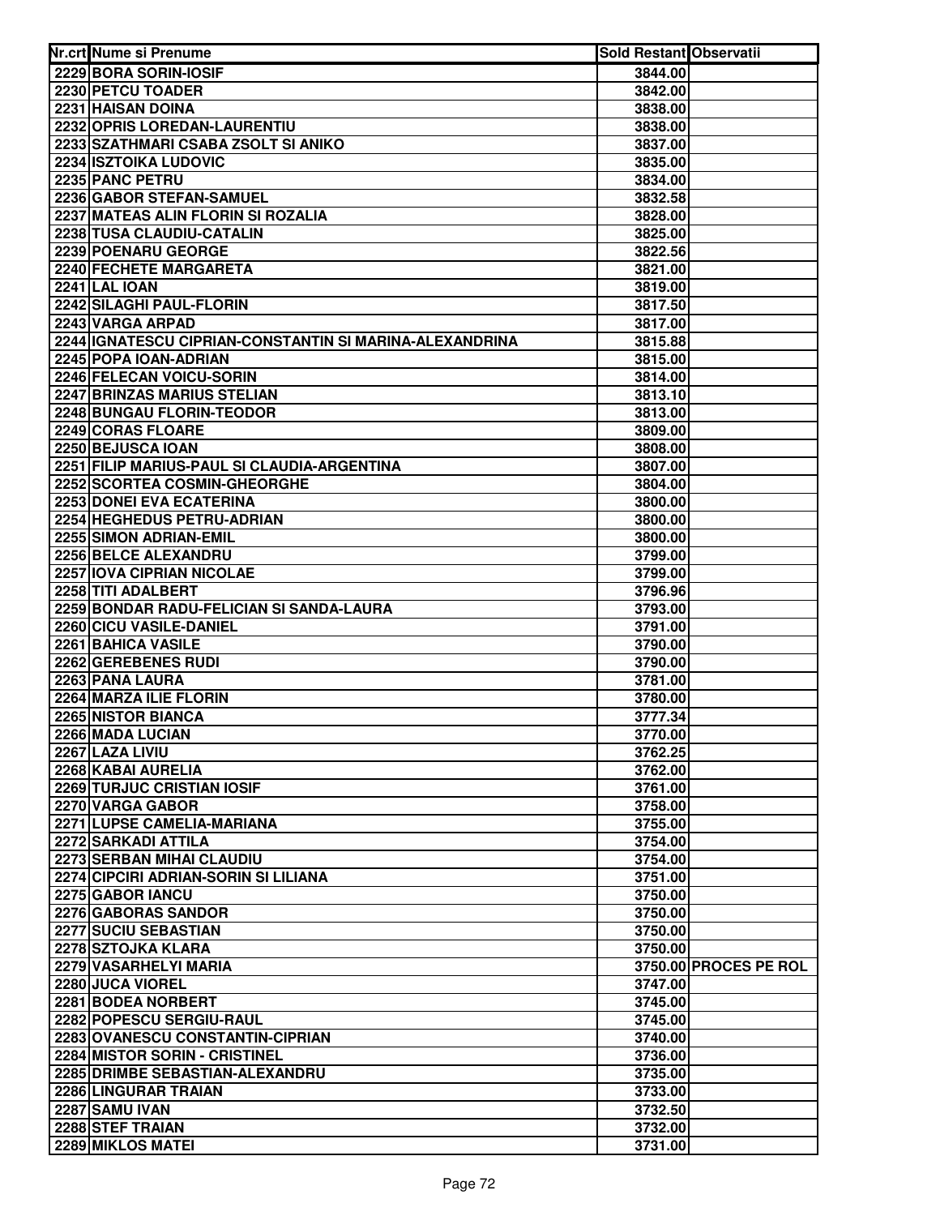| Nr.crt | Nume si Prenume | Sold Restant | Observatii |
|---|---|---|---|
| 2229 | BORA SORIN-IOSIF | 3844.00 | |
| 2230 | PETCU TOADER | 3842.00 | |
| 2231 | HAISAN DOINA | 3838.00 | |
| 2232 | OPRIS LOREDAN-LAURENTIU | 3838.00 | |
| 2233 | SZATHMARI CSABA ZSOLT SI ANIKO | 3837.00 | |
| 2234 | ISZTOIKA LUDOVIC | 3835.00 | |
| 2235 | PANC PETRU | 3834.00 | |
| 2236 | GABOR STEFAN-SAMUEL | 3832.58 | |
| 2237 | MATEAS ALIN FLORIN SI ROZALIA | 3828.00 | |
| 2238 | TUSA CLAUDIU-CATALIN | 3825.00 | |
| 2239 | POENARU GEORGE | 3822.56 | |
| 2240 | FECHETE MARGARETA | 3821.00 | |
| 2241 | LAL IOAN | 3819.00 | |
| 2242 | SILAGHI PAUL-FLORIN | 3817.50 | |
| 2243 | VARGA ARPAD | 3817.00 | |
| 2244 | IGNATESCU CIPRIAN-CONSTANTIN SI MARINA-ALEXANDRINA | 3815.88 | |
| 2245 | POPA IOAN-ADRIAN | 3815.00 | |
| 2246 | FELECAN VOICU-SORIN | 3814.00 | |
| 2247 | BRINZAS MARIUS STELIAN | 3813.10 | |
| 2248 | BUNGAU FLORIN-TEODOR | 3813.00 | |
| 2249 | CORAS FLOARE | 3809.00 | |
| 2250 | BEJUSCA IOAN | 3808.00 | |
| 2251 | FILIP MARIUS-PAUL SI CLAUDIA-ARGENTINA | 3807.00 | |
| 2252 | SCORTEA COSMIN-GHEORGHE | 3804.00 | |
| 2253 | DONEI EVA ECATERINA | 3800.00 | |
| 2254 | HEGHEDUS PETRU-ADRIAN | 3800.00 | |
| 2255 | SIMON ADRIAN-EMIL | 3800.00 | |
| 2256 | BELCE ALEXANDRU | 3799.00 | |
| 2257 | IOVA CIPRIAN NICOLAE | 3799.00 | |
| 2258 | TITI ADALBERT | 3796.96 | |
| 2259 | BONDAR RADU-FELICIAN SI SANDA-LAURA | 3793.00 | |
| 2260 | CICU VASILE-DANIEL | 3791.00 | |
| 2261 | BAHICA VASILE | 3790.00 | |
| 2262 | GEREBENES RUDI | 3790.00 | |
| 2263 | PANA LAURA | 3781.00 | |
| 2264 | MARZA ILIE FLORIN | 3780.00 | |
| 2265 | NISTOR BIANCA | 3777.34 | |
| 2266 | MADA LUCIAN | 3770.00 | |
| 2267 | LAZA LIVIU | 3762.25 | |
| 2268 | KABAI AURELIA | 3762.00 | |
| 2269 | TURJUC CRISTIAN IOSIF | 3761.00 | |
| 2270 | VARGA GABOR | 3758.00 | |
| 2271 | LUPSE CAMELIA-MARIANA | 3755.00 | |
| 2272 | SARKADI ATTILA | 3754.00 | |
| 2273 | SERBAN MIHAI CLAUDIU | 3754.00 | |
| 2274 | CIPCIRI ADRIAN-SORIN SI LILIANA | 3751.00 | |
| 2275 | GABOR IANCU | 3750.00 | |
| 2276 | GABORAS SANDOR | 3750.00 | |
| 2277 | SUCIU SEBASTIAN | 3750.00 | |
| 2278 | SZTOJKA KLARA | 3750.00 | |
| 2279 | VASARHELYI MARIA | 3750.00 | PROCES PE ROL |
| 2280 | JUCA VIOREL | 3747.00 | |
| 2281 | BODEA NORBERT | 3745.00 | |
| 2282 | POPESCU SERGIU-RAUL | 3745.00 | |
| 2283 | OVANESCU CONSTANTIN-CIPRIAN | 3740.00 | |
| 2284 | MISTOR SORIN - CRISTINEL | 3736.00 | |
| 2285 | DRIMBE SEBASTIAN-ALEXANDRU | 3735.00 | |
| 2286 | LINGURAR TRAIAN | 3733.00 | |
| 2287 | SAMU IVAN | 3732.50 | |
| 2288 | STEF TRAIAN | 3732.00 | |
| 2289 | MIKLOS MATEI | 3731.00 | |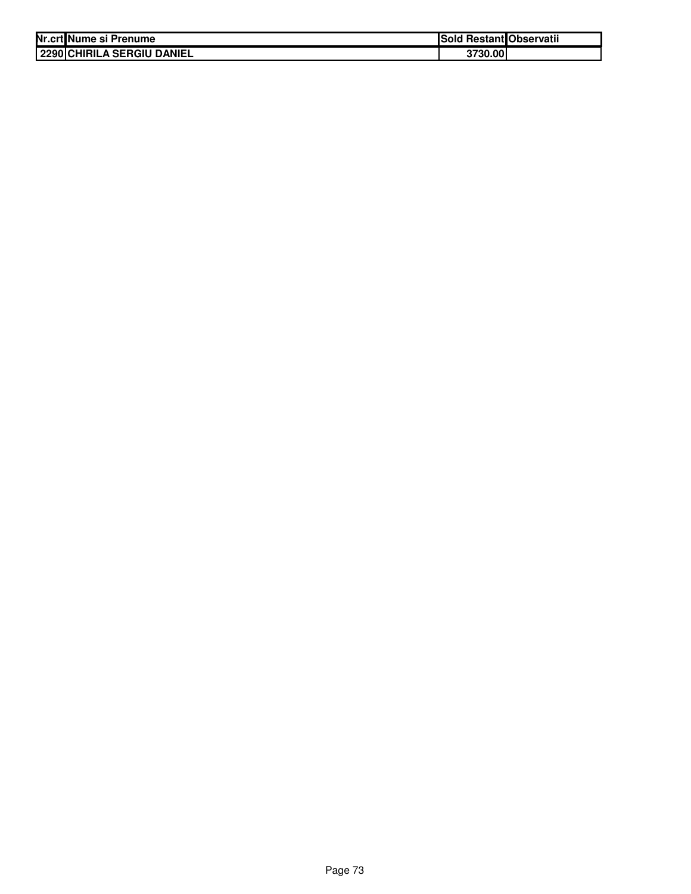| Nr.crt | Nume si Prenume | Sold Restant | Observatii |
| --- | --- | --- | --- |
| 2290 | CHIRILA SERGIU DANIEL | 3730.00 | |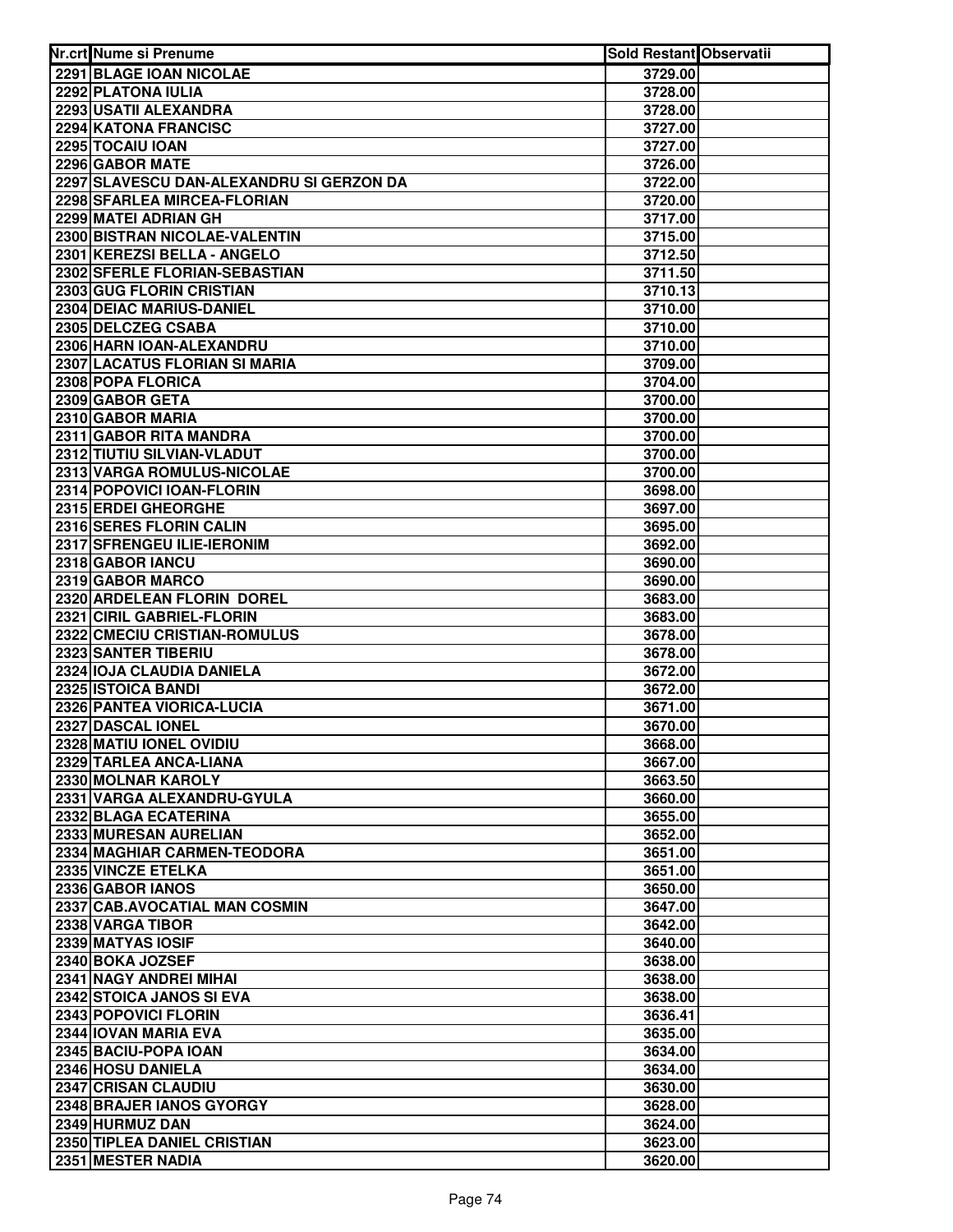| Nr.crt | Nume si Prenume | Sold Restant | Observatii |
|---|---|---|---|
| 2291 | BLAGE IOAN NICOLAE | 3729.00 | |
| 2292 | PLATONA IULIA | 3728.00 | |
| 2293 | USATII ALEXANDRA | 3728.00 | |
| 2294 | KATONA FRANCISC | 3727.00 | |
| 2295 | TOCAIU IOAN | 3727.00 | |
| 2296 | GABOR MATE | 3726.00 | |
| 2297 | SLAVESCU DAN-ALEXANDRU SI GERZON DA | 3722.00 | |
| 2298 | SFARLEA MIRCEA-FLORIAN | 3720.00 | |
| 2299 | MATEI ADRIAN GH | 3717.00 | |
| 2300 | BISTRAN NICOLAE-VALENTIN | 3715.00 | |
| 2301 | KEREZSI BELLA - ANGELO | 3712.50 | |
| 2302 | SFERLE FLORIAN-SEBASTIAN | 3711.50 | |
| 2303 | GUG FLORIN CRISTIAN | 3710.13 | |
| 2304 | DEIAC MARIUS-DANIEL | 3710.00 | |
| 2305 | DELCZEG CSABA | 3710.00 | |
| 2306 | HARN IOAN-ALEXANDRU | 3710.00 | |
| 2307 | LACATUS FLORIAN SI MARIA | 3709.00 | |
| 2308 | POPA FLORICA | 3704.00 | |
| 2309 | GABOR GETA | 3700.00 | |
| 2310 | GABOR MARIA | 3700.00 | |
| 2311 | GABOR RITA MANDRA | 3700.00 | |
| 2312 | TIUTIU SILVIAN-VLADUT | 3700.00 | |
| 2313 | VARGA ROMULUS-NICOLAE | 3700.00 | |
| 2314 | POPOVICI IOAN-FLORIN | 3698.00 | |
| 2315 | ERDEI GHEORGHE | 3697.00 | |
| 2316 | SERES FLORIN CALIN | 3695.00 | |
| 2317 | SFRENGEU ILIE-IERONIM | 3692.00 | |
| 2318 | GABOR IANCU | 3690.00 | |
| 2319 | GABOR MARCO | 3690.00 | |
| 2320 | ARDELEAN FLORIN DOREL | 3683.00 | |
| 2321 | CIRIL GABRIEL-FLORIN | 3683.00 | |
| 2322 | CMECIU CRISTIAN-ROMULUS | 3678.00 | |
| 2323 | SANTER TIBERIU | 3678.00 | |
| 2324 | IOJA CLAUDIA DANIELA | 3672.00 | |
| 2325 | ISTOICA BANDI | 3672.00 | |
| 2326 | PANTEA VIORICA-LUCIA | 3671.00 | |
| 2327 | DASCAL IONEL | 3670.00 | |
| 2328 | MATIU IONEL OVIDIU | 3668.00 | |
| 2329 | TARLEA ANCA-LIANA | 3667.00 | |
| 2330 | MOLNAR KAROLY | 3663.50 | |
| 2331 | VARGA ALEXANDRU-GYULA | 3660.00 | |
| 2332 | BLAGA ECATERINA | 3655.00 | |
| 2333 | MURESAN AURELIAN | 3652.00 | |
| 2334 | MAGHIAR CARMEN-TEODORA | 3651.00 | |
| 2335 | VINCZE ETELKA | 3651.00 | |
| 2336 | GABOR IANOS | 3650.00 | |
| 2337 | CAB.AVOCATIAL MAN COSMIN | 3647.00 | |
| 2338 | VARGA TIBOR | 3642.00 | |
| 2339 | MATYAS IOSIF | 3640.00 | |
| 2340 | BOKA JOZSEF | 3638.00 | |
| 2341 | NAGY ANDREI MIHAI | 3638.00 | |
| 2342 | STOICA JANOS SI EVA | 3638.00 | |
| 2343 | POPOVICI FLORIN | 3636.41 | |
| 2344 | IOVAN MARIA EVA | 3635.00 | |
| 2345 | BACIU-POPA IOAN | 3634.00 | |
| 2346 | HOSU DANIELA | 3634.00 | |
| 2347 | CRISAN CLAUDIU | 3630.00 | |
| 2348 | BRAJER IANOS GYORGY | 3628.00 | |
| 2349 | HURMUZ DAN | 3624.00 | |
| 2350 | TIPLEA DANIEL CRISTIAN | 3623.00 | |
| 2351 | MESTER NADIA | 3620.00 | |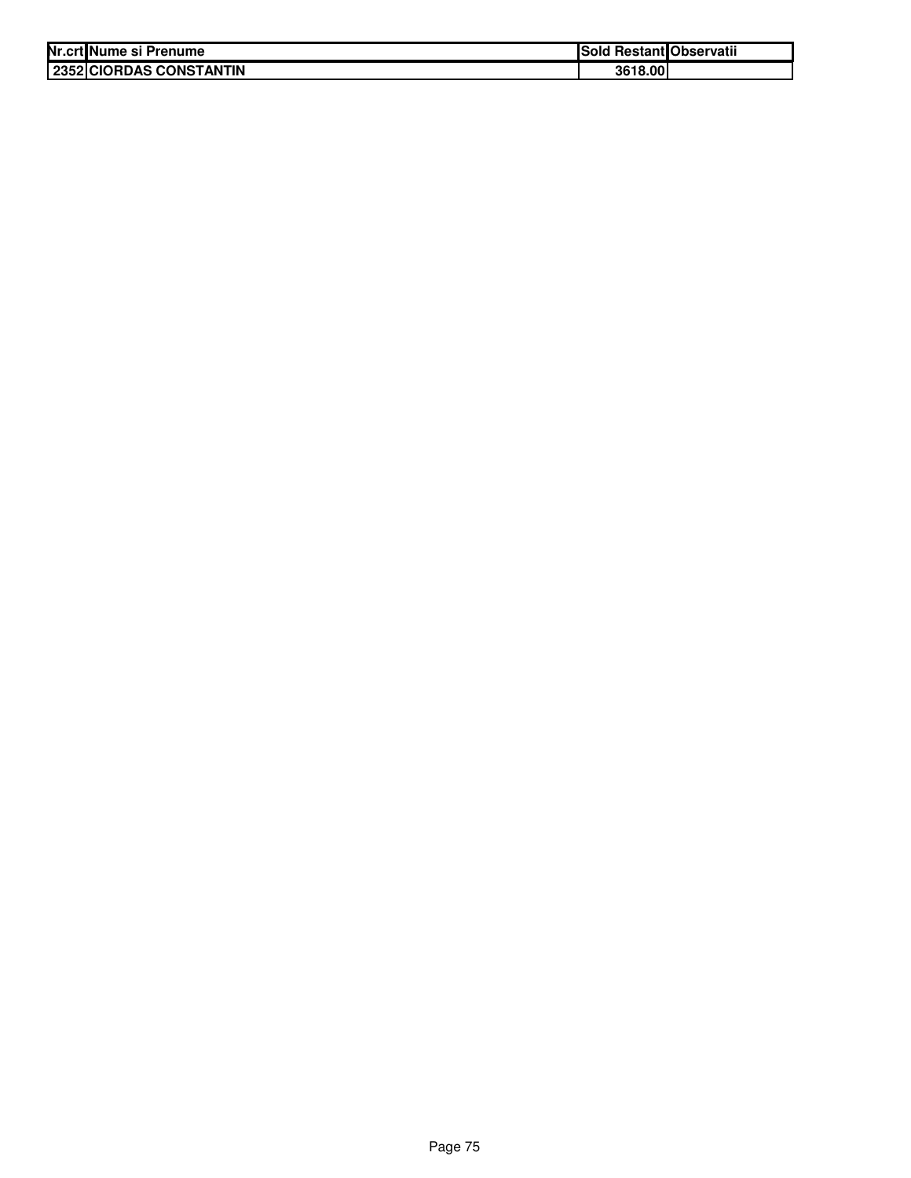| Nr.crt | Nume si Prenume | Sold Restant | Observatii |
|---|---|---|---|
| 2352 | CIORDAS CONSTANTIN | 3618.00 | |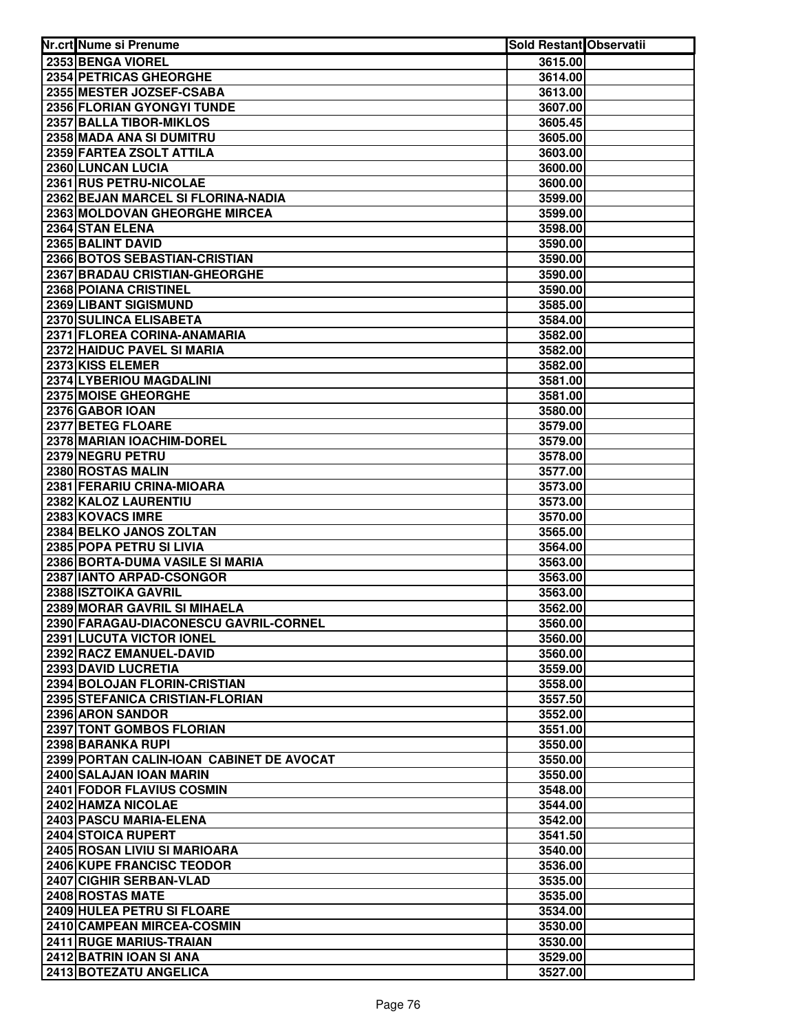| Nr.crt | Nume si Prenume | Sold Restant | Observatii |
|---|---|---|---|
| 2353 | BENGA VIOREL | 3615.00 | |
| 2354 | PETRICAS GHEORGHE | 3614.00 | |
| 2355 | MESTER JOZSEF-CSABA | 3613.00 | |
| 2356 | FLORIAN GYONGYI TUNDE | 3607.00 | |
| 2357 | BALLA TIBOR-MIKLOS | 3605.45 | |
| 2358 | MADA ANA SI DUMITRU | 3605.00 | |
| 2359 | FARTEA ZSOLT ATTILA | 3603.00 | |
| 2360 | LUNCAN LUCIA | 3600.00 | |
| 2361 | RUS PETRU-NICOLAE | 3600.00 | |
| 2362 | BEJAN MARCEL SI FLORINA-NADIA | 3599.00 | |
| 2363 | MOLDOVAN GHEORGHE MIRCEA | 3599.00 | |
| 2364 | STAN ELENA | 3598.00 | |
| 2365 | BALINT DAVID | 3590.00 | |
| 2366 | BOTOS SEBASTIAN-CRISTIAN | 3590.00 | |
| 2367 | BRADAU CRISTIAN-GHEORGHE | 3590.00 | |
| 2368 | POIANA CRISTINEL | 3590.00 | |
| 2369 | LIBANT SIGISMUND | 3585.00 | |
| 2370 | SULINCA ELISABETA | 3584.00 | |
| 2371 | FLOREA CORINA-ANAMARIA | 3582.00 | |
| 2372 | HAIDUC PAVEL SI MARIA | 3582.00 | |
| 2373 | KISS ELEMER | 3582.00 | |
| 2374 | LYBERIOU MAGDALINI | 3581.00 | |
| 2375 | MOISE GHEORGHE | 3581.00 | |
| 2376 | GABOR IOAN | 3580.00 | |
| 2377 | BETEG FLOARE | 3579.00 | |
| 2378 | MARIAN IOACHIM-DOREL | 3579.00 | |
| 2379 | NEGRU PETRU | 3578.00 | |
| 2380 | ROSTAS MALIN | 3577.00 | |
| 2381 | FERARIU CRINA-MIOARA | 3573.00 | |
| 2382 | KALOZ LAURENTIU | 3573.00 | |
| 2383 | KOVACS IMRE | 3570.00 | |
| 2384 | BELKO JANOS ZOLTAN | 3565.00 | |
| 2385 | POPA PETRU SI LIVIA | 3564.00 | |
| 2386 | BORTA-DUMA VASILE SI MARIA | 3563.00 | |
| 2387 | IANTO ARPAD-CSONGOR | 3563.00 | |
| 2388 | ISZTOIKA GAVRIL | 3563.00 | |
| 2389 | MORAR GAVRIL SI MIHAELA | 3562.00 | |
| 2390 | FARAGAU-DIACONESCU GAVRIL-CORNEL | 3560.00 | |
| 2391 | LUCUTA VICTOR IONEL | 3560.00 | |
| 2392 | RACZ EMANUEL-DAVID | 3560.00 | |
| 2393 | DAVID LUCRETIA | 3559.00 | |
| 2394 | BOLOJAN FLORIN-CRISTIAN | 3558.00 | |
| 2395 | STEFANICA CRISTIAN-FLORIAN | 3557.50 | |
| 2396 | ARON SANDOR | 3552.00 | |
| 2397 | TONT GOMBOS FLORIAN | 3551.00 | |
| 2398 | BARANKA RUPI | 3550.00 | |
| 2399 | PORTAN CALIN-IOAN CABINET DE AVOCAT | 3550.00 | |
| 2400 | SALAJAN IOAN MARIN | 3550.00 | |
| 2401 | FODOR FLAVIUS COSMIN | 3548.00 | |
| 2402 | HAMZA NICOLAE | 3544.00 | |
| 2403 | PASCU MARIA-ELENA | 3542.00 | |
| 2404 | STOICA RUPERT | 3541.50 | |
| 2405 | ROSAN LIVIU SI MARIOARA | 3540.00 | |
| 2406 | KUPE FRANCISC TEODOR | 3536.00 | |
| 2407 | CIGHIR SERBAN-VLAD | 3535.00 | |
| 2408 | ROSTAS MATE | 3535.00 | |
| 2409 | HULEA PETRU SI FLOARE | 3534.00 | |
| 2410 | CAMPEAN MIRCEA-COSMIN | 3530.00 | |
| 2411 | RUGE MARIUS-TRAIAN | 3530.00 | |
| 2412 | BATRIN IOAN SI ANA | 3529.00 | |
| 2413 | BOTEZATU ANGELICA | 3527.00 | |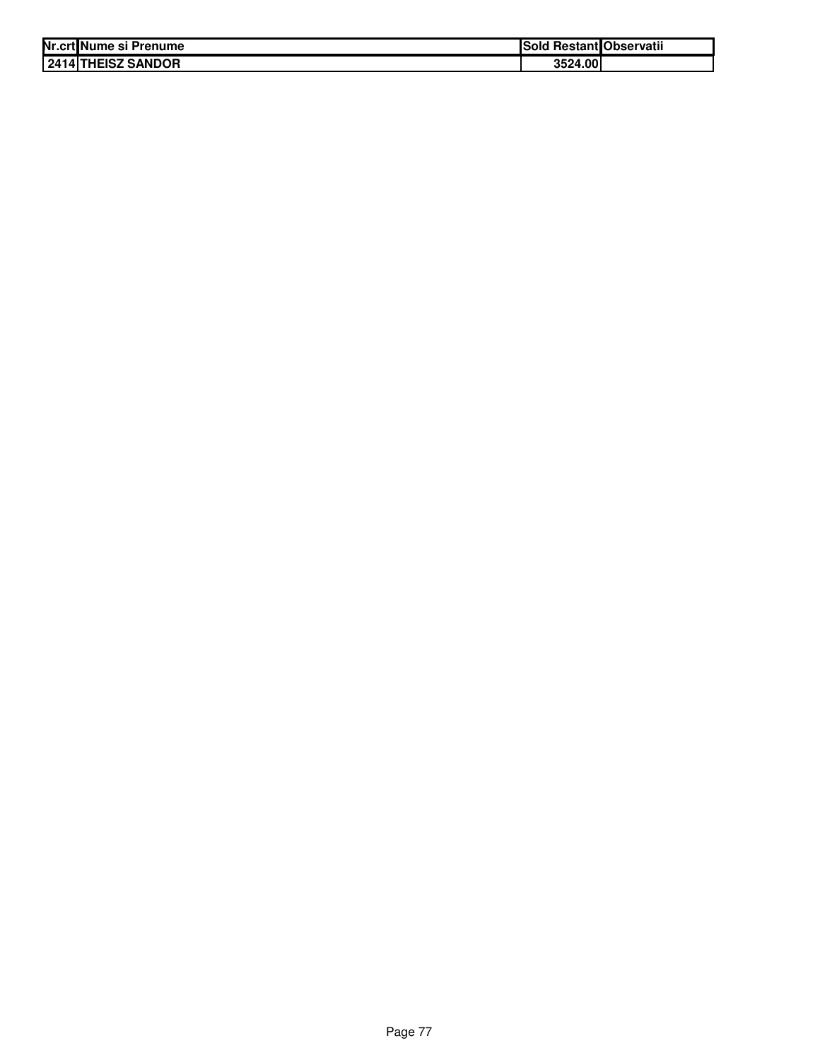| Nr.crt | Nume si Prenume | Sold Restant | Observatii |
|---|---|---|---|
| 2414 | THEISZ SANDOR | 3524.00 | |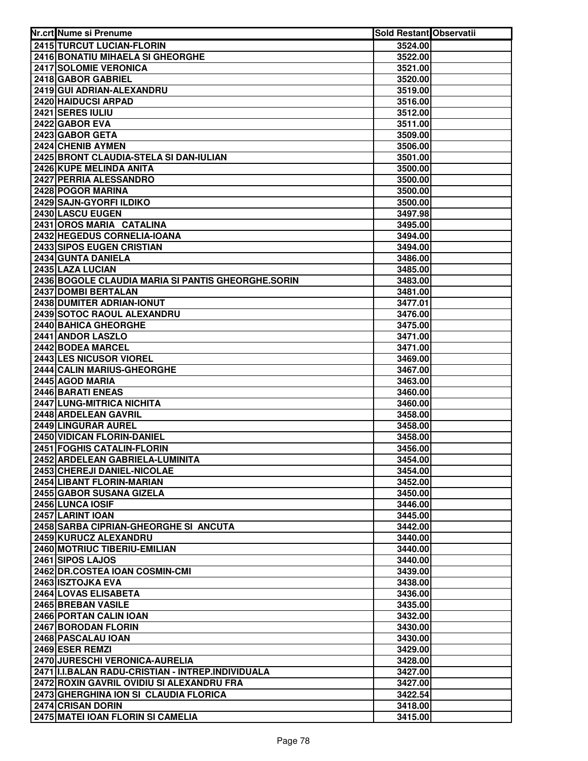| Nr.crt | Nume si Prenume | Sold Restant | Observatii |
|---|---|---|---|
| 2415 | TURCUT LUCIAN-FLORIN | 3524.00 | |
| 2416 | BONATIU MIHAELA SI GHEORGHE | 3522.00 | |
| 2417 | SOLOMIE VERONICA | 3521.00 | |
| 2418 | GABOR GABRIEL | 3520.00 | |
| 2419 | GUI ADRIAN-ALEXANDRU | 3519.00 | |
| 2420 | HAIDUCSI ARPAD | 3516.00 | |
| 2421 | SERES IULIU | 3512.00 | |
| 2422 | GABOR EVA | 3511.00 | |
| 2423 | GABOR GETA | 3509.00 | |
| 2424 | CHENIB AYMEN | 3506.00 | |
| 2425 | BRONT CLAUDIA-STELA SI DAN-IULIAN | 3501.00 | |
| 2426 | KUPE MELINDA ANITA | 3500.00 | |
| 2427 | PERRIA ALESSANDRO | 3500.00 | |
| 2428 | POGOR MARINA | 3500.00 | |
| 2429 | SAJN-GYORFI ILDIKO | 3500.00 | |
| 2430 | LASCU EUGEN | 3497.98 | |
| 2431 | OROS MARIA CATALINA | 3495.00 | |
| 2432 | HEGEDUS CORNELIA-IOANA | 3494.00 | |
| 2433 | SIPOS EUGEN CRISTIAN | 3494.00 | |
| 2434 | GUNTA DANIELA | 3486.00 | |
| 2435 | LAZA LUCIAN | 3485.00 | |
| 2436 | BOGOLE CLAUDIA MARIA SI PANTIS GHEORGHE.SORIN | 3483.00 | |
| 2437 | DOMBI BERTALAN | 3481.00 | |
| 2438 | DUMITER ADRIAN-IONUT | 3477.01 | |
| 2439 | SOTOC RAOUL ALEXANDRU | 3476.00 | |
| 2440 | BAHICA GHEORGHE | 3475.00 | |
| 2441 | ANDOR LASZLO | 3471.00 | |
| 2442 | BODEA MARCEL | 3471.00 | |
| 2443 | LES NICUSOR VIOREL | 3469.00 | |
| 2444 | CALIN MARIUS-GHEORGHE | 3467.00 | |
| 2445 | AGOD MARIA | 3463.00 | |
| 2446 | BARATI ENEAS | 3460.00 | |
| 2447 | LUNG-MITRICA NICHITA | 3460.00 | |
| 2448 | ARDELEAN GAVRIL | 3458.00 | |
| 2449 | LINGURAR AUREL | 3458.00 | |
| 2450 | VIDICAN FLORIN-DANIEL | 3458.00 | |
| 2451 | FOGHIS CATALIN-FLORIN | 3456.00 | |
| 2452 | ARDELEAN GABRIELA-LUMINITA | 3454.00 | |
| 2453 | CHEREJI DANIEL-NICOLAE | 3454.00 | |
| 2454 | LIBANT FLORIN-MARIAN | 3452.00 | |
| 2455 | GABOR SUSANA GIZELA | 3450.00 | |
| 2456 | LUNCA IOSIF | 3446.00 | |
| 2457 | LARINT IOAN | 3445.00 | |
| 2458 | SARBA CIPRIAN-GHEORGHE SI ANCUTA | 3442.00 | |
| 2459 | KURUCZ ALEXANDRU | 3440.00 | |
| 2460 | MOTRIUC TIBERIU-EMILIAN | 3440.00 | |
| 2461 | SIPOS LAJOS | 3440.00 | |
| 2462 | DR.COSTEA IOAN COSMIN-CMI | 3439.00 | |
| 2463 | ISZTOJKA EVA | 3438.00 | |
| 2464 | LOVAS ELISABETA | 3436.00 | |
| 2465 | BREBAN VASILE | 3435.00 | |
| 2466 | PORTAN CALIN IOAN | 3432.00 | |
| 2467 | BORODAN FLORIN | 3430.00 | |
| 2468 | PASCALAU IOAN | 3430.00 | |
| 2469 | ESER REMZI | 3429.00 | |
| 2470 | JURESCHI VERONICA-AURELIA | 3428.00 | |
| 2471 | I.I.BALAN RADU-CRISTIAN - INTREP.INDIVIDUALA | 3427.00 | |
| 2472 | ROXIN GAVRIL OVIDIU SI ALEXANDRU FRA | 3427.00 | |
| 2473 | GHERGHINA ION SI CLAUDIA FLORICA | 3422.54 | |
| 2474 | CRISAN DORIN | 3418.00 | |
| 2475 | MATEI IOAN FLORIN SI CAMELIA | 3415.00 | |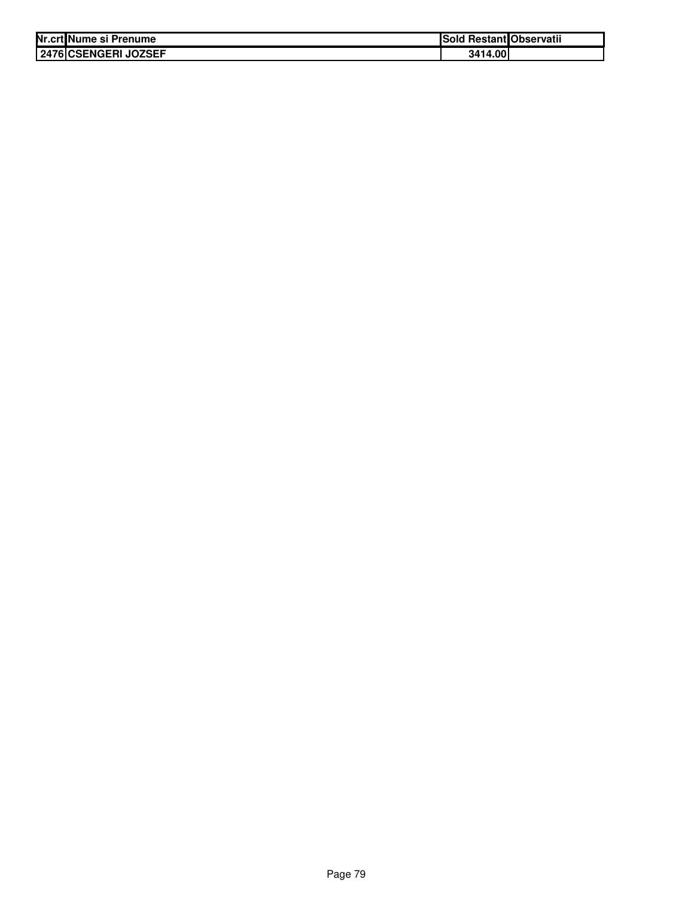| Nr.crt | Nume si Prenume | Sold Restant | Observatii |
| --- | --- | --- | --- |
| 2476 | CSENGERI JOZSEF | 3414.00 | |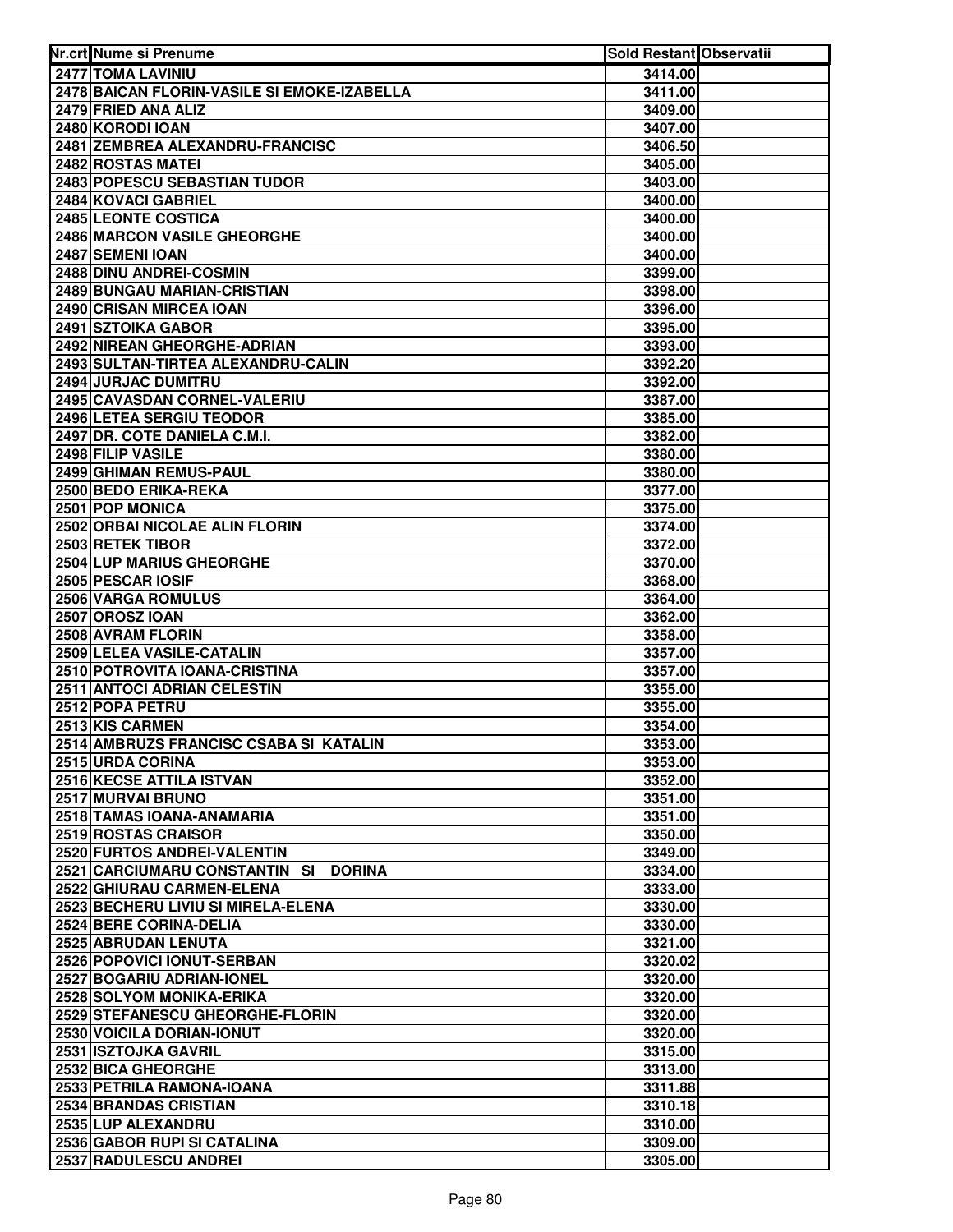| Nr.crt | Nume si Prenume | Sold Restant | Observatii |
|---|---|---|---|
| 2477 | TOMA LAVINIU | 3414.00 | |
| 2478 | BAICAN FLORIN-VASILE SI EMOKE-IZABELLA | 3411.00 | |
| 2479 | FRIED ANA ALIZ | 3409.00 | |
| 2480 | KORODI IOAN | 3407.00 | |
| 2481 | ZEMBREA ALEXANDRU-FRANCISC | 3406.50 | |
| 2482 | ROSTAS MATEI | 3405.00 | |
| 2483 | POPESCU SEBASTIAN TUDOR | 3403.00 | |
| 2484 | KOVACI GABRIEL | 3400.00 | |
| 2485 | LEONTE COSTICA | 3400.00 | |
| 2486 | MARCON VASILE GHEORGHE | 3400.00 | |
| 2487 | SEMENI IOAN | 3400.00 | |
| 2488 | DINU ANDREI-COSMIN | 3399.00 | |
| 2489 | BUNGAU MARIAN-CRISTIAN | 3398.00 | |
| 2490 | CRISAN MIRCEA IOAN | 3396.00 | |
| 2491 | SZTOIKA GABOR | 3395.00 | |
| 2492 | NIREAN GHEORGHE-ADRIAN | 3393.00 | |
| 2493 | SULTAN-TIRTEA ALEXANDRU-CALIN | 3392.20 | |
| 2494 | JURJAC DUMITRU | 3392.00 | |
| 2495 | CAVASDAN CORNEL-VALERIU | 3387.00 | |
| 2496 | LETEA SERGIU TEODOR | 3385.00 | |
| 2497 | DR. COTE DANIELA C.M.I. | 3382.00 | |
| 2498 | FILIP VASILE | 3380.00 | |
| 2499 | GHIMAN REMUS-PAUL | 3380.00 | |
| 2500 | BEDO ERIKA-REKA | 3377.00 | |
| 2501 | POP MONICA | 3375.00 | |
| 2502 | ORBAI NICOLAE ALIN FLORIN | 3374.00 | |
| 2503 | RETEK TIBOR | 3372.00 | |
| 2504 | LUP MARIUS GHEORGHE | 3370.00 | |
| 2505 | PESCAR IOSIF | 3368.00 | |
| 2506 | VARGA ROMULUS | 3364.00 | |
| 2507 | OROSZ IOAN | 3362.00 | |
| 2508 | AVRAM FLORIN | 3358.00 | |
| 2509 | LELEA VASILE-CATALIN | 3357.00 | |
| 2510 | POTROVITA IOANA-CRISTINA | 3357.00 | |
| 2511 | ANTOCI ADRIAN CELESTIN | 3355.00 | |
| 2512 | POPA PETRU | 3355.00 | |
| 2513 | KIS CARMEN | 3354.00 | |
| 2514 | AMBRUZS FRANCISC CSABA SI KATALIN | 3353.00 | |
| 2515 | URDA CORINA | 3353.00 | |
| 2516 | KECSE ATTILA ISTVAN | 3352.00 | |
| 2517 | MURVAI BRUNO | 3351.00 | |
| 2518 | TAMAS IOANA-ANAMARIA | 3351.00 | |
| 2519 | ROSTAS CRAISOR | 3350.00 | |
| 2520 | FURTOS ANDREI-VALENTIN | 3349.00 | |
| 2521 | CARCIUMARU CONSTANTIN SI DORINA | 3334.00 | |
| 2522 | GHIURAU CARMEN-ELENA | 3333.00 | |
| 2523 | BECHERU LIVIU SI MIRELA-ELENA | 3330.00 | |
| 2524 | BERE CORINA-DELIA | 3330.00 | |
| 2525 | ABRUDAN LENUTA | 3321.00 | |
| 2526 | POPOVICI IONUT-SERBAN | 3320.02 | |
| 2527 | BOGARIU ADRIAN-IONEL | 3320.00 | |
| 2528 | SOLYOM MONIKA-ERIKA | 3320.00 | |
| 2529 | STEFANESCU GHEORGHE-FLORIN | 3320.00 | |
| 2530 | VOICILA DORIAN-IONUT | 3320.00 | |
| 2531 | ISZTOJKA GAVRIL | 3315.00 | |
| 2532 | BICA GHEORGHE | 3313.00 | |
| 2533 | PETRILA RAMONA-IOANA | 3311.88 | |
| 2534 | BRANDAS CRISTIAN | 3310.18 | |
| 2535 | LUP ALEXANDRU | 3310.00 | |
| 2536 | GABOR RUPI SI CATALINA | 3309.00 | |
| 2537 | RADULESCU ANDREI | 3305.00 | |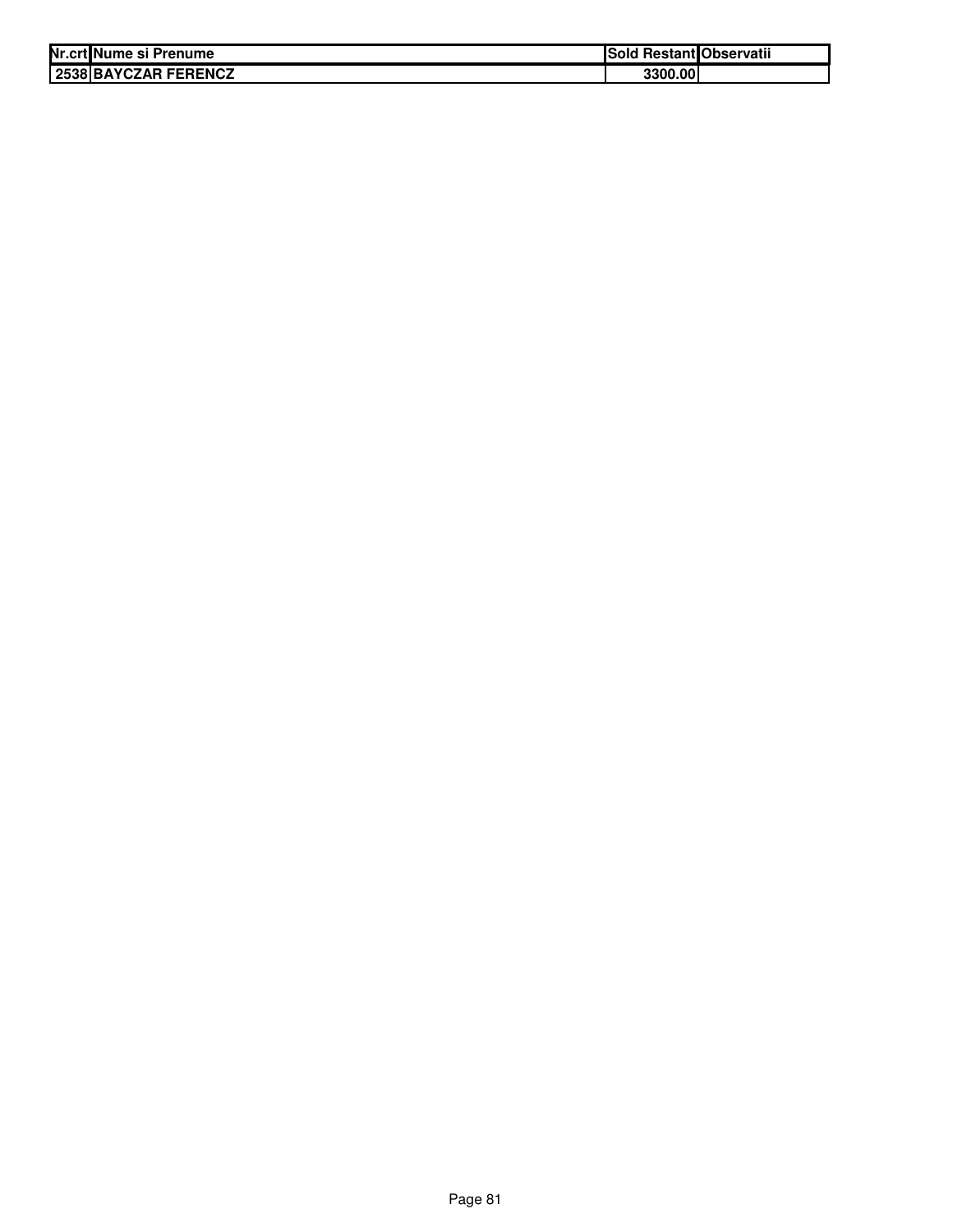| Nr.crt | Nume si Prenume | Sold Restant | Observatii |
|---|---|---|---|
| 2538 | BAYCZAR FERENCZ | 3300.00 | |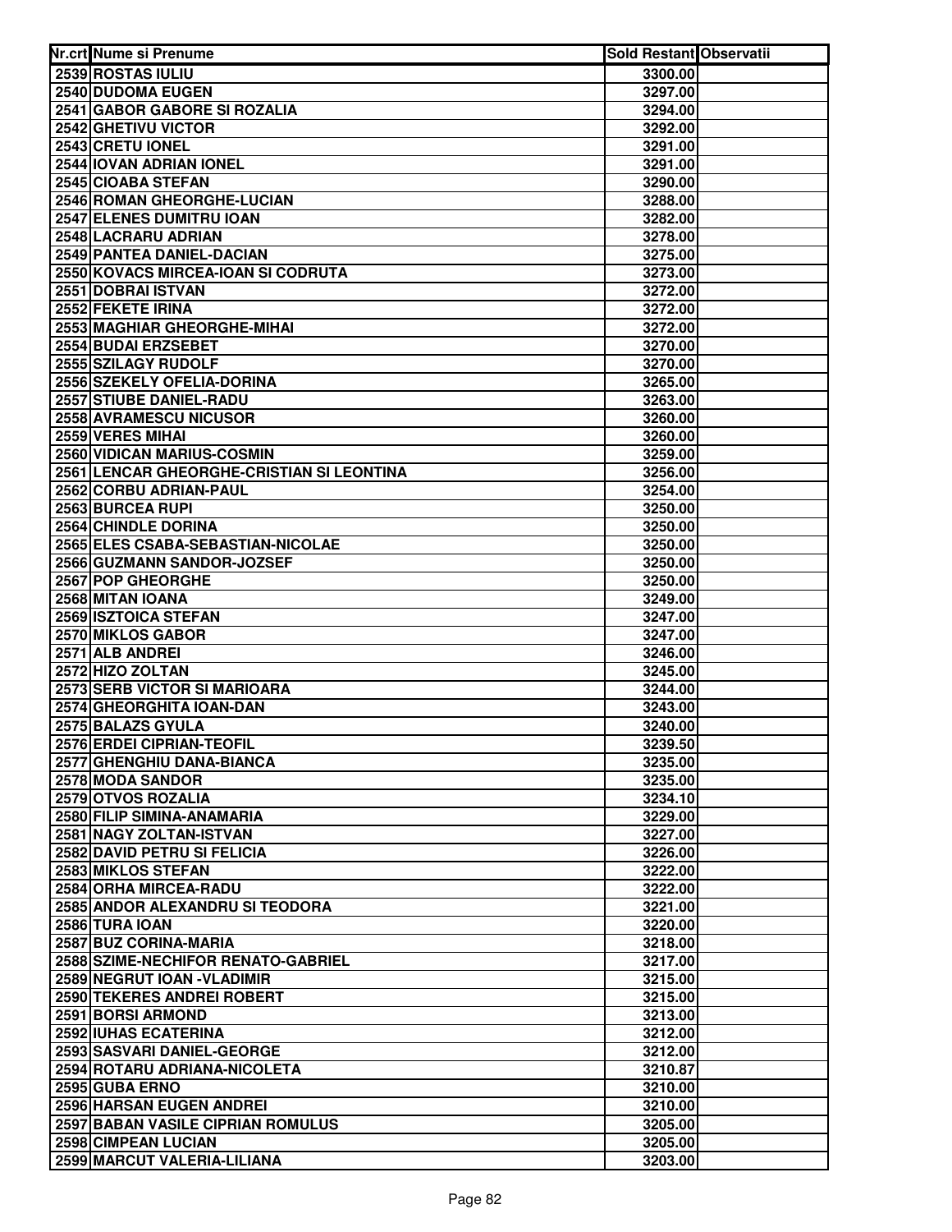| Nr.crt | Nume si Prenume | Sold Restant | Observatii |
|---|---|---|---|
| 2539 | ROSTAS IULIU | 3300.00 | |
| 2540 | DUDOMA EUGEN | 3297.00 | |
| 2541 | GABOR GABORE SI ROZALIA | 3294.00 | |
| 2542 | GHETIVU VICTOR | 3292.00 | |
| 2543 | CRETU IONEL | 3291.00 | |
| 2544 | IOVAN ADRIAN IONEL | 3291.00 | |
| 2545 | CIOABA STEFAN | 3290.00 | |
| 2546 | ROMAN GHEORGHE-LUCIAN | 3288.00 | |
| 2547 | ELENES DUMITRU IOAN | 3282.00 | |
| 2548 | LACRARU ADRIAN | 3278.00 | |
| 2549 | PANTEA DANIEL-DACIAN | 3275.00 | |
| 2550 | KOVACS MIRCEA-IOAN SI CODRUTA | 3273.00 | |
| 2551 | DOBRAI ISTVAN | 3272.00 | |
| 2552 | FEKETE IRINA | 3272.00 | |
| 2553 | MAGHIAR GHEORGHE-MIHAI | 3272.00 | |
| 2554 | BUDAI ERZSEBET | 3270.00 | |
| 2555 | SZILAGY RUDOLF | 3270.00 | |
| 2556 | SZEKELY OFELIA-DORINA | 3265.00 | |
| 2557 | STIUBE DANIEL-RADU | 3263.00 | |
| 2558 | AVRAMESCU NICUSOR | 3260.00 | |
| 2559 | VERES MIHAI | 3260.00 | |
| 2560 | VIDICAN MARIUS-COSMIN | 3259.00 | |
| 2561 | LENCAR GHEORGHE-CRISTIAN SI LEONTINA | 3256.00 | |
| 2562 | CORBU ADRIAN-PAUL | 3254.00 | |
| 2563 | BURCEA RUPI | 3250.00 | |
| 2564 | CHINDLE DORINA | 3250.00 | |
| 2565 | ELES CSABA-SEBASTIAN-NICOLAE | 3250.00 | |
| 2566 | GUZMANN SANDOR-JOZSEF | 3250.00 | |
| 2567 | POP GHEORGHE | 3250.00 | |
| 2568 | MITAN IOANA | 3249.00 | |
| 2569 | ISZTOICA STEFAN | 3247.00 | |
| 2570 | MIKLOS GABOR | 3247.00 | |
| 2571 | ALB ANDREI | 3246.00 | |
| 2572 | HIZO ZOLTAN | 3245.00 | |
| 2573 | SERB VICTOR SI MARIOARA | 3244.00 | |
| 2574 | GHEORGHITA IOAN-DAN | 3243.00 | |
| 2575 | BALAZS GYULA | 3240.00 | |
| 2576 | ERDEI CIPRIAN-TEOFIL | 3239.50 | |
| 2577 | GHENGHIU DANA-BIANCA | 3235.00 | |
| 2578 | MODA SANDOR | 3235.00 | |
| 2579 | OTVOS ROZALIA | 3234.10 | |
| 2580 | FILIP SIMINA-ANAMARIA | 3229.00 | |
| 2581 | NAGY ZOLTAN-ISTVAN | 3227.00 | |
| 2582 | DAVID PETRU SI FELICIA | 3226.00 | |
| 2583 | MIKLOS STEFAN | 3222.00 | |
| 2584 | ORHA MIRCEA-RADU | 3222.00 | |
| 2585 | ANDOR ALEXANDRU SI TEODORA | 3221.00 | |
| 2586 | TURA IOAN | 3220.00 | |
| 2587 | BUZ CORINA-MARIA | 3218.00 | |
| 2588 | SZIME-NECHIFOR RENATO-GABRIEL | 3217.00 | |
| 2589 | NEGRUT IOAN -VLADIMIR | 3215.00 | |
| 2590 | TEKERES ANDREI ROBERT | 3215.00 | |
| 2591 | BORSI ARMOND | 3213.00 | |
| 2592 | IUHAS ECATERINA | 3212.00 | |
| 2593 | SASVARI DANIEL-GEORGE | 3212.00 | |
| 2594 | ROTARU ADRIANA-NICOLETA | 3210.87 | |
| 2595 | GUBA ERNO | 3210.00 | |
| 2596 | HARSAN EUGEN ANDREI | 3210.00 | |
| 2597 | BABAN VASILE CIPRIAN ROMULUS | 3205.00 | |
| 2598 | CIMPEAN LUCIAN | 3205.00 | |
| 2599 | MARCUT VALERIA-LILIANA | 3203.00 | |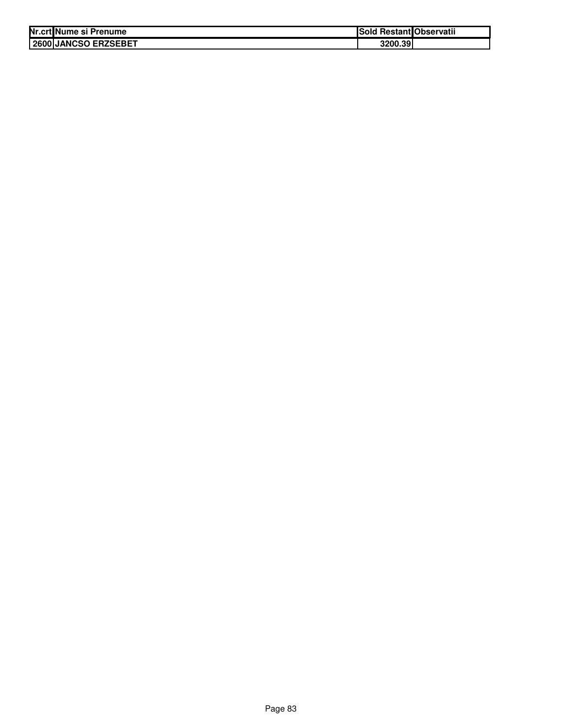| Nr.crt | Nume si Prenume | Sold Restant | Observatii |
|---|---|---|---|
| 2600 | JANCSO ERZSEBET | 3200.39 | |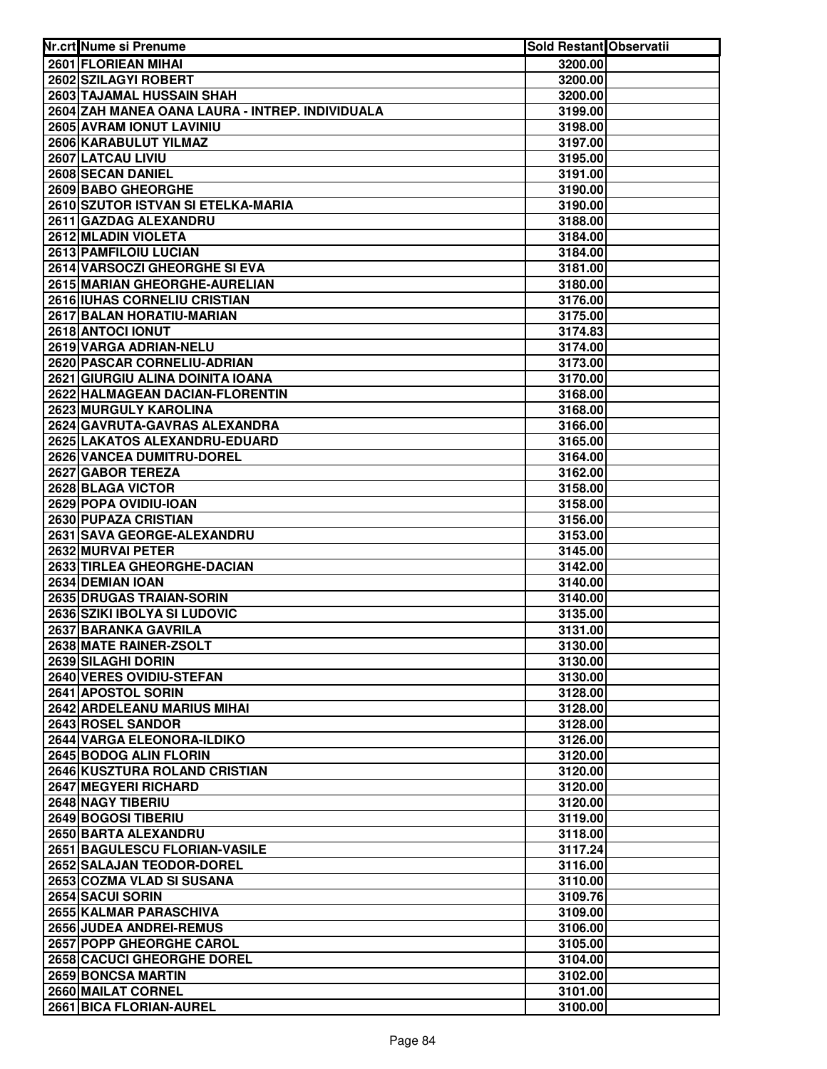| Nr.crt | Nume si Prenume | Sold Restant | Observatii |
|---|---|---|---|
| 2601 | FLORIEAN MIHAI | 3200.00 | |
| 2602 | SZILAGYI ROBERT | 3200.00 | |
| 2603 | TAJAMAL HUSSAIN SHAH | 3200.00 | |
| 2604 | ZAH MANEA OANA LAURA - INTREP. INDIVIDUALA | 3199.00 | |
| 2605 | AVRAM IONUT LAVINIU | 3198.00 | |
| 2606 | KARABULUT YILMAZ | 3197.00 | |
| 2607 | LATCAU LIVIU | 3195.00 | |
| 2608 | SECAN DANIEL | 3191.00 | |
| 2609 | BABO GHEORGHE | 3190.00 | |
| 2610 | SZUTOR ISTVAN SI ETELKA-MARIA | 3190.00 | |
| 2611 | GAZDAG ALEXANDRU | 3188.00 | |
| 2612 | MLADIN VIOLETA | 3184.00 | |
| 2613 | PAMFILOIU LUCIAN | 3184.00 | |
| 2614 | VARSOCZI GHEORGHE SI EVA | 3181.00 | |
| 2615 | MARIAN GHEORGHE-AURELIAN | 3180.00 | |
| 2616 | IUHAS CORNELIU CRISTIAN | 3176.00 | |
| 2617 | BALAN HORATIU-MARIAN | 3175.00 | |
| 2618 | ANTOCI IONUT | 3174.83 | |
| 2619 | VARGA ADRIAN-NELU | 3174.00 | |
| 2620 | PASCAR CORNELIU-ADRIAN | 3173.00 | |
| 2621 | GIURGIU ALINA DOINITA IOANA | 3170.00 | |
| 2622 | HALMAGEAN DACIAN-FLORENTIN | 3168.00 | |
| 2623 | MURGULY KAROLINA | 3168.00 | |
| 2624 | GAVRUTA-GAVRAS ALEXANDRA | 3166.00 | |
| 2625 | LAKATOS ALEXANDRU-EDUARD | 3165.00 | |
| 2626 | VANCEA DUMITRU-DOREL | 3164.00 | |
| 2627 | GABOR TEREZA | 3162.00 | |
| 2628 | BLAGA VICTOR | 3158.00 | |
| 2629 | POPA OVIDIU-IOAN | 3158.00 | |
| 2630 | PUPAZA CRISTIAN | 3156.00 | |
| 2631 | SAVA GEORGE-ALEXANDRU | 3153.00 | |
| 2632 | MURVAI PETER | 3145.00 | |
| 2633 | TIRLEA GHEORGHE-DACIAN | 3142.00 | |
| 2634 | DEMIAN IOAN | 3140.00 | |
| 2635 | DRUGAS TRAIAN-SORIN | 3140.00 | |
| 2636 | SZIKI IBOLYA SI LUDOVIC | 3135.00 | |
| 2637 | BARANKA GAVRILA | 3131.00 | |
| 2638 | MATE RAINER-ZSOLT | 3130.00 | |
| 2639 | SILAGHI DORIN | 3130.00 | |
| 2640 | VERES OVIDIU-STEFAN | 3130.00 | |
| 2641 | APOSTOL SORIN | 3128.00 | |
| 2642 | ARDELEANU MARIUS MIHAI | 3128.00 | |
| 2643 | ROSEL SANDOR | 3128.00 | |
| 2644 | VARGA ELEONORA-ILDIKO | 3126.00 | |
| 2645 | BODOG ALIN FLORIN | 3120.00 | |
| 2646 | KUSZTURA ROLAND CRISTIAN | 3120.00 | |
| 2647 | MEGYERI RICHARD | 3120.00 | |
| 2648 | NAGY TIBERIU | 3120.00 | |
| 2649 | BOGOSI TIBERIU | 3119.00 | |
| 2650 | BARTA ALEXANDRU | 3118.00 | |
| 2651 | BAGULESCU FLORIAN-VASILE | 3117.24 | |
| 2652 | SALAJAN TEODOR-DOREL | 3116.00 | |
| 2653 | COZMA VLAD SI SUSANA | 3110.00 | |
| 2654 | SACUI SORIN | 3109.76 | |
| 2655 | KALMAR PARASCHIVA | 3109.00 | |
| 2656 | JUDEA ANDREI-REMUS | 3106.00 | |
| 2657 | POPP GHEORGHE CAROL | 3105.00 | |
| 2658 | CACUCI GHEORGHE DOREL | 3104.00 | |
| 2659 | BONCSA MARTIN | 3102.00 | |
| 2660 | MAILAT CORNEL | 3101.00 | |
| 2661 | BICA FLORIAN-AUREL | 3100.00 | |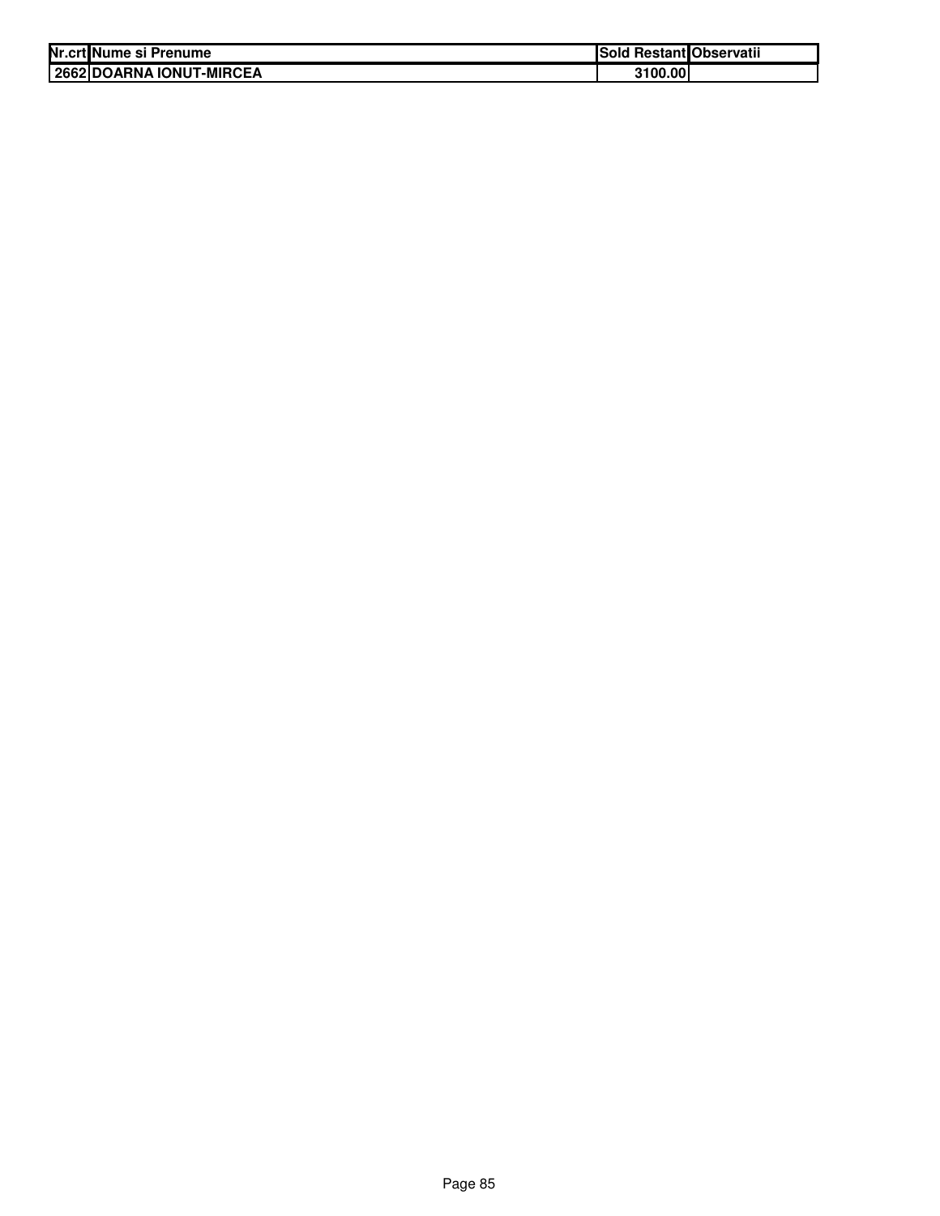| Nr.crt | Nume si Prenume | Sold Restant | Observatii |
|---|---|---|---|
| 2662 | DOARNA IONUT-MIRCEA | 3100.00 | |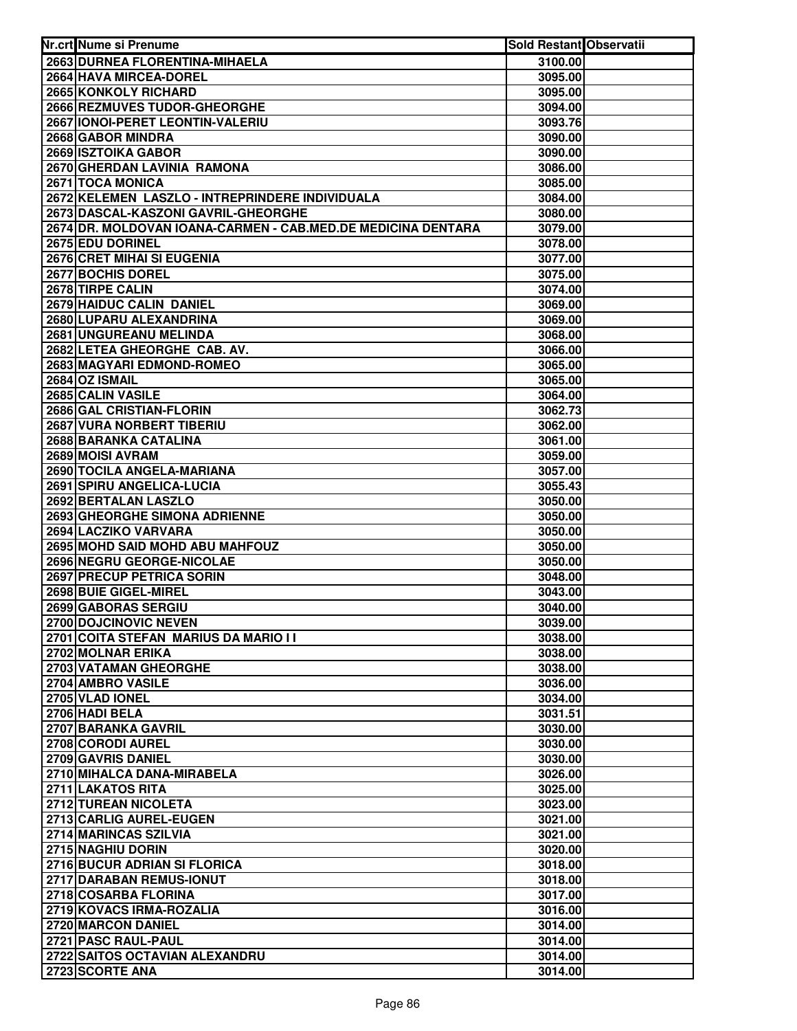| Nr.crt | Nume si Prenume | Sold Restant | Observatii |
|---|---|---|---|
| 2663 | DURNEA FLORENTINA-MIHAELA | 3100.00 | |
| 2664 | HAVA MIRCEA-DOREL | 3095.00 | |
| 2665 | KONKOLY RICHARD | 3095.00 | |
| 2666 | REZMUVES TUDOR-GHEORGHE | 3094.00 | |
| 2667 | IONOI-PERET LEONTIN-VALERIU | 3093.76 | |
| 2668 | GABOR MINDRA | 3090.00 | |
| 2669 | ISZTOIKA GABOR | 3090.00 | |
| 2670 | GHERDAN LAVINIA RAMONA | 3086.00 | |
| 2671 | TOCA MONICA | 3085.00 | |
| 2672 | KELEMEN LASZLO - INTREPRINDERE INDIVIDUALA | 3084.00 | |
| 2673 | DASCAL-KASZONI GAVRIL-GHEORGHE | 3080.00 | |
| 2674 | DR. MOLDOVAN IOANA-CARMEN - CAB.MED.DE MEDICINA DENTARA | 3079.00 | |
| 2675 | EDU DORINEL | 3078.00 | |
| 2676 | CRET MIHAI SI EUGENIA | 3077.00 | |
| 2677 | BOCHIS DOREL | 3075.00 | |
| 2678 | TIRPE CALIN | 3074.00 | |
| 2679 | HAIDUC CALIN DANIEL | 3069.00 | |
| 2680 | LUPARU ALEXANDRINA | 3069.00 | |
| 2681 | UNGUREANU MELINDA | 3068.00 | |
| 2682 | LETEA GHEORGHE CAB. AV. | 3066.00 | |
| 2683 | MAGYARI EDMOND-ROMEO | 3065.00 | |
| 2684 | OZ ISMAIL | 3065.00 | |
| 2685 | CALIN VASILE | 3064.00 | |
| 2686 | GAL CRISTIAN-FLORIN | 3062.73 | |
| 2687 | VURA NORBERT TIBERIU | 3062.00 | |
| 2688 | BARANKA CATALINA | 3061.00 | |
| 2689 | MOISI AVRAM | 3059.00 | |
| 2690 | TOCILA ANGELA-MARIANA | 3057.00 | |
| 2691 | SPIRU ANGELICA-LUCIA | 3055.43 | |
| 2692 | BERTALAN LASZLO | 3050.00 | |
| 2693 | GHEORGHE SIMONA ADRIENNE | 3050.00 | |
| 2694 | LACZIKO VARVARA | 3050.00 | |
| 2695 | MOHD SAID MOHD ABU MAHFOUZ | 3050.00 | |
| 2696 | NEGRU GEORGE-NICOLAE | 3050.00 | |
| 2697 | PRECUP PETRICA SORIN | 3048.00 | |
| 2698 | BUIE GIGEL-MIREL | 3043.00 | |
| 2699 | GABORAS SERGIU | 3040.00 | |
| 2700 | DOJCINOVIC NEVEN | 3039.00 | |
| 2701 | COITA STEFAN MARIUS DA MARIO I I | 3038.00 | |
| 2702 | MOLNAR ERIKA | 3038.00 | |
| 2703 | VATAMAN GHEORGHE | 3038.00 | |
| 2704 | AMBRO VASILE | 3036.00 | |
| 2705 | VLAD IONEL | 3034.00 | |
| 2706 | HADI BELA | 3031.51 | |
| 2707 | BARANKA GAVRIL | 3030.00 | |
| 2708 | CORODI AUREL | 3030.00 | |
| 2709 | GAVRIS DANIEL | 3030.00 | |
| 2710 | MIHALCA DANA-MIRABELA | 3026.00 | |
| 2711 | LAKATOS RITA | 3025.00 | |
| 2712 | TUREAN NICOLETA | 3023.00 | |
| 2713 | CARLIG AUREL-EUGEN | 3021.00 | |
| 2714 | MARINCAS SZILVIA | 3021.00 | |
| 2715 | NAGHIU DORIN | 3020.00 | |
| 2716 | BUCUR ADRIAN SI FLORICA | 3018.00 | |
| 2717 | DARABAN REMUS-IONUT | 3018.00 | |
| 2718 | COSARBA FLORINA | 3017.00 | |
| 2719 | KOVACS IRMA-ROZALIA | 3016.00 | |
| 2720 | MARCON DANIEL | 3014.00 | |
| 2721 | PASC RAUL-PAUL | 3014.00 | |
| 2722 | SAITOS OCTAVIAN ALEXANDRU | 3014.00 | |
| 2723 | SCORTE ANA | 3014.00 | |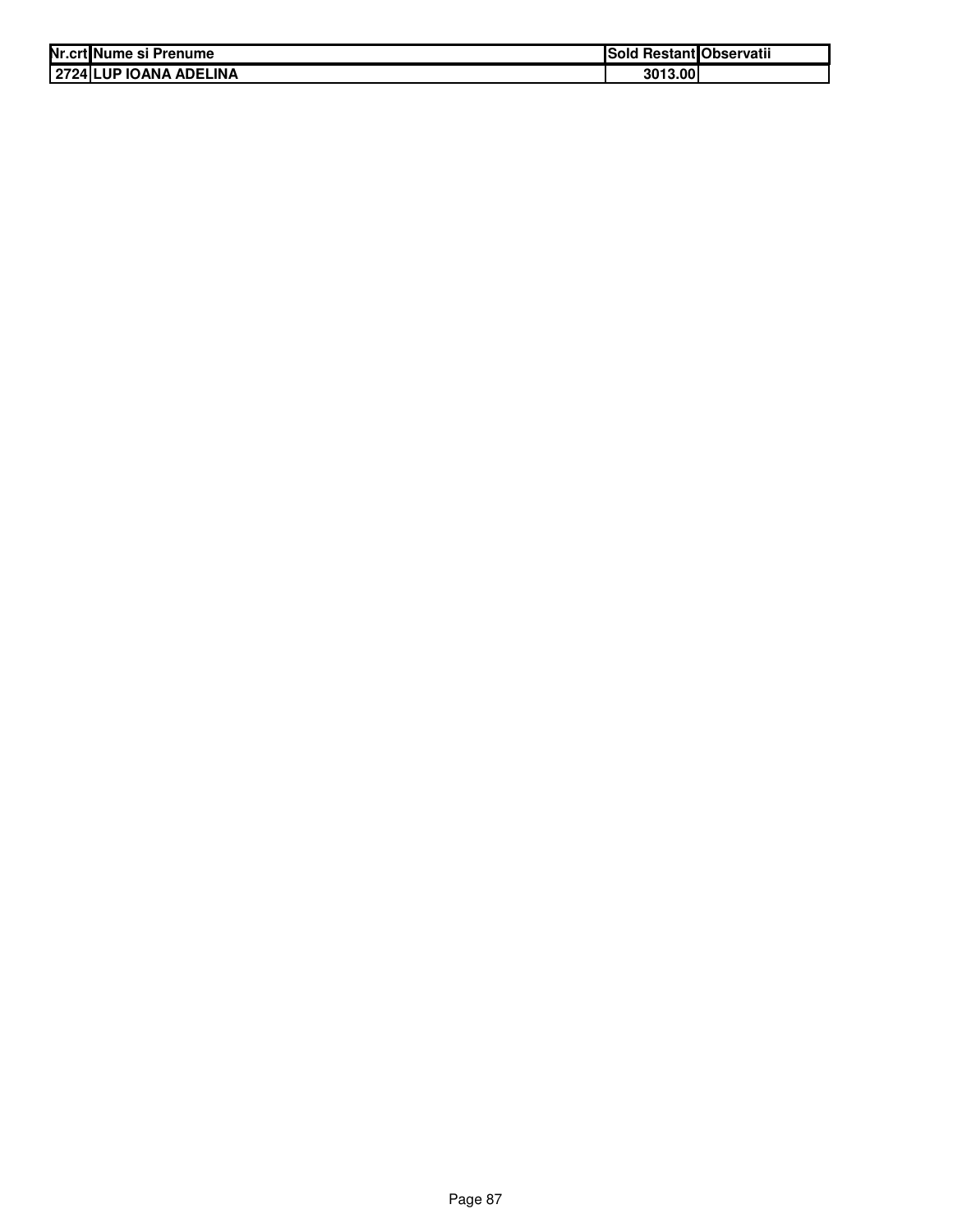| Nr.crt | Nume si Prenume | Sold Restant | Observatii |
| --- | --- | --- | --- |
| 2724 | LUP IOANA ADELINA | 3013.00 | |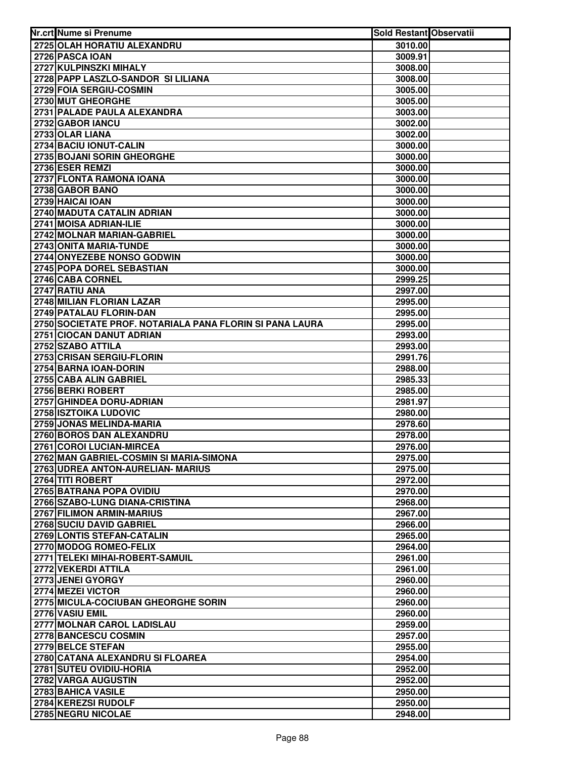| Nr.crt | Nume si Prenume | Sold Restant | Observatii |
|---|---|---|---|
| 2725 | OLAH HORATIU ALEXANDRU | 3010.00 | |
| 2726 | PASCA IOAN | 3009.91 | |
| 2727 | KULPINSZKI MIHALY | 3008.00 | |
| 2728 | PAPP LASZLO-SANDOR SI LILIANA | 3008.00 | |
| 2729 | FOIA SERGIU-COSMIN | 3005.00 | |
| 2730 | MUT GHEORGHE | 3005.00 | |
| 2731 | PALADE PAULA ALEXANDRA | 3003.00 | |
| 2732 | GABOR IANCU | 3002.00 | |
| 2733 | OLAR LIANA | 3002.00 | |
| 2734 | BACIU IONUT-CALIN | 3000.00 | |
| 2735 | BOJANI SORIN GHEORGHE | 3000.00 | |
| 2736 | ESER REMZI | 3000.00 | |
| 2737 | FLONTA RAMONA IOANA | 3000.00 | |
| 2738 | GABOR BANO | 3000.00 | |
| 2739 | HAICAI IOAN | 3000.00 | |
| 2740 | MADUTA CATALIN ADRIAN | 3000.00 | |
| 2741 | MOISA ADRIAN-ILIE | 3000.00 | |
| 2742 | MOLNAR MARIAN-GABRIEL | 3000.00 | |
| 2743 | ONITA MARIA-TUNDE | 3000.00 | |
| 2744 | ONYEZEBE NONSO GODWIN | 3000.00 | |
| 2745 | POPA DOREL SEBASTIAN | 3000.00 | |
| 2746 | CABA CORNEL | 2999.25 | |
| 2747 | RATIU ANA | 2997.00 | |
| 2748 | MILIAN FLORIAN LAZAR | 2995.00 | |
| 2749 | PATALAU FLORIN-DAN | 2995.00 | |
| 2750 | SOCIETATE PROF. NOTARIALA PANA FLORIN SI PANA LAURA | 2995.00 | |
| 2751 | CIOCAN DANUT ADRIAN | 2993.00 | |
| 2752 | SZABO ATTILA | 2993.00 | |
| 2753 | CRISAN SERGIU-FLORIN | 2991.76 | |
| 2754 | BARNA IOAN-DORIN | 2988.00 | |
| 2755 | CABA ALIN GABRIEL | 2985.33 | |
| 2756 | BERKI ROBERT | 2985.00 | |
| 2757 | GHINDEA DORU-ADRIAN | 2981.97 | |
| 2758 | ISZTOIKA LUDOVIC | 2980.00 | |
| 2759 | JONAS MELINDA-MARIA | 2978.60 | |
| 2760 | BOROS DAN ALEXANDRU | 2978.00 | |
| 2761 | COROI LUCIAN-MIRCEA | 2976.00 | |
| 2762 | MAN GABRIEL-COSMIN SI MARIA-SIMONA | 2975.00 | |
| 2763 | UDREA ANTON-AURELIAN- MARIUS | 2975.00 | |
| 2764 | TITI ROBERT | 2972.00 | |
| 2765 | BATRANA POPA OVIDIU | 2970.00 | |
| 2766 | SZABO-LUNG DIANA-CRISTINA | 2968.00 | |
| 2767 | FILIMON ARMIN-MARIUS | 2967.00 | |
| 2768 | SUCIU DAVID GABRIEL | 2966.00 | |
| 2769 | LONTIS STEFAN-CATALIN | 2965.00 | |
| 2770 | MODOG ROMEO-FELIX | 2964.00 | |
| 2771 | TELEKI MIHAI-ROBERT-SAMUIL | 2961.00 | |
| 2772 | VEKERDI ATTILA | 2961.00 | |
| 2773 | JENEI GYORGY | 2960.00 | |
| 2774 | MEZEI VICTOR | 2960.00 | |
| 2775 | MICULA-COCIUBAN GHEORGHE SORIN | 2960.00 | |
| 2776 | VASIU EMIL | 2960.00 | |
| 2777 | MOLNAR CAROL LADISLAU | 2959.00 | |
| 2778 | BANCESCU COSMIN | 2957.00 | |
| 2779 | BELCE STEFAN | 2955.00 | |
| 2780 | CATANA ALEXANDRU SI FLOAREA | 2954.00 | |
| 2781 | SUTEU OVIDIU-HORIA | 2952.00 | |
| 2782 | VARGA AUGUSTIN | 2952.00 | |
| 2783 | BAHICA VASILE | 2950.00 | |
| 2784 | KEREZSI RUDOLF | 2950.00 | |
| 2785 | NEGRU NICOLAE | 2948.00 | |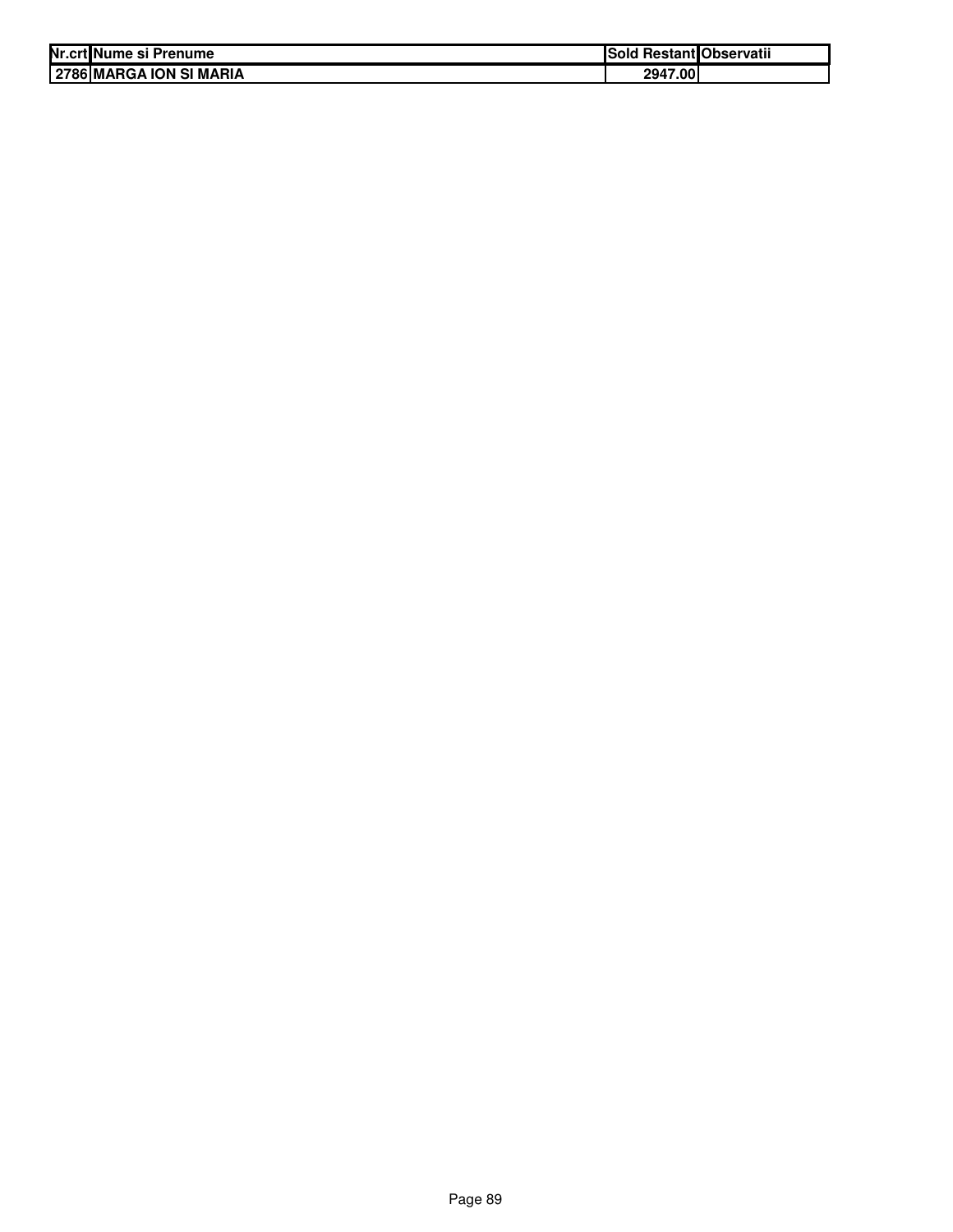| Nr.crt | Nume si Prenume | Sold Restant | Observatii |
|---|---|---|---|
| 2786 | MARGA ION SI MARIA | 2947.00 | |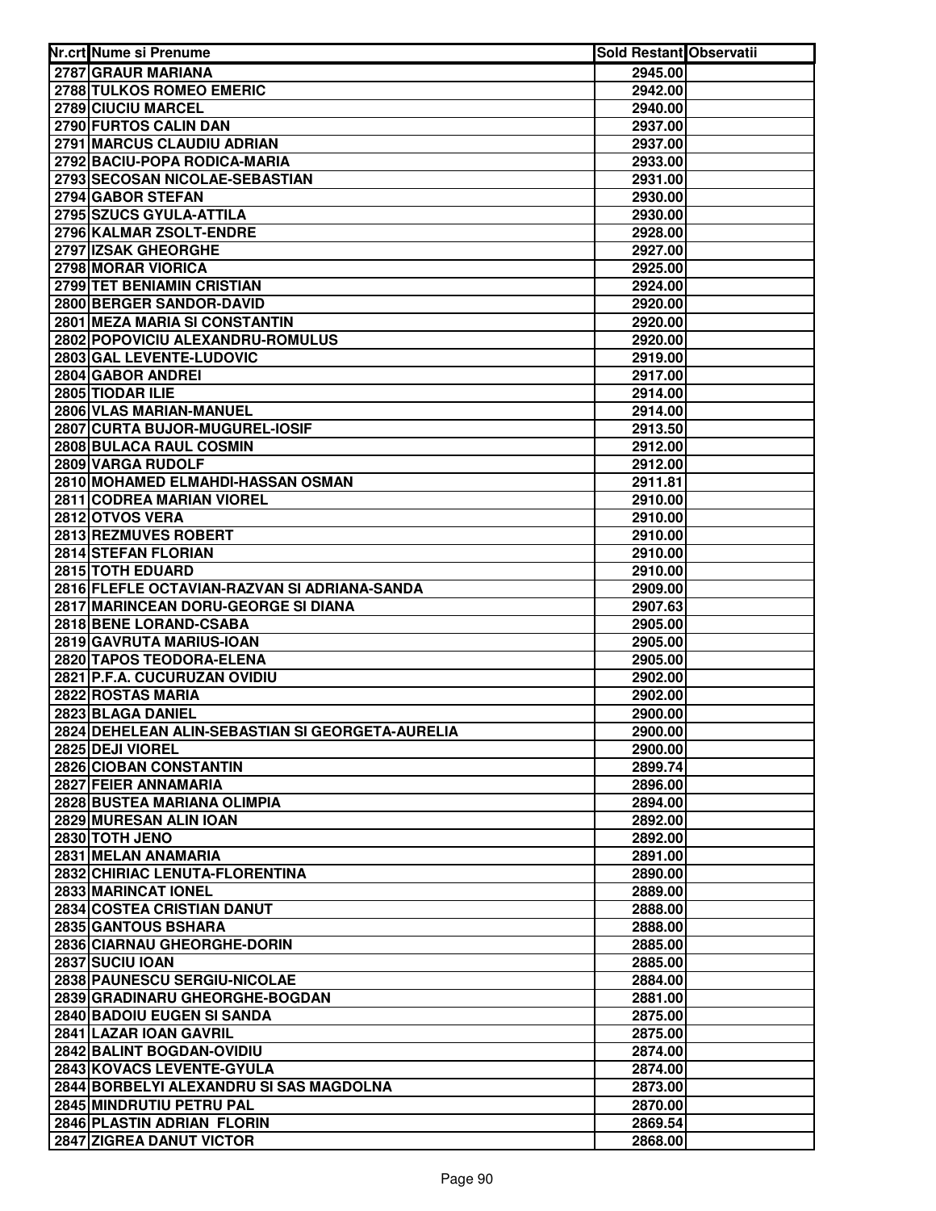| Nr.crt | Nume si Prenume | Sold Restant | Observatii |
| --- | --- | --- | --- |
| 2787 | GRAUR MARIANA | 2945.00 | |
| 2788 | TULKOS ROMEO EMERIC | 2942.00 | |
| 2789 | CIUCIU MARCEL | 2940.00 | |
| 2790 | FURTOS CALIN DAN | 2937.00 | |
| 2791 | MARCUS CLAUDIU ADRIAN | 2937.00 | |
| 2792 | BACIU-POPA RODICA-MARIA | 2933.00 | |
| 2793 | SECOSAN NICOLAE-SEBASTIAN | 2931.00 | |
| 2794 | GABOR STEFAN | 2930.00 | |
| 2795 | SZUCS GYULA-ATTILA | 2930.00 | |
| 2796 | KALMAR ZSOLT-ENDRE | 2928.00 | |
| 2797 | IZSAK GHEORGHE | 2927.00 | |
| 2798 | MORAR VIORICA | 2925.00 | |
| 2799 | TET BENIAMIN CRISTIAN | 2924.00 | |
| 2800 | BERGER SANDOR-DAVID | 2920.00 | |
| 2801 | MEZA MARIA SI CONSTANTIN | 2920.00 | |
| 2802 | POPOVICIU ALEXANDRU-ROMULUS | 2920.00 | |
| 2803 | GAL LEVENTE-LUDOVIC | 2919.00 | |
| 2804 | GABOR ANDREI | 2917.00 | |
| 2805 | TIODAR ILIE | 2914.00 | |
| 2806 | VLAS MARIAN-MANUEL | 2914.00 | |
| 2807 | CURTA BUJOR-MUGUREL-IOSIF | 2913.50 | |
| 2808 | BULACA RAUL COSMIN | 2912.00 | |
| 2809 | VARGA RUDOLF | 2912.00 | |
| 2810 | MOHAMED ELMAHDI-HASSAN OSMAN | 2911.81 | |
| 2811 | CODREA MARIAN VIOREL | 2910.00 | |
| 2812 | OTVOS VERA | 2910.00 | |
| 2813 | REZMUVES ROBERT | 2910.00 | |
| 2814 | STEFAN FLORIAN | 2910.00 | |
| 2815 | TOTH EDUARD | 2910.00 | |
| 2816 | FLEFLE OCTAVIAN-RAZVAN SI ADRIANA-SANDA | 2909.00 | |
| 2817 | MARINCEAN DORU-GEORGE SI DIANA | 2907.63 | |
| 2818 | BENE LORAND-CSABA | 2905.00 | |
| 2819 | GAVRUTA MARIUS-IOAN | 2905.00 | |
| 2820 | TAPOS TEODORA-ELENA | 2905.00 | |
| 2821 | P.F.A. CUCURUZAN OVIDIU | 2902.00 | |
| 2822 | ROSTAS MARIA | 2902.00 | |
| 2823 | BLAGA DANIEL | 2900.00 | |
| 2824 | DEHELEAN ALIN-SEBASTIAN SI GEORGETA-AURELIA | 2900.00 | |
| 2825 | DEJI VIOREL | 2900.00 | |
| 2826 | CIOBAN CONSTANTIN | 2899.74 | |
| 2827 | FEIER ANNAMARIA | 2896.00 | |
| 2828 | BUSTEA MARIANA OLIMPIA | 2894.00 | |
| 2829 | MURESAN ALIN IOAN | 2892.00 | |
| 2830 | TOTH JENO | 2892.00 | |
| 2831 | MELAN ANAMARIA | 2891.00 | |
| 2832 | CHIRIAC LENUTA-FLORENTINA | 2890.00 | |
| 2833 | MARINCAT IONEL | 2889.00 | |
| 2834 | COSTEA CRISTIAN DANUT | 2888.00 | |
| 2835 | GANTOUS BSHARA | 2888.00 | |
| 2836 | CIARNAU GHEORGHE-DORIN | 2885.00 | |
| 2837 | SUCIU IOAN | 2885.00 | |
| 2838 | PAUNESCU SERGIU-NICOLAE | 2884.00 | |
| 2839 | GRADINARU GHEORGHE-BOGDAN | 2881.00 | |
| 2840 | BADOIU EUGEN SI SANDA | 2875.00 | |
| 2841 | LAZAR IOAN GAVRIL | 2875.00 | |
| 2842 | BALINT BOGDAN-OVIDIU | 2874.00 | |
| 2843 | KOVACS LEVENTE-GYULA | 2874.00 | |
| 2844 | BORBELYI ALEXANDRU SI SAS MAGDOLNA | 2873.00 | |
| 2845 | MINDRUTIU PETRU PAL | 2870.00 | |
| 2846 | PLASTIN ADRIAN FLORIN | 2869.54 | |
| 2847 | ZIGREA DANUT VICTOR | 2868.00 | |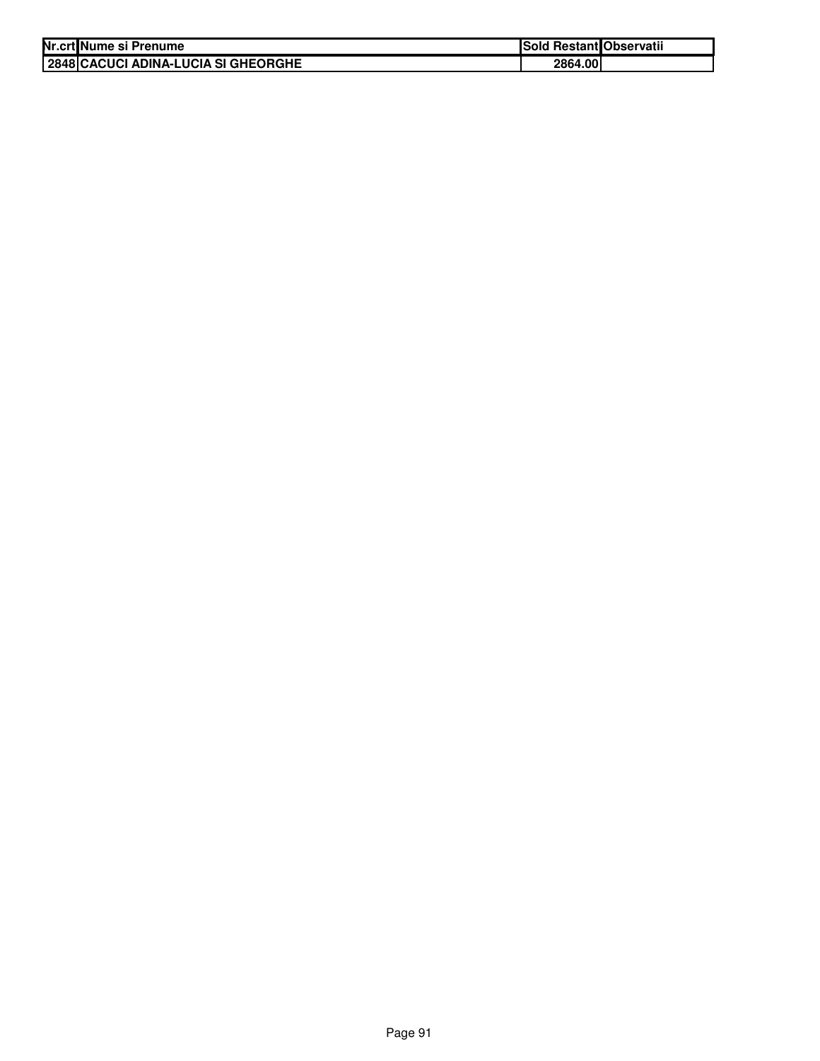| Nr.crt | Nume si Prenume | Sold Restant | Observatii |
|---|---|---|---|
| 2848 | CACUCI ADINA-LUCIA SI GHEORGHE | 2864.00 | |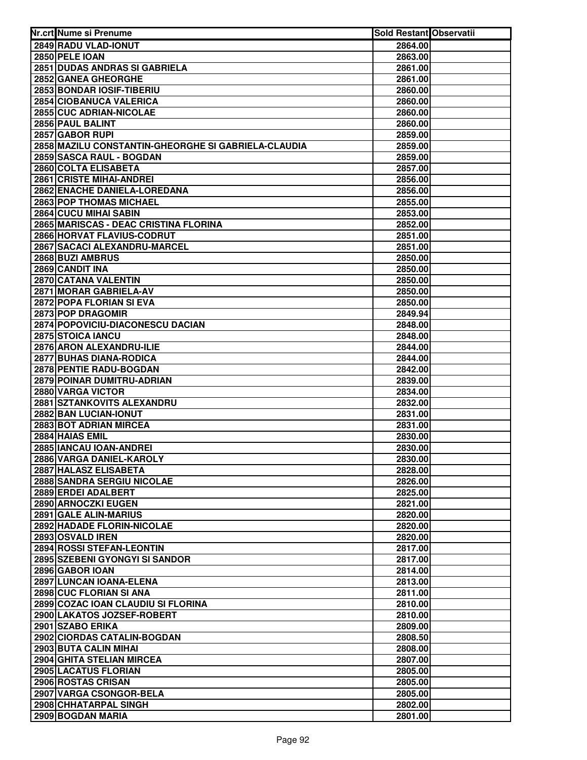| Nr.crt | Nume si Prenume | Sold Restant | Observatii |
|---|---|---|---|
| 2849 | RADU VLAD-IONUT | 2864.00 | |
| 2850 | PELE IOAN | 2863.00 | |
| 2851 | DUDAS ANDRAS SI GABRIELA | 2861.00 | |
| 2852 | GANEA GHEORGHE | 2861.00 | |
| 2853 | BONDAR IOSIF-TIBERIU | 2860.00 | |
| 2854 | CIOBANUCA VALERICA | 2860.00 | |
| 2855 | CUC ADRIAN-NICOLAE | 2860.00 | |
| 2856 | PAUL BALINT | 2860.00 | |
| 2857 | GABOR RUPI | 2859.00 | |
| 2858 | MAZILU CONSTANTIN-GHEORGHE SI GABRIELA-CLAUDIA | 2859.00 | |
| 2859 | SASCA RAUL - BOGDAN | 2859.00 | |
| 2860 | COLTA ELISABETA | 2857.00 | |
| 2861 | CRISTE MIHAI-ANDREI | 2856.00 | |
| 2862 | ENACHE DANIELA-LOREDANA | 2856.00 | |
| 2863 | POP THOMAS MICHAEL | 2855.00 | |
| 2864 | CUCU MIHAI SABIN | 2853.00 | |
| 2865 | MARISCAS - DEAC CRISTINA FLORINA | 2852.00 | |
| 2866 | HORVAT FLAVIUS-CODRUT | 2851.00 | |
| 2867 | SACACI ALEXANDRU-MARCEL | 2851.00 | |
| 2868 | BUZI AMBRUS | 2850.00 | |
| 2869 | CANDIT INA | 2850.00 | |
| 2870 | CATANA VALENTIN | 2850.00 | |
| 2871 | MORAR GABRIELA-AV | 2850.00 | |
| 2872 | POPA FLORIAN SI EVA | 2850.00 | |
| 2873 | POP DRAGOMIR | 2849.94 | |
| 2874 | POPOVICIU-DIACONESCU DACIAN | 2848.00 | |
| 2875 | STOICA IANCU | 2848.00 | |
| 2876 | ARON ALEXANDRU-ILIE | 2844.00 | |
| 2877 | BUHAS DIANA-RODICA | 2844.00 | |
| 2878 | PENTIE RADU-BOGDAN | 2842.00 | |
| 2879 | POINAR DUMITRU-ADRIAN | 2839.00 | |
| 2880 | VARGA VICTOR | 2834.00 | |
| 2881 | SZTANKOVITS ALEXANDRU | 2832.00 | |
| 2882 | BAN LUCIAN-IONUT | 2831.00 | |
| 2883 | BOT ADRIAN MIRCEA | 2831.00 | |
| 2884 | HAIAS EMIL | 2830.00 | |
| 2885 | IANCAU IOAN-ANDREI | 2830.00 | |
| 2886 | VARGA DANIEL-KAROLY | 2830.00 | |
| 2887 | HALASZ ELISABETA | 2828.00 | |
| 2888 | SANDRA SERGIU NICOLAE | 2826.00 | |
| 2889 | ERDEI ADALBERT | 2825.00 | |
| 2890 | ARNOCZKI EUGEN | 2821.00 | |
| 2891 | GALE ALIN-MARIUS | 2820.00 | |
| 2892 | HADADE FLORIN-NICOLAE | 2820.00 | |
| 2893 | OSVALD IREN | 2820.00 | |
| 2894 | ROSSI STEFAN-LEONTIN | 2817.00 | |
| 2895 | SZEBENI GYONGYI SI SANDOR | 2817.00 | |
| 2896 | GABOR IOAN | 2814.00 | |
| 2897 | LUNCAN IOANA-ELENA | 2813.00 | |
| 2898 | CUC FLORIAN SI ANA | 2811.00 | |
| 2899 | COZAC IOAN CLAUDIU SI FLORINA | 2810.00 | |
| 2900 | LAKATOS JOZSEF-ROBERT | 2810.00 | |
| 2901 | SZABO ERIKA | 2809.00 | |
| 2902 | CIORDAS CATALIN-BOGDAN | 2808.50 | |
| 2903 | BUTA CALIN MIHAI | 2808.00 | |
| 2904 | GHITA STELIAN MIRCEA | 2807.00 | |
| 2905 | LACATUS FLORIAN | 2805.00 | |
| 2906 | ROSTAS CRISAN | 2805.00 | |
| 2907 | VARGA CSONGOR-BELA | 2805.00 | |
| 2908 | CHHATARPAL SINGH | 2802.00 | |
| 2909 | BOGDAN MARIA | 2801.00 | |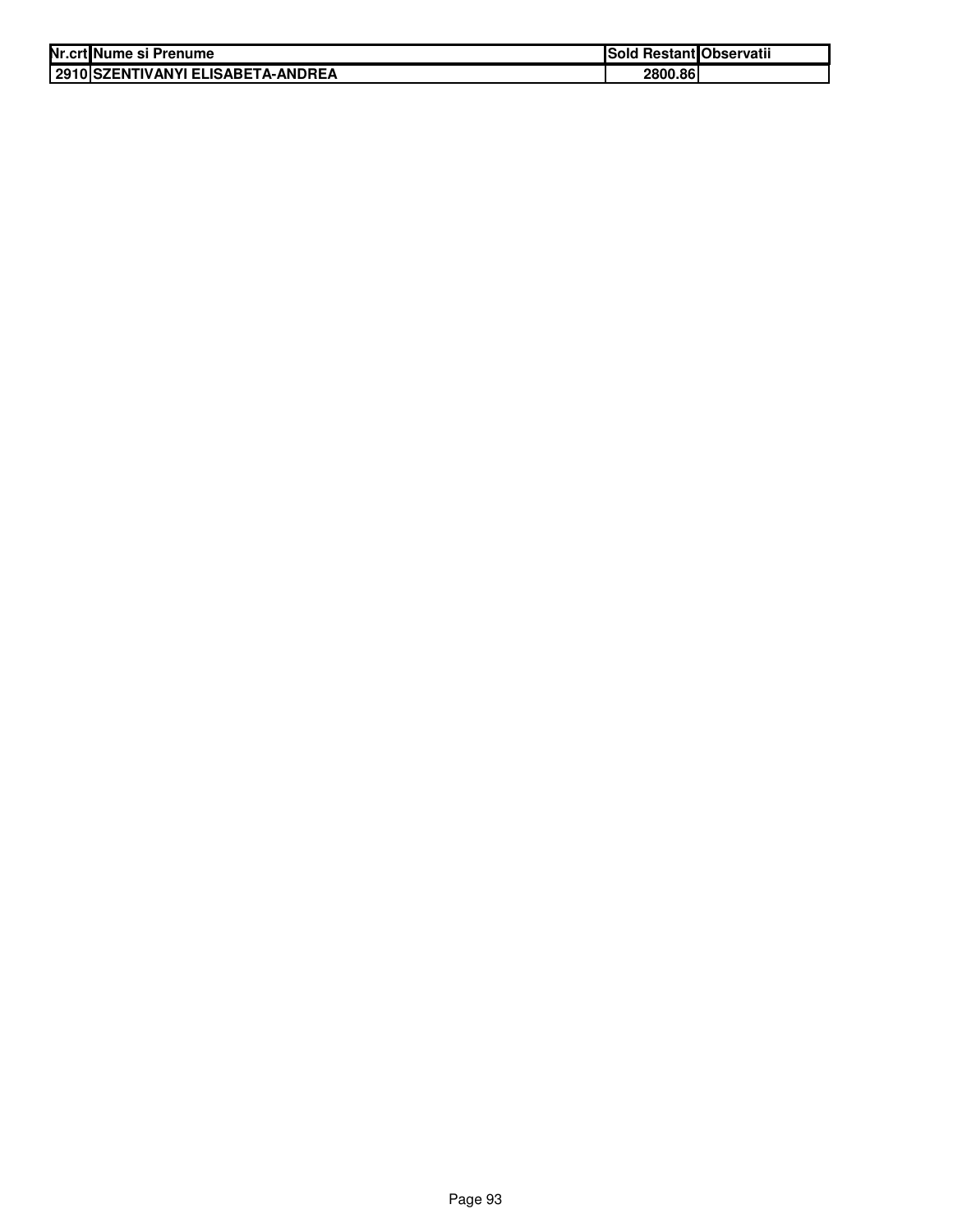| Nr.crt | Nume si Prenume | Sold Restant | Observatii |
|---|---|---|---|
| 2910 | SZENTIVANYI ELISABETA-ANDREA | 2800.86 | |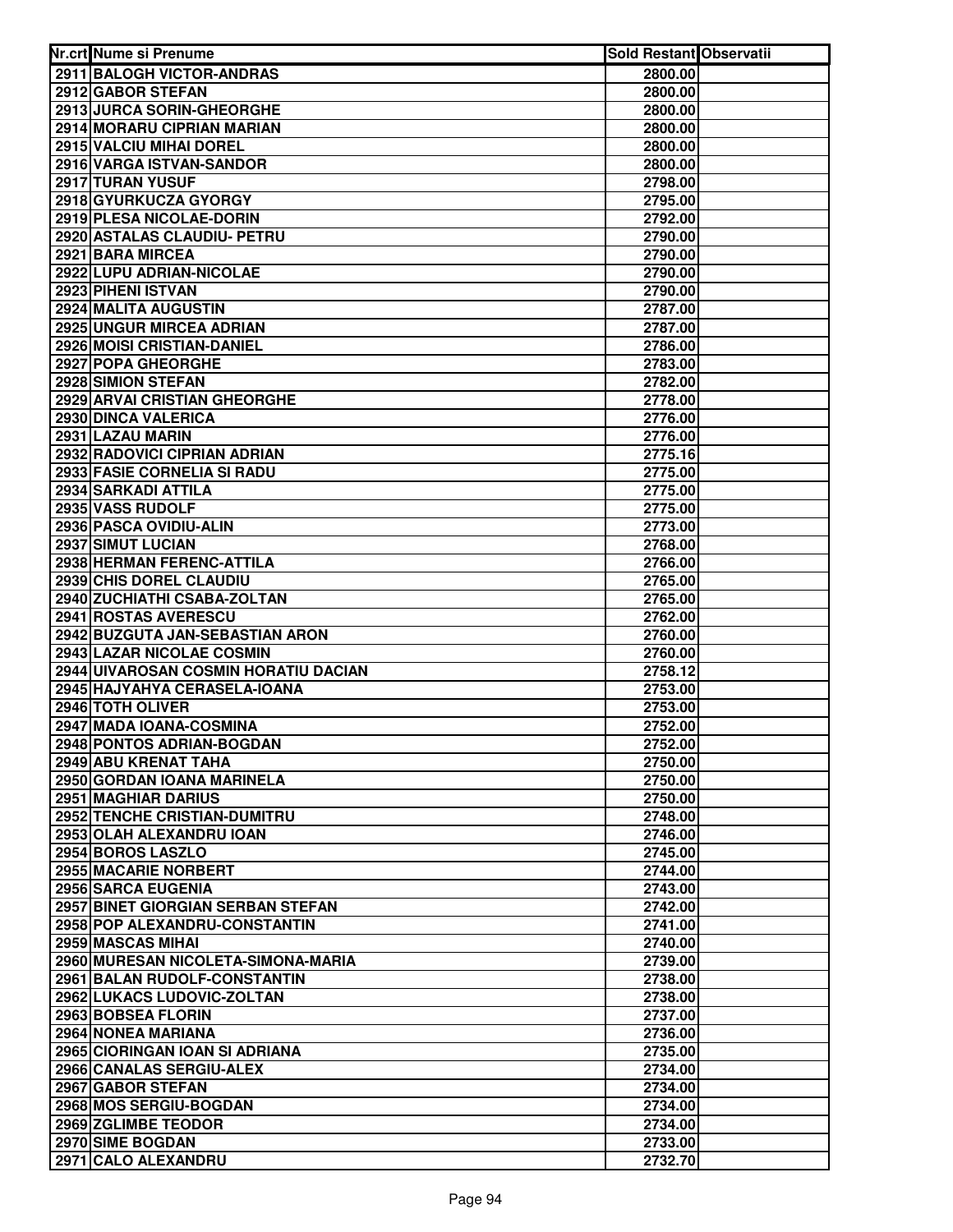| Nr.crt | Nume si Prenume | Sold Restant | Observatii |
|---|---|---|---|
| 2911 | BALOGH VICTOR-ANDRAS | 2800.00 | |
| 2912 | GABOR STEFAN | 2800.00 | |
| 2913 | JURCA SORIN-GHEORGHE | 2800.00 | |
| 2914 | MORARU CIPRIAN MARIAN | 2800.00 | |
| 2915 | VALCIU MIHAI DOREL | 2800.00 | |
| 2916 | VARGA ISTVAN-SANDOR | 2800.00 | |
| 2917 | TURAN YUSUF | 2798.00 | |
| 2918 | GYURKUCZA GYORGY | 2795.00 | |
| 2919 | PLESA NICOLAE-DORIN | 2792.00 | |
| 2920 | ASTALAS CLAUDIU- PETRU | 2790.00 | |
| 2921 | BARA MIRCEA | 2790.00 | |
| 2922 | LUPU ADRIAN-NICOLAE | 2790.00 | |
| 2923 | PIHENI ISTVAN | 2790.00 | |
| 2924 | MALITA AUGUSTIN | 2787.00 | |
| 2925 | UNGUR MIRCEA ADRIAN | 2787.00 | |
| 2926 | MOISI CRISTIAN-DANIEL | 2786.00 | |
| 2927 | POPA GHEORGHE | 2783.00 | |
| 2928 | SIMION STEFAN | 2782.00 | |
| 2929 | ARVAI CRISTIAN GHEORGHE | 2778.00 | |
| 2930 | DINCA VALERICA | 2776.00 | |
| 2931 | LAZAU MARIN | 2776.00 | |
| 2932 | RADOVICI CIPRIAN ADRIAN | 2775.16 | |
| 2933 | FASIE CORNELIA SI RADU | 2775.00 | |
| 2934 | SARKADI ATTILA | 2775.00 | |
| 2935 | VASS RUDOLF | 2775.00 | |
| 2936 | PASCA OVIDIU-ALIN | 2773.00 | |
| 2937 | SIMUT LUCIAN | 2768.00 | |
| 2938 | HERMAN FERENC-ATTILA | 2766.00 | |
| 2939 | CHIS DOREL CLAUDIU | 2765.00 | |
| 2940 | ZUCHIATHI CSABA-ZOLTAN | 2765.00 | |
| 2941 | ROSTAS AVERESCU | 2762.00 | |
| 2942 | BUZGUTA JAN-SEBASTIAN ARON | 2760.00 | |
| 2943 | LAZAR NICOLAE COSMIN | 2760.00 | |
| 2944 | UIVAROSAN COSMIN HORATIU DACIAN | 2758.12 | |
| 2945 | HAJYAHYA CERASELA-IOANA | 2753.00 | |
| 2946 | TOTH OLIVER | 2753.00 | |
| 2947 | MADA IOANA-COSMINA | 2752.00 | |
| 2948 | PONTOS ADRIAN-BOGDAN | 2752.00 | |
| 2949 | ABU KRENAT TAHA | 2750.00 | |
| 2950 | GORDAN IOANA MARINELA | 2750.00 | |
| 2951 | MAGHIAR DARIUS | 2750.00 | |
| 2952 | TENCHE CRISTIAN-DUMITRU | 2748.00 | |
| 2953 | OLAH ALEXANDRU IOAN | 2746.00 | |
| 2954 | BOROS LASZLO | 2745.00 | |
| 2955 | MACARIE NORBERT | 2744.00 | |
| 2956 | SARCA EUGENIA | 2743.00 | |
| 2957 | BINET GIORGIAN SERBAN STEFAN | 2742.00 | |
| 2958 | POP ALEXANDRU-CONSTANTIN | 2741.00 | |
| 2959 | MASCAS MIHAI | 2740.00 | |
| 2960 | MURESAN NICOLETA-SIMONA-MARIA | 2739.00 | |
| 2961 | BALAN RUDOLF-CONSTANTIN | 2738.00 | |
| 2962 | LUKACS LUDOVIC-ZOLTAN | 2738.00 | |
| 2963 | BOBSEA FLORIN | 2737.00 | |
| 2964 | NONEA MARIANA | 2736.00 | |
| 2965 | CIORINGAN IOAN SI ADRIANA | 2735.00 | |
| 2966 | CANALAS SERGIU-ALEX | 2734.00 | |
| 2967 | GABOR STEFAN | 2734.00 | |
| 2968 | MOS SERGIU-BOGDAN | 2734.00 | |
| 2969 | ZGLIMBE TEODOR | 2734.00 | |
| 2970 | SIME BOGDAN | 2733.00 | |
| 2971 | CALO ALEXANDRU | 2732.70 | |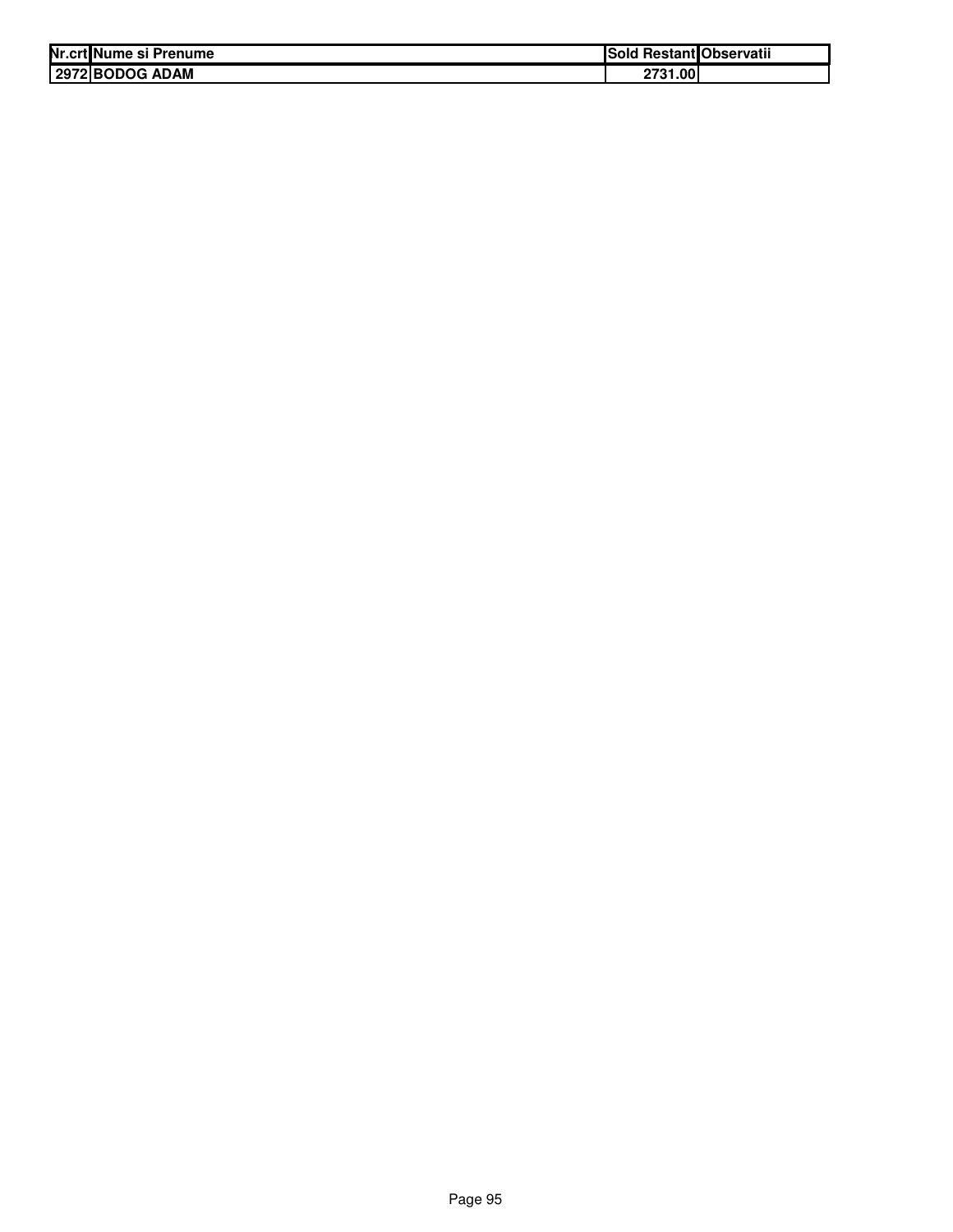| Nr.crt | Nume si Prenume | Sold Restant | Observatii |
|---|---|---|---|
| 2972 | BODOG ADAM | 2731.00 | |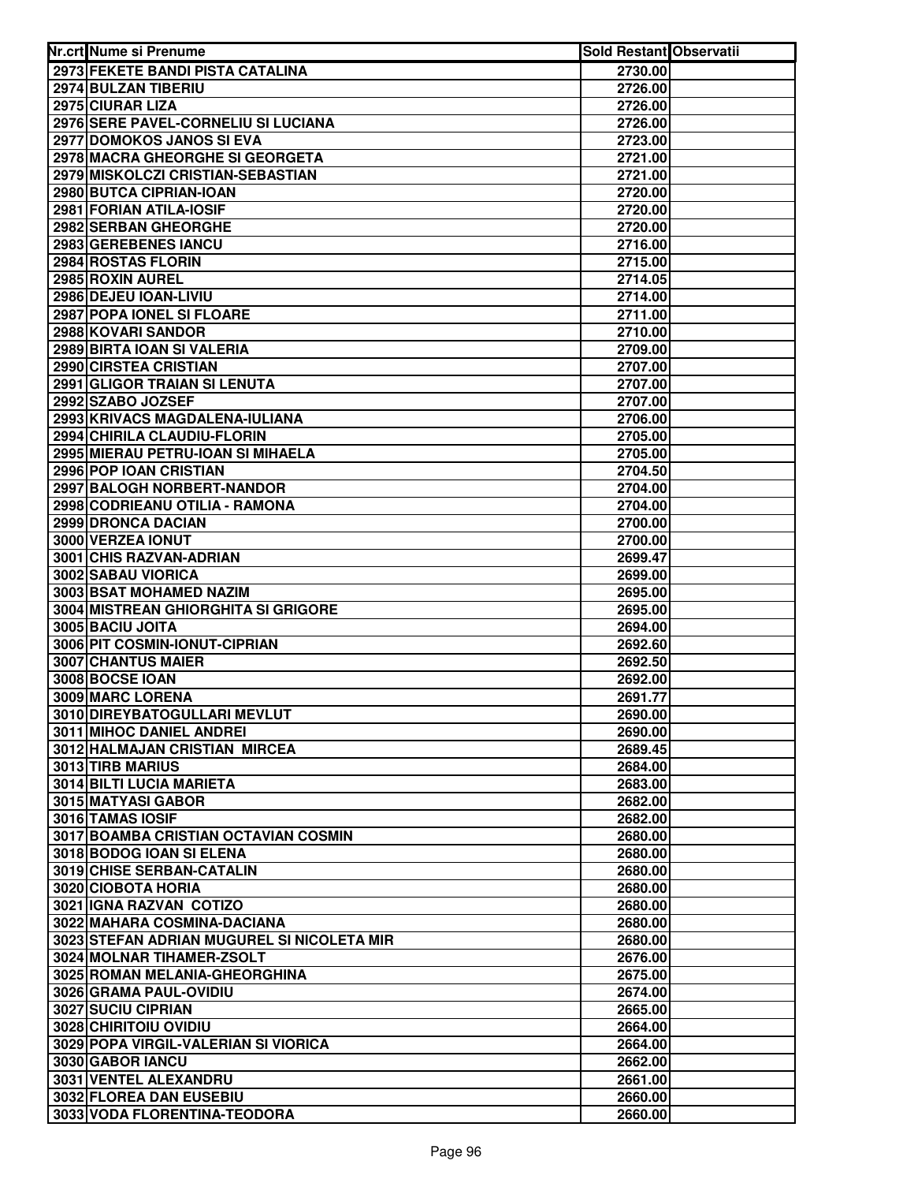| Nr.crt | Nume si Prenume | Sold Restant | Observatii |
|---|---|---|---|
| 2973 | FEKETE BANDI PISTA CATALINA | 2730.00 | |
| 2974 | BULZAN TIBERIU | 2726.00 | |
| 2975 | CIURAR LIZA | 2726.00 | |
| 2976 | SERE PAVEL-CORNELIU SI LUCIANA | 2726.00 | |
| 2977 | DOMOKOS JANOS SI EVA | 2723.00 | |
| 2978 | MACRA GHEORGHE SI GEORGETA | 2721.00 | |
| 2979 | MISKOLCZI CRISTIAN-SEBASTIAN | 2721.00 | |
| 2980 | BUTCA CIPRIAN-IOAN | 2720.00 | |
| 2981 | FORIAN ATILA-IOSIF | 2720.00 | |
| 2982 | SERBAN GHEORGHE | 2720.00 | |
| 2983 | GEREBENES IANCU | 2716.00 | |
| 2984 | ROSTAS FLORIN | 2715.00 | |
| 2985 | ROXIN AUREL | 2714.05 | |
| 2986 | DEJEU IOAN-LIVIU | 2714.00 | |
| 2987 | POPA IONEL SI FLOARE | 2711.00 | |
| 2988 | KOVARI SANDOR | 2710.00 | |
| 2989 | BIRTA IOAN SI VALERIA | 2709.00 | |
| 2990 | CIRSTEA CRISTIAN | 2707.00 | |
| 2991 | GLIGOR TRAIAN SI LENUTA | 2707.00 | |
| 2992 | SZABO JOZSEF | 2707.00 | |
| 2993 | KRIVACS MAGDALENA-IULIANA | 2706.00 | |
| 2994 | CHIRILA CLAUDIU-FLORIN | 2705.00 | |
| 2995 | MIERAU PETRU-IOAN SI MIHAELA | 2705.00 | |
| 2996 | POP IOAN CRISTIAN | 2704.50 | |
| 2997 | BALOGH NORBERT-NANDOR | 2704.00 | |
| 2998 | CODRIEANU OTILIA - RAMONA | 2704.00 | |
| 2999 | DRONCA DACIAN | 2700.00 | |
| 3000 | VERZEA IONUT | 2700.00 | |
| 3001 | CHIS RAZVAN-ADRIAN | 2699.47 | |
| 3002 | SABAU VIORICA | 2699.00 | |
| 3003 | BSAT MOHAMED NAZIM | 2695.00 | |
| 3004 | MISTREAN GHIORGHITA SI GRIGORE | 2695.00 | |
| 3005 | BACIU JOITA | 2694.00 | |
| 3006 | PIT COSMIN-IONUT-CIPRIAN | 2692.60 | |
| 3007 | CHANTUS MAIER | 2692.50 | |
| 3008 | BOCSE IOAN | 2692.00 | |
| 3009 | MARC LORENA | 2691.77 | |
| 3010 | DIREYBATOGULLARI MEVLUT | 2690.00 | |
| 3011 | MIHOC DANIEL ANDREI | 2690.00 | |
| 3012 | HALMAJAN CRISTIAN  MIRCEA | 2689.45 | |
| 3013 | TIRB MARIUS | 2684.00 | |
| 3014 | BILTI LUCIA MARIETA | 2683.00 | |
| 3015 | MATYASI GABOR | 2682.00 | |
| 3016 | TAMAS IOSIF | 2682.00 | |
| 3017 | BOAMBA CRISTIAN OCTAVIAN COSMIN | 2680.00 | |
| 3018 | BODOG IOAN SI ELENA | 2680.00 | |
| 3019 | CHISE SERBAN-CATALIN | 2680.00 | |
| 3020 | CIOBOTA HORIA | 2680.00 | |
| 3021 | IGNA RAZVAN  COTIZO | 2680.00 | |
| 3022 | MAHARA COSMINA-DACIANA | 2680.00 | |
| 3023 | STEFAN ADRIAN MUGUREL SI NICOLETA MIR | 2680.00 | |
| 3024 | MOLNAR TIHAMER-ZSOLT | 2676.00 | |
| 3025 | ROMAN MELANIA-GHEORGHINA | 2675.00 | |
| 3026 | GRAMA PAUL-OVIDIU | 2674.00 | |
| 3027 | SUCIU CIPRIAN | 2665.00 | |
| 3028 | CHIRITOIU OVIDIU | 2664.00 | |
| 3029 | POPA VIRGIL-VALERIAN SI VIORICA | 2664.00 | |
| 3030 | GABOR IANCU | 2662.00 | |
| 3031 | VENTEL ALEXANDRU | 2661.00 | |
| 3032 | FLOREA DAN EUSEBIU | 2660.00 | |
| 3033 | VODA FLORENTINA-TEODORA | 2660.00 | |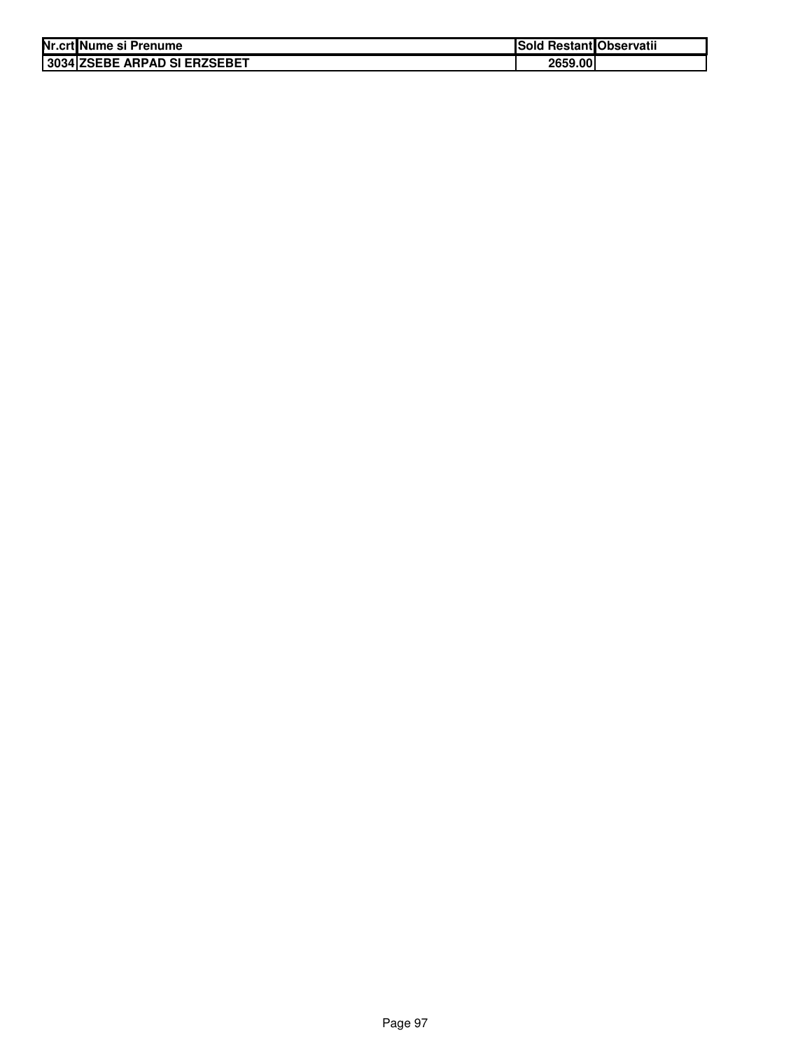| Nr.crt | Nume si Prenume | Sold Restant | Observatii |
|---|---|---|---|
| 3034 | ZSEBE ARPAD SI ERZSEBET | 2659.00 | |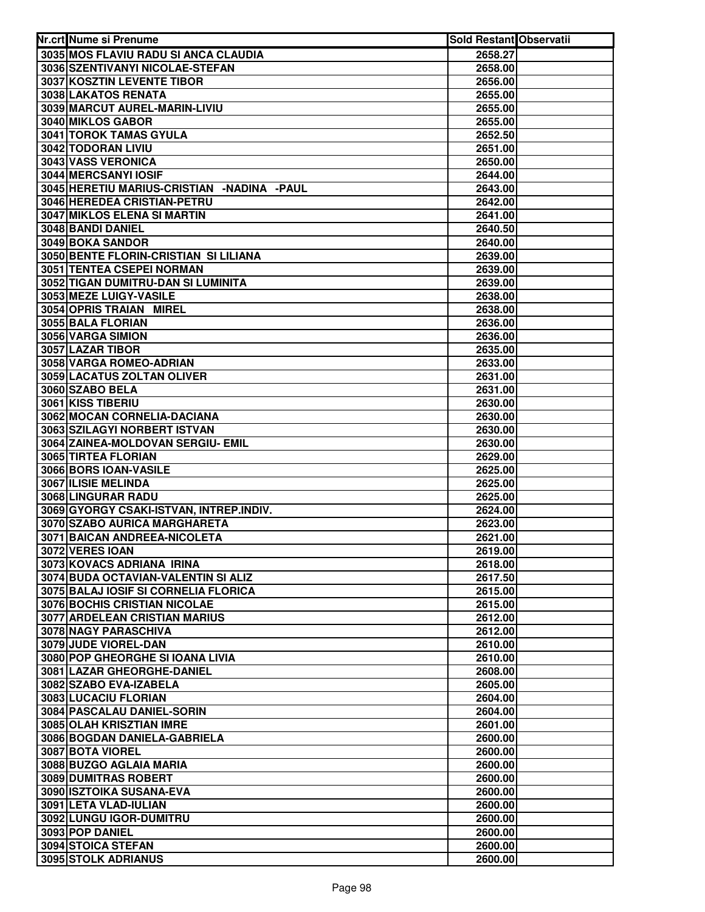| Nr.crt | Nume si Prenume | Sold Restant | Observatii |
|---|---|---|---|
| 3035 | MOS FLAVIU RADU SI ANCA CLAUDIA | 2658.27 | |
| 3036 | SZENTIVANYI NICOLAE-STEFAN | 2658.00 | |
| 3037 | KOSZTIN LEVENTE TIBOR | 2656.00 | |
| 3038 | LAKATOS RENATA | 2655.00 | |
| 3039 | MARCUT AUREL-MARIN-LIVIU | 2655.00 | |
| 3040 | MIKLOS GABOR | 2655.00 | |
| 3041 | TOROK TAMAS GYULA | 2652.50 | |
| 3042 | TODORAN LIVIU | 2651.00 | |
| 3043 | VASS VERONICA | 2650.00 | |
| 3044 | MERCSANYI IOSIF | 2644.00 | |
| 3045 | HERETIU MARIUS-CRISTIAN -NADINA -PAUL | 2643.00 | |
| 3046 | HEREDEA CRISTIAN-PETRU | 2642.00 | |
| 3047 | MIKLOS ELENA SI MARTIN | 2641.00 | |
| 3048 | BANDI DANIEL | 2640.50 | |
| 3049 | BOKA SANDOR | 2640.00 | |
| 3050 | BENTE FLORIN-CRISTIAN SI LILIANA | 2639.00 | |
| 3051 | TENTEA CSEPEI NORMAN | 2639.00 | |
| 3052 | TIGAN DUMITRU-DAN SI LUMINITA | 2639.00 | |
| 3053 | MEZE LUIGY-VASILE | 2638.00 | |
| 3054 | OPRIS TRAIAN MIREL | 2638.00 | |
| 3055 | BALA FLORIAN | 2636.00 | |
| 3056 | VARGA SIMION | 2636.00 | |
| 3057 | LAZAR TIBOR | 2635.00 | |
| 3058 | VARGA ROMEO-ADRIAN | 2633.00 | |
| 3059 | LACATUS ZOLTAN OLIVER | 2631.00 | |
| 3060 | SZABO BELA | 2631.00 | |
| 3061 | KISS TIBERIU | 2630.00 | |
| 3062 | MOCAN CORNELIA-DACIANA | 2630.00 | |
| 3063 | SZILAGYI NORBERT ISTVAN | 2630.00 | |
| 3064 | ZAINEA-MOLDOVAN SERGIU- EMIL | 2630.00 | |
| 3065 | TIRTEA FLORIAN | 2629.00 | |
| 3066 | BORS IOAN-VASILE | 2625.00 | |
| 3067 | ILISIE MELINDA | 2625.00 | |
| 3068 | LINGURAR RADU | 2625.00 | |
| 3069 | GYORGY CSAKI-ISTVAN, INTREP.INDIV. | 2624.00 | |
| 3070 | SZABO AURICA MARGHARETA | 2623.00 | |
| 3071 | BAICAN ANDREEA-NICOLETA | 2621.00 | |
| 3072 | VERES IOAN | 2619.00 | |
| 3073 | KOVACS ADRIANA IRINA | 2618.00 | |
| 3074 | BUDA OCTAVIAN-VALENTIN SI ALIZ | 2617.50 | |
| 3075 | BALAJ IOSIF SI CORNELIA FLORICA | 2615.00 | |
| 3076 | BOCHIS CRISTIAN NICOLAE | 2615.00 | |
| 3077 | ARDELEAN CRISTIAN MARIUS | 2612.00 | |
| 3078 | NAGY PARASCHIVA | 2612.00 | |
| 3079 | JUDE VIOREL-DAN | 2610.00 | |
| 3080 | POP GHEORGHE SI IOANA LIVIA | 2610.00 | |
| 3081 | LAZAR GHEORGHE-DANIEL | 2608.00 | |
| 3082 | SZABO EVA-IZABELA | 2605.00 | |
| 3083 | LUCACIU FLORIAN | 2604.00 | |
| 3084 | PASCALAU DANIEL-SORIN | 2604.00 | |
| 3085 | OLAH KRISZTIAN IMRE | 2601.00 | |
| 3086 | BOGDAN DANIELA-GABRIELA | 2600.00 | |
| 3087 | BOTA VIOREL | 2600.00 | |
| 3088 | BUZGO AGLAIA MARIA | 2600.00 | |
| 3089 | DUMITRAS ROBERT | 2600.00 | |
| 3090 | ISZTOIKA SUSANA-EVA | 2600.00 | |
| 3091 | LETA VLAD-IULIAN | 2600.00 | |
| 3092 | LUNGU IGOR-DUMITRU | 2600.00 | |
| 3093 | POP DANIEL | 2600.00 | |
| 3094 | STOICA STEFAN | 2600.00 | |
| 3095 | STOLK ADRIANUS | 2600.00 | |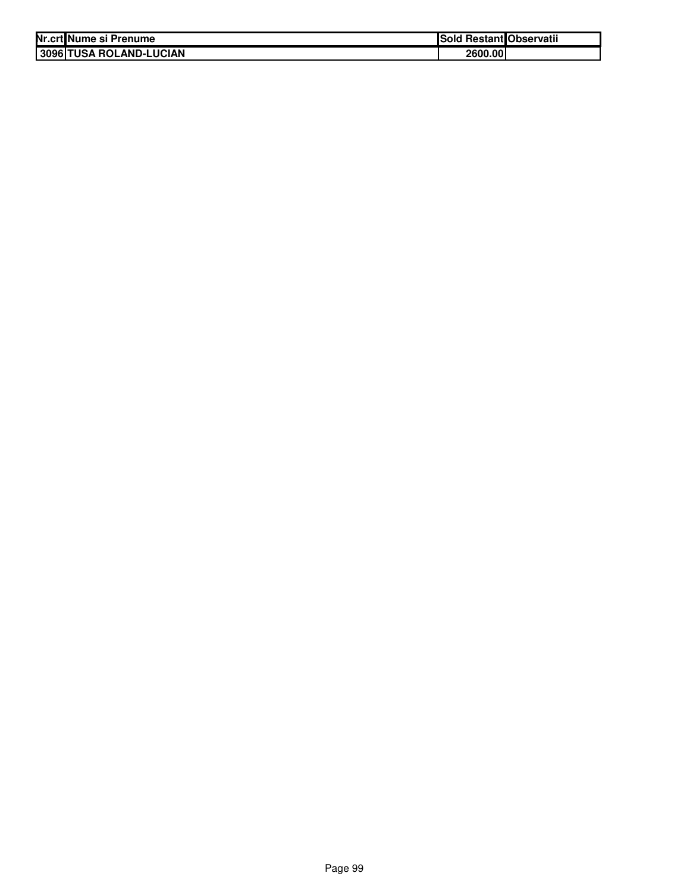| Nr.crt | Nume si Prenume | Sold Restant | Observatii |
|---|---|---|---|
| 3096 | TUSA ROLAND-LUCIAN | 2600.00 | |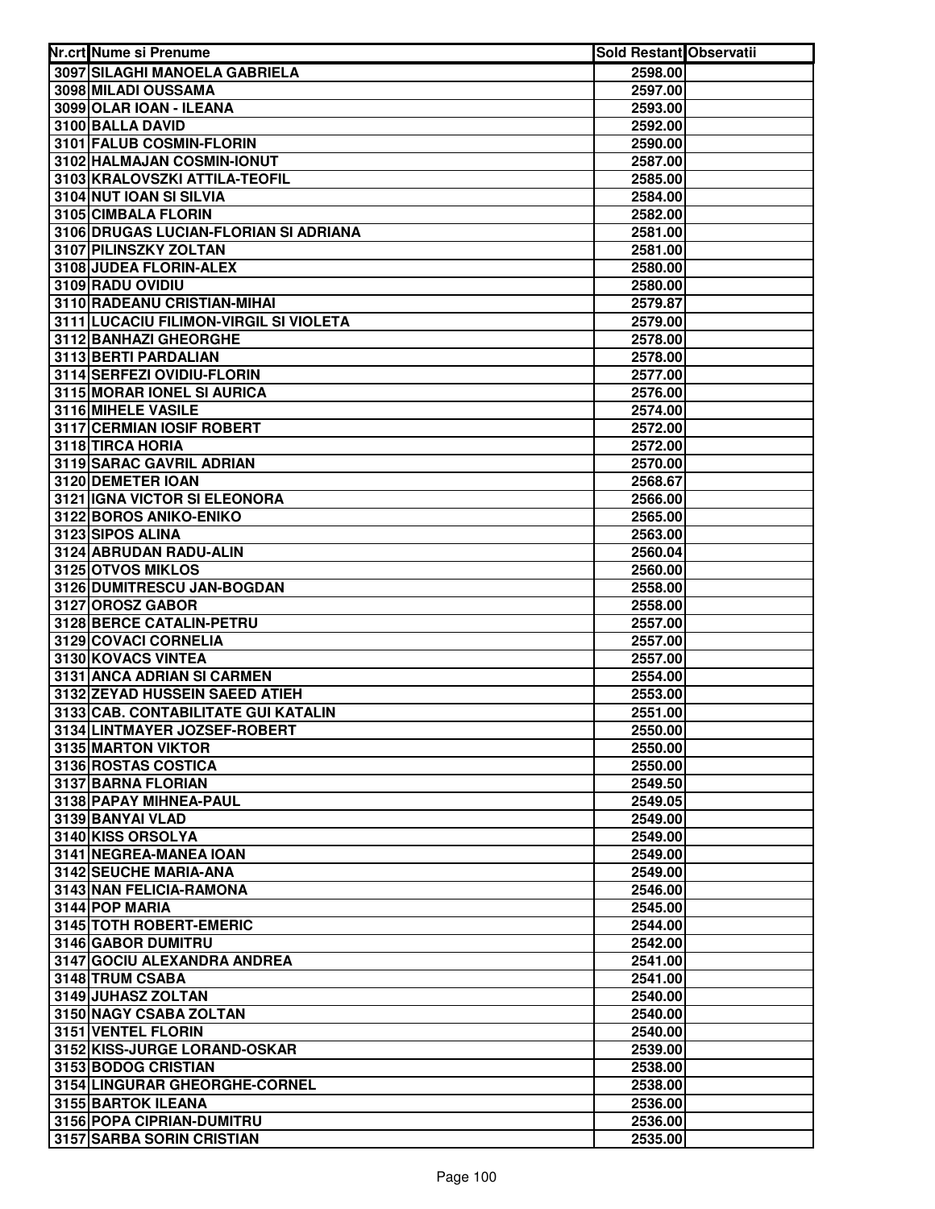| Nr.crt | Nume si Prenume | Sold Restant | Observatii |
|---|---|---|---|
| 3097 | SILAGHI MANOELA GABRIELA | 2598.00 | |
| 3098 | MILADI OUSSAMA | 2597.00 | |
| 3099 | OLAR IOAN - ILEANA | 2593.00 | |
| 3100 | BALLA DAVID | 2592.00 | |
| 3101 | FALUB COSMIN-FLORIN | 2590.00 | |
| 3102 | HALMAJAN COSMIN-IONUT | 2587.00 | |
| 3103 | KRALOVSZKI ATTILA-TEOFIL | 2585.00 | |
| 3104 | NUT IOAN SI SILVIA | 2584.00 | |
| 3105 | CIMBALA FLORIN | 2582.00 | |
| 3106 | DRUGAS LUCIAN-FLORIAN SI ADRIANA | 2581.00 | |
| 3107 | PILINSZKY ZOLTAN | 2581.00 | |
| 3108 | JUDEA FLORIN-ALEX | 2580.00 | |
| 3109 | RADU OVIDIU | 2580.00 | |
| 3110 | RADEANU CRISTIAN-MIHAI | 2579.87 | |
| 3111 | LUCACIU FILIMON-VIRGIL SI VIOLETA | 2579.00 | |
| 3112 | BANHAZI GHEORGHE | 2578.00 | |
| 3113 | BERTI PARDALIAN | 2578.00 | |
| 3114 | SERFEZI OVIDIU-FLORIN | 2577.00 | |
| 3115 | MORAR IONEL SI AURICA | 2576.00 | |
| 3116 | MIHELE VASILE | 2574.00 | |
| 3117 | CERMIAN IOSIF ROBERT | 2572.00 | |
| 3118 | TIRCA HORIA | 2572.00 | |
| 3119 | SARAC GAVRIL ADRIAN | 2570.00 | |
| 3120 | DEMETER IOAN | 2568.67 | |
| 3121 | IGNA VICTOR SI ELEONORA | 2566.00 | |
| 3122 | BOROS ANIKO-ENIKO | 2565.00 | |
| 3123 | SIPOS ALINA | 2563.00 | |
| 3124 | ABRUDAN RADU-ALIN | 2560.04 | |
| 3125 | OTVOS MIKLOS | 2560.00 | |
| 3126 | DUMITRESCU JAN-BOGDAN | 2558.00 | |
| 3127 | OROSZ GABOR | 2558.00 | |
| 3128 | BERCE CATALIN-PETRU | 2557.00 | |
| 3129 | COVACI CORNELIA | 2557.00 | |
| 3130 | KOVACS VINTEA | 2557.00 | |
| 3131 | ANCA ADRIAN SI CARMEN | 2554.00 | |
| 3132 | ZEYAD HUSSEIN SAEED ATIEH | 2553.00 | |
| 3133 | CAB. CONTABILITATE GUI KATALIN | 2551.00 | |
| 3134 | LINTMAYER JOZSEF-ROBERT | 2550.00 | |
| 3135 | MARTON VIKTOR | 2550.00 | |
| 3136 | ROSTAS COSTICA | 2550.00 | |
| 3137 | BARNA FLORIAN | 2549.50 | |
| 3138 | PAPAY MIHNEA-PAUL | 2549.05 | |
| 3139 | BANYAI VLAD | 2549.00 | |
| 3140 | KISS ORSOLYA | 2549.00 | |
| 3141 | NEGREA-MANEA IOAN | 2549.00 | |
| 3142 | SEUCHE MARIA-ANA | 2549.00 | |
| 3143 | NAN FELICIA-RAMONA | 2546.00 | |
| 3144 | POP MARIA | 2545.00 | |
| 3145 | TOTH ROBERT-EMERIC | 2544.00 | |
| 3146 | GABOR DUMITRU | 2542.00 | |
| 3147 | GOCIU ALEXANDRA ANDREA | 2541.00 | |
| 3148 | TRUM CSABA | 2541.00 | |
| 3149 | JUHASZ ZOLTAN | 2540.00 | |
| 3150 | NAGY CSABA ZOLTAN | 2540.00 | |
| 3151 | VENTEL FLORIN | 2540.00 | |
| 3152 | KISS-JURGE LORAND-OSKAR | 2539.00 | |
| 3153 | BODOG CRISTIAN | 2538.00 | |
| 3154 | LINGURAR GHEORGHE-CORNEL | 2538.00 | |
| 3155 | BARTOK ILEANA | 2536.00 | |
| 3156 | POPA CIPRIAN-DUMITRU | 2536.00 | |
| 3157 | SARBA SORIN CRISTIAN | 2535.00 | |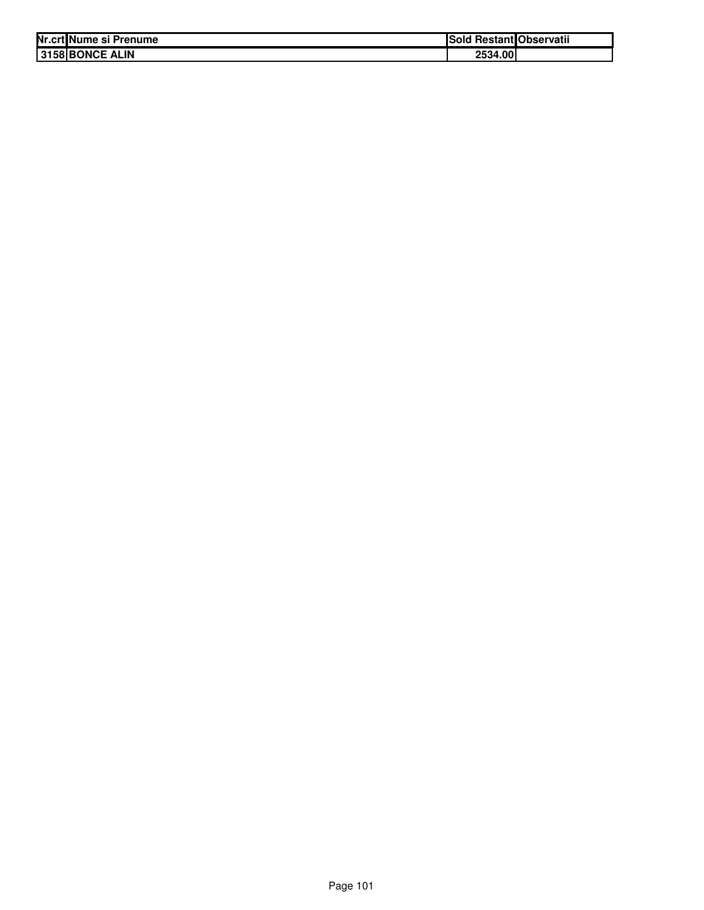| Nr.crt | Nume si Prenume | Sold Restant | Observatii |
|---|---|---|---|
| 3158 | BONCE ALIN | 2534.00 | |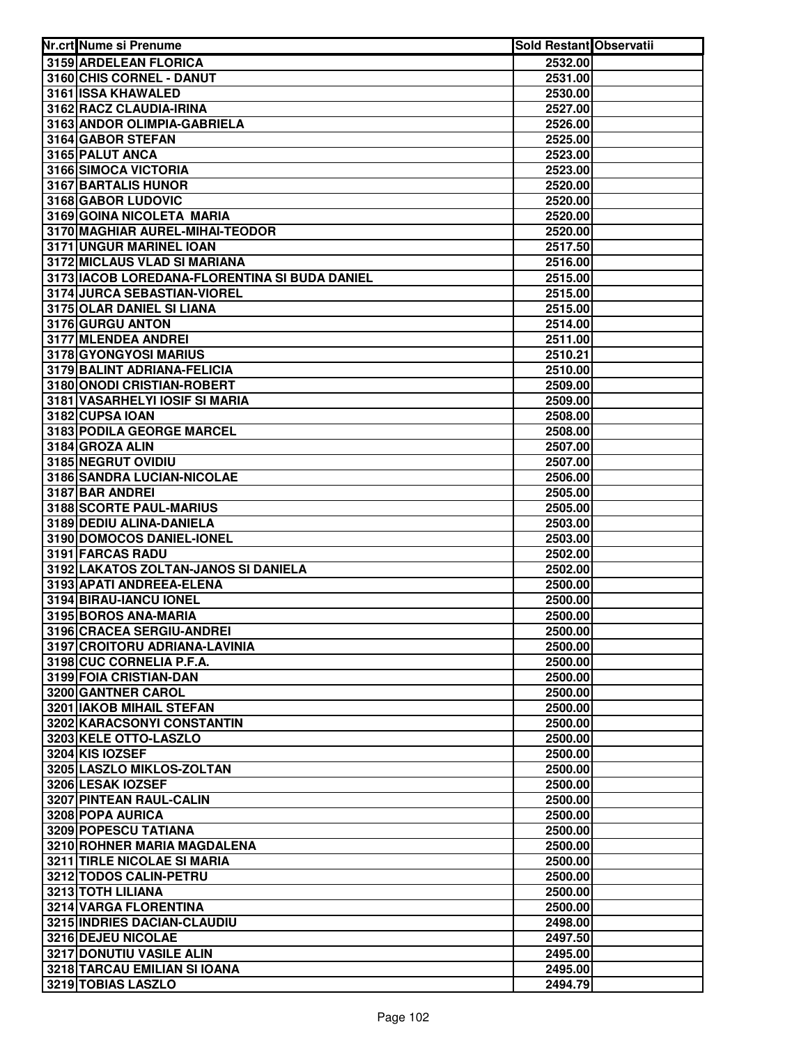| Nr.crt | Nume si Prenume | Sold Restant | Observatii |
|---|---|---|---|
| 3159 | ARDELEAN FLORICA | 2532.00 | |
| 3160 | CHIS CORNEL - DANUT | 2531.00 | |
| 3161 | ISSA KHAWALED | 2530.00 | |
| 3162 | RACZ CLAUDIA-IRINA | 2527.00 | |
| 3163 | ANDOR OLIMPIA-GABRIELA | 2526.00 | |
| 3164 | GABOR STEFAN | 2525.00 | |
| 3165 | PALUT ANCA | 2523.00 | |
| 3166 | SIMOCA VICTORIA | 2523.00 | |
| 3167 | BARTALIS HUNOR | 2520.00 | |
| 3168 | GABOR LUDOVIC | 2520.00 | |
| 3169 | GOINA NICOLETA MARIA | 2520.00 | |
| 3170 | MAGHIAR AUREL-MIHAI-TEODOR | 2520.00 | |
| 3171 | UNGUR MARINEL IOAN | 2517.50 | |
| 3172 | MICLAUS VLAD SI MARIANA | 2516.00 | |
| 3173 | IACOB LOREDANA-FLORENTINA SI BUDA DANIEL | 2515.00 | |
| 3174 | JURCA SEBASTIAN-VIOREL | 2515.00 | |
| 3175 | OLAR DANIEL SI LIANA | 2515.00 | |
| 3176 | GURGU ANTON | 2514.00 | |
| 3177 | MLENDEA ANDREI | 2511.00 | |
| 3178 | GYONGYOSI MARIUS | 2510.21 | |
| 3179 | BALINT ADRIANA-FELICIA | 2510.00 | |
| 3180 | ONODI CRISTIAN-ROBERT | 2509.00 | |
| 3181 | VASARHELYI IOSIF SI MARIA | 2509.00 | |
| 3182 | CUPSA IOAN | 2508.00 | |
| 3183 | PODILA GEORGE MARCEL | 2508.00 | |
| 3184 | GROZA ALIN | 2507.00 | |
| 3185 | NEGRUT OVIDIU | 2507.00 | |
| 3186 | SANDRA LUCIAN-NICOLAE | 2506.00 | |
| 3187 | BAR ANDREI | 2505.00 | |
| 3188 | SCORTE PAUL-MARIUS | 2505.00 | |
| 3189 | DEDIU ALINA-DANIELA | 2503.00 | |
| 3190 | DOMOCOS DANIEL-IONEL | 2503.00 | |
| 3191 | FARCAS RADU | 2502.00 | |
| 3192 | LAKATOS ZOLTAN-JANOS SI DANIELA | 2502.00 | |
| 3193 | APATI ANDREEA-ELENA | 2500.00 | |
| 3194 | BIRAU-IANCU IONEL | 2500.00 | |
| 3195 | BOROS ANA-MARIA | 2500.00 | |
| 3196 | CRACEA SERGIU-ANDREI | 2500.00 | |
| 3197 | CROITORU ADRIANA-LAVINIA | 2500.00 | |
| 3198 | CUC CORNELIA P.F.A. | 2500.00 | |
| 3199 | FOIA CRISTIAN-DAN | 2500.00 | |
| 3200 | GANTNER CAROL | 2500.00 | |
| 3201 | IAKOB MIHAIL STEFAN | 2500.00 | |
| 3202 | KARACSONYI CONSTANTIN | 2500.00 | |
| 3203 | KELE OTTO-LASZLO | 2500.00 | |
| 3204 | KIS IOZSEF | 2500.00 | |
| 3205 | LASZLO MIKLOS-ZOLTAN | 2500.00 | |
| 3206 | LESAK IOZSEF | 2500.00 | |
| 3207 | PINTEAN RAUL-CALIN | 2500.00 | |
| 3208 | POPA AURICA | 2500.00 | |
| 3209 | POPESCU TATIANA | 2500.00 | |
| 3210 | ROHNER MARIA MAGDALENA | 2500.00 | |
| 3211 | TIRLE NICOLAE SI MARIA | 2500.00 | |
| 3212 | TODOS CALIN-PETRU | 2500.00 | |
| 3213 | TOTH LILIANA | 2500.00 | |
| 3214 | VARGA FLORENTINA | 2500.00 | |
| 3215 | INDRIES DACIAN-CLAUDIU | 2498.00 | |
| 3216 | DEJEU NICOLAE | 2497.50 | |
| 3217 | DONUTIU VASILE ALIN | 2495.00 | |
| 3218 | TARCAU EMILIAN SI IOANA | 2495.00 | |
| 3219 | TOBIAS LASZLO | 2494.79 | |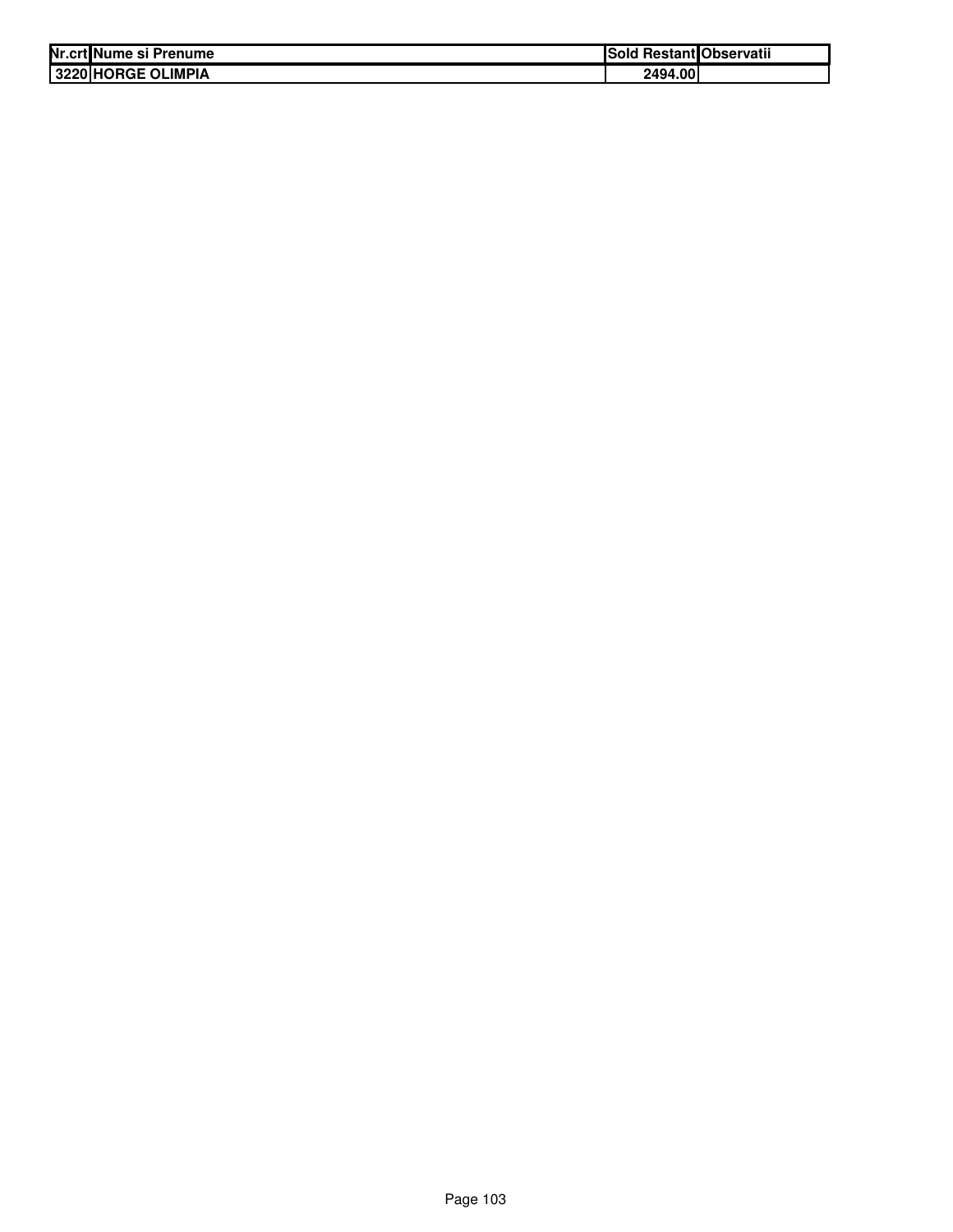| Nr.crt | Nume si Prenume | Sold Restant | Observatii |
| --- | --- | --- | --- |
| 3220 | HORGE OLIMPIA | 2494.00 | |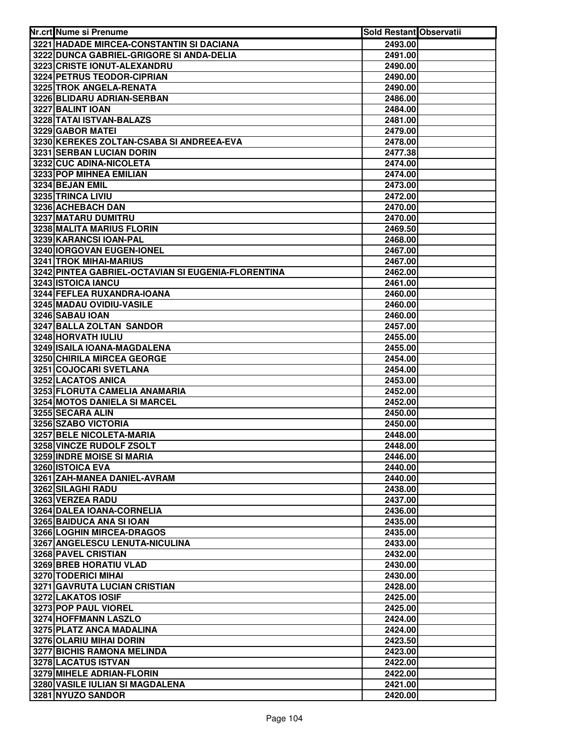| Nr.crt | Nume si Prenume | Sold Restant | Observatii |
|---|---|---|---|
| 3221 | HADADE MIRCEA-CONSTANTIN SI DACIANA | 2493.00 | |
| 3222 | DUNCA GABRIEL-GRIGORE SI ANDA-DELIA | 2491.00 | |
| 3223 | CRISTE IONUT-ALEXANDRU | 2490.00 | |
| 3224 | PETRUS TEODOR-CIPRIAN | 2490.00 | |
| 3225 | TROK ANGELA-RENATA | 2490.00 | |
| 3226 | BLIDARU ADRIAN-SERBAN | 2486.00 | |
| 3227 | BALINT IOAN | 2484.00 | |
| 3228 | TATAI ISTVAN-BALAZS | 2481.00 | |
| 3229 | GABOR MATEI | 2479.00 | |
| 3230 | KEREKES ZOLTAN-CSABA SI ANDREEA-EVA | 2478.00 | |
| 3231 | SERBAN LUCIAN DORIN | 2477.38 | |
| 3232 | CUC ADINA-NICOLETA | 2474.00 | |
| 3233 | POP MIHNEA EMILIAN | 2474.00 | |
| 3234 | BEJAN EMIL | 2473.00 | |
| 3235 | TRINCA LIVIU | 2472.00 | |
| 3236 | ACHEBACH DAN | 2470.00 | |
| 3237 | MATARU DUMITRU | 2470.00 | |
| 3238 | MALITA MARIUS FLORIN | 2469.50 | |
| 3239 | KARANCSI IOAN-PAL | 2468.00 | |
| 3240 | IORGOVAN EUGEN-IONEL | 2467.00 | |
| 3241 | TROK MIHAI-MARIUS | 2467.00 | |
| 3242 | PINTEA GABRIEL-OCTAVIAN SI EUGENIA-FLORENTINA | 2462.00 | |
| 3243 | ISTOICA IANCU | 2461.00 | |
| 3244 | FEFLEA RUXANDRA-IOANA | 2460.00 | |
| 3245 | MADAU OVIDIU-VASILE | 2460.00 | |
| 3246 | SABAU IOAN | 2460.00 | |
| 3247 | BALLA ZOLTAN SANDOR | 2457.00 | |
| 3248 | HORVATH IULIU | 2455.00 | |
| 3249 | ISAILA IOANA-MAGDALENA | 2455.00 | |
| 3250 | CHIRILA MIRCEA GEORGE | 2454.00 | |
| 3251 | COJOCARI SVETLANA | 2454.00 | |
| 3252 | LACATOS ANICA | 2453.00 | |
| 3253 | FLORUTA CAMELIA ANAMARIA | 2452.00 | |
| 3254 | MOTOS DANIELA SI MARCEL | 2452.00 | |
| 3255 | SECARA ALIN | 2450.00 | |
| 3256 | SZABO VICTORIA | 2450.00 | |
| 3257 | BELE NICOLETA-MARIA | 2448.00 | |
| 3258 | VINCZE RUDOLF ZSOLT | 2448.00 | |
| 3259 | INDRE MOISE SI MARIA | 2446.00 | |
| 3260 | ISTOICA EVA | 2440.00 | |
| 3261 | ZAH-MANEA DANIEL-AVRAM | 2440.00 | |
| 3262 | SILAGHI RADU | 2438.00 | |
| 3263 | VERZEA RADU | 2437.00 | |
| 3264 | DALEA IOANA-CORNELIA | 2436.00 | |
| 3265 | BAIDUCA ANA SI IOAN | 2435.00 | |
| 3266 | LOGHIN MIRCEA-DRAGOS | 2435.00 | |
| 3267 | ANGELESCU LENUTA-NICULINA | 2433.00 | |
| 3268 | PAVEL CRISTIAN | 2432.00 | |
| 3269 | BREB HORATIU VLAD | 2430.00 | |
| 3270 | TODERICI MIHAI | 2430.00 | |
| 3271 | GAVRUTA LUCIAN CRISTIAN | 2428.00 | |
| 3272 | LAKATOS IOSIF | 2425.00 | |
| 3273 | POP PAUL VIOREL | 2425.00 | |
| 3274 | HOFFMANN LASZLO | 2424.00 | |
| 3275 | PLATZ ANCA MADALINA | 2424.00 | |
| 3276 | OLARIU MIHAI DORIN | 2423.50 | |
| 3277 | BICHIS RAMONA MELINDA | 2423.00 | |
| 3278 | LACATUS ISTVAN | 2422.00 | |
| 3279 | MIHELE ADRIAN-FLORIN | 2422.00 | |
| 3280 | VASILE IULIAN SI MAGDALENA | 2421.00 | |
| 3281 | NYUZO SANDOR | 2420.00 | |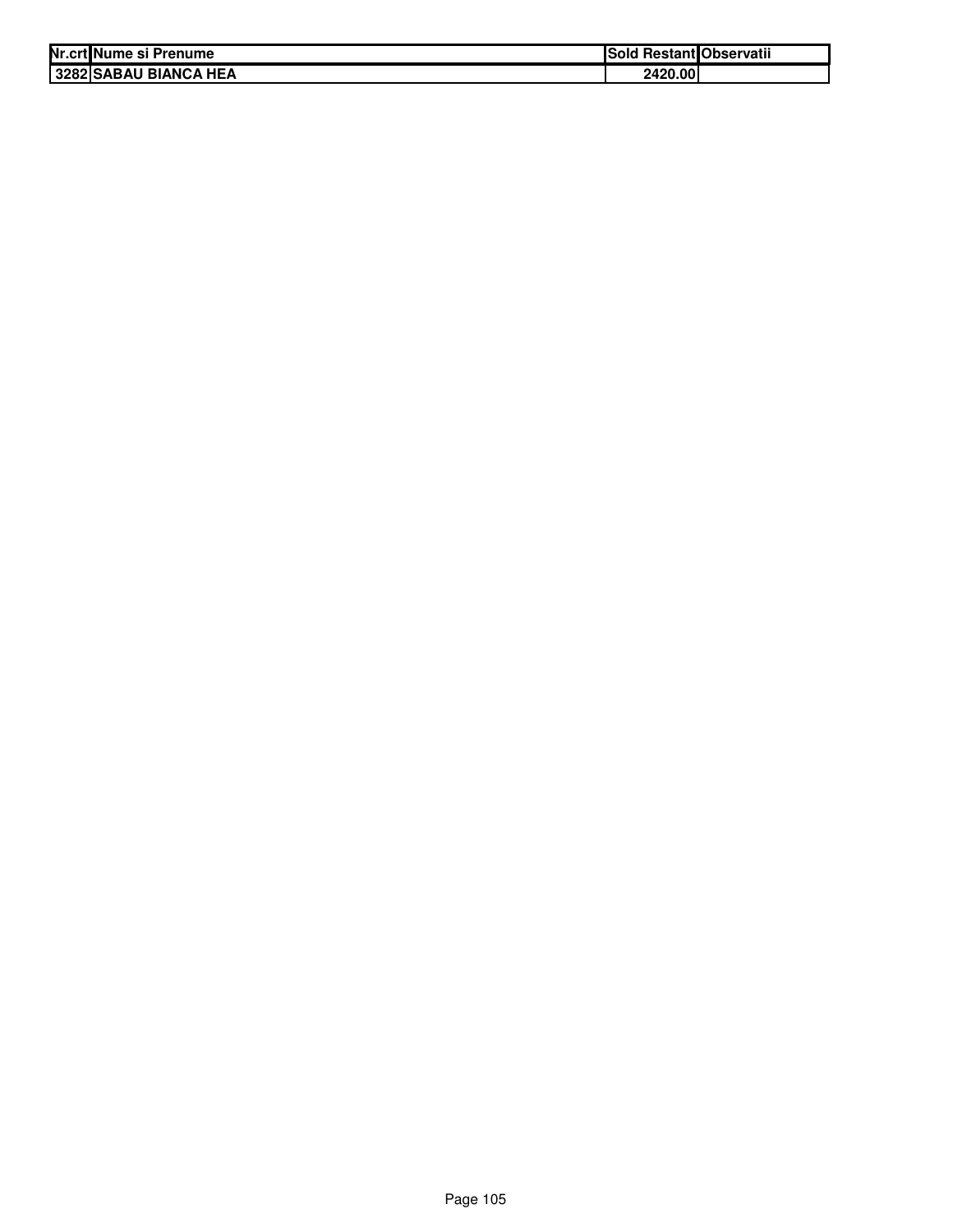| Nr.crt | Nume si Prenume | Sold Restant | Observatii |
| --- | --- | --- | --- |
| 3282 | SABAU BIANCA HEA | 2420.00 | |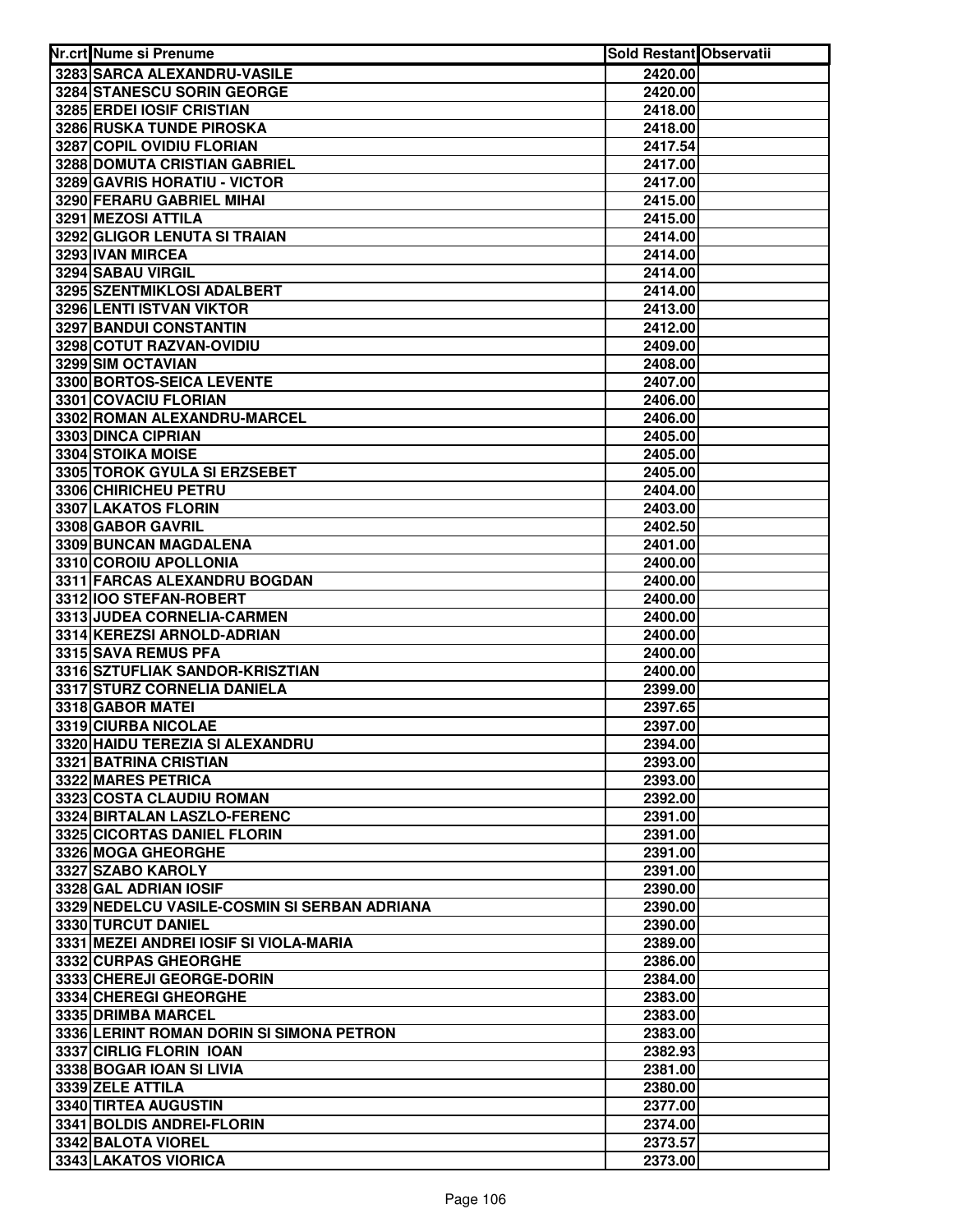| Nr.crt | Nume si Prenume | Sold Restant | Observatii |
|---|---|---|---|
| 3283 | SARCA ALEXANDRU-VASILE | 2420.00 | |
| 3284 | STANESCU SORIN GEORGE | 2420.00 | |
| 3285 | ERDEI IOSIF CRISTIAN | 2418.00 | |
| 3286 | RUSKA TUNDE PIROSKA | 2418.00 | |
| 3287 | COPIL OVIDIU FLORIAN | 2417.54 | |
| 3288 | DOMUTA CRISTIAN GABRIEL | 2417.00 | |
| 3289 | GAVRIS HORATIU - VICTOR | 2417.00 | |
| 3290 | FERARU GABRIEL MIHAI | 2415.00 | |
| 3291 | MEZOSI ATTILA | 2415.00 | |
| 3292 | GLIGOR LENUTA SI TRAIAN | 2414.00 | |
| 3293 | IVAN MIRCEA | 2414.00 | |
| 3294 | SABAU VIRGIL | 2414.00 | |
| 3295 | SZENTMIKLOSI ADALBERT | 2414.00 | |
| 3296 | LENTI ISTVAN VIKTOR | 2413.00 | |
| 3297 | BANDUI CONSTANTIN | 2412.00 | |
| 3298 | COTUT RAZVAN-OVIDIU | 2409.00 | |
| 3299 | SIM OCTAVIAN | 2408.00 | |
| 3300 | BORTOS-SEICA LEVENTE | 2407.00 | |
| 3301 | COVACIU FLORIAN | 2406.00 | |
| 3302 | ROMAN ALEXANDRU-MARCEL | 2406.00 | |
| 3303 | DINCA CIPRIAN | 2405.00 | |
| 3304 | STOIKA MOISE | 2405.00 | |
| 3305 | TOROK GYULA SI ERZSEBET | 2405.00 | |
| 3306 | CHIRICHEU PETRU | 2404.00 | |
| 3307 | LAKATOS FLORIN | 2403.00 | |
| 3308 | GABOR GAVRIL | 2402.50 | |
| 3309 | BUNCAN MAGDALENA | 2401.00 | |
| 3310 | COROIU APOLLONIA | 2400.00 | |
| 3311 | FARCAS ALEXANDRU BOGDAN | 2400.00 | |
| 3312 | IOO STEFAN-ROBERT | 2400.00 | |
| 3313 | JUDEA CORNELIA-CARMEN | 2400.00 | |
| 3314 | KEREZSI ARNOLD-ADRIAN | 2400.00 | |
| 3315 | SAVA REMUS PFA | 2400.00 | |
| 3316 | SZTUFLIAK SANDOR-KRISZTIAN | 2400.00 | |
| 3317 | STURZ CORNELIA DANIELA | 2399.00 | |
| 3318 | GABOR MATEI | 2397.65 | |
| 3319 | CIURBA NICOLAE | 2397.00 | |
| 3320 | HAIDU TEREZIA SI ALEXANDRU | 2394.00 | |
| 3321 | BATRINA CRISTIAN | 2393.00 | |
| 3322 | MARES PETRICA | 2393.00 | |
| 3323 | COSTA CLAUDIU ROMAN | 2392.00 | |
| 3324 | BIRTALAN LASZLO-FERENC | 2391.00 | |
| 3325 | CICORTAS DANIEL FLORIN | 2391.00 | |
| 3326 | MOGA GHEORGHE | 2391.00 | |
| 3327 | SZABO KAROLY | 2391.00 | |
| 3328 | GAL ADRIAN IOSIF | 2390.00 | |
| 3329 | NEDELCU VASILE-COSMIN SI SERBAN ADRIANA | 2390.00 | |
| 3330 | TURCUT DANIEL | 2390.00 | |
| 3331 | MEZEI ANDREI IOSIF SI VIOLA-MARIA | 2389.00 | |
| 3332 | CURPAS GHEORGHE | 2386.00 | |
| 3333 | CHEREJI GEORGE-DORIN | 2384.00 | |
| 3334 | CHEREGI GHEORGHE | 2383.00 | |
| 3335 | DRIMBA MARCEL | 2383.00 | |
| 3336 | LERINT ROMAN DORIN SI SIMONA PETRON | 2383.00 | |
| 3337 | CIRLIG FLORIN IOAN | 2382.93 | |
| 3338 | BOGAR IOAN SI LIVIA | 2381.00 | |
| 3339 | ZELE ATTILA | 2380.00 | |
| 3340 | TIRTEA AUGUSTIN | 2377.00 | |
| 3341 | BOLDIS ANDREI-FLORIN | 2374.00 | |
| 3342 | BALOTA VIOREL | 2373.57 | |
| 3343 | LAKATOS VIORICA | 2373.00 | |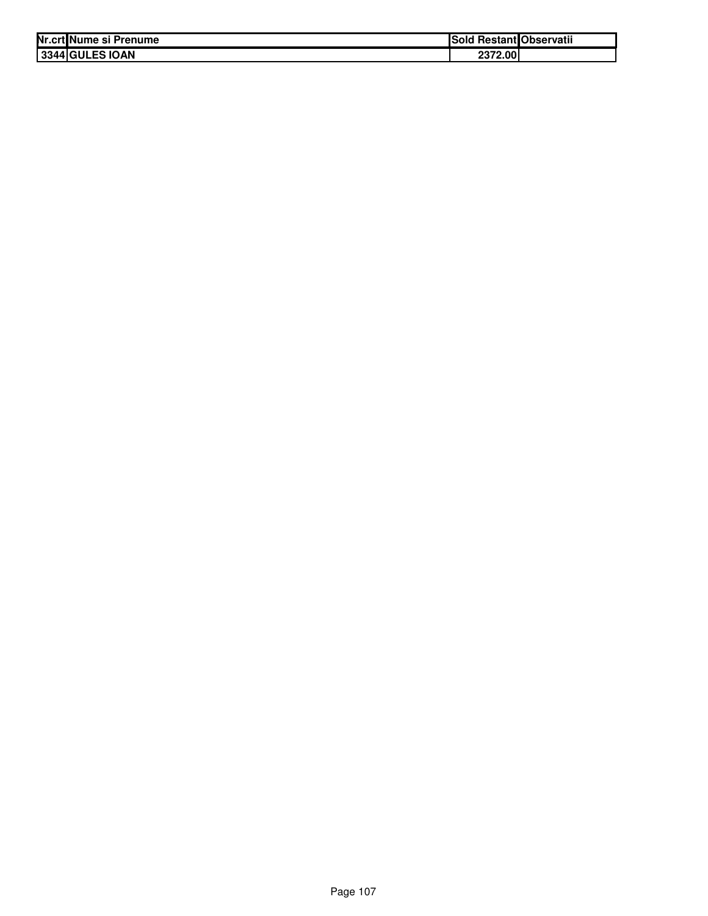| Nr.crt | Nume si Prenume | Sold Restant | Observatii |
|---|---|---|---|
| 3344 | GULES IOAN | 2372.00 | |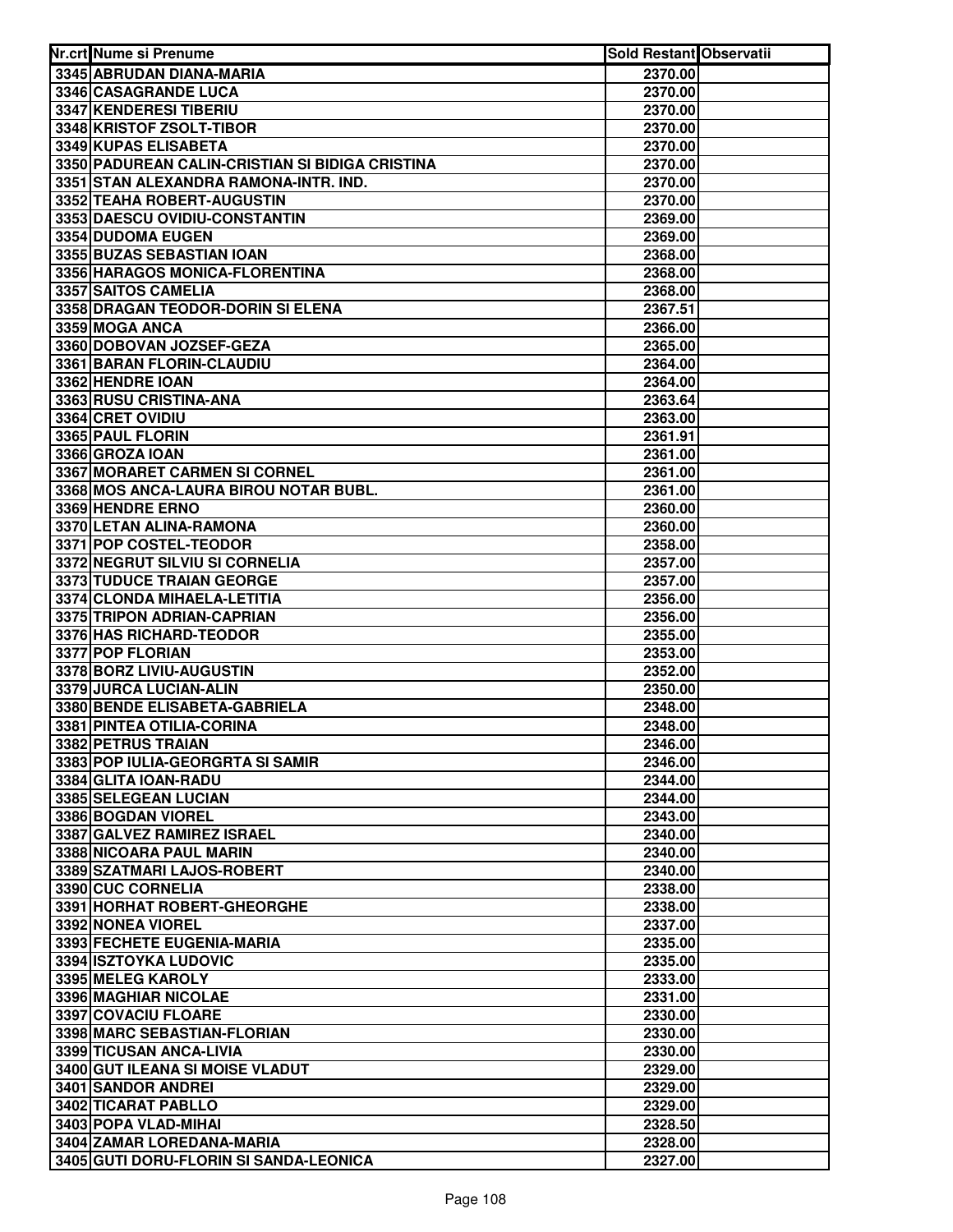| Nr.crt | Nume si Prenume | Sold Restant | Observatii |
|---|---|---|---|
| 3345 | ABRUDAN DIANA-MARIA | 2370.00 | |
| 3346 | CASAGRANDE LUCA | 2370.00 | |
| 3347 | KENDERESI TIBERIU | 2370.00 | |
| 3348 | KRISTOF ZSOLT-TIBOR | 2370.00 | |
| 3349 | KUPAS ELISABETA | 2370.00 | |
| 3350 | PADUREAN CALIN-CRISTIAN SI BIDIGA CRISTINA | 2370.00 | |
| 3351 | STAN ALEXANDRA RAMONA-INTR. IND. | 2370.00 | |
| 3352 | TEAHA ROBERT-AUGUSTIN | 2370.00 | |
| 3353 | DAESCU OVIDIU-CONSTANTIN | 2369.00 | |
| 3354 | DUDOMA EUGEN | 2369.00 | |
| 3355 | BUZAS SEBASTIAN IOAN | 2368.00 | |
| 3356 | HARAGOS MONICA-FLORENTINA | 2368.00 | |
| 3357 | SAITOS CAMELIA | 2368.00 | |
| 3358 | DRAGAN TEODOR-DORIN SI ELENA | 2367.51 | |
| 3359 | MOGA ANCA | 2366.00 | |
| 3360 | DOBOVAN JOZSEF-GEZA | 2365.00 | |
| 3361 | BARAN FLORIN-CLAUDIU | 2364.00 | |
| 3362 | HENDRE IOAN | 2364.00 | |
| 3363 | RUSU CRISTINA-ANA | 2363.64 | |
| 3364 | CRET OVIDIU | 2363.00 | |
| 3365 | PAUL FLORIN | 2361.91 | |
| 3366 | GROZA IOAN | 2361.00 | |
| 3367 | MORARET CARMEN SI CORNEL | 2361.00 | |
| 3368 | MOS ANCA-LAURA BIROU NOTAR BUBL. | 2361.00 | |
| 3369 | HENDRE ERNO | 2360.00 | |
| 3370 | LETAN ALINA-RAMONA | 2360.00 | |
| 3371 | POP COSTEL-TEODOR | 2358.00 | |
| 3372 | NEGRUT SILVIU SI CORNELIA | 2357.00 | |
| 3373 | TUDUCE TRAIAN GEORGE | 2357.00 | |
| 3374 | CLONDA MIHAELA-LETITIA | 2356.00 | |
| 3375 | TRIPON ADRIAN-CAPRIAN | 2356.00 | |
| 3376 | HAS RICHARD-TEODOR | 2355.00 | |
| 3377 | POP FLORIAN | 2353.00 | |
| 3378 | BORZ LIVIU-AUGUSTIN | 2352.00 | |
| 3379 | JURCA LUCIAN-ALIN | 2350.00 | |
| 3380 | BENDE ELISABETA-GABRIELA | 2348.00 | |
| 3381 | PINTEA OTILIA-CORINA | 2348.00 | |
| 3382 | PETRUS TRAIAN | 2346.00 | |
| 3383 | POP IULIA-GEORGRTA SI SAMIR | 2346.00 | |
| 3384 | GLITA IOAN-RADU | 2344.00 | |
| 3385 | SELEGEAN LUCIAN | 2344.00 | |
| 3386 | BOGDAN VIOREL | 2343.00 | |
| 3387 | GALVEZ RAMIREZ ISRAEL | 2340.00 | |
| 3388 | NICOARA PAUL MARIN | 2340.00 | |
| 3389 | SZATMARI LAJOS-ROBERT | 2340.00 | |
| 3390 | CUC CORNELIA | 2338.00 | |
| 3391 | HORHAT ROBERT-GHEORGHE | 2338.00 | |
| 3392 | NONEA VIOREL | 2337.00 | |
| 3393 | FECHETE EUGENIA-MARIA | 2335.00 | |
| 3394 | ISZTOYKA LUDOVIC | 2335.00 | |
| 3395 | MELEG KAROLY | 2333.00 | |
| 3396 | MAGHIAR NICOLAE | 2331.00 | |
| 3397 | COVACIU FLOARE | 2330.00 | |
| 3398 | MARC SEBASTIAN-FLORIAN | 2330.00 | |
| 3399 | TICUSAN ANCA-LIVIA | 2330.00 | |
| 3400 | GUT ILEANA SI MOISE VLADUT | 2329.00 | |
| 3401 | SANDOR ANDREI | 2329.00 | |
| 3402 | TICARAT PABLLO | 2329.00 | |
| 3403 | POPA VLAD-MIHAI | 2328.50 | |
| 3404 | ZAMAR LOREDANA-MARIA | 2328.00 | |
| 3405 | GUTI DORU-FLORIN SI SANDA-LEONICA | 2327.00 | |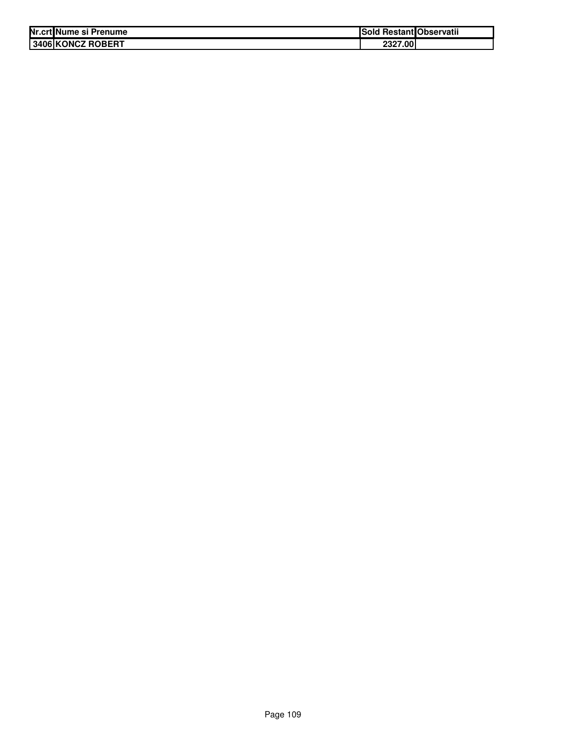| Nr.crt | Nume si Prenume | Sold Restant | Observatii |
| --- | --- | --- | --- |
| 3406 | KONCZ ROBERT | 2327.00 | |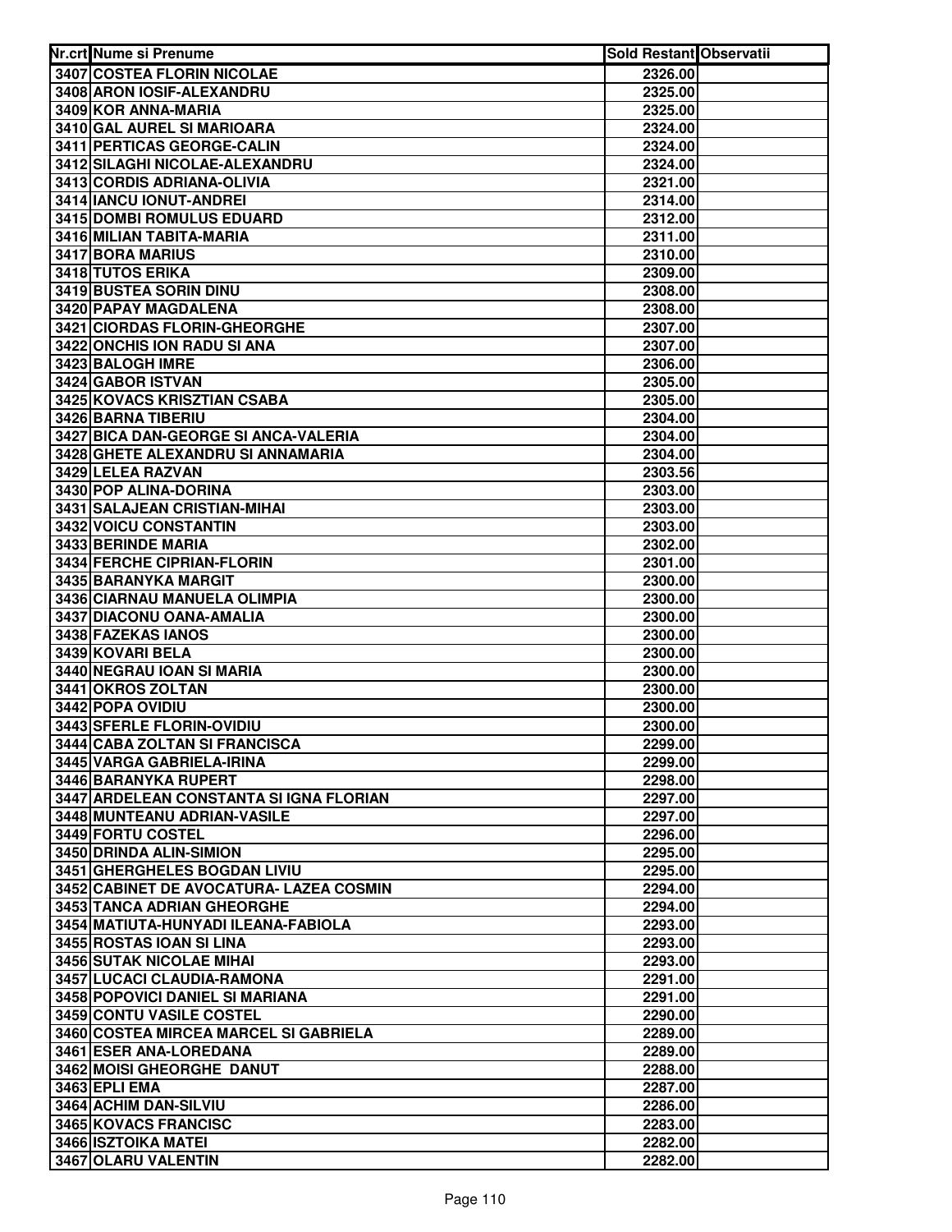| Nr.crt | Nume si Prenume | Sold Restant | Observatii |
|---|---|---|---|
| 3407 | COSTEA FLORIN NICOLAE | 2326.00 | |
| 3408 | ARON IOSIF-ALEXANDRU | 2325.00 | |
| 3409 | KOR ANNA-MARIA | 2325.00 | |
| 3410 | GAL AUREL SI MARIOARA | 2324.00 | |
| 3411 | PERTICAS GEORGE-CALIN | 2324.00 | |
| 3412 | SILAGHI NICOLAE-ALEXANDRU | 2324.00 | |
| 3413 | CORDIS ADRIANA-OLIVIA | 2321.00 | |
| 3414 | IANCU IONUT-ANDREI | 2314.00 | |
| 3415 | DOMBI ROMULUS EDUARD | 2312.00 | |
| 3416 | MILIAN TABITA-MARIA | 2311.00 | |
| 3417 | BORA MARIUS | 2310.00 | |
| 3418 | TUTOS ERIKA | 2309.00 | |
| 3419 | BUSTEA SORIN DINU | 2308.00 | |
| 3420 | PAPAY MAGDALENA | 2308.00 | |
| 3421 | CIORDAS FLORIN-GHEORGHE | 2307.00 | |
| 3422 | ONCHIS ION RADU SI ANA | 2307.00 | |
| 3423 | BALOGH IMRE | 2306.00 | |
| 3424 | GABOR ISTVAN | 2305.00 | |
| 3425 | KOVACS KRISZTIAN CSABA | 2305.00 | |
| 3426 | BARNA TIBERIU | 2304.00 | |
| 3427 | BICA DAN-GEORGE SI ANCA-VALERIA | 2304.00 | |
| 3428 | GHETE ALEXANDRU SI ANNAMARIA | 2304.00 | |
| 3429 | LELEA RAZVAN | 2303.56 | |
| 3430 | POP ALINA-DORINA | 2303.00 | |
| 3431 | SALAJEAN CRISTIAN-MIHAI | 2303.00 | |
| 3432 | VOICU CONSTANTIN | 2303.00 | |
| 3433 | BERINDE MARIA | 2302.00 | |
| 3434 | FERCHE CIPRIAN-FLORIN | 2301.00 | |
| 3435 | BARANYKA MARGIT | 2300.00 | |
| 3436 | CIARNAU MANUELA OLIMPIA | 2300.00 | |
| 3437 | DIACONU OANA-AMALIA | 2300.00 | |
| 3438 | FAZEKAS IANOS | 2300.00 | |
| 3439 | KOVARI BELA | 2300.00 | |
| 3440 | NEGRAU IOAN SI MARIA | 2300.00 | |
| 3441 | OKROS ZOLTAN | 2300.00 | |
| 3442 | POPA OVIDIU | 2300.00 | |
| 3443 | SFERLE FLORIN-OVIDIU | 2300.00 | |
| 3444 | CABA ZOLTAN SI FRANCISCA | 2299.00 | |
| 3445 | VARGA GABRIELA-IRINA | 2299.00 | |
| 3446 | BARANYKA RUPERT | 2298.00 | |
| 3447 | ARDELEAN CONSTANTA SI IGNA FLORIAN | 2297.00 | |
| 3448 | MUNTEANU ADRIAN-VASILE | 2297.00 | |
| 3449 | FORTU COSTEL | 2296.00 | |
| 3450 | DRINDA ALIN-SIMION | 2295.00 | |
| 3451 | GHERGHELES BOGDAN LIVIU | 2295.00 | |
| 3452 | CABINET DE AVOCATURA- LAZEA COSMIN | 2294.00 | |
| 3453 | TANCA ADRIAN GHEORGHE | 2294.00 | |
| 3454 | MATIUTA-HUNYADI ILEANA-FABIOLA | 2293.00 | |
| 3455 | ROSTAS IOAN SI LINA | 2293.00 | |
| 3456 | SUTAK NICOLAE MIHAI | 2293.00 | |
| 3457 | LUCACI CLAUDIA-RAMONA | 2291.00 | |
| 3458 | POPOVICI DANIEL SI MARIANA | 2291.00 | |
| 3459 | CONTU VASILE COSTEL | 2290.00 | |
| 3460 | COSTEA MIRCEA MARCEL SI GABRIELA | 2289.00 | |
| 3461 | ESER ANA-LOREDANA | 2289.00 | |
| 3462 | MOISI GHEORGHE DANUT | 2288.00 | |
| 3463 | EPLI EMA | 2287.00 | |
| 3464 | ACHIM DAN-SILVIU | 2286.00 | |
| 3465 | KOVACS FRANCISC | 2283.00 | |
| 3466 | ISZTOIKA MATEI | 2282.00 | |
| 3467 | OLARU VALENTIN | 2282.00 | |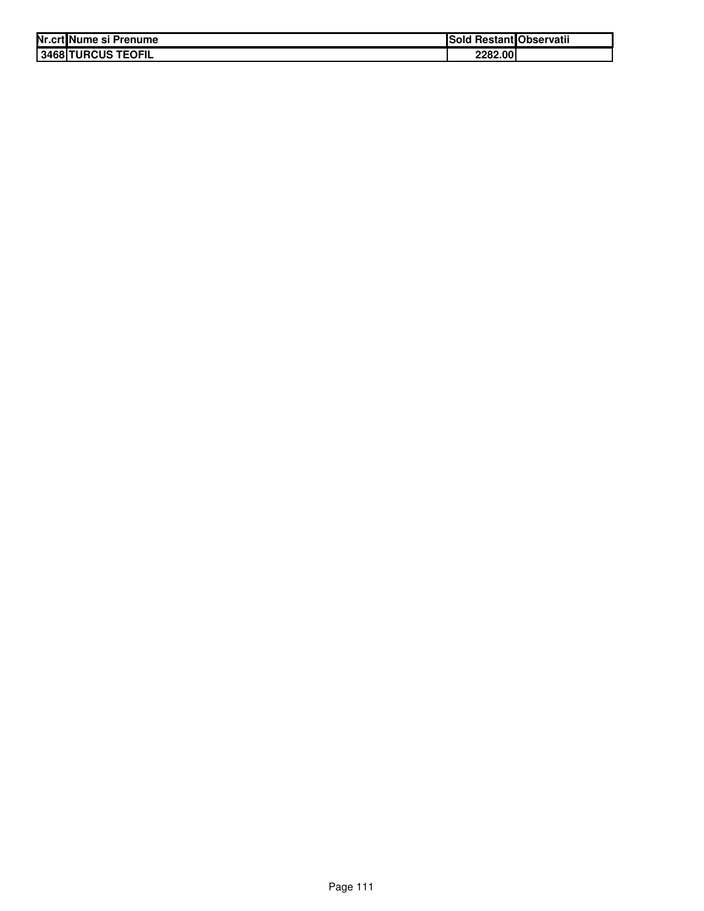| Nr.crt | Nume si Prenume | Sold Restant | Observatii |
|---|---|---|---|
| 3468 | TURCUS TEOFIL | 2282.00 | |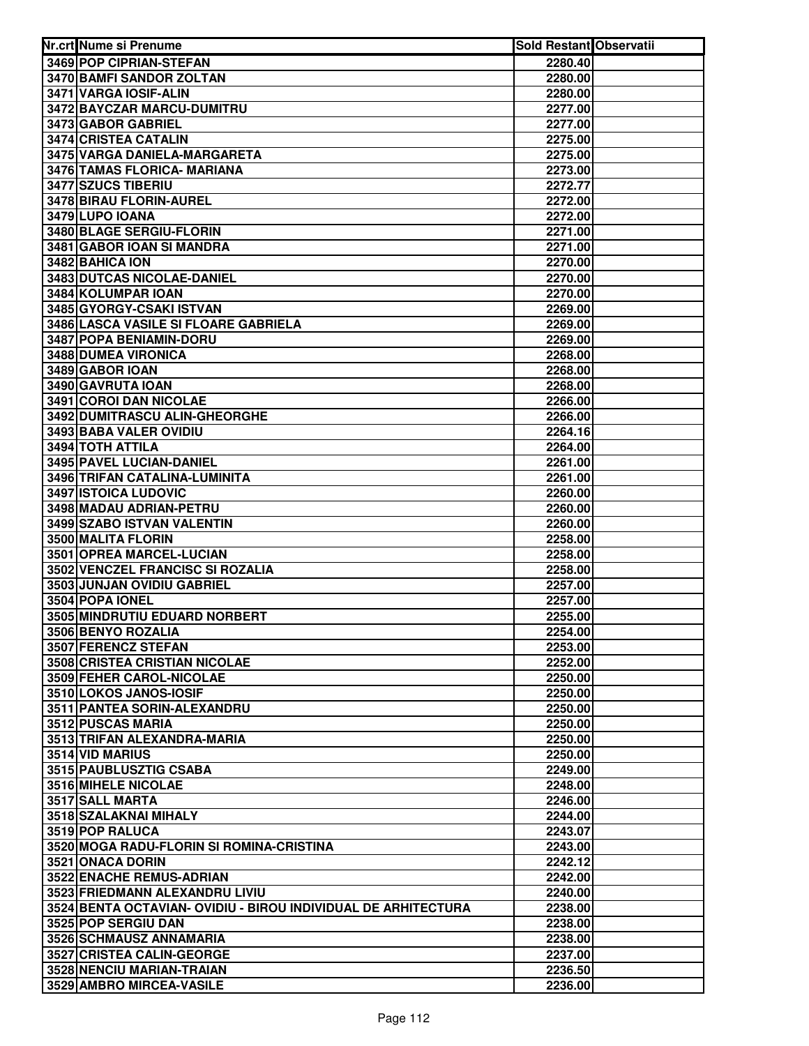| Nr.crt | Nume si Prenume | Sold Restant | Observatii |
|---|---|---|---|
| 3469 | POP CIPRIAN-STEFAN | 2280.40 | |
| 3470 | BAMFI SANDOR ZOLTAN | 2280.00 | |
| 3471 | VARGA IOSIF-ALIN | 2280.00 | |
| 3472 | BAYCZAR MARCU-DUMITRU | 2277.00 | |
| 3473 | GABOR GABRIEL | 2277.00 | |
| 3474 | CRISTEA CATALIN | 2275.00 | |
| 3475 | VARGA DANIELA-MARGARETA | 2275.00 | |
| 3476 | TAMAS FLORICA- MARIANA | 2273.00 | |
| 3477 | SZUCS TIBERIU | 2272.77 | |
| 3478 | BIRAU FLORIN-AUREL | 2272.00 | |
| 3479 | LUPO IOANA | 2272.00 | |
| 3480 | BLAGE SERGIU-FLORIN | 2271.00 | |
| 3481 | GABOR IOAN SI MANDRA | 2271.00 | |
| 3482 | BAHICA ION | 2270.00 | |
| 3483 | DUTCAS NICOLAE-DANIEL | 2270.00 | |
| 3484 | KOLUMPAR IOAN | 2270.00 | |
| 3485 | GYORGY-CSAKI ISTVAN | 2269.00 | |
| 3486 | LASCA VASILE SI FLOARE GABRIELA | 2269.00 | |
| 3487 | POPA BENIAMIN-DORU | 2269.00 | |
| 3488 | DUMEA VIRONICA | 2268.00 | |
| 3489 | GABOR IOAN | 2268.00 | |
| 3490 | GAVRUTA IOAN | 2268.00 | |
| 3491 | COROI DAN NICOLAE | 2266.00 | |
| 3492 | DUMITRASCU ALIN-GHEORGHE | 2266.00 | |
| 3493 | BABA VALER OVIDIU | 2264.16 | |
| 3494 | TOTH ATTILA | 2264.00 | |
| 3495 | PAVEL LUCIAN-DANIEL | 2261.00 | |
| 3496 | TRIFAN CATALINA-LUMINITA | 2261.00 | |
| 3497 | ISTOICA LUDOVIC | 2260.00 | |
| 3498 | MADAU ADRIAN-PETRU | 2260.00 | |
| 3499 | SZABO ISTVAN VALENTIN | 2260.00 | |
| 3500 | MALITA FLORIN | 2258.00 | |
| 3501 | OPREA MARCEL-LUCIAN | 2258.00 | |
| 3502 | VENCZEL FRANCISC SI ROZALIA | 2258.00 | |
| 3503 | JUNJAN OVIDIU GABRIEL | 2257.00 | |
| 3504 | POPA IONEL | 2257.00 | |
| 3505 | MINDRUTIU EDUARD NORBERT | 2255.00 | |
| 3506 | BENYO ROZALIA | 2254.00 | |
| 3507 | FERENCZ STEFAN | 2253.00 | |
| 3508 | CRISTEA CRISTIAN NICOLAE | 2252.00 | |
| 3509 | FEHER CAROL-NICOLAE | 2250.00 | |
| 3510 | LOKOS JANOS-IOSIF | 2250.00 | |
| 3511 | PANTEA SORIN-ALEXANDRU | 2250.00 | |
| 3512 | PUSCAS MARIA | 2250.00 | |
| 3513 | TRIFAN ALEXANDRA-MARIA | 2250.00 | |
| 3514 | VID MARIUS | 2250.00 | |
| 3515 | PAUBLUSZTIG CSABA | 2249.00 | |
| 3516 | MIHELE NICOLAE | 2248.00 | |
| 3517 | SALL MARTA | 2246.00 | |
| 3518 | SZALAKNAI MIHALY | 2244.00 | |
| 3519 | POP RALUCA | 2243.07 | |
| 3520 | MOGA RADU-FLORIN SI ROMINA-CRISTINA | 2243.00 | |
| 3521 | ONACA DORIN | 2242.12 | |
| 3522 | ENACHE REMUS-ADRIAN | 2242.00 | |
| 3523 | FRIEDMANN ALEXANDRU LIVIU | 2240.00 | |
| 3524 | BENTA OCTAVIAN- OVIDIU - BIROU INDIVIDUAL DE ARHITECTURA | 2238.00 | |
| 3525 | POP SERGIU DAN | 2238.00 | |
| 3526 | SCHMAUSZ ANNAMARIA | 2238.00 | |
| 3527 | CRISTEA CALIN-GEORGE | 2237.00 | |
| 3528 | NENCIU MARIAN-TRAIAN | 2236.50 | |
| 3529 | AMBRO MIRCEA-VASILE | 2236.00 | |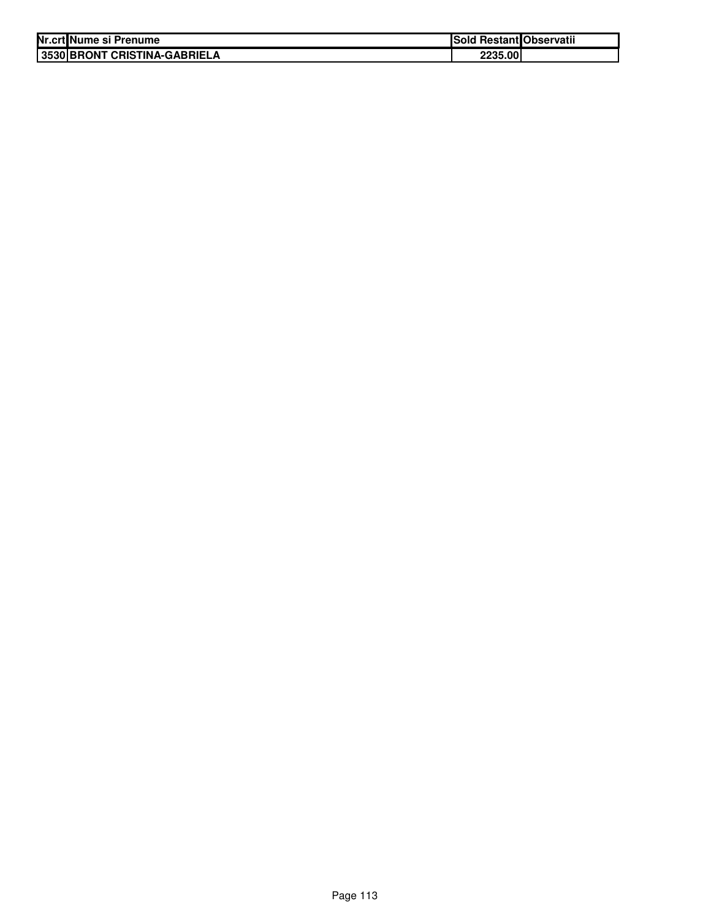| Nr.crt | Nume si Prenume | Sold Restant | Observatii |
| --- | --- | --- | --- |
| 3530 | BRONT CRISTINA-GABRIELA | 2235.00 | |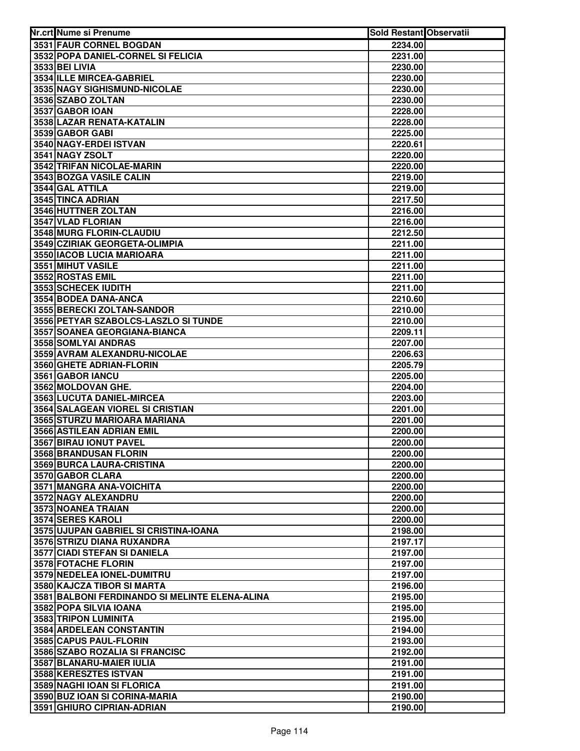| Nr.crt | Nume si Prenume | Sold Restant | Observatii |
|---|---|---|---|
| 3531 | FAUR CORNEL BOGDAN | 2234.00 | |
| 3532 | POPA DANIEL-CORNEL SI FELICIA | 2231.00 | |
| 3533 | BEI LIVIA | 2230.00 | |
| 3534 | ILLE MIRCEA-GABRIEL | 2230.00 | |
| 3535 | NAGY SIGHISMUND-NICOLAE | 2230.00 | |
| 3536 | SZABO ZOLTAN | 2230.00 | |
| 3537 | GABOR IOAN | 2228.00 | |
| 3538 | LAZAR RENATA-KATALIN | 2228.00 | |
| 3539 | GABOR GABI | 2225.00 | |
| 3540 | NAGY-ERDEI ISTVAN | 2220.61 | |
| 3541 | NAGY ZSOLT | 2220.00 | |
| 3542 | TRIFAN NICOLAE-MARIN | 2220.00 | |
| 3543 | BOZGA VASILE CALIN | 2219.00 | |
| 3544 | GAL ATTILA | 2219.00 | |
| 3545 | TINCA ADRIAN | 2217.50 | |
| 3546 | HUTTNER ZOLTAN | 2216.00 | |
| 3547 | VLAD FLORIAN | 2216.00 | |
| 3548 | MURG FLORIN-CLAUDIU | 2212.50 | |
| 3549 | CZIRIAK GEORGETA-OLIMPIA | 2211.00 | |
| 3550 | IACOB LUCIA MARIOARA | 2211.00 | |
| 3551 | MIHUT VASILE | 2211.00 | |
| 3552 | ROSTAS EMIL | 2211.00 | |
| 3553 | SCHECEK IUDITH | 2211.00 | |
| 3554 | BODEA DANA-ANCA | 2210.60 | |
| 3555 | BERECKI ZOLTAN-SANDOR | 2210.00 | |
| 3556 | PETYAR SZABOLCS-LASZLO SI TUNDE | 2210.00 | |
| 3557 | SOANEA GEORGIANA-BIANCA | 2209.11 | |
| 3558 | SOMLYAI ANDRAS | 2207.00 | |
| 3559 | AVRAM ALEXANDRU-NICOLAE | 2206.63 | |
| 3560 | GHETE ADRIAN-FLORIN | 2205.79 | |
| 3561 | GABOR IANCU | 2205.00 | |
| 3562 | MOLDOVAN GHE. | 2204.00 | |
| 3563 | LUCUTA DANIEL-MIRCEA | 2203.00 | |
| 3564 | SALAGEAN VIOREL SI CRISTIAN | 2201.00 | |
| 3565 | STURZU MARIOARA MARIANA | 2201.00 | |
| 3566 | ASTILEAN ADRIAN EMIL | 2200.00 | |
| 3567 | BIRAU IONUT PAVEL | 2200.00 | |
| 3568 | BRANDUSAN FLORIN | 2200.00 | |
| 3569 | BURCA LAURA-CRISTINA | 2200.00 | |
| 3570 | GABOR CLARA | 2200.00 | |
| 3571 | MANGRA ANA-VOICHITA | 2200.00 | |
| 3572 | NAGY ALEXANDRU | 2200.00 | |
| 3573 | NOANEA TRAIAN | 2200.00 | |
| 3574 | SERES KAROLI | 2200.00 | |
| 3575 | UJUPAN GABRIEL SI CRISTINA-IOANA | 2198.00 | |
| 3576 | STRIZU DIANA RUXANDRA | 2197.17 | |
| 3577 | CIADI STEFAN SI DANIELA | 2197.00 | |
| 3578 | FOTACHE FLORIN | 2197.00 | |
| 3579 | NEDELEA IONEL-DUMITRU | 2197.00 | |
| 3580 | KAJCZA TIBOR SI MARTA | 2196.00 | |
| 3581 | BALBONI FERDINANDO SI MELINTE ELENA-ALINA | 2195.00 | |
| 3582 | POPA SILVIA IOANA | 2195.00 | |
| 3583 | TRIPON LUMINITA | 2195.00 | |
| 3584 | ARDELEAN CONSTANTIN | 2194.00 | |
| 3585 | CAPUS PAUL-FLORIN | 2193.00 | |
| 3586 | SZABO ROZALIA SI FRANCISC | 2192.00 | |
| 3587 | BLANARU-MAIER IULIA | 2191.00 | |
| 3588 | KERESZTES ISTVAN | 2191.00 | |
| 3589 | NAGHI IOAN SI FLORICA | 2191.00 | |
| 3590 | BUZ IOAN SI CORINA-MARIA | 2190.00 | |
| 3591 | GHIURO CIPRIAN-ADRIAN | 2190.00 | |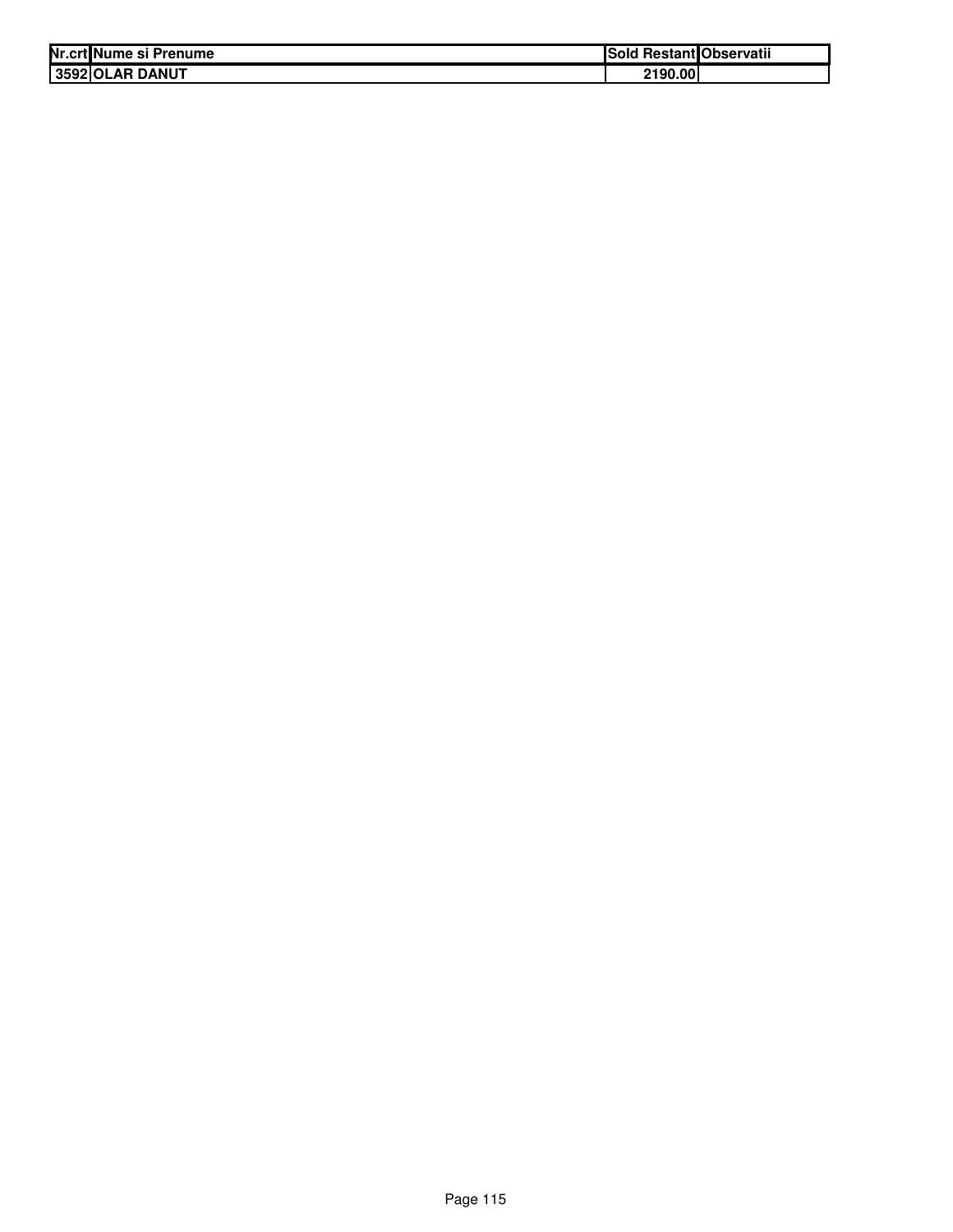| Nr.crt | Nume si Prenume | Sold Restant | Observatii |
|---|---|---|---|
| 3592 | OLAR DANUT | 2190.00 | |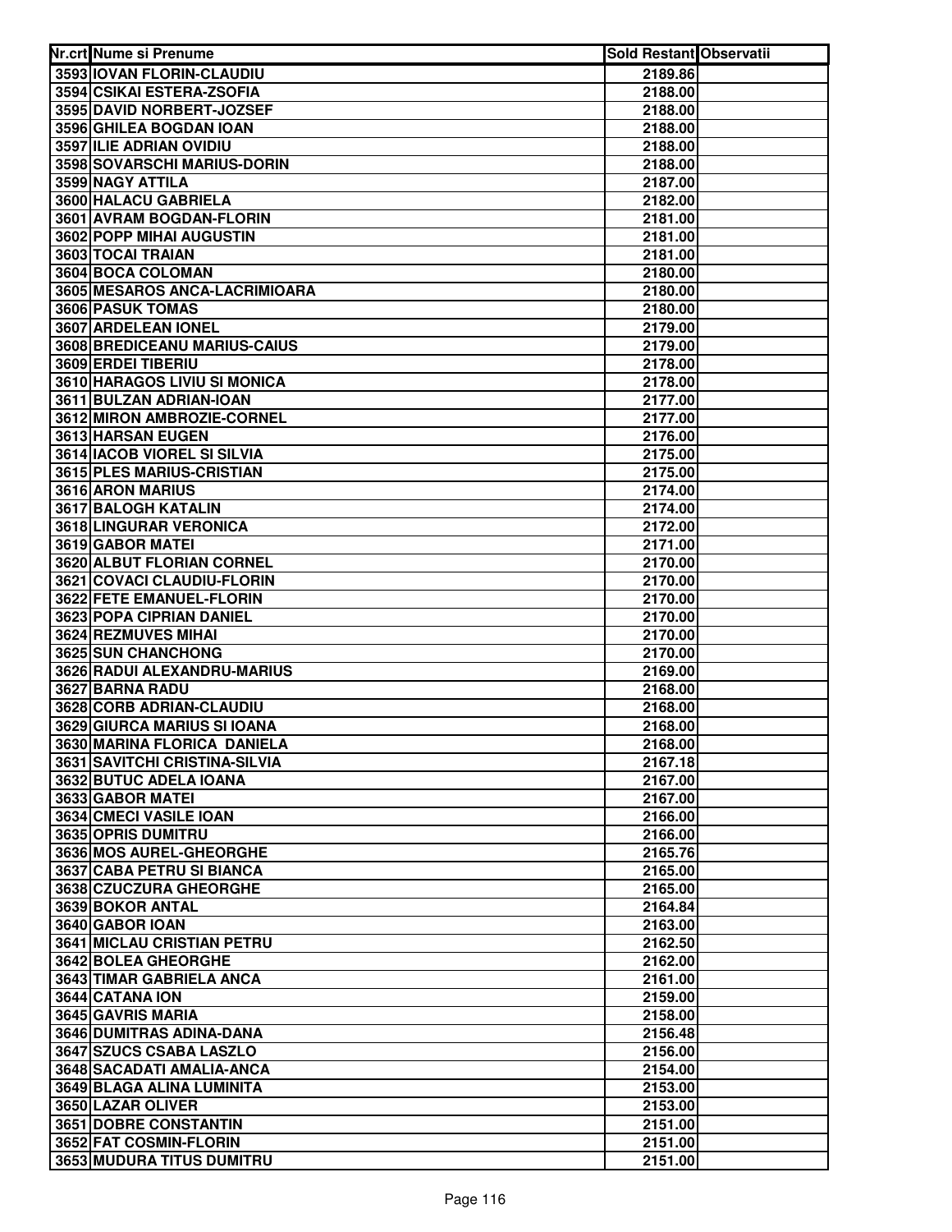| Nr.crt | Nume si Prenume | Sold Restant | Observatii |
|---|---|---|---|
| 3593 | IOVAN FLORIN-CLAUDIU | 2189.86 | |
| 3594 | CSIKAI ESTERA-ZSOFIA | 2188.00 | |
| 3595 | DAVID NORBERT-JOZSEF | 2188.00 | |
| 3596 | GHILEA BOGDAN IOAN | 2188.00 | |
| 3597 | ILIE ADRIAN OVIDIU | 2188.00 | |
| 3598 | SOVARSCHI MARIUS-DORIN | 2188.00 | |
| 3599 | NAGY ATTILA | 2187.00 | |
| 3600 | HALACU GABRIELA | 2182.00 | |
| 3601 | AVRAM BOGDAN-FLORIN | 2181.00 | |
| 3602 | POPP MIHAI AUGUSTIN | 2181.00 | |
| 3603 | TOCAI TRAIAN | 2181.00 | |
| 3604 | BOCA COLOMAN | 2180.00 | |
| 3605 | MESAROS ANCA-LACRIMIOARA | 2180.00 | |
| 3606 | PASUK TOMAS | 2180.00 | |
| 3607 | ARDELEAN IONEL | 2179.00 | |
| 3608 | BREDICEANU MARIUS-CAIUS | 2179.00 | |
| 3609 | ERDEI TIBERIU | 2178.00 | |
| 3610 | HARAGOS LIVIU SI MONICA | 2178.00 | |
| 3611 | BULZAN ADRIAN-IOAN | 2177.00 | |
| 3612 | MIRON AMBROZIE-CORNEL | 2177.00 | |
| 3613 | HARSAN EUGEN | 2176.00 | |
| 3614 | IACOB VIOREL SI SILVIA | 2175.00 | |
| 3615 | PLES MARIUS-CRISTIAN | 2175.00 | |
| 3616 | ARON MARIUS | 2174.00 | |
| 3617 | BALOGH KATALIN | 2174.00 | |
| 3618 | LINGURAR VERONICA | 2172.00 | |
| 3619 | GABOR MATEI | 2171.00 | |
| 3620 | ALBUT FLORIAN CORNEL | 2170.00 | |
| 3621 | COVACI CLAUDIU-FLORIN | 2170.00 | |
| 3622 | FETE EMANUEL-FLORIN | 2170.00 | |
| 3623 | POPA CIPRIAN DANIEL | 2170.00 | |
| 3624 | REZMUVES MIHAI | 2170.00 | |
| 3625 | SUN CHANCHONG | 2170.00 | |
| 3626 | RADUI ALEXANDRU-MARIUS | 2169.00 | |
| 3627 | BARNA RADU | 2168.00 | |
| 3628 | CORB ADRIAN-CLAUDIU | 2168.00 | |
| 3629 | GIURCA MARIUS SI IOANA | 2168.00 | |
| 3630 | MARINA FLORICA DANIELA | 2168.00 | |
| 3631 | SAVITCHI CRISTINA-SILVIA | 2167.18 | |
| 3632 | BUTUC ADELA IOANA | 2167.00 | |
| 3633 | GABOR MATEI | 2167.00 | |
| 3634 | CMECI VASILE IOAN | 2166.00 | |
| 3635 | OPRIS DUMITRU | 2166.00 | |
| 3636 | MOS AUREL-GHEORGHE | 2165.76 | |
| 3637 | CABA PETRU SI BIANCA | 2165.00 | |
| 3638 | CZUCZURA GHEORGHE | 2165.00 | |
| 3639 | BOKOR ANTAL | 2164.84 | |
| 3640 | GABOR IOAN | 2163.00 | |
| 3641 | MICLAU CRISTIAN PETRU | 2162.50 | |
| 3642 | BOLEA GHEORGHE | 2162.00 | |
| 3643 | TIMAR GABRIELA ANCA | 2161.00 | |
| 3644 | CATANA ION | 2159.00 | |
| 3645 | GAVRIS MARIA | 2158.00 | |
| 3646 | DUMITRAS ADINA-DANA | 2156.48 | |
| 3647 | SZUCS CSABA LASZLO | 2156.00 | |
| 3648 | SACADATI AMALIA-ANCA | 2154.00 | |
| 3649 | BLAGA ALINA LUMINITA | 2153.00 | |
| 3650 | LAZAR OLIVER | 2153.00 | |
| 3651 | DOBRE CONSTANTIN | 2151.00 | |
| 3652 | FAT COSMIN-FLORIN | 2151.00 | |
| 3653 | MUDURA TITUS DUMITRU | 2151.00 | |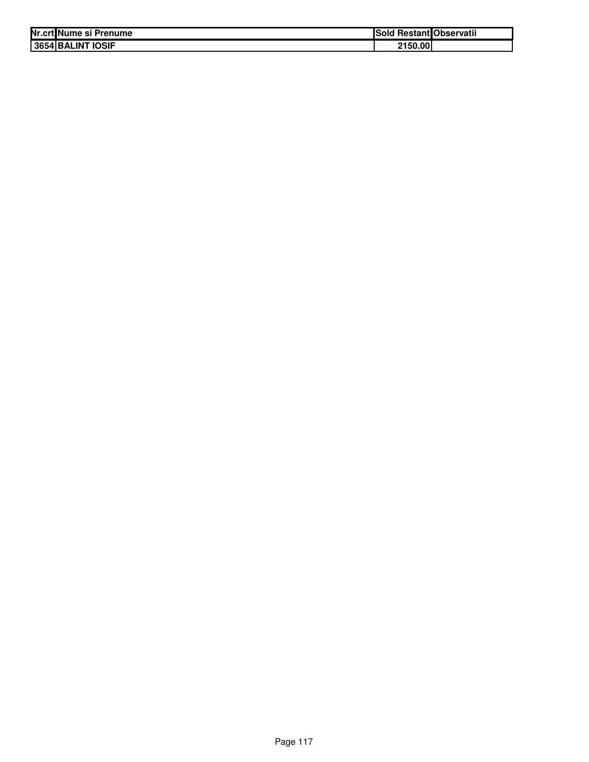| Nr.crt | Nume si Prenume | Sold Restant | Observatii |
|---|---|---|---|
| 3654 | BALINT IOSIF | 2150.00 | |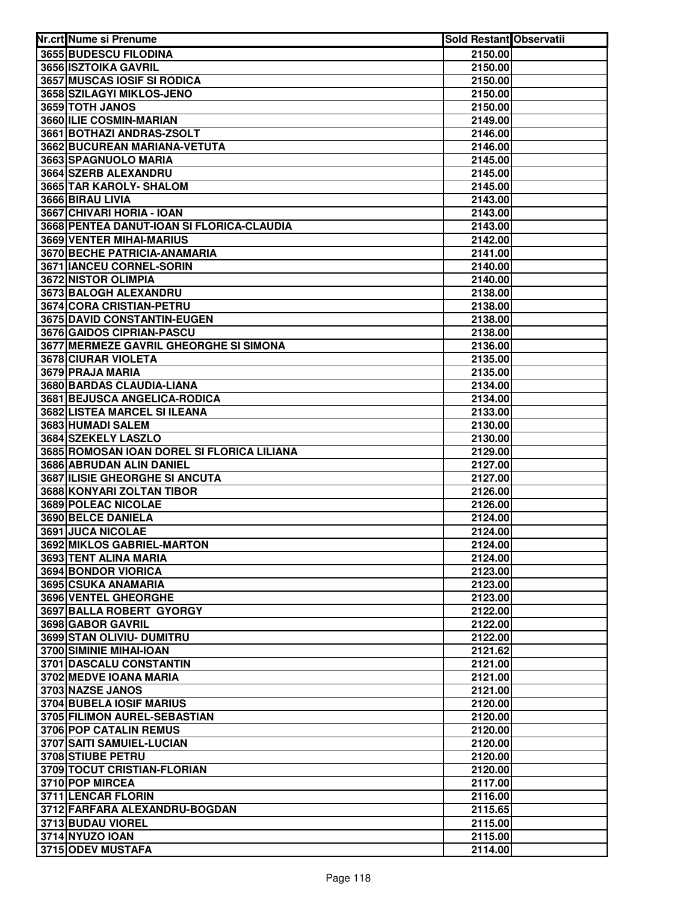| Nr.crt | Nume si Prenume | Sold Restant | Observatii |
|---|---|---|---|
| 3655 | BUDESCU FILODINA | 2150.00 | |
| 3656 | ISZTOIKA GAVRIL | 2150.00 | |
| 3657 | MUSCAS IOSIF SI RODICA | 2150.00 | |
| 3658 | SZILAGYI MIKLOS-JENO | 2150.00 | |
| 3659 | TOTH JANOS | 2150.00 | |
| 3660 | ILIE COSMIN-MARIAN | 2149.00 | |
| 3661 | BOTHAZI ANDRAS-ZSOLT | 2146.00 | |
| 3662 | BUCUREAN MARIANA-VETUTA | 2146.00 | |
| 3663 | SPAGNUOLO MARIA | 2145.00 | |
| 3664 | SZERB ALEXANDRU | 2145.00 | |
| 3665 | TAR KAROLY- SHALOM | 2145.00 | |
| 3666 | BIRAU LIVIA | 2143.00 | |
| 3667 | CHIVARI HORIA - IOAN | 2143.00 | |
| 3668 | PENTEA DANUT-IOAN SI FLORICA-CLAUDIA | 2143.00 | |
| 3669 | VENTER MIHAI-MARIUS | 2142.00 | |
| 3670 | BECHE PATRICIA-ANAMARIA | 2141.00 | |
| 3671 | IANCEU CORNEL-SORIN | 2140.00 | |
| 3672 | NISTOR OLIMPIA | 2140.00 | |
| 3673 | BALOGH ALEXANDRU | 2138.00 | |
| 3674 | CORA CRISTIAN-PETRU | 2138.00 | |
| 3675 | DAVID CONSTANTIN-EUGEN | 2138.00 | |
| 3676 | GAIDOS CIPRIAN-PASCU | 2138.00 | |
| 3677 | MERMEZE GAVRIL GHEORGHE SI SIMONA | 2136.00 | |
| 3678 | CIURAR VIOLETA | 2135.00 | |
| 3679 | PRAJA MARIA | 2135.00 | |
| 3680 | BARDAS CLAUDIA-LIANA | 2134.00 | |
| 3681 | BEJUSCA ANGELICA-RODICA | 2134.00 | |
| 3682 | LISTEA MARCEL SI ILEANA | 2133.00 | |
| 3683 | HUMADI SALEM | 2130.00 | |
| 3684 | SZEKELY LASZLO | 2130.00 | |
| 3685 | ROMOSAN IOAN DOREL SI FLORICA LILIANA | 2129.00 | |
| 3686 | ABRUDAN ALIN DANIEL | 2127.00 | |
| 3687 | ILISIE GHEORGHE SI ANCUTA | 2127.00 | |
| 3688 | KONYARI ZOLTAN TIBOR | 2126.00 | |
| 3689 | POLEAC NICOLAE | 2126.00 | |
| 3690 | BELCE DANIELA | 2124.00 | |
| 3691 | JUCA NICOLAE | 2124.00 | |
| 3692 | MIKLOS GABRIEL-MARTON | 2124.00 | |
| 3693 | TENT ALINA MARIA | 2124.00 | |
| 3694 | BONDOR VIORICA | 2123.00 | |
| 3695 | CSUKA ANAMARIA | 2123.00 | |
| 3696 | VENTEL GHEORGHE | 2123.00 | |
| 3697 | BALLA ROBERT GYORGY | 2122.00 | |
| 3698 | GABOR GAVRIL | 2122.00 | |
| 3699 | STAN OLIVIU- DUMITRU | 2122.00 | |
| 3700 | SIMINIE MIHAI-IOAN | 2121.62 | |
| 3701 | DASCALU CONSTANTIN | 2121.00 | |
| 3702 | MEDVE IOANA MARIA | 2121.00 | |
| 3703 | NAZSE JANOS | 2121.00 | |
| 3704 | BUBELA IOSIF MARIUS | 2120.00 | |
| 3705 | FILIMON AUREL-SEBASTIAN | 2120.00 | |
| 3706 | POP CATALIN REMUS | 2120.00 | |
| 3707 | SAITI SAMUIEL-LUCIAN | 2120.00 | |
| 3708 | STIUBE PETRU | 2120.00 | |
| 3709 | TOCUT CRISTIAN-FLORIAN | 2120.00 | |
| 3710 | POP MIRCEA | 2117.00 | |
| 3711 | LENCAR FLORIN | 2116.00 | |
| 3712 | FARFARA ALEXANDRU-BOGDAN | 2115.65 | |
| 3713 | BUDAU VIOREL | 2115.00 | |
| 3714 | NYUZO IOAN | 2115.00 | |
| 3715 | ODEV MUSTAFA | 2114.00 | |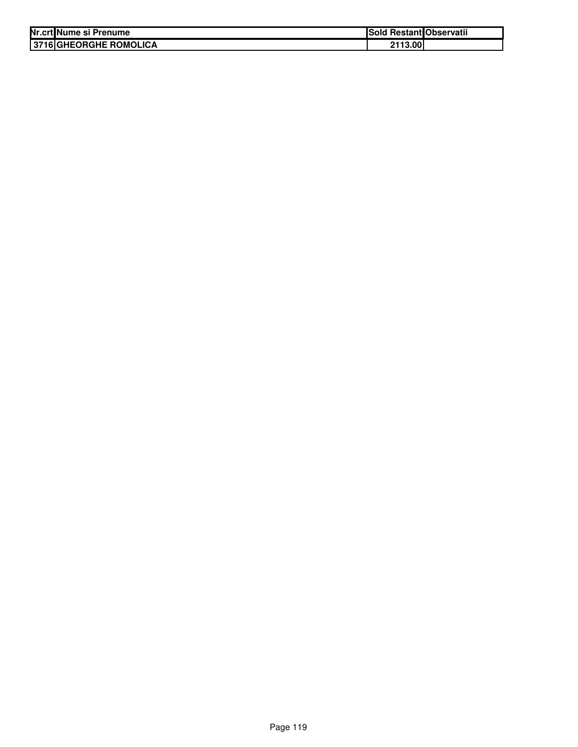| Nr.crt | Nume si Prenume | Sold Restant | Observatii |
|---|---|---|---|
| 3716 | GHEORGHE ROMOLICA | 2113.00 | |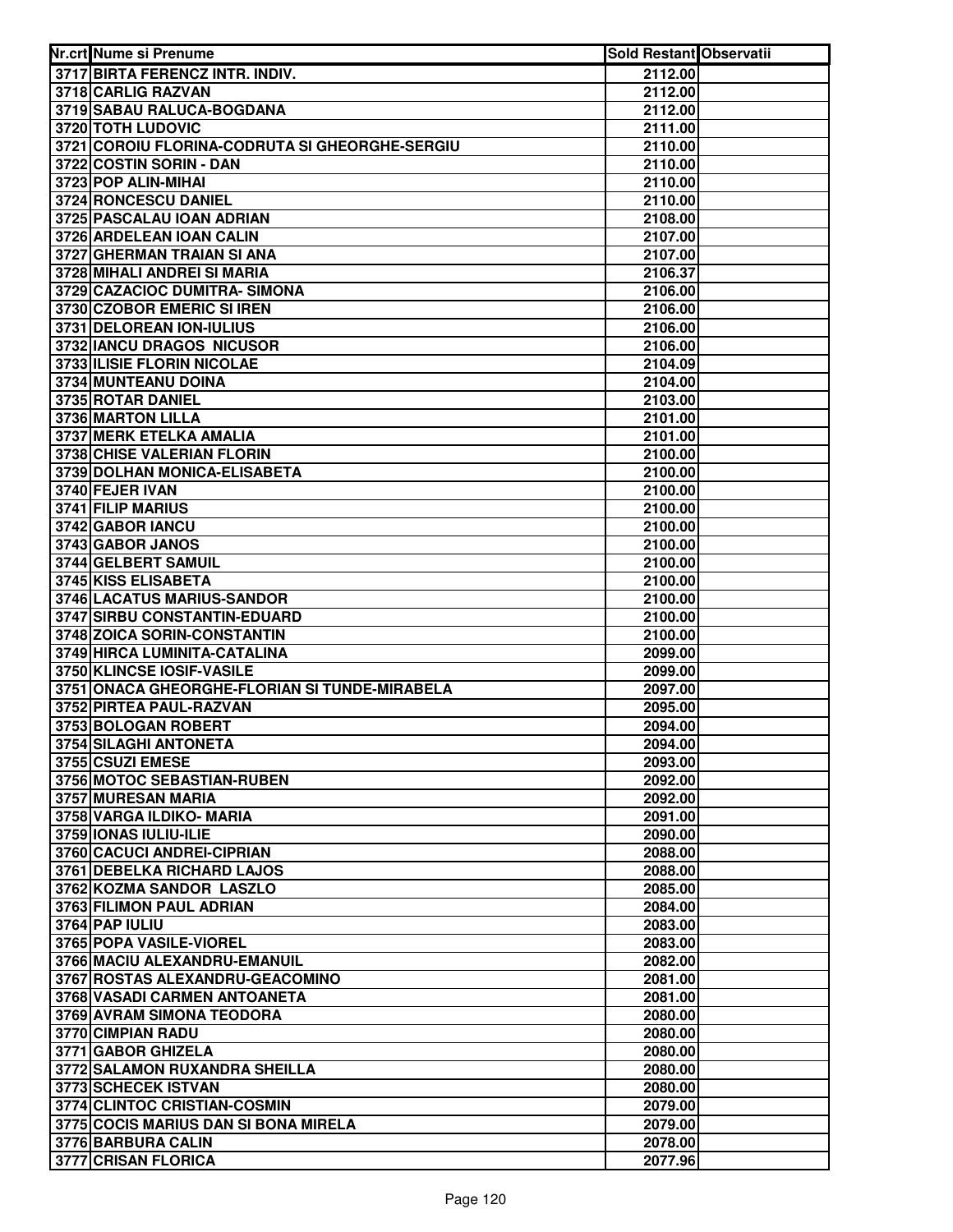| Nr.crt | Nume si Prenume | Sold Restant | Observatii |
|---|---|---|---|
| 3717 | BIRTA FERENCZ INTR. INDIV. | 2112.00 | |
| 3718 | CARLIG RAZVAN | 2112.00 | |
| 3719 | SABAU RALUCA-BOGDANA | 2112.00 | |
| 3720 | TOTH LUDOVIC | 2111.00 | |
| 3721 | COROIU FLORINA-CODRUTA SI GHEORGHE-SERGIU | 2110.00 | |
| 3722 | COSTIN SORIN - DAN | 2110.00 | |
| 3723 | POP ALIN-MIHAI | 2110.00 | |
| 3724 | RONCESCU DANIEL | 2110.00 | |
| 3725 | PASCALAU IOAN ADRIAN | 2108.00 | |
| 3726 | ARDELEAN IOAN CALIN | 2107.00 | |
| 3727 | GHERMAN TRAIAN SI ANA | 2107.00 | |
| 3728 | MIHALI ANDREI SI MARIA | 2106.37 | |
| 3729 | CAZACIOC DUMITRA- SIMONA | 2106.00 | |
| 3730 | CZOBOR EMERIC SI IREN | 2106.00 | |
| 3731 | DELOREAN ION-IULIUS | 2106.00 | |
| 3732 | IANCU DRAGOS NICUSOR | 2106.00 | |
| 3733 | ILISIE FLORIN NICOLAE | 2104.09 | |
| 3734 | MUNTEANU DOINA | 2104.00 | |
| 3735 | ROTAR DANIEL | 2103.00 | |
| 3736 | MARTON LILLA | 2101.00 | |
| 3737 | MERK ETELKA AMALIA | 2101.00 | |
| 3738 | CHISE VALERIAN FLORIN | 2100.00 | |
| 3739 | DOLHAN MONICA-ELISABETA | 2100.00 | |
| 3740 | FEJER IVAN | 2100.00 | |
| 3741 | FILIP MARIUS | 2100.00 | |
| 3742 | GABOR IANCU | 2100.00 | |
| 3743 | GABOR JANOS | 2100.00 | |
| 3744 | GELBERT SAMUIL | 2100.00 | |
| 3745 | KISS ELISABETA | 2100.00 | |
| 3746 | LACATUS MARIUS-SANDOR | 2100.00 | |
| 3747 | SIRBU CONSTANTIN-EDUARD | 2100.00 | |
| 3748 | ZOICA SORIN-CONSTANTIN | 2100.00 | |
| 3749 | HIRCA LUMINITA-CATALINA | 2099.00 | |
| 3750 | KLINCSE IOSIF-VASILE | 2099.00 | |
| 3751 | ONACA GHEORGHE-FLORIAN SI TUNDE-MIRABELA | 2097.00 | |
| 3752 | PIRTEA PAUL-RAZVAN | 2095.00 | |
| 3753 | BOLOGAN ROBERT | 2094.00 | |
| 3754 | SILAGHI ANTONETA | 2094.00 | |
| 3755 | CSUZI EMESE | 2093.00 | |
| 3756 | MOTOC SEBASTIAN-RUBEN | 2092.00 | |
| 3757 | MURESAN MARIA | 2092.00 | |
| 3758 | VARGA ILDIKO- MARIA | 2091.00 | |
| 3759 | IONAS IULIU-ILIE | 2090.00 | |
| 3760 | CACUCI ANDREI-CIPRIAN | 2088.00 | |
| 3761 | DEBELKA RICHARD LAJOS | 2088.00 | |
| 3762 | KOZMA SANDOR LASZLO | 2085.00 | |
| 3763 | FILIMON PAUL ADRIAN | 2084.00 | |
| 3764 | PAP IULIU | 2083.00 | |
| 3765 | POPA VASILE-VIOREL | 2083.00 | |
| 3766 | MACIU ALEXANDRU-EMANUIL | 2082.00 | |
| 3767 | ROSTAS ALEXANDRU-GEACOMINO | 2081.00 | |
| 3768 | VASADI CARMEN ANTOANETA | 2081.00 | |
| 3769 | AVRAM SIMONA TEODORA | 2080.00 | |
| 3770 | CIMPIAN RADU | 2080.00 | |
| 3771 | GABOR GHIZELA | 2080.00 | |
| 3772 | SALAMON RUXANDRA SHEILLA | 2080.00 | |
| 3773 | SCHECEK ISTVAN | 2080.00 | |
| 3774 | CLINTOC CRISTIAN-COSMIN | 2079.00 | |
| 3775 | COCIS MARIUS DAN SI BONA MIRELA | 2079.00 | |
| 3776 | BARBURA CALIN | 2078.00 | |
| 3777 | CRISAN FLORICA | 2077.96 | |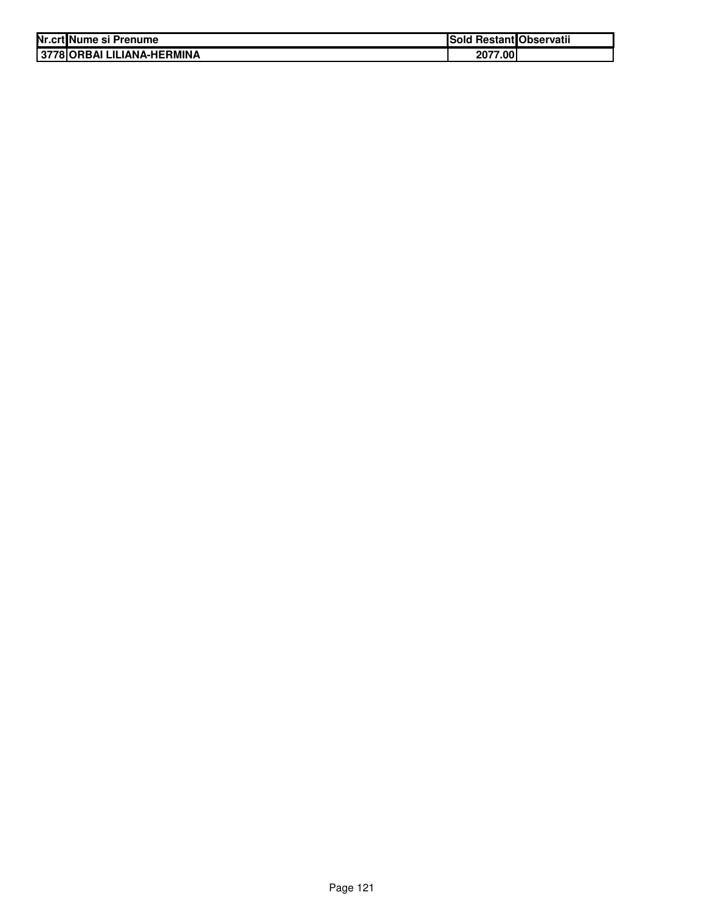| Nr.crt | Nume si Prenume | Sold Restant | Observatii |
|---|---|---|---|
| 3778 | ORBAI LILIANA-HERMINA | 2077.00 | |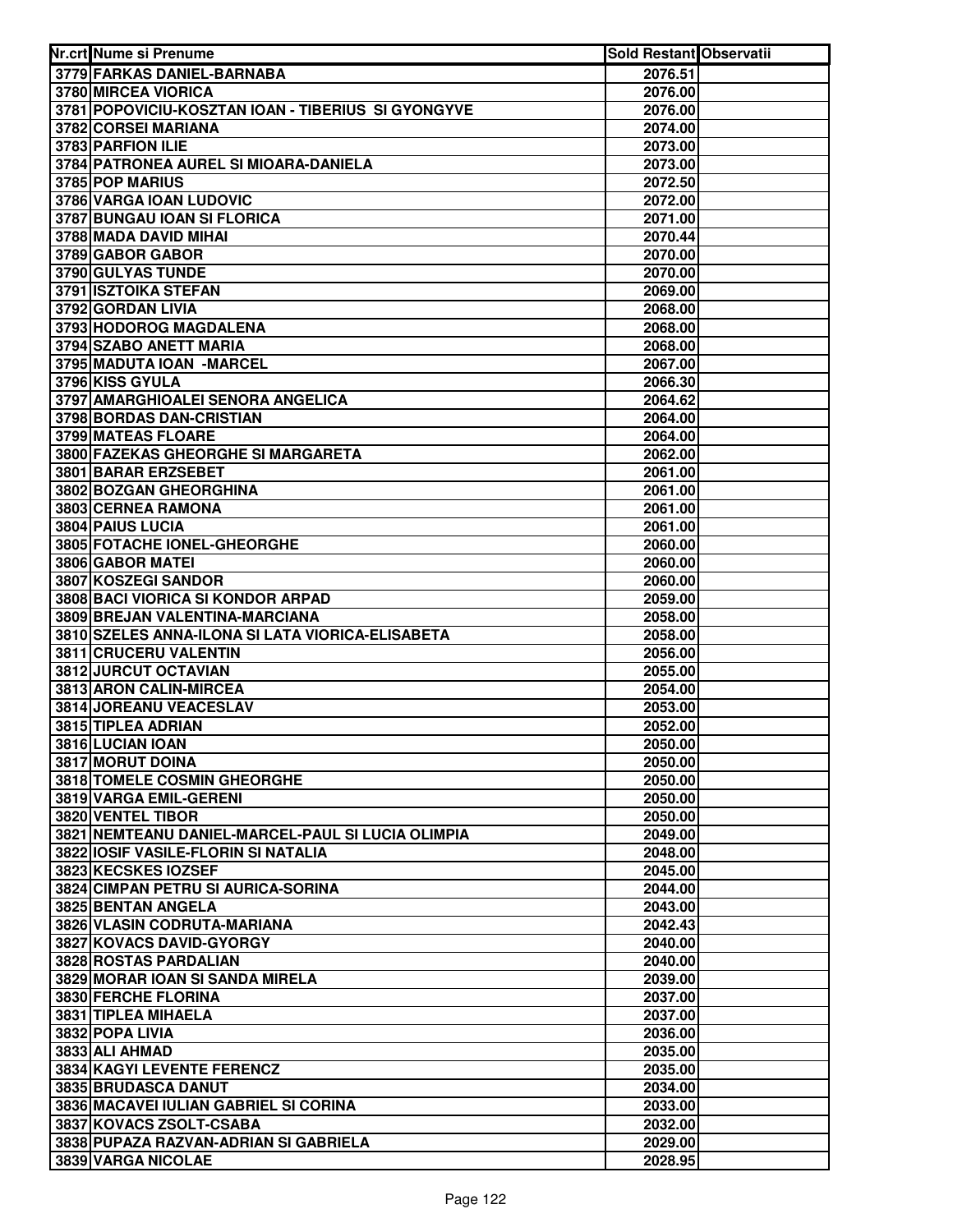| Nr.crt | Nume si Prenume | Sold Restant | Observatii |
|---|---|---|---|
| 3779 | FARKAS DANIEL-BARNABA | 2076.51 | |
| 3780 | MIRCEA VIORICA | 2076.00 | |
| 3781 | POPOVICIU-KOSZTAN IOAN - TIBERIUS SI GYONGYVE | 2076.00 | |
| 3782 | CORSEI MARIANA | 2074.00 | |
| 3783 | PARFION ILIE | 2073.00 | |
| 3784 | PATRONEA AUREL SI MIOARA-DANIELA | 2073.00 | |
| 3785 | POP MARIUS | 2072.50 | |
| 3786 | VARGA IOAN LUDOVIC | 2072.00 | |
| 3787 | BUNGAU IOAN SI FLORICA | 2071.00 | |
| 3788 | MADA DAVID MIHAI | 2070.44 | |
| 3789 | GABOR GABOR | 2070.00 | |
| 3790 | GULYAS TUNDE | 2070.00 | |
| 3791 | ISZTOIKA STEFAN | 2069.00 | |
| 3792 | GORDAN LIVIA | 2068.00 | |
| 3793 | HODOROG MAGDALENA | 2068.00 | |
| 3794 | SZABO ANETT MARIA | 2068.00 | |
| 3795 | MADUTA IOAN -MARCEL | 2067.00 | |
| 3796 | KISS GYULA | 2066.30 | |
| 3797 | AMARGHIOALEI SENORA ANGELICA | 2064.62 | |
| 3798 | BORDAS DAN-CRISTIAN | 2064.00 | |
| 3799 | MATEAS FLOARE | 2064.00 | |
| 3800 | FAZEKAS GHEORGHE SI MARGARETA | 2062.00 | |
| 3801 | BARAR ERZSEBET | 2061.00 | |
| 3802 | BOZGAN GHEORGHINA | 2061.00 | |
| 3803 | CERNEA RAMONA | 2061.00 | |
| 3804 | PAIUS LUCIA | 2061.00 | |
| 3805 | FOTACHE IONEL-GHEORGHE | 2060.00 | |
| 3806 | GABOR MATEI | 2060.00 | |
| 3807 | KOSZEGI SANDOR | 2060.00 | |
| 3808 | BACI VIORICA SI KONDOR ARPAD | 2059.00 | |
| 3809 | BREJAN VALENTINA-MARCIANA | 2058.00 | |
| 3810 | SZELES ANNA-ILONA SI LATA VIORICA-ELISABETA | 2058.00 | |
| 3811 | CRUCERU VALENTIN | 2056.00 | |
| 3812 | JURCUT OCTAVIAN | 2055.00 | |
| 3813 | ARON CALIN-MIRCEA | 2054.00 | |
| 3814 | JOREANU VEACESLAV | 2053.00 | |
| 3815 | TIPLEA ADRIAN | 2052.00 | |
| 3816 | LUCIAN IOAN | 2050.00 | |
| 3817 | MORUT DOINA | 2050.00 | |
| 3818 | TOMELE COSMIN GHEORGHE | 2050.00 | |
| 3819 | VARGA EMIL-GERENI | 2050.00 | |
| 3820 | VENTEL TIBOR | 2050.00 | |
| 3821 | NEMTEANU DANIEL-MARCEL-PAUL SI LUCIA OLIMPIA | 2049.00 | |
| 3822 | IOSIF VASILE-FLORIN SI NATALIA | 2048.00 | |
| 3823 | KECSKES IOZSEF | 2045.00 | |
| 3824 | CIMPAN PETRU SI AURICA-SORINA | 2044.00 | |
| 3825 | BENTAN ANGELA | 2043.00 | |
| 3826 | VLASIN CODRUTA-MARIANA | 2042.43 | |
| 3827 | KOVACS DAVID-GYORGY | 2040.00 | |
| 3828 | ROSTAS PARDALIAN | 2040.00 | |
| 3829 | MORAR IOAN SI SANDA MIRELA | 2039.00 | |
| 3830 | FERCHE FLORINA | 2037.00 | |
| 3831 | TIPLEA MIHAELA | 2037.00 | |
| 3832 | POPA LIVIA | 2036.00 | |
| 3833 | ALI AHMAD | 2035.00 | |
| 3834 | KAGYI LEVENTE FERENCZ | 2035.00 | |
| 3835 | BRUDASCA DANUT | 2034.00 | |
| 3836 | MACAVEI IULIAN GABRIEL SI CORINA | 2033.00 | |
| 3837 | KOVACS ZSOLT-CSABA | 2032.00 | |
| 3838 | PUPAZA RAZVAN-ADRIAN SI GABRIELA | 2029.00 | |
| 3839 | VARGA NICOLAE | 2028.95 | |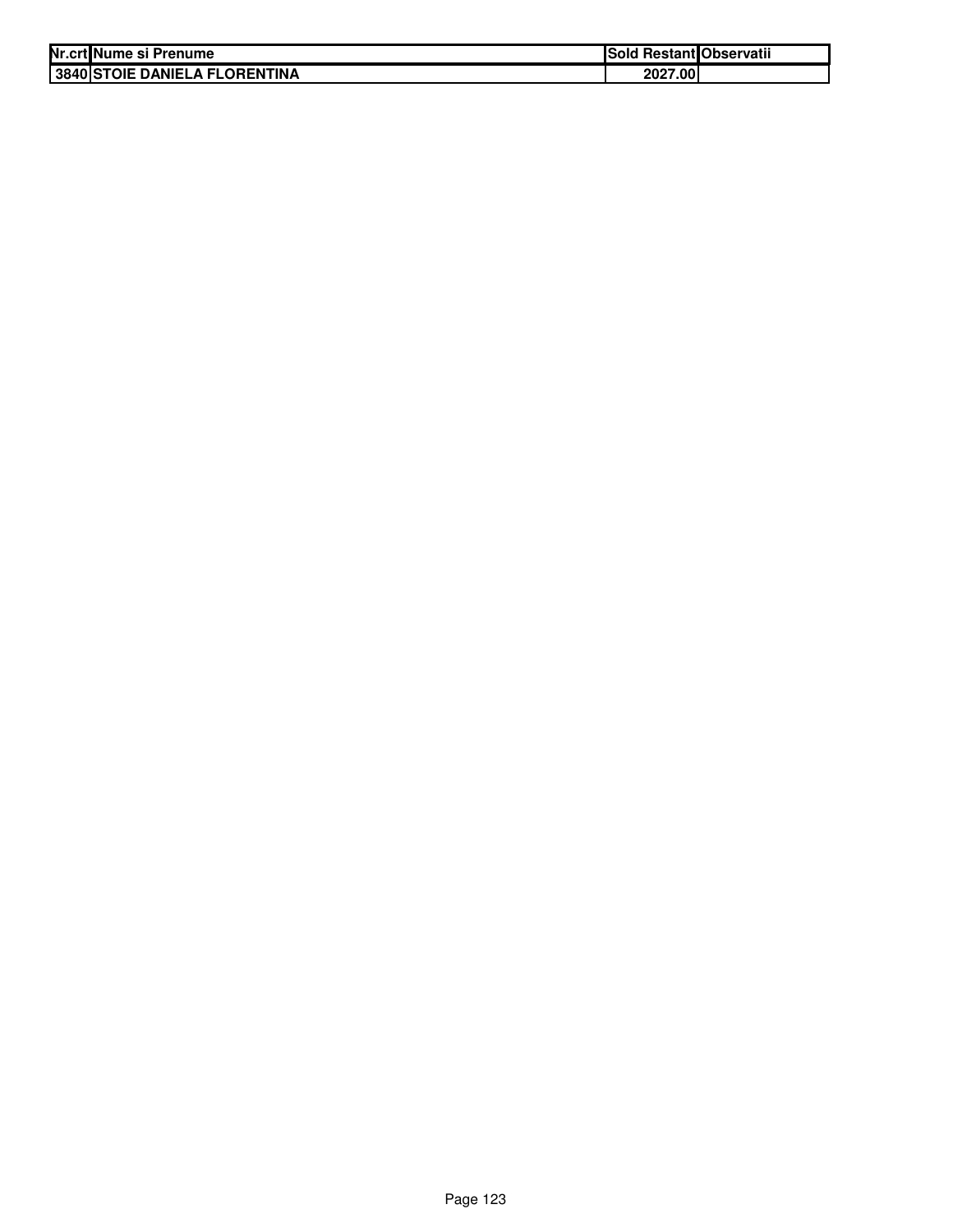| Nr.crt | Nume si Prenume | Sold Restant | Observatii |
| --- | --- | --- | --- |
| 3840 | STOIE DANIELA FLORENTINA | 2027.00 | |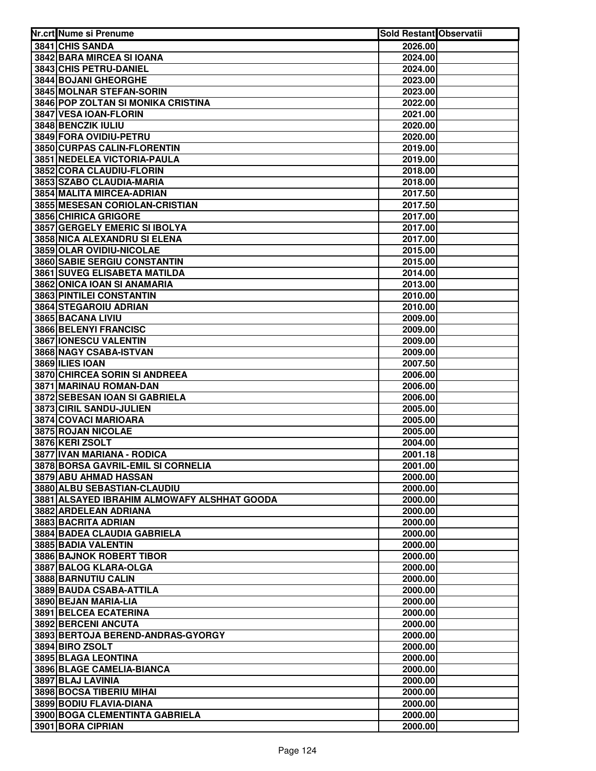| Nr.crt | Nume si Prenume | Sold Restant | Observatii |
|---|---|---|---|
| 3841 | CHIS SANDA | 2026.00 | |
| 3842 | BARA MIRCEA SI IOANA | 2024.00 | |
| 3843 | CHIS PETRU-DANIEL | 2024.00 | |
| 3844 | BOJANI GHEORGHE | 2023.00 | |
| 3845 | MOLNAR STEFAN-SORIN | 2023.00 | |
| 3846 | POP ZOLTAN SI MONIKA CRISTINA | 2022.00 | |
| 3847 | VESA IOAN-FLORIN | 2021.00 | |
| 3848 | BENCZIK IULIU | 2020.00 | |
| 3849 | FORA OVIDIU-PETRU | 2020.00 | |
| 3850 | CURPAS CALIN-FLORENTIN | 2019.00 | |
| 3851 | NEDELEA VICTORIA-PAULA | 2019.00 | |
| 3852 | CORA CLAUDIU-FLORIN | 2018.00 | |
| 3853 | SZABO CLAUDIA-MARIA | 2018.00 | |
| 3854 | MALITA MIRCEA-ADRIAN | 2017.50 | |
| 3855 | MESESAN CORIOLAN-CRISTIAN | 2017.50 | |
| 3856 | CHIRICA GRIGORE | 2017.00 | |
| 3857 | GERGELY EMERIC SI IBOLYA | 2017.00 | |
| 3858 | NICA ALEXANDRU SI ELENA | 2017.00 | |
| 3859 | OLAR OVIDIU-NICOLAE | 2015.00 | |
| 3860 | SABIE SERGIU CONSTANTIN | 2015.00 | |
| 3861 | SUVEG ELISABETA MATILDA | 2014.00 | |
| 3862 | ONICA IOAN SI ANAMARIA | 2013.00 | |
| 3863 | PINTILEI CONSTANTIN | 2010.00 | |
| 3864 | STEGAROIU ADRIAN | 2010.00 | |
| 3865 | BACANA LIVIU | 2009.00 | |
| 3866 | BELENYI FRANCISC | 2009.00 | |
| 3867 | IONESCU VALENTIN | 2009.00 | |
| 3868 | NAGY CSABA-ISTVAN | 2009.00 | |
| 3869 | ILIES IOAN | 2007.50 | |
| 3870 | CHIRCEA SORIN SI ANDREEA | 2006.00 | |
| 3871 | MARINAU ROMAN-DAN | 2006.00 | |
| 3872 | SEBESAN IOAN SI GABRIELA | 2006.00 | |
| 3873 | CIRIL SANDU-JULIEN | 2005.00 | |
| 3874 | COVACI MARIOARA | 2005.00 | |
| 3875 | ROJAN NICOLAE | 2005.00 | |
| 3876 | KERI ZSOLT | 2004.00 | |
| 3877 | IVAN MARIANA - RODICA | 2001.18 | |
| 3878 | BORSA GAVRIL-EMIL SI CORNELIA | 2001.00 | |
| 3879 | ABU AHMAD HASSAN | 2000.00 | |
| 3880 | ALBU SEBASTIAN-CLAUDIU | 2000.00 | |
| 3881 | ALSAYED IBRAHIM ALMOWAFY ALSHHAT GOODA | 2000.00 | |
| 3882 | ARDELEAN ADRIANA | 2000.00 | |
| 3883 | BACRITA ADRIAN | 2000.00 | |
| 3884 | BADEA CLAUDIA GABRIELA | 2000.00 | |
| 3885 | BADIA VALENTIN | 2000.00 | |
| 3886 | BAJNOK ROBERT TIBOR | 2000.00 | |
| 3887 | BALOG KLARA-OLGA | 2000.00 | |
| 3888 | BARNUTIU CALIN | 2000.00 | |
| 3889 | BAUDA CSABA-ATTILA | 2000.00 | |
| 3890 | BEJAN MARIA-LIA | 2000.00 | |
| 3891 | BELCEA ECATERINA | 2000.00 | |
| 3892 | BERCENI ANCUTA | 2000.00 | |
| 3893 | BERTOJA BEREND-ANDRAS-GYORGY | 2000.00 | |
| 3894 | BIRO ZSOLT | 2000.00 | |
| 3895 | BLAGA LEONTINA | 2000.00 | |
| 3896 | BLAGE CAMELIA-BIANCA | 2000.00 | |
| 3897 | BLAJ LAVINIA | 2000.00 | |
| 3898 | BOCSA TIBERIU MIHAI | 2000.00 | |
| 3899 | BODIU FLAVIA-DIANA | 2000.00 | |
| 3900 | BOGA CLEMENTINTA GABRIELA | 2000.00 | |
| 3901 | BORA CIPRIAN | 2000.00 | |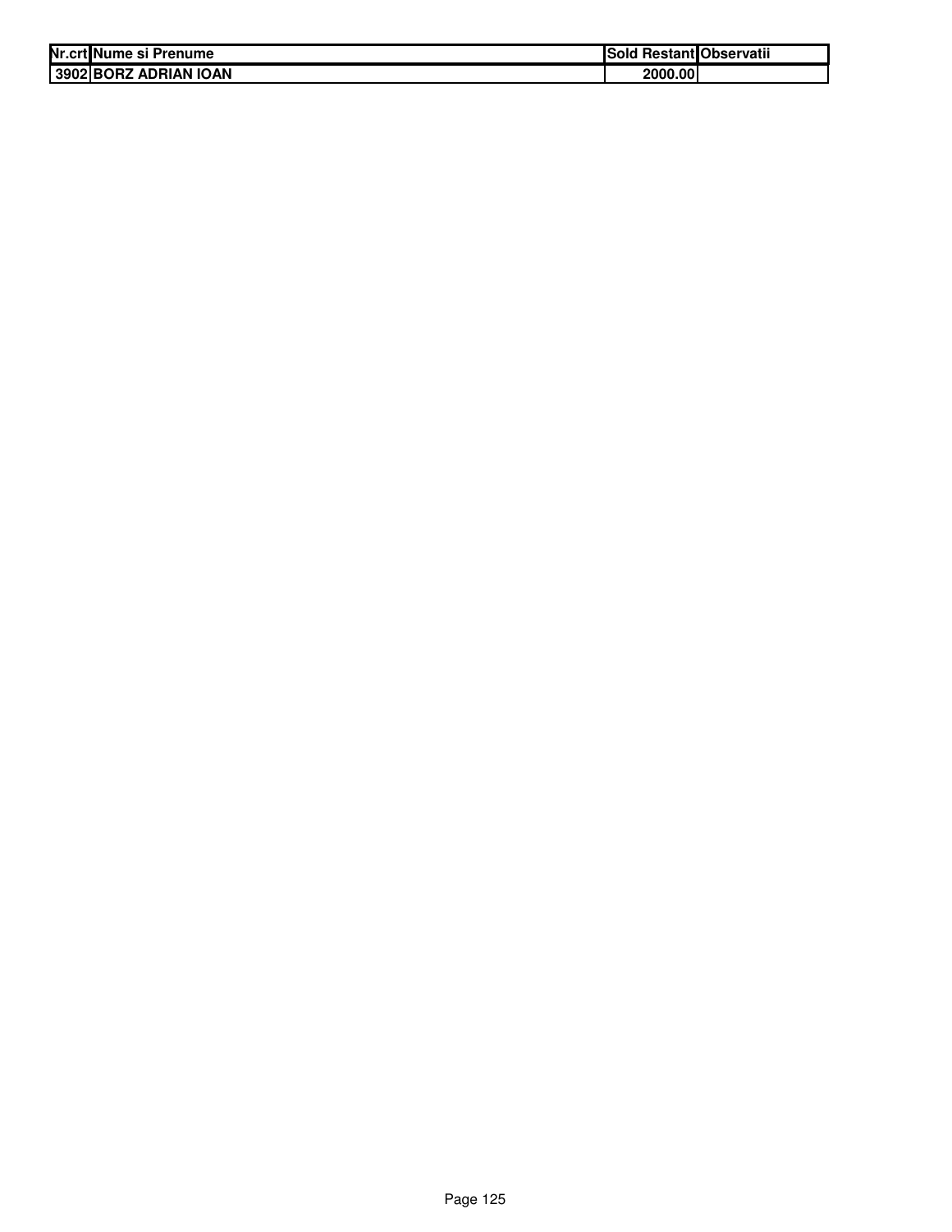| Nr.crt | Nume si Prenume | Sold Restant | Observatii |
|---|---|---|---|
| 3902 | BORZ ADRIAN IOAN | 2000.00 | |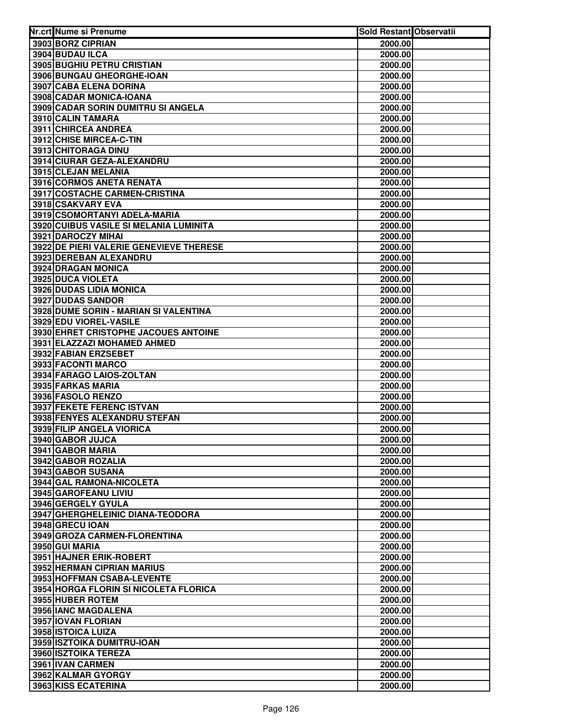| Nr.crt | Nume si Prenume | Sold Restant | Observatii |
|---|---|---|---|
| 3903 | BORZ CIPRIAN | 2000.00 | |
| 3904 | BUDAU ILCA | 2000.00 | |
| 3905 | BUGHIU PETRU CRISTIAN | 2000.00 | |
| 3906 | BUNGAU GHEORGHE-IOAN | 2000.00 | |
| 3907 | CABA ELENA DORINA | 2000.00 | |
| 3908 | CADAR MONICA-IOANA | 2000.00 | |
| 3909 | CADAR SORIN DUMITRU SI ANGELA | 2000.00 | |
| 3910 | CALIN TAMARA | 2000.00 | |
| 3911 | CHIRCEA ANDREA | 2000.00 | |
| 3912 | CHISE MIRCEA-C-TIN | 2000.00 | |
| 3913 | CHITORAGA DINU | 2000.00 | |
| 3914 | CIURAR GEZA-ALEXANDRU | 2000.00 | |
| 3915 | CLEJAN MELANIA | 2000.00 | |
| 3916 | CORMOS ANETA RENATA | 2000.00 | |
| 3917 | COSTACHE CARMEN-CRISTINA | 2000.00 | |
| 3918 | CSAKVARY EVA | 2000.00 | |
| 3919 | CSOMORTANYI ADELA-MARIA | 2000.00 | |
| 3920 | CUIBUS VASILE SI MELANIA LUMINITA | 2000.00 | |
| 3921 | DAROCZY MIHAI | 2000.00 | |
| 3922 | DE PIERI VALERIE GENEVIEVE THERESE | 2000.00 | |
| 3923 | DEREBAN ALEXANDRU | 2000.00 | |
| 3924 | DRAGAN MONICA | 2000.00 | |
| 3925 | DUCA VIOLETA | 2000.00 | |
| 3926 | DUDAS LIDIA MONICA | 2000.00 | |
| 3927 | DUDAS SANDOR | 2000.00 | |
| 3928 | DUME SORIN - MARIAN SI VALENTINA | 2000.00 | |
| 3929 | EDU VIOREL-VASILE | 2000.00 | |
| 3930 | EHRET CRISTOPHE JACOUES ANTOINE | 2000.00 | |
| 3931 | ELAZZAZI MOHAMED AHMED | 2000.00 | |
| 3932 | FABIAN ERZSEBET | 2000.00 | |
| 3933 | FACONTI MARCO | 2000.00 | |
| 3934 | FARAGO LAIOS-ZOLTAN | 2000.00 | |
| 3935 | FARKAS MARIA | 2000.00 | |
| 3936 | FASOLO RENZO | 2000.00 | |
| 3937 | FEKETE FERENC ISTVAN | 2000.00 | |
| 3938 | FENYES ALEXANDRU STEFAN | 2000.00 | |
| 3939 | FILIP ANGELA VIORICA | 2000.00 | |
| 3940 | GABOR JUJCA | 2000.00 | |
| 3941 | GABOR MARIA | 2000.00 | |
| 3942 | GABOR ROZALIA | 2000.00 | |
| 3943 | GABOR SUSANA | 2000.00 | |
| 3944 | GAL RAMONA-NICOLETA | 2000.00 | |
| 3945 | GAROFEANU LIVIU | 2000.00 | |
| 3946 | GERGELY GYULA | 2000.00 | |
| 3947 | GHERGHELEINIC DIANA-TEODORA | 2000.00 | |
| 3948 | GRECU IOAN | 2000.00 | |
| 3949 | GROZA CARMEN-FLORENTINA | 2000.00 | |
| 3950 | GUI MARIA | 2000.00 | |
| 3951 | HAJNER ERIK-ROBERT | 2000.00 | |
| 3952 | HERMAN CIPRIAN MARIUS | 2000.00 | |
| 3953 | HOFFMAN CSABA-LEVENTE | 2000.00 | |
| 3954 | HORGA FLORIN SI NICOLETA FLORICA | 2000.00 | |
| 3955 | HUBER ROTEM | 2000.00 | |
| 3956 | IANC MAGDALENA | 2000.00 | |
| 3957 | IOVAN FLORIAN | 2000.00 | |
| 3958 | ISTOICA LUIZA | 2000.00 | |
| 3959 | ISZTOIKA DUMITRU-IOAN | 2000.00 | |
| 3960 | ISZTOIKA TEREZA | 2000.00 | |
| 3961 | IVAN CARMEN | 2000.00 | |
| 3962 | KALMAR GYORGY | 2000.00 | |
| 3963 | KISS ECATERINA | 2000.00 | |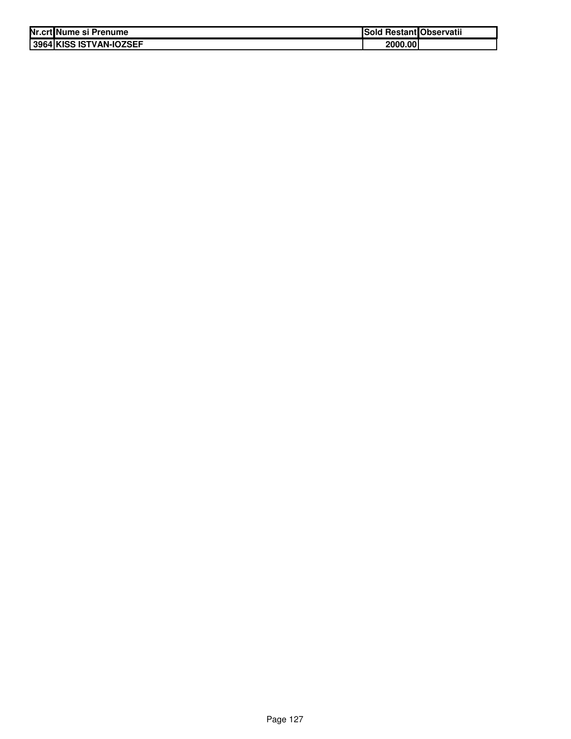| Nr.crt | Nume si Prenume | Sold Restant | Observatii |
|---|---|---|---|
| 3964 | KISS ISTVAN-IOZSEF | 2000.00 | |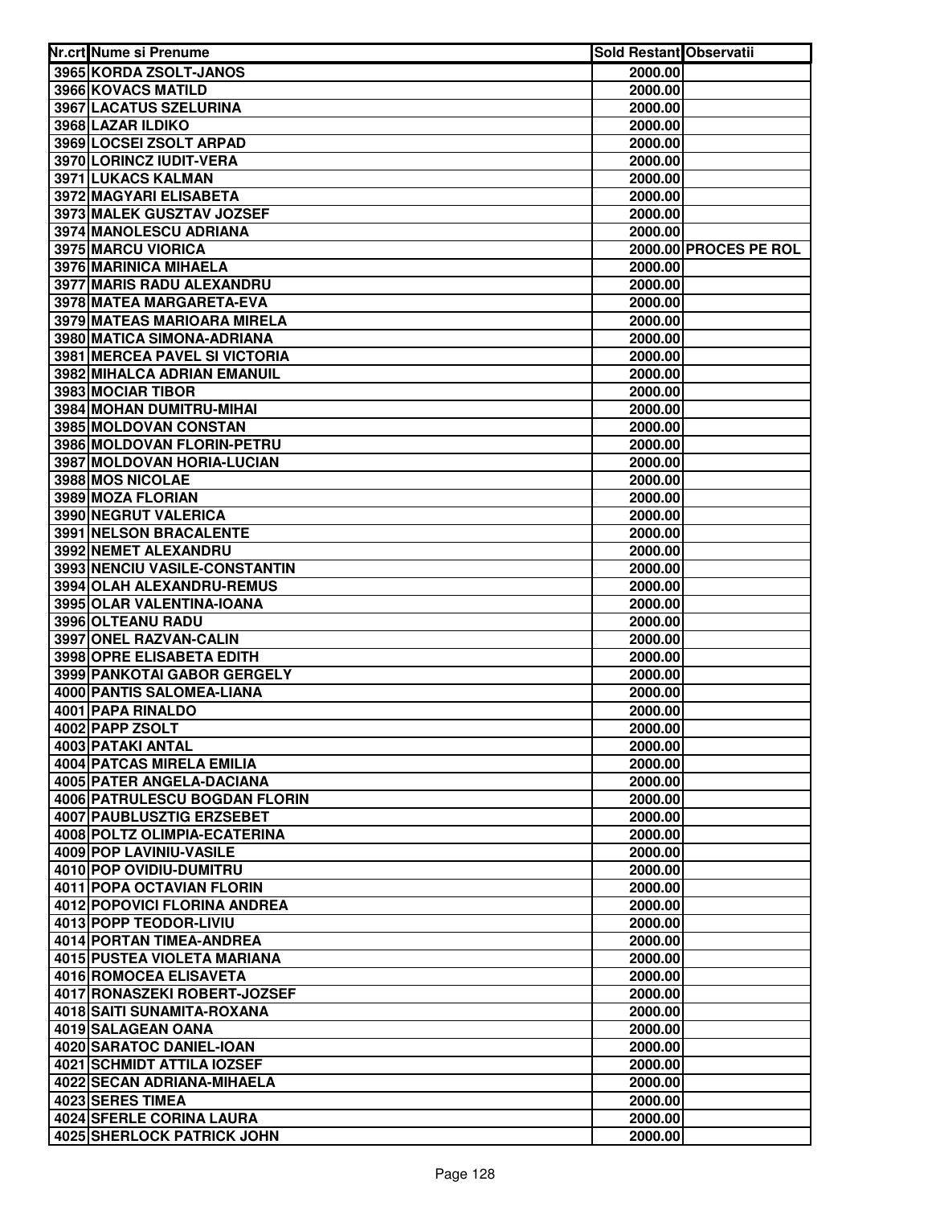| Nr.crt | Nume si Prenume | Sold Restant | Observatii |
|---|---|---|---|
| 3965 | KORDA ZSOLT-JANOS | 2000.00 | |
| 3966 | KOVACS MATILD | 2000.00 | |
| 3967 | LACATUS SZELURINA | 2000.00 | |
| 3968 | LAZAR ILDIKO | 2000.00 | |
| 3969 | LOCSEI ZSOLT ARPAD | 2000.00 | |
| 3970 | LORINCZ IUDIT-VERA | 2000.00 | |
| 3971 | LUKACS KALMAN | 2000.00 | |
| 3972 | MAGYARI ELISABETA | 2000.00 | |
| 3973 | MALEK GUSZTAV JOZSEF | 2000.00 | |
| 3974 | MANOLESCU ADRIANA | 2000.00 | |
| 3975 | MARCU VIORICA | 2000.00 | PROCES PE ROL |
| 3976 | MARINICA MIHAELA | 2000.00 | |
| 3977 | MARIS RADU ALEXANDRU | 2000.00 | |
| 3978 | MATEA MARGARETA-EVA | 2000.00 | |
| 3979 | MATEAS MARIOARA MIRELA | 2000.00 | |
| 3980 | MATICA SIMONA-ADRIANA | 2000.00 | |
| 3981 | MERCEA PAVEL SI VICTORIA | 2000.00 | |
| 3982 | MIHALCA ADRIAN EMANUIL | 2000.00 | |
| 3983 | MOCIAR TIBOR | 2000.00 | |
| 3984 | MOHAN DUMITRU-MIHAI | 2000.00 | |
| 3985 | MOLDOVAN CONSTAN | 2000.00 | |
| 3986 | MOLDOVAN FLORIN-PETRU | 2000.00 | |
| 3987 | MOLDOVAN HORIA-LUCIAN | 2000.00 | |
| 3988 | MOS NICOLAE | 2000.00 | |
| 3989 | MOZA FLORIAN | 2000.00 | |
| 3990 | NEGRUT VALERICA | 2000.00 | |
| 3991 | NELSON BRACALENTE | 2000.00 | |
| 3992 | NEMET ALEXANDRU | 2000.00 | |
| 3993 | NENCIU VASILE-CONSTANTIN | 2000.00 | |
| 3994 | OLAH ALEXANDRU-REMUS | 2000.00 | |
| 3995 | OLAR VALENTINA-IOANA | 2000.00 | |
| 3996 | OLTEANU RADU | 2000.00 | |
| 3997 | ONEL RAZVAN-CALIN | 2000.00 | |
| 3998 | OPRE ELISABETA EDITH | 2000.00 | |
| 3999 | PANKOTAI GABOR GERGELY | 2000.00 | |
| 4000 | PANTIS SALOMEA-LIANA | 2000.00 | |
| 4001 | PAPA RINALDO | 2000.00 | |
| 4002 | PAPP ZSOLT | 2000.00 | |
| 4003 | PATAKI ANTAL | 2000.00 | |
| 4004 | PATCAS MIRELA EMILIA | 2000.00 | |
| 4005 | PATER ANGELA-DACIANA | 2000.00 | |
| 4006 | PATRULESCU BOGDAN FLORIN | 2000.00 | |
| 4007 | PAUBLUSZTIG ERZSEBET | 2000.00 | |
| 4008 | POLTZ OLIMPIA-ECATERINA | 2000.00 | |
| 4009 | POP LAVINIU-VASILE | 2000.00 | |
| 4010 | POP OVIDIU-DUMITRU | 2000.00 | |
| 4011 | POPA OCTAVIAN FLORIN | 2000.00 | |
| 4012 | POPOVICI FLORINA ANDREA | 2000.00 | |
| 4013 | POPP TEODOR-LIVIU | 2000.00 | |
| 4014 | PORTAN TIMEA-ANDREA | 2000.00 | |
| 4015 | PUSTEA VIOLETA MARIANA | 2000.00 | |
| 4016 | ROMOCEA ELISAVETA | 2000.00 | |
| 4017 | RONASZEKI ROBERT-JOZSEF | 2000.00 | |
| 4018 | SAITI SUNAMITA-ROXANA | 2000.00 | |
| 4019 | SALAGEAN OANA | 2000.00 | |
| 4020 | SARATOC DANIEL-IOAN | 2000.00 | |
| 4021 | SCHMIDT ATTILA IOZSEF | 2000.00 | |
| 4022 | SECAN ADRIANA-MIHAELA | 2000.00 | |
| 4023 | SERES TIMEA | 2000.00 | |
| 4024 | SFERLE CORINA LAURA | 2000.00 | |
| 4025 | SHERLOCK PATRICK JOHN | 2000.00 | |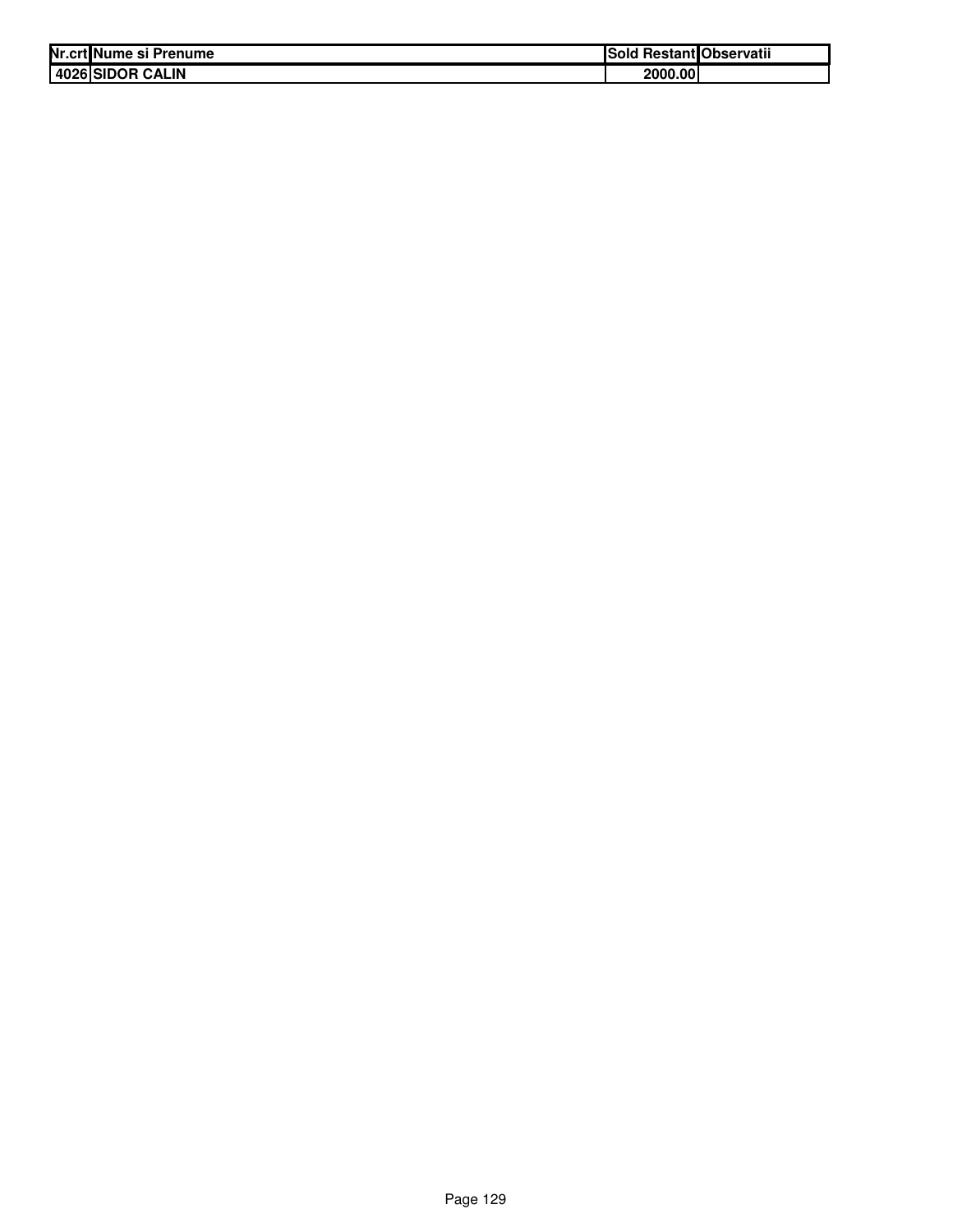| Nr.crt | Nume si Prenume | Sold Restant | Observatii |
|---|---|---|---|
| 4026 | SIDOR CALIN | 2000.00 | |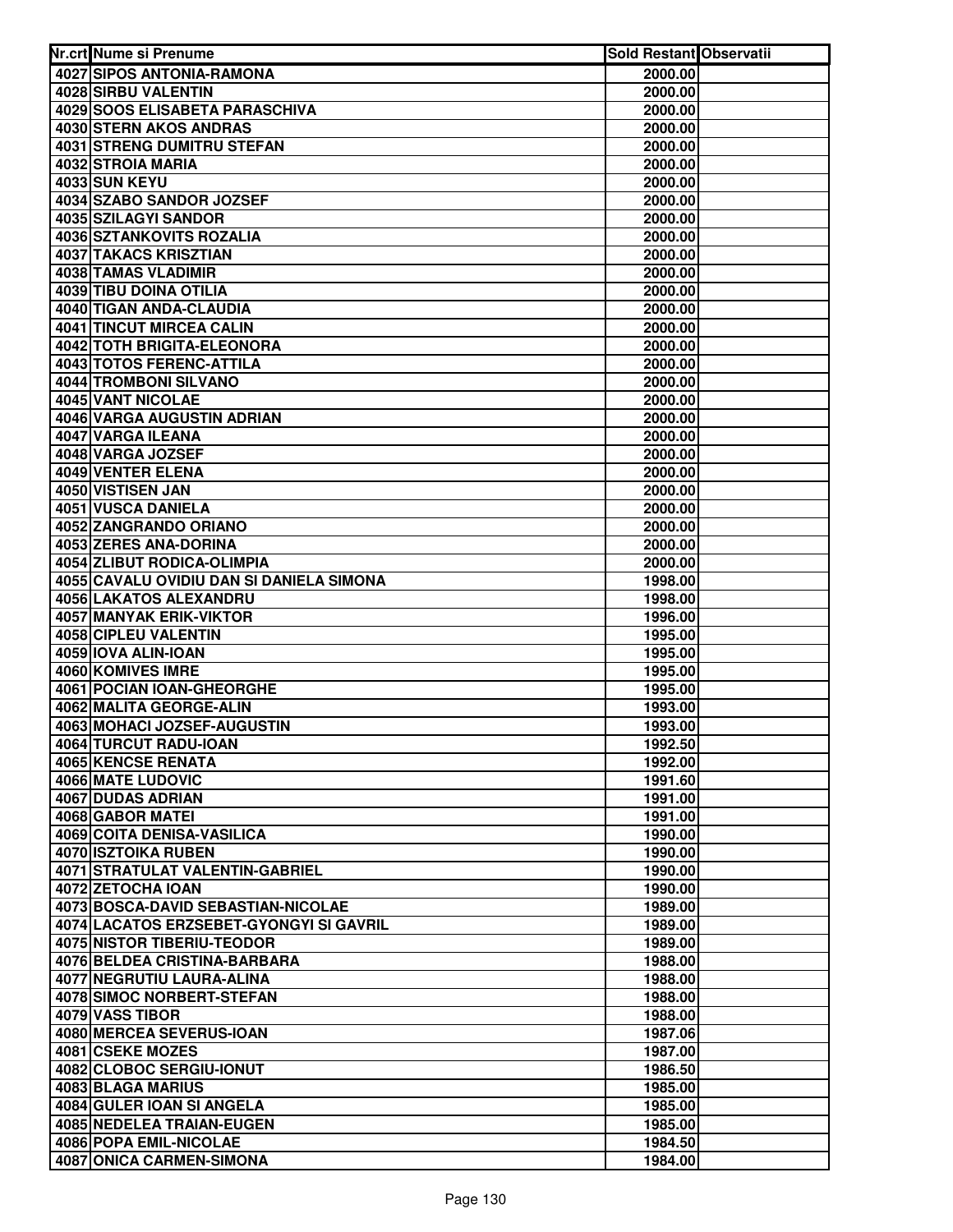| Nr.crt | Nume si Prenume | Sold Restant | Observatii |
|---|---|---|---|
| 4027 | SIPOS ANTONIA-RAMONA | 2000.00 | |
| 4028 | SIRBU VALENTIN | 2000.00 | |
| 4029 | SOOS ELISABETA PARASCHIVA | 2000.00 | |
| 4030 | STERN AKOS ANDRAS | 2000.00 | |
| 4031 | STRENG DUMITRU STEFAN | 2000.00 | |
| 4032 | STROIA MARIA | 2000.00 | |
| 4033 | SUN KEYU | 2000.00 | |
| 4034 | SZABO SANDOR JOZSEF | 2000.00 | |
| 4035 | SZILAGYI SANDOR | 2000.00 | |
| 4036 | SZTANKOVITS ROZALIA | 2000.00 | |
| 4037 | TAKACS KRISZTIAN | 2000.00 | |
| 4038 | TAMAS VLADIMIR | 2000.00 | |
| 4039 | TIBU DOINA OTILIA | 2000.00 | |
| 4040 | TIGAN ANDA-CLAUDIA | 2000.00 | |
| 4041 | TINCUT MIRCEA CALIN | 2000.00 | |
| 4042 | TOTH BRIGITA-ELEONORA | 2000.00 | |
| 4043 | TOTOS FERENC-ATTILA | 2000.00 | |
| 4044 | TROMBONI SILVANO | 2000.00 | |
| 4045 | VANT NICOLAE | 2000.00 | |
| 4046 | VARGA AUGUSTIN ADRIAN | 2000.00 | |
| 4047 | VARGA ILEANA | 2000.00 | |
| 4048 | VARGA JOZSEF | 2000.00 | |
| 4049 | VENTER ELENA | 2000.00 | |
| 4050 | VISTISEN JAN | 2000.00 | |
| 4051 | VUSCA DANIELA | 2000.00 | |
| 4052 | ZANGRANDO ORIANO | 2000.00 | |
| 4053 | ZERES ANA-DORINA | 2000.00 | |
| 4054 | ZLIBUT RODICA-OLIMPIA | 2000.00 | |
| 4055 | CAVALU OVIDIU DAN SI DANIELA SIMONA | 1998.00 | |
| 4056 | LAKATOS ALEXANDRU | 1998.00 | |
| 4057 | MANYAK ERIK-VIKTOR | 1996.00 | |
| 4058 | CIPLEU VALENTIN | 1995.00 | |
| 4059 | IOVA ALIN-IOAN | 1995.00 | |
| 4060 | KOMIVES IMRE | 1995.00 | |
| 4061 | POCIAN IOAN-GHEORGHE | 1995.00 | |
| 4062 | MALITA GEORGE-ALIN | 1993.00 | |
| 4063 | MOHACI JOZSEF-AUGUSTIN | 1993.00 | |
| 4064 | TURCUT RADU-IOAN | 1992.50 | |
| 4065 | KENCSE RENATA | 1992.00 | |
| 4066 | MATE LUDOVIC | 1991.60 | |
| 4067 | DUDAS ADRIAN | 1991.00 | |
| 4068 | GABOR MATEI | 1991.00 | |
| 4069 | COITA DENISA-VASILICA | 1990.00 | |
| 4070 | ISZTOIKA RUBEN | 1990.00 | |
| 4071 | STRATULAT VALENTIN-GABRIEL | 1990.00 | |
| 4072 | ZETOCHA IOAN | 1990.00 | |
| 4073 | BOSCA-DAVID SEBASTIAN-NICOLAE | 1989.00 | |
| 4074 | LACATOS ERZSEBET-GYONGYI SI GAVRIL | 1989.00 | |
| 4075 | NISTOR TIBERIU-TEODOR | 1989.00 | |
| 4076 | BELDEA CRISTINA-BARBARA | 1988.00 | |
| 4077 | NEGRUTIU LAURA-ALINA | 1988.00 | |
| 4078 | SIMOC NORBERT-STEFAN | 1988.00 | |
| 4079 | VASS TIBOR | 1988.00 | |
| 4080 | MERCEA SEVERUS-IOAN | 1987.06 | |
| 4081 | CSEKE MOZES | 1987.00 | |
| 4082 | CLOBOC SERGIU-IONUT | 1986.50 | |
| 4083 | BLAGA MARIUS | 1985.00 | |
| 4084 | GULER IOAN SI ANGELA | 1985.00 | |
| 4085 | NEDELEA TRAIAN-EUGEN | 1985.00 | |
| 4086 | POPA EMIL-NICOLAE | 1984.50 | |
| 4087 | ONICA CARMEN-SIMONA | 1984.00 | |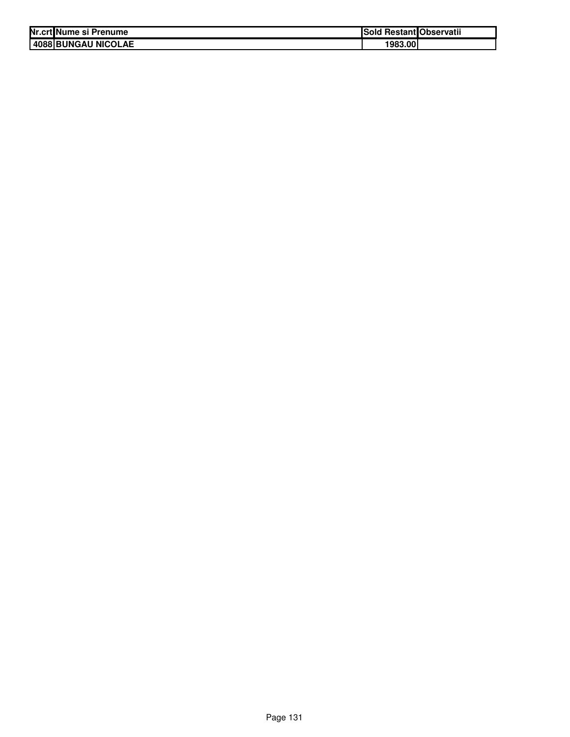| Nr.crt | Nume si Prenume | Sold Restant | Observatii |
| --- | --- | --- | --- |
| 4088 | BUNGAU NICOLAE | 1983.00 | |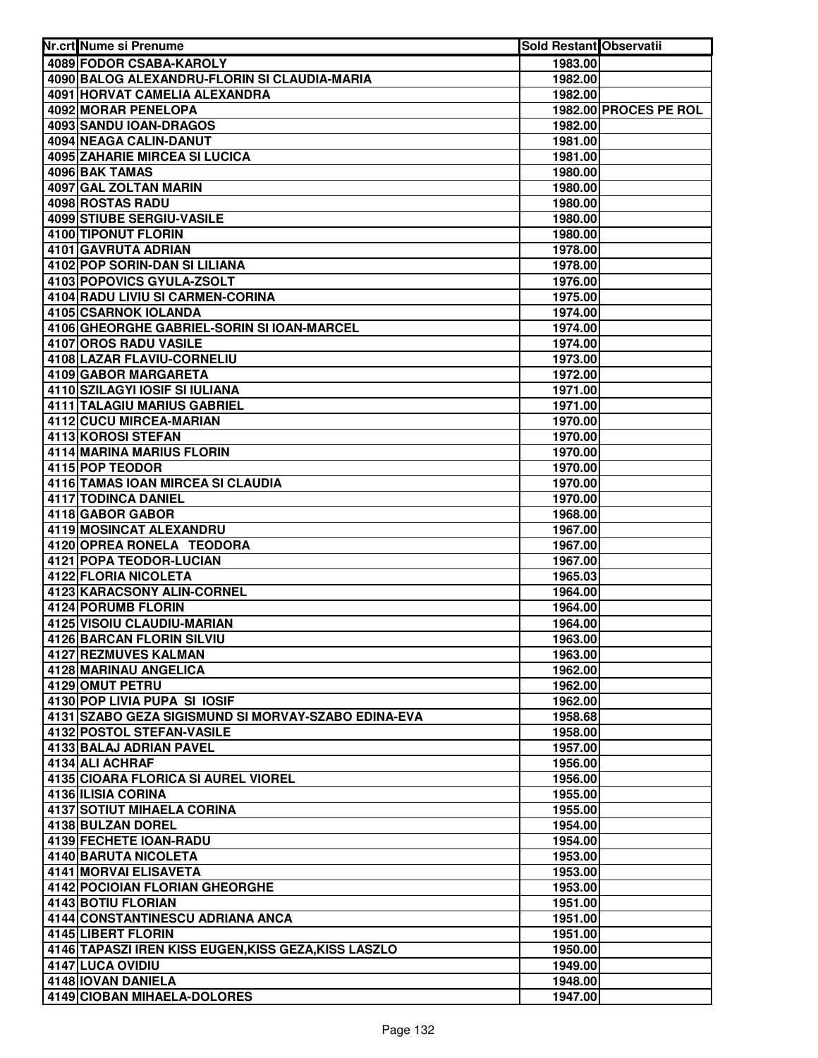| Nr.crt | Nume si Prenume | Sold Restant | Observatii |
|---|---|---|---|
| 4089 | FODOR CSABA-KAROLY | 1983.00 | |
| 4090 | BALOG ALEXANDRU-FLORIN SI CLAUDIA-MARIA | 1982.00 | |
| 4091 | HORVAT CAMELIA ALEXANDRA | 1982.00 | |
| 4092 | MORAR PENELOPA | 1982.00 | PROCES PE ROL |
| 4093 | SANDU IOAN-DRAGOS | 1982.00 | |
| 4094 | NEAGA CALIN-DANUT | 1981.00 | |
| 4095 | ZAHARIE MIRCEA SI LUCICA | 1981.00 | |
| 4096 | BAK TAMAS | 1980.00 | |
| 4097 | GAL ZOLTAN MARIN | 1980.00 | |
| 4098 | ROSTAS RADU | 1980.00 | |
| 4099 | STIUBE SERGIU-VASILE | 1980.00 | |
| 4100 | TIPONUT FLORIN | 1980.00 | |
| 4101 | GAVRUTA ADRIAN | 1978.00 | |
| 4102 | POP SORIN-DAN SI LILIANA | 1978.00 | |
| 4103 | POPOVICS GYULA-ZSOLT | 1976.00 | |
| 4104 | RADU LIVIU SI CARMEN-CORINA | 1975.00 | |
| 4105 | CSARNOK IOLANDA | 1974.00 | |
| 4106 | GHEORGHE GABRIEL-SORIN SI IOAN-MARCEL | 1974.00 | |
| 4107 | OROS RADU VASILE | 1974.00 | |
| 4108 | LAZAR FLAVIU-CORNELIU | 1973.00 | |
| 4109 | GABOR MARGARETA | 1972.00 | |
| 4110 | SZILAGYI IOSIF SI IULIANA | 1971.00 | |
| 4111 | TALAGIU MARIUS GABRIEL | 1971.00 | |
| 4112 | CUCU MIRCEA-MARIAN | 1970.00 | |
| 4113 | KOROSI STEFAN | 1970.00 | |
| 4114 | MARINA MARIUS FLORIN | 1970.00 | |
| 4115 | POP TEODOR | 1970.00 | |
| 4116 | TAMAS IOAN MIRCEA SI CLAUDIA | 1970.00 | |
| 4117 | TODINCA DANIEL | 1970.00 | |
| 4118 | GABOR GABOR | 1968.00 | |
| 4119 | MOSINCAT ALEXANDRU | 1967.00 | |
| 4120 | OPREA RONELA TEODORA | 1967.00 | |
| 4121 | POPA TEODOR-LUCIAN | 1967.00 | |
| 4122 | FLORIA NICOLETA | 1965.03 | |
| 4123 | KARACSONY ALIN-CORNEL | 1964.00 | |
| 4124 | PORUMB FLORIN | 1964.00 | |
| 4125 | VISOIU CLAUDIU-MARIAN | 1964.00 | |
| 4126 | BARCAN FLORIN SILVIU | 1963.00 | |
| 4127 | REZMUVES KALMAN | 1963.00 | |
| 4128 | MARINAU ANGELICA | 1962.00 | |
| 4129 | OMUT PETRU | 1962.00 | |
| 4130 | POP LIVIA PUPA SI IOSIF | 1962.00 | |
| 4131 | SZABO GEZA SIGISMUND SI MORVAY-SZABO EDINA-EVA | 1958.68 | |
| 4132 | POSTOL STEFAN-VASILE | 1958.00 | |
| 4133 | BALAJ ADRIAN PAVEL | 1957.00 | |
| 4134 | ALI ACHRAF | 1956.00 | |
| 4135 | CIOARA FLORICA SI AUREL VIOREL | 1956.00 | |
| 4136 | ILISIA CORINA | 1955.00 | |
| 4137 | SOTIUT MIHAELA CORINA | 1955.00 | |
| 4138 | BULZAN DOREL | 1954.00 | |
| 4139 | FECHETE IOAN-RADU | 1954.00 | |
| 4140 | BARUTA NICOLETA | 1953.00 | |
| 4141 | MORVAI ELISAVETA | 1953.00 | |
| 4142 | POCIOIAN FLORIAN GHEORGHE | 1953.00 | |
| 4143 | BOTIU FLORIAN | 1951.00 | |
| 4144 | CONSTANTINESCU ADRIANA ANCA | 1951.00 | |
| 4145 | LIBERT FLORIN | 1951.00 | |
| 4146 | TAPASZI IREN KISS EUGEN,KISS GEZA,KISS LASZLO | 1950.00 | |
| 4147 | LUCA OVIDIU | 1949.00 | |
| 4148 | IOVAN DANIELA | 1948.00 | |
| 4149 | CIOBAN MIHAELA-DOLORES | 1947.00 | |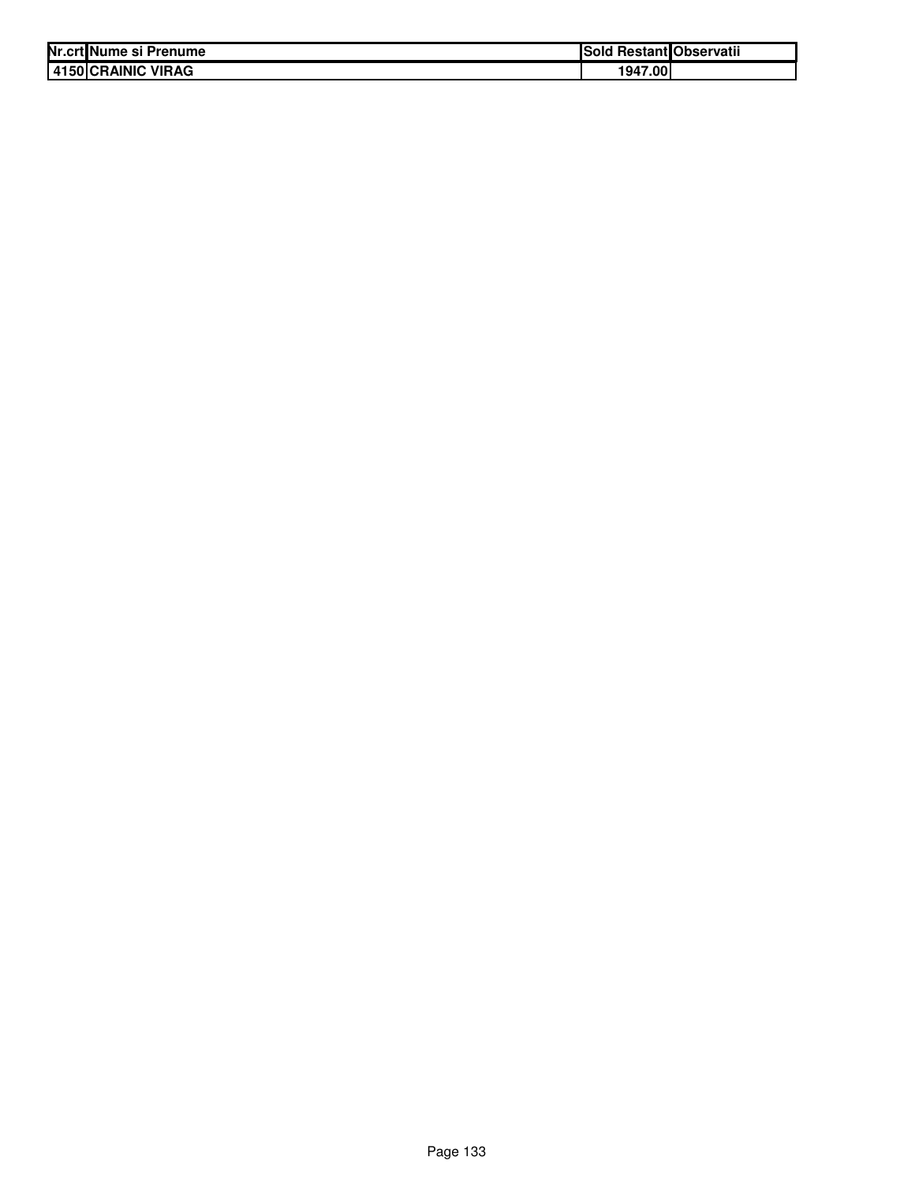| Nr.crt | Nume si Prenume | Sold Restant | Observatii |
|---|---|---|---|
| 4150 | CRAINIC VIRAG | 1947.00 | |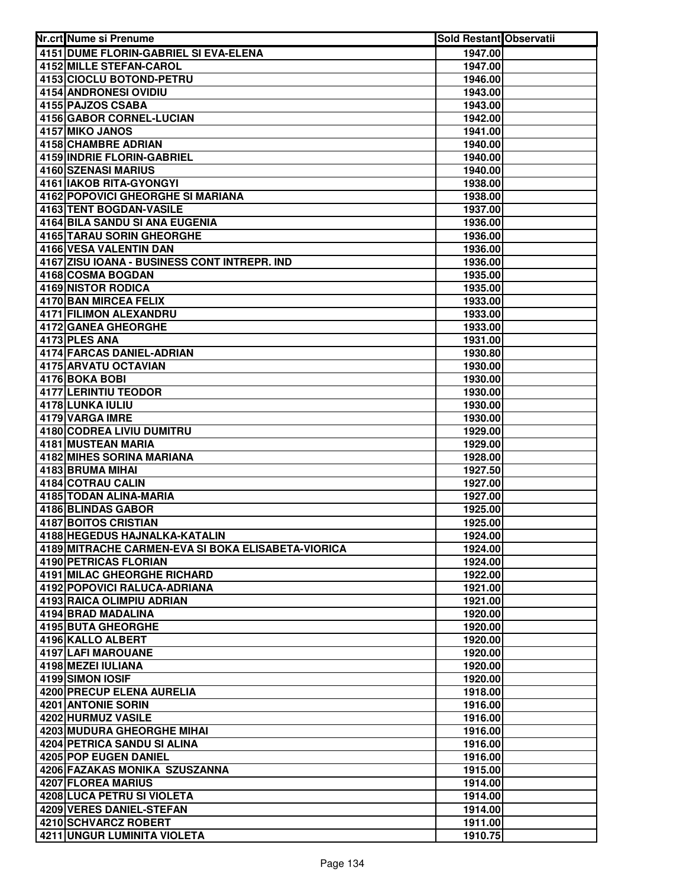| Nr.crt | Nume si Prenume | Sold Restant | Observatii |
|---|---|---|---|
| 4151 | DUME FLORIN-GABRIEL SI EVA-ELENA | 1947.00 | |
| 4152 | MILLE STEFAN-CAROL | 1947.00 | |
| 4153 | CIOCLU BOTOND-PETRU | 1946.00 | |
| 4154 | ANDRONESI OVIDIU | 1943.00 | |
| 4155 | PAJZOS CSABA | 1943.00 | |
| 4156 | GABOR CORNEL-LUCIAN | 1942.00 | |
| 4157 | MIKO JANOS | 1941.00 | |
| 4158 | CHAMBRE ADRIAN | 1940.00 | |
| 4159 | INDRIE FLORIN-GABRIEL | 1940.00 | |
| 4160 | SZENASI MARIUS | 1940.00 | |
| 4161 | IAKOB RITA-GYONGYI | 1938.00 | |
| 4162 | POPOVICI GHEORGHE SI MARIANA | 1938.00 | |
| 4163 | TENT BOGDAN-VASILE | 1937.00 | |
| 4164 | BILA SANDU SI ANA EUGENIA | 1936.00 | |
| 4165 | TARAU SORIN GHEORGHE | 1936.00 | |
| 4166 | VESA VALENTIN DAN | 1936.00 | |
| 4167 | ZISU IOANA - BUSINESS CONT INTREPR. IND | 1936.00 | |
| 4168 | COSMA BOGDAN | 1935.00 | |
| 4169 | NISTOR RODICA | 1935.00 | |
| 4170 | BAN MIRCEA FELIX | 1933.00 | |
| 4171 | FILIMON ALEXANDRU | 1933.00 | |
| 4172 | GANEA GHEORGHE | 1933.00 | |
| 4173 | PLES ANA | 1931.00 | |
| 4174 | FARCAS DANIEL-ADRIAN | 1930.80 | |
| 4175 | ARVATU OCTAVIAN | 1930.00 | |
| 4176 | BOKA BOBI | 1930.00 | |
| 4177 | LERINTIU TEODOR | 1930.00 | |
| 4178 | LUNKA IULIU | 1930.00 | |
| 4179 | VARGA IMRE | 1930.00 | |
| 4180 | CODREA LIVIU DUMITRU | 1929.00 | |
| 4181 | MUSTEAN MARIA | 1929.00 | |
| 4182 | MIHES SORINA MARIANA | 1928.00 | |
| 4183 | BRUMA MIHAI | 1927.50 | |
| 4184 | COTRAU CALIN | 1927.00 | |
| 4185 | TODAN ALINA-MARIA | 1927.00 | |
| 4186 | BLINDAS GABOR | 1925.00 | |
| 4187 | BOITOS CRISTIAN | 1925.00 | |
| 4188 | HEGEDUS HAJNALKA-KATALIN | 1924.00 | |
| 4189 | MITRACHE CARMEN-EVA SI BOKA ELISABETA-VIORICA | 1924.00 | |
| 4190 | PETRICAS FLORIAN | 1924.00 | |
| 4191 | MILAC GHEORGHE RICHARD | 1922.00 | |
| 4192 | POPOVICI RALUCA-ADRIANA | 1921.00 | |
| 4193 | RAICA OLIMPIU ADRIAN | 1921.00 | |
| 4194 | BRAD MADALINA | 1920.00 | |
| 4195 | BUTA GHEORGHE | 1920.00 | |
| 4196 | KALLO ALBERT | 1920.00 | |
| 4197 | LAFI MAROUANE | 1920.00 | |
| 4198 | MEZEI IULIANA | 1920.00 | |
| 4199 | SIMON IOSIF | 1920.00 | |
| 4200 | PRECUP ELENA AURELIA | 1918.00 | |
| 4201 | ANTONIE SORIN | 1916.00 | |
| 4202 | HURMUZ VASILE | 1916.00 | |
| 4203 | MUDURA GHEORGHE MIHAI | 1916.00 | |
| 4204 | PETRICA SANDU SI ALINA | 1916.00 | |
| 4205 | POP EUGEN DANIEL | 1916.00 | |
| 4206 | FAZAKAS MONIKA SZUSZANNA | 1915.00 | |
| 4207 | FLOREA MARIUS | 1914.00 | |
| 4208 | LUCA PETRU SI VIOLETA | 1914.00 | |
| 4209 | VERES DANIEL-STEFAN | 1914.00 | |
| 4210 | SCHVARCZ ROBERT | 1911.00 | |
| 4211 | UNGUR LUMINITA VIOLETA | 1910.75 | |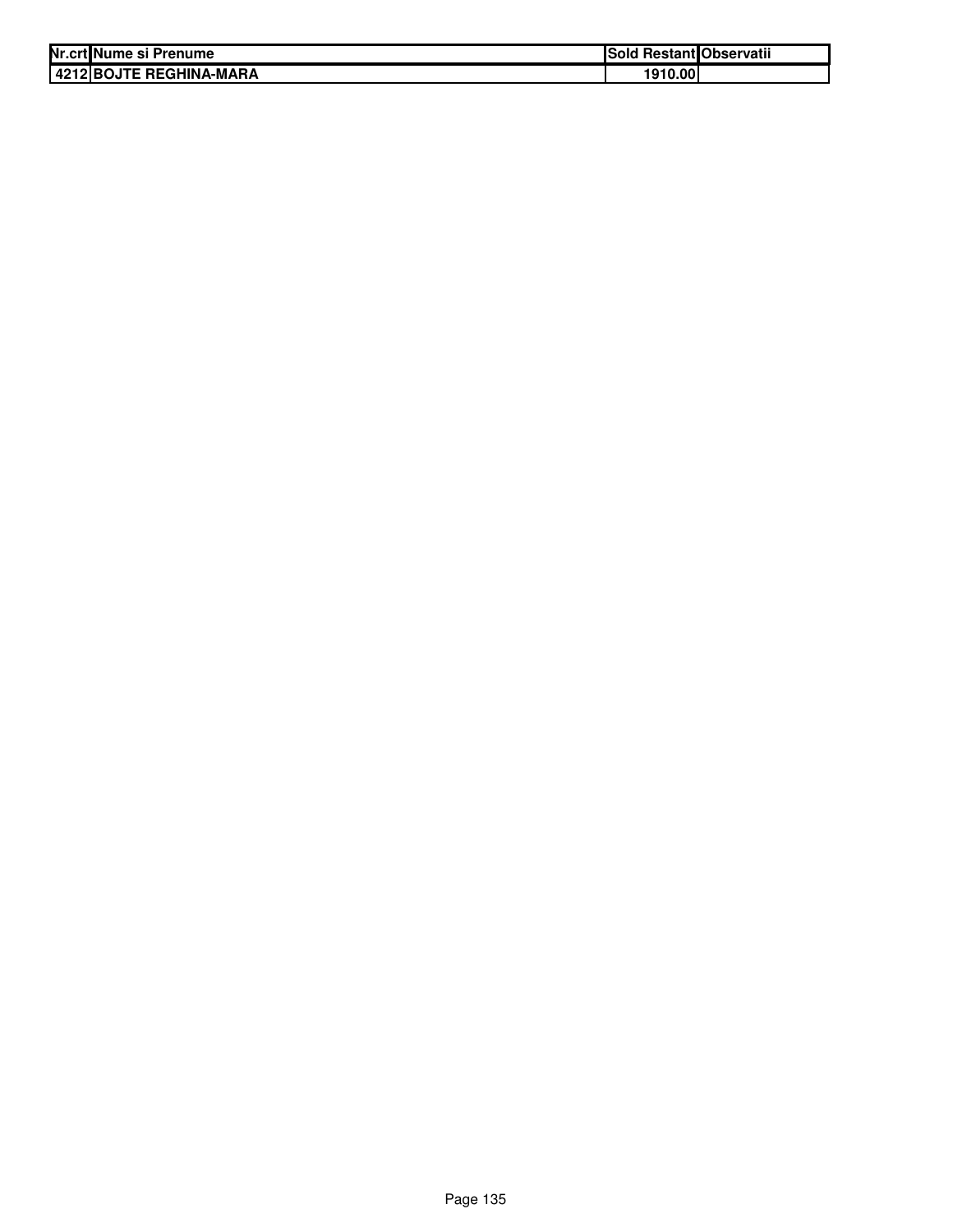| Nr.crt | Nume si Prenume | Sold Restant | Observatii |
|---|---|---|---|
| 4212 | BOJTE REGHINA-MARA | 1910.00 | |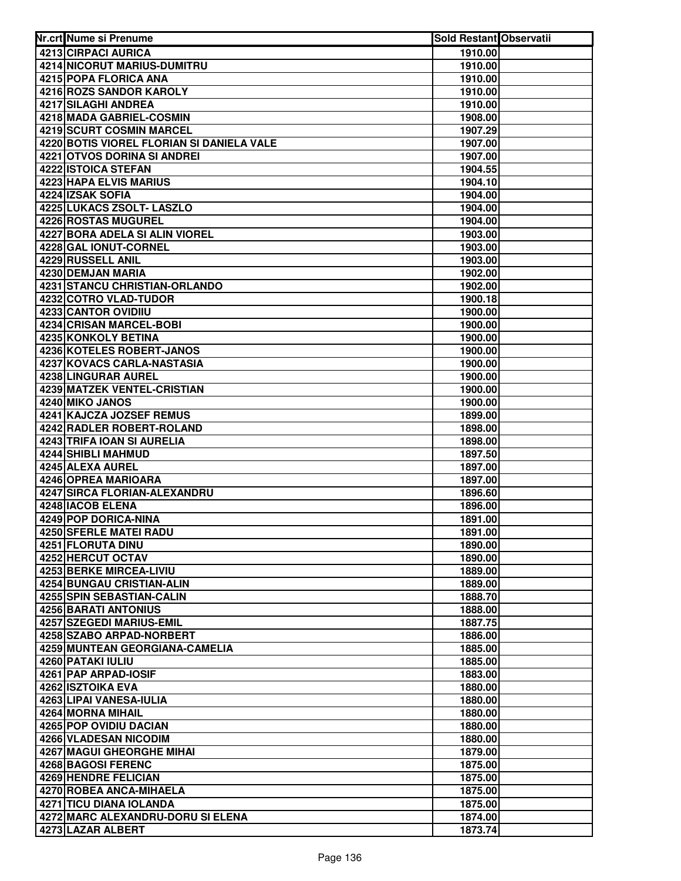| Nr.crt | Nume si Prenume | Sold Restant | Observatii |
|---|---|---|---|
| 4213 | CIRPACI AURICA | 1910.00 | |
| 4214 | NICORUT MARIUS-DUMITRU | 1910.00 | |
| 4215 | POPA FLORICA ANA | 1910.00 | |
| 4216 | ROZS SANDOR KAROLY | 1910.00 | |
| 4217 | SILAGHI ANDREA | 1910.00 | |
| 4218 | MADA GABRIEL-COSMIN | 1908.00 | |
| 4219 | SCURT COSMIN MARCEL | 1907.29 | |
| 4220 | BOTIS VIOREL FLORIAN SI DANIELA VALE | 1907.00 | |
| 4221 | OTVOS DORINA SI ANDREI | 1907.00 | |
| 4222 | ISTOICA STEFAN | 1904.55 | |
| 4223 | HAPA ELVIS MARIUS | 1904.10 | |
| 4224 | IZSAK SOFIA | 1904.00 | |
| 4225 | LUKACS ZSOLT- LASZLO | 1904.00 | |
| 4226 | ROSTAS MUGUREL | 1904.00 | |
| 4227 | BORA ADELA SI ALIN VIOREL | 1903.00 | |
| 4228 | GAL IONUT-CORNEL | 1903.00 | |
| 4229 | RUSSELL ANIL | 1903.00 | |
| 4230 | DEMJAN MARIA | 1902.00 | |
| 4231 | STANCU CHRISTIAN-ORLANDO | 1902.00 | |
| 4232 | COTRO VLAD-TUDOR | 1900.18 | |
| 4233 | CANTOR OVIDIIU | 1900.00 | |
| 4234 | CRISAN MARCEL-BOBI | 1900.00 | |
| 4235 | KONKOLY BETINA | 1900.00 | |
| 4236 | KOTELES ROBERT-JANOS | 1900.00 | |
| 4237 | KOVACS CARLA-NASTASIA | 1900.00 | |
| 4238 | LINGURAR AUREL | 1900.00 | |
| 4239 | MATZEK VENTEL-CRISTIAN | 1900.00 | |
| 4240 | MIKO JANOS | 1900.00 | |
| 4241 | KAJCZA JOZSEF REMUS | 1899.00 | |
| 4242 | RADLER ROBERT-ROLAND | 1898.00 | |
| 4243 | TRIFA IOAN SI AURELIA | 1898.00 | |
| 4244 | SHIBLI MAHMUD | 1897.50 | |
| 4245 | ALEXA AUREL | 1897.00 | |
| 4246 | OPREA MARIOARA | 1897.00 | |
| 4247 | SIRCA FLORIAN-ALEXANDRU | 1896.60 | |
| 4248 | IACOB ELENA | 1896.00 | |
| 4249 | POP DORICA-NINA | 1891.00 | |
| 4250 | SFERLE MATEI RADU | 1891.00 | |
| 4251 | FLORUTA DINU | 1890.00 | |
| 4252 | HERCUT OCTAV | 1890.00 | |
| 4253 | BERKE MIRCEA-LIVIU | 1889.00 | |
| 4254 | BUNGAU CRISTIAN-ALIN | 1889.00 | |
| 4255 | SPIN SEBASTIAN-CALIN | 1888.70 | |
| 4256 | BARATI ANTONIUS | 1888.00 | |
| 4257 | SZEGEDI MARIUS-EMIL | 1887.75 | |
| 4258 | SZABO ARPAD-NORBERT | 1886.00 | |
| 4259 | MUNTEAN GEORGIANA-CAMELIA | 1885.00 | |
| 4260 | PATAKI IULIU | 1885.00 | |
| 4261 | PAP ARPAD-IOSIF | 1883.00 | |
| 4262 | ISZTOIKA EVA | 1880.00 | |
| 4263 | LIPAI VANESA-IULIA | 1880.00 | |
| 4264 | MORNA MIHAIL | 1880.00 | |
| 4265 | POP OVIDIU DACIAN | 1880.00 | |
| 4266 | VLADESAN NICODIM | 1880.00 | |
| 4267 | MAGUI GHEORGHE MIHAI | 1879.00 | |
| 4268 | BAGOSI FERENC | 1875.00 | |
| 4269 | HENDRE FELICIAN | 1875.00 | |
| 4270 | ROBEA ANCA-MIHAELA | 1875.00 | |
| 4271 | TICU DIANA IOLANDA | 1875.00 | |
| 4272 | MARC ALEXANDRU-DORU SI ELENA | 1874.00 | |
| 4273 | LAZAR ALBERT | 1873.74 | |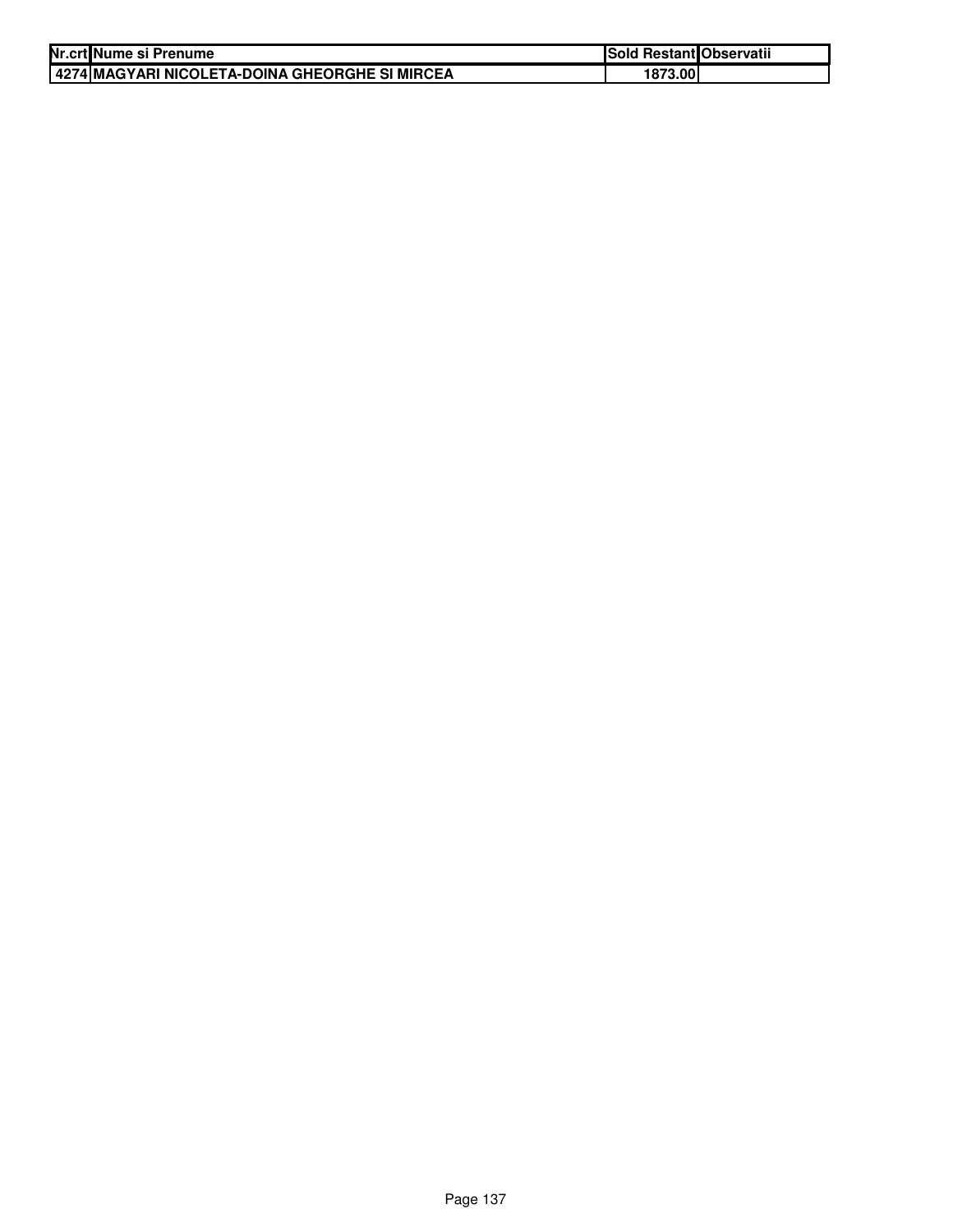| Nr.crt | Nume si Prenume | Sold Restant | Observatii |
| --- | --- | --- | --- |
| 4274 | MAGYARI NICOLETA-DOINA GHEORGHE SI MIRCEA | 1873.00 | |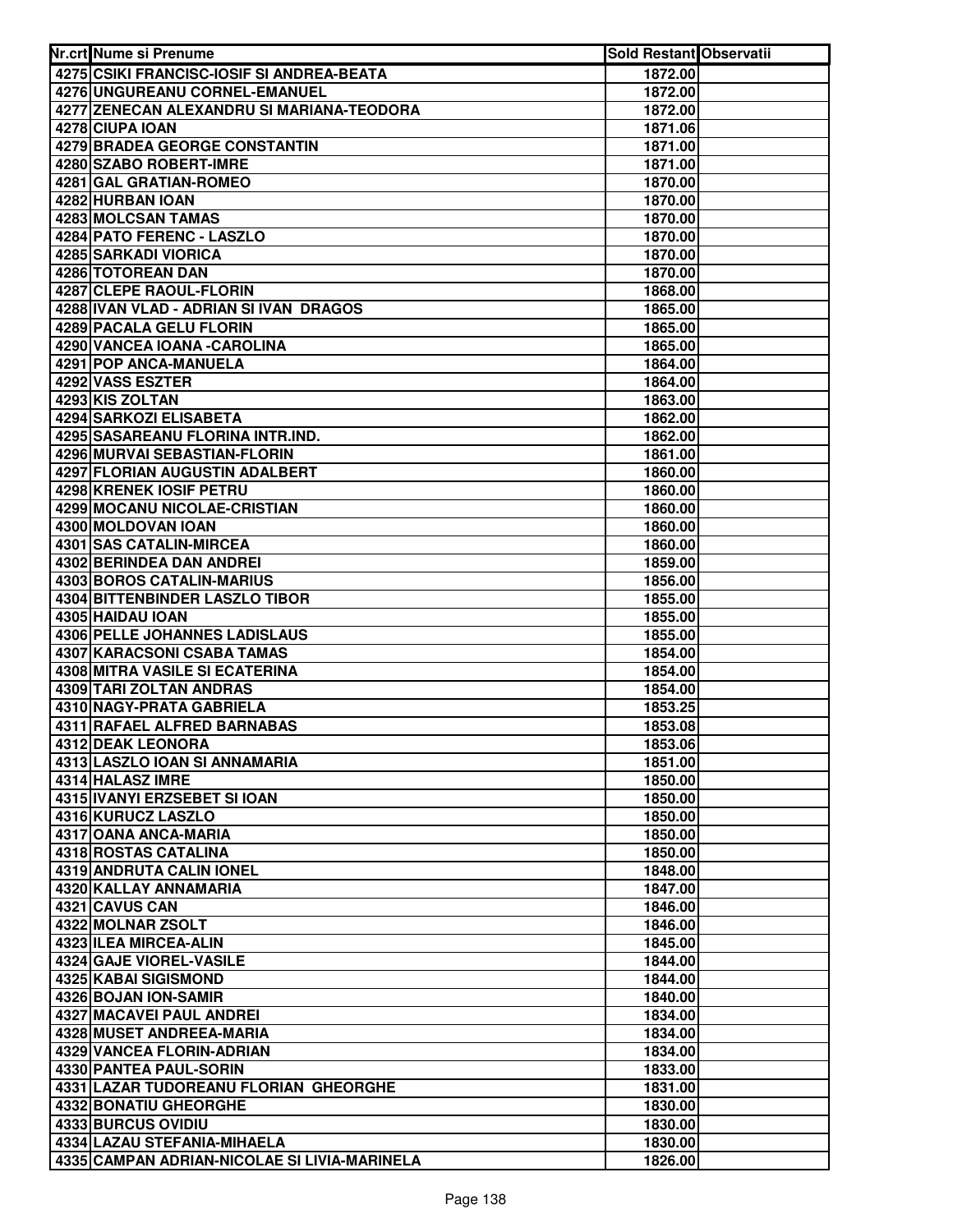| Nr.crt | Nume si Prenume | Sold Restant | Observatii |
|---|---|---|---|
| 4275 | CSIKI FRANCISC-IOSIF SI ANDREA-BEATA | 1872.00 | |
| 4276 | UNGUREANU CORNEL-EMANUEL | 1872.00 | |
| 4277 | ZENECAN ALEXANDRU SI MARIANA-TEODORA | 1872.00 | |
| 4278 | CIUPA IOAN | 1871.06 | |
| 4279 | BRADEA GEORGE CONSTANTIN | 1871.00 | |
| 4280 | SZABO ROBERT-IMRE | 1871.00 | |
| 4281 | GAL GRATIAN-ROMEO | 1870.00 | |
| 4282 | HURBAN IOAN | 1870.00 | |
| 4283 | MOLCSAN TAMAS | 1870.00 | |
| 4284 | PATO FERENC - LASZLO | 1870.00 | |
| 4285 | SARKADI VIORICA | 1870.00 | |
| 4286 | TOTOREAN DAN | 1870.00 | |
| 4287 | CLEPE RAOUL-FLORIN | 1868.00 | |
| 4288 | IVAN VLAD - ADRIAN SI IVAN DRAGOS | 1865.00 | |
| 4289 | PACALA GELU FLORIN | 1865.00 | |
| 4290 | VANCEA IOANA -CAROLINA | 1865.00 | |
| 4291 | POP ANCA-MANUELA | 1864.00 | |
| 4292 | VASS ESZTER | 1864.00 | |
| 4293 | KIS ZOLTAN | 1863.00 | |
| 4294 | SARKOZI ELISABETA | 1862.00 | |
| 4295 | SASAREANU FLORINA INTR.IND. | 1862.00 | |
| 4296 | MURVAI SEBASTIAN-FLORIN | 1861.00 | |
| 4297 | FLORIAN AUGUSTIN ADALBERT | 1860.00 | |
| 4298 | KRENEK IOSIF PETRU | 1860.00 | |
| 4299 | MOCANU NICOLAE-CRISTIAN | 1860.00 | |
| 4300 | MOLDOVAN IOAN | 1860.00 | |
| 4301 | SAS CATALIN-MIRCEA | 1860.00 | |
| 4302 | BERINDEA DAN ANDREI | 1859.00 | |
| 4303 | BOROS CATALIN-MARIUS | 1856.00 | |
| 4304 | BITTENBINDER LASZLO TIBOR | 1855.00 | |
| 4305 | HAIDAU IOAN | 1855.00 | |
| 4306 | PELLE JOHANNES LADISLAUS | 1855.00 | |
| 4307 | KARACSONI CSABA TAMAS | 1854.00 | |
| 4308 | MITRA VASILE SI ECATERINA | 1854.00 | |
| 4309 | TARI ZOLTAN ANDRAS | 1854.00 | |
| 4310 | NAGY-PRATA GABRIELA | 1853.25 | |
| 4311 | RAFAEL ALFRED BARNABAS | 1853.08 | |
| 4312 | DEAK LEONORA | 1853.06 | |
| 4313 | LASZLO IOAN SI ANNAMARIA | 1851.00 | |
| 4314 | HALASZ IMRE | 1850.00 | |
| 4315 | IVANYI ERZSEBET SI IOAN | 1850.00 | |
| 4316 | KURUCZ LASZLO | 1850.00 | |
| 4317 | OANA ANCA-MARIA | 1850.00 | |
| 4318 | ROSTAS CATALINA | 1850.00 | |
| 4319 | ANDRUTA CALIN IONEL | 1848.00 | |
| 4320 | KALLAY ANNAMARIA | 1847.00 | |
| 4321 | CAVUS CAN | 1846.00 | |
| 4322 | MOLNAR ZSOLT | 1846.00 | |
| 4323 | ILEA MIRCEA-ALIN | 1845.00 | |
| 4324 | GAJE VIOREL-VASILE | 1844.00 | |
| 4325 | KABAI SIGISMOND | 1844.00 | |
| 4326 | BOJAN ION-SAMIR | 1840.00 | |
| 4327 | MACAVEI PAUL ANDREI | 1834.00 | |
| 4328 | MUSET ANDREEA-MARIA | 1834.00 | |
| 4329 | VANCEA FLORIN-ADRIAN | 1834.00 | |
| 4330 | PANTEA PAUL-SORIN | 1833.00 | |
| 4331 | LAZAR TUDOREANU FLORIAN GHEORGHE | 1831.00 | |
| 4332 | BONATIU GHEORGHE | 1830.00 | |
| 4333 | BURCUS OVIDIU | 1830.00 | |
| 4334 | LAZAU STEFANIA-MIHAELA | 1830.00 | |
| 4335 | CAMPAN ADRIAN-NICOLAE SI LIVIA-MARINELA | 1826.00 | |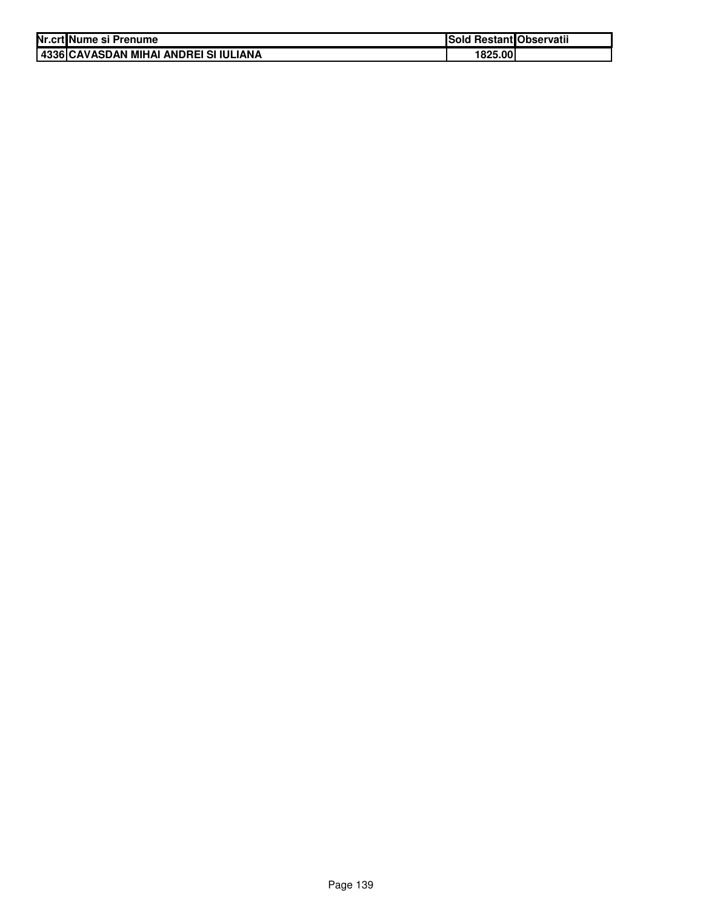| Nr.crt | Nume si Prenume | Sold Restant | Observatii |
|---|---|---|---|
| 4336 | CAVASDAN MIHAI ANDREI SI IULIANA | 1825.00 | |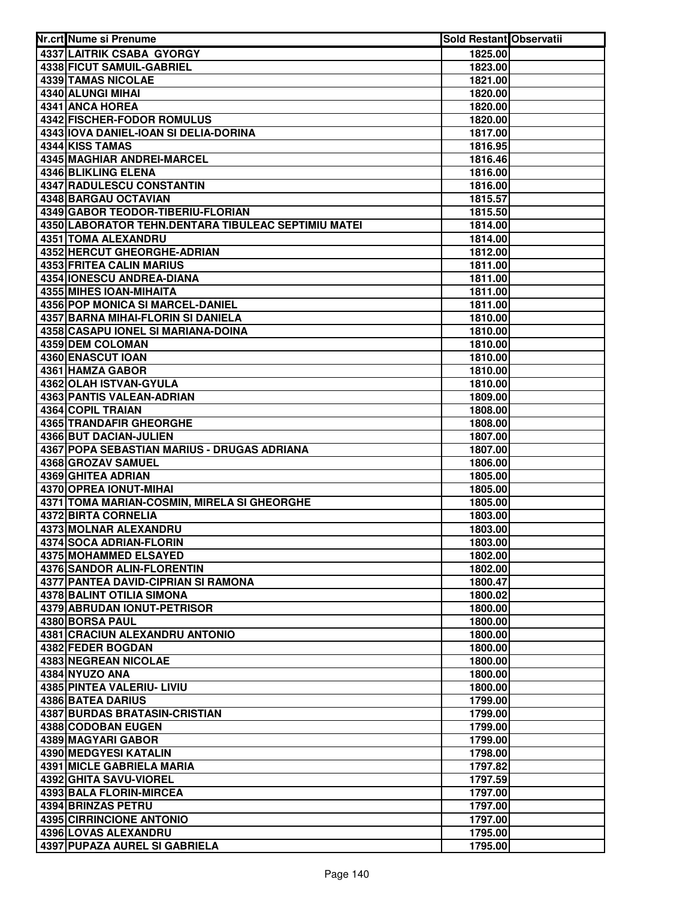| Nr.crt | Nume si Prenume | Sold Restant | Observatii |
|---|---|---|---|
| 4337 | LAITRIK CSABA GYORGY | 1825.00 | |
| 4338 | FICUT SAMUIL-GABRIEL | 1823.00 | |
| 4339 | TAMAS NICOLAE | 1821.00 | |
| 4340 | ALUNGI MIHAI | 1820.00 | |
| 4341 | ANCA HOREA | 1820.00 | |
| 4342 | FISCHER-FODOR ROMULUS | 1820.00 | |
| 4343 | IOVA DANIEL-IOAN SI DELIA-DORINA | 1817.00 | |
| 4344 | KISS TAMAS | 1816.95 | |
| 4345 | MAGHIAR ANDREI-MARCEL | 1816.46 | |
| 4346 | BLIKLING ELENA | 1816.00 | |
| 4347 | RADULESCU CONSTANTIN | 1816.00 | |
| 4348 | BARGAU OCTAVIAN | 1815.57 | |
| 4349 | GABOR TEODOR-TIBERIU-FLORIAN | 1815.50 | |
| 4350 | LABORATOR TEHN.DENTARA TIBULEAC SEPTIMIU MATEI | 1814.00 | |
| 4351 | TOMA ALEXANDRU | 1814.00 | |
| 4352 | HERCUT GHEORGHE-ADRIAN | 1812.00 | |
| 4353 | FRITEA CALIN MARIUS | 1811.00 | |
| 4354 | IONESCU ANDREA-DIANA | 1811.00 | |
| 4355 | MIHES IOAN-MIHAITA | 1811.00 | |
| 4356 | POP MONICA SI MARCEL-DANIEL | 1811.00 | |
| 4357 | BARNA MIHAI-FLORIN SI DANIELA | 1810.00 | |
| 4358 | CASAPU IONEL SI MARIANA-DOINA | 1810.00 | |
| 4359 | DEM COLOMAN | 1810.00 | |
| 4360 | ENASCUT IOAN | 1810.00 | |
| 4361 | HAMZA GABOR | 1810.00 | |
| 4362 | OLAH ISTVAN-GYULA | 1810.00 | |
| 4363 | PANTIS VALEAN-ADRIAN | 1809.00 | |
| 4364 | COPIL TRAIAN | 1808.00 | |
| 4365 | TRANDAFIR GHEORGHE | 1808.00 | |
| 4366 | BUT DACIAN-JULIEN | 1807.00 | |
| 4367 | POPA SEBASTIAN MARIUS - DRUGAS ADRIANA | 1807.00 | |
| 4368 | GROZAV SAMUEL | 1806.00 | |
| 4369 | GHITEA ADRIAN | 1805.00 | |
| 4370 | OPREA IONUT-MIHAI | 1805.00 | |
| 4371 | TOMA MARIAN-COSMIN, MIRELA SI GHEORGHE | 1805.00 | |
| 4372 | BIRTA CORNELIA | 1803.00 | |
| 4373 | MOLNAR ALEXANDRU | 1803.00 | |
| 4374 | SOCA ADRIAN-FLORIN | 1803.00 | |
| 4375 | MOHAMMED ELSAYED | 1802.00 | |
| 4376 | SANDOR ALIN-FLORENTIN | 1802.00 | |
| 4377 | PANTEA DAVID-CIPRIAN SI RAMONA | 1800.47 | |
| 4378 | BALINT OTILIA SIMONA | 1800.02 | |
| 4379 | ABRUDAN IONUT-PETRISOR | 1800.00 | |
| 4380 | BORSA PAUL | 1800.00 | |
| 4381 | CRACIUN ALEXANDRU ANTONIO | 1800.00 | |
| 4382 | FEDER BOGDAN | 1800.00 | |
| 4383 | NEGREAN NICOLAE | 1800.00 | |
| 4384 | NYUZO ANA | 1800.00 | |
| 4385 | PINTEA VALERIU- LIVIU | 1800.00 | |
| 4386 | BATEA DARIUS | 1799.00 | |
| 4387 | BURDAS BRATASIN-CRISTIAN | 1799.00 | |
| 4388 | CODOBAN EUGEN | 1799.00 | |
| 4389 | MAGYARI GABOR | 1799.00 | |
| 4390 | MEDGYESI KATALIN | 1798.00 | |
| 4391 | MICLE GABRIELA MARIA | 1797.82 | |
| 4392 | GHITA SAVU-VIOREL | 1797.59 | |
| 4393 | BALA FLORIN-MIRCEA | 1797.00 | |
| 4394 | BRINZAS PETRU | 1797.00 | |
| 4395 | CIRRINCIONE ANTONIO | 1797.00 | |
| 4396 | LOVAS ALEXANDRU | 1795.00 | |
| 4397 | PUPAZA AUREL SI GABRIELA | 1795.00 | |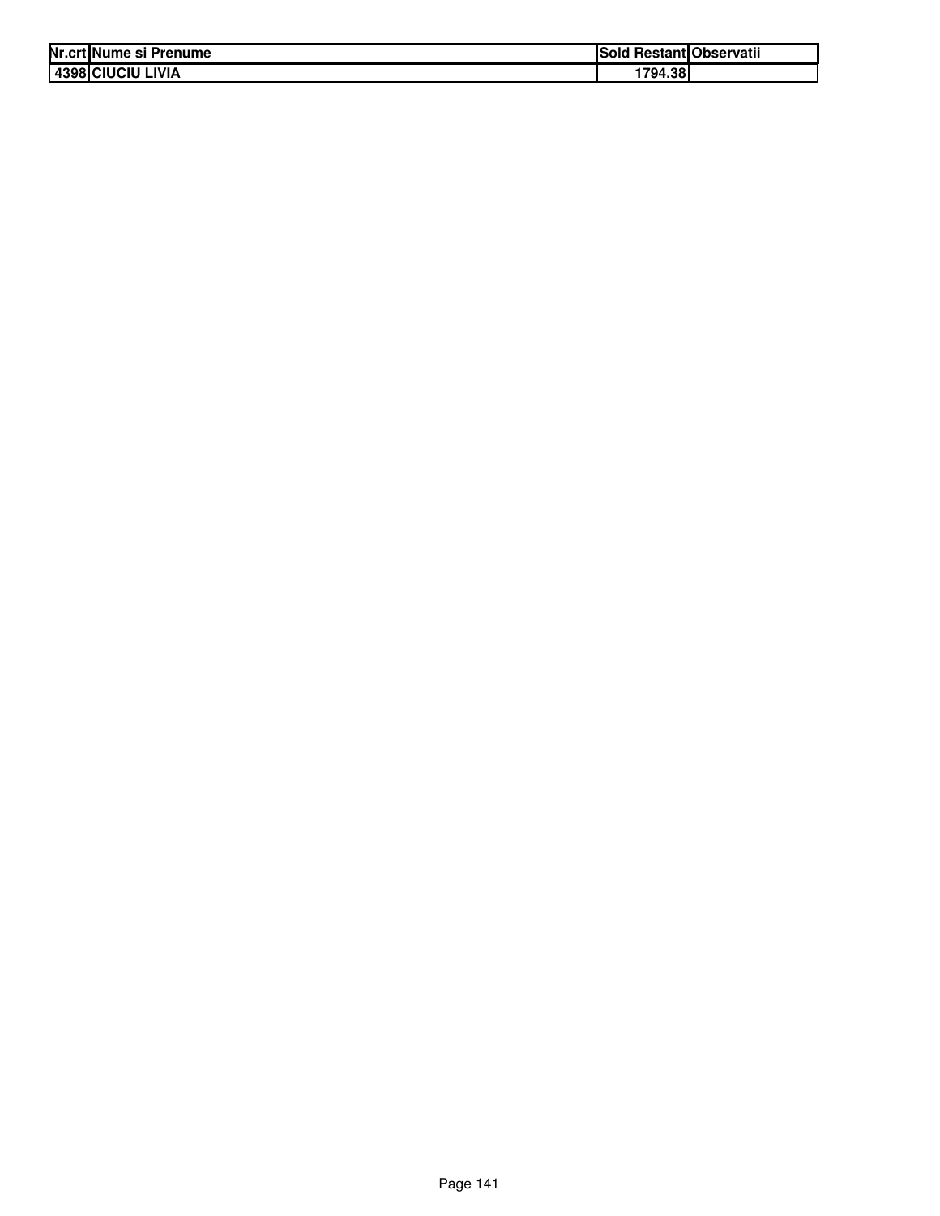| Nr.crt | Nume si Prenume | Sold Restant | Observatii |
| --- | --- | --- | --- |
| 4398 | CIUCIU LIVIA | 1794.38 | |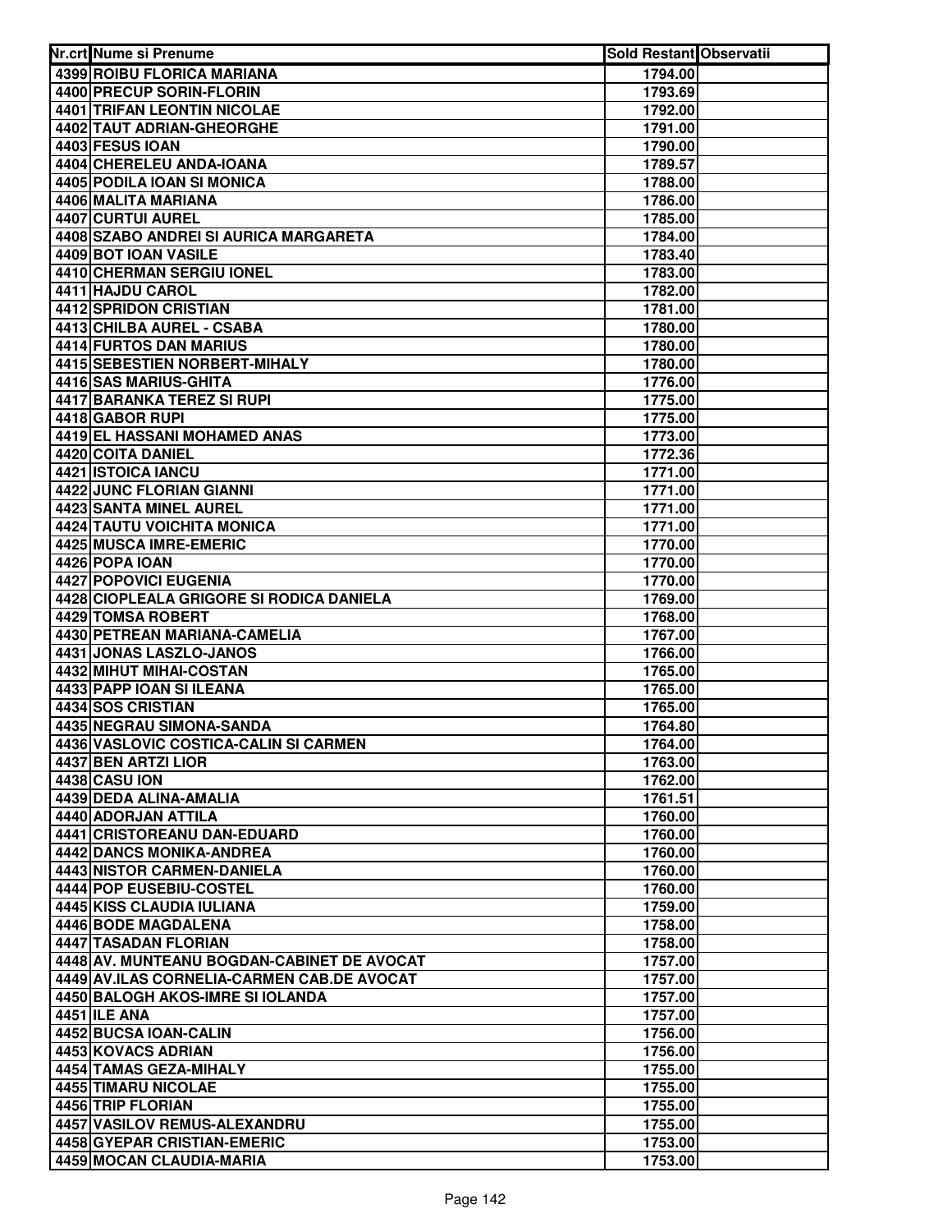| Nr.crt | Nume si Prenume | Sold Restant | Observatii |
|---|---|---|---|
| 4399 | ROIBU FLORICA MARIANA | 1794.00 | |
| 4400 | PRECUP SORIN-FLORIN | 1793.69 | |
| 4401 | TRIFAN LEONTIN NICOLAE | 1792.00 | |
| 4402 | TAUT ADRIAN-GHEORGHE | 1791.00 | |
| 4403 | FESUS IOAN | 1790.00 | |
| 4404 | CHERELEU ANDA-IOANA | 1789.57 | |
| 4405 | PODILA IOAN SI MONICA | 1788.00 | |
| 4406 | MALITA MARIANA | 1786.00 | |
| 4407 | CURTUI AUREL | 1785.00 | |
| 4408 | SZABO ANDREI SI AURICA MARGARETA | 1784.00 | |
| 4409 | BOT IOAN VASILE | 1783.40 | |
| 4410 | CHERMAN SERGIU IONEL | 1783.00 | |
| 4411 | HAJDU CAROL | 1782.00 | |
| 4412 | SPRIDON CRISTIAN | 1781.00 | |
| 4413 | CHILBA AUREL - CSABA | 1780.00 | |
| 4414 | FURTOS DAN MARIUS | 1780.00 | |
| 4415 | SEBESTIEN NORBERT-MIHALY | 1780.00 | |
| 4416 | SAS MARIUS-GHITA | 1776.00 | |
| 4417 | BARANKA TEREZ SI RUPI | 1775.00 | |
| 4418 | GABOR RUPI | 1775.00 | |
| 4419 | EL HASSANI MOHAMED ANAS | 1773.00 | |
| 4420 | COITA DANIEL | 1772.36 | |
| 4421 | ISTOICA IANCU | 1771.00 | |
| 4422 | JUNC FLORIAN GIANNI | 1771.00 | |
| 4423 | SANTA MINEL AUREL | 1771.00 | |
| 4424 | TAUTU VOICHITA MONICA | 1771.00 | |
| 4425 | MUSCA IMRE-EMERIC | 1770.00 | |
| 4426 | POPA IOAN | 1770.00 | |
| 4427 | POPOVICI EUGENIA | 1770.00 | |
| 4428 | CIOPLEALA GRIGORE SI RODICA DANIELA | 1769.00 | |
| 4429 | TOMSA ROBERT | 1768.00 | |
| 4430 | PETREAN MARIANA-CAMELIA | 1767.00 | |
| 4431 | JONAS LASZLO-JANOS | 1766.00 | |
| 4432 | MIHUT MIHAI-COSTAN | 1765.00 | |
| 4433 | PAPP IOAN SI ILEANA | 1765.00 | |
| 4434 | SOS CRISTIAN | 1765.00 | |
| 4435 | NEGRAU SIMONA-SANDA | 1764.80 | |
| 4436 | VASLOVIC COSTICA-CALIN SI CARMEN | 1764.00 | |
| 4437 | BEN ARTZI LIOR | 1763.00 | |
| 4438 | CASU ION | 1762.00 | |
| 4439 | DEDA ALINA-AMALIA | 1761.51 | |
| 4440 | ADORJAN ATTILA | 1760.00 | |
| 4441 | CRISTOREANU DAN-EDUARD | 1760.00 | |
| 4442 | DANCS MONIKA-ANDREA | 1760.00 | |
| 4443 | NISTOR CARMEN-DANIELA | 1760.00 | |
| 4444 | POP EUSEBIU-COSTEL | 1760.00 | |
| 4445 | KISS CLAUDIA IULIANA | 1759.00 | |
| 4446 | BODE MAGDALENA | 1758.00 | |
| 4447 | TASADAN FLORIAN | 1758.00 | |
| 4448 | AV. MUNTEANU BOGDAN-CABINET DE AVOCAT | 1757.00 | |
| 4449 | AV.ILAS CORNELIA-CARMEN CAB.DE AVOCAT | 1757.00 | |
| 4450 | BALOGH AKOS-IMRE SI IOLANDA | 1757.00 | |
| 4451 | ILE ANA | 1757.00 | |
| 4452 | BUCSA IOAN-CALIN | 1756.00 | |
| 4453 | KOVACS ADRIAN | 1756.00 | |
| 4454 | TAMAS GEZA-MIHALY | 1755.00 | |
| 4455 | TIMARU NICOLAE | 1755.00 | |
| 4456 | TRIP FLORIAN | 1755.00 | |
| 4457 | VASILOV REMUS-ALEXANDRU | 1755.00 | |
| 4458 | GYEPAR CRISTIAN-EMERIC | 1753.00 | |
| 4459 | MOCAN CLAUDIA-MARIA | 1753.00 | |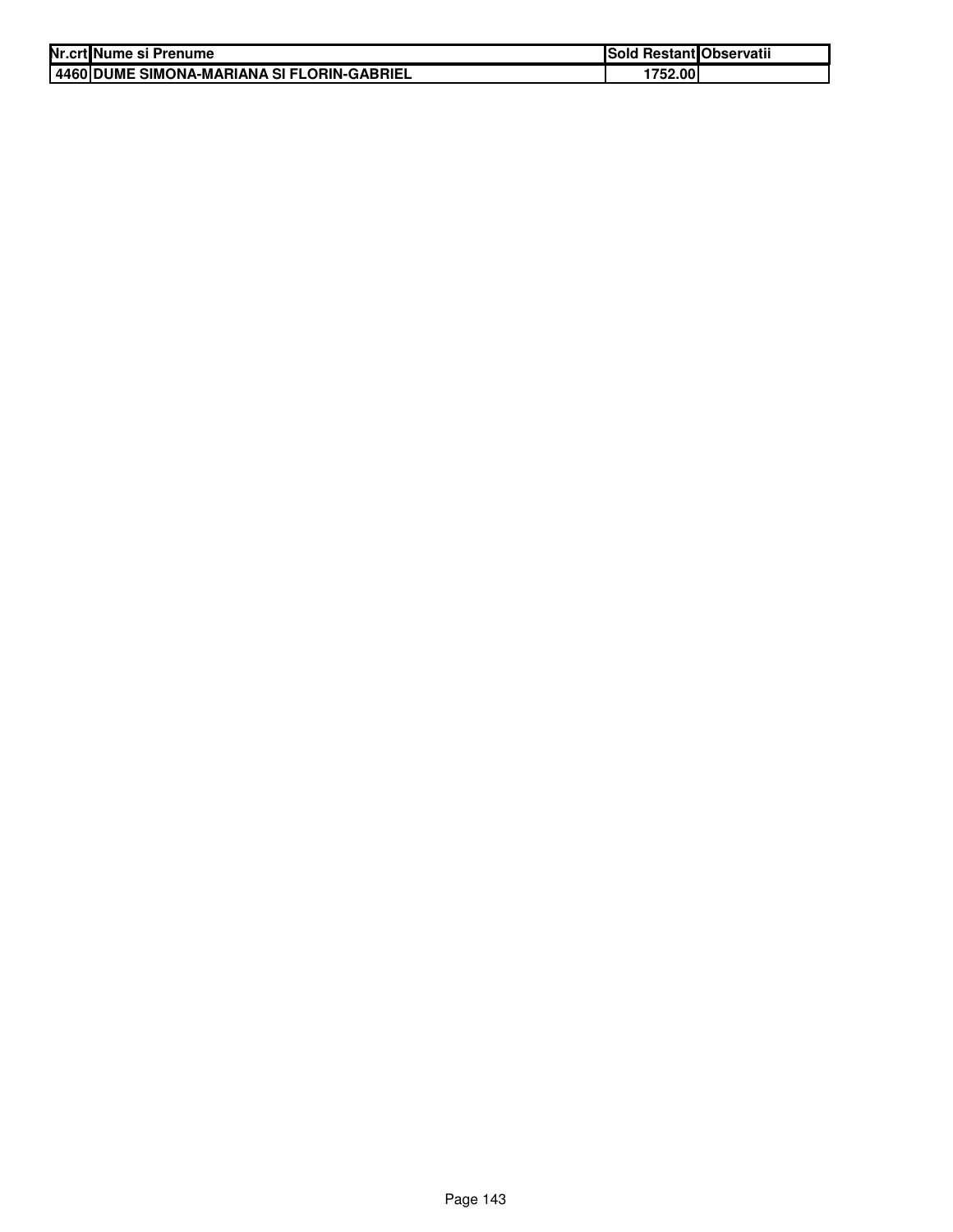| Nr.crt | Nume si Prenume | Sold Restant | Observatii |
| --- | --- | --- | --- |
| 4460 | DUME SIMONA-MARIANA SI FLORIN-GABRIEL | 1752.00 | |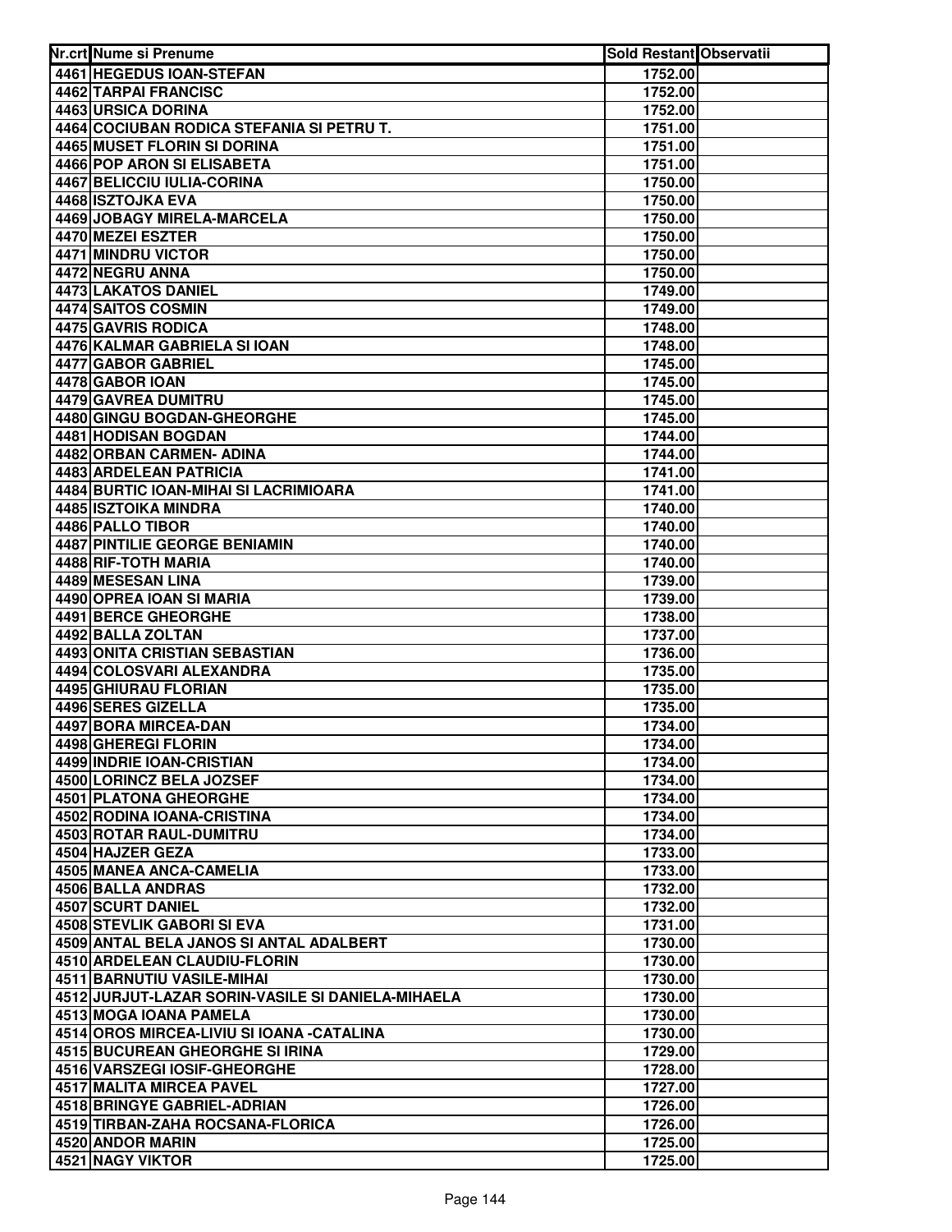| Nr.crt | Nume si Prenume | Sold Restant | Observatii |
|---|---|---|---|
| 4461 | HEGEDUS IOAN-STEFAN | 1752.00 | |
| 4462 | TARPAI FRANCISC | 1752.00 | |
| 4463 | URSICA DORINA | 1752.00 | |
| 4464 | COCIUBAN RODICA STEFANIA SI PETRU T. | 1751.00 | |
| 4465 | MUSET FLORIN SI DORINA | 1751.00 | |
| 4466 | POP ARON SI ELISABETA | 1751.00 | |
| 4467 | BELICCIU IULIA-CORINA | 1750.00 | |
| 4468 | ISZTOJKA EVA | 1750.00 | |
| 4469 | JOBAGY MIRELA-MARCELA | 1750.00 | |
| 4470 | MEZEI ESZTER | 1750.00 | |
| 4471 | MINDRU VICTOR | 1750.00 | |
| 4472 | NEGRU ANNA | 1750.00 | |
| 4473 | LAKATOS DANIEL | 1749.00 | |
| 4474 | SAITOS COSMIN | 1749.00 | |
| 4475 | GAVRIS RODICA | 1748.00 | |
| 4476 | KALMAR GABRIELA SI IOAN | 1748.00 | |
| 4477 | GABOR GABRIEL | 1745.00 | |
| 4478 | GABOR IOAN | 1745.00 | |
| 4479 | GAVREA DUMITRU | 1745.00 | |
| 4480 | GINGU BOGDAN-GHEORGHE | 1745.00 | |
| 4481 | HODISAN BOGDAN | 1744.00 | |
| 4482 | ORBAN CARMEN- ADINA | 1744.00 | |
| 4483 | ARDELEAN PATRICIA | 1741.00 | |
| 4484 | BURTIC IOAN-MIHAI SI LACRIMIOARA | 1741.00 | |
| 4485 | ISZTOIKA MINDRA | 1740.00 | |
| 4486 | PALLO TIBOR | 1740.00 | |
| 4487 | PINTILIE GEORGE BENIAMIN | 1740.00 | |
| 4488 | RIF-TOTH MARIA | 1740.00 | |
| 4489 | MESESAN LINA | 1739.00 | |
| 4490 | OPREA IOAN SI MARIA | 1739.00 | |
| 4491 | BERCE GHEORGHE | 1738.00 | |
| 4492 | BALLA ZOLTAN | 1737.00 | |
| 4493 | ONITA CRISTIAN SEBASTIAN | 1736.00 | |
| 4494 | COLOSVARI ALEXANDRA | 1735.00 | |
| 4495 | GHIURAU FLORIAN | 1735.00 | |
| 4496 | SERES GIZELLA | 1735.00 | |
| 4497 | BORA MIRCEA-DAN | 1734.00 | |
| 4498 | GHEREGI FLORIN | 1734.00 | |
| 4499 | INDRIE IOAN-CRISTIAN | 1734.00 | |
| 4500 | LORINCZ BELA JOZSEF | 1734.00 | |
| 4501 | PLATONA GHEORGHE | 1734.00 | |
| 4502 | RODINA IOANA-CRISTINA | 1734.00 | |
| 4503 | ROTAR RAUL-DUMITRU | 1734.00 | |
| 4504 | HAJZER GEZA | 1733.00 | |
| 4505 | MANEA ANCA-CAMELIA | 1733.00 | |
| 4506 | BALLA ANDRAS | 1732.00 | |
| 4507 | SCURT DANIEL | 1732.00 | |
| 4508 | STEVLIK GABORI SI EVA | 1731.00 | |
| 4509 | ANTAL BELA JANOS SI ANTAL ADALBERT | 1730.00 | |
| 4510 | ARDELEAN CLAUDIU-FLORIN | 1730.00 | |
| 4511 | BARNUTIU VASILE-MIHAI | 1730.00 | |
| 4512 | JURJUT-LAZAR SORIN-VASILE SI DANIELA-MIHAELA | 1730.00 | |
| 4513 | MOGA IOANA PAMELA | 1730.00 | |
| 4514 | OROS MIRCEA-LIVIU SI IOANA -CATALINA | 1730.00 | |
| 4515 | BUCUREAN GHEORGHE SI IRINA | 1729.00 | |
| 4516 | VARSZEGI IOSIF-GHEORGHE | 1728.00 | |
| 4517 | MALITA MIRCEA PAVEL | 1727.00 | |
| 4518 | BRINGYE GABRIEL-ADRIAN | 1726.00 | |
| 4519 | TIRBAN-ZAHA ROCSANA-FLORICA | 1726.00 | |
| 4520 | ANDOR MARIN | 1725.00 | |
| 4521 | NAGY VIKTOR | 1725.00 | |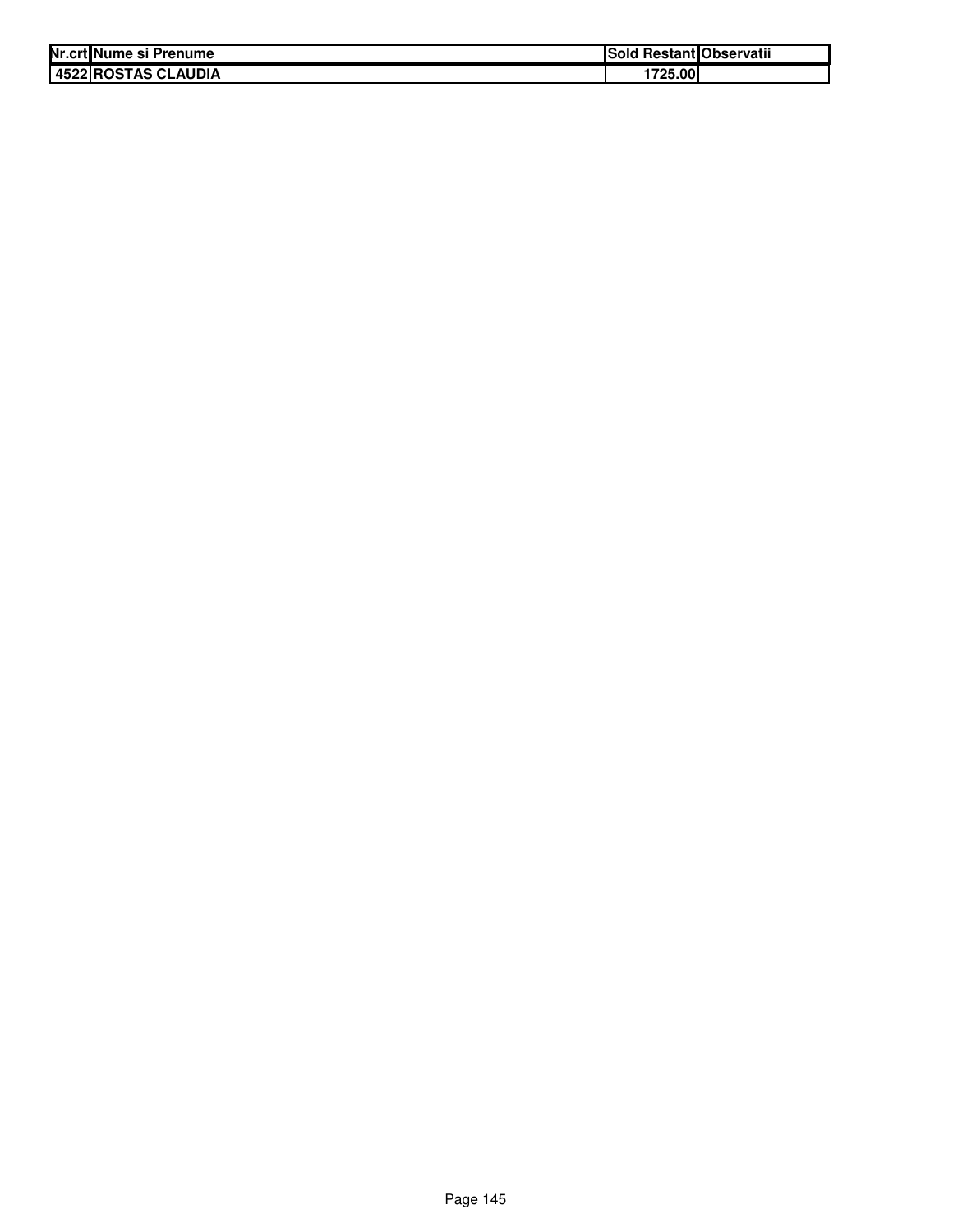| Nr.crt | Nume si Prenume | Sold Restant | Observatii |
| --- | --- | --- | --- |
| 4522 | ROSTAS CLAUDIA | 1725.00 | |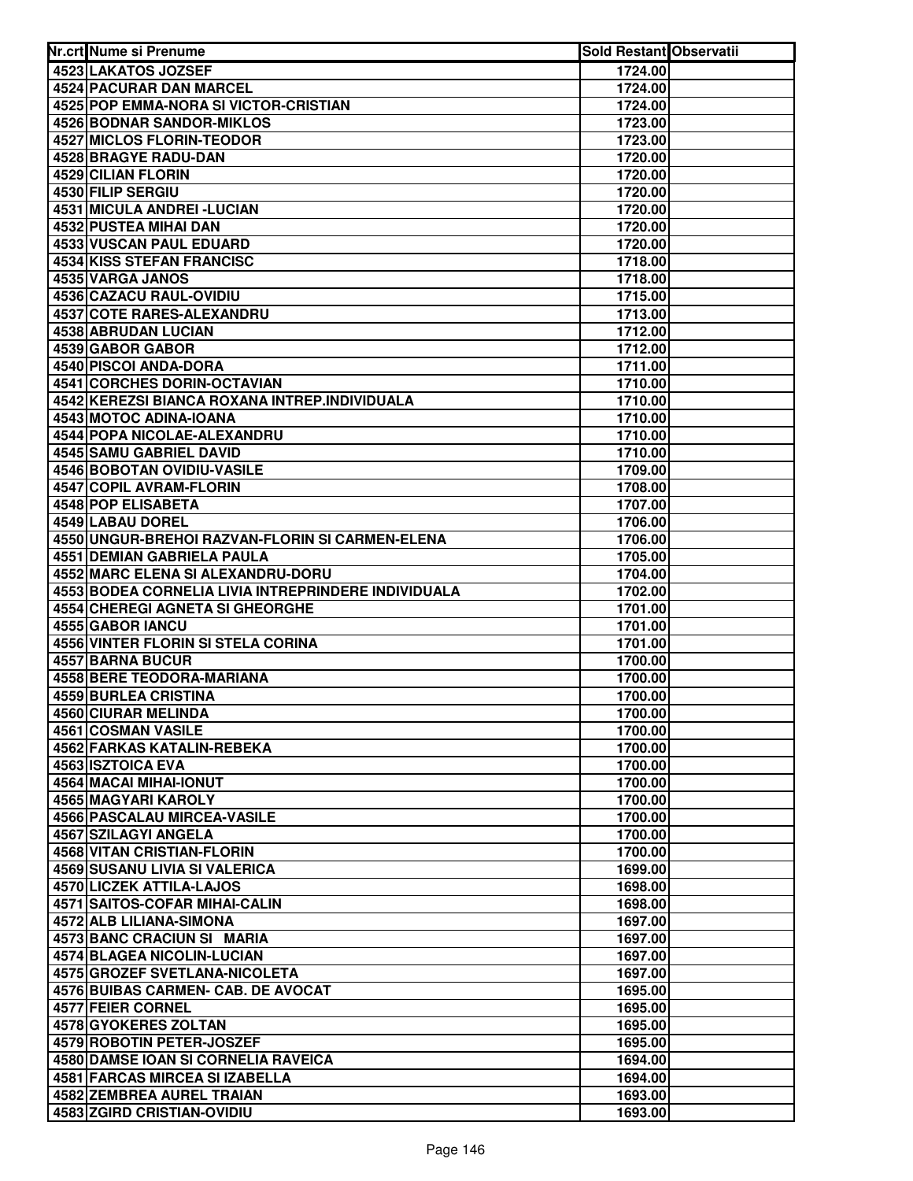| Nr.crt | Nume si Prenume | Sold Restant | Observatii |
|---|---|---|---|
| 4523 | LAKATOS JOZSEF | 1724.00 | |
| 4524 | PACURAR DAN MARCEL | 1724.00 | |
| 4525 | POP EMMA-NORA SI VICTOR-CRISTIAN | 1724.00 | |
| 4526 | BODNAR SANDOR-MIKLOS | 1723.00 | |
| 4527 | MICLOS FLORIN-TEODOR | 1723.00 | |
| 4528 | BRAGYE RADU-DAN | 1720.00 | |
| 4529 | CILIAN FLORIN | 1720.00 | |
| 4530 | FILIP SERGIU | 1720.00 | |
| 4531 | MICULA ANDREI -LUCIAN | 1720.00 | |
| 4532 | PUSTEA MIHAI DAN | 1720.00 | |
| 4533 | VUSCAN PAUL EDUARD | 1720.00 | |
| 4534 | KISS STEFAN FRANCISC | 1718.00 | |
| 4535 | VARGA JANOS | 1718.00 | |
| 4536 | CAZACU RAUL-OVIDIU | 1715.00 | |
| 4537 | COTE RARES-ALEXANDRU | 1713.00 | |
| 4538 | ABRUDAN LUCIAN | 1712.00 | |
| 4539 | GABOR GABOR | 1712.00 | |
| 4540 | PISCOI ANDA-DORA | 1711.00 | |
| 4541 | CORCHES DORIN-OCTAVIAN | 1710.00 | |
| 4542 | KEREZSI BIANCA ROXANA INTREP.INDIVIDUALA | 1710.00 | |
| 4543 | MOTOC ADINA-IOANA | 1710.00 | |
| 4544 | POPA NICOLAE-ALEXANDRU | 1710.00 | |
| 4545 | SAMU GABRIEL DAVID | 1710.00 | |
| 4546 | BOBOTAN OVIDIU-VASILE | 1709.00 | |
| 4547 | COPIL AVRAM-FLORIN | 1708.00 | |
| 4548 | POP ELISABETA | 1707.00 | |
| 4549 | LABAU DOREL | 1706.00 | |
| 4550 | UNGUR-BREHOI RAZVAN-FLORIN SI CARMEN-ELENA | 1706.00 | |
| 4551 | DEMIAN GABRIELA PAULA | 1705.00 | |
| 4552 | MARC ELENA SI ALEXANDRU-DORU | 1704.00 | |
| 4553 | BODEA CORNELIA LIVIA INTREPRINDERE INDIVIDUALA | 1702.00 | |
| 4554 | CHEREGI AGNETA SI GHEORGHE | 1701.00 | |
| 4555 | GABOR IANCU | 1701.00 | |
| 4556 | VINTER FLORIN SI STELA CORINA | 1701.00 | |
| 4557 | BARNA BUCUR | 1700.00 | |
| 4558 | BERE TEODORA-MARIANA | 1700.00 | |
| 4559 | BURLEA CRISTINA | 1700.00 | |
| 4560 | CIURAR MELINDA | 1700.00 | |
| 4561 | COSMAN VASILE | 1700.00 | |
| 4562 | FARKAS KATALIN-REBEKA | 1700.00 | |
| 4563 | ISZTOICA EVA | 1700.00 | |
| 4564 | MACAI MIHAI-IONUT | 1700.00 | |
| 4565 | MAGYARI KAROLY | 1700.00 | |
| 4566 | PASCALAU MIRCEA-VASILE | 1700.00 | |
| 4567 | SZILAGYI ANGELA | 1700.00 | |
| 4568 | VITAN CRISTIAN-FLORIN | 1700.00 | |
| 4569 | SUSANU LIVIA SI VALERICA | 1699.00 | |
| 4570 | LICZEK ATTILA-LAJOS | 1698.00 | |
| 4571 | SAITOS-COFAR MIHAI-CALIN | 1698.00 | |
| 4572 | ALB LILIANA-SIMONA | 1697.00 | |
| 4573 | BANC CRACIUN SI MARIA | 1697.00 | |
| 4574 | BLAGEA NICOLIN-LUCIAN | 1697.00 | |
| 4575 | GROZEF SVETLANA-NICOLETA | 1697.00 | |
| 4576 | BUIBAS CARMEN- CAB. DE AVOCAT | 1695.00 | |
| 4577 | FEIER CORNEL | 1695.00 | |
| 4578 | GYOKERES ZOLTAN | 1695.00 | |
| 4579 | ROBOTIN PETER-JOSZEF | 1695.00 | |
| 4580 | DAMSE IOAN SI CORNELIA RAVEICA | 1694.00 | |
| 4581 | FARCAS MIRCEA SI IZABELLA | 1694.00 | |
| 4582 | ZEMBREA AUREL TRAIAN | 1693.00 | |
| 4583 | ZGIRD CRISTIAN-OVIDIU | 1693.00 | |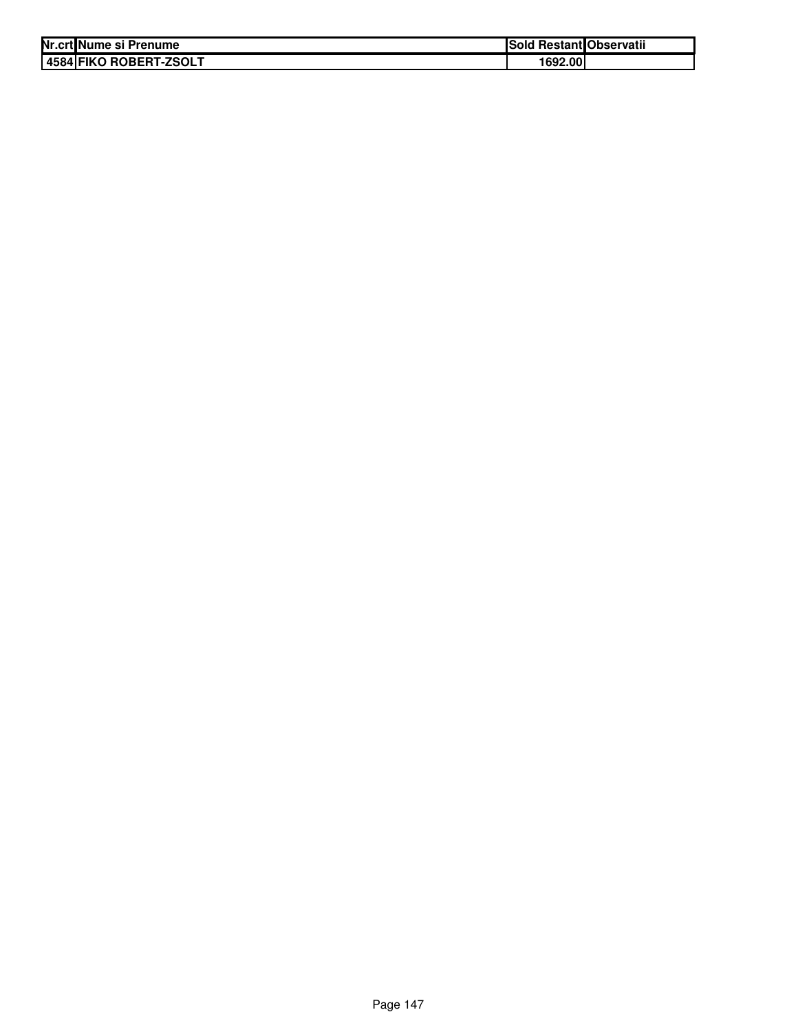| Nr.crt | Nume si Prenume | Sold Restant | Observatii |
| --- | --- | --- | --- |
| 4584 | FIKO ROBERT-ZSOLT | 1692.00 | |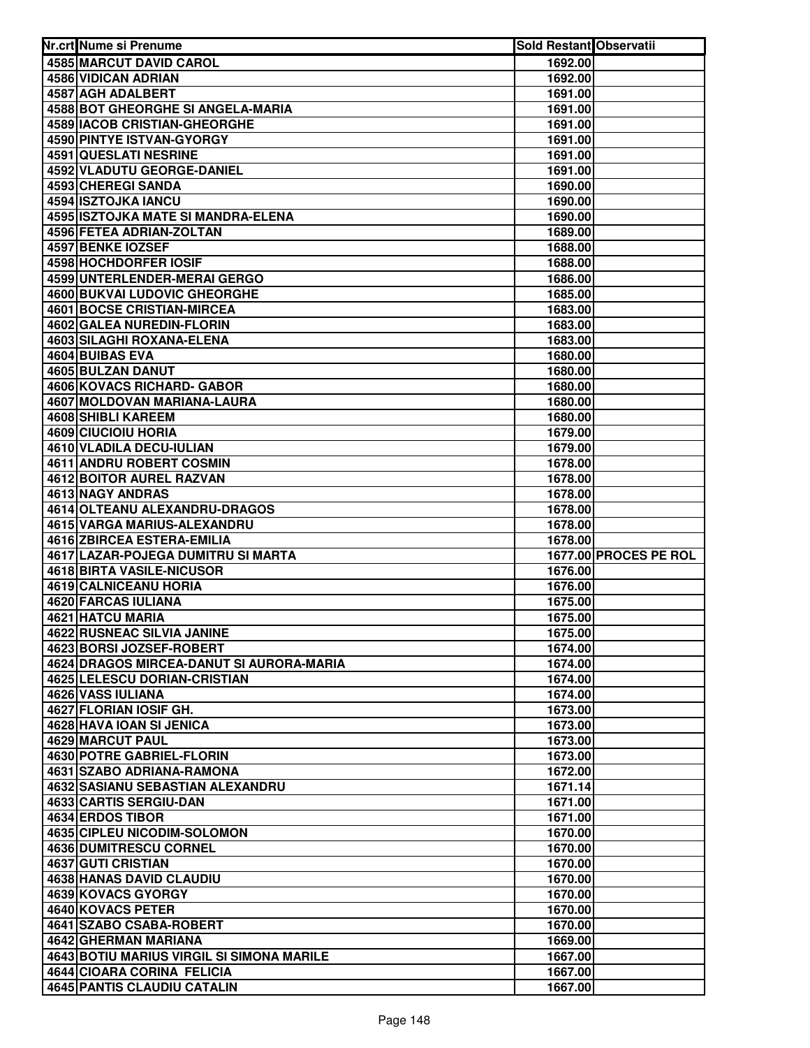| Nr.crt | Nume si Prenume | Sold Restant | Observatii |
|---|---|---|---|
| 4585 | MARCUT DAVID CAROL | 1692.00 | |
| 4586 | VIDICAN ADRIAN | 1692.00 | |
| 4587 | AGH ADALBERT | 1691.00 | |
| 4588 | BOT GHEORGHE SI ANGELA-MARIA | 1691.00 | |
| 4589 | IACOB CRISTIAN-GHEORGHE | 1691.00 | |
| 4590 | PINTYE ISTVAN-GYORGY | 1691.00 | |
| 4591 | QUESLATI NESRINE | 1691.00 | |
| 4592 | VLADUTU GEORGE-DANIEL | 1691.00 | |
| 4593 | CHEREGI SANDA | 1690.00 | |
| 4594 | ISZTOJKA IANCU | 1690.00 | |
| 4595 | ISZTOJKA MATE SI MANDRA-ELENA | 1690.00 | |
| 4596 | FETEA ADRIAN-ZOLTAN | 1689.00 | |
| 4597 | BENKE IOZSEF | 1688.00 | |
| 4598 | HOCHDORFER IOSIF | 1688.00 | |
| 4599 | UNTERLENDER-MERAI GERGO | 1686.00 | |
| 4600 | BUKVAI LUDOVIC GHEORGHE | 1685.00 | |
| 4601 | BOCSE CRISTIAN-MIRCEA | 1683.00 | |
| 4602 | GALEA NUREDIN-FLORIN | 1683.00 | |
| 4603 | SILAGHI ROXANA-ELENA | 1683.00 | |
| 4604 | BUIBAS EVA | 1680.00 | |
| 4605 | BULZAN DANUT | 1680.00 | |
| 4606 | KOVACS RICHARD- GABOR | 1680.00 | |
| 4607 | MOLDOVAN MARIANA-LAURA | 1680.00 | |
| 4608 | SHIBLI KAREEM | 1680.00 | |
| 4609 | CIUCIOIU HORIA | 1679.00 | |
| 4610 | VLADILA DECU-IULIAN | 1679.00 | |
| 4611 | ANDRU ROBERT COSMIN | 1678.00 | |
| 4612 | BOITOR AUREL RAZVAN | 1678.00 | |
| 4613 | NAGY ANDRAS | 1678.00 | |
| 4614 | OLTEANU ALEXANDRU-DRAGOS | 1678.00 | |
| 4615 | VARGA MARIUS-ALEXANDRU | 1678.00 | |
| 4616 | ZBIRCEA ESTERA-EMILIA | 1678.00 | |
| 4617 | LAZAR-POJEGA DUMITRU SI MARTA | 1677.00 | PROCES PE ROL |
| 4618 | BIRTA VASILE-NICUSOR | 1676.00 | |
| 4619 | CALNICEANU HORIA | 1676.00 | |
| 4620 | FARCAS IULIANA | 1675.00 | |
| 4621 | HATCU MARIA | 1675.00 | |
| 4622 | RUSNEAC SILVIA JANINE | 1675.00 | |
| 4623 | BORSI JOZSEF-ROBERT | 1674.00 | |
| 4624 | DRAGOS MIRCEA-DANUT SI AURORA-MARIA | 1674.00 | |
| 4625 | LELESCU DORIAN-CRISTIAN | 1674.00 | |
| 4626 | VASS IULIANA | 1674.00 | |
| 4627 | FLORIAN IOSIF GH. | 1673.00 | |
| 4628 | HAVA IOAN SI JENICA | 1673.00 | |
| 4629 | MARCUT PAUL | 1673.00 | |
| 4630 | POTRE GABRIEL-FLORIN | 1673.00 | |
| 4631 | SZABO ADRIANA-RAMONA | 1672.00 | |
| 4632 | SASIANU SEBASTIAN ALEXANDRU | 1671.14 | |
| 4633 | CARTIS SERGIU-DAN | 1671.00 | |
| 4634 | ERDOS TIBOR | 1671.00 | |
| 4635 | CIPLEU NICODIM-SOLOMON | 1670.00 | |
| 4636 | DUMITRESCU CORNEL | 1670.00 | |
| 4637 | GUTI CRISTIAN | 1670.00 | |
| 4638 | HANAS DAVID CLAUDIU | 1670.00 | |
| 4639 | KOVACS GYORGY | 1670.00 | |
| 4640 | KOVACS PETER | 1670.00 | |
| 4641 | SZABO CSABA-ROBERT | 1670.00 | |
| 4642 | GHERMAN MARIANA | 1669.00 | |
| 4643 | BOTIU MARIUS VIRGIL SI SIMONA MARILE | 1667.00 | |
| 4644 | CIOARA CORINA FELICIA | 1667.00 | |
| 4645 | PANTIS CLAUDIU CATALIN | 1667.00 | |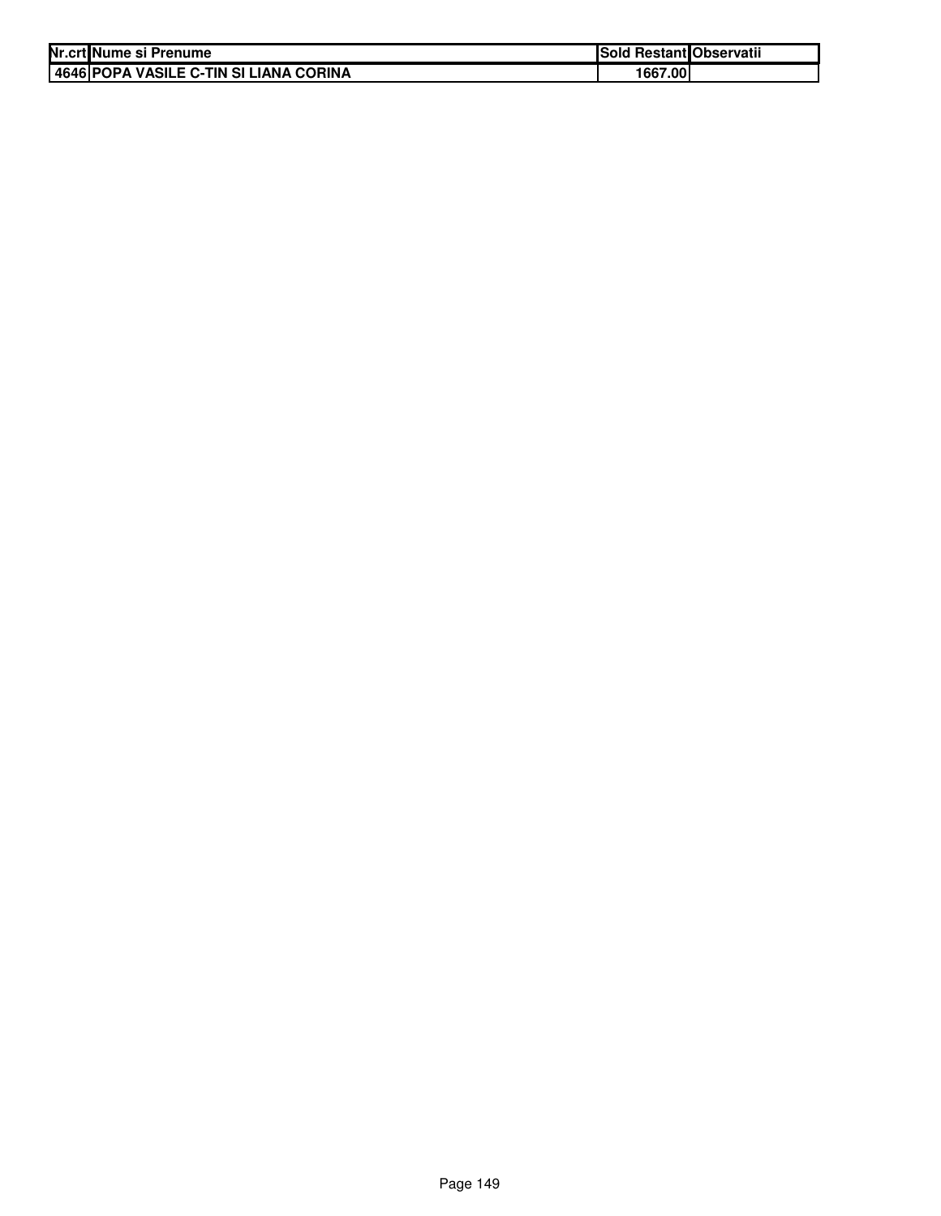| Nr.crt | Nume si Prenume | Sold Restant | Observatii |
|---|---|---|---|
| 4646 | POPA VASILE C-TIN SI LIANA CORINA | 1667.00 | |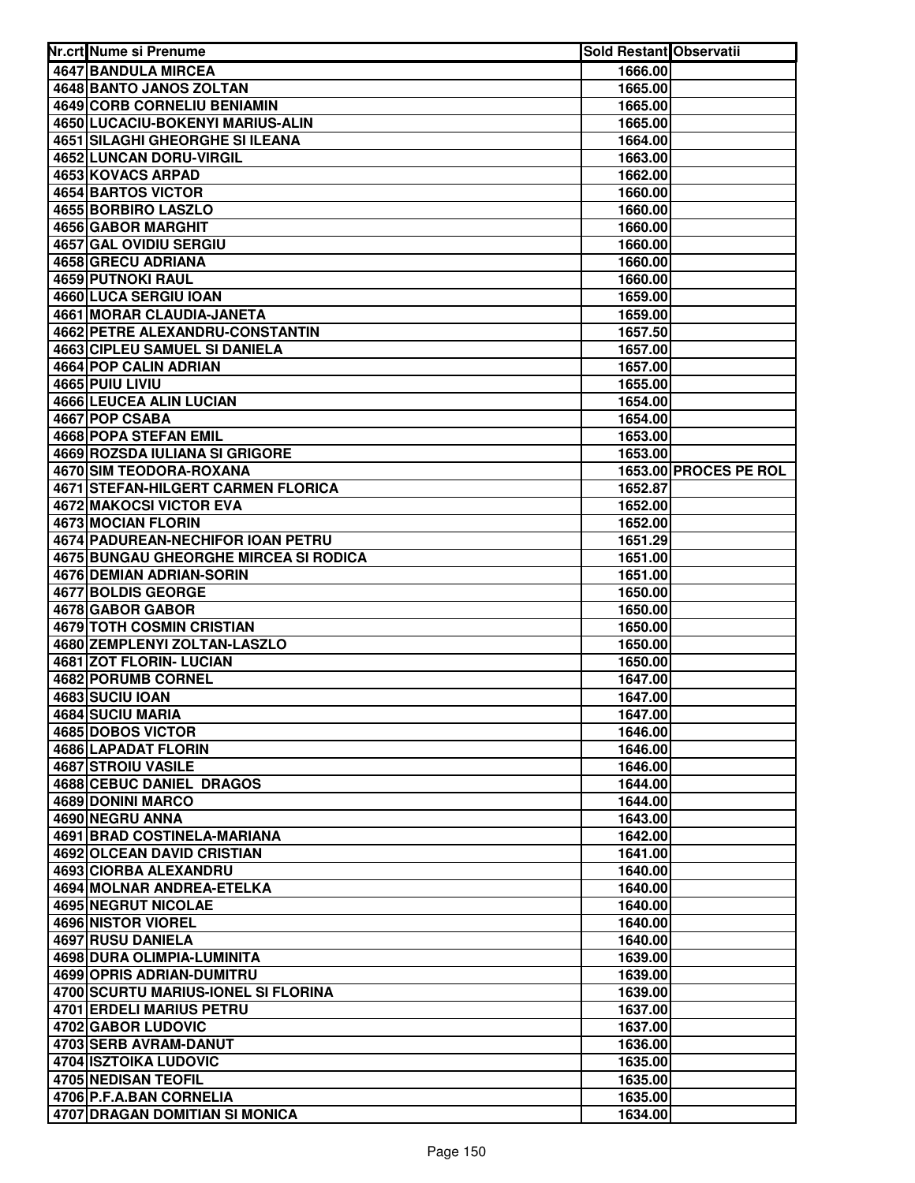| Nr.crt | Nume si Prenume | Sold Restant | Observatii |
|---|---|---|---|
| 4647 | BANDULA MIRCEA | 1666.00 | |
| 4648 | BANTO JANOS ZOLTAN | 1665.00 | |
| 4649 | CORB CORNELIU BENIAMIN | 1665.00 | |
| 4650 | LUCACIU-BOKENYI MARIUS-ALIN | 1665.00 | |
| 4651 | SILAGHI GHEORGHE SI ILEANA | 1664.00 | |
| 4652 | LUNCAN DORU-VIRGIL | 1663.00 | |
| 4653 | KOVACS ARPAD | 1662.00 | |
| 4654 | BARTOS VICTOR | 1660.00 | |
| 4655 | BORBIRO LASZLO | 1660.00 | |
| 4656 | GABOR MARGHIT | 1660.00 | |
| 4657 | GAL OVIDIU SERGIU | 1660.00 | |
| 4658 | GRECU ADRIANA | 1660.00 | |
| 4659 | PUTNOKI RAUL | 1660.00 | |
| 4660 | LUCA SERGIU IOAN | 1659.00 | |
| 4661 | MORAR CLAUDIA-JANETA | 1659.00 | |
| 4662 | PETRE ALEXANDRU-CONSTANTIN | 1657.50 | |
| 4663 | CIPLEU SAMUEL SI DANIELA | 1657.00 | |
| 4664 | POP CALIN ADRIAN | 1657.00 | |
| 4665 | PUIU LIVIU | 1655.00 | |
| 4666 | LEUCEA ALIN LUCIAN | 1654.00 | |
| 4667 | POP CSABA | 1654.00 | |
| 4668 | POPA STEFAN EMIL | 1653.00 | |
| 4669 | ROZSDA IULIANA SI GRIGORE | 1653.00 | |
| 4670 | SIM TEODORA-ROXANA | 1653.00 | PROCES PE ROL |
| 4671 | STEFAN-HILGERT CARMEN FLORICA | 1652.87 | |
| 4672 | MAKOCSI VICTOR EVA | 1652.00 | |
| 4673 | MOCIAN FLORIN | 1652.00 | |
| 4674 | PADUREAN-NECHIFOR IOAN PETRU | 1651.29 | |
| 4675 | BUNGAU GHEORGHE MIRCEA SI RODICA | 1651.00 | |
| 4676 | DEMIAN ADRIAN-SORIN | 1651.00 | |
| 4677 | BOLDIS GEORGE | 1650.00 | |
| 4678 | GABOR GABOR | 1650.00 | |
| 4679 | TOTH COSMIN CRISTIAN | 1650.00 | |
| 4680 | ZEMPLENYI ZOLTAN-LASZLO | 1650.00 | |
| 4681 | ZOT FLORIN- LUCIAN | 1650.00 | |
| 4682 | PORUMB CORNEL | 1647.00 | |
| 4683 | SUCIU IOAN | 1647.00 | |
| 4684 | SUCIU MARIA | 1647.00 | |
| 4685 | DOBOS VICTOR | 1646.00 | |
| 4686 | LAPADAT FLORIN | 1646.00 | |
| 4687 | STROIU VASILE | 1646.00 | |
| 4688 | CEBUC DANIEL  DRAGOS | 1644.00 | |
| 4689 | DONINI MARCO | 1644.00 | |
| 4690 | NEGRU ANNA | 1643.00 | |
| 4691 | BRAD COSTINELA-MARIANA | 1642.00 | |
| 4692 | OLCEAN DAVID CRISTIAN | 1641.00 | |
| 4693 | CIORBA ALEXANDRU | 1640.00 | |
| 4694 | MOLNAR ANDREA-ETELKA | 1640.00 | |
| 4695 | NEGRUT NICOLAE | 1640.00 | |
| 4696 | NISTOR VIOREL | 1640.00 | |
| 4697 | RUSU DANIELA | 1640.00 | |
| 4698 | DURA OLIMPIA-LUMINITA | 1639.00 | |
| 4699 | OPRIS ADRIAN-DUMITRU | 1639.00 | |
| 4700 | SCURTU MARIUS-IONEL SI FLORINA | 1639.00 | |
| 4701 | ERDELI MARIUS PETRU | 1637.00 | |
| 4702 | GABOR LUDOVIC | 1637.00 | |
| 4703 | SERB AVRAM-DANUT | 1636.00 | |
| 4704 | ISZTOIKA LUDOVIC | 1635.00 | |
| 4705 | NEDISAN TEOFIL | 1635.00 | |
| 4706 | P.F.A.BAN CORNELIA | 1635.00 | |
| 4707 | DRAGAN DOMITIAN SI MONICA | 1634.00 | |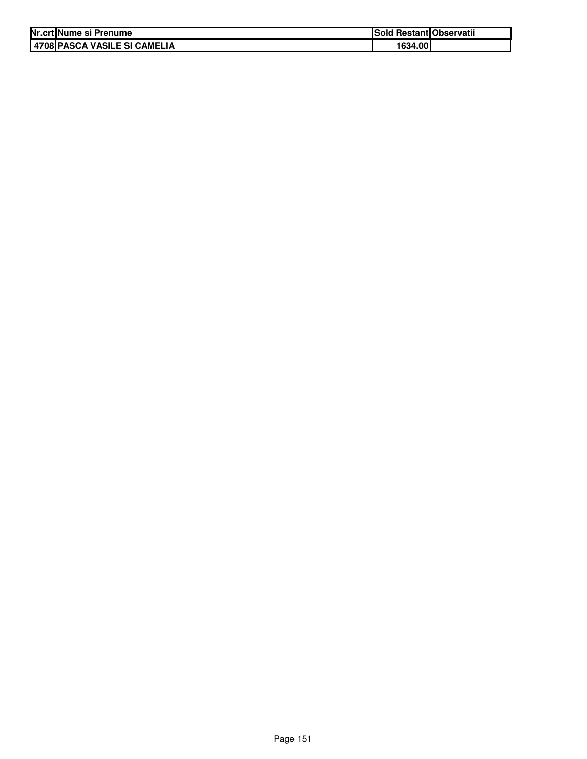| Nr.crt | Nume si Prenume | Sold Restant | Observatii |
| --- | --- | --- | --- |
| 4708 | PASCA VASILE SI CAMELIA | 1634.00 | |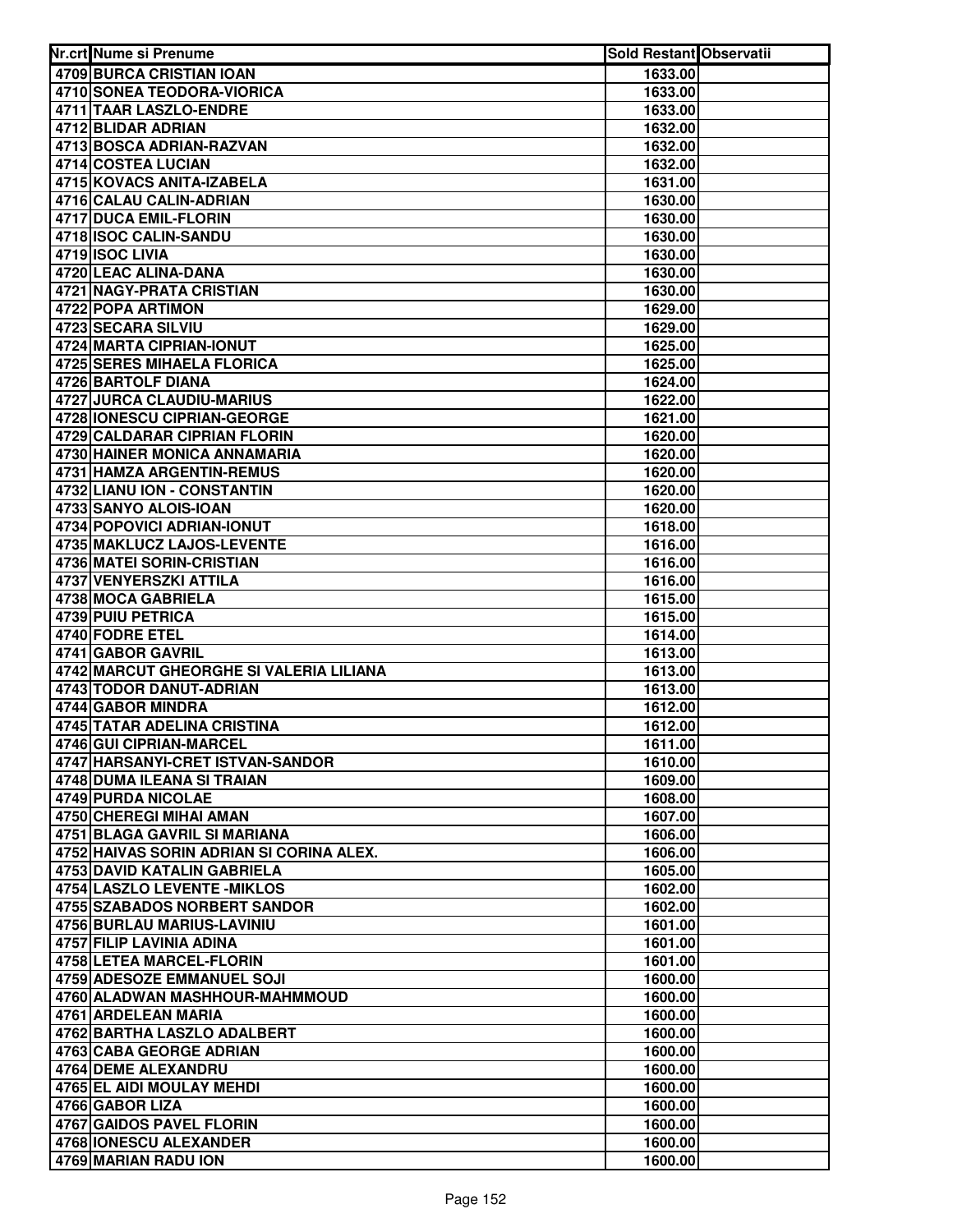| Nr.crt | Nume si Prenume | Sold Restant | Observatii |
|---|---|---|---|
| 4709 | BURCA CRISTIAN IOAN | 1633.00 | |
| 4710 | SONEA TEODORA-VIORICA | 1633.00 | |
| 4711 | TAAR LASZLO-ENDRE | 1633.00 | |
| 4712 | BLIDAR ADRIAN | 1632.00 | |
| 4713 | BOSCA ADRIAN-RAZVAN | 1632.00 | |
| 4714 | COSTEA LUCIAN | 1632.00 | |
| 4715 | KOVACS ANITA-IZABELA | 1631.00 | |
| 4716 | CALAU CALIN-ADRIAN | 1630.00 | |
| 4717 | DUCA EMIL-FLORIN | 1630.00 | |
| 4718 | ISOC CALIN-SANDU | 1630.00 | |
| 4719 | ISOC LIVIA | 1630.00 | |
| 4720 | LEAC ALINA-DANA | 1630.00 | |
| 4721 | NAGY-PRATA CRISTIAN | 1630.00 | |
| 4722 | POPA ARTIMON | 1629.00 | |
| 4723 | SECARA SILVIU | 1629.00 | |
| 4724 | MARTA CIPRIAN-IONUT | 1625.00 | |
| 4725 | SERES MIHAELA FLORICA | 1625.00 | |
| 4726 | BARTOLF DIANA | 1624.00 | |
| 4727 | JURCA CLAUDIU-MARIUS | 1622.00 | |
| 4728 | IONESCU CIPRIAN-GEORGE | 1621.00 | |
| 4729 | CALDARAR CIPRIAN FLORIN | 1620.00 | |
| 4730 | HAINER MONICA ANNAMARIA | 1620.00 | |
| 4731 | HAMZA ARGENTIN-REMUS | 1620.00 | |
| 4732 | LIANU ION - CONSTANTIN | 1620.00 | |
| 4733 | SANYO ALOIS-IOAN | 1620.00 | |
| 4734 | POPOVICI ADRIAN-IONUT | 1618.00 | |
| 4735 | MAKLUCZ LAJOS-LEVENTE | 1616.00 | |
| 4736 | MATEI SORIN-CRISTIAN | 1616.00 | |
| 4737 | VENYERSZKI ATTILA | 1616.00 | |
| 4738 | MOCA GABRIELA | 1615.00 | |
| 4739 | PUIU PETRICA | 1615.00 | |
| 4740 | FODRE ETEL | 1614.00 | |
| 4741 | GABOR GAVRIL | 1613.00 | |
| 4742 | MARCUT GHEORGHE SI VALERIA LILIANA | 1613.00 | |
| 4743 | TODOR DANUT-ADRIAN | 1613.00 | |
| 4744 | GABOR MINDRA | 1612.00 | |
| 4745 | TATAR ADELINA CRISTINA | 1612.00 | |
| 4746 | GUI CIPRIAN-MARCEL | 1611.00 | |
| 4747 | HARSANYI-CRET ISTVAN-SANDOR | 1610.00 | |
| 4748 | DUMA ILEANA SI TRAIAN | 1609.00 | |
| 4749 | PURDA NICOLAE | 1608.00 | |
| 4750 | CHEREGI MIHAI AMAN | 1607.00 | |
| 4751 | BLAGA GAVRIL SI MARIANA | 1606.00 | |
| 4752 | HAIVAS SORIN ADRIAN SI CORINA ALEX. | 1606.00 | |
| 4753 | DAVID KATALIN GABRIELA | 1605.00 | |
| 4754 | LASZLO LEVENTE -MIKLOS | 1602.00 | |
| 4755 | SZABADOS NORBERT SANDOR | 1602.00 | |
| 4756 | BURLAU MARIUS-LAVINIU | 1601.00 | |
| 4757 | FILIP LAVINIA ADINA | 1601.00 | |
| 4758 | LETEA MARCEL-FLORIN | 1601.00 | |
| 4759 | ADESOZE EMMANUEL SOJI | 1600.00 | |
| 4760 | ALADWAN MASHHOUR-MAHMMOUD | 1600.00 | |
| 4761 | ARDELEAN MARIA | 1600.00 | |
| 4762 | BARTHA LASZLO ADALBERT | 1600.00 | |
| 4763 | CABA GEORGE ADRIAN | 1600.00 | |
| 4764 | DEME ALEXANDRU | 1600.00 | |
| 4765 | EL AIDI MOULAY MEHDI | 1600.00 | |
| 4766 | GABOR LIZA | 1600.00 | |
| 4767 | GAIDOS PAVEL FLORIN | 1600.00 | |
| 4768 | IONESCU ALEXANDER | 1600.00 | |
| 4769 | MARIAN RADU ION | 1600.00 | |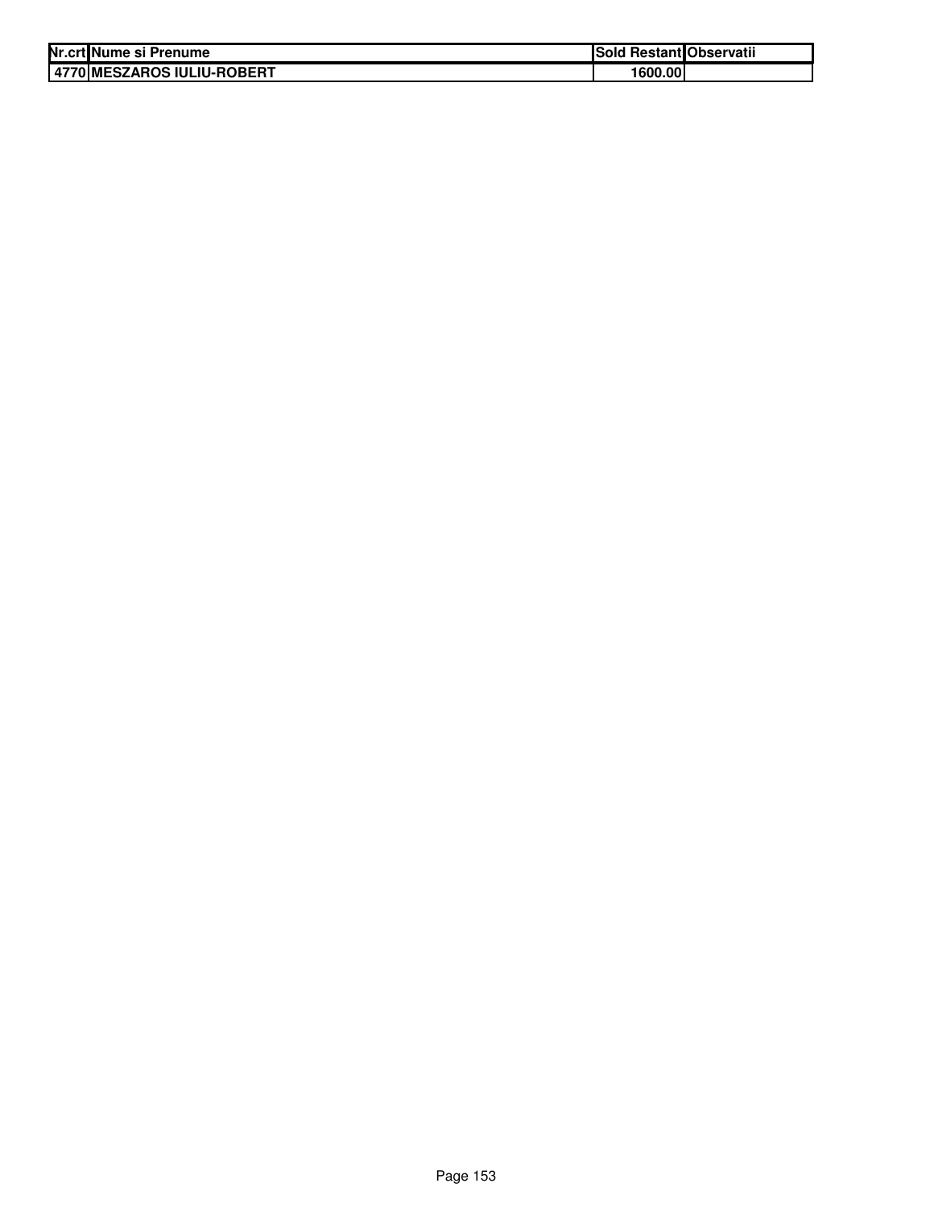| Nr.crt | Nume si Prenume | Sold Restant | Observatii |
| --- | --- | --- | --- |
| 4770 | MESZAROS IULIU-ROBERT | 1600.00 | |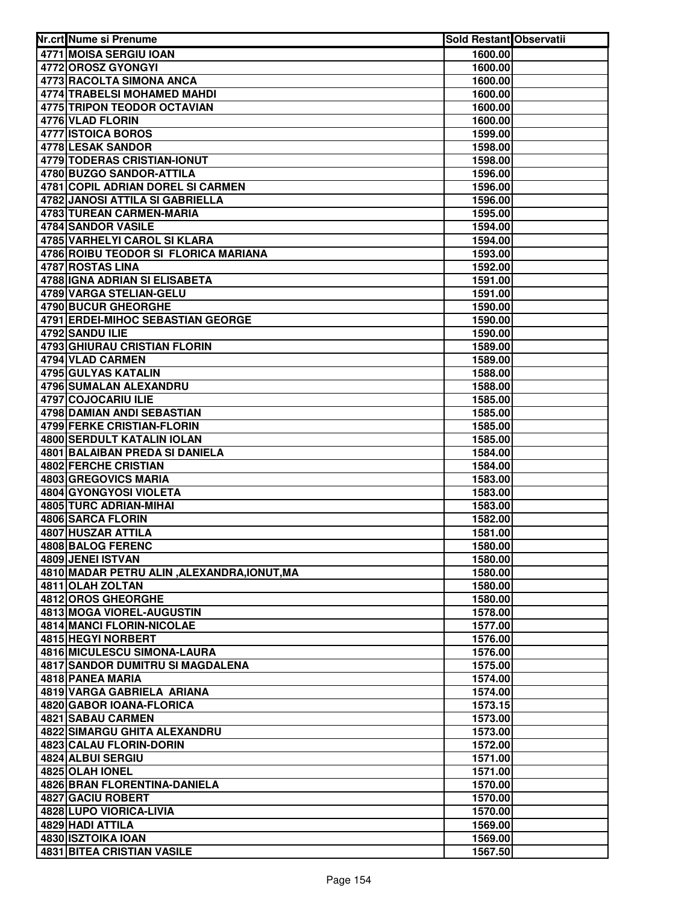| Nr.crt | Nume si Prenume | Sold Restant | Observatii |
|---|---|---|---|
| 4771 | MOISA SERGIU IOAN | 1600.00 | |
| 4772 | OROSZ GYONGYI | 1600.00 | |
| 4773 | RACOLTA SIMONA ANCA | 1600.00 | |
| 4774 | TRABELSI MOHAMED MAHDI | 1600.00 | |
| 4775 | TRIPON TEODOR OCTAVIAN | 1600.00 | |
| 4776 | VLAD FLORIN | 1600.00 | |
| 4777 | ISTOICA BOROS | 1599.00 | |
| 4778 | LESAK SANDOR | 1598.00 | |
| 4779 | TODERAS CRISTIAN-IONUT | 1598.00 | |
| 4780 | BUZGO SANDOR-ATTILA | 1596.00 | |
| 4781 | COPIL ADRIAN DOREL SI CARMEN | 1596.00 | |
| 4782 | JANOSI ATTILA SI GABRIELLA | 1596.00 | |
| 4783 | TUREAN CARMEN-MARIA | 1595.00 | |
| 4784 | SANDOR VASILE | 1594.00 | |
| 4785 | VARHELYI CAROL SI KLARA | 1594.00 | |
| 4786 | ROIBU TEODOR SI FLORICA MARIANA | 1593.00 | |
| 4787 | ROSTAS LINA | 1592.00 | |
| 4788 | IGNA ADRIAN SI ELISABETA | 1591.00 | |
| 4789 | VARGA STELIAN-GELU | 1591.00 | |
| 4790 | BUCUR GHEORGHE | 1590.00 | |
| 4791 | ERDEI-MIHOC SEBASTIAN GEORGE | 1590.00 | |
| 4792 | SANDU ILIE | 1590.00 | |
| 4793 | GHIURAU CRISTIAN FLORIN | 1589.00 | |
| 4794 | VLAD CARMEN | 1589.00 | |
| 4795 | GULYAS KATALIN | 1588.00 | |
| 4796 | SUMALAN ALEXANDRU | 1588.00 | |
| 4797 | COJOCARIU ILIE | 1585.00 | |
| 4798 | DAMIAN ANDI SEBASTIAN | 1585.00 | |
| 4799 | FERKE CRISTIAN-FLORIN | 1585.00 | |
| 4800 | SERDULT KATALIN IOLAN | 1585.00 | |
| 4801 | BALAIBAN PREDA SI DANIELA | 1584.00 | |
| 4802 | FERCHE CRISTIAN | 1584.00 | |
| 4803 | GREGOVICS MARIA | 1583.00 | |
| 4804 | GYONGYOSI VIOLETA | 1583.00 | |
| 4805 | TURC ADRIAN-MIHAI | 1583.00 | |
| 4806 | SARCA FLORIN | 1582.00 | |
| 4807 | HUSZAR ATTILA | 1581.00 | |
| 4808 | BALOG FERENC | 1580.00 | |
| 4809 | JENEI ISTVAN | 1580.00 | |
| 4810 | MADAR PETRU ALIN ,ALEXANDRA,IONUT,MA | 1580.00 | |
| 4811 | OLAH ZOLTAN | 1580.00 | |
| 4812 | OROS GHEORGHE | 1580.00 | |
| 4813 | MOGA VIOREL-AUGUSTIN | 1578.00 | |
| 4814 | MANCI FLORIN-NICOLAE | 1577.00 | |
| 4815 | HEGYI NORBERT | 1576.00 | |
| 4816 | MICULESCU SIMONA-LAURA | 1576.00 | |
| 4817 | SANDOR DUMITRU SI MAGDALENA | 1575.00 | |
| 4818 | PANEA MARIA | 1574.00 | |
| 4819 | VARGA GABRIELA ARIANA | 1574.00 | |
| 4820 | GABOR IOANA-FLORICA | 1573.15 | |
| 4821 | SABAU CARMEN | 1573.00 | |
| 4822 | SIMARGU GHITA ALEXANDRU | 1573.00 | |
| 4823 | CALAU FLORIN-DORIN | 1572.00 | |
| 4824 | ALBUI SERGIU | 1571.00 | |
| 4825 | OLAH IONEL | 1571.00 | |
| 4826 | BRAN FLORENTINA-DANIELA | 1570.00 | |
| 4827 | GACIU ROBERT | 1570.00 | |
| 4828 | LUPO VIORICA-LIVIA | 1570.00 | |
| 4829 | HADI ATTILA | 1569.00 | |
| 4830 | ISZTOIKA IOAN | 1569.00 | |
| 4831 | BITEA CRISTIAN VASILE | 1567.50 | |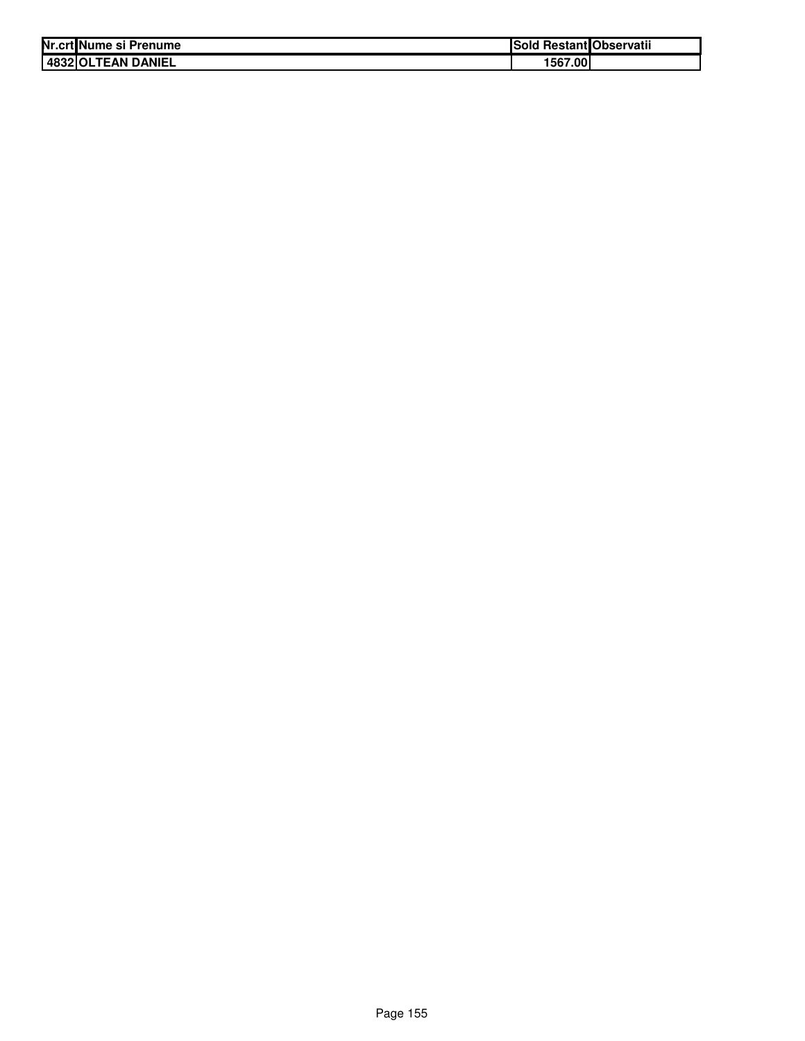| Nr.crt | Nume si Prenume | Sold Restant | Observatii |
|---|---|---|---|
| 4832 | OLTEAN DANIEL | 1567.00 | |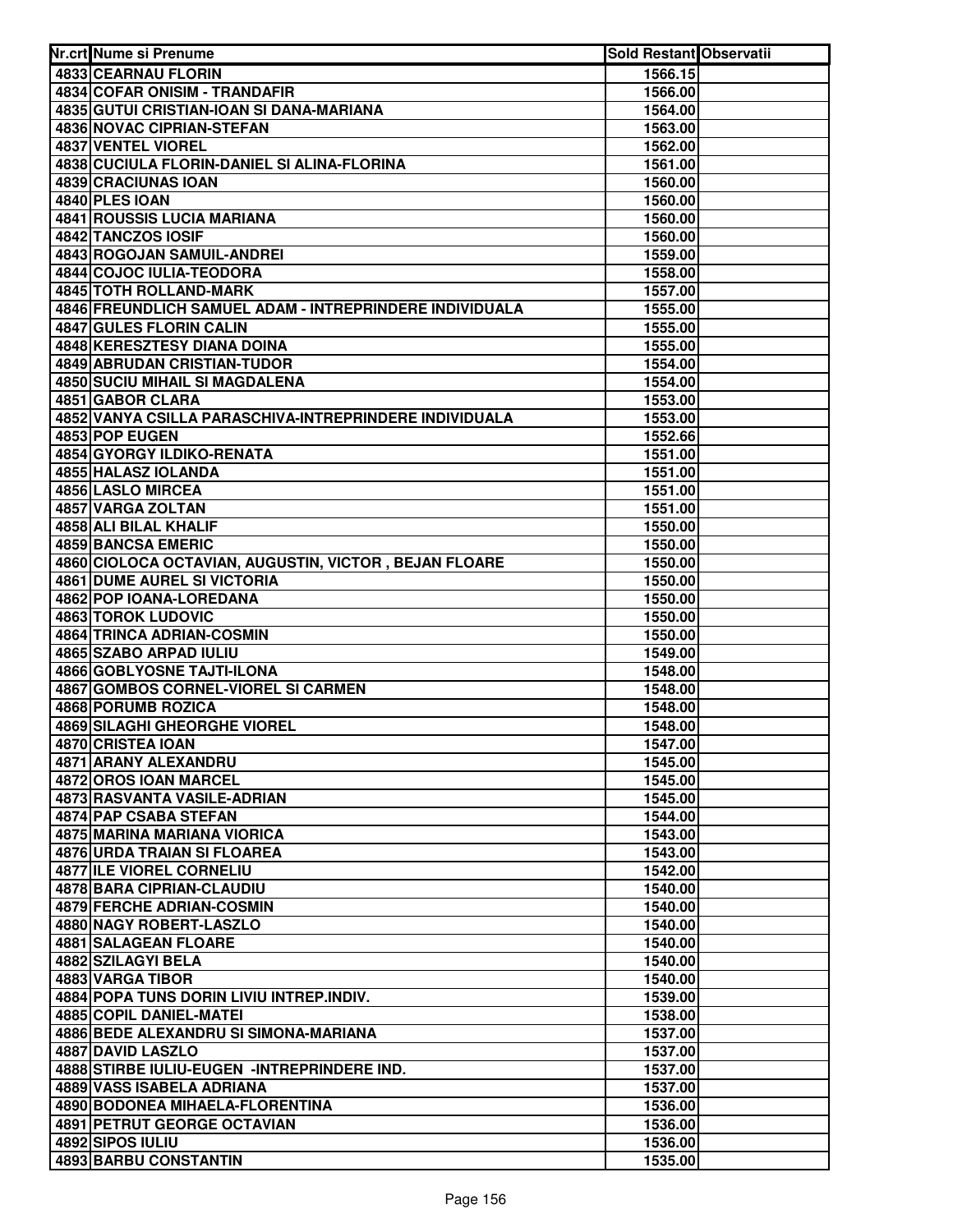| Nr.crt | Nume si Prenume | Sold Restant | Observatii |
|---|---|---|---|
| 4833 | CEARNAU FLORIN | 1566.15 | |
| 4834 | COFAR ONISIM - TRANDAFIR | 1566.00 | |
| 4835 | GUTUI CRISTIAN-IOAN SI DANA-MARIANA | 1564.00 | |
| 4836 | NOVAC CIPRIAN-STEFAN | 1563.00 | |
| 4837 | VENTEL VIOREL | 1562.00 | |
| 4838 | CUCIULA FLORIN-DANIEL SI ALINA-FLORINA | 1561.00 | |
| 4839 | CRACIUNAS IOAN | 1560.00 | |
| 4840 | PLES IOAN | 1560.00 | |
| 4841 | ROUSSIS LUCIA MARIANA | 1560.00 | |
| 4842 | TANCZOS IOSIF | 1560.00 | |
| 4843 | ROGOJAN SAMUIL-ANDREI | 1559.00 | |
| 4844 | COJOC IULIA-TEODORA | 1558.00 | |
| 4845 | TOTH ROLLAND-MARK | 1557.00 | |
| 4846 | FREUNDLICH SAMUEL ADAM - INTREPRINDERE INDIVIDUALA | 1555.00 | |
| 4847 | GULES FLORIN CALIN | 1555.00 | |
| 4848 | KERESZTESY DIANA DOINA | 1555.00 | |
| 4849 | ABRUDAN CRISTIAN-TUDOR | 1554.00 | |
| 4850 | SUCIU MIHAIL SI MAGDALENA | 1554.00 | |
| 4851 | GABOR CLARA | 1553.00 | |
| 4852 | VANYA CSILLA PARASCHIVA-INTREPRINDERE INDIVIDUALA | 1553.00 | |
| 4853 | POP EUGEN | 1552.66 | |
| 4854 | GYORGY ILDIKO-RENATA | 1551.00 | |
| 4855 | HALASZ IOLANDA | 1551.00 | |
| 4856 | LASLO MIRCEA | 1551.00 | |
| 4857 | VARGA ZOLTAN | 1551.00 | |
| 4858 | ALI BILAL KHALIF | 1550.00 | |
| 4859 | BANCSA EMERIC | 1550.00 | |
| 4860 | CIOLOCA OCTAVIAN, AUGUSTIN, VICTOR , BEJAN FLOARE | 1550.00 | |
| 4861 | DUME AUREL SI VICTORIA | 1550.00 | |
| 4862 | POP IOANA-LOREDANA | 1550.00 | |
| 4863 | TOROK LUDOVIC | 1550.00 | |
| 4864 | TRINCA ADRIAN-COSMIN | 1550.00 | |
| 4865 | SZABO ARPAD IULIU | 1549.00 | |
| 4866 | GOBLYOSNE TAJTI-ILONA | 1548.00 | |
| 4867 | GOMBOS CORNEL-VIOREL SI CARMEN | 1548.00 | |
| 4868 | PORUMB ROZICA | 1548.00 | |
| 4869 | SILAGHI GHEORGHE VIOREL | 1548.00 | |
| 4870 | CRISTEA IOAN | 1547.00 | |
| 4871 | ARANY ALEXANDRU | 1545.00 | |
| 4872 | OROS IOAN MARCEL | 1545.00 | |
| 4873 | RASVANTA VASILE-ADRIAN | 1545.00 | |
| 4874 | PAP CSABA STEFAN | 1544.00 | |
| 4875 | MARINA MARIANA VIORICA | 1543.00 | |
| 4876 | URDA TRAIAN SI FLOREA | 1543.00 | |
| 4877 | ILE VIOREL CORNELIU | 1542.00 | |
| 4878 | BARA CIPRIAN-CLAUDIU | 1540.00 | |
| 4879 | FERCHE ADRIAN-COSMIN | 1540.00 | |
| 4880 | NAGY ROBERT-LASZLO | 1540.00 | |
| 4881 | SALAGEAN FLOARE | 1540.00 | |
| 4882 | SZILAGYI BELA | 1540.00 | |
| 4883 | VARGA TIBOR | 1540.00 | |
| 4884 | POPA TUNS DORIN LIVIU INTREP.INDIV. | 1539.00 | |
| 4885 | COPIL DANIEL-MATEI | 1538.00 | |
| 4886 | BEDE ALEXANDRU SI SIMONA-MARIANA | 1537.00 | |
| 4887 | DAVID LASZLO | 1537.00 | |
| 4888 | STIRBE IULIU-EUGEN -INTREPRINDERE IND. | 1537.00 | |
| 4889 | VASS ISABELA ADRIANA | 1537.00 | |
| 4890 | BODONEA MIHAELA-FLORENTINA | 1536.00 | |
| 4891 | PETRUT GEORGE OCTAVIAN | 1536.00 | |
| 4892 | SIPOS IULIU | 1536.00 | |
| 4893 | BARBU CONSTANTIN | 1535.00 | |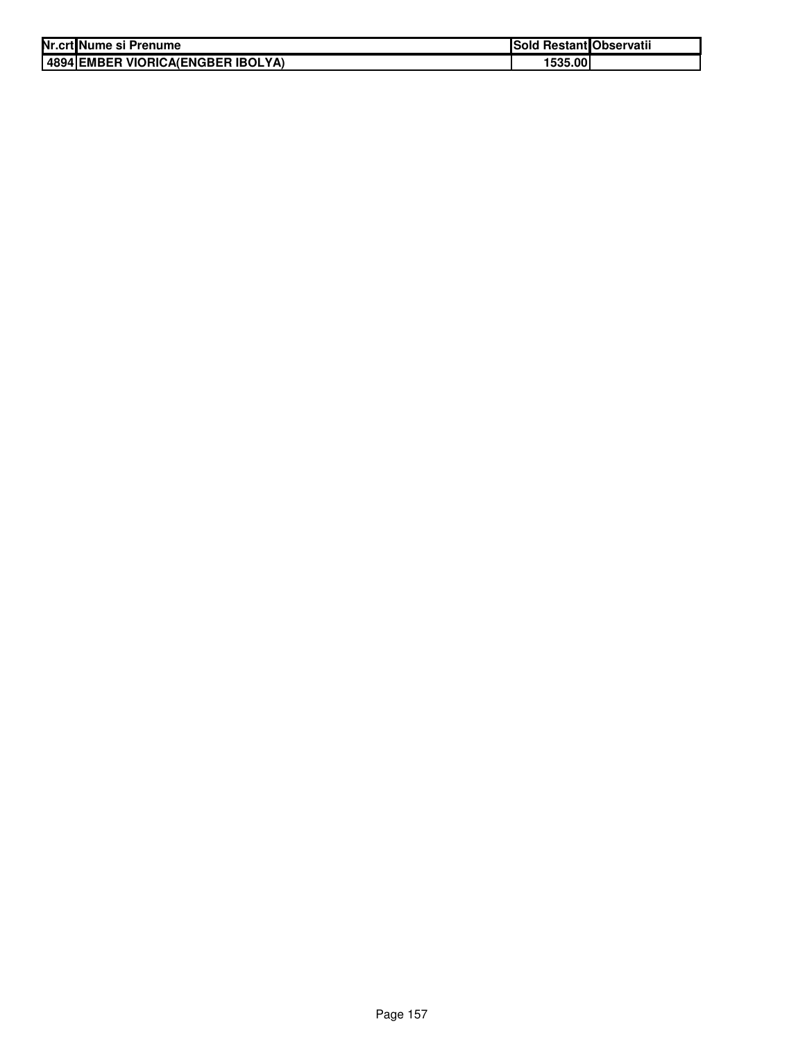| Nr.crt | Nume si Prenume | Sold Restant | Observatii |
|---|---|---|---|
| 4894 | EMBER VIORICA(ENGBER IBOLYA) | 1535.00 | |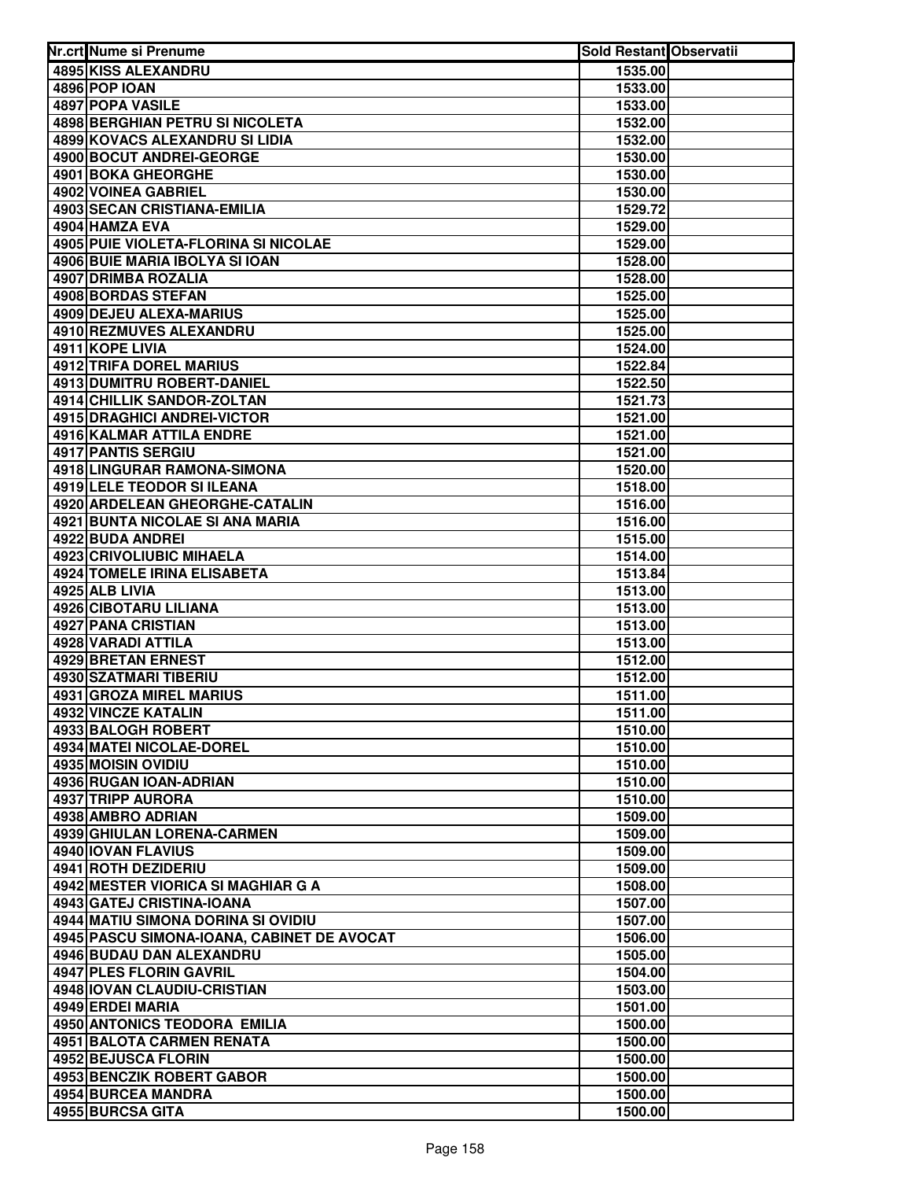| Nr.crt | Nume si Prenume | Sold Restant | Observatii |
|---|---|---|---|
| 4895 | KISS ALEXANDRU | 1535.00 | |
| 4896 | POP IOAN | 1533.00 | |
| 4897 | POPA VASILE | 1533.00 | |
| 4898 | BERGHIAN PETRU SI NICOLETA | 1532.00 | |
| 4899 | KOVACS ALEXANDRU SI LIDIA | 1532.00 | |
| 4900 | BOCUT ANDREI-GEORGE | 1530.00 | |
| 4901 | BOKA GHEORGHE | 1530.00 | |
| 4902 | VOINEA GABRIEL | 1530.00 | |
| 4903 | SECAN CRISTIANA-EMILIA | 1529.72 | |
| 4904 | HAMZA EVA | 1529.00 | |
| 4905 | PUIE VIOLETA-FLORINA SI NICOLAE | 1529.00 | |
| 4906 | BUIE MARIA IBOLYA SI IOAN | 1528.00 | |
| 4907 | DRIMBA ROZALIA | 1528.00 | |
| 4908 | BORDAS STEFAN | 1525.00 | |
| 4909 | DEJEU ALEXA-MARIUS | 1525.00 | |
| 4910 | REZMUVES ALEXANDRU | 1525.00 | |
| 4911 | KOPE LIVIA | 1524.00 | |
| 4912 | TRIFA DOREL MARIUS | 1522.84 | |
| 4913 | DUMITRU ROBERT-DANIEL | 1522.50 | |
| 4914 | CHILLIK SANDOR-ZOLTAN | 1521.73 | |
| 4915 | DRAGHICI ANDREI-VICTOR | 1521.00 | |
| 4916 | KALMAR ATTILA ENDRE | 1521.00 | |
| 4917 | PANTIS SERGIU | 1521.00 | |
| 4918 | LINGURAR RAMONA-SIMONA | 1520.00 | |
| 4919 | LELE TEODOR SI ILEANA | 1518.00 | |
| 4920 | ARDELEAN GHEORGHE-CATALIN | 1516.00 | |
| 4921 | BUNTA NICOLAE SI ANA MARIA | 1516.00 | |
| 4922 | BUDA ANDREI | 1515.00 | |
| 4923 | CRIVOLIUBIC MIHAELA | 1514.00 | |
| 4924 | TOMELE IRINA ELISABETA | 1513.84 | |
| 4925 | ALB LIVIA | 1513.00 | |
| 4926 | CIBOTARU LILIANA | 1513.00 | |
| 4927 | PANA CRISTIAN | 1513.00 | |
| 4928 | VARADI ATTILA | 1513.00 | |
| 4929 | BRETAN ERNEST | 1512.00 | |
| 4930 | SZATMARI TIBERIU | 1512.00 | |
| 4931 | GROZA MIREL MARIUS | 1511.00 | |
| 4932 | VINCZE KATALIN | 1511.00 | |
| 4933 | BALOGH ROBERT | 1510.00 | |
| 4934 | MATEI NICOLAE-DOREL | 1510.00 | |
| 4935 | MOISIN OVIDIU | 1510.00 | |
| 4936 | RUGAN IOAN-ADRIAN | 1510.00 | |
| 4937 | TRIPP AURORA | 1510.00 | |
| 4938 | AMBRO ADRIAN | 1509.00 | |
| 4939 | GHIULAN LORENA-CARMEN | 1509.00 | |
| 4940 | IOVAN FLAVIUS | 1509.00 | |
| 4941 | ROTH DEZIDERIU | 1509.00 | |
| 4942 | MESTER VIORICA SI MAGHIAR G A | 1508.00 | |
| 4943 | GATEJ CRISTINA-IOANA | 1507.00 | |
| 4944 | MATIU SIMONA DORINA SI OVIDIU | 1507.00 | |
| 4945 | PASCU SIMONA-IOANA, CABINET DE AVOCAT | 1506.00 | |
| 4946 | BUDAU DAN ALEXANDRU | 1505.00 | |
| 4947 | PLES FLORIN GAVRIL | 1504.00 | |
| 4948 | IOVAN CLAUDIU-CRISTIAN | 1503.00 | |
| 4949 | ERDEI MARIA | 1501.00 | |
| 4950 | ANTONICS TEODORA EMILIA | 1500.00 | |
| 4951 | BALOTA CARMEN RENATA | 1500.00 | |
| 4952 | BEJUSCA FLORIN | 1500.00 | |
| 4953 | BENCZIK ROBERT GABOR | 1500.00 | |
| 4954 | BURCEA MANDRA | 1500.00 | |
| 4955 | BURCSA GITA | 1500.00 | |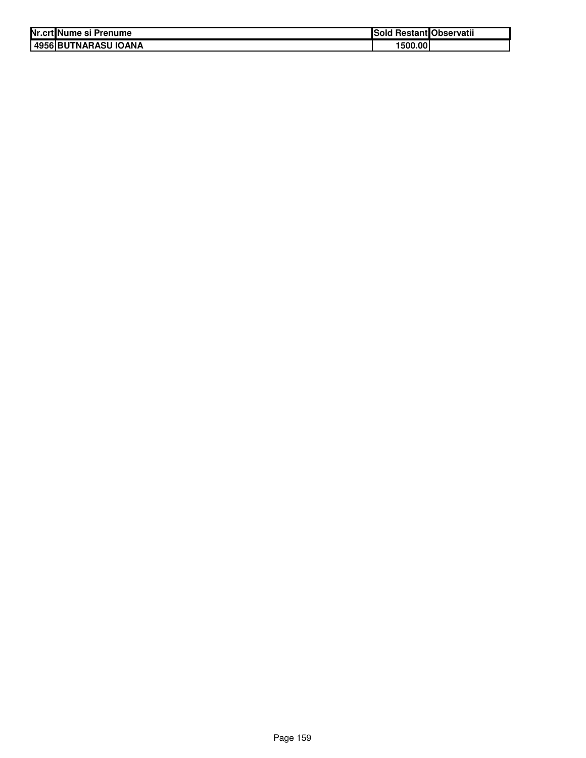| Nr.crt | Nume si Prenume | Sold Restant | Observatii |
|---|---|---|---|
| 4956 | BUTNARASU IOANA | 1500.00 | |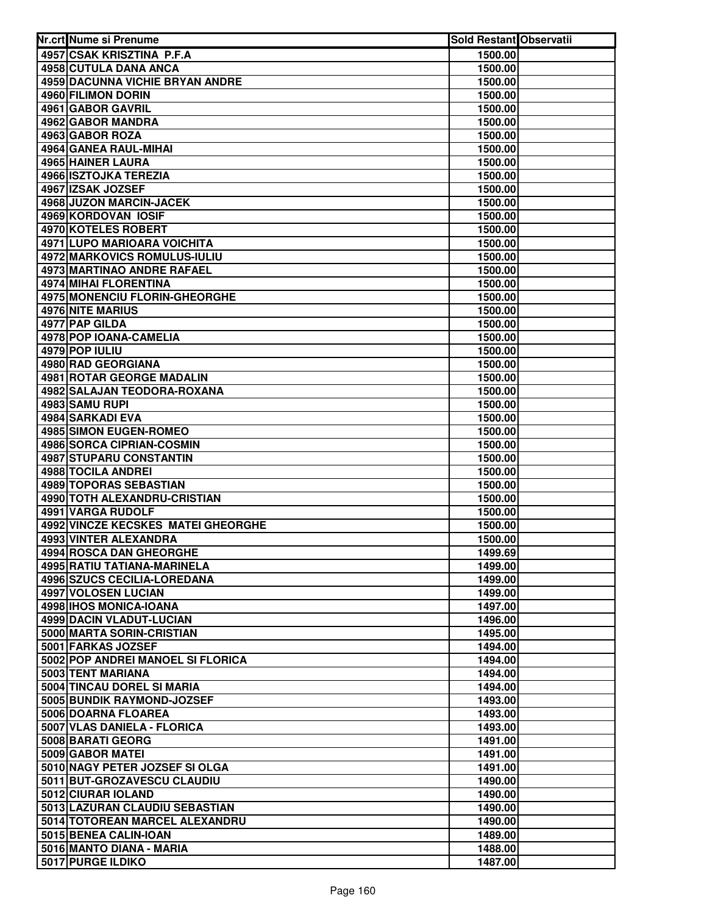| Nr.crt | Nume si Prenume | Sold Restant | Observatii |
|---|---|---|---|
| 4957 | CSAK KRISZTINA P.F.A | 1500.00 | |
| 4958 | CUTULA DANA ANCA | 1500.00 | |
| 4959 | DACUNNA VICHIE BRYAN ANDRE | 1500.00 | |
| 4960 | FILIMON DORIN | 1500.00 | |
| 4961 | GABOR GAVRIL | 1500.00 | |
| 4962 | GABOR MANDRA | 1500.00 | |
| 4963 | GABOR ROZA | 1500.00 | |
| 4964 | GANEA RAUL-MIHAI | 1500.00 | |
| 4965 | HAINER LAURA | 1500.00 | |
| 4966 | ISZTOJKA TEREZIA | 1500.00 | |
| 4967 | IZSAK JOZSEF | 1500.00 | |
| 4968 | JUZON MARCIN-JACEK | 1500.00 | |
| 4969 | KORDOVAN IOSIF | 1500.00 | |
| 4970 | KOTELES ROBERT | 1500.00 | |
| 4971 | LUPO MARIOARA VOICHITA | 1500.00 | |
| 4972 | MARKOVICS ROMULUS-IULIU | 1500.00 | |
| 4973 | MARTINAO ANDRE RAFAEL | 1500.00 | |
| 4974 | MIHAI FLORENTINA | 1500.00 | |
| 4975 | MONENCIU FLORIN-GHEORGHE | 1500.00 | |
| 4976 | NITE MARIUS | 1500.00 | |
| 4977 | PAP GILDA | 1500.00 | |
| 4978 | POP IOANA-CAMELIA | 1500.00 | |
| 4979 | POP IULIU | 1500.00 | |
| 4980 | RAD GEORGIANA | 1500.00 | |
| 4981 | ROTAR GEORGE MADALIN | 1500.00 | |
| 4982 | SALAJAN TEODORA-ROXANA | 1500.00 | |
| 4983 | SAMU RUPI | 1500.00 | |
| 4984 | SARKADI EVA | 1500.00 | |
| 4985 | SIMON EUGEN-ROMEO | 1500.00 | |
| 4986 | SORCA CIPRIAN-COSMIN | 1500.00 | |
| 4987 | STUPARU CONSTANTIN | 1500.00 | |
| 4988 | TOCILA ANDREI | 1500.00 | |
| 4989 | TOPORAS SEBASTIAN | 1500.00 | |
| 4990 | TOTH ALEXANDRU-CRISTIAN | 1500.00 | |
| 4991 | VARGA RUDOLF | 1500.00 | |
| 4992 | VINCZE KECSKES MATEI GHEORGHE | 1500.00 | |
| 4993 | VINTER ALEXANDRA | 1500.00 | |
| 4994 | ROSCA DAN GHEORGHE | 1499.69 | |
| 4995 | RATIU TATIANA-MARINELA | 1499.00 | |
| 4996 | SZUCS CECILIA-LOREDANA | 1499.00 | |
| 4997 | VOLOSEN LUCIAN | 1499.00 | |
| 4998 | IHOS MONICA-IOANA | 1497.00 | |
| 4999 | DACIN VLADUT-LUCIAN | 1496.00 | |
| 5000 | MARTA SORIN-CRISTIAN | 1495.00 | |
| 5001 | FARKAS JOZSEF | 1494.00 | |
| 5002 | POP ANDREI MANOEL SI FLORICA | 1494.00 | |
| 5003 | TENT MARIANA | 1494.00 | |
| 5004 | TINCAU DOREL SI MARIA | 1494.00 | |
| 5005 | BUNDIK RAYMOND-JOZSEF | 1493.00 | |
| 5006 | DOARNA FLOAREA | 1493.00 | |
| 5007 | VLAS DANIELA - FLORICA | 1493.00 | |
| 5008 | BARATI GEORG | 1491.00 | |
| 5009 | GABOR MATEI | 1491.00 | |
| 5010 | NAGY PETER JOZSEF SI OLGA | 1491.00 | |
| 5011 | BUT-GROZAVESCU CLAUDIU | 1490.00 | |
| 5012 | CIURAR IOLAND | 1490.00 | |
| 5013 | LAZURAN CLAUDIU SEBASTIAN | 1490.00 | |
| 5014 | TOTOREAN MARCEL ALEXANDRU | 1490.00 | |
| 5015 | BENEA CALIN-IOAN | 1489.00 | |
| 5016 | MANTO DIANA - MARIA | 1488.00 | |
| 5017 | PURGE ILDIKO | 1487.00 | |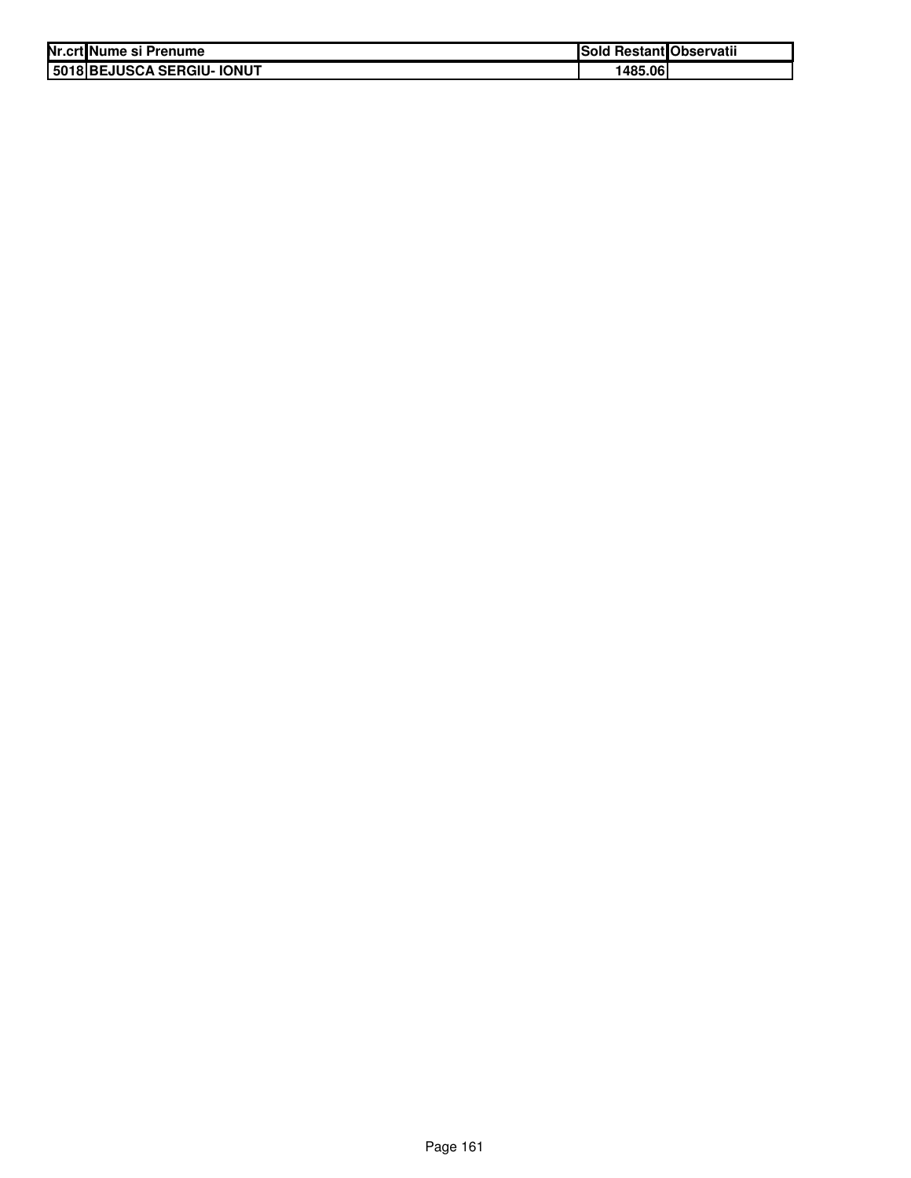| Nr.crt | Nume si Prenume | Sold Restant | Observatii |
|---|---|---|---|
| 5018 | BEJUSCA SERGIU- IONUT | 1485.06 | |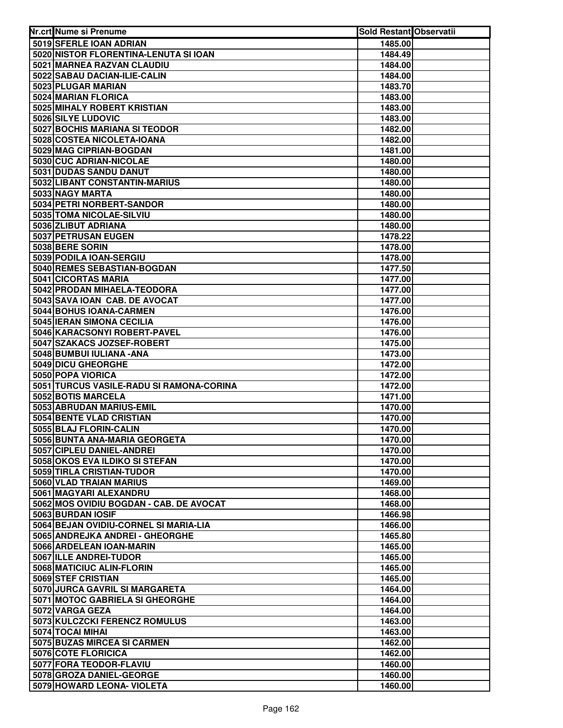| Nr.crt | Nume si Prenume | Sold Restant | Observatii |
|---|---|---|---|
| 5019 | SFERLE IOAN ADRIAN | 1485.00 | |
| 5020 | NISTOR FLORENTINA-LENUTA SI IOAN | 1484.49 | |
| 5021 | MARNEA RAZVAN CLAUDIU | 1484.00 | |
| 5022 | SABAU DACIAN-ILIE-CALIN | 1484.00 | |
| 5023 | PLUGAR MARIAN | 1483.70 | |
| 5024 | MARIAN FLORICA | 1483.00 | |
| 5025 | MIHALY ROBERT KRISTIAN | 1483.00 | |
| 5026 | SILYE LUDOVIC | 1483.00 | |
| 5027 | BOCHIS MARIANA SI TEODOR | 1482.00 | |
| 5028 | COSTEA NICOLETA-IOANA | 1482.00 | |
| 5029 | MAG CIPRIAN-BOGDAN | 1481.00 | |
| 5030 | CUC ADRIAN-NICOLAE | 1480.00 | |
| 5031 | DUDAS SANDU DANUT | 1480.00 | |
| 5032 | LIBANT CONSTANTIN-MARIUS | 1480.00 | |
| 5033 | NAGY MARTA | 1480.00 | |
| 5034 | PETRI NORBERT-SANDOR | 1480.00 | |
| 5035 | TOMA NICOLAE-SILVIU | 1480.00 | |
| 5036 | ZLIBUT ADRIANA | 1480.00 | |
| 5037 | PETRUSAN EUGEN | 1478.22 | |
| 5038 | BERE SORIN | 1478.00 | |
| 5039 | PODILA IOAN-SERGIU | 1478.00 | |
| 5040 | REMES SEBASTIAN-BOGDAN | 1477.50 | |
| 5041 | CICORTAS MARIA | 1477.00 | |
| 5042 | PRODAN MIHAELA-TEODORA | 1477.00 | |
| 5043 | SAVA IOAN CAB. DE AVOCAT | 1477.00 | |
| 5044 | BOHUS IOANA-CARMEN | 1476.00 | |
| 5045 | IERAN SIMONA CECILIA | 1476.00 | |
| 5046 | KARACSONYI ROBERT-PAVEL | 1476.00 | |
| 5047 | SZAKACS JOZSEF-ROBERT | 1475.00 | |
| 5048 | BUMBUI IULIANA -ANA | 1473.00 | |
| 5049 | DICU GHEORGHE | 1472.00 | |
| 5050 | POPA VIORICA | 1472.00 | |
| 5051 | TURCUS VASILE-RADU SI RAMONA-CORINA | 1472.00 | |
| 5052 | BOTIS MARCELA | 1471.00 | |
| 5053 | ABRUDAN MARIUS-EMIL | 1470.00 | |
| 5054 | BENTE VLAD CRISTIAN | 1470.00 | |
| 5055 | BLAJ FLORIN-CALIN | 1470.00 | |
| 5056 | BUNTA ANA-MARIA GEORGETA | 1470.00 | |
| 5057 | CIPLEU DANIEL-ANDREI | 1470.00 | |
| 5058 | OKOS EVA ILDIKO SI STEFAN | 1470.00 | |
| 5059 | TIRLA CRISTIAN-TUDOR | 1470.00 | |
| 5060 | VLAD TRAIAN MARIUS | 1469.00 | |
| 5061 | MAGYARI ALEXANDRU | 1468.00 | |
| 5062 | MOS OVIDIU BOGDAN - CAB. DE AVOCAT | 1468.00 | |
| 5063 | BURDAN IOSIF | 1466.98 | |
| 5064 | BEJAN OVIDIU-CORNEL SI MARIA-LIA | 1466.00 | |
| 5065 | ANDREJKA ANDREI - GHEORGHE | 1465.80 | |
| 5066 | ARDELEAN IOAN-MARIN | 1465.00 | |
| 5067 | ILLE ANDREI-TUDOR | 1465.00 | |
| 5068 | MATICIUC ALIN-FLORIN | 1465.00 | |
| 5069 | STEF CRISTIAN | 1465.00 | |
| 5070 | JURCA GAVRIL SI MARGARETA | 1464.00 | |
| 5071 | MOTOC GABRIELA SI GHEORGHE | 1464.00 | |
| 5072 | VARGA GEZA | 1464.00 | |
| 5073 | KULCZCKI FERENCZ ROMULUS | 1463.00 | |
| 5074 | TOCAI MIHAI | 1463.00 | |
| 5075 | BUZAS MIRCEA SI CARMEN | 1462.00 | |
| 5076 | COTE FLORICICA | 1462.00 | |
| 5077 | FORA TEODOR-FLAVIU | 1460.00 | |
| 5078 | GROZA DANIEL-GEORGE | 1460.00 | |
| 5079 | HOWARD LEONA- VIOLETA | 1460.00 | |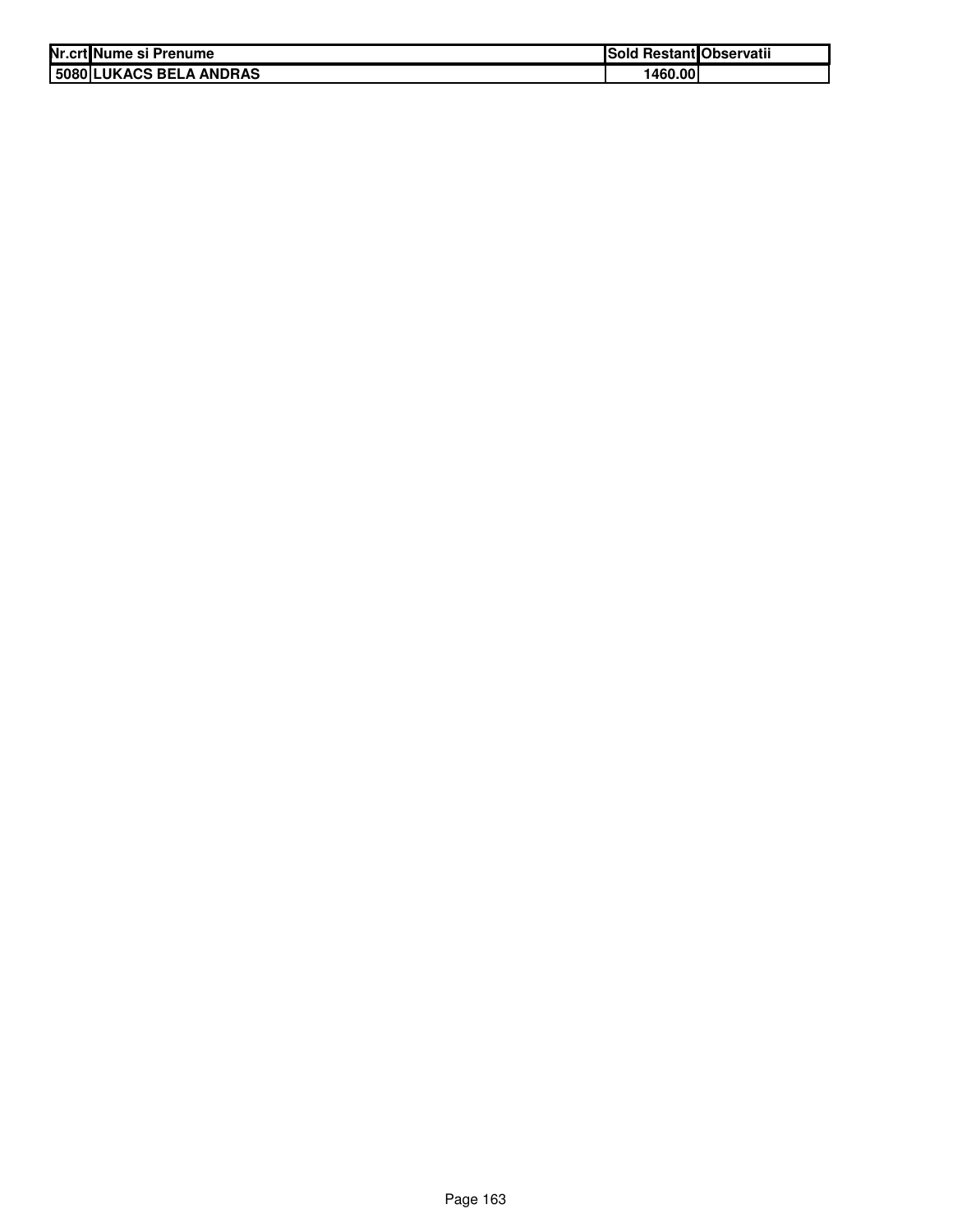| Nr.crt | Nume si Prenume | Sold Restant | Observatii |
|---|---|---|---|
| 5080 | LUKACS BELA ANDRAS | 1460.00 | |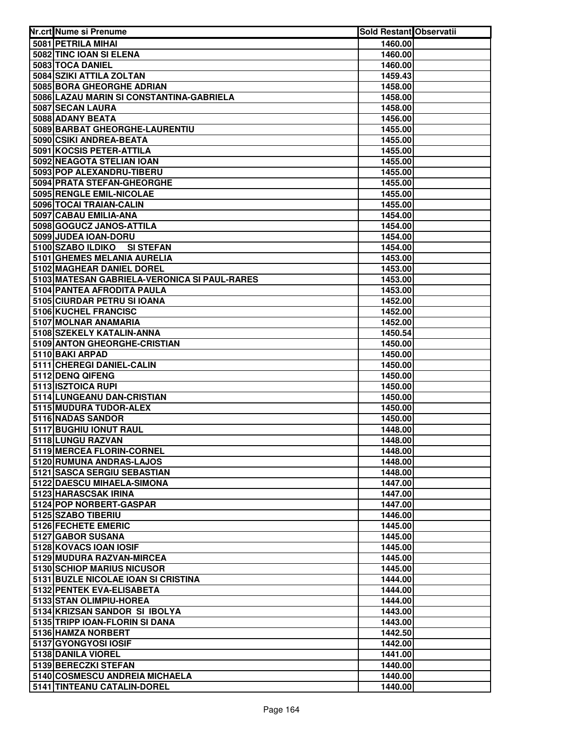| Nr.crt | Nume si Prenume | Sold Restant | Observatii |
|---|---|---|---|
| 5081 | PETRILA MIHAI | 1460.00 | |
| 5082 | TINC IOAN SI ELENA | 1460.00 | |
| 5083 | TOCA DANIEL | 1460.00 | |
| 5084 | SZIKI ATTILA ZOLTAN | 1459.43 | |
| 5085 | BORA GHEORGHE ADRIAN | 1458.00 | |
| 5086 | LAZAU MARIN SI CONSTANTINA-GABRIELA | 1458.00 | |
| 5087 | SECAN LAURA | 1458.00 | |
| 5088 | ADANY BEATA | 1456.00 | |
| 5089 | BARBAT GHEORGHE-LAURENTIU | 1455.00 | |
| 5090 | CSIKI ANDREA-BEATA | 1455.00 | |
| 5091 | KOCSIS PETER-ATTILA | 1455.00 | |
| 5092 | NEAGOTA STELIAN IOAN | 1455.00 | |
| 5093 | POP ALEXANDRU-TIBERU | 1455.00 | |
| 5094 | PRATA STEFAN-GHEORGHE | 1455.00 | |
| 5095 | RENGLE EMIL-NICOLAE | 1455.00 | |
| 5096 | TOCAI TRAIAN-CALIN | 1455.00 | |
| 5097 | CABAU EMILIA-ANA | 1454.00 | |
| 5098 | GOGUCZ JANOS-ATTILA | 1454.00 | |
| 5099 | JUDEA IOAN-DORU | 1454.00 | |
| 5100 | SZABO ILDIKO SI STEFAN | 1454.00 | |
| 5101 | GHEMES MELANIA AURELIA | 1453.00 | |
| 5102 | MAGHEAR DANIEL DOREL | 1453.00 | |
| 5103 | MATESAN GABRIELA-VERONICA SI PAUL-RARES | 1453.00 | |
| 5104 | PANTEA AFRODITA PAULA | 1453.00 | |
| 5105 | CIURDAR PETRU SI IOANA | 1452.00 | |
| 5106 | KUCHEL FRANCISC | 1452.00 | |
| 5107 | MOLNAR ANAMARIA | 1452.00 | |
| 5108 | SZEKELY KATALIN-ANNA | 1450.54 | |
| 5109 | ANTON GHEORGHE-CRISTIAN | 1450.00 | |
| 5110 | BAKI ARPAD | 1450.00 | |
| 5111 | CHEREGI DANIEL-CALIN | 1450.00 | |
| 5112 | DENQ QIFENG | 1450.00 | |
| 5113 | ISZTOICA RUPI | 1450.00 | |
| 5114 | LUNGEANU DAN-CRISTIAN | 1450.00 | |
| 5115 | MUDURA TUDOR-ALEX | 1450.00 | |
| 5116 | NADAS SANDOR | 1450.00 | |
| 5117 | BUGHIU IONUT RAUL | 1448.00 | |
| 5118 | LUNGU RAZVAN | 1448.00 | |
| 5119 | MERCEA FLORIN-CORNEL | 1448.00 | |
| 5120 | RUMUNA ANDRAS-LAJOS | 1448.00 | |
| 5121 | SASCA SERGIU SEBASTIAN | 1448.00 | |
| 5122 | DAESCU MIHAELA-SIMONA | 1447.00 | |
| 5123 | HARASCSAK IRINA | 1447.00 | |
| 5124 | POP NORBERT-GASPAR | 1447.00 | |
| 5125 | SZABO TIBERIU | 1446.00 | |
| 5126 | FECHETE EMERIC | 1445.00 | |
| 5127 | GABOR SUSANA | 1445.00 | |
| 5128 | KOVACS IOAN IOSIF | 1445.00 | |
| 5129 | MUDURA RAZVAN-MIRCEA | 1445.00 | |
| 5130 | SCHIOP MARIUS NICUSOR | 1445.00 | |
| 5131 | BUZLE NICOLAE IOAN SI CRISTINA | 1444.00 | |
| 5132 | PENTEK EVA-ELISABETA | 1444.00 | |
| 5133 | STAN OLIMPIU-HOREA | 1444.00 | |
| 5134 | KRIZSAN SANDOR SI IBOLYA | 1443.00 | |
| 5135 | TRIPP IOAN-FLORIN SI DANA | 1443.00 | |
| 5136 | HAMZA NORBERT | 1442.50 | |
| 5137 | GYONGYOSI IOSIF | 1442.00 | |
| 5138 | DANILA VIOREL | 1441.00 | |
| 5139 | BERECZKI STEFAN | 1440.00 | |
| 5140 | COSMESCU ANDREIA MICHAELA | 1440.00 | |
| 5141 | TINTEANU CATALIN-DOREL | 1440.00 | |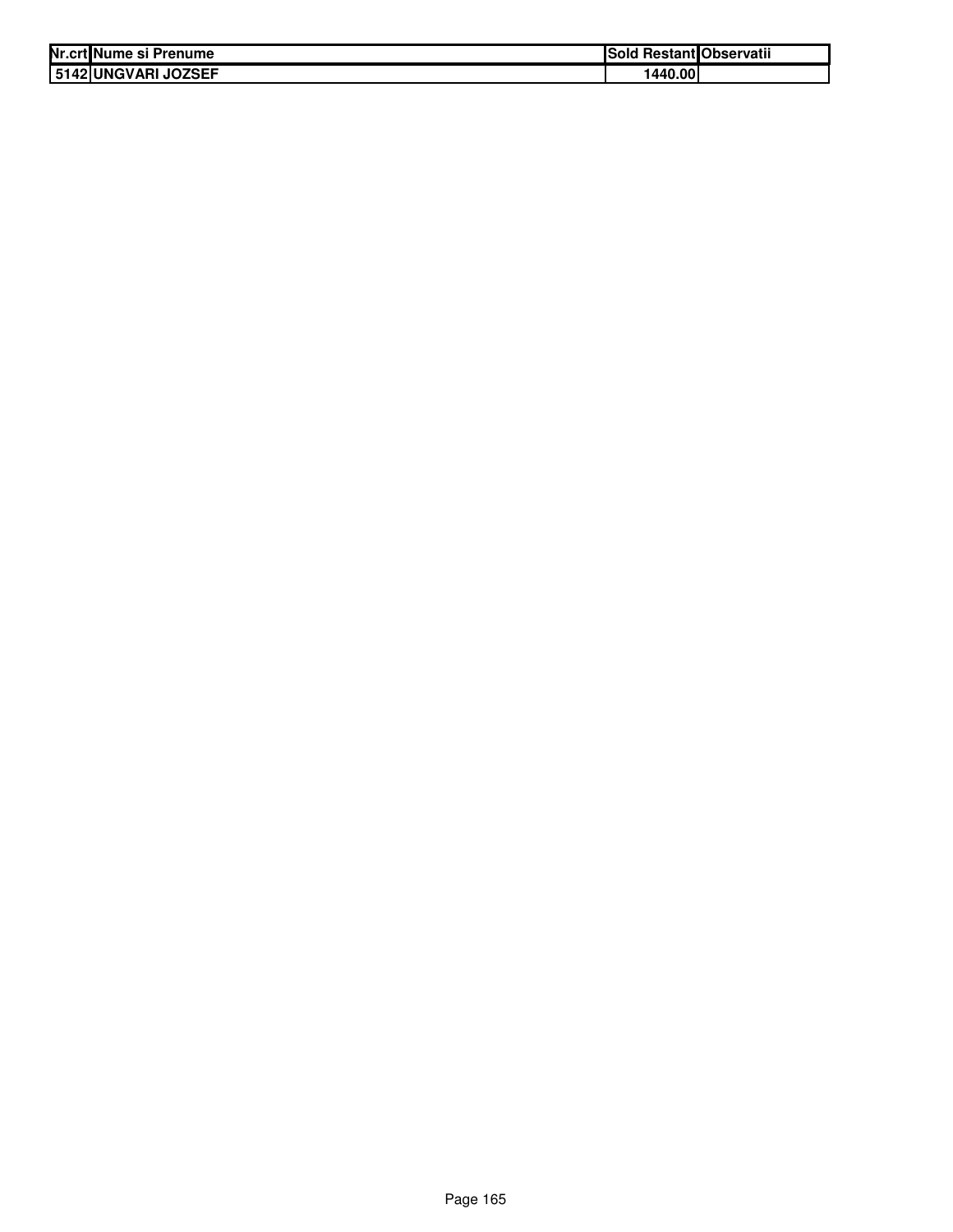| Nr.crt | Nume si Prenume | Sold Restant | Observatii |
|---|---|---|---|
| 5142 | UNGVARI JOZSEF | 1440.00 | |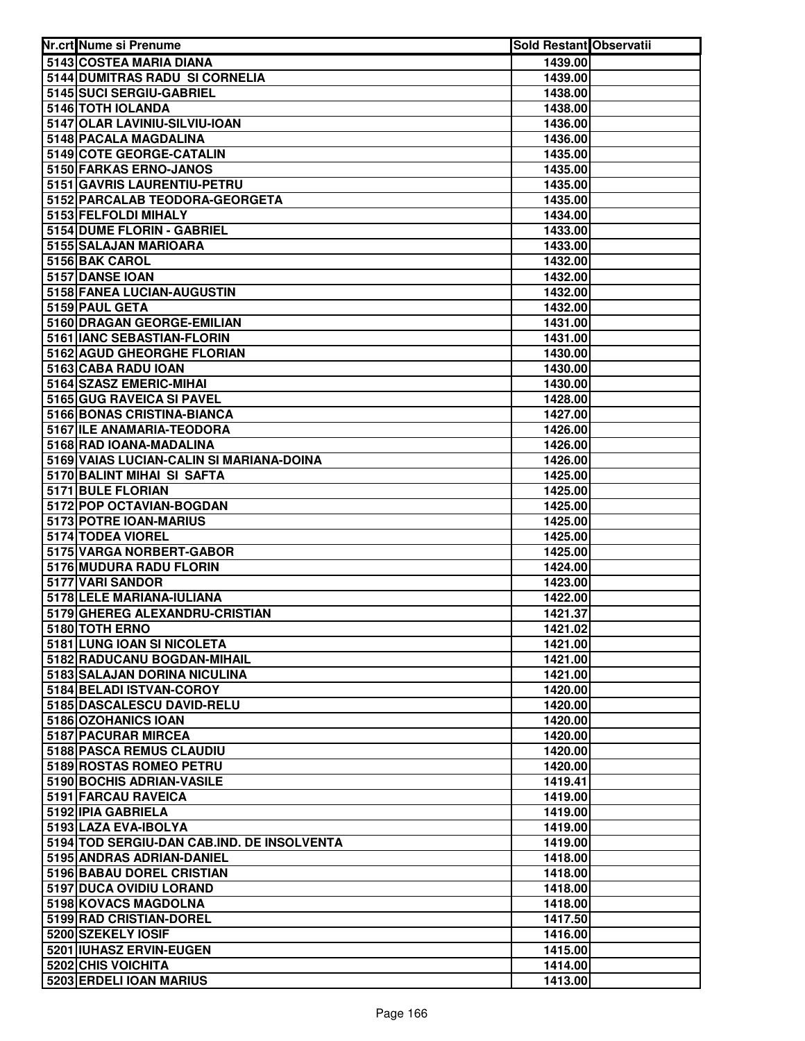| Nr.crt | Nume si Prenume | Sold Restant | Observatii |
|---|---|---|---|
| 5143 | COSTEA MARIA DIANA | 1439.00 | |
| 5144 | DUMITRAS RADU  SI CORNELIA | 1439.00 | |
| 5145 | SUCI SERGIU-GABRIEL | 1438.00 | |
| 5146 | TOTH IOLANDA | 1438.00 | |
| 5147 | OLAR LAVINIU-SILVIU-IOAN | 1436.00 | |
| 5148 | PACALA MAGDALINA | 1436.00 | |
| 5149 | COTE GEORGE-CATALIN | 1435.00 | |
| 5150 | FARKAS ERNO-JANOS | 1435.00 | |
| 5151 | GAVRIS LAURENTIU-PETRU | 1435.00 | |
| 5152 | PARCALAB TEODORA-GEORGETA | 1435.00 | |
| 5153 | FELFOLDI MIHALY | 1434.00 | |
| 5154 | DUME FLORIN - GABRIEL | 1433.00 | |
| 5155 | SALAJAN MARIOARA | 1433.00 | |
| 5156 | BAK CAROL | 1432.00 | |
| 5157 | DANSE IOAN | 1432.00 | |
| 5158 | FANEA LUCIAN-AUGUSTIN | 1432.00 | |
| 5159 | PAUL GETA | 1432.00 | |
| 5160 | DRAGAN GEORGE-EMILIAN | 1431.00 | |
| 5161 | IANC SEBASTIAN-FLORIN | 1431.00 | |
| 5162 | AGUD GHEORGHE FLORIAN | 1430.00 | |
| 5163 | CABA RADU IOAN | 1430.00 | |
| 5164 | SZASZ EMERIC-MIHAI | 1430.00 | |
| 5165 | GUG RAVEICA SI PAVEL | 1428.00 | |
| 5166 | BONAS CRISTINA-BIANCA | 1427.00 | |
| 5167 | ILE ANAMARIA-TEODORA | 1426.00 | |
| 5168 | RAD IOANA-MADALINA | 1426.00 | |
| 5169 | VAIAS LUCIAN-CALIN SI MARIANA-DOINA | 1426.00 | |
| 5170 | BALINT MIHAI  SI  SAFTA | 1425.00 | |
| 5171 | BULE FLORIAN | 1425.00 | |
| 5172 | POP OCTAVIAN-BOGDAN | 1425.00 | |
| 5173 | POTRE IOAN-MARIUS | 1425.00 | |
| 5174 | TODEA VIOREL | 1425.00 | |
| 5175 | VARGA NORBERT-GABOR | 1425.00 | |
| 5176 | MUDURA RADU FLORIN | 1424.00 | |
| 5177 | VARI SANDOR | 1423.00 | |
| 5178 | LELE MARIANA-IULIANA | 1422.00 | |
| 5179 | GHEREG ALEXANDRU-CRISTIAN | 1421.37 | |
| 5180 | TOTH ERNO | 1421.02 | |
| 5181 | LUNG IOAN SI NICOLETA | 1421.00 | |
| 5182 | RADUCANU BOGDAN-MIHAIL | 1421.00 | |
| 5183 | SALAJAN DORINA NICULINA | 1421.00 | |
| 5184 | BELADI ISTVAN-COROY | 1420.00 | |
| 5185 | DASCALESCU DAVID-RELU | 1420.00 | |
| 5186 | OZOHANICS IOAN | 1420.00 | |
| 5187 | PACURAR MIRCEA | 1420.00 | |
| 5188 | PASCA REMUS CLAUDIU | 1420.00 | |
| 5189 | ROSTAS ROMEO PETRU | 1420.00 | |
| 5190 | BOCHIS ADRIAN-VASILE | 1419.41 | |
| 5191 | FARCAU RAVEICA | 1419.00 | |
| 5192 | IPIA GABRIELA | 1419.00 | |
| 5193 | LAZA EVA-IBOLYA | 1419.00 | |
| 5194 | TOD SERGIU-DAN CAB.IND. DE INSOLVENTA | 1419.00 | |
| 5195 | ANDRAS ADRIAN-DANIEL | 1418.00 | |
| 5196 | BABAU DOREL CRISTIAN | 1418.00 | |
| 5197 | DUCA OVIDIU LORAND | 1418.00 | |
| 5198 | KOVACS MAGDOLNA | 1418.00 | |
| 5199 | RAD CRISTIAN-DOREL | 1417.50 | |
| 5200 | SZEKELY IOSIF | 1416.00 | |
| 5201 | IUHASZ ERVIN-EUGEN | 1415.00 | |
| 5202 | CHIS VOICHITA | 1414.00 | |
| 5203 | ERDELI IOAN MARIUS | 1413.00 | |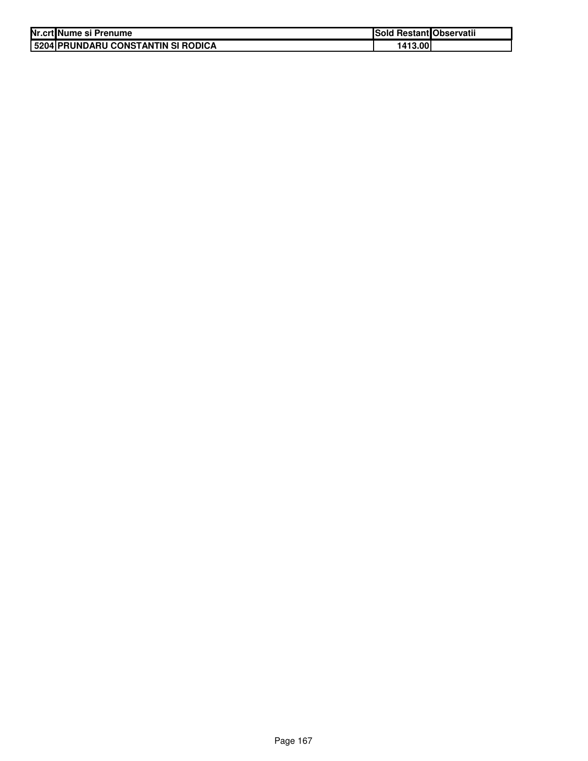| Nr.crt | Nume si Prenume | Sold Restant | Observatii |
|---|---|---|---|
| 5204 | PRUNDARU CONSTANTIN SI RODICA | 1413.00 | |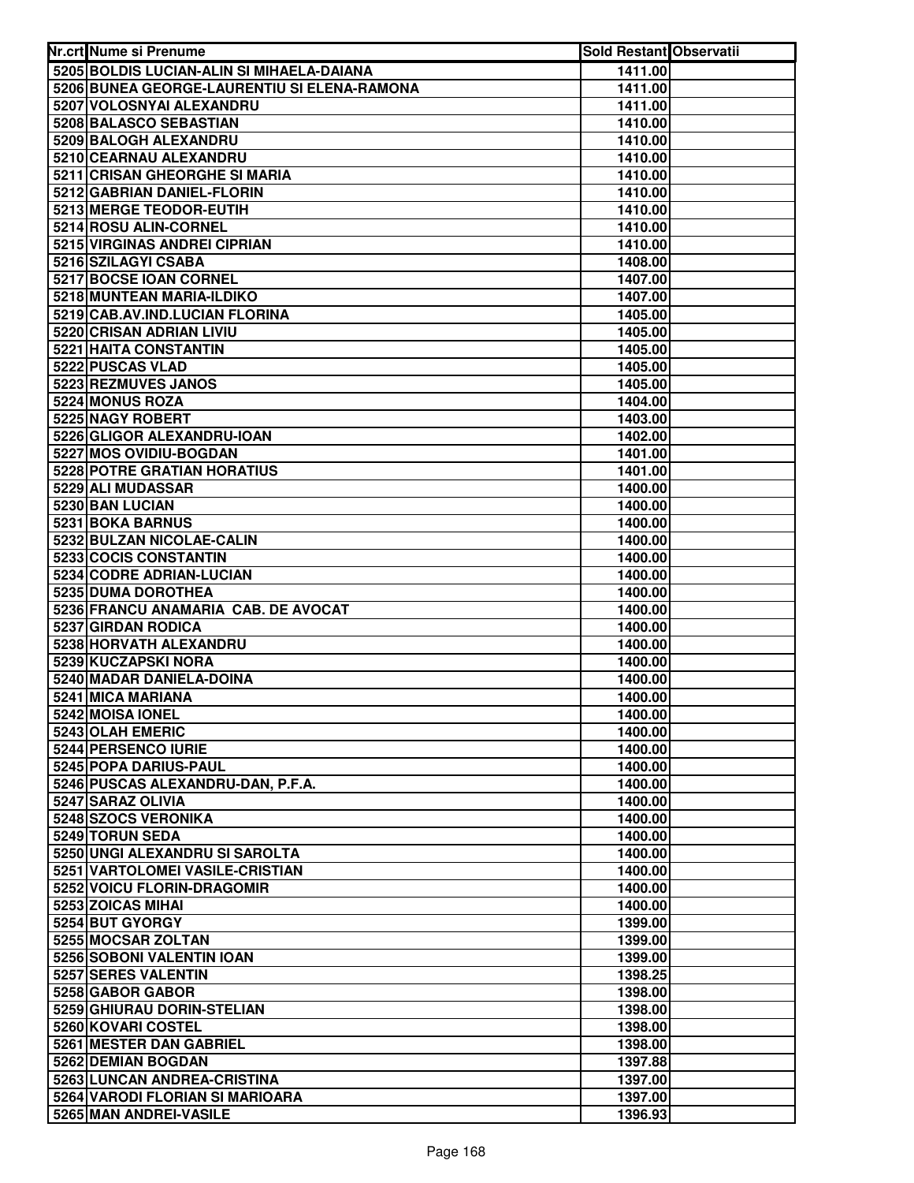| Nr.crt | Nume si Prenume | Sold Restant | Observatii |
|---|---|---|---|
| 5205 | BOLDIS LUCIAN-ALIN SI MIHAELA-DAIANA | 1411.00 | |
| 5206 | BUNEA GEORGE-LAURENTIU SI ELENA-RAMONA | 1411.00 | |
| 5207 | VOLOSNYAI ALEXANDRU | 1411.00 | |
| 5208 | BALASCO SEBASTIAN | 1410.00 | |
| 5209 | BALOGH ALEXANDRU | 1410.00 | |
| 5210 | CEARNAU ALEXANDRU | 1410.00 | |
| 5211 | CRISAN GHEORGHE SI MARIA | 1410.00 | |
| 5212 | GABRIAN DANIEL-FLORIN | 1410.00 | |
| 5213 | MERGE TEODOR-EUTIH | 1410.00 | |
| 5214 | ROSU ALIN-CORNEL | 1410.00 | |
| 5215 | VIRGINAS ANDREI CIPRIAN | 1410.00 | |
| 5216 | SZILAGYI CSABA | 1408.00 | |
| 5217 | BOCSE IOAN CORNEL | 1407.00 | |
| 5218 | MUNTEAN MARIA-ILDIKO | 1407.00 | |
| 5219 | CAB.AV.IND.LUCIAN FLORINA | 1405.00 | |
| 5220 | CRISAN ADRIAN LIVIU | 1405.00 | |
| 5221 | HAITA CONSTANTIN | 1405.00 | |
| 5222 | PUSCAS VLAD | 1405.00 | |
| 5223 | REZMUVES JANOS | 1405.00 | |
| 5224 | MONUS ROZA | 1404.00 | |
| 5225 | NAGY ROBERT | 1403.00 | |
| 5226 | GLIGOR ALEXANDRU-IOAN | 1402.00 | |
| 5227 | MOS OVIDIU-BOGDAN | 1401.00 | |
| 5228 | POTRE GRATIAN HORATIUS | 1401.00 | |
| 5229 | ALI MUDASSAR | 1400.00 | |
| 5230 | BAN LUCIAN | 1400.00 | |
| 5231 | BOKA BARNUS | 1400.00 | |
| 5232 | BULZAN NICOLAE-CALIN | 1400.00 | |
| 5233 | COCIS CONSTANTIN | 1400.00 | |
| 5234 | CODRE ADRIAN-LUCIAN | 1400.00 | |
| 5235 | DUMA DOROTHEA | 1400.00 | |
| 5236 | FRANCU ANAMARIA CAB. DE AVOCAT | 1400.00 | |
| 5237 | GIRDAN RODICA | 1400.00 | |
| 5238 | HORVATH ALEXANDRU | 1400.00 | |
| 5239 | KUCZAPSKI NORA | 1400.00 | |
| 5240 | MADAR DANIELA-DOINA | 1400.00 | |
| 5241 | MICA MARIANA | 1400.00 | |
| 5242 | MOISA IONEL | 1400.00 | |
| 5243 | OLAH EMERIC | 1400.00 | |
| 5244 | PERSENCO IURIE | 1400.00 | |
| 5245 | POPA DARIUS-PAUL | 1400.00 | |
| 5246 | PUSCAS ALEXANDRU-DAN, P.F.A. | 1400.00 | |
| 5247 | SARAZ OLIVIA | 1400.00 | |
| 5248 | SZOCS VERONIKA | 1400.00 | |
| 5249 | TORUN SEDA | 1400.00 | |
| 5250 | UNGI ALEXANDRU SI SAROLTA | 1400.00 | |
| 5251 | VARTOLOMEI VASILE-CRISTIAN | 1400.00 | |
| 5252 | VOICU FLORIN-DRAGOMIR | 1400.00 | |
| 5253 | ZOICAS MIHAI | 1400.00 | |
| 5254 | BUT GYORGY | 1399.00 | |
| 5255 | MOCSAR ZOLTAN | 1399.00 | |
| 5256 | SOBONI VALENTIN IOAN | 1399.00 | |
| 5257 | SERES VALENTIN | 1398.25 | |
| 5258 | GABOR GABOR | 1398.00 | |
| 5259 | GHIURAU DORIN-STELIAN | 1398.00 | |
| 5260 | KOVARI COSTEL | 1398.00 | |
| 5261 | MESTER DAN GABRIEL | 1398.00 | |
| 5262 | DEMIAN BOGDAN | 1397.88 | |
| 5263 | LUNCAN ANDREA-CRISTINA | 1397.00 | |
| 5264 | VARODI FLORIAN SI MARIOARA | 1397.00 | |
| 5265 | MAN ANDREI-VASILE | 1396.93 | |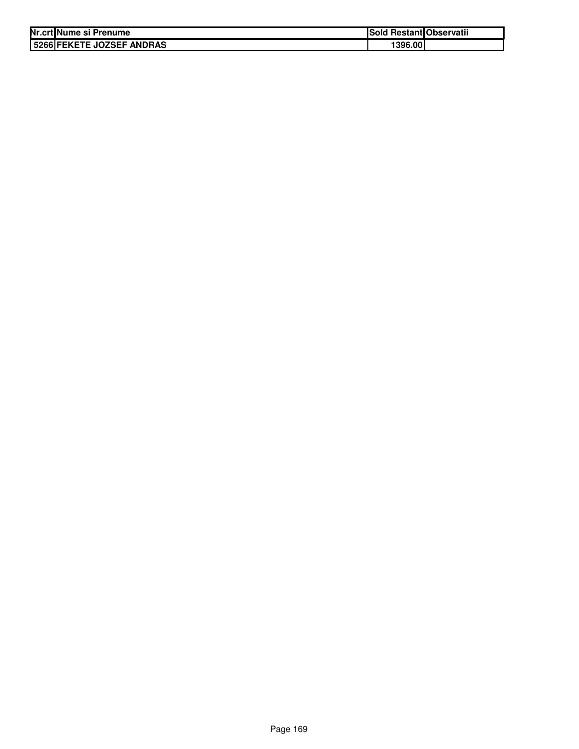| Nr.crt | Nume si Prenume | Sold Restant | Observatii |
|---|---|---|---|
| 5266 | FEKETE JOZSEF ANDRAS | 1396.00 | |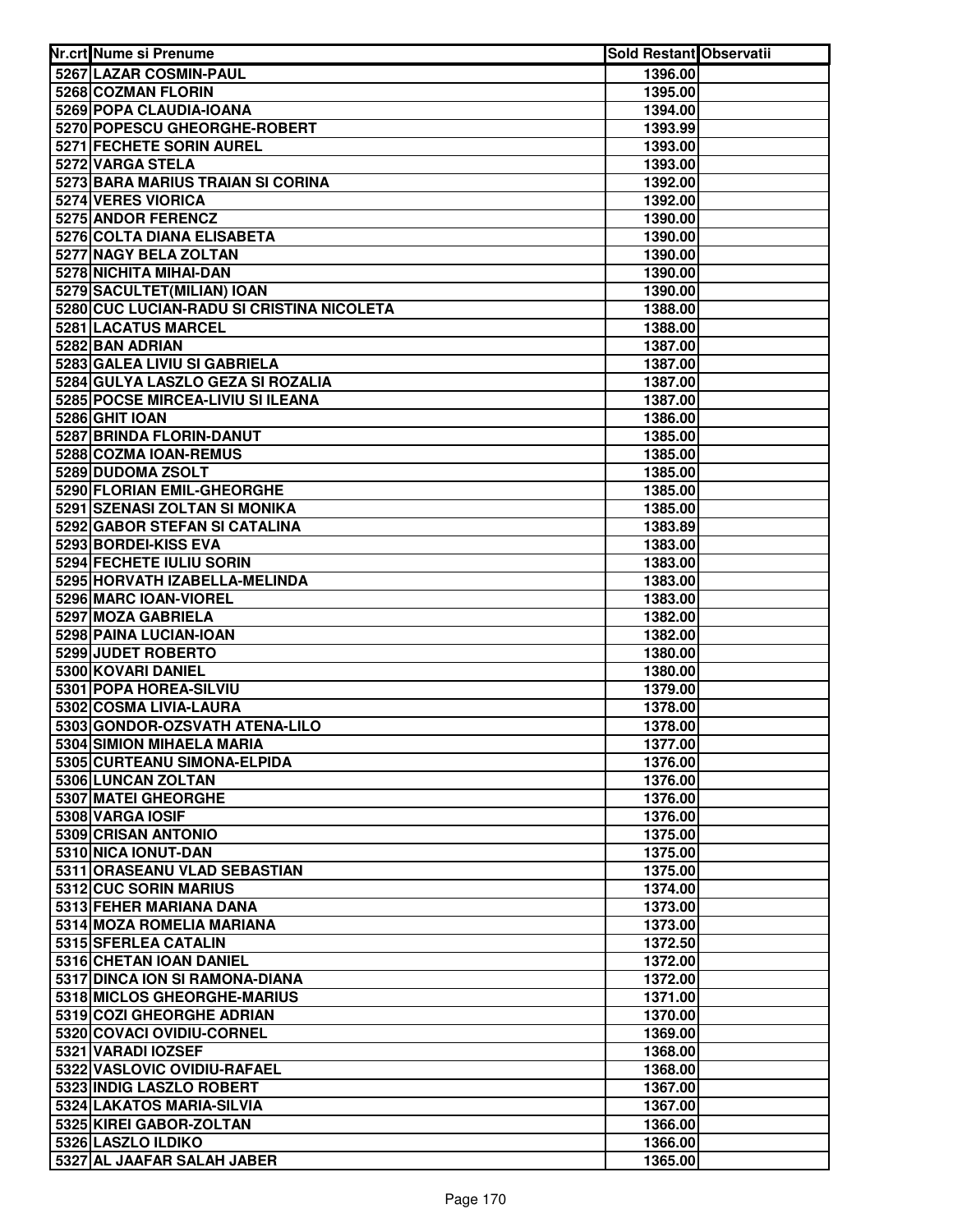| Nr.crt | Nume si Prenume | Sold Restant | Observatii |
|---|---|---|---|
| 5267 | LAZAR COSMIN-PAUL | 1396.00 | |
| 5268 | COZMAN FLORIN | 1395.00 | |
| 5269 | POPA CLAUDIA-IOANA | 1394.00 | |
| 5270 | POPESCU GHEORGHE-ROBERT | 1393.99 | |
| 5271 | FECHETE SORIN AUREL | 1393.00 | |
| 5272 | VARGA STELA | 1393.00 | |
| 5273 | BARA MARIUS TRAIAN SI CORINA | 1392.00 | |
| 5274 | VERES VIORICA | 1392.00 | |
| 5275 | ANDOR FERENCZ | 1390.00 | |
| 5276 | COLTA DIANA ELISABETA | 1390.00 | |
| 5277 | NAGY BELA ZOLTAN | 1390.00 | |
| 5278 | NICHITA MIHAI-DAN | 1390.00 | |
| 5279 | SACULTET(MILIAN) IOAN | 1390.00 | |
| 5280 | CUC LUCIAN-RADU SI CRISTINA NICOLETA | 1388.00 | |
| 5281 | LACATUS MARCEL | 1388.00 | |
| 5282 | BAN ADRIAN | 1387.00 | |
| 5283 | GALEA LIVIU SI GABRIELA | 1387.00 | |
| 5284 | GULYA LASZLO GEZA SI ROZALIA | 1387.00 | |
| 5285 | POCSE MIRCEA-LIVIU SI ILEANA | 1387.00 | |
| 5286 | GHIT IOAN | 1386.00 | |
| 5287 | BRINDA FLORIN-DANUT | 1385.00 | |
| 5288 | COZMA IOAN-REMUS | 1385.00 | |
| 5289 | DUDOMA ZSOLT | 1385.00 | |
| 5290 | FLORIAN EMIL-GHEORGHE | 1385.00 | |
| 5291 | SZENASI ZOLTAN SI MONIKA | 1385.00 | |
| 5292 | GABOR STEFAN SI CATALINA | 1383.89 | |
| 5293 | BORDEI-KISS EVA | 1383.00 | |
| 5294 | FECHETE IULIU SORIN | 1383.00 | |
| 5295 | HORVATH IZABELLA-MELINDA | 1383.00 | |
| 5296 | MARC IOAN-VIOREL | 1383.00 | |
| 5297 | MOZA GABRIELA | 1382.00 | |
| 5298 | PAINA LUCIAN-IOAN | 1382.00 | |
| 5299 | JUDET ROBERTO | 1380.00 | |
| 5300 | KOVARI DANIEL | 1380.00 | |
| 5301 | POPA HOREA-SILVIU | 1379.00 | |
| 5302 | COSMA LIVIA-LAURA | 1378.00 | |
| 5303 | GONDOR-OZSVATH ATENA-LILO | 1378.00 | |
| 5304 | SIMION MIHAELA MARIA | 1377.00 | |
| 5305 | CURTEANU SIMONA-ELPIDA | 1376.00 | |
| 5306 | LUNCAN ZOLTAN | 1376.00 | |
| 5307 | MATEI GHEORGHE | 1376.00 | |
| 5308 | VARGA IOSIF | 1376.00 | |
| 5309 | CRISAN ANTONIO | 1375.00 | |
| 5310 | NICA IONUT-DAN | 1375.00 | |
| 5311 | ORASEANU VLAD SEBASTIAN | 1375.00 | |
| 5312 | CUC SORIN MARIUS | 1374.00 | |
| 5313 | FEHER MARIANA DANA | 1373.00 | |
| 5314 | MOZA ROMELIA MARIANA | 1373.00 | |
| 5315 | SFERLEA CATALIN | 1372.50 | |
| 5316 | CHETAN IOAN DANIEL | 1372.00 | |
| 5317 | DINCA ION SI RAMONA-DIANA | 1372.00 | |
| 5318 | MICLOS GHEORGHE-MARIUS | 1371.00 | |
| 5319 | COZI GHEORGHE ADRIAN | 1370.00 | |
| 5320 | COVACI OVIDIU-CORNEL | 1369.00 | |
| 5321 | VARADI IOZSEF | 1368.00 | |
| 5322 | VASLOVIC OVIDIU-RAFAEL | 1368.00 | |
| 5323 | INDIG LASZLO ROBERT | 1367.00 | |
| 5324 | LAKATOS MARIA-SILVIA | 1367.00 | |
| 5325 | KIREI GABOR-ZOLTAN | 1366.00 | |
| 5326 | LASZLO ILDIKO | 1366.00 | |
| 5327 | AL JAAFAR SALAH JABER | 1365.00 | |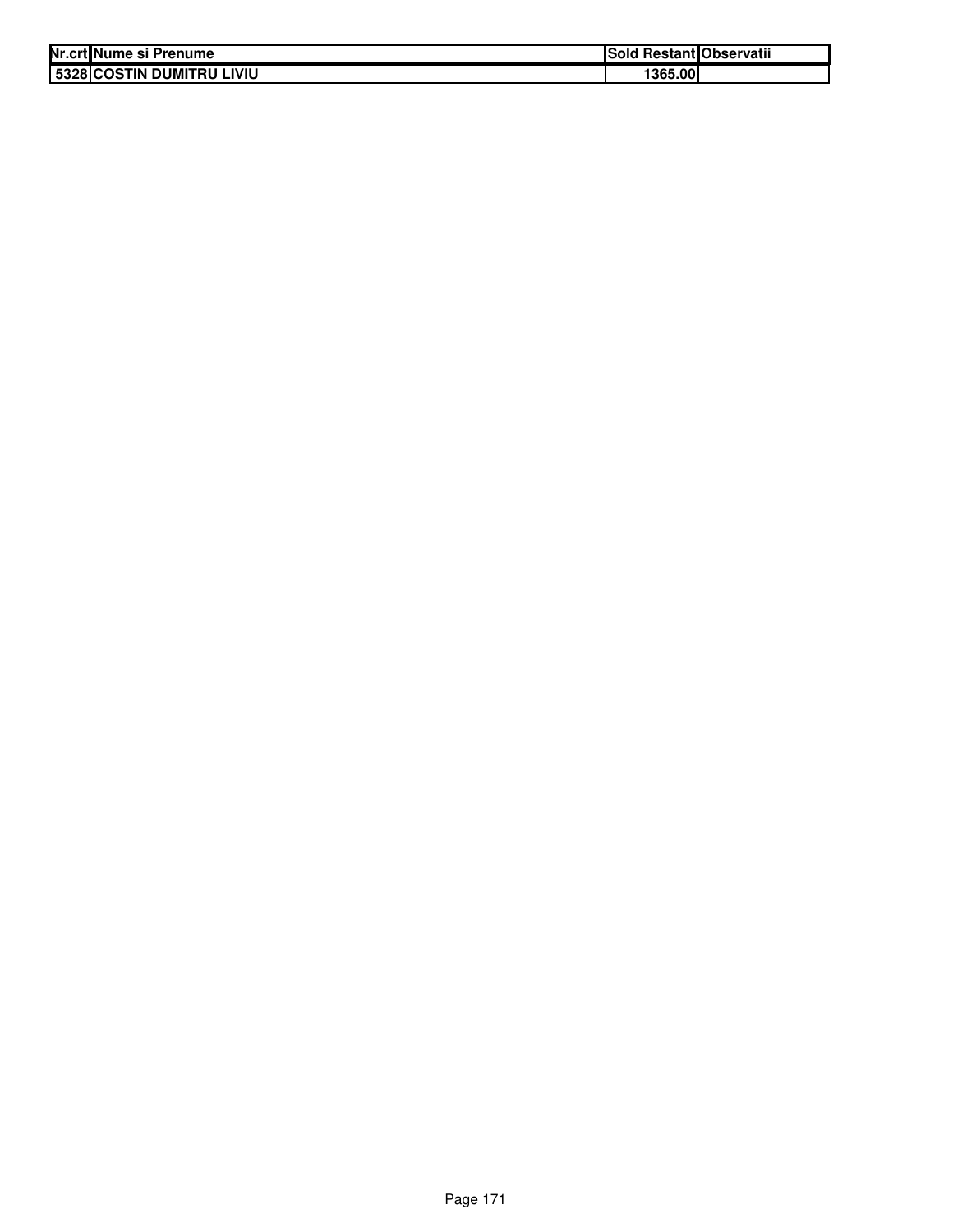| Nr.crt | Nume si Prenume | Sold Restant | Observatii |
| --- | --- | --- | --- |
| 5328 | COSTIN DUMITRU LIVIU | 1365.00 | |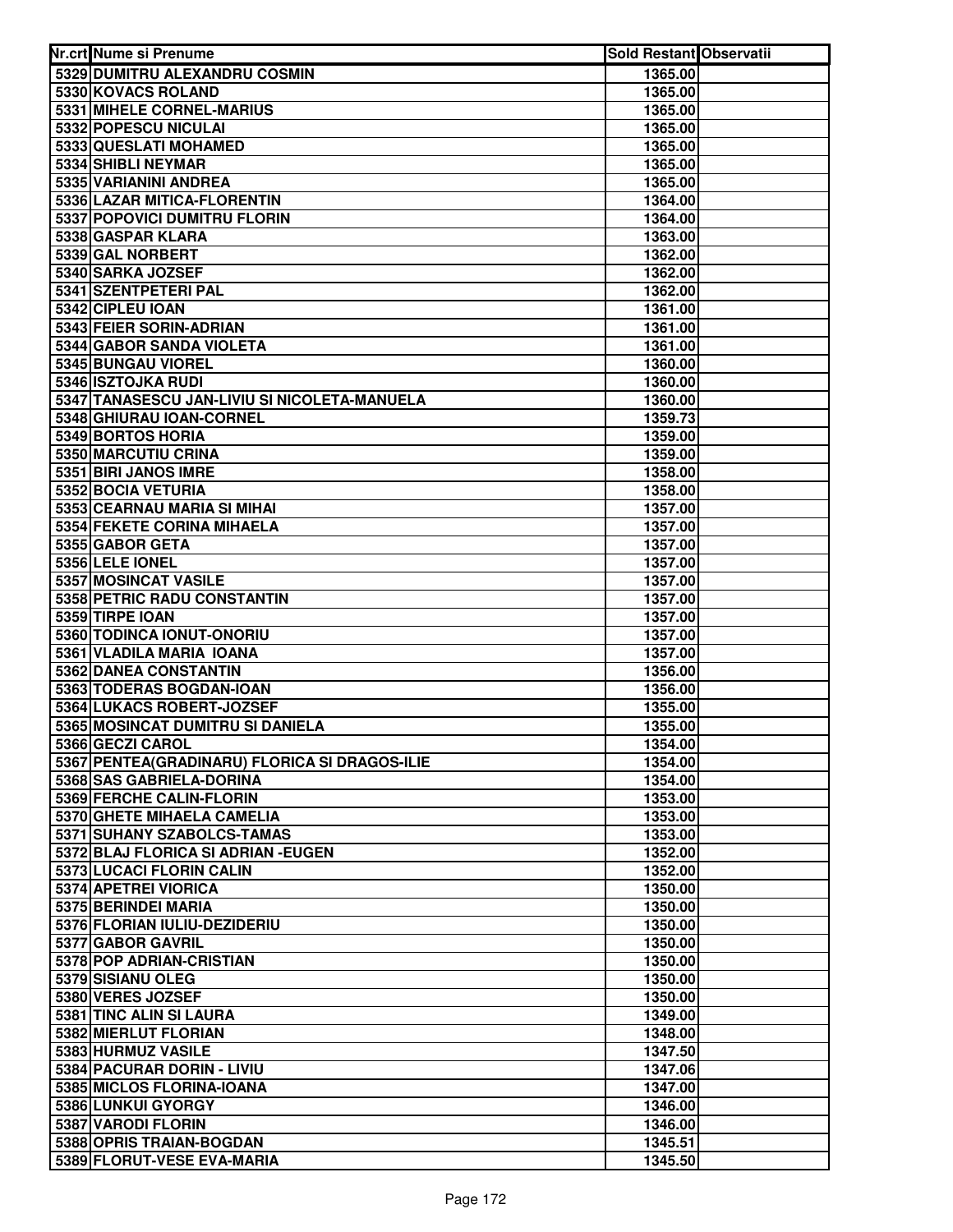| Nr.crt | Nume si Prenume | Sold Restant | Observatii |
|---|---|---|---|
| 5329 | DUMITRU ALEXANDRU COSMIN | 1365.00 | |
| 5330 | KOVACS ROLAND | 1365.00 | |
| 5331 | MIHELE CORNEL-MARIUS | 1365.00 | |
| 5332 | POPESCU NICULAI | 1365.00 | |
| 5333 | QUESLATI MOHAMED | 1365.00 | |
| 5334 | SHIBLI NEYMAR | 1365.00 | |
| 5335 | VARIANINI ANDREA | 1365.00 | |
| 5336 | LAZAR MITICA-FLORENTIN | 1364.00 | |
| 5337 | POPOVICI DUMITRU FLORIN | 1364.00 | |
| 5338 | GASPAR KLARA | 1363.00 | |
| 5339 | GAL NORBERT | 1362.00 | |
| 5340 | SARKA JOZSEF | 1362.00 | |
| 5341 | SZENTPETERI PAL | 1362.00 | |
| 5342 | CIPLEU IOAN | 1361.00 | |
| 5343 | FEIER SORIN-ADRIAN | 1361.00 | |
| 5344 | GABOR SANDA VIOLETA | 1361.00 | |
| 5345 | BUNGAU VIOREL | 1360.00 | |
| 5346 | ISZTOJKA RUDI | 1360.00 | |
| 5347 | TANASESCU JAN-LIVIU SI NICOLETA-MANUELA | 1360.00 | |
| 5348 | GHIURAU IOAN-CORNEL | 1359.73 | |
| 5349 | BORTOS HORIA | 1359.00 | |
| 5350 | MARCUTIU CRINA | 1359.00 | |
| 5351 | BIRI JANOS IMRE | 1358.00 | |
| 5352 | BOCIA VETURIA | 1358.00 | |
| 5353 | CEARNAU MARIA SI MIHAI | 1357.00 | |
| 5354 | FEKETE CORINA MIHAELA | 1357.00 | |
| 5355 | GABOR GETA | 1357.00 | |
| 5356 | LELE IONEL | 1357.00 | |
| 5357 | MOSINCAT VASILE | 1357.00 | |
| 5358 | PETRIC RADU CONSTANTIN | 1357.00 | |
| 5359 | TIRPE IOAN | 1357.00 | |
| 5360 | TODINCA IONUT-ONORIU | 1357.00 | |
| 5361 | VLADILA MARIA IOANA | 1357.00 | |
| 5362 | DANEA CONSTANTIN | 1356.00 | |
| 5363 | TODERAS BOGDAN-IOAN | 1356.00 | |
| 5364 | LUKACS ROBERT-JOZSEF | 1355.00 | |
| 5365 | MOSINCAT DUMITRU SI DANIELA | 1355.00 | |
| 5366 | GECZI CAROL | 1354.00 | |
| 5367 | PENTEA(GRADINARU) FLORICA SI DRAGOS-ILIE | 1354.00 | |
| 5368 | SAS GABRIELA-DORINA | 1354.00 | |
| 5369 | FERCHE CALIN-FLORIN | 1353.00 | |
| 5370 | GHETE MIHAELA CAMELIA | 1353.00 | |
| 5371 | SUHANY SZABOLCS-TAMAS | 1353.00 | |
| 5372 | BLAJ FLORICA SI ADRIAN -EUGEN | 1352.00 | |
| 5373 | LUCACI FLORIN CALIN | 1352.00 | |
| 5374 | APETREI VIORICA | 1350.00 | |
| 5375 | BERINDEI MARIA | 1350.00 | |
| 5376 | FLORIAN IULIU-DEZIDERIU | 1350.00 | |
| 5377 | GABOR GAVRIL | 1350.00 | |
| 5378 | POP ADRIAN-CRISTIAN | 1350.00 | |
| 5379 | SISIANU OLEG | 1350.00 | |
| 5380 | VERES JOZSEF | 1350.00 | |
| 5381 | TINC ALIN SI LAURA | 1349.00 | |
| 5382 | MIERLUT FLORIAN | 1348.00 | |
| 5383 | HURMUZ VASILE | 1347.50 | |
| 5384 | PACURAR DORIN - LIVIU | 1347.06 | |
| 5385 | MICLOS FLORINA-IOANA | 1347.00 | |
| 5386 | LUNKUI GYORGY | 1346.00 | |
| 5387 | VARODI FLORIN | 1346.00 | |
| 5388 | OPRIS TRAIAN-BOGDAN | 1345.51 | |
| 5389 | FLORUT-VESE EVA-MARIA | 1345.50 | |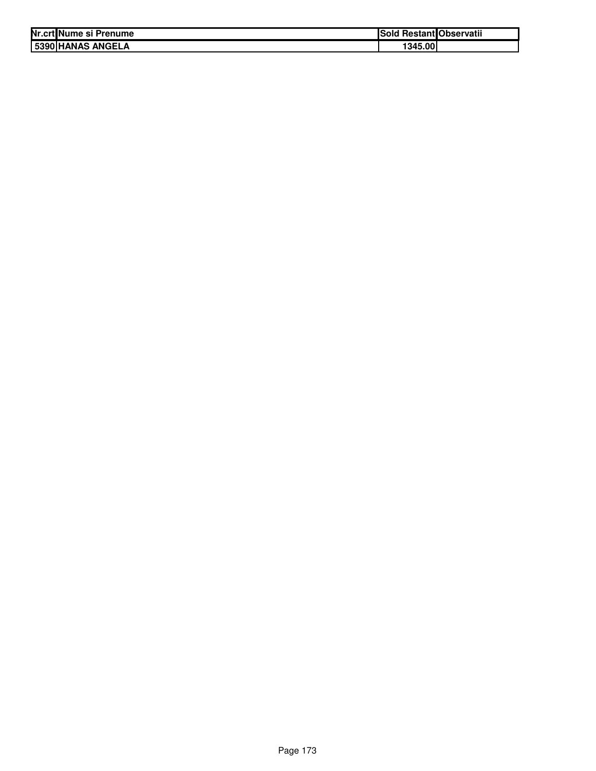| Nr.crt | Nume si Prenume | Sold Restant | Observatii |
|---|---|---|---|
| 5390 | HANAS ANGELA | 1345.00 | |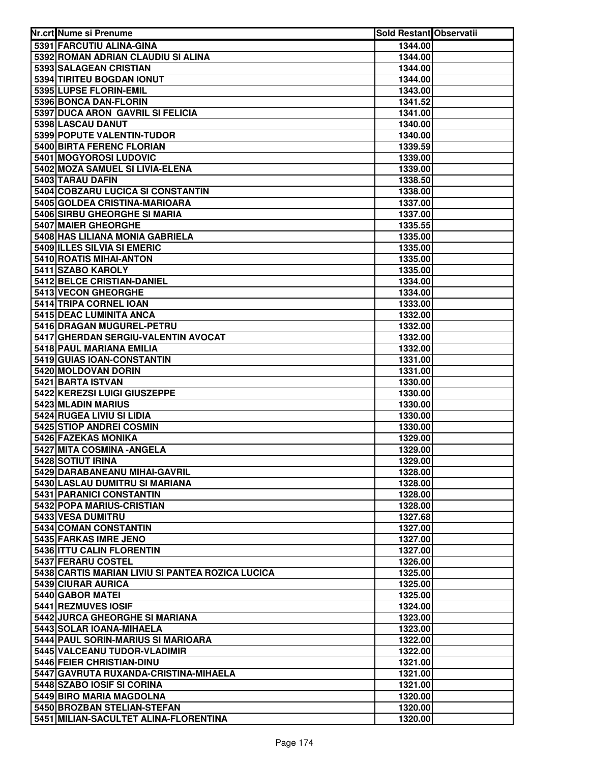| Nr.crt | Nume si Prenume | Sold Restant | Observatii |
|---|---|---|---|
| 5391 | FARCUTIU ALINA-GINA | 1344.00 | |
| 5392 | ROMAN ADRIAN CLAUDIU SI ALINA | 1344.00 | |
| 5393 | SALAGEAN CRISTIAN | 1344.00 | |
| 5394 | TIRITEU BOGDAN IONUT | 1344.00 | |
| 5395 | LUPSE FLORIN-EMIL | 1343.00 | |
| 5396 | BONCA DAN-FLORIN | 1341.52 | |
| 5397 | DUCA ARON GAVRIL SI FELICIA | 1341.00 | |
| 5398 | LASCAU DANUT | 1340.00 | |
| 5399 | POPUTE VALENTIN-TUDOR | 1340.00 | |
| 5400 | BIRTA FERENC FLORIAN | 1339.59 | |
| 5401 | MOGYOROSI LUDOVIC | 1339.00 | |
| 5402 | MOZA SAMUEL SI LIVIA-ELENA | 1339.00 | |
| 5403 | TARAU DAFIN | 1338.50 | |
| 5404 | COBZARU LUCICA SI CONSTANTIN | 1338.00 | |
| 5405 | GOLDEA CRISTINA-MARIOARA | 1337.00 | |
| 5406 | SIRBU GHEORGHE SI MARIA | 1337.00 | |
| 5407 | MAIER GHEORGHE | 1335.55 | |
| 5408 | HAS LILIANA MONIA GABRIELA | 1335.00 | |
| 5409 | ILLES SILVIA SI EMERIC | 1335.00 | |
| 5410 | ROATIS MIHAI-ANTON | 1335.00 | |
| 5411 | SZABO KAROLY | 1335.00 | |
| 5412 | BELCE CRISTIAN-DANIEL | 1334.00 | |
| 5413 | VECON GHEORGHE | 1334.00 | |
| 5414 | TRIPA CORNEL IOAN | 1333.00 | |
| 5415 | DEAC LUMINITA ANCA | 1332.00 | |
| 5416 | DRAGAN MUGUREL-PETRU | 1332.00 | |
| 5417 | GHERDAN SERGIU-VALENTIN AVOCAT | 1332.00 | |
| 5418 | PAUL MARIANA EMILIA | 1332.00 | |
| 5419 | GUIAS IOAN-CONSTANTIN | 1331.00 | |
| 5420 | MOLDOVAN DORIN | 1331.00 | |
| 5421 | BARTA ISTVAN | 1330.00 | |
| 5422 | KEREZSI LUIGI GIUSZEPPE | 1330.00 | |
| 5423 | MLADIN MARIUS | 1330.00 | |
| 5424 | RUGEA LIVIU SI LIDIA | 1330.00 | |
| 5425 | STIOP ANDREI COSMIN | 1330.00 | |
| 5426 | FAZEKAS MONIKA | 1329.00 | |
| 5427 | MITA COSMINA -ANGELA | 1329.00 | |
| 5428 | SOTIUT IRINA | 1329.00 | |
| 5429 | DARABANEANU MIHAI-GAVRIL | 1328.00 | |
| 5430 | LASLAU DUMITRU SI MARIANA | 1328.00 | |
| 5431 | PARANICI CONSTANTIN | 1328.00 | |
| 5432 | POPA MARIUS-CRISTIAN | 1328.00 | |
| 5433 | VESA DUMITRU | 1327.68 | |
| 5434 | COMAN CONSTANTIN | 1327.00 | |
| 5435 | FARKAS IMRE JENO | 1327.00 | |
| 5436 | ITTU CALIN FLORENTIN | 1327.00 | |
| 5437 | FERARU COSTEL | 1326.00 | |
| 5438 | CARTIS MARIAN LIVIU SI PANTEA ROZICA LUCICA | 1325.00 | |
| 5439 | CIURAR AURICA | 1325.00 | |
| 5440 | GABOR MATEI | 1325.00 | |
| 5441 | REZMUVES IOSIF | 1324.00 | |
| 5442 | JURCA GHEORGHE SI MARIANA | 1323.00 | |
| 5443 | SOLAR IOANA-MIHAELA | 1323.00 | |
| 5444 | PAUL SORIN-MARIUS SI MARIOARA | 1322.00 | |
| 5445 | VALCEANU TUDOR-VLADIMIR | 1322.00 | |
| 5446 | FEIER CHRISTIAN-DINU | 1321.00 | |
| 5447 | GAVRUTA RUXANDA-CRISTINA-MIHAELA | 1321.00 | |
| 5448 | SZABO IOSIF SI CORINA | 1321.00 | |
| 5449 | BIRO MARIA MAGDOLNA | 1320.00 | |
| 5450 | BROZBAN STELIAN-STEFAN | 1320.00 | |
| 5451 | MILIAN-SACULTET ALINA-FLORENTINA | 1320.00 | |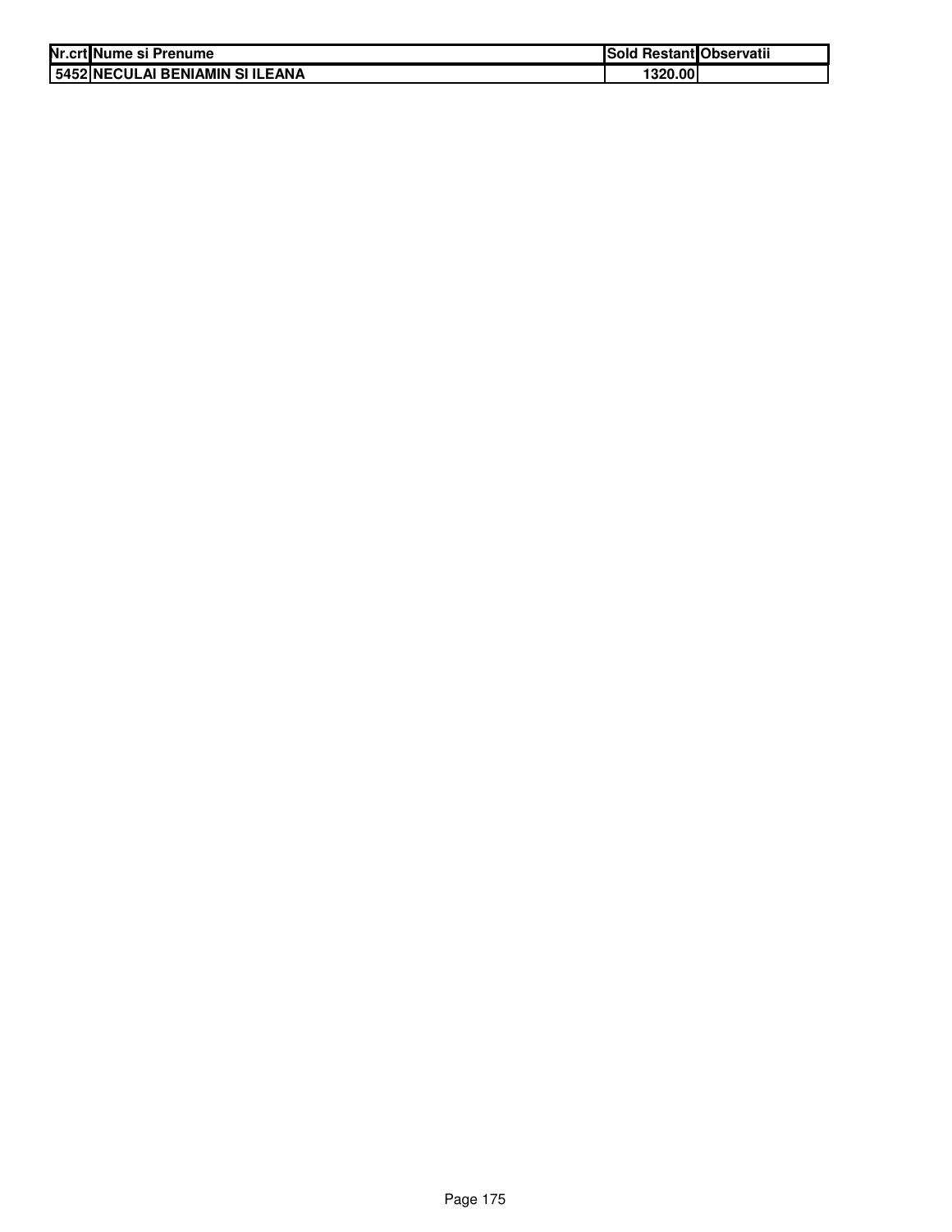| Nr.crt | Nume si Prenume | Sold Restant | Observatii |
| --- | --- | --- | --- |
| 5452 | NECULAI BENIAMIN SI ILEANA | 1320.00 | |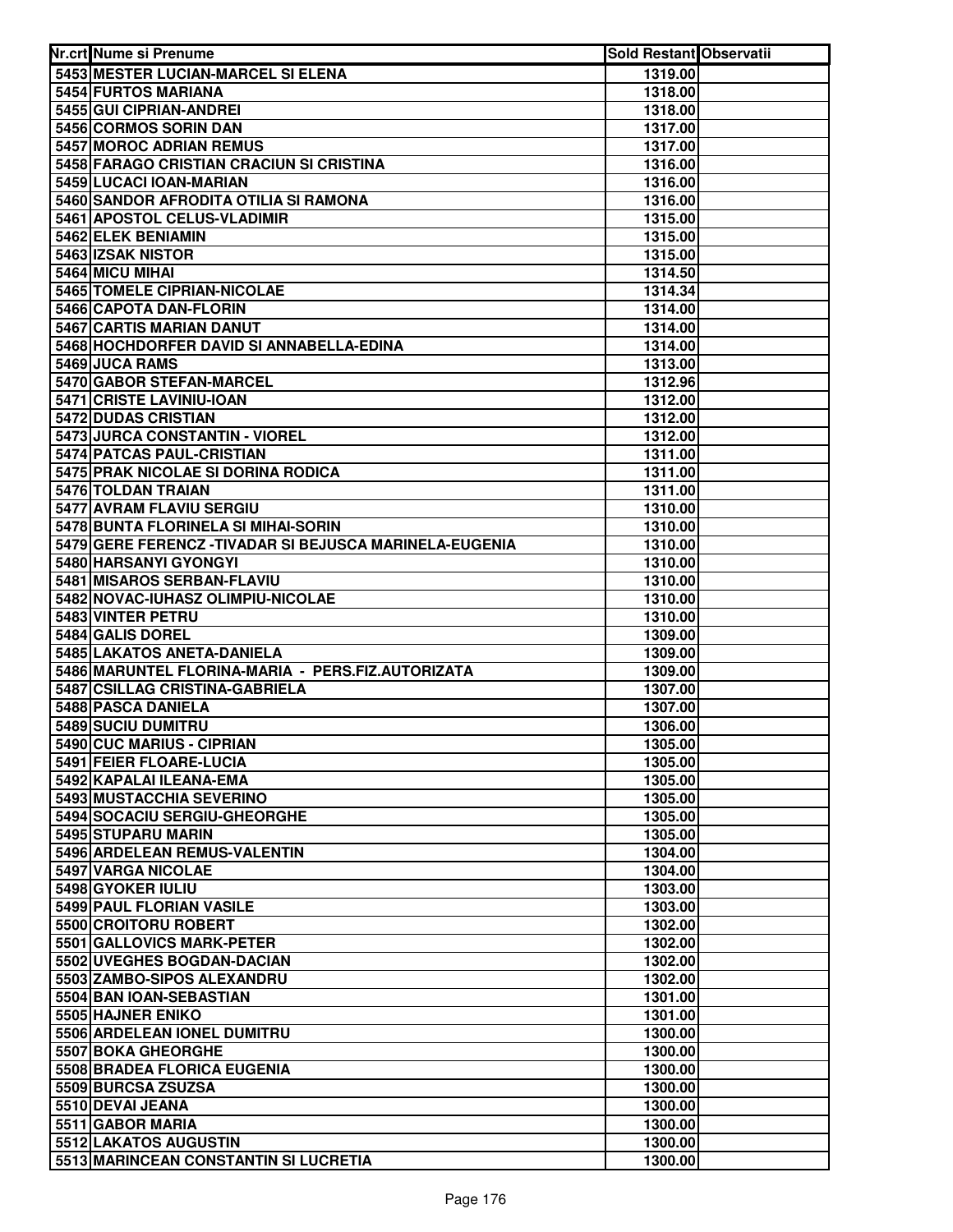| Nr.crt | Nume si Prenume | Sold Restant | Observatii |
|---|---|---|---|
| 5453 | MESTER LUCIAN-MARCEL SI ELENA | 1319.00 | |
| 5454 | FURTOS MARIANA | 1318.00 | |
| 5455 | GUI CIPRIAN-ANDREI | 1318.00 | |
| 5456 | CORMOS SORIN DAN | 1317.00 | |
| 5457 | MOROC ADRIAN REMUS | 1317.00 | |
| 5458 | FARAGO CRISTIAN CRACIUN SI CRISTINA | 1316.00 | |
| 5459 | LUCACI IOAN-MARIAN | 1316.00 | |
| 5460 | SANDOR AFRODITA OTILIA SI RAMONA | 1316.00 | |
| 5461 | APOSTOL CELUS-VLADIMIR | 1315.00 | |
| 5462 | ELEK BENIAMIN | 1315.00 | |
| 5463 | IZSAK NISTOR | 1315.00 | |
| 5464 | MICU MIHAI | 1314.50 | |
| 5465 | TOMELE CIPRIAN-NICOLAE | 1314.34 | |
| 5466 | CAPOTA DAN-FLORIN | 1314.00 | |
| 5467 | CARTIS MARIAN DANUT | 1314.00 | |
| 5468 | HOCHDORFER DAVID SI ANNABELLA-EDINA | 1314.00 | |
| 5469 | JUCA RAMS | 1313.00 | |
| 5470 | GABOR STEFAN-MARCEL | 1312.96 | |
| 5471 | CRISTE LAVINIU-IOAN | 1312.00 | |
| 5472 | DUDAS CRISTIAN | 1312.00 | |
| 5473 | JURCA CONSTANTIN - VIOREL | 1312.00 | |
| 5474 | PATCAS PAUL-CRISTIAN | 1311.00 | |
| 5475 | PRAK NICOLAE SI DORINA RODICA | 1311.00 | |
| 5476 | TOLDAN TRAIAN | 1311.00 | |
| 5477 | AVRAM FLAVIU SERGIU | 1310.00 | |
| 5478 | BUNTA FLORINELA SI MIHAI-SORIN | 1310.00 | |
| 5479 | GERE FERENCZ -TIVADAR SI BEJUSCA MARINELA-EUGENIA | 1310.00 | |
| 5480 | HARSANYI GYONGYI | 1310.00 | |
| 5481 | MISAROS SERBAN-FLAVIU | 1310.00 | |
| 5482 | NOVAC-IUHASZ OLIMPIU-NICOLAE | 1310.00 | |
| 5483 | VINTER PETRU | 1310.00 | |
| 5484 | GALIS DOREL | 1309.00 | |
| 5485 | LAKATOS ANETA-DANIELA | 1309.00 | |
| 5486 | MARUNTEL FLORINA-MARIA - PERS.FIZ.AUTORIZATA | 1309.00 | |
| 5487 | CSILLAG CRISTINA-GABRIELA | 1307.00 | |
| 5488 | PASCA DANIELA | 1307.00 | |
| 5489 | SUCIU DUMITRU | 1306.00 | |
| 5490 | CUC MARIUS - CIPRIAN | 1305.00 | |
| 5491 | FEIER FLOARE-LUCIA | 1305.00 | |
| 5492 | KAPALAI ILEANA-EMA | 1305.00 | |
| 5493 | MUSTACCHIA SEVERINO | 1305.00 | |
| 5494 | SOCACIU SERGIU-GHEORGHE | 1305.00 | |
| 5495 | STUPARU MARIN | 1305.00 | |
| 5496 | ARDELEAN REMUS-VALENTIN | 1304.00 | |
| 5497 | VARGA NICOLAE | 1304.00 | |
| 5498 | GYOKER IULIU | 1303.00 | |
| 5499 | PAUL FLORIAN VASILE | 1303.00 | |
| 5500 | CROITORU ROBERT | 1302.00 | |
| 5501 | GALLOVICS MARK-PETER | 1302.00 | |
| 5502 | UVEGHES BOGDAN-DACIAN | 1302.00 | |
| 5503 | ZAMBO-SIPOS ALEXANDRU | 1302.00 | |
| 5504 | BAN IOAN-SEBASTIAN | 1301.00 | |
| 5505 | HAJNER ENIKO | 1301.00 | |
| 5506 | ARDELEAN IONEL DUMITRU | 1300.00 | |
| 5507 | BOKA GHEORGHE | 1300.00 | |
| 5508 | BRADEA FLORICA EUGENIA | 1300.00 | |
| 5509 | BURCSA ZSUZSA | 1300.00 | |
| 5510 | DEVAI JEANA | 1300.00 | |
| 5511 | GABOR MARIA | 1300.00 | |
| 5512 | LAKATOS AUGUSTIN | 1300.00 | |
| 5513 | MARINCEAN CONSTANTIN SI LUCRETIA | 1300.00 | |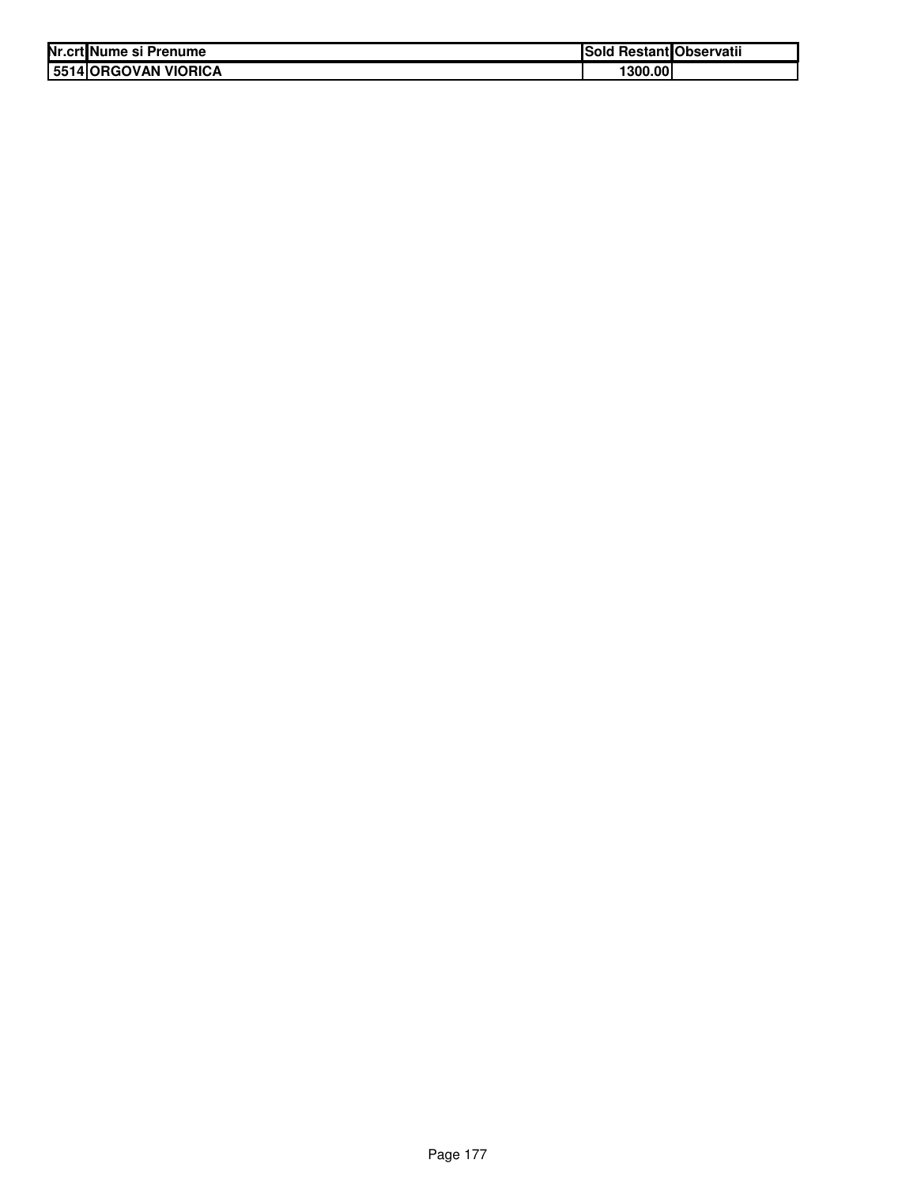| Nr.crt | Nume si Prenume | Sold Restant | Observatii |
|---|---|---|---|
| 5514 | ORGOVAN VIORICA | 1300.00 | |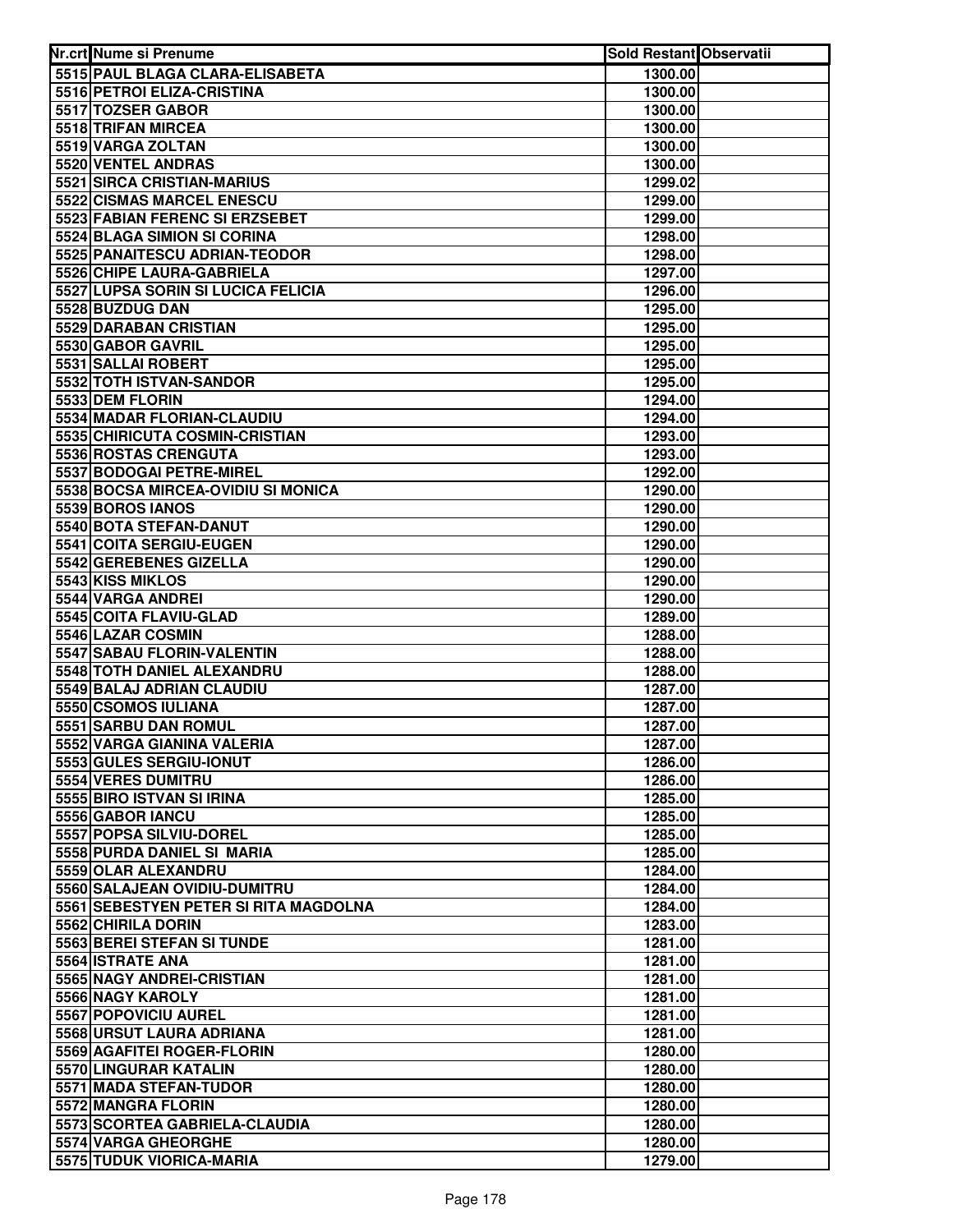| Nr.crt | Nume si Prenume | Sold Restant | Observatii |
|---|---|---|---|
| 5515 | PAUL BLAGA CLARA-ELISABETA | 1300.00 | |
| 5516 | PETROI ELIZA-CRISTINA | 1300.00 | |
| 5517 | TOZSER GABOR | 1300.00 | |
| 5518 | TRIFAN MIRCEA | 1300.00 | |
| 5519 | VARGA ZOLTAN | 1300.00 | |
| 5520 | VENTEL ANDRAS | 1300.00 | |
| 5521 | SIRCA CRISTIAN-MARIUS | 1299.02 | |
| 5522 | CISMAS MARCEL ENESCU | 1299.00 | |
| 5523 | FABIAN FERENC SI ERZSEBET | 1299.00 | |
| 5524 | BLAGA SIMION SI CORINA | 1298.00 | |
| 5525 | PANAITESCU ADRIAN-TEODOR | 1298.00 | |
| 5526 | CHIPE LAURA-GABRIELA | 1297.00 | |
| 5527 | LUPSA SORIN SI LUCICA FELICIA | 1296.00 | |
| 5528 | BUZDUG DAN | 1295.00 | |
| 5529 | DARABAN CRISTIAN | 1295.00 | |
| 5530 | GABOR GAVRIL | 1295.00 | |
| 5531 | SALLAI ROBERT | 1295.00 | |
| 5532 | TOTH ISTVAN-SANDOR | 1295.00 | |
| 5533 | DEM FLORIN | 1294.00 | |
| 5534 | MADAR FLORIAN-CLAUDIU | 1294.00 | |
| 5535 | CHIRICUTA COSMIN-CRISTIAN | 1293.00 | |
| 5536 | ROSTAS CRENGUTA | 1293.00 | |
| 5537 | BODOGAI PETRE-MIREL | 1292.00 | |
| 5538 | BOCSA MIRCEA-OVIDIU SI MONICA | 1290.00 | |
| 5539 | BOROS IANOS | 1290.00 | |
| 5540 | BOTA STEFAN-DANUT | 1290.00 | |
| 5541 | COITA SERGIU-EUGEN | 1290.00 | |
| 5542 | GEREBENES GIZELLA | 1290.00 | |
| 5543 | KISS MIKLOS | 1290.00 | |
| 5544 | VARGA ANDREI | 1290.00 | |
| 5545 | COITA FLAVIU-GLAD | 1289.00 | |
| 5546 | LAZAR COSMIN | 1288.00 | |
| 5547 | SABAU FLORIN-VALENTIN | 1288.00 | |
| 5548 | TOTH DANIEL ALEXANDRU | 1288.00 | |
| 5549 | BALAJ ADRIAN CLAUDIU | 1287.00 | |
| 5550 | CSOMOS IULIANA | 1287.00 | |
| 5551 | SARBU DAN ROMUL | 1287.00 | |
| 5552 | VARGA GIANINA VALERIA | 1287.00 | |
| 5553 | GULES SERGIU-IONUT | 1286.00 | |
| 5554 | VERES DUMITRU | 1286.00 | |
| 5555 | BIRO ISTVAN SI IRINA | 1285.00 | |
| 5556 | GABOR IANCU | 1285.00 | |
| 5557 | POPSA SILVIU-DOREL | 1285.00 | |
| 5558 | PURDA DANIEL SI MARIA | 1285.00 | |
| 5559 | OLAR ALEXANDRU | 1284.00 | |
| 5560 | SALAJEAN OVIDIU-DUMITRU | 1284.00 | |
| 5561 | SEBESTYEN PETER SI RITA MAGDOLNA | 1284.00 | |
| 5562 | CHIRILA DORIN | 1283.00 | |
| 5563 | BEREI STEFAN SI TUNDE | 1281.00 | |
| 5564 | ISTRATE ANA | 1281.00 | |
| 5565 | NAGY ANDREI-CRISTIAN | 1281.00 | |
| 5566 | NAGY KAROLY | 1281.00 | |
| 5567 | POPOVICIU AUREL | 1281.00 | |
| 5568 | URSUT LAURA ADRIANA | 1281.00 | |
| 5569 | AGAFITEI ROGER-FLORIN | 1280.00 | |
| 5570 | LINGURAR KATALIN | 1280.00 | |
| 5571 | MADA STEFAN-TUDOR | 1280.00 | |
| 5572 | MANGRA FLORIN | 1280.00 | |
| 5573 | SCORTEA GABRIELA-CLAUDIA | 1280.00 | |
| 5574 | VARGA GHEORGHE | 1280.00 | |
| 5575 | TUDUK VIORICA-MARIA | 1279.00 | |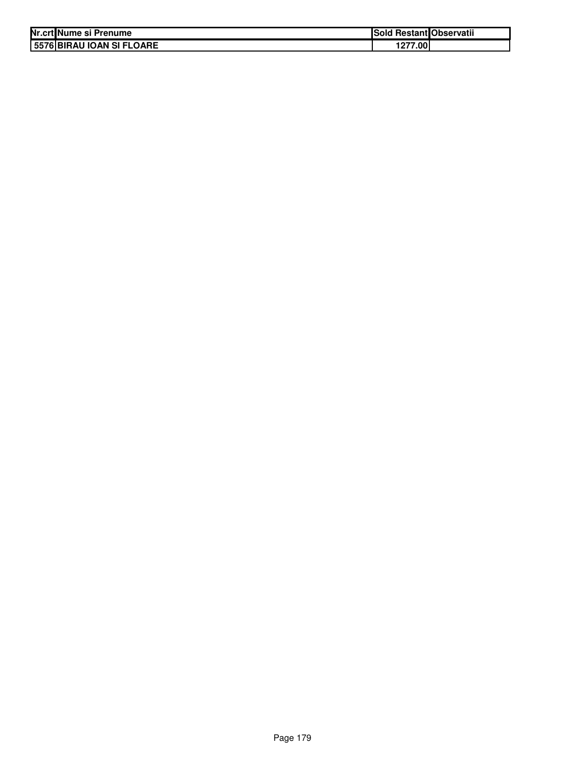| Nr.crt | Nume si Prenume | Sold Restant | Observatii |
|---|---|---|---|
| 5576 | BIRAU IOAN SI FLOARE | 1277.00 | |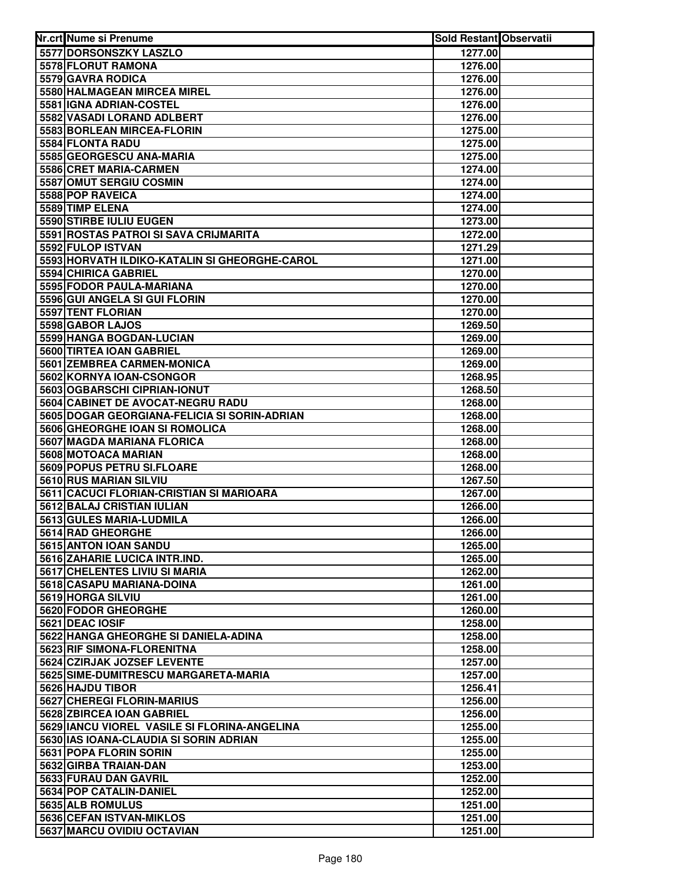| Nr.crt | Nume si Prenume | Sold Restant | Observatii |
|---|---|---|---|
| 5577 | DORSONSZKY LASZLO | 1277.00 | |
| 5578 | FLORUT RAMONA | 1276.00 | |
| 5579 | GAVRA RODICA | 1276.00 | |
| 5580 | HALMAGEAN MIRCEA MIREL | 1276.00 | |
| 5581 | IGNA ADRIAN-COSTEL | 1276.00 | |
| 5582 | VASADI LORAND ADLBERT | 1276.00 | |
| 5583 | BORLEAN MIRCEA-FLORIN | 1275.00 | |
| 5584 | FLONTA RADU | 1275.00 | |
| 5585 | GEORGESCU ANA-MARIA | 1275.00 | |
| 5586 | CRET MARIA-CARMEN | 1274.00 | |
| 5587 | OMUT SERGIU COSMIN | 1274.00 | |
| 5588 | POP RAVEICA | 1274.00 | |
| 5589 | TIMP ELENA | 1274.00 | |
| 5590 | STIRBE IULIU EUGEN | 1273.00 | |
| 5591 | ROSTAS PATROI SI SAVA CRIJMARITA | 1272.00 | |
| 5592 | FULOP ISTVAN | 1271.29 | |
| 5593 | HORVATH ILDIKO-KATALIN SI GHEORGHE-CAROL | 1271.00 | |
| 5594 | CHIRICA GABRIEL | 1270.00 | |
| 5595 | FODOR PAULA-MARIANA | 1270.00 | |
| 5596 | GUI ANGELA SI GUI FLORIN | 1270.00 | |
| 5597 | TENT FLORIAN | 1270.00 | |
| 5598 | GABOR LAJOS | 1269.50 | |
| 5599 | HANGA BOGDAN-LUCIAN | 1269.00 | |
| 5600 | TIRTEA IOAN GABRIEL | 1269.00 | |
| 5601 | ZEMBREA CARMEN-MONICA | 1269.00 | |
| 5602 | KORNYA IOAN-CSONGOR | 1268.95 | |
| 5603 | OGBARSCHI CIPRIAN-IONUT | 1268.50 | |
| 5604 | CABINET DE AVOCAT-NEGRU RADU | 1268.00 | |
| 5605 | DOGAR GEORGIANA-FELICIA SI SORIN-ADRIAN | 1268.00 | |
| 5606 | GHEORGHE IOAN SI ROMOLICA | 1268.00 | |
| 5607 | MAGDA MARIANA FLORICA | 1268.00 | |
| 5608 | MOTOACA MARIAN | 1268.00 | |
| 5609 | POPUS PETRU SI.FLOARE | 1268.00 | |
| 5610 | RUS MARIAN SILVIU | 1267.50 | |
| 5611 | CACUCI FLORIAN-CRISTIAN SI MARIOARA | 1267.00 | |
| 5612 | BALAJ CRISTIAN IULIAN | 1266.00 | |
| 5613 | GULES MARIA-LUDMILA | 1266.00 | |
| 5614 | RAD GHEORGHE | 1266.00 | |
| 5615 | ANTON IOAN SANDU | 1265.00 | |
| 5616 | ZAHARIE LUCICA INTR.IND. | 1265.00 | |
| 5617 | CHELENTES LIVIU SI MARIA | 1262.00 | |
| 5618 | CASAPU MARIANA-DOINA | 1261.00 | |
| 5619 | HORGA SILVIU | 1261.00 | |
| 5620 | FODOR GHEORGHE | 1260.00 | |
| 5621 | DEAC IOSIF | 1258.00 | |
| 5622 | HANGA GHEORGHE SI DANIELA-ADINA | 1258.00 | |
| 5623 | RIF SIMONA-FLORENITNA | 1258.00 | |
| 5624 | CZIRJAK JOZSEF LEVENTE | 1257.00 | |
| 5625 | SIME-DUMITRESCU MARGARETA-MARIA | 1257.00 | |
| 5626 | HAJDU TIBOR | 1256.41 | |
| 5627 | CHEREGI FLORIN-MARIUS | 1256.00 | |
| 5628 | ZBIRCEA IOAN GABRIEL | 1256.00 | |
| 5629 | IANCU VIOREL VASILE SI FLORINA-ANGELINA | 1255.00 | |
| 5630 | IAS IOANA-CLAUDIA SI SORIN ADRIAN | 1255.00 | |
| 5631 | POPA FLORIN SORIN | 1255.00 | |
| 5632 | GIRBA TRAIAN-DAN | 1253.00 | |
| 5633 | FURAU DAN GAVRIL | 1252.00 | |
| 5634 | POP CATALIN-DANIEL | 1252.00 | |
| 5635 | ALB ROMULUS | 1251.00 | |
| 5636 | CEFAN ISTVAN-MIKLOS | 1251.00 | |
| 5637 | MARCU OVIDIU OCTAVIAN | 1251.00 | |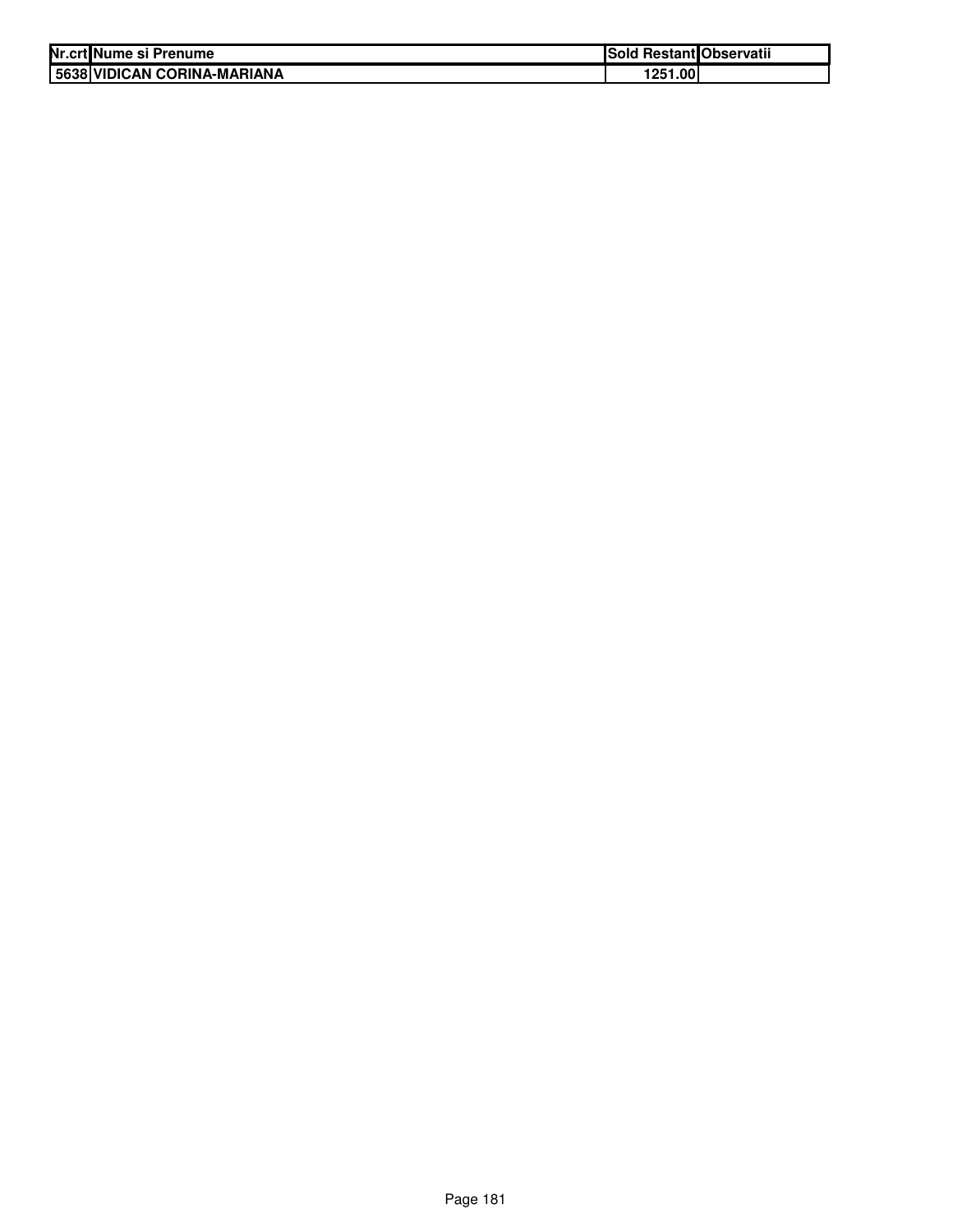| Nr.crt | Nume si Prenume | Sold Restant | Observatii |
| --- | --- | --- | --- |
| 5638 | VIDICAN CORINA-MARIANA | 1251.00 | |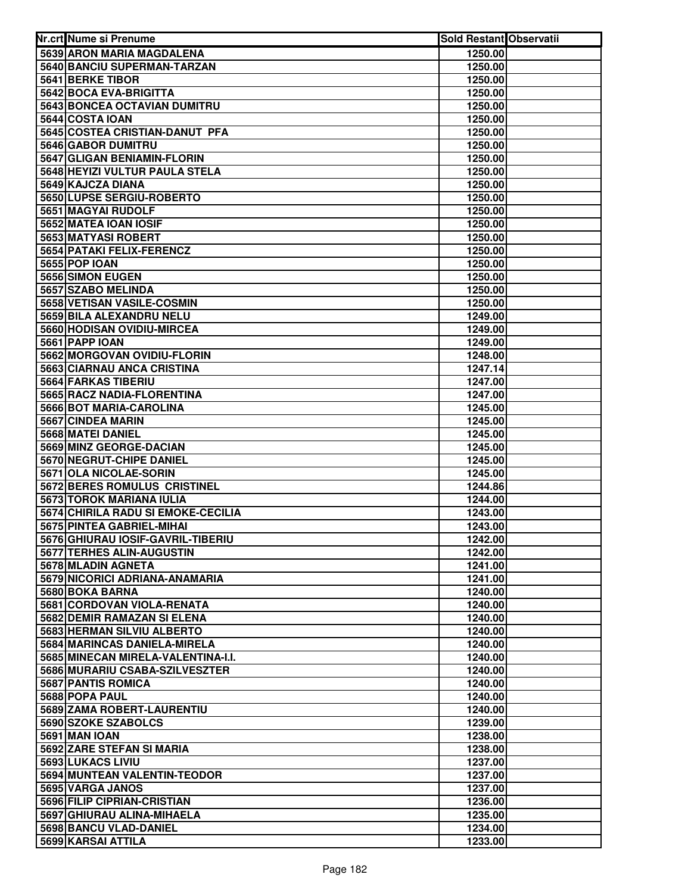| Nr.crt | Nume si Prenume | Sold Restant | Observatii |
|---|---|---|---|
| 5639 | ARON MARIA MAGDALENA | 1250.00 | |
| 5640 | BANCIU SUPERMAN-TARZAN | 1250.00 | |
| 5641 | BERKE TIBOR | 1250.00 | |
| 5642 | BOCA EVA-BRIGITTA | 1250.00 | |
| 5643 | BONCEA OCTAVIAN DUMITRU | 1250.00 | |
| 5644 | COSTA IOAN | 1250.00 | |
| 5645 | COSTEA CRISTIAN-DANUT PFA | 1250.00 | |
| 5646 | GABOR DUMITRU | 1250.00 | |
| 5647 | GLIGAN BENIAMIN-FLORIN | 1250.00 | |
| 5648 | HEYIZI VULTUR PAULA STELA | 1250.00 | |
| 5649 | KAJCZA DIANA | 1250.00 | |
| 5650 | LUPSE SERGIU-ROBERTO | 1250.00 | |
| 5651 | MAGYAI RUDOLF | 1250.00 | |
| 5652 | MATEA IOAN IOSIF | 1250.00 | |
| 5653 | MATYASI ROBERT | 1250.00 | |
| 5654 | PATAKI FELIX-FERENCZ | 1250.00 | |
| 5655 | POP IOAN | 1250.00 | |
| 5656 | SIMON EUGEN | 1250.00 | |
| 5657 | SZABO MELINDA | 1250.00 | |
| 5658 | VETISAN VASILE-COSMIN | 1250.00 | |
| 5659 | BILA ALEXANDRU NELU | 1249.00 | |
| 5660 | HODISAN OVIDIU-MIRCEA | 1249.00 | |
| 5661 | PAPP IOAN | 1249.00 | |
| 5662 | MORGOVAN OVIDIU-FLORIN | 1248.00 | |
| 5663 | CIARNAU ANCA CRISTINA | 1247.14 | |
| 5664 | FARKAS TIBERIU | 1247.00 | |
| 5665 | RACZ NADIA-FLORENTINA | 1247.00 | |
| 5666 | BOT MARIA-CAROLINA | 1245.00 | |
| 5667 | CINDEA MARIN | 1245.00 | |
| 5668 | MATEI DANIEL | 1245.00 | |
| 5669 | MINZ GEORGE-DACIAN | 1245.00 | |
| 5670 | NEGRUT-CHIPE DANIEL | 1245.00 | |
| 5671 | OLA NICOLAE-SORIN | 1245.00 | |
| 5672 | BERES ROMULUS CRISTINEL | 1244.86 | |
| 5673 | TOROK MARIANA IULIA | 1244.00 | |
| 5674 | CHIRILA RADU SI EMOKE-CECILIA | 1243.00 | |
| 5675 | PINTEA GABRIEL-MIHAI | 1243.00 | |
| 5676 | GHIURAU IOSIF-GAVRIL-TIBERIU | 1242.00 | |
| 5677 | TERHES ALIN-AUGUSTIN | 1242.00 | |
| 5678 | MLADIN AGNETA | 1241.00 | |
| 5679 | NICORICI ADRIANA-ANAMARIA | 1241.00 | |
| 5680 | BOKA BARNA | 1240.00 | |
| 5681 | CORDOVAN VIOLA-RENATA | 1240.00 | |
| 5682 | DEMIR RAMAZAN SI ELENA | 1240.00 | |
| 5683 | HERMAN SILVIU ALBERTO | 1240.00 | |
| 5684 | MARINCAS DANIELA-MIRELA | 1240.00 | |
| 5685 | MINECAN MIRELA-VALENTINA-I.I. | 1240.00 | |
| 5686 | MURARIU CSABA-SZILVESZTER | 1240.00 | |
| 5687 | PANTIS ROMICA | 1240.00 | |
| 5688 | POPA PAUL | 1240.00 | |
| 5689 | ZAMA ROBERT-LAURENTIU | 1240.00 | |
| 5690 | SZOKE SZABOLCS | 1239.00 | |
| 5691 | MAN IOAN | 1238.00 | |
| 5692 | ZARE STEFAN SI MARIA | 1238.00 | |
| 5693 | LUKACS LIVIU | 1237.00 | |
| 5694 | MUNTEAN VALENTIN-TEODOR | 1237.00 | |
| 5695 | VARGA JANOS | 1237.00 | |
| 5696 | FILIP CIPRIAN-CRISTIAN | 1236.00 | |
| 5697 | GHIURAU ALINA-MIHAELA | 1235.00 | |
| 5698 | BANCU VLAD-DANIEL | 1234.00 | |
| 5699 | KARSAI ATTILA | 1233.00 | |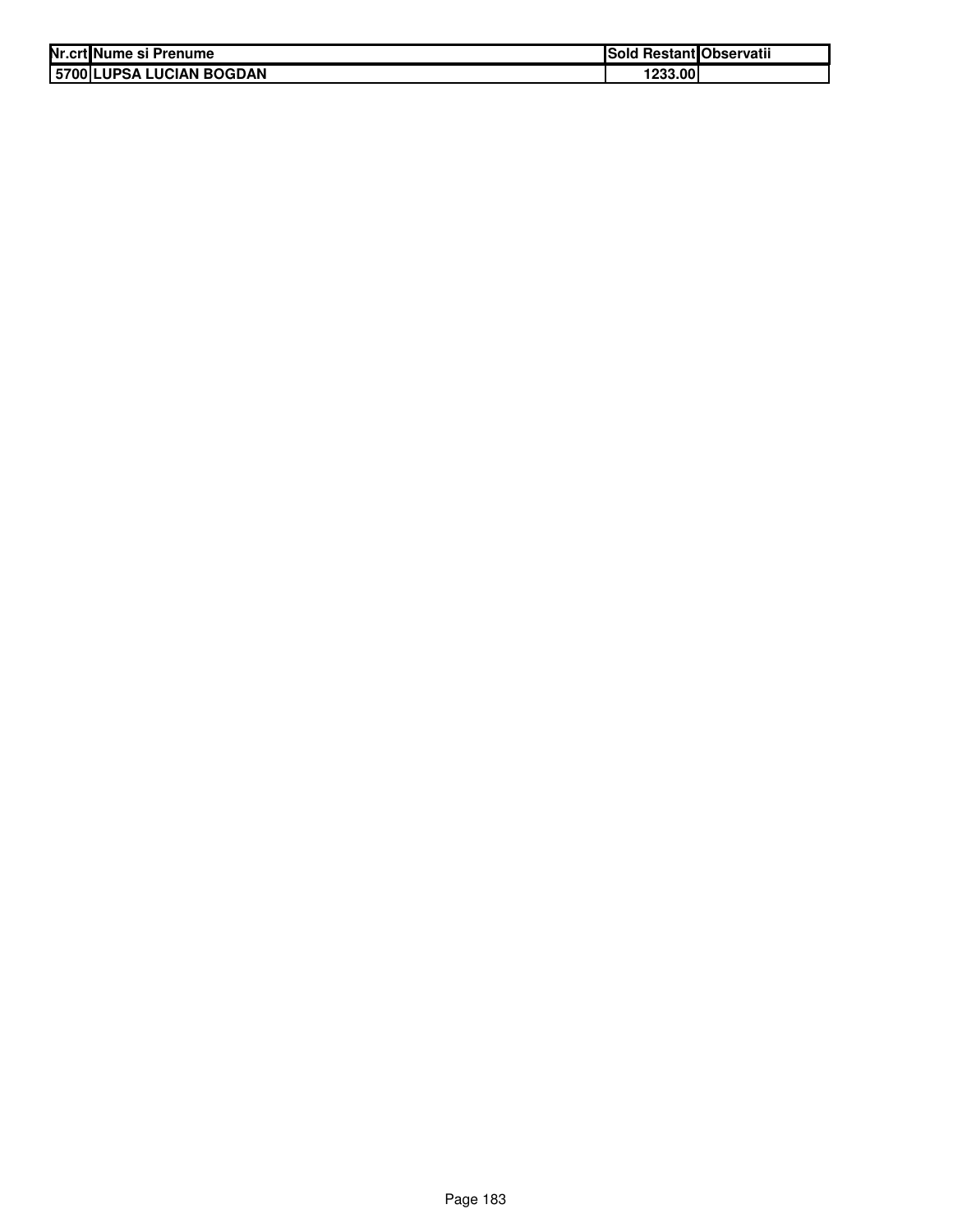| Nr.crt | Nume si Prenume | Sold Restant | Observatii |
|---|---|---|---|
| 5700 | LUPSA LUCIAN BOGDAN | 1233.00 | |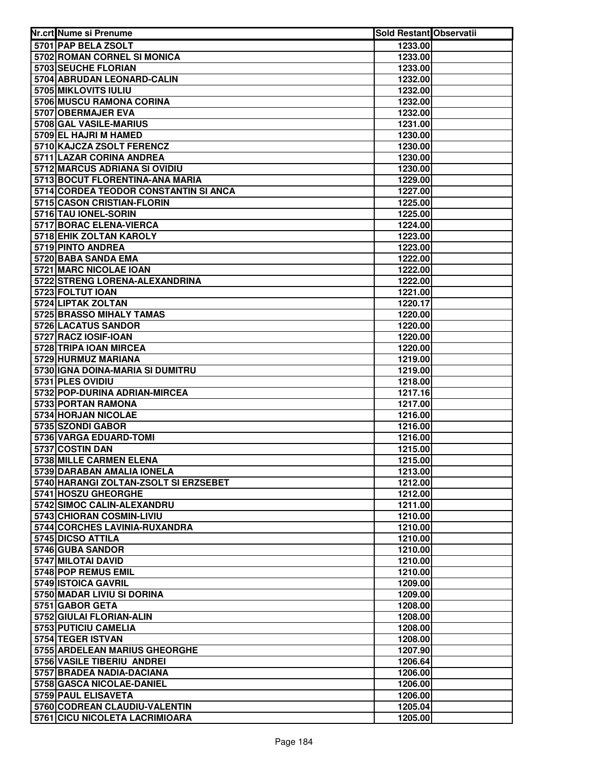| Nr.crt | Nume si Prenume | Sold Restant | Observatii |
|---|---|---|---|
| 5701 | PAP BELA ZSOLT | 1233.00 | |
| 5702 | ROMAN CORNEL SI MONICA | 1233.00 | |
| 5703 | SEUCHE FLORIAN | 1233.00 | |
| 5704 | ABRUDAN LEONARD-CALIN | 1232.00 | |
| 5705 | MIKLOVITS IULIU | 1232.00 | |
| 5706 | MUSCU RAMONA CORINA | 1232.00 | |
| 5707 | OBERMAJER EVA | 1232.00 | |
| 5708 | GAL VASILE-MARIUS | 1231.00 | |
| 5709 | EL HAJRI M HAMED | 1230.00 | |
| 5710 | KAJCZA ZSOLT FERENCZ | 1230.00 | |
| 5711 | LAZAR CORINA ANDREA | 1230.00 | |
| 5712 | MARCUS ADRIANA SI OVIDIU | 1230.00 | |
| 5713 | BOCUT FLORENTINA-ANA MARIA | 1229.00 | |
| 5714 | CORDEA TEODOR CONSTANTIN SI ANCA | 1227.00 | |
| 5715 | CASON CRISTIAN-FLORIN | 1225.00 | |
| 5716 | TAU IONEL-SORIN | 1225.00 | |
| 5717 | BORAC ELENA-VIERCA | 1224.00 | |
| 5718 | EHIK ZOLTAN KAROLY | 1223.00 | |
| 5719 | PINTO ANDREA | 1223.00 | |
| 5720 | BABA SANDA EMA | 1222.00 | |
| 5721 | MARC NICOLAE IOAN | 1222.00 | |
| 5722 | STRENG LORENA-ALEXANDRINA | 1222.00 | |
| 5723 | FOLTUT IOAN | 1221.00 | |
| 5724 | LIPTAK ZOLTAN | 1220.17 | |
| 5725 | BRASSO MIHALY TAMAS | 1220.00 | |
| 5726 | LACATUS SANDOR | 1220.00 | |
| 5727 | RACZ IOSIF-IOAN | 1220.00 | |
| 5728 | TRIPA IOAN MIRCEA | 1220.00 | |
| 5729 | HURMUZ MARIANA | 1219.00 | |
| 5730 | IGNA DOINA-MARIA SI DUMITRU | 1219.00 | |
| 5731 | PLES OVIDIU | 1218.00 | |
| 5732 | POP-DURINA ADRIAN-MIRCEA | 1217.16 | |
| 5733 | PORTAN RAMONA | 1217.00 | |
| 5734 | HORJAN NICOLAE | 1216.00 | |
| 5735 | SZONDI GABOR | 1216.00 | |
| 5736 | VARGA EDUARD-TOMI | 1216.00 | |
| 5737 | COSTIN DAN | 1215.00 | |
| 5738 | MILLE CARMEN ELENA | 1215.00 | |
| 5739 | DARABAN AMALIA IONELA | 1213.00 | |
| 5740 | HARANGI ZOLTAN-ZSOLT SI ERZSEBET | 1212.00 | |
| 5741 | HOSZU GHEORGHE | 1212.00 | |
| 5742 | SIMOC CALIN-ALEXANDRU | 1211.00 | |
| 5743 | CHIORAN COSMIN-LIVIU | 1210.00 | |
| 5744 | CORCHES LAVINIA-RUXANDRA | 1210.00 | |
| 5745 | DICSO ATTILA | 1210.00 | |
| 5746 | GUBA SANDOR | 1210.00 | |
| 5747 | MILOTAI DAVID | 1210.00 | |
| 5748 | POP REMUS EMIL | 1210.00 | |
| 5749 | ISTOICA GAVRIL | 1209.00 | |
| 5750 | MADAR LIVIU SI DORINA | 1209.00 | |
| 5751 | GABOR GETA | 1208.00 | |
| 5752 | GIULAI FLORIAN-ALIN | 1208.00 | |
| 5753 | PUTICIU CAMELIA | 1208.00 | |
| 5754 | TEGER ISTVAN | 1208.00 | |
| 5755 | ARDELEAN MARIUS GHEORGHE | 1207.90 | |
| 5756 | VASILE TIBERIU ANDREI | 1206.64 | |
| 5757 | BRADEA NADIA-DACIANA | 1206.00 | |
| 5758 | GASCA NICOLAE-DANIEL | 1206.00 | |
| 5759 | PAUL ELISAVETA | 1206.00 | |
| 5760 | CODREAN CLAUDIU-VALENTIN | 1205.04 | |
| 5761 | CICU NICOLETA LACRIMIOARA | 1205.00 | |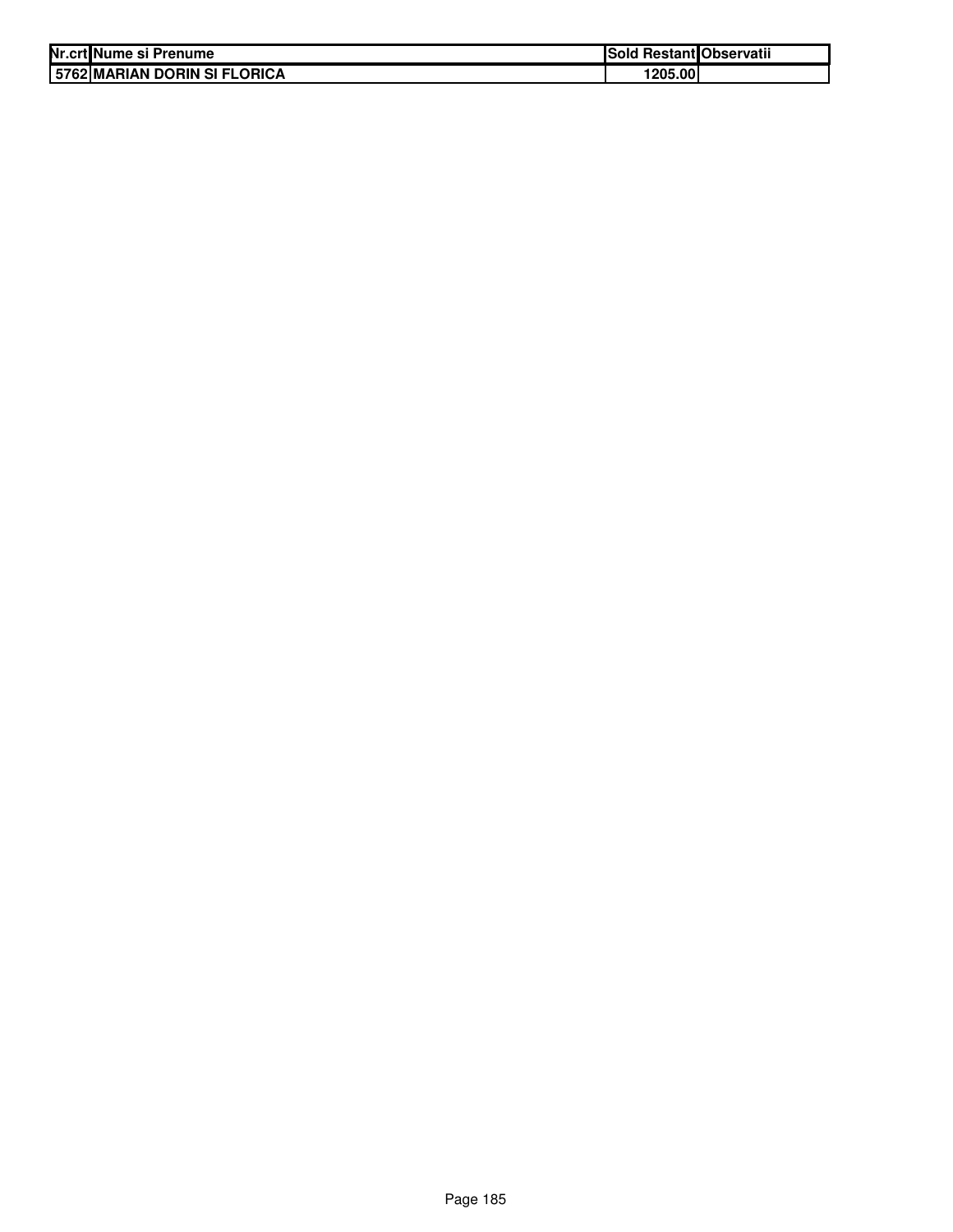| Nr.crt | Nume si Prenume | Sold Restant | Observatii |
|---|---|---|---|
| 5762 | MARIAN DORIN SI FLORICA | 1205.00 | |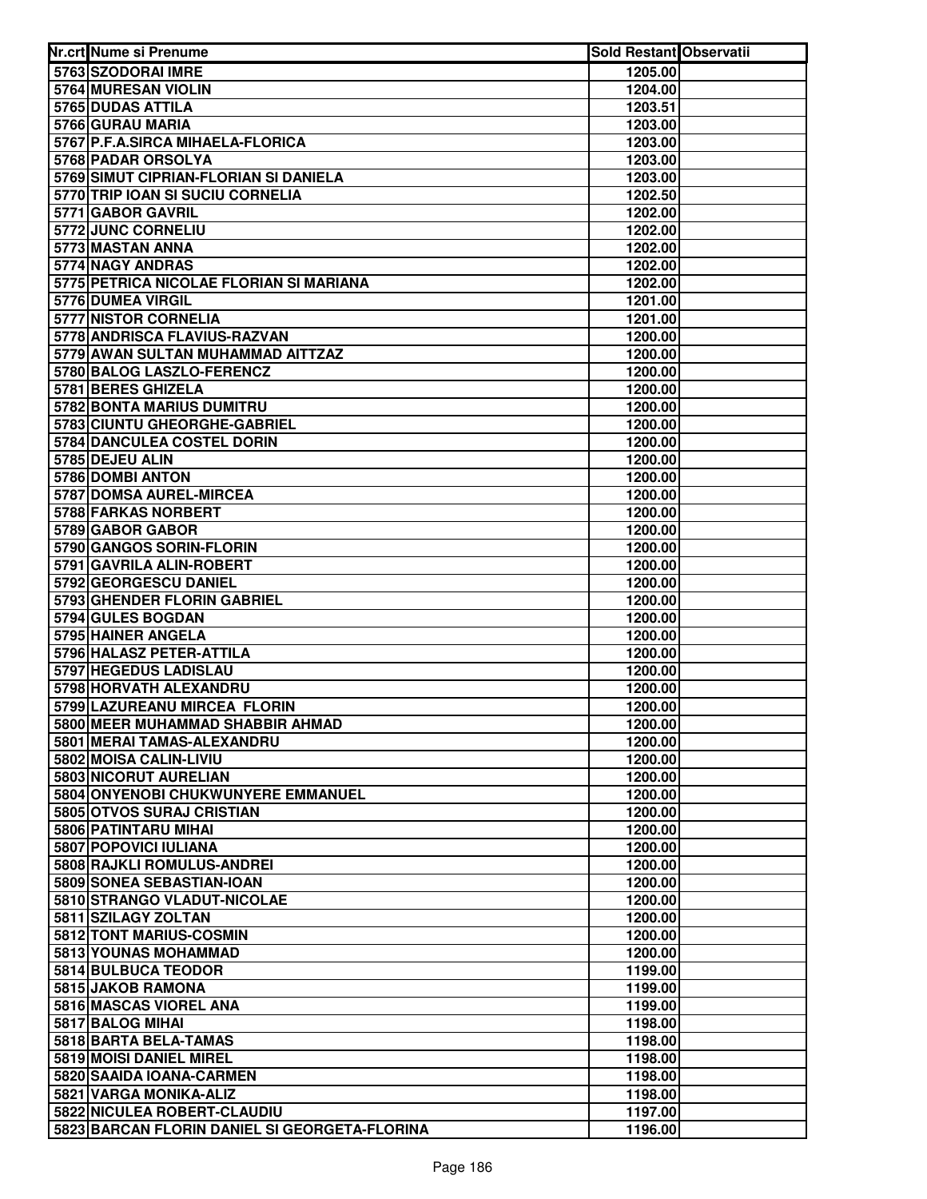| Nr.crt | Nume si Prenume | Sold Restant | Observatii |
|---|---|---|---|
| 5763 | SZODORAI IMRE | 1205.00 | |
| 5764 | MURESAN VIOLIN | 1204.00 | |
| 5765 | DUDAS ATTILA | 1203.51 | |
| 5766 | GURAU MARIA | 1203.00 | |
| 5767 | P.F.A.SIRCA MIHAELA-FLORICA | 1203.00 | |
| 5768 | PADAR ORSOLYA | 1203.00 | |
| 5769 | SIMUT CIPRIAN-FLORIAN SI DANIELA | 1203.00 | |
| 5770 | TRIP IOAN SI SUCIU CORNELIA | 1202.50 | |
| 5771 | GABOR GAVRIL | 1202.00 | |
| 5772 | JUNC CORNELIU | 1202.00 | |
| 5773 | MASTAN ANNA | 1202.00 | |
| 5774 | NAGY ANDRAS | 1202.00 | |
| 5775 | PETRICA NICOLAE FLORIAN SI MARIANA | 1202.00 | |
| 5776 | DUMEA VIRGIL | 1201.00 | |
| 5777 | NISTOR CORNELIA | 1201.00 | |
| 5778 | ANDRISCA FLAVIUS-RAZVAN | 1200.00 | |
| 5779 | AWAN SULTAN MUHAMMAD AITTZAZ | 1200.00 | |
| 5780 | BALOG LASZLO-FERENCZ | 1200.00 | |
| 5781 | BERES GHIZELA | 1200.00 | |
| 5782 | BONTA MARIUS DUMITRU | 1200.00 | |
| 5783 | CIUNTU GHEORGHE-GABRIEL | 1200.00 | |
| 5784 | DANCULEA COSTEL DORIN | 1200.00 | |
| 5785 | DEJEU ALIN | 1200.00 | |
| 5786 | DOMBI ANTON | 1200.00 | |
| 5787 | DOMSA AUREL-MIRCEA | 1200.00 | |
| 5788 | FARKAS NORBERT | 1200.00 | |
| 5789 | GABOR GABOR | 1200.00 | |
| 5790 | GANGOS SORIN-FLORIN | 1200.00 | |
| 5791 | GAVRILA ALIN-ROBERT | 1200.00 | |
| 5792 | GEORGESCU DANIEL | 1200.00 | |
| 5793 | GHENDER FLORIN GABRIEL | 1200.00 | |
| 5794 | GULES BOGDAN | 1200.00 | |
| 5795 | HAINER ANGELA | 1200.00 | |
| 5796 | HALASZ PETER-ATTILA | 1200.00 | |
| 5797 | HEGEDUS LADISLAU | 1200.00 | |
| 5798 | HORVATH ALEXANDRU | 1200.00 | |
| 5799 | LAZUREANU MIRCEA FLORIN | 1200.00 | |
| 5800 | MEER MUHAMMAD SHABBIR AHMAD | 1200.00 | |
| 5801 | MERAI TAMAS-ALEXANDRU | 1200.00 | |
| 5802 | MOISA CALIN-LIVIU | 1200.00 | |
| 5803 | NICORUT AURELIAN | 1200.00 | |
| 5804 | ONYENOBI CHUKWUNYERE EMMANUEL | 1200.00 | |
| 5805 | OTVOS SURAJ CRISTIAN | 1200.00 | |
| 5806 | PATINTARU MIHAI | 1200.00 | |
| 5807 | POPOVICI IULIANA | 1200.00 | |
| 5808 | RAJKLI ROMULUS-ANDREI | 1200.00 | |
| 5809 | SONEA SEBASTIAN-IOAN | 1200.00 | |
| 5810 | STRANGO VLADUT-NICOLAE | 1200.00 | |
| 5811 | SZILAGY ZOLTAN | 1200.00 | |
| 5812 | TONT MARIUS-COSMIN | 1200.00 | |
| 5813 | YOUNAS MOHAMMAD | 1200.00 | |
| 5814 | BULBUCA TEODOR | 1199.00 | |
| 5815 | JAKOB RAMONA | 1199.00 | |
| 5816 | MASCAS VIOREL ANA | 1199.00 | |
| 5817 | BALOG MIHAI | 1198.00 | |
| 5818 | BARTA BELA-TAMAS | 1198.00 | |
| 5819 | MOISI DANIEL MIREL | 1198.00 | |
| 5820 | SAAIDA IOANA-CARMEN | 1198.00 | |
| 5821 | VARGA MONIKA-ALIZ | 1198.00 | |
| 5822 | NICULEA ROBERT-CLAUDIU | 1197.00 | |
| 5823 | BARCAN FLORIN DANIEL SI GEORGETA-FLORINA | 1196.00 | |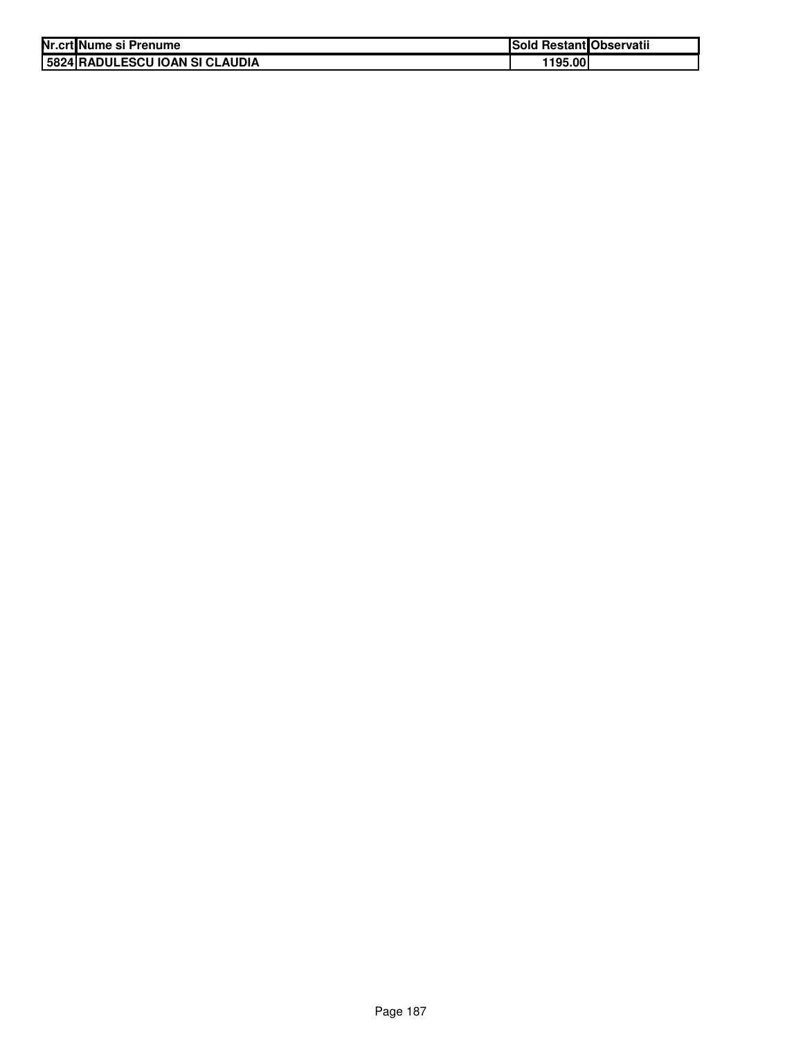| Nr.crt | Nume si Prenume | Sold Restant | Observatii |
|---|---|---|---|
| 5824 | RADULESCU IOAN SI CLAUDIA | 1195.00 | |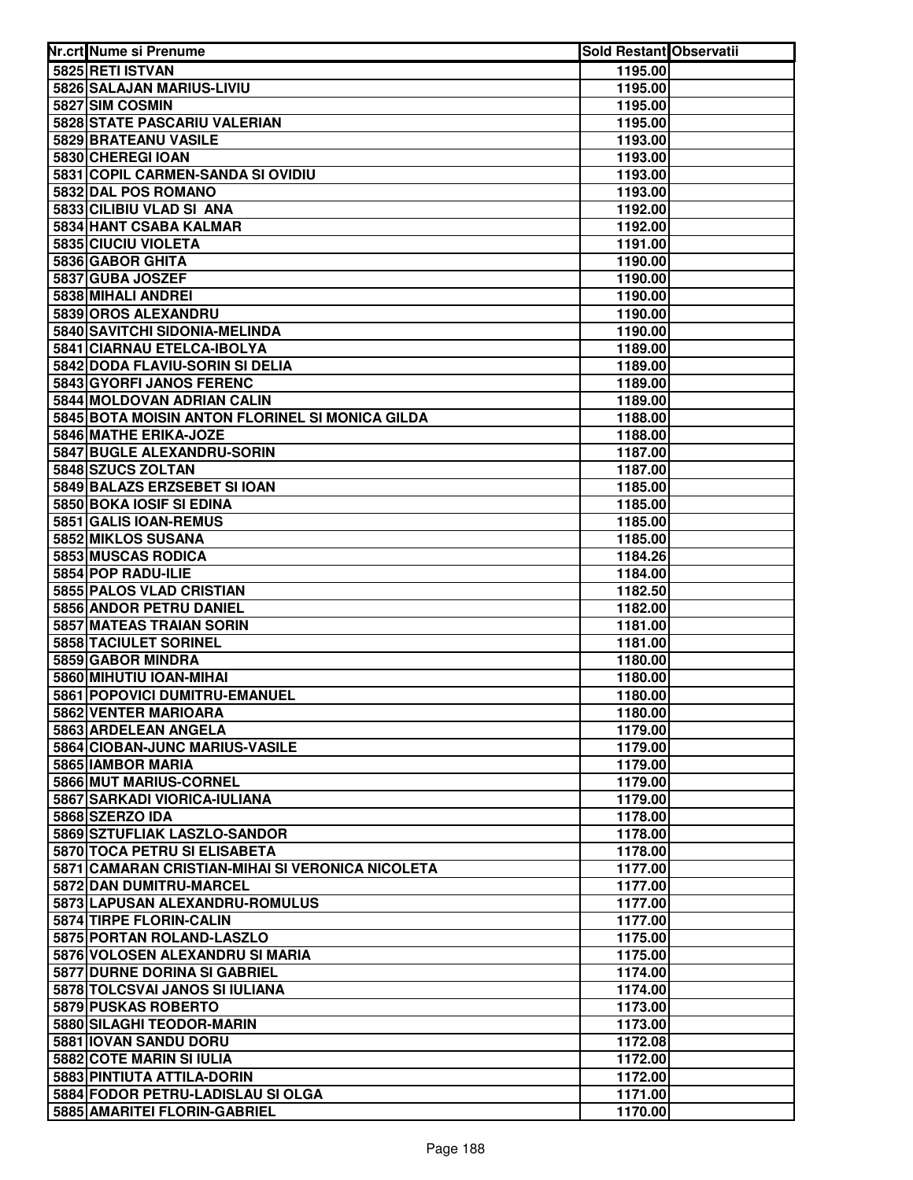| Nr.crt | Nume si Prenume | Sold Restant | Observatii |
|---|---|---|---|
| 5825 | RETI ISTVAN | 1195.00 | |
| 5826 | SALAJAN MARIUS-LIVIU | 1195.00 | |
| 5827 | SIM COSMIN | 1195.00 | |
| 5828 | STATE PASCARIU VALERIAN | 1195.00 | |
| 5829 | BRATEANU VASILE | 1193.00 | |
| 5830 | CHEREGI IOAN | 1193.00 | |
| 5831 | COPIL CARMEN-SANDA SI OVIDIU | 1193.00 | |
| 5832 | DAL POS ROMANO | 1193.00 | |
| 5833 | CILIBIU VLAD SI ANA | 1192.00 | |
| 5834 | HANT CSABA KALMAR | 1192.00 | |
| 5835 | CIUCIU VIOLETA | 1191.00 | |
| 5836 | GABOR GHITA | 1190.00 | |
| 5837 | GUBA JOSZEF | 1190.00 | |
| 5838 | MIHALI ANDREI | 1190.00 | |
| 5839 | OROS ALEXANDRU | 1190.00 | |
| 5840 | SAVITCHI SIDONIA-MELINDA | 1190.00 | |
| 5841 | CIARNAU ETELCA-IBOLYA | 1189.00 | |
| 5842 | DODA FLAVIU-SORIN SI DELIA | 1189.00 | |
| 5843 | GYORFI JANOS FERENC | 1189.00 | |
| 5844 | MOLDOVAN ADRIAN CALIN | 1189.00 | |
| 5845 | BOTA MOISIN ANTON FLORINEL SI MONICA GILDA | 1188.00 | |
| 5846 | MATHE ERIKA-JOZE | 1188.00 | |
| 5847 | BUGLE ALEXANDRU-SORIN | 1187.00 | |
| 5848 | SZUCS ZOLTAN | 1187.00 | |
| 5849 | BALAZS ERZSEBET SI IOAN | 1185.00 | |
| 5850 | BOKA IOSIF SI EDINA | 1185.00 | |
| 5851 | GALIS IOAN-REMUS | 1185.00 | |
| 5852 | MIKLOS SUSANA | 1185.00 | |
| 5853 | MUSCAS RODICA | 1184.26 | |
| 5854 | POP RADU-ILIE | 1184.00 | |
| 5855 | PALOS VLAD CRISTIAN | 1182.50 | |
| 5856 | ANDOR PETRU DANIEL | 1182.00 | |
| 5857 | MATEAS TRAIAN SORIN | 1181.00 | |
| 5858 | TACIULET SORINEL | 1181.00 | |
| 5859 | GABOR MINDRA | 1180.00 | |
| 5860 | MIHUTIU IOAN-MIHAI | 1180.00 | |
| 5861 | POPOVICI DUMITRU-EMANUEL | 1180.00 | |
| 5862 | VENTER MARIOARA | 1180.00 | |
| 5863 | ARDELEAN ANGELA | 1179.00 | |
| 5864 | CIOBAN-JUNC MARIUS-VASILE | 1179.00 | |
| 5865 | IAMBOR MARIA | 1179.00 | |
| 5866 | MUT MARIUS-CORNEL | 1179.00 | |
| 5867 | SARKADI VIORICA-IULIANA | 1179.00 | |
| 5868 | SZERZO IDA | 1178.00 | |
| 5869 | SZTUFLIAK LASZLO-SANDOR | 1178.00 | |
| 5870 | TOCA PETRU SI ELISABETA | 1178.00 | |
| 5871 | CAMARAN CRISTIAN-MIHAI SI VERONICA NICOLETA | 1177.00 | |
| 5872 | DAN DUMITRU-MARCEL | 1177.00 | |
| 5873 | LAPUSAN ALEXANDRU-ROMULUS | 1177.00 | |
| 5874 | TIRPE FLORIN-CALIN | 1177.00 | |
| 5875 | PORTAN ROLAND-LASZLO | 1175.00 | |
| 5876 | VOLOSEN ALEXANDRU SI MARIA | 1175.00 | |
| 5877 | DURNE DORINA SI GABRIEL | 1174.00 | |
| 5878 | TOLCSVAI JANOS SI IULIANA | 1174.00 | |
| 5879 | PUSKAS ROBERTO | 1173.00 | |
| 5880 | SILAGHI TEODOR-MARIN | 1173.00 | |
| 5881 | IOVAN SANDU DORU | 1172.08 | |
| 5882 | COTE MARIN SI IULIA | 1172.00 | |
| 5883 | PINTIUTA ATTILA-DORIN | 1172.00 | |
| 5884 | FODOR PETRU-LADISLAU SI OLGA | 1171.00 | |
| 5885 | AMARITEI FLORIN-GABRIEL | 1170.00 | |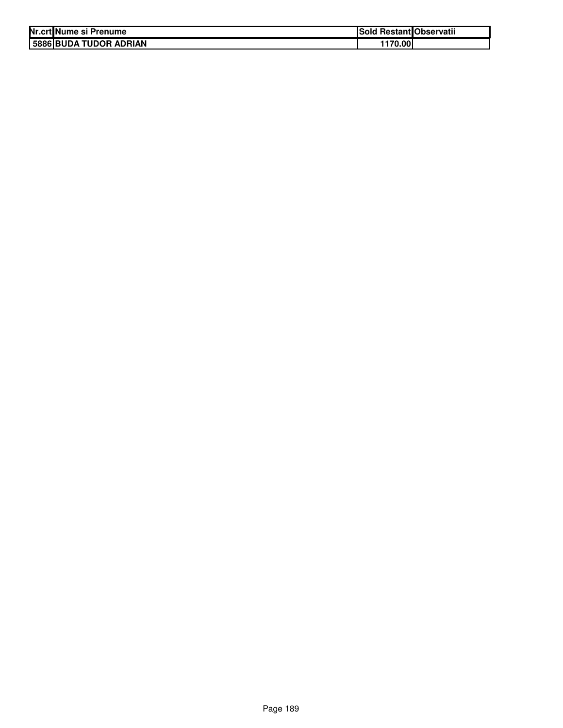| Nr.crt | Nume si Prenume | Sold Restant | Observatii |
|---|---|---|---|
| 5886 | BUDA TUDOR ADRIAN | 1170.00 | |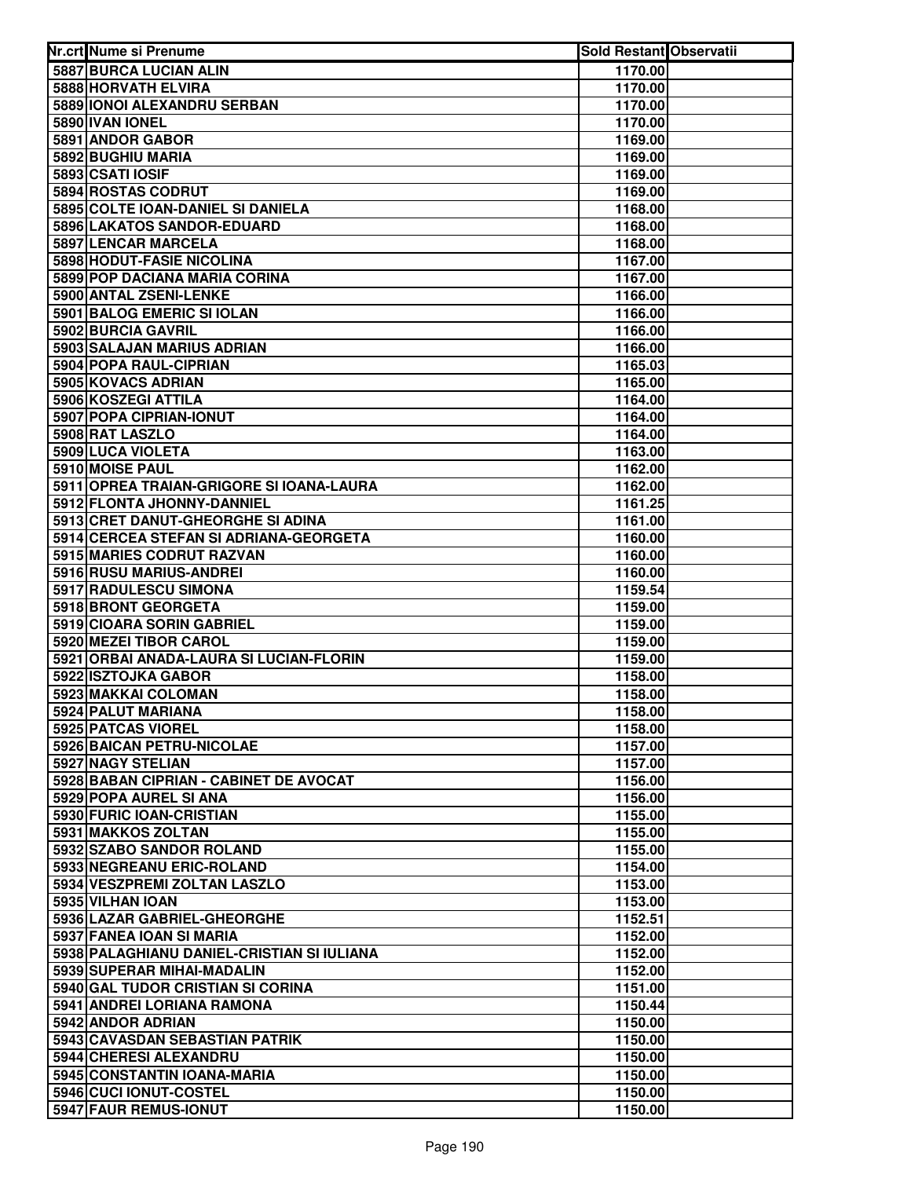| Nr.crt | Nume si Prenume | Sold Restant | Observatii |
|---|---|---|---|
| 5887 | BURCA LUCIAN ALIN | 1170.00 | |
| 5888 | HORVATH ELVIRA | 1170.00 | |
| 5889 | IONOI ALEXANDRU SERBAN | 1170.00 | |
| 5890 | IVAN IONEL | 1170.00 | |
| 5891 | ANDOR GABOR | 1169.00 | |
| 5892 | BUGHIU MARIA | 1169.00 | |
| 5893 | CSATI IOSIF | 1169.00 | |
| 5894 | ROSTAS CODRUT | 1169.00 | |
| 5895 | COLTE IOAN-DANIEL SI DANIELA | 1168.00 | |
| 5896 | LAKATOS SANDOR-EDUARD | 1168.00 | |
| 5897 | LENCAR MARCELA | 1168.00 | |
| 5898 | HODUT-FASIE NICOLINA | 1167.00 | |
| 5899 | POP DACIANA MARIA CORINA | 1167.00 | |
| 5900 | ANTAL ZSENI-LENKE | 1166.00 | |
| 5901 | BALOG EMERIC SI IOLAN | 1166.00 | |
| 5902 | BURCIA GAVRIL | 1166.00 | |
| 5903 | SALAJAN MARIUS ADRIAN | 1166.00 | |
| 5904 | POPA RAUL-CIPRIAN | 1165.03 | |
| 5905 | KOVACS ADRIAN | 1165.00 | |
| 5906 | KOSZEGI ATTILA | 1164.00 | |
| 5907 | POPA CIPRIAN-IONUT | 1164.00 | |
| 5908 | RAT LASZLO | 1164.00 | |
| 5909 | LUCA VIOLETA | 1163.00 | |
| 5910 | MOISE PAUL | 1162.00 | |
| 5911 | OPREA TRAIAN-GRIGORE SI IOANA-LAURA | 1162.00 | |
| 5912 | FLONTA JHONNY-DANNIEL | 1161.25 | |
| 5913 | CRET DANUT-GHEORGHE SI ADINA | 1161.00 | |
| 5914 | CERCEA STEFAN SI ADRIANA-GEORGETA | 1160.00 | |
| 5915 | MARIES CODRUT RAZVAN | 1160.00 | |
| 5916 | RUSU MARIUS-ANDREI | 1160.00 | |
| 5917 | RADULESCU SIMONA | 1159.54 | |
| 5918 | BRONT GEORGETA | 1159.00 | |
| 5919 | CIOARA SORIN GABRIEL | 1159.00 | |
| 5920 | MEZEI TIBOR CAROL | 1159.00 | |
| 5921 | ORBAI ANADA-LAURA SI LUCIAN-FLORIN | 1159.00 | |
| 5922 | ISZTOJKA GABOR | 1158.00 | |
| 5923 | MAKKAI COLOMAN | 1158.00 | |
| 5924 | PALUT MARIANA | 1158.00 | |
| 5925 | PATCAS VIOREL | 1158.00 | |
| 5926 | BAICAN PETRU-NICOLAE | 1157.00 | |
| 5927 | NAGY STELIAN | 1157.00 | |
| 5928 | BABAN CIPRIAN - CABINET DE AVOCAT | 1156.00 | |
| 5929 | POPA AUREL SI ANA | 1156.00 | |
| 5930 | FURIC IOAN-CRISTIAN | 1155.00 | |
| 5931 | MAKKOS ZOLTAN | 1155.00 | |
| 5932 | SZABO SANDOR ROLAND | 1155.00 | |
| 5933 | NEGREANU ERIC-ROLAND | 1154.00 | |
| 5934 | VESZPREMI ZOLTAN LASZLO | 1153.00 | |
| 5935 | VILHAN IOAN | 1153.00 | |
| 5936 | LAZAR GABRIEL-GHEORGHE | 1152.51 | |
| 5937 | FANEA IOAN SI MARIA | 1152.00 | |
| 5938 | PALAGHIANU DANIEL-CRISTIAN SI IULIANA | 1152.00 | |
| 5939 | SUPERAR MIHAI-MADALIN | 1152.00 | |
| 5940 | GAL TUDOR CRISTIAN SI CORINA | 1151.00 | |
| 5941 | ANDREI LORIANA RAMONA | 1150.44 | |
| 5942 | ANDOR ADRIAN | 1150.00 | |
| 5943 | CAVASDAN SEBASTIAN PATRIK | 1150.00 | |
| 5944 | CHERESI ALEXANDRU | 1150.00 | |
| 5945 | CONSTANTIN IOANA-MARIA | 1150.00 | |
| 5946 | CUCI IONUT-COSTEL | 1150.00 | |
| 5947 | FAUR REMUS-IONUT | 1150.00 | |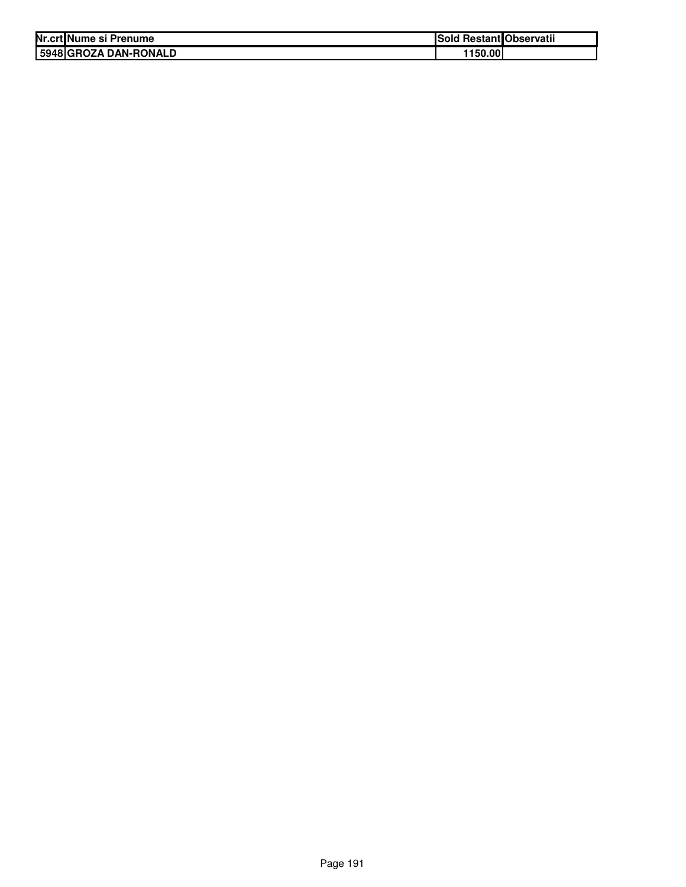| Nr.crt | Nume si Prenume | Sold Restant | Observatii |
|---|---|---|---|
| 5948 | GROZA DAN-RONALD | 1150.00 | |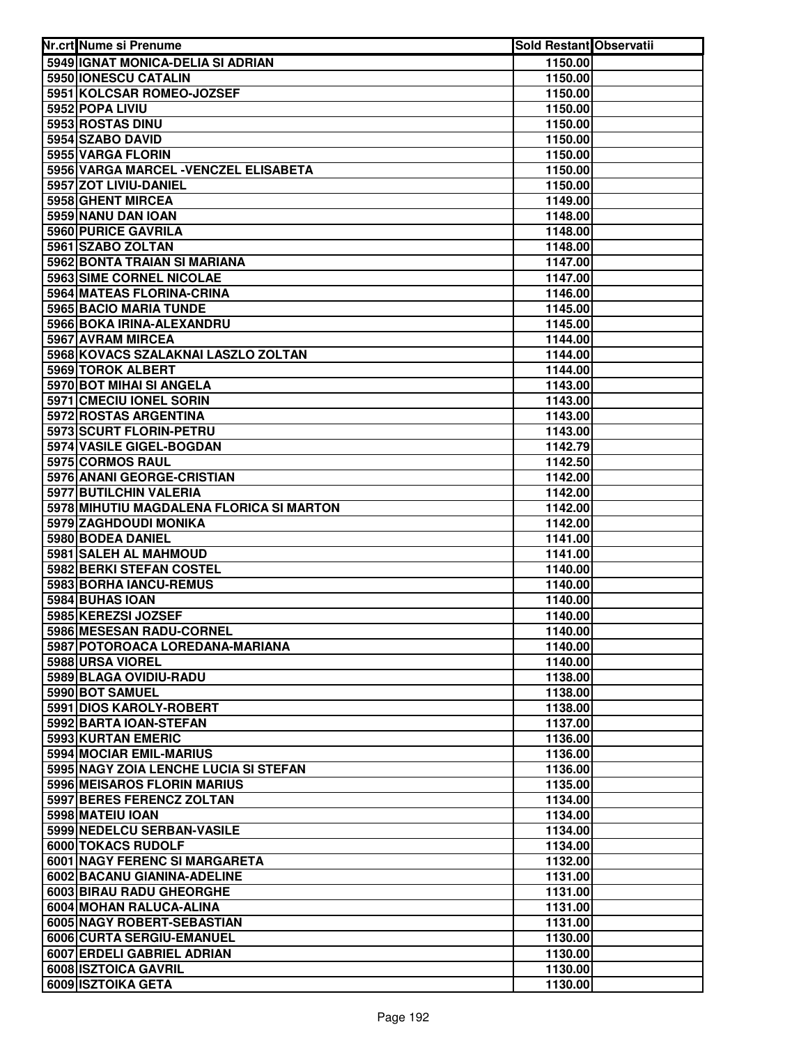| Nr.crt | Nume si Prenume | Sold Restant | Observatii |
|---|---|---|---|
| 5949 | IGNAT MONICA-DELIA SI ADRIAN | 1150.00 | |
| 5950 | IONESCU CATALIN | 1150.00 | |
| 5951 | KOLCSAR ROMEO-JOZSEF | 1150.00 | |
| 5952 | POPA LIVIU | 1150.00 | |
| 5953 | ROSTAS DINU | 1150.00 | |
| 5954 | SZABO DAVID | 1150.00 | |
| 5955 | VARGA FLORIN | 1150.00 | |
| 5956 | VARGA MARCEL -VENCZEL ELISABETA | 1150.00 | |
| 5957 | ZOT LIVIU-DANIEL | 1150.00 | |
| 5958 | GHENT MIRCEA | 1149.00 | |
| 5959 | NANU DAN IOAN | 1148.00 | |
| 5960 | PURICE GAVRILA | 1148.00 | |
| 5961 | SZABO ZOLTAN | 1148.00 | |
| 5962 | BONTA TRAIAN SI MARIANA | 1147.00 | |
| 5963 | SIME CORNEL NICOLAE | 1147.00 | |
| 5964 | MATEAS FLORINA-CRINA | 1146.00 | |
| 5965 | BACIO MARIA TUNDE | 1145.00 | |
| 5966 | BOKA IRINA-ALEXANDRU | 1145.00 | |
| 5967 | AVRAM MIRCEA | 1144.00 | |
| 5968 | KOVACS SZALAKNAI LASZLO ZOLTAN | 1144.00 | |
| 5969 | TOROK ALBERT | 1144.00 | |
| 5970 | BOT MIHAI SI ANGELA | 1143.00 | |
| 5971 | CMECIU IONEL SORIN | 1143.00 | |
| 5972 | ROSTAS ARGENTINA | 1143.00 | |
| 5973 | SCURT FLORIN-PETRU | 1143.00 | |
| 5974 | VASILE GIGEL-BOGDAN | 1142.79 | |
| 5975 | CORMOS RAUL | 1142.50 | |
| 5976 | ANANI GEORGE-CRISTIAN | 1142.00 | |
| 5977 | BUTILCHIN VALERIA | 1142.00 | |
| 5978 | MIHUTIU MAGDALENA FLORICA SI MARTON | 1142.00 | |
| 5979 | ZAGHDOUDI MONIKA | 1142.00 | |
| 5980 | BODEA DANIEL | 1141.00 | |
| 5981 | SALEH AL MAHMOUD | 1141.00 | |
| 5982 | BERKI STEFAN COSTEL | 1140.00 | |
| 5983 | BORHA IANCU-REMUS | 1140.00 | |
| 5984 | BUHAS IOAN | 1140.00 | |
| 5985 | KEREZSI JOZSEF | 1140.00 | |
| 5986 | MESESAN RADU-CORNEL | 1140.00 | |
| 5987 | POTOROACA LOREDANA-MARIANA | 1140.00 | |
| 5988 | URSA VIOREL | 1140.00 | |
| 5989 | BLAGA OVIDIU-RADU | 1138.00 | |
| 5990 | BOT SAMUEL | 1138.00 | |
| 5991 | DIOS KAROLY-ROBERT | 1138.00 | |
| 5992 | BARTA IOAN-STEFAN | 1137.00 | |
| 5993 | KURTAN EMERIC | 1136.00 | |
| 5994 | MOCIAR EMIL-MARIUS | 1136.00 | |
| 5995 | NAGY ZOIA LENCHE LUCIA SI STEFAN | 1136.00 | |
| 5996 | MEISAROS FLORIN MARIUS | 1135.00 | |
| 5997 | BERES FERENCZ ZOLTAN | 1134.00 | |
| 5998 | MATEIU IOAN | 1134.00 | |
| 5999 | NEDELCU SERBAN-VASILE | 1134.00 | |
| 6000 | TOKACS RUDOLF | 1134.00 | |
| 6001 | NAGY FERENC SI MARGARETA | 1132.00 | |
| 6002 | BACANU GIANINA-ADELINE | 1131.00 | |
| 6003 | BIRAU RADU GHEORGHE | 1131.00 | |
| 6004 | MOHAN RALUCA-ALINA | 1131.00 | |
| 6005 | NAGY ROBERT-SEBASTIAN | 1131.00 | |
| 6006 | CURTA SERGIU-EMANUEL | 1130.00 | |
| 6007 | ERDELI GABRIEL ADRIAN | 1130.00 | |
| 6008 | ISZTOICA GAVRIL | 1130.00 | |
| 6009 | ISZTOIKA GETA | 1130.00 | |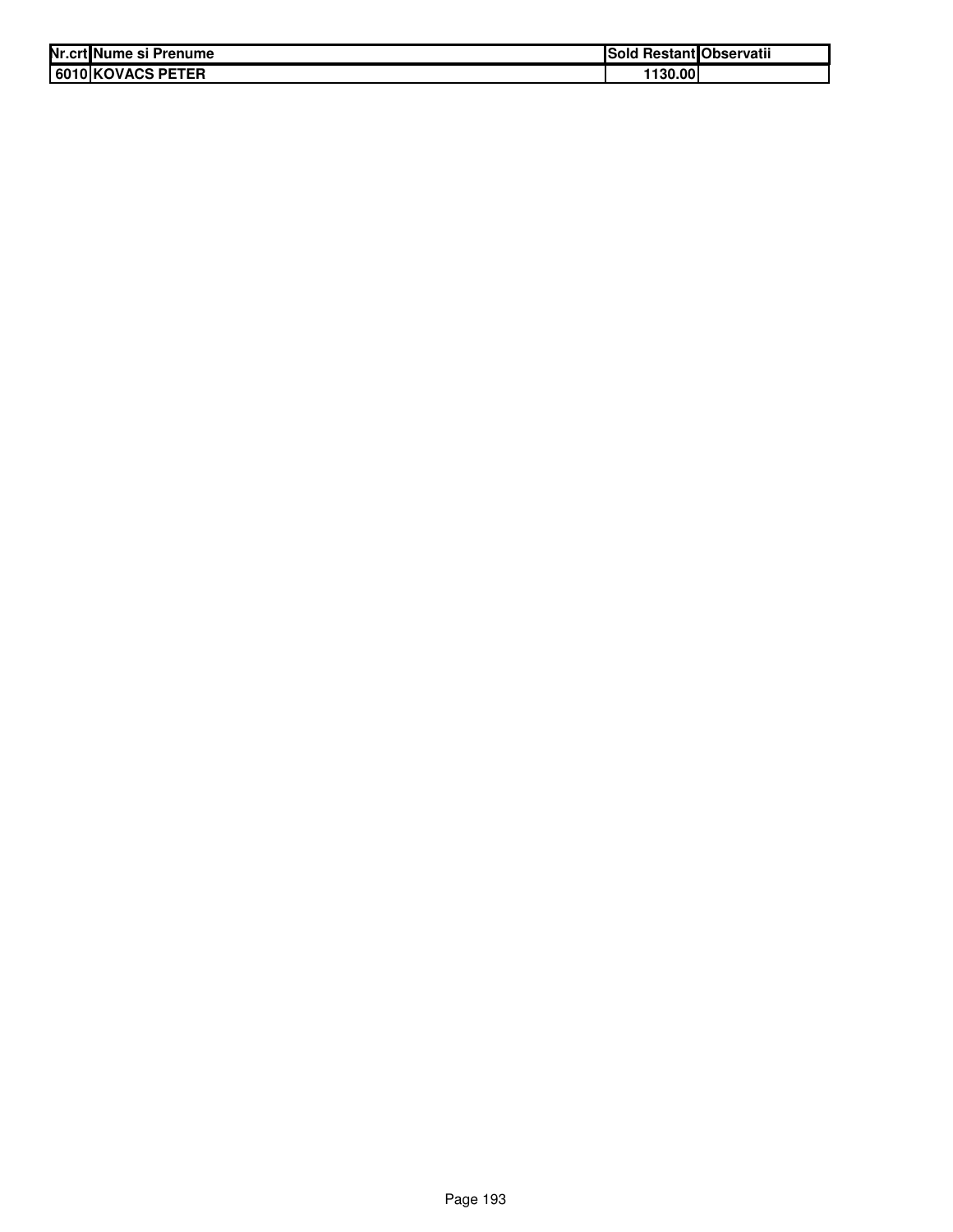| Nr.crt | Nume si Prenume | Sold Restant | Observatii |
|---|---|---|---|
| 6010 | KOVACS PETER | 1130.00 | |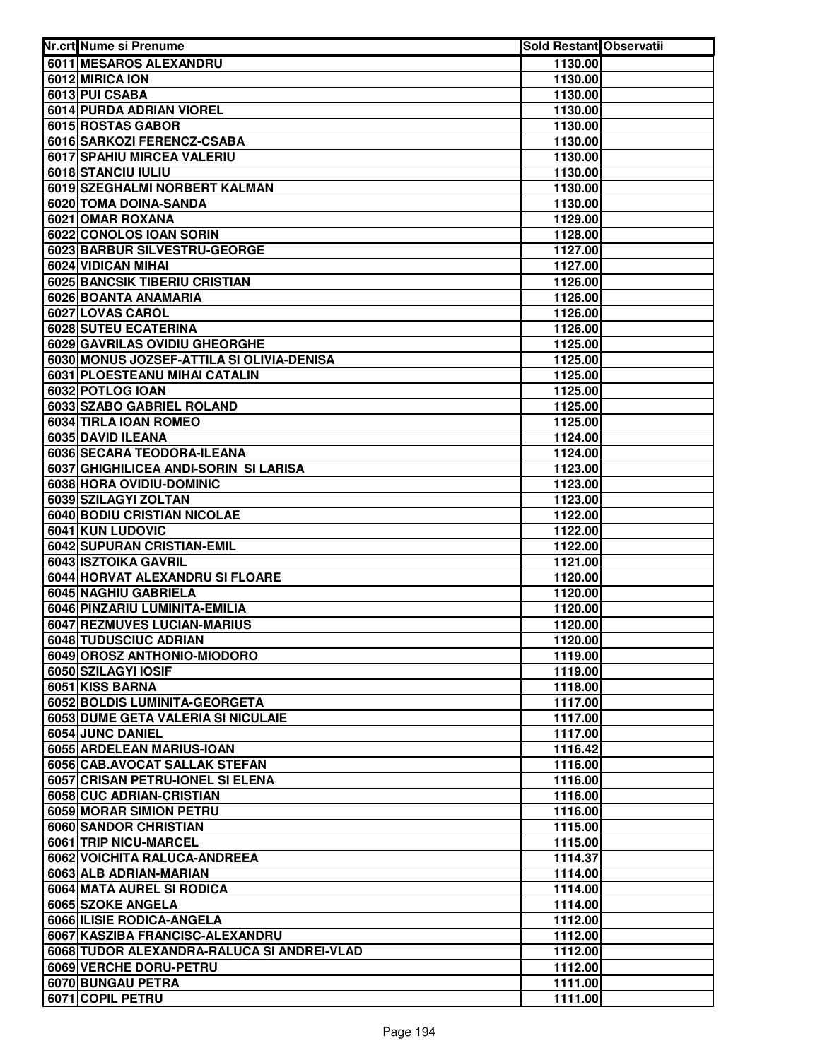| Nr.crt | Nume si Prenume | Sold Restant | Observatii |
|---|---|---|---|
| 6011 | MESAROS ALEXANDRU | 1130.00 | |
| 6012 | MIRICA ION | 1130.00 | |
| 6013 | PUI CSABA | 1130.00 | |
| 6014 | PURDA ADRIAN VIOREL | 1130.00 | |
| 6015 | ROSTAS GABOR | 1130.00 | |
| 6016 | SARKOZI FERENCZ-CSABA | 1130.00 | |
| 6017 | SPAHIU MIRCEA VALERIU | 1130.00 | |
| 6018 | STANCIU IULIU | 1130.00 | |
| 6019 | SZEGHALMI NORBERT KALMAN | 1130.00 | |
| 6020 | TOMA DOINA-SANDA | 1130.00 | |
| 6021 | OMAR ROXANA | 1129.00 | |
| 6022 | CONOLOS IOAN SORIN | 1128.00 | |
| 6023 | BARBUR SILVESTRU-GEORGE | 1127.00 | |
| 6024 | VIDICAN MIHAI | 1127.00 | |
| 6025 | BANCSIK TIBERIU CRISTIAN | 1126.00 | |
| 6026 | BOANTA ANAMARIA | 1126.00 | |
| 6027 | LOVAS CAROL | 1126.00 | |
| 6028 | SUTEU ECATERINA | 1126.00 | |
| 6029 | GAVRILAS OVIDIU GHEORGHE | 1125.00 | |
| 6030 | MONUS JOZSEF-ATTILA SI OLIVIA-DENISA | 1125.00 | |
| 6031 | PLOESTEANU MIHAI CATALIN | 1125.00 | |
| 6032 | POTLOG IOAN | 1125.00 | |
| 6033 | SZABO GABRIEL ROLAND | 1125.00 | |
| 6034 | TIRLA IOAN ROMEO | 1125.00 | |
| 6035 | DAVID ILEANA | 1124.00 | |
| 6036 | SECARA TEODORA-ILEANA | 1124.00 | |
| 6037 | GHIGHILICEA ANDI-SORIN SI LARISA | 1123.00 | |
| 6038 | HORA OVIDIU-DOMINIC | 1123.00 | |
| 6039 | SZILAGYI ZOLTAN | 1123.00 | |
| 6040 | BODIU CRISTIAN NICOLAE | 1122.00 | |
| 6041 | KUN LUDOVIC | 1122.00 | |
| 6042 | SUPURAN CRISTIAN-EMIL | 1122.00 | |
| 6043 | ISZTOIKA GAVRIL | 1121.00 | |
| 6044 | HORVAT ALEXANDRU SI FLOARE | 1120.00 | |
| 6045 | NAGHIU GABRIELA | 1120.00 | |
| 6046 | PINZARIU LUMINITA-EMILIA | 1120.00 | |
| 6047 | REZMUVES LUCIAN-MARIUS | 1120.00 | |
| 6048 | TUDUSCIUC ADRIAN | 1120.00 | |
| 6049 | OROSZ ANTHONIO-MIODORO | 1119.00 | |
| 6050 | SZILAGYI IOSIF | 1119.00 | |
| 6051 | KISS BARNA | 1118.00 | |
| 6052 | BOLDIS LUMINITA-GEORGETA | 1117.00 | |
| 6053 | DUME GETA VALERIA SI NICULAIE | 1117.00 | |
| 6054 | JUNC DANIEL | 1117.00 | |
| 6055 | ARDELEAN MARIUS-IOAN | 1116.42 | |
| 6056 | CAB.AVOCAT SALLAK STEFAN | 1116.00 | |
| 6057 | CRISAN PETRU-IONEL SI ELENA | 1116.00 | |
| 6058 | CUC ADRIAN-CRISTIAN | 1116.00 | |
| 6059 | MORAR SIMION PETRU | 1116.00 | |
| 6060 | SANDOR CHRISTIAN | 1115.00 | |
| 6061 | TRIP NICU-MARCEL | 1115.00 | |
| 6062 | VOICHITA RALUCA-ANDREEA | 1114.37 | |
| 6063 | ALB ADRIAN-MARIAN | 1114.00 | |
| 6064 | MATA AUREL SI RODICA | 1114.00 | |
| 6065 | SZOKE ANGELA | 1114.00 | |
| 6066 | ILISIE RODICA-ANGELA | 1112.00 | |
| 6067 | KASZIBA FRANCISC-ALEXANDRU | 1112.00 | |
| 6068 | TUDOR ALEXANDRA-RALUCA SI ANDREI-VLAD | 1112.00 | |
| 6069 | VERCHE DORU-PETRU | 1112.00 | |
| 6070 | BUNGAU PETRA | 1111.00 | |
| 6071 | COPIL PETRU | 1111.00 | |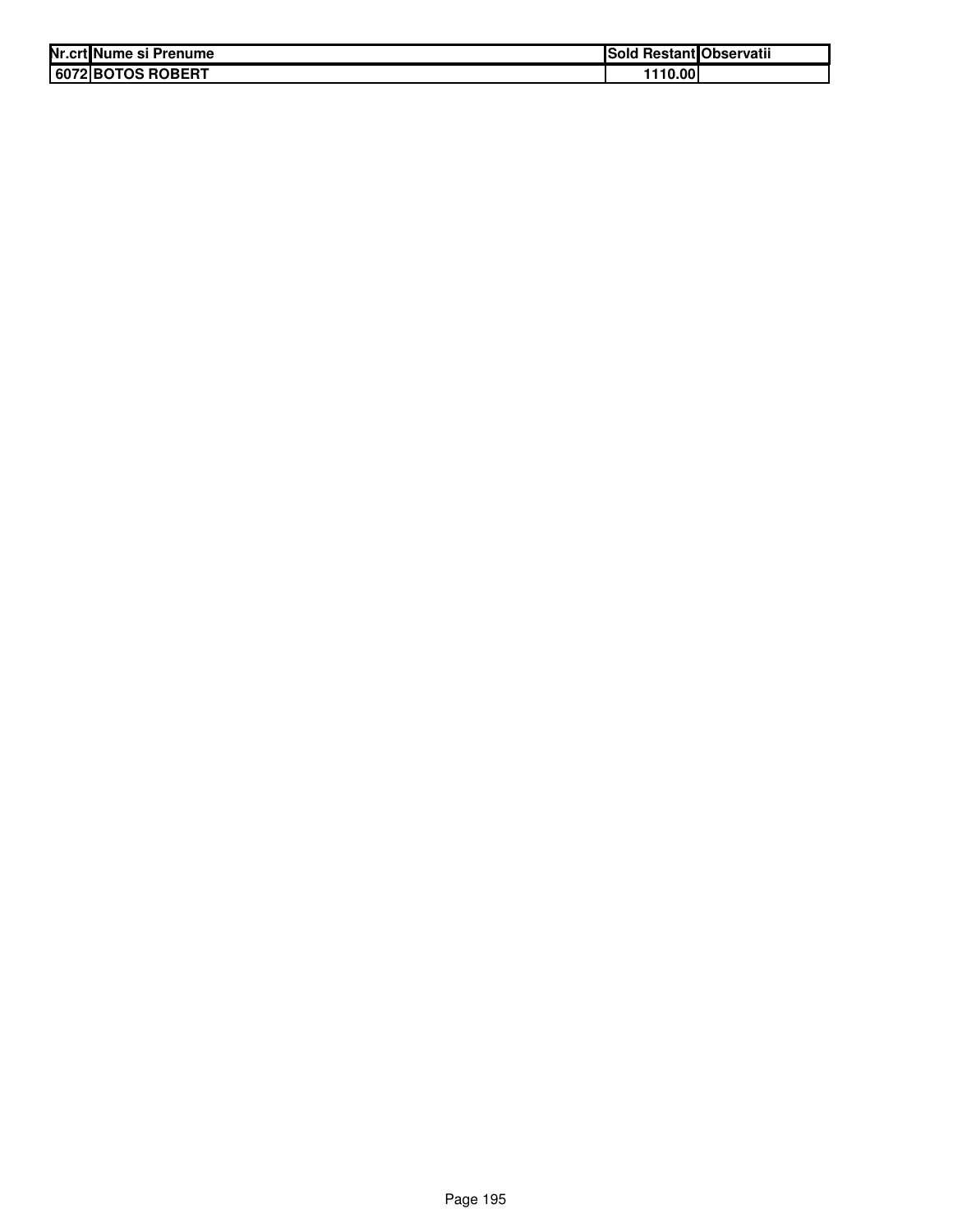| Nr.crt | Nume si Prenume | Sold Restant | Observatii |
|---|---|---|---|
| 6072 | BOTOS ROBERT | 1110.00 | |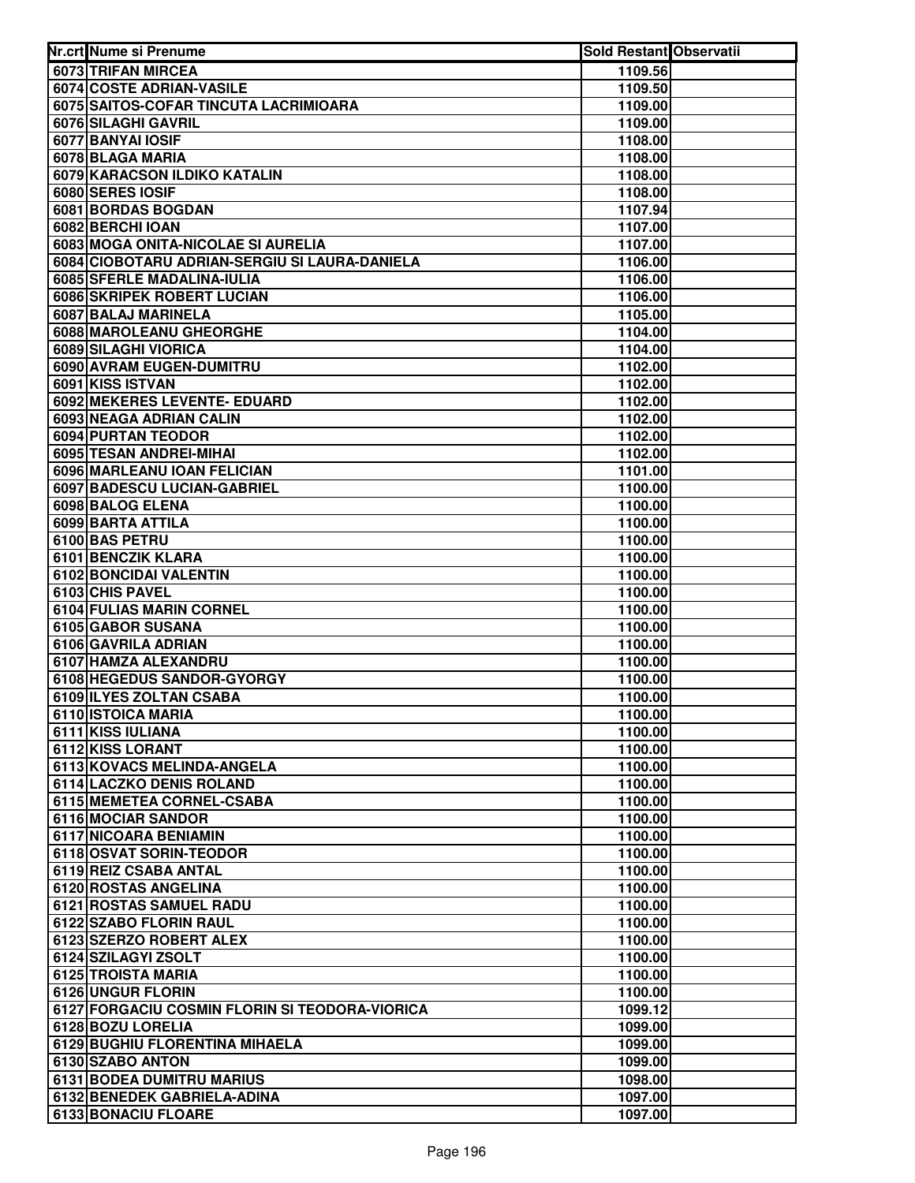| Nr.crt | Nume si Prenume | Sold Restant | Observatii |
|---|---|---|---|
| 6073 | TRIFAN MIRCEA | 1109.56 | |
| 6074 | COSTE ADRIAN-VASILE | 1109.50 | |
| 6075 | SAITOS-COFAR TINCUTA LACRIMIOARA | 1109.00 | |
| 6076 | SILAGHI GAVRIL | 1109.00 | |
| 6077 | BANYAI IOSIF | 1108.00 | |
| 6078 | BLAGA MARIA | 1108.00 | |
| 6079 | KARACSON ILDIKO KATALIN | 1108.00 | |
| 6080 | SERES IOSIF | 1108.00 | |
| 6081 | BORDAS BOGDAN | 1107.94 | |
| 6082 | BERCHI IOAN | 1107.00 | |
| 6083 | MOGA ONITA-NICOLAE SI AURELIA | 1107.00 | |
| 6084 | CIOBOTARU ADRIAN-SERGIU SI LAURA-DANIELA | 1106.00 | |
| 6085 | SFERLE MADALINA-IULIA | 1106.00 | |
| 6086 | SKRIPEK ROBERT LUCIAN | 1106.00 | |
| 6087 | BALAJ MARINELA | 1105.00 | |
| 6088 | MAROLEANU GHEORGHE | 1104.00 | |
| 6089 | SILAGHI VIORICA | 1104.00 | |
| 6090 | AVRAM EUGEN-DUMITRU | 1102.00 | |
| 6091 | KISS ISTVAN | 1102.00 | |
| 6092 | MEKERES LEVENTE- EDUARD | 1102.00 | |
| 6093 | NEAGA ADRIAN CALIN | 1102.00 | |
| 6094 | PURTAN TEODOR | 1102.00 | |
| 6095 | TESAN ANDREI-MIHAI | 1102.00 | |
| 6096 | MARLEANU IOAN FELICIAN | 1101.00 | |
| 6097 | BADESCU LUCIAN-GABRIEL | 1100.00 | |
| 6098 | BALOG ELENA | 1100.00 | |
| 6099 | BARTA ATTILA | 1100.00 | |
| 6100 | BAS PETRU | 1100.00 | |
| 6101 | BENCZIK KLARA | 1100.00 | |
| 6102 | BONCIDAI VALENTIN | 1100.00 | |
| 6103 | CHIS PAVEL | 1100.00 | |
| 6104 | FULIAS MARIN CORNEL | 1100.00 | |
| 6105 | GABOR SUSANA | 1100.00 | |
| 6106 | GAVRILA ADRIAN | 1100.00 | |
| 6107 | HAMZA ALEXANDRU | 1100.00 | |
| 6108 | HEGEDUS SANDOR-GYORGY | 1100.00 | |
| 6109 | ILYES ZOLTAN CSABA | 1100.00 | |
| 6110 | ISTOICA MARIA | 1100.00 | |
| 6111 | KISS IULIANA | 1100.00 | |
| 6112 | KISS LORANT | 1100.00 | |
| 6113 | KOVACS MELINDA-ANGELA | 1100.00 | |
| 6114 | LACZKO DENIS ROLAND | 1100.00 | |
| 6115 | MEMETEA CORNEL-CSABA | 1100.00 | |
| 6116 | MOCIAR SANDOR | 1100.00 | |
| 6117 | NICOARA BENIAMIN | 1100.00 | |
| 6118 | OSVAT SORIN-TEODOR | 1100.00 | |
| 6119 | REIZ CSABA ANTAL | 1100.00 | |
| 6120 | ROSTAS ANGELINA | 1100.00 | |
| 6121 | ROSTAS SAMUEL RADU | 1100.00 | |
| 6122 | SZABO FLORIN RAUL | 1100.00 | |
| 6123 | SZERZO ROBERT ALEX | 1100.00 | |
| 6124 | SZILAGYI ZSOLT | 1100.00 | |
| 6125 | TROISTA MARIA | 1100.00 | |
| 6126 | UNGUR FLORIN | 1100.00 | |
| 6127 | FORGACIU COSMIN FLORIN SI TEODORA-VIORICA | 1099.12 | |
| 6128 | BOZU LORELIA | 1099.00 | |
| 6129 | BUGHIU FLORENTINA MIHAELA | 1099.00 | |
| 6130 | SZABO ANTON | 1099.00 | |
| 6131 | BODEA DUMITRU MARIUS | 1098.00 | |
| 6132 | BENEDEK GABRIELA-ADINA | 1097.00 | |
| 6133 | BONACIU FLOARE | 1097.00 | |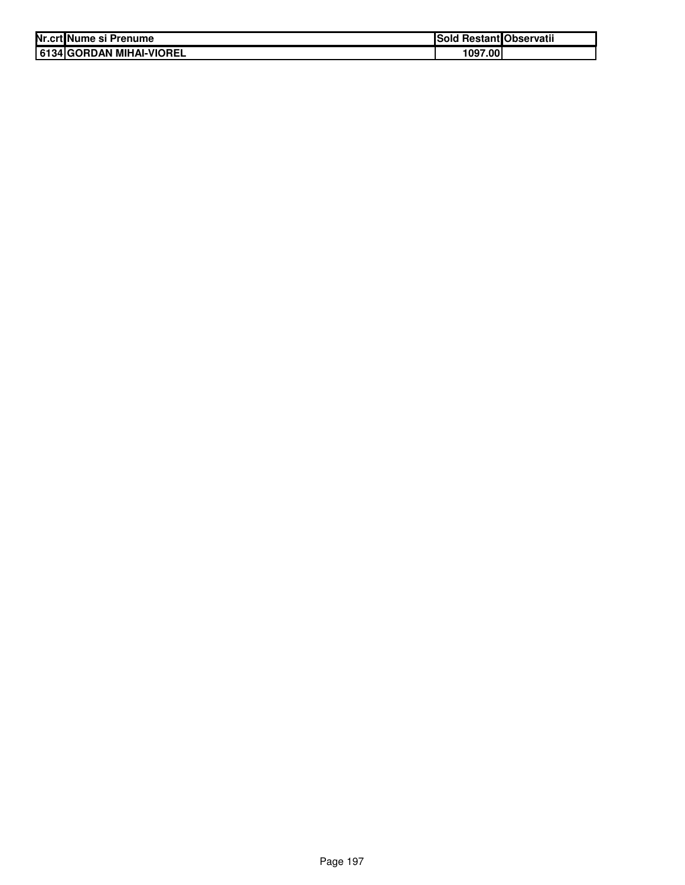| Nr.crt | Nume si Prenume | Sold Restant | Observatii |
|---|---|---|---|
| 6134 | GORDAN MIHAI-VIOREL | 1097.00 | |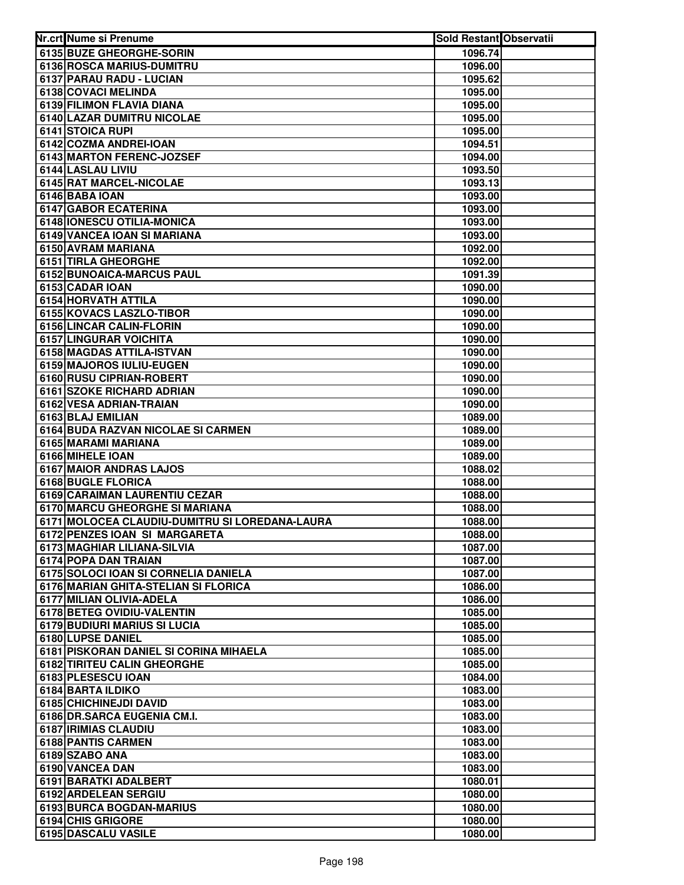| Nr.crt | Nume si Prenume | Sold Restant | Observatii |
| --- | --- | --- | --- |
| 6135 | BUZE GHEORGHE-SORIN | 1096.74 | |
| 6136 | ROSCA MARIUS-DUMITRU | 1096.00 | |
| 6137 | PARAU RADU - LUCIAN | 1095.62 | |
| 6138 | COVACI MELINDA | 1095.00 | |
| 6139 | FILIMON FLAVIA DIANA | 1095.00 | |
| 6140 | LAZAR DUMITRU NICOLAE | 1095.00 | |
| 6141 | STOICA RUPI | 1095.00 | |
| 6142 | COZMA ANDREI-IOAN | 1094.51 | |
| 6143 | MARTON FERENC-JOZSEF | 1094.00 | |
| 6144 | LASLAU LIVIU | 1093.50 | |
| 6145 | RAT MARCEL-NICOLAE | 1093.13 | |
| 6146 | BABA IOAN | 1093.00 | |
| 6147 | GABOR ECATERINA | 1093.00 | |
| 6148 | IONESCU OTILIA-MONICA | 1093.00 | |
| 6149 | VANCEA IOAN SI MARIANA | 1093.00 | |
| 6150 | AVRAM MARIANA | 1092.00 | |
| 6151 | TIRLA GHEORGHE | 1092.00 | |
| 6152 | BUNOAICA-MARCUS PAUL | 1091.39 | |
| 6153 | CADAR IOAN | 1090.00 | |
| 6154 | HORVATH ATTILA | 1090.00 | |
| 6155 | KOVACS LASZLO-TIBOR | 1090.00 | |
| 6156 | LINCAR CALIN-FLORIN | 1090.00 | |
| 6157 | LINGURAR VOICHITA | 1090.00 | |
| 6158 | MAGDAS ATTILA-ISTVAN | 1090.00 | |
| 6159 | MAJOROS IULIU-EUGEN | 1090.00 | |
| 6160 | RUSU CIPRIAN-ROBERT | 1090.00 | |
| 6161 | SZOKE RICHARD ADRIAN | 1090.00 | |
| 6162 | VESA ADRIAN-TRAIAN | 1090.00 | |
| 6163 | BLAJ EMILIAN | 1089.00 | |
| 6164 | BUDA RAZVAN NICOLAE SI CARMEN | 1089.00 | |
| 6165 | MARAMI MARIANA | 1089.00 | |
| 6166 | MIHELE IOAN | 1089.00 | |
| 6167 | MAIOR ANDRAS LAJOS | 1088.02 | |
| 6168 | BUGLE FLORICA | 1088.00 | |
| 6169 | CARAIMAN LAURENTIU CEZAR | 1088.00 | |
| 6170 | MARCU GHEORGHE SI MARIANA | 1088.00 | |
| 6171 | MOLOCEA CLAUDIU-DUMITRU SI LOREDANA-LAURA | 1088.00 | |
| 6172 | PENZES IOAN  SI  MARGARETA | 1088.00 | |
| 6173 | MAGHIAR LILIANA-SILVIA | 1087.00 | |
| 6174 | POPA DAN TRAIAN | 1087.00 | |
| 6175 | SOLOCI IOAN SI CORNELIA DANIELA | 1087.00 | |
| 6176 | MARIAN GHITA-STELIAN SI FLORICA | 1086.00 | |
| 6177 | MILIAN OLIVIA-ADELA | 1086.00 | |
| 6178 | BETEG OVIDIU-VALENTIN | 1085.00 | |
| 6179 | BUDIURI MARIUS SI LUCIA | 1085.00 | |
| 6180 | LUPSE DANIEL | 1085.00 | |
| 6181 | PISKORAN DANIEL SI CORINA MIHAELA | 1085.00 | |
| 6182 | TIRITEU CALIN GHEORGHE | 1085.00 | |
| 6183 | PLESESCU IOAN | 1084.00 | |
| 6184 | BARTA ILDIKO | 1083.00 | |
| 6185 | CHICHINEJDI DAVID | 1083.00 | |
| 6186 | DR.SARCA EUGENIA CM.I. | 1083.00 | |
| 6187 | IRIMIAS CLAUDIU | 1083.00 | |
| 6188 | PANTIS CARMEN | 1083.00 | |
| 6189 | SZABO ANA | 1083.00 | |
| 6190 | VANCEA DAN | 1083.00 | |
| 6191 | BARATKI ADALBERT | 1080.01 | |
| 6192 | ARDELEAN SERGIU | 1080.00 | |
| 6193 | BURCA BOGDAN-MARIUS | 1080.00 | |
| 6194 | CHIS GRIGORE | 1080.00 | |
| 6195 | DASCALU VASILE | 1080.00 | |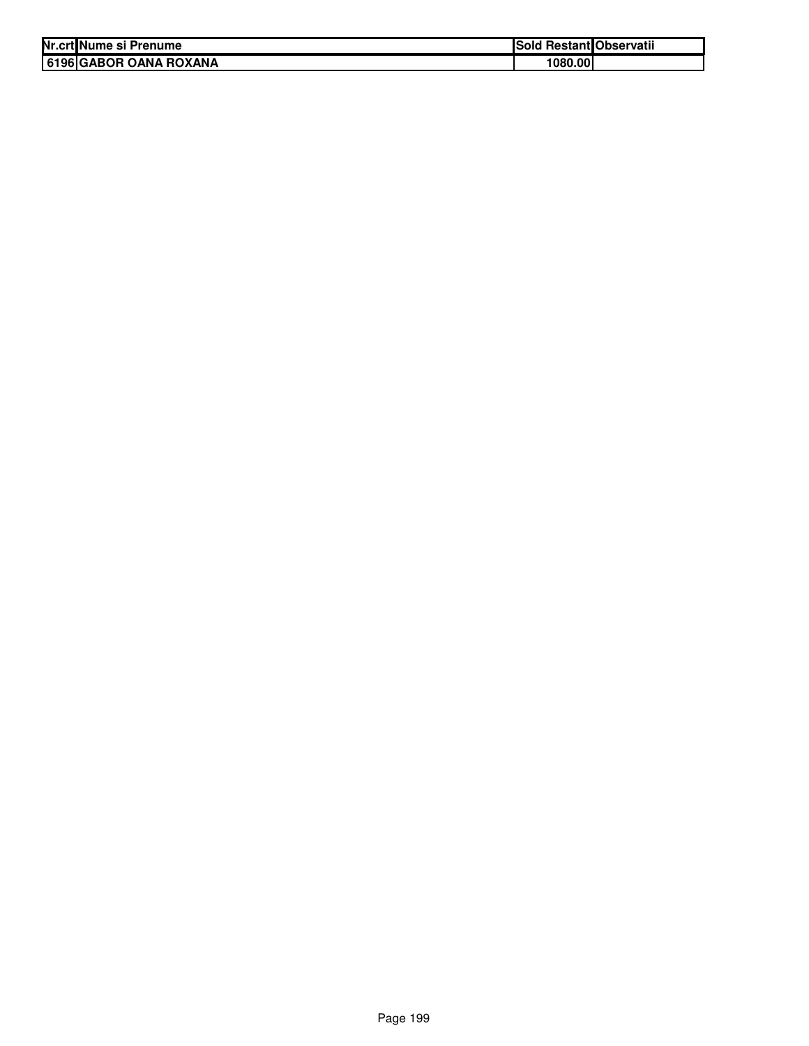| Nr.crt | Nume si Prenume | Sold Restant | Observatii |
|---|---|---|---|
| 6196 | GABOR OANA ROXANA | 1080.00 | |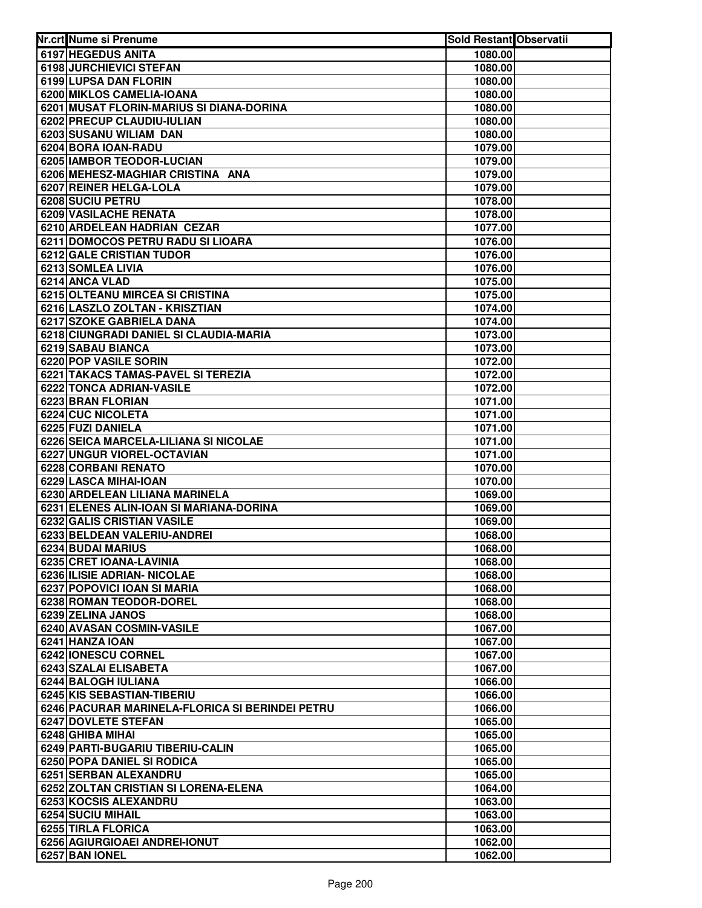| Nr.crt | Nume si Prenume | Sold Restant | Observatii |
|---|---|---|---|
| 6197 | HEGEDUS ANITA | 1080.00 | |
| 6198 | JURCHIEVICI STEFAN | 1080.00 | |
| 6199 | LUPSA DAN FLORIN | 1080.00 | |
| 6200 | MIKLOS CAMELIA-IOANA | 1080.00 | |
| 6201 | MUSAT FLORIN-MARIUS SI DIANA-DORINA | 1080.00 | |
| 6202 | PRECUP CLAUDIU-IULIAN | 1080.00 | |
| 6203 | SUSANU WILIAM DAN | 1080.00 | |
| 6204 | BORA IOAN-RADU | 1079.00 | |
| 6205 | IAMBOR TEODOR-LUCIAN | 1079.00 | |
| 6206 | MEHESZ-MAGHIAR CRISTINA ANA | 1079.00 | |
| 6207 | REINER HELGA-LOLA | 1079.00 | |
| 6208 | SUCIU PETRU | 1078.00 | |
| 6209 | VASILACHE RENATA | 1078.00 | |
| 6210 | ARDELEAN HADRIAN CEZAR | 1077.00 | |
| 6211 | DOMOCOS PETRU RADU SI LIOARA | 1076.00 | |
| 6212 | GALE CRISTIAN TUDOR | 1076.00 | |
| 6213 | SOMLEA LIVIA | 1076.00 | |
| 6214 | ANCA VLAD | 1075.00 | |
| 6215 | OLTEANU MIRCEA SI CRISTINA | 1075.00 | |
| 6216 | LASZLO ZOLTAN - KRISZTIAN | 1074.00 | |
| 6217 | SZOKE GABRIELA DANA | 1074.00 | |
| 6218 | CIUNGRADI DANIEL SI CLAUDIA-MARIA | 1073.00 | |
| 6219 | SABAU BIANCA | 1073.00 | |
| 6220 | POP VASILE SORIN | 1072.00 | |
| 6221 | TAKACS TAMAS-PAVEL SI TEREZIA | 1072.00 | |
| 6222 | TONCA ADRIAN-VASILE | 1072.00 | |
| 6223 | BRAN FLORIAN | 1071.00 | |
| 6224 | CUC NICOLETA | 1071.00 | |
| 6225 | FUZI DANIELA | 1071.00 | |
| 6226 | SEICA MARCELA-LILIANA SI NICOLAE | 1071.00 | |
| 6227 | UNGUR VIOREL-OCTAVIAN | 1071.00 | |
| 6228 | CORBANI RENATO | 1070.00 | |
| 6229 | LASCA MIHAI-IOAN | 1070.00 | |
| 6230 | ARDELEAN LILIANA MARINELA | 1069.00 | |
| 6231 | ELENES ALIN-IOAN SI MARIANA-DORINA | 1069.00 | |
| 6232 | GALIS CRISTIAN VASILE | 1069.00 | |
| 6233 | BELDEAN VALERIU-ANDREI | 1068.00 | |
| 6234 | BUDAI MARIUS | 1068.00 | |
| 6235 | CRET IOANA-LAVINIA | 1068.00 | |
| 6236 | ILISIE ADRIAN- NICOLAE | 1068.00 | |
| 6237 | POPOVICI IOAN SI MARIA | 1068.00 | |
| 6238 | ROMAN TEODOR-DOREL | 1068.00 | |
| 6239 | ZELINA JANOS | 1068.00 | |
| 6240 | AVASAN COSMIN-VASILE | 1067.00 | |
| 6241 | HANZA IOAN | 1067.00 | |
| 6242 | IONESCU CORNEL | 1067.00 | |
| 6243 | SZALAI ELISABETA | 1067.00 | |
| 6244 | BALOGH IULIANA | 1066.00 | |
| 6245 | KIS SEBASTIAN-TIBERIU | 1066.00 | |
| 6246 | PACURAR MARINELA-FLORICA SI BERINDEI PETRU | 1066.00 | |
| 6247 | DOVLETE STEFAN | 1065.00 | |
| 6248 | GHIBA MIHAI | 1065.00 | |
| 6249 | PARTI-BUGARIU TIBERIU-CALIN | 1065.00 | |
| 6250 | POPA DANIEL SI RODICA | 1065.00 | |
| 6251 | SERBAN ALEXANDRU | 1065.00 | |
| 6252 | ZOLTAN CRISTIAN SI LORENA-ELENA | 1064.00 | |
| 6253 | KOCSIS ALEXANDRU | 1063.00 | |
| 6254 | SUCIU MIHAIL | 1063.00 | |
| 6255 | TIRLA FLORICA | 1063.00 | |
| 6256 | AGIURGIOAEI ANDREI-IONUT | 1062.00 | |
| 6257 | BAN IONEL | 1062.00 | |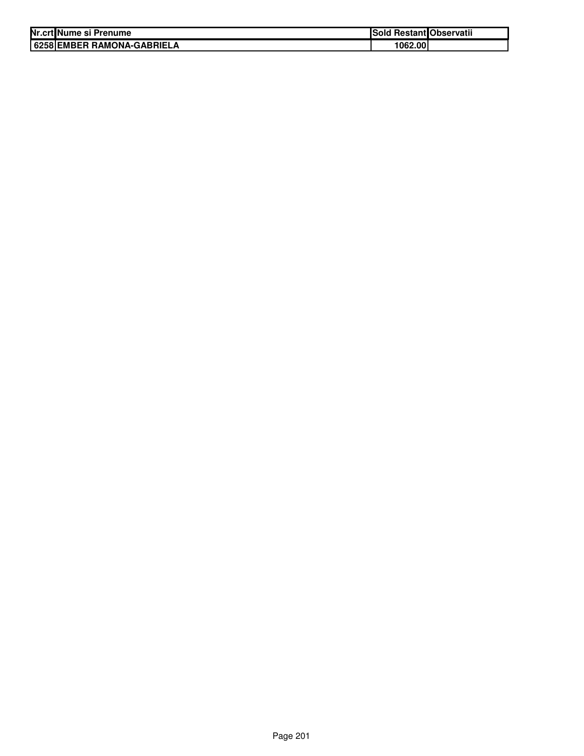| Nr.crt | Nume si Prenume | Sold Restant | Observatii |
|---|---|---|---|
| 6258 | EMBER RAMONA-GABRIELA | 1062.00 | |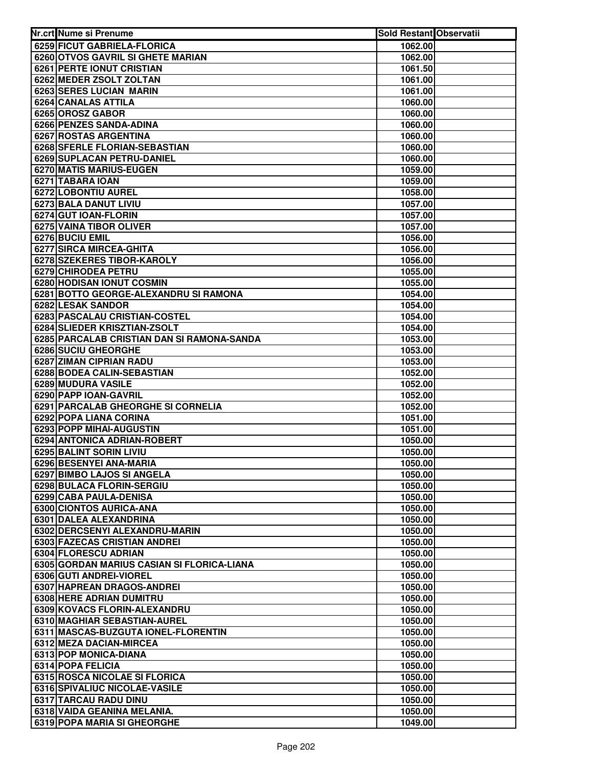| Nr.crt | Nume si Prenume | Sold Restant | Observatii |
|---|---|---|---|
| 6259 | FICUT GABRIELA-FLORICA | 1062.00 | |
| 6260 | OTVOS GAVRIL SI GHETE MARIAN | 1062.00 | |
| 6261 | PERTE IONUT CRISTIAN | 1061.50 | |
| 6262 | MEDER ZSOLT ZOLTAN | 1061.00 | |
| 6263 | SERES LUCIAN MARIN | 1061.00 | |
| 6264 | CANALAS ATTILA | 1060.00 | |
| 6265 | OROSZ GABOR | 1060.00 | |
| 6266 | PENZES SANDA-ADINA | 1060.00 | |
| 6267 | ROSTAS ARGENTINA | 1060.00 | |
| 6268 | SFERLE FLORIAN-SEBASTIAN | 1060.00 | |
| 6269 | SUPLACAN PETRU-DANIEL | 1060.00 | |
| 6270 | MATIS MARIUS-EUGEN | 1059.00 | |
| 6271 | TABARA IOAN | 1059.00 | |
| 6272 | LOBONTIU AUREL | 1058.00 | |
| 6273 | BALA DANUT LIVIU | 1057.00 | |
| 6274 | GUT IOAN-FLORIN | 1057.00 | |
| 6275 | VAINA TIBOR OLIVER | 1057.00 | |
| 6276 | BUCIU EMIL | 1056.00 | |
| 6277 | SIRCA MIRCEA-GHITA | 1056.00 | |
| 6278 | SZEKERES TIBOR-KAROLY | 1056.00 | |
| 6279 | CHIRODEA PETRU | 1055.00 | |
| 6280 | HODISAN IONUT COSMIN | 1055.00 | |
| 6281 | BOTTO GEORGE-ALEXANDRU SI RAMONA | 1054.00 | |
| 6282 | LESAK SANDOR | 1054.00 | |
| 6283 | PASCALAU CRISTIAN-COSTEL | 1054.00 | |
| 6284 | SLIEDER KRISZTIAN-ZSOLT | 1054.00 | |
| 6285 | PARCALAB CRISTIAN DAN SI RAMONA-SANDA | 1053.00 | |
| 6286 | SUCIU GHEORGHE | 1053.00 | |
| 6287 | ZIMAN CIPRIAN RADU | 1053.00 | |
| 6288 | BODEA CALIN-SEBASTIAN | 1052.00 | |
| 6289 | MUDURA VASILE | 1052.00 | |
| 6290 | PAPP IOAN-GAVRIL | 1052.00 | |
| 6291 | PARCALAB GHEORGHE SI CORNELIA | 1052.00 | |
| 6292 | POPA LIANA CORINA | 1051.00 | |
| 6293 | POPP MIHAI-AUGUSTIN | 1051.00 | |
| 6294 | ANTONICA ADRIAN-ROBERT | 1050.00 | |
| 6295 | BALINT SORIN LIVIU | 1050.00 | |
| 6296 | BESENYEI ANA-MARIA | 1050.00 | |
| 6297 | BIMBO LAJOS SI ANGELA | 1050.00 | |
| 6298 | BULACA FLORIN-SERGIU | 1050.00 | |
| 6299 | CABA PAULA-DENISA | 1050.00 | |
| 6300 | CIONTOS AURICA-ANA | 1050.00 | |
| 6301 | DALEA ALEXANDRINA | 1050.00 | |
| 6302 | DERCSENYI ALEXANDRU-MARIN | 1050.00 | |
| 6303 | FAZECAS CRISTIAN ANDREI | 1050.00 | |
| 6304 | FLORESCU ADRIAN | 1050.00 | |
| 6305 | GORDAN MARIUS CASIAN SI FLORICA-LIANA | 1050.00 | |
| 6306 | GUTI ANDREI-VIOREL | 1050.00 | |
| 6307 | HAPREAN DRAGOS-ANDREI | 1050.00 | |
| 6308 | HERE ADRIAN DUMITRU | 1050.00 | |
| 6309 | KOVACS FLORIN-ALEXANDRU | 1050.00 | |
| 6310 | MAGHIAR SEBASTIAN-AUREL | 1050.00 | |
| 6311 | MASCAS-BUZGUTA IONEL-FLORENTIN | 1050.00 | |
| 6312 | MEZA DACIAN-MIRCEA | 1050.00 | |
| 6313 | POP MONICA-DIANA | 1050.00 | |
| 6314 | POPA FELICIA | 1050.00 | |
| 6315 | ROSCA NICOLAE SI FLORICA | 1050.00 | |
| 6316 | SPIVALIUC NICOLAE-VASILE | 1050.00 | |
| 6317 | TARCAU RADU DINU | 1050.00 | |
| 6318 | VAIDA GEANINA MELANIA. | 1050.00 | |
| 6319 | POPA MARIA SI GHEORGHE | 1049.00 | |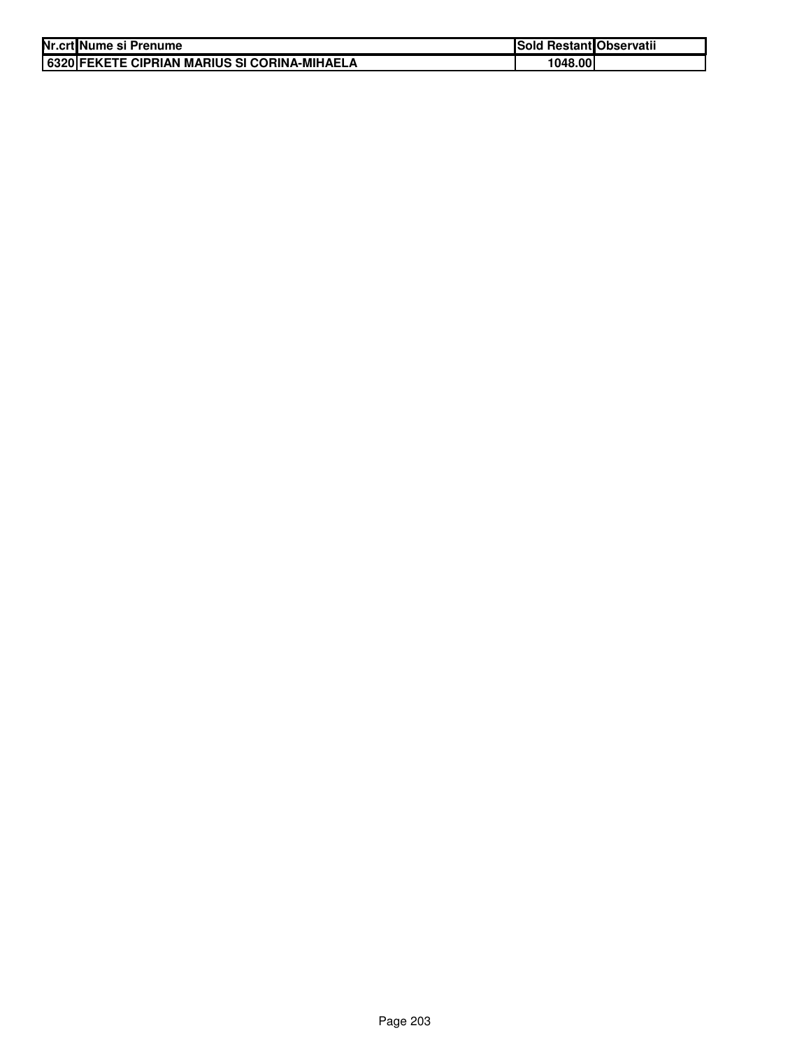| Nr.crt | Nume si Prenume | Sold Restant | Observatii |
|---|---|---|---|
| 6320 | FEKETE CIPRIAN MARIUS SI CORINA-MIHAELA | 1048.00 | |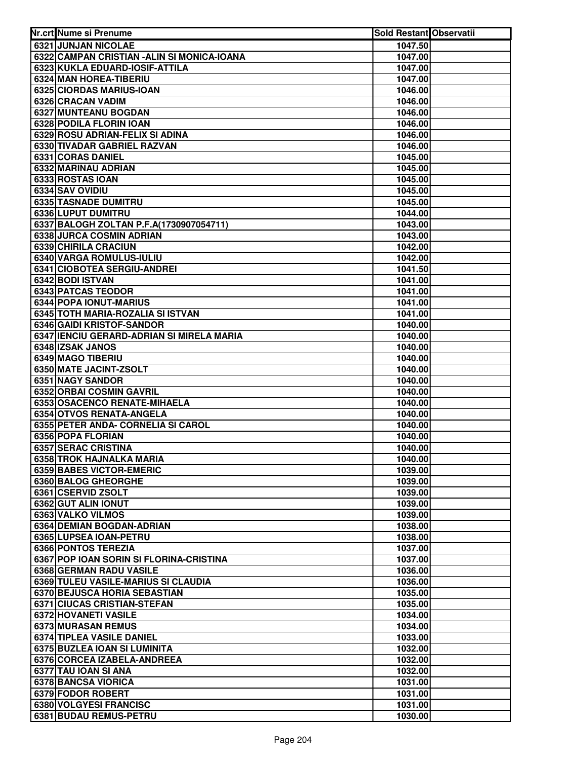| Nr.crt | Nume si Prenume | Sold Restant | Observatii |
|---|---|---|---|
| 6321 | JUNJAN NICOLAE | 1047.50 | |
| 6322 | CAMPAN CRISTIAN -ALIN SI MONICA-IOANA | 1047.00 | |
| 6323 | KUKLA EDUARD-IOSIF-ATTILA | 1047.00 | |
| 6324 | MAN HOREA-TIBERIU | 1047.00 | |
| 6325 | CIORDAS MARIUS-IOAN | 1046.00 | |
| 6326 | CRACAN VADIM | 1046.00 | |
| 6327 | MUNTEANU BOGDAN | 1046.00 | |
| 6328 | PODILA FLORIN IOAN | 1046.00 | |
| 6329 | ROSU ADRIAN-FELIX SI ADINA | 1046.00 | |
| 6330 | TIVADAR GABRIEL RAZVAN | 1046.00 | |
| 6331 | CORAS DANIEL | 1045.00 | |
| 6332 | MARINAU ADRIAN | 1045.00 | |
| 6333 | ROSTAS IOAN | 1045.00 | |
| 6334 | SAV OVIDIU | 1045.00 | |
| 6335 | TASNADE DUMITRU | 1045.00 | |
| 6336 | LUPUT DUMITRU | 1044.00 | |
| 6337 | BALOGH ZOLTAN P.F.A(1730907054711) | 1043.00 | |
| 6338 | JURCA COSMIN ADRIAN | 1043.00 | |
| 6339 | CHIRILA CRACIUN | 1042.00 | |
| 6340 | VARGA ROMULUS-IULIU | 1042.00 | |
| 6341 | CIOBOTEA SERGIU-ANDREI | 1041.50 | |
| 6342 | BODI ISTVAN | 1041.00 | |
| 6343 | PATCAS TEODOR | 1041.00 | |
| 6344 | POPA IONUT-MARIUS | 1041.00 | |
| 6345 | TOTH MARIA-ROZALIA SI ISTVAN | 1041.00 | |
| 6346 | GAIDI KRISTOF-SANDOR | 1040.00 | |
| 6347 | IENCIU GERARD-ADRIAN SI MIRELA MARIA | 1040.00 | |
| 6348 | IZSAK JANOS | 1040.00 | |
| 6349 | MAGO TIBERIU | 1040.00 | |
| 6350 | MATE JACINT-ZSOLT | 1040.00 | |
| 6351 | NAGY SANDOR | 1040.00 | |
| 6352 | ORBAI COSMIN GAVRIL | 1040.00 | |
| 6353 | OSACENCO RENATE-MIHAELA | 1040.00 | |
| 6354 | OTVOS RENATA-ANGELA | 1040.00 | |
| 6355 | PETER ANDA- CORNELIA SI CAROL | 1040.00 | |
| 6356 | POPA FLORIAN | 1040.00 | |
| 6357 | SERAC CRISTINA | 1040.00 | |
| 6358 | TROK HAJNALKA MARIA | 1040.00 | |
| 6359 | BABES VICTOR-EMERIC | 1039.00 | |
| 6360 | BALOG GHEORGHE | 1039.00 | |
| 6361 | CSERVID ZSOLT | 1039.00 | |
| 6362 | GUT ALIN IONUT | 1039.00 | |
| 6363 | VALKO VILMOS | 1039.00 | |
| 6364 | DEMIAN BOGDAN-ADRIAN | 1038.00 | |
| 6365 | LUPSEA IOAN-PETRU | 1038.00 | |
| 6366 | PONTOS TEREZIA | 1037.00 | |
| 6367 | POP IOAN SORIN SI FLORINA-CRISTINA | 1037.00 | |
| 6368 | GERMAN RADU VASILE | 1036.00 | |
| 6369 | TULEU VASILE-MARIUS SI CLAUDIA | 1036.00 | |
| 6370 | BEJUSCA HORIA SEBASTIAN | 1035.00 | |
| 6371 | CIUCAS CRISTIAN-STEFAN | 1035.00 | |
| 6372 | HOVANETI VASILE | 1034.00 | |
| 6373 | MURASAN REMUS | 1034.00 | |
| 6374 | TIPLEA VASILE DANIEL | 1033.00 | |
| 6375 | BUZLEA IOAN SI LUMINITA | 1032.00 | |
| 6376 | CORCEA IZABELA-ANDREEA | 1032.00 | |
| 6377 | TAU IOAN SI ANA | 1032.00 | |
| 6378 | BANCSA VIORICA | 1031.00 | |
| 6379 | FODOR ROBERT | 1031.00 | |
| 6380 | VOLGYESI FRANCISC | 1031.00 | |
| 6381 | BUDAU REMUS-PETRU | 1030.00 | |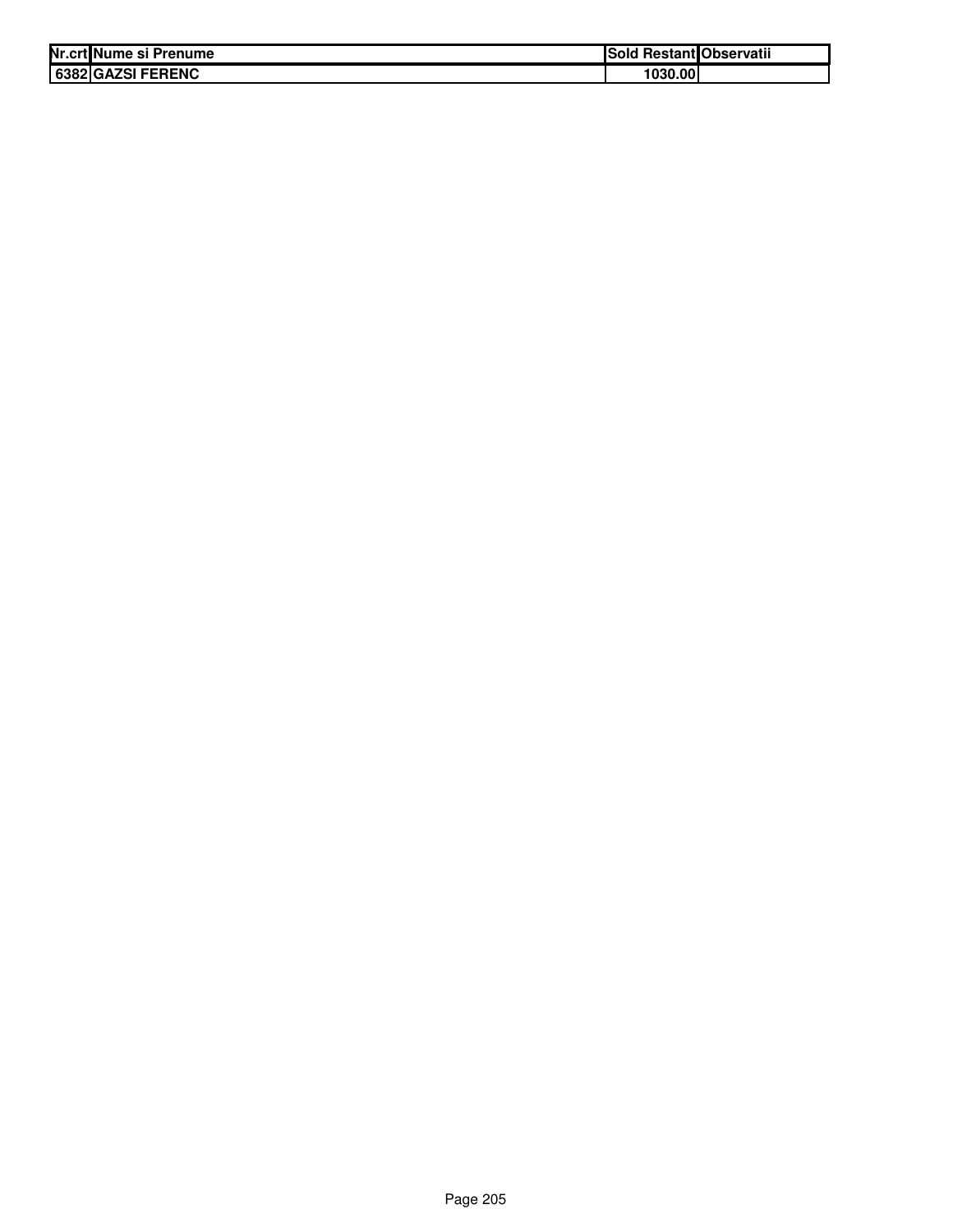| Nr.crt | Nume si Prenume | Sold Restant | Observatii |
|---|---|---|---|
| 6382 | GAZSI FERENC | 1030.00 | |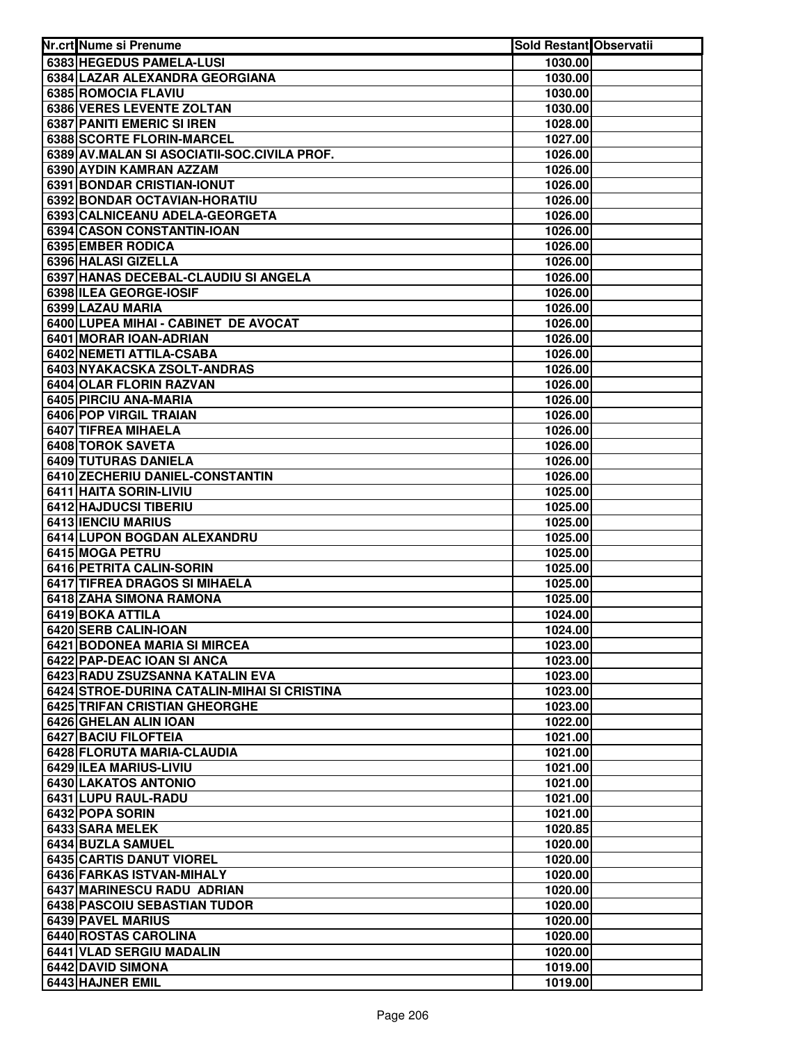| Nr.crt | Nume si Prenume | Sold Restant | Observatii |
|---|---|---|---|
| 6383 | HEGEDUS PAMELA-LUSI | 1030.00 | |
| 6384 | LAZAR ALEXANDRA GEORGIANA | 1030.00 | |
| 6385 | ROMOCIA FLAVIU | 1030.00 | |
| 6386 | VERES LEVENTE ZOLTAN | 1030.00 | |
| 6387 | PANITI EMERIC SI IREN | 1028.00 | |
| 6388 | SCORTE FLORIN-MARCEL | 1027.00 | |
| 6389 | AV.MALAN SI ASOCIATII-SOC.CIVILA PROF. | 1026.00 | |
| 6390 | AYDIN KAMRAN AZZAM | 1026.00 | |
| 6391 | BONDAR CRISTIAN-IONUT | 1026.00 | |
| 6392 | BONDAR OCTAVIAN-HORATIU | 1026.00 | |
| 6393 | CALNICEANU ADELA-GEORGETA | 1026.00 | |
| 6394 | CASON CONSTANTIN-IOAN | 1026.00 | |
| 6395 | EMBER RODICA | 1026.00 | |
| 6396 | HALASI GIZELLA | 1026.00 | |
| 6397 | HANAS DECEBAL-CLAUDIU SI ANGELA | 1026.00 | |
| 6398 | ILEA GEORGE-IOSIF | 1026.00 | |
| 6399 | LAZAU MARIA | 1026.00 | |
| 6400 | LUPEA MIHAI - CABINET  DE AVOCAT | 1026.00 | |
| 6401 | MORAR IOAN-ADRIAN | 1026.00 | |
| 6402 | NEMETI ATTILA-CSABA | 1026.00 | |
| 6403 | NYAKACSKA ZSOLT-ANDRAS | 1026.00 | |
| 6404 | OLAR FLORIN RAZVAN | 1026.00 | |
| 6405 | PIRCIU ANA-MARIA | 1026.00 | |
| 6406 | POP VIRGIL TRAIAN | 1026.00 | |
| 6407 | TIFREA MIHAELA | 1026.00 | |
| 6408 | TOROK SAVETA | 1026.00 | |
| 6409 | TUTURAS DANIELA | 1026.00 | |
| 6410 | ZECHERIU DANIEL-CONSTANTIN | 1026.00 | |
| 6411 | HAITA SORIN-LIVIU | 1025.00 | |
| 6412 | HAJDUCSI TIBERIU | 1025.00 | |
| 6413 | IENCIU MARIUS | 1025.00 | |
| 6414 | LUPON BOGDAN ALEXANDRU | 1025.00 | |
| 6415 | MOGA PETRU | 1025.00 | |
| 6416 | PETRITA CALIN-SORIN | 1025.00 | |
| 6417 | TIFREA DRAGOS SI MIHAELA | 1025.00 | |
| 6418 | ZAHA SIMONA RAMONA | 1025.00 | |
| 6419 | BOKA ATTILA | 1024.00 | |
| 6420 | SERB CALIN-IOAN | 1024.00 | |
| 6421 | BODONEA MARIA SI MIRCEA | 1023.00 | |
| 6422 | PAP-DEAC IOAN SI ANCA | 1023.00 | |
| 6423 | RADU ZSUZSANNA KATALIN EVA | 1023.00 | |
| 6424 | STROE-DURINA CATALIN-MIHAI SI CRISTINA | 1023.00 | |
| 6425 | TRIFAN CRISTIAN GHEORGHE | 1023.00 | |
| 6426 | GHELAN ALIN IOAN | 1022.00 | |
| 6427 | BACIU FILOFTEIA | 1021.00 | |
| 6428 | FLORUTA MARIA-CLAUDIA | 1021.00 | |
| 6429 | ILEA MARIUS-LIVIU | 1021.00 | |
| 6430 | LAKATOS ANTONIO | 1021.00 | |
| 6431 | LUPU RAUL-RADU | 1021.00 | |
| 6432 | POPA SORIN | 1021.00 | |
| 6433 | SARA MELEK | 1020.85 | |
| 6434 | BUZLA SAMUEL | 1020.00 | |
| 6435 | CARTIS DANUT VIOREL | 1020.00 | |
| 6436 | FARKAS ISTVAN-MIHALY | 1020.00 | |
| 6437 | MARINESCU RADU  ADRIAN | 1020.00 | |
| 6438 | PASCOIU SEBASTIAN TUDOR | 1020.00 | |
| 6439 | PAVEL MARIUS | 1020.00 | |
| 6440 | ROSTAS CAROLINA | 1020.00 | |
| 6441 | VLAD SERGIU MADALIN | 1020.00 | |
| 6442 | DAVID SIMONA | 1019.00 | |
| 6443 | HAJNER EMIL | 1019.00 | |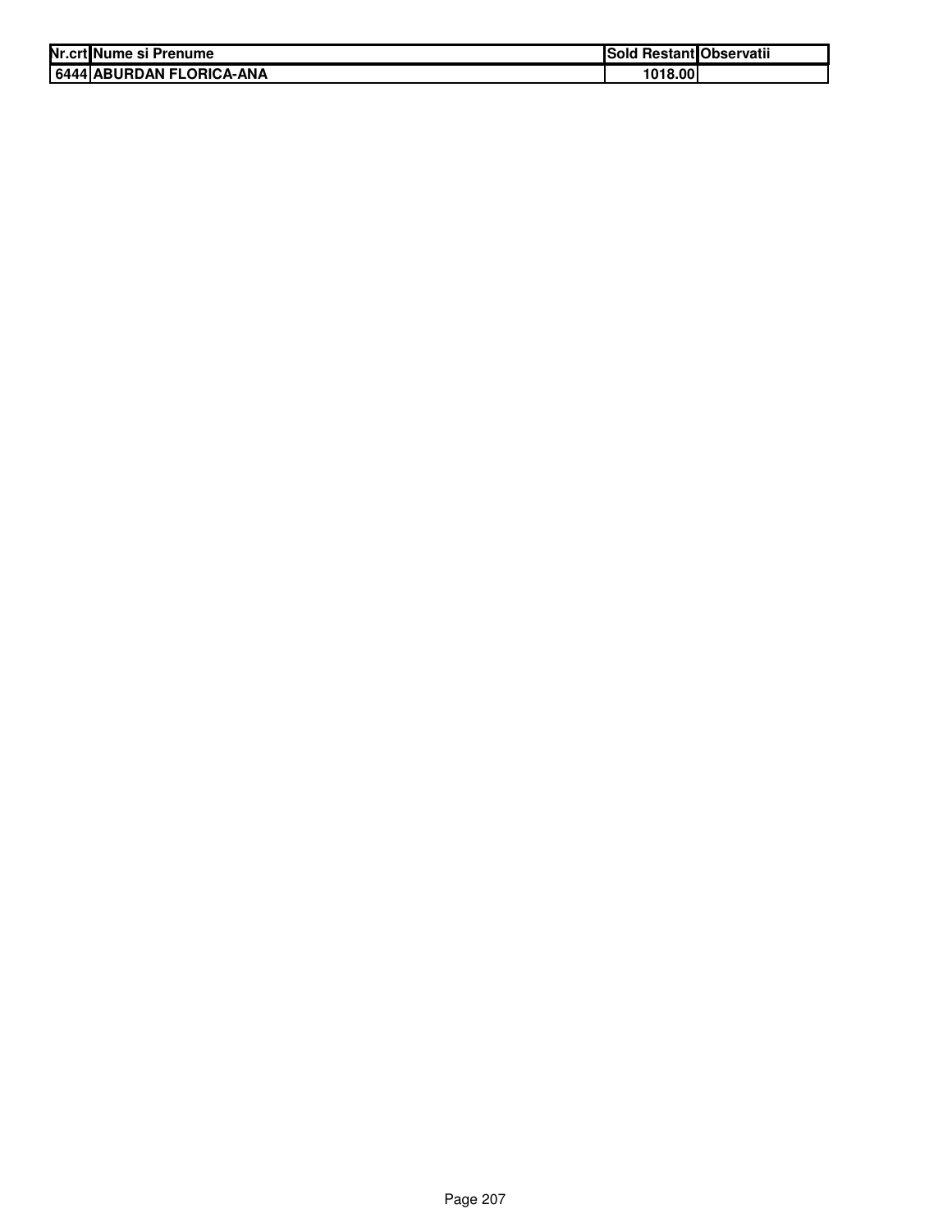| Nr.crt | Nume si Prenume | Sold Restant | Observatii |
|---|---|---|---|
| 6444 | ABURDAN FLORICA-ANA | 1018.00 | |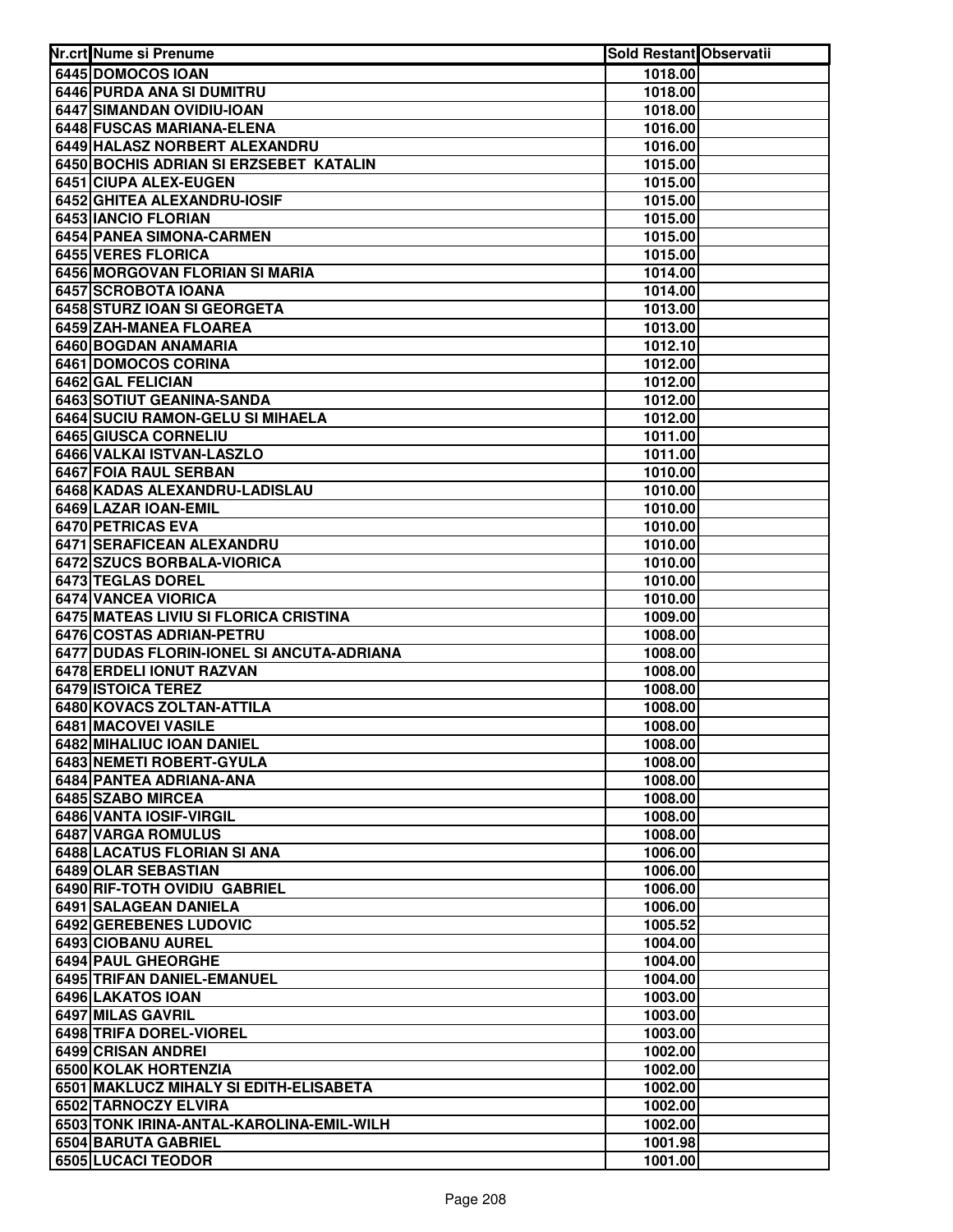| Nr.crt | Nume si Prenume | Sold Restant | Observatii |
|---|---|---|---|
| 6445 | DOMOCOS IOAN | 1018.00 | |
| 6446 | PURDA ANA SI DUMITRU | 1018.00 | |
| 6447 | SIMANDAN OVIDIU-IOAN | 1018.00 | |
| 6448 | FUSCAS MARIANA-ELENA | 1016.00 | |
| 6449 | HALASZ NORBERT ALEXANDRU | 1016.00 | |
| 6450 | BOCHIS ADRIAN SI ERZSEBET KATALIN | 1015.00 | |
| 6451 | CIUPA ALEX-EUGEN | 1015.00 | |
| 6452 | GHITEA ALEXANDRU-IOSIF | 1015.00 | |
| 6453 | IANCIO FLORIAN | 1015.00 | |
| 6454 | PANEA SIMONA-CARMEN | 1015.00 | |
| 6455 | VERES FLORICA | 1015.00 | |
| 6456 | MORGOVAN FLORIAN SI MARIA | 1014.00 | |
| 6457 | SCROBOTA IOANA | 1014.00 | |
| 6458 | STURZ IOAN SI GEORGETA | 1013.00 | |
| 6459 | ZAH-MANEA FLOAREA | 1013.00 | |
| 6460 | BOGDAN ANAMARIA | 1012.10 | |
| 6461 | DOMOCOS CORINA | 1012.00 | |
| 6462 | GAL FELICIAN | 1012.00 | |
| 6463 | SOTIUT GEANINA-SANDA | 1012.00 | |
| 6464 | SUCIU RAMON-GELU SI MIHAELA | 1012.00 | |
| 6465 | GIUSCA CORNELIU | 1011.00 | |
| 6466 | VALKAI ISTVAN-LASZLO | 1011.00 | |
| 6467 | FOIA RAUL SERBAN | 1010.00 | |
| 6468 | KADAS ALEXANDRU-LADISLAU | 1010.00 | |
| 6469 | LAZAR IOAN-EMIL | 1010.00 | |
| 6470 | PETRICAS EVA | 1010.00 | |
| 6471 | SERAFICEAN ALEXANDRU | 1010.00 | |
| 6472 | SZUCS BORBALA-VIORICA | 1010.00 | |
| 6473 | TEGLAS DOREL | 1010.00 | |
| 6474 | VANCEA VIORICA | 1010.00 | |
| 6475 | MATEAS LIVIU SI FLORICA CRISTINA | 1009.00 | |
| 6476 | COSTAS ADRIAN-PETRU | 1008.00 | |
| 6477 | DUDAS FLORIN-IONEL SI ANCUTA-ADRIANA | 1008.00 | |
| 6478 | ERDELI IONUT RAZVAN | 1008.00 | |
| 6479 | ISTOICA TEREZ | 1008.00 | |
| 6480 | KOVACS ZOLTAN-ATTILA | 1008.00 | |
| 6481 | MACOVEI VASILE | 1008.00 | |
| 6482 | MIHALIUC IOAN DANIEL | 1008.00 | |
| 6483 | NEMETI ROBERT-GYULA | 1008.00 | |
| 6484 | PANTEA ADRIANA-ANA | 1008.00 | |
| 6485 | SZABO MIRCEA | 1008.00 | |
| 6486 | VANTA IOSIF-VIRGIL | 1008.00 | |
| 6487 | VARGA ROMULUS | 1008.00 | |
| 6488 | LACATUS FLORIAN SI ANA | 1006.00 | |
| 6489 | OLAR SEBASTIAN | 1006.00 | |
| 6490 | RIF-TOTH OVIDIU GABRIEL | 1006.00 | |
| 6491 | SALAGEAN DANIELA | 1006.00 | |
| 6492 | GEREBENES LUDOVIC | 1005.52 | |
| 6493 | CIOBANU AUREL | 1004.00 | |
| 6494 | PAUL GHEORGHE | 1004.00 | |
| 6495 | TRIFAN DANIEL-EMANUEL | 1004.00 | |
| 6496 | LAKATOS IOAN | 1003.00 | |
| 6497 | MILAS GAVRIL | 1003.00 | |
| 6498 | TRIFA DOREL-VIOREL | 1003.00 | |
| 6499 | CRISAN ANDREI | 1002.00 | |
| 6500 | KOLAK HORTENZIA | 1002.00 | |
| 6501 | MAKLUCZ MIHALY SI EDITH-ELISABETA | 1002.00 | |
| 6502 | TARNOCZY ELVIRA | 1002.00 | |
| 6503 | TONK IRINA-ANTAL-KAROLINA-EMIL-WILH | 1002.00 | |
| 6504 | BARUTA GABRIEL | 1001.98 | |
| 6505 | LUCACI TEODOR | 1001.00 | |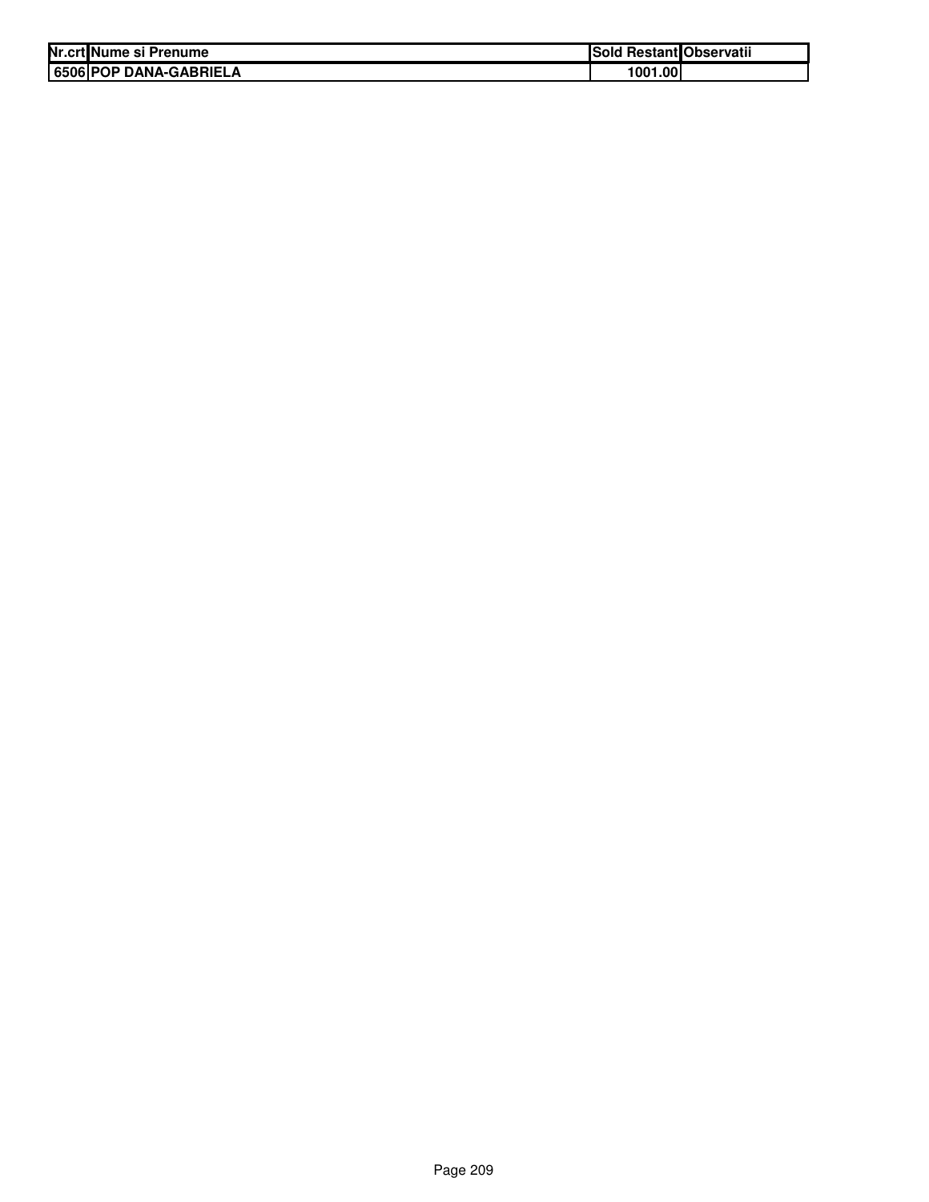| Nr.crt | Nume si Prenume | Sold Restant | Observatii |
|---|---|---|---|
| 6506 | POP DANA-GABRIELA | 1001.00 | |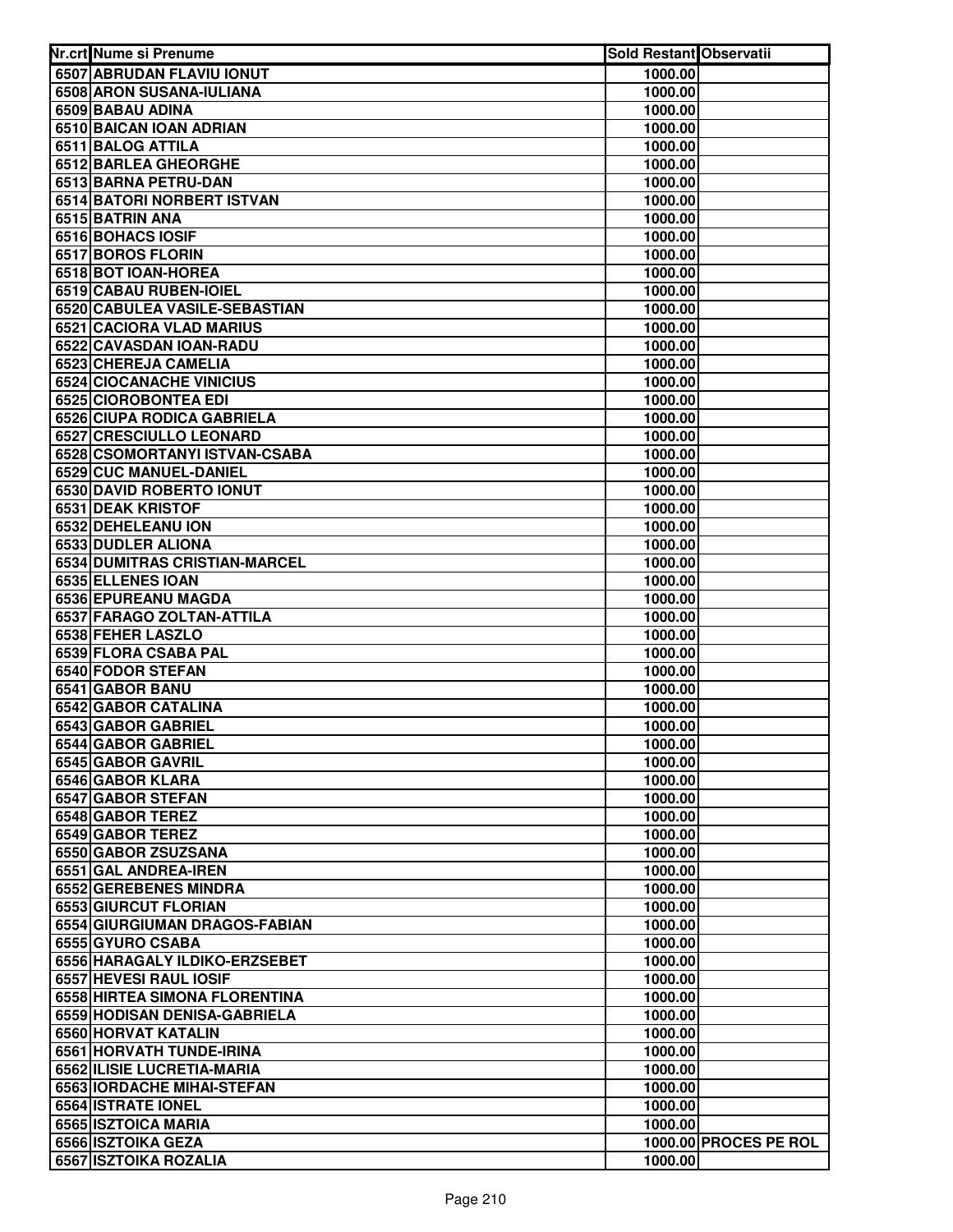| Nr.crt | Nume si Prenume | Sold Restant | Observatii |
|---|---|---|---|
| 6507 | ABRUDAN FLAVIU IONUT | 1000.00 | |
| 6508 | ARON SUSANA-IULIANA | 1000.00 | |
| 6509 | BABAU ADINA | 1000.00 | |
| 6510 | BAICAN IOAN ADRIAN | 1000.00 | |
| 6511 | BALOG ATTILA | 1000.00 | |
| 6512 | BARLEA GHEORGHE | 1000.00 | |
| 6513 | BARNA PETRU-DAN | 1000.00 | |
| 6514 | BATORI NORBERT ISTVAN | 1000.00 | |
| 6515 | BATRIN ANA | 1000.00 | |
| 6516 | BOHACS IOSIF | 1000.00 | |
| 6517 | BOROS FLORIN | 1000.00 | |
| 6518 | BOT IOAN-HOREA | 1000.00 | |
| 6519 | CABAU RUBEN-IOIEL | 1000.00 | |
| 6520 | CABULEA VASILE-SEBASTIAN | 1000.00 | |
| 6521 | CACIORA VLAD MARIUS | 1000.00 | |
| 6522 | CAVASDAN IOAN-RADU | 1000.00 | |
| 6523 | CHEREJA CAMELIA | 1000.00 | |
| 6524 | CIOCANACHE VINICIUS | 1000.00 | |
| 6525 | CIOROBONTEA EDI | 1000.00 | |
| 6526 | CIUPA RODICA GABRIELA | 1000.00 | |
| 6527 | CRESCIULLO LEONARD | 1000.00 | |
| 6528 | CSOMORTANYI ISTVAN-CSABA | 1000.00 | |
| 6529 | CUC MANUEL-DANIEL | 1000.00 | |
| 6530 | DAVID ROBERTO IONUT | 1000.00 | |
| 6531 | DEAK KRISTOF | 1000.00 | |
| 6532 | DEHELEANU ION | 1000.00 | |
| 6533 | DUDLER ALIONA | 1000.00 | |
| 6534 | DUMITRAS CRISTIAN-MARCEL | 1000.00 | |
| 6535 | ELLENES IOAN | 1000.00 | |
| 6536 | EPUREANU MAGDA | 1000.00 | |
| 6537 | FARAGO ZOLTAN-ATTILA | 1000.00 | |
| 6538 | FEHER LASZLO | 1000.00 | |
| 6539 | FLORA CSABA PAL | 1000.00 | |
| 6540 | FODOR STEFAN | 1000.00 | |
| 6541 | GABOR BANU | 1000.00 | |
| 6542 | GABOR CATALINA | 1000.00 | |
| 6543 | GABOR GABRIEL | 1000.00 | |
| 6544 | GABOR GABRIEL | 1000.00 | |
| 6545 | GABOR GAVRIL | 1000.00 | |
| 6546 | GABOR KLARA | 1000.00 | |
| 6547 | GABOR STEFAN | 1000.00 | |
| 6548 | GABOR TEREZ | 1000.00 | |
| 6549 | GABOR TEREZ | 1000.00 | |
| 6550 | GABOR ZSUZSANA | 1000.00 | |
| 6551 | GAL ANDREA-IREN | 1000.00 | |
| 6552 | GEREBENES MINDRA | 1000.00 | |
| 6553 | GIURCUT FLORIAN | 1000.00 | |
| 6554 | GIURGIUMAN DRAGOS-FABIAN | 1000.00 | |
| 6555 | GYURO CSABA | 1000.00 | |
| 6556 | HARAGALY ILDIKO-ERZSEBET | 1000.00 | |
| 6557 | HEVESI RAUL IOSIF | 1000.00 | |
| 6558 | HIRTEA SIMONA FLORENTINA | 1000.00 | |
| 6559 | HODISAN DENISA-GABRIELA | 1000.00 | |
| 6560 | HORVAT KATALIN | 1000.00 | |
| 6561 | HORVATH TUNDE-IRINA | 1000.00 | |
| 6562 | ILISIE LUCRETIA-MARIA | 1000.00 | |
| 6563 | IORDACHE MIHAI-STEFAN | 1000.00 | |
| 6564 | ISTRATE IONEL | 1000.00 | |
| 6565 | ISZTOICA MARIA | 1000.00 | |
| 6566 | ISZTOIKA GEZA | 1000.00 | PROCES PE ROL |
| 6567 | ISZTOIKA ROZALIA | 1000.00 | |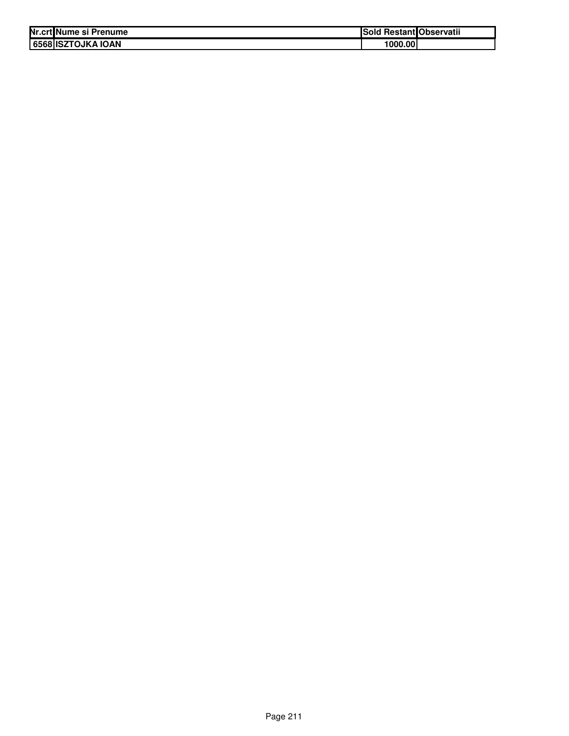| Nr.crt | Nume si Prenume | Sold Restant | Observatii |
|---|---|---|---|
| 6568 | ISZTOJKA IOAN | 1000.00 | |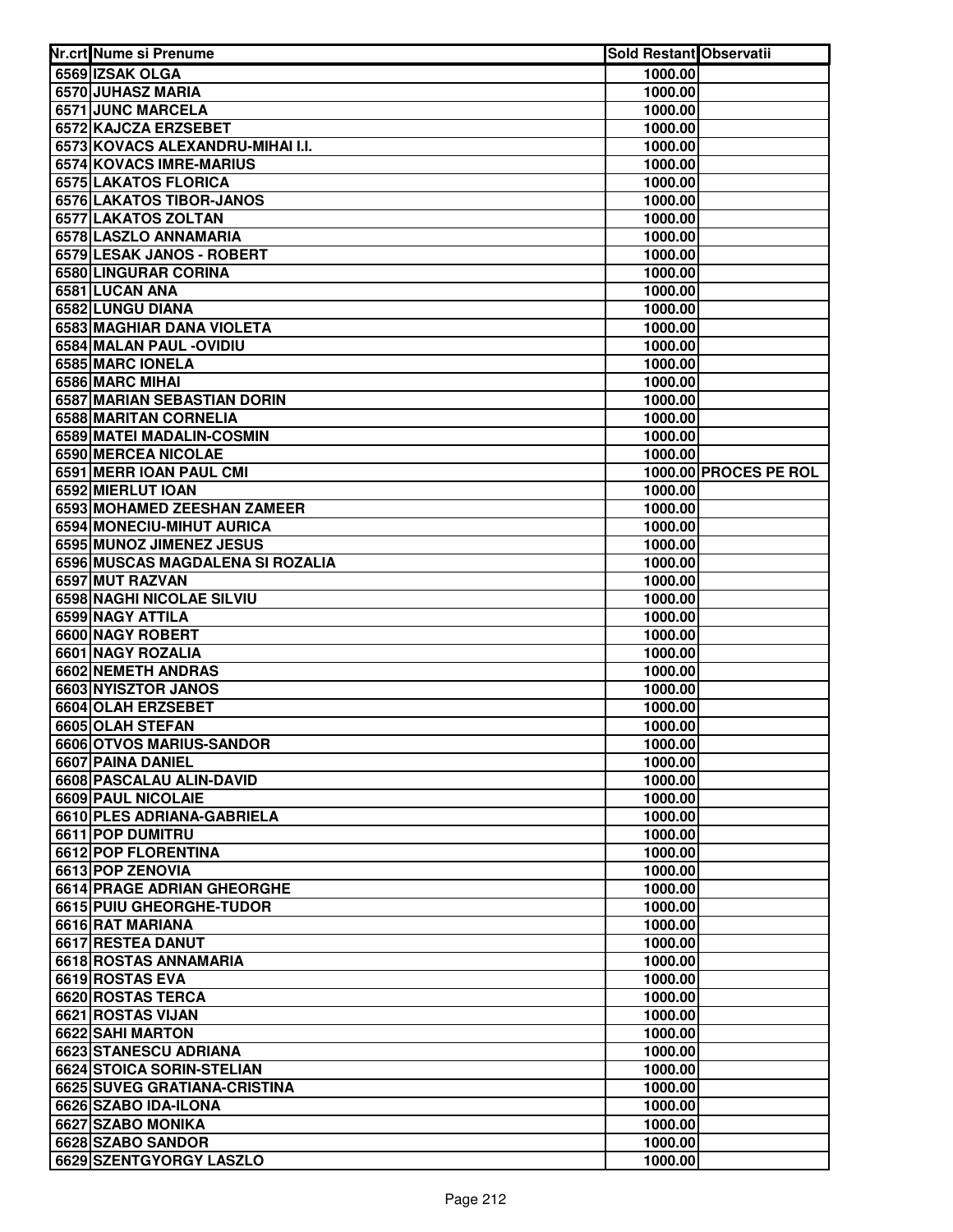| Nr.crt | Nume si Prenume | Sold Restant | Observatii |
|---|---|---|---|
| 6569 | IZSAK OLGA | 1000.00 | |
| 6570 | JUHASZ MARIA | 1000.00 | |
| 6571 | JUNC MARCELA | 1000.00 | |
| 6572 | KAJCZA ERZSEBET | 1000.00 | |
| 6573 | KOVACS ALEXANDRU-MIHAI I.I. | 1000.00 | |
| 6574 | KOVACS IMRE-MARIUS | 1000.00 | |
| 6575 | LAKATOS FLORICA | 1000.00 | |
| 6576 | LAKATOS TIBOR-JANOS | 1000.00 | |
| 6577 | LAKATOS ZOLTAN | 1000.00 | |
| 6578 | LASZLO ANNAMARIA | 1000.00 | |
| 6579 | LESAK JANOS - ROBERT | 1000.00 | |
| 6580 | LINGURAR CORINA | 1000.00 | |
| 6581 | LUCAN ANA | 1000.00 | |
| 6582 | LUNGU DIANA | 1000.00 | |
| 6583 | MAGHIAR DANA VIOLETA | 1000.00 | |
| 6584 | MALAN PAUL -OVIDIU | 1000.00 | |
| 6585 | MARC IONELA | 1000.00 | |
| 6586 | MARC MIHAI | 1000.00 | |
| 6587 | MARIAN SEBASTIAN DORIN | 1000.00 | |
| 6588 | MARITAN CORNELIA | 1000.00 | |
| 6589 | MATEI MADALIN-COSMIN | 1000.00 | |
| 6590 | MERCEA NICOLAE | 1000.00 | |
| 6591 | MERR IOAN PAUL CMI | 1000.00 | PROCES PE ROL |
| 6592 | MIERLUT IOAN | 1000.00 | |
| 6593 | MOHAMED ZEESHAN ZAMEER | 1000.00 | |
| 6594 | MONECIU-MIHUT AURICA | 1000.00 | |
| 6595 | MUNOZ JIMENEZ JESUS | 1000.00 | |
| 6596 | MUSCAS MAGDALENA SI ROZALIA | 1000.00 | |
| 6597 | MUT RAZVAN | 1000.00 | |
| 6598 | NAGHI NICOLAE SILVIU | 1000.00 | |
| 6599 | NAGY ATTILA | 1000.00 | |
| 6600 | NAGY ROBERT | 1000.00 | |
| 6601 | NAGY ROZALIA | 1000.00 | |
| 6602 | NEMETH ANDRAS | 1000.00 | |
| 6603 | NYISZTOR JANOS | 1000.00 | |
| 6604 | OLAH ERZSEBET | 1000.00 | |
| 6605 | OLAH STEFAN | 1000.00 | |
| 6606 | OTVOS MARIUS-SANDOR | 1000.00 | |
| 6607 | PAINA DANIEL | 1000.00 | |
| 6608 | PASCALAU ALIN-DAVID | 1000.00 | |
| 6609 | PAUL NICOLAIE | 1000.00 | |
| 6610 | PLES ADRIANA-GABRIELA | 1000.00 | |
| 6611 | POP DUMITRU | 1000.00 | |
| 6612 | POP FLORENTINA | 1000.00 | |
| 6613 | POP ZENOVIA | 1000.00 | |
| 6614 | PRAGE ADRIAN GHEORGHE | 1000.00 | |
| 6615 | PUIU GHEORGHE-TUDOR | 1000.00 | |
| 6616 | RAT MARIANA | 1000.00 | |
| 6617 | RESTEA DANUT | 1000.00 | |
| 6618 | ROSTAS ANNAMARIA | 1000.00 | |
| 6619 | ROSTAS EVA | 1000.00 | |
| 6620 | ROSTAS TERCA | 1000.00 | |
| 6621 | ROSTAS VIJAN | 1000.00 | |
| 6622 | SAHI MARTON | 1000.00 | |
| 6623 | STANESCU ADRIANA | 1000.00 | |
| 6624 | STOICA SORIN-STELIAN | 1000.00 | |
| 6625 | SUVEG GRATIANA-CRISTINA | 1000.00 | |
| 6626 | SZABO IDA-ILONA | 1000.00 | |
| 6627 | SZABO MONIKA | 1000.00 | |
| 6628 | SZABO SANDOR | 1000.00 | |
| 6629 | SZENTGYORGY LASZLO | 1000.00 | |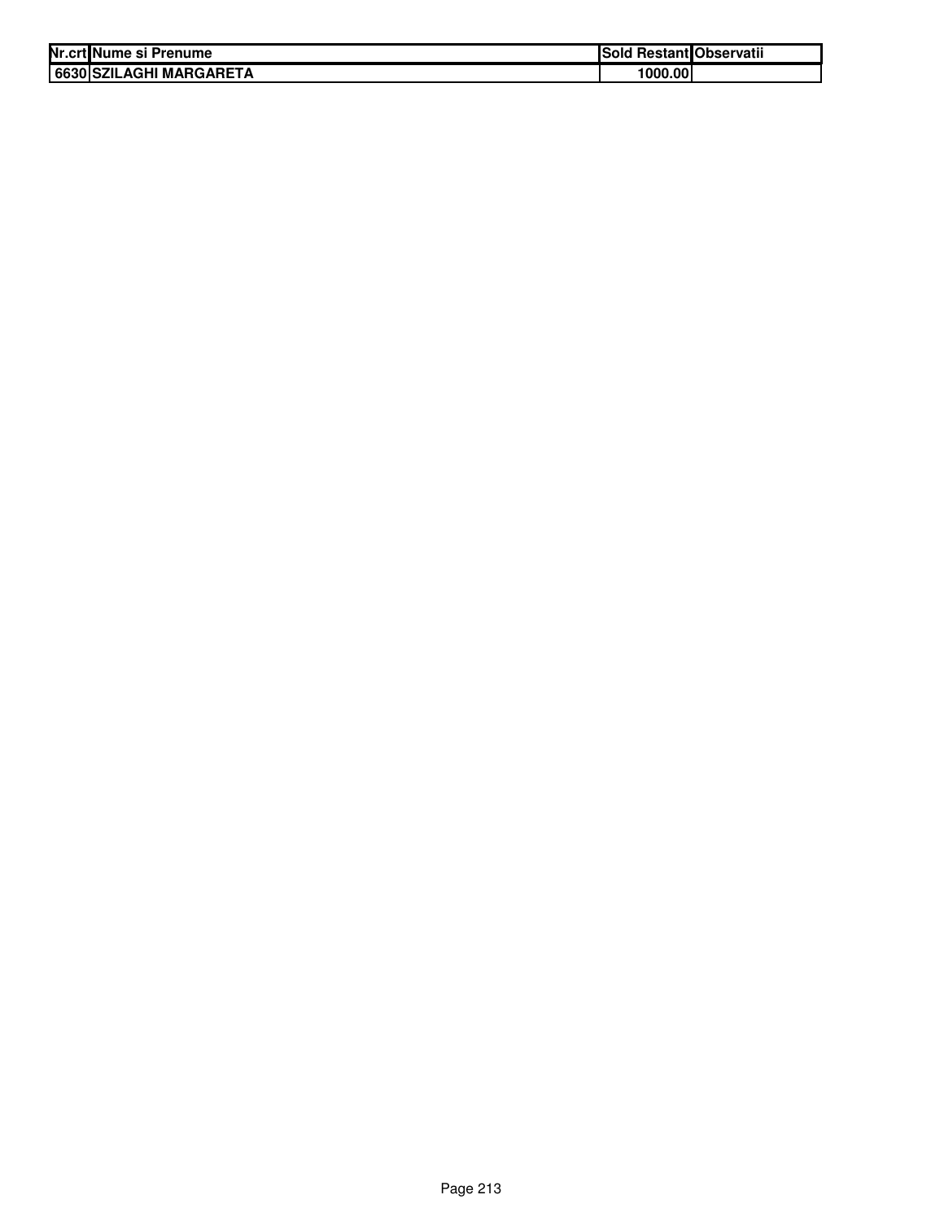| Nr.crt | Nume si Prenume | Sold Restant | Observatii |
|---|---|---|---|
| 6630 | SZILAGHI MARGARETA | 1000.00 | |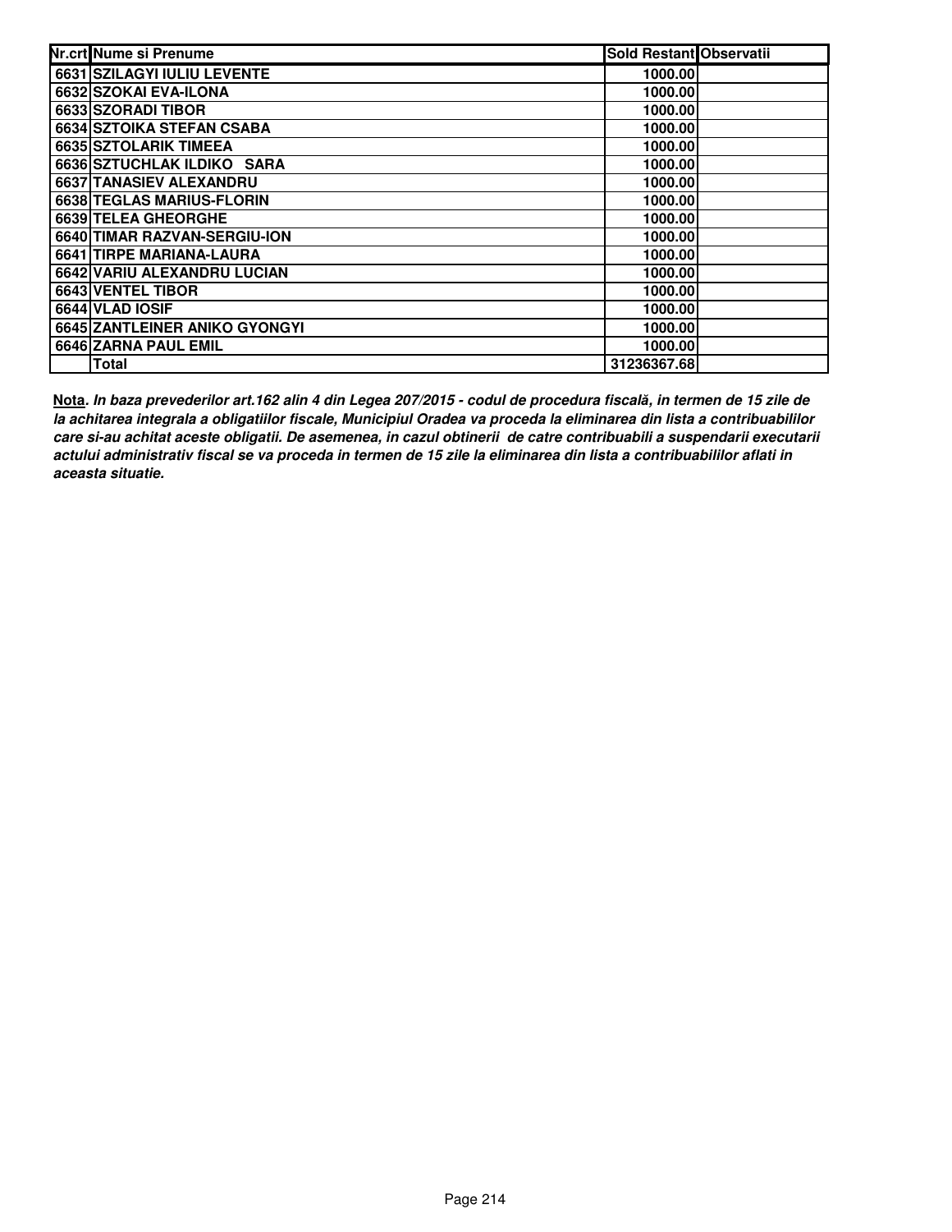| Nr.crt | Nume si Prenume | Sold Restant | Observatii |
|---|---|---|---|
| 6631 | SZILAGYI IULIU LEVENTE | 1000.00 | |
| 6632 | SZOKAI EVA-ILONA | 1000.00 | |
| 6633 | SZORADI TIBOR | 1000.00 | |
| 6634 | SZTOIKA STEFAN CSABA | 1000.00 | |
| 6635 | SZTOLARIK TIMEEA | 1000.00 | |
| 6636 | SZTUCHLAK ILDIKO SARA | 1000.00 | |
| 6637 | TANASIEV ALEXANDRU | 1000.00 | |
| 6638 | TEGLAS MARIUS-FLORIN | 1000.00 | |
| 6639 | TELEA GHEORGHE | 1000.00 | |
| 6640 | TIMAR RAZVAN-SERGIU-ION | 1000.00 | |
| 6641 | TIRPE MARIANA-LAURA | 1000.00 | |
| 6642 | VARIU ALEXANDRU LUCIAN | 1000.00 | |
| 6643 | VENTEL TIBOR | 1000.00 | |
| 6644 | VLAD IOSIF | 1000.00 | |
| 6645 | ZANTLEINER ANIKO GYONGYI | 1000.00 | |
| 6646 | ZARNA PAUL EMIL | 1000.00 | |
| | Total | 31236367.68 | |

**Nota**. ***In baza prevederilor art.162 alin 4 din Legea 207/2015 - codul de procedura fiscală, in termen de 15 zile de la achitarea integrala a obligatiilor fiscale, Municipiul Oradea va proceda la eliminarea din lista a contribuabililor care si-au achitat aceste obligatii. De asemenea, in cazul obtinerii de catre contribuabili a suspendarii executarii actului administrativ fiscal se va proceda in termen de 15 zile la eliminarea din lista a contribuabililor aflati in aceasta situatie.***